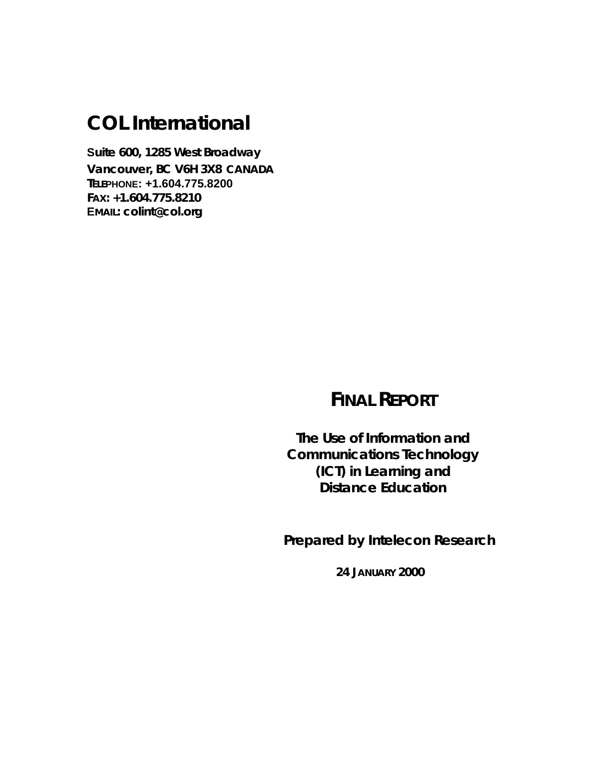# COL International

**Suite 600, 1285 West Broadway**
**Vancouver, BC V6H 3X8 CANADA**
**TELEPHONE: +1.604.775.8200**
**FAX: +1.604.775.8210**
**EMAIL: colint@col.org**

## FINAL REPORT

**The Use of Information and Communications Technology (ICT) in Learning and Distance Education**

**Prepared by Intelecon Research**

**24 JANUARY 2000**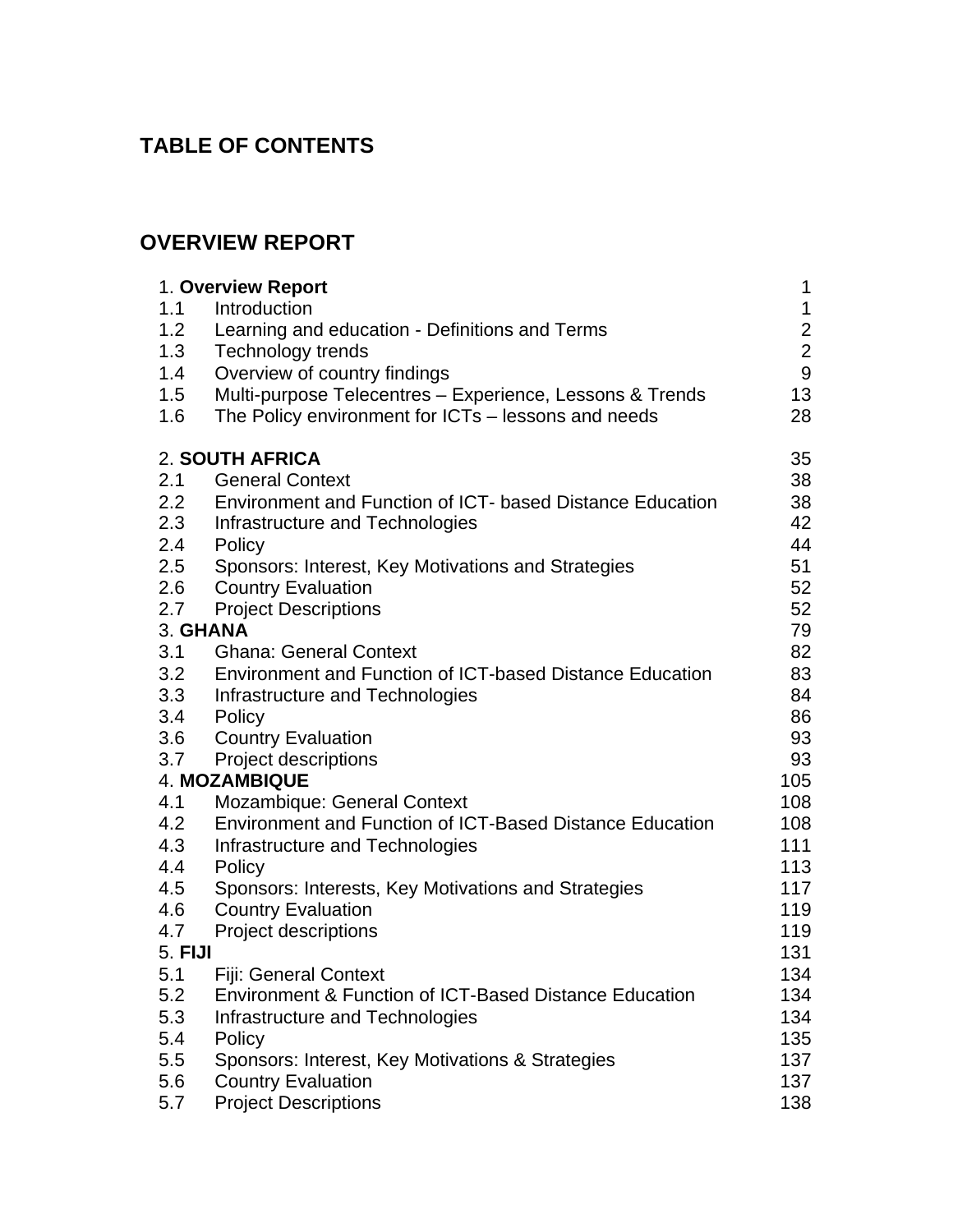# TABLE OF CONTENTS

## OVERVIEW REPORT

| | | |
|---|---|---|
| 1. **Overview Report** | | 1 |
| 1.1 | Introduction | 1 |
| 1.2 | Learning and education - Definitions and Terms | 2 |
| 1.3 | Technology trends | 2 |
| 1.4 | Overview of country findings | 9 |
| 1.5 | Multi-purpose Telecentres – Experience, Lessons & Trends | 13 |
| 1.6 | The Policy environment for ICTs – lessons and needs | 28 |
| 2. **SOUTH AFRICA** | | 35 |
| 2.1 | General Context | 38 |
| 2.2 | Environment and Function of ICT- based Distance Education | 38 |
| 2.3 | Infrastructure and Technologies | 42 |
| 2.4 | Policy | 44 |
| 2.5 | Sponsors: Interest, Key Motivations and Strategies | 51 |
| 2.6 | Country Evaluation | 52 |
| 2.7 | Project Descriptions | 52 |
| 3. **GHANA** | | 79 |
| 3.1 | Ghana: General Context | 82 |
| 3.2 | Environment and Function of ICT-based Distance Education | 83 |
| 3.3 | Infrastructure and Technologies | 84 |
| 3.4 | Policy | 86 |
| 3.6 | Country Evaluation | 93 |
| 3.7 | Project descriptions | 93 |
| 4. **MOZAMBIQUE** | | 105 |
| 4.1 | Mozambique: General Context | 108 |
| 4.2 | Environment and Function of ICT-Based Distance Education | 108 |
| 4.3 | Infrastructure and Technologies | 111 |
| 4.4 | Policy | 113 |
| 4.5 | Sponsors: Interests, Key Motivations and Strategies | 117 |
| 4.6 | Country Evaluation | 119 |
| 4.7 | Project descriptions | 119 |
| 5. **FIJI** | | 131 |
| 5.1 | Fiji: General Context | 134 |
| 5.2 | Environment & Function of ICT-Based Distance Education | 134 |
| 5.3 | Infrastructure and Technologies | 134 |
| 5.4 | Policy | 135 |
| 5.5 | Sponsors: Interest, Key Motivations & Strategies | 137 |
| 5.6 | Country Evaluation | 137 |
| 5.7 | Project Descriptions | 138 |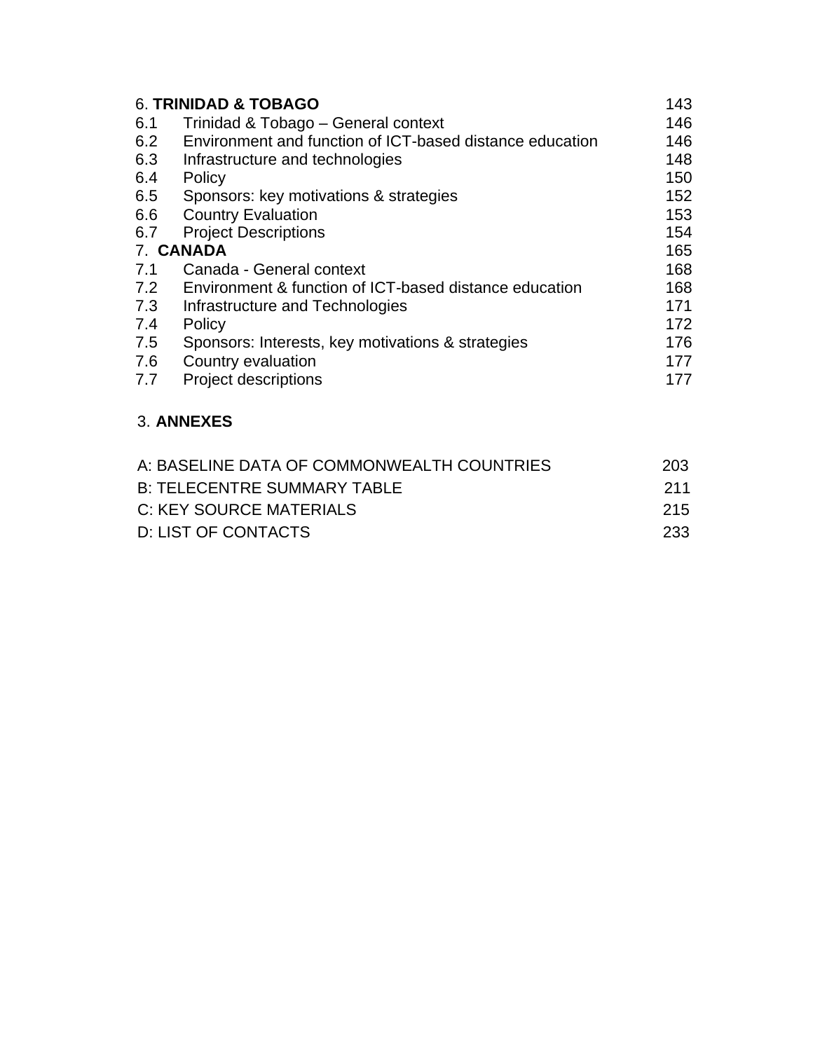| | | |
|---|---|---|
| 6. | **TRINIDAD & TOBAGO** | 143 |
| 6.1 | Trinidad & Tobago – General context | 146 |
| 6.2 | Environment and function of ICT-based distance education | 146 |
| 6.3 | Infrastructure and technologies | 148 |
| 6.4 | Policy | 150 |
| 6.5 | Sponsors: key motivations & strategies | 152 |
| 6.6 | Country Evaluation | 153 |
| 6.7 | Project Descriptions | 154 |
| 7. | **CANADA** | 165 |
| 7.1 | Canada - General context | 168 |
| 7.2 | Environment & function of ICT-based distance education | 168 |
| 7.3 | Infrastructure and Technologies | 171 |
| 7.4 | Policy | 172 |
| 7.5 | Sponsors: Interests, key motivations & strategies | 176 |
| 7.6 | Country evaluation | 177 |
| 7.7 | Project descriptions | 177 |

3. **ANNEXES**

| | |
|---|---|
| A: BASELINE DATA OF COMMONWEALTH COUNTRIES | 203 |
| B: TELECENTRE SUMMARY TABLE | 211 |
| C: KEY SOURCE MATERIALS | 215 |
| D: LIST OF CONTACTS | 233 |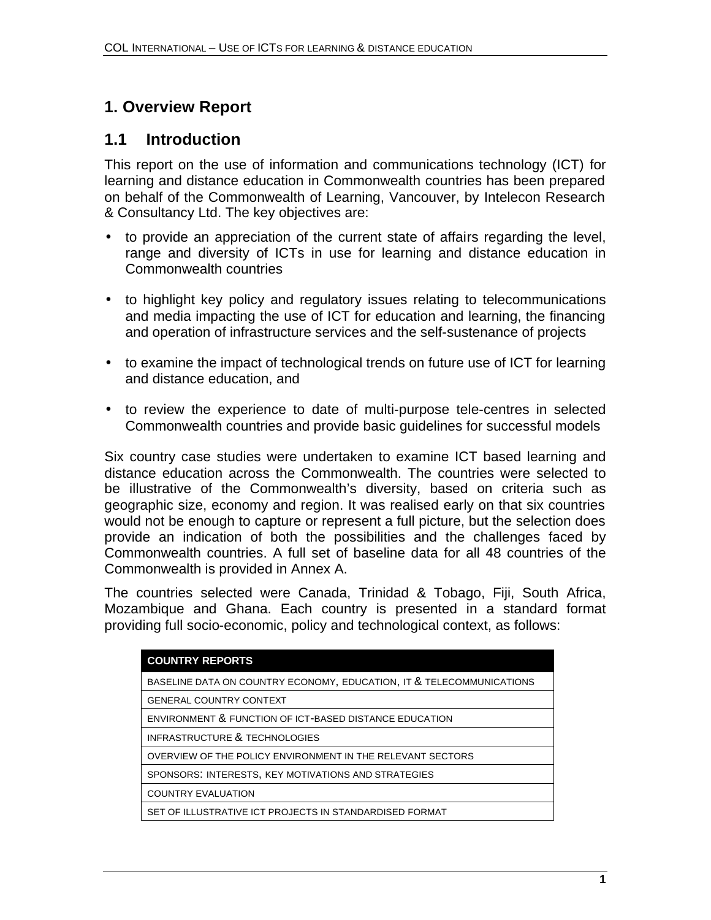# 1. Overview Report

## 1.1 Introduction

This report on the use of information and communications technology (ICT) for learning and distance education in Commonwealth countries has been prepared on behalf of the Commonwealth of Learning, Vancouver, by Intelecon Research & Consultancy Ltd. The key objectives are:

- to provide an appreciation of the current state of affairs regarding the level, range and diversity of ICTs in use for learning and distance education in Commonwealth countries
- to highlight key policy and regulatory issues relating to telecommunications and media impacting the use of ICT for education and learning, the financing and operation of infrastructure services and the self-sustenance of projects
- to examine the impact of technological trends on future use of ICT for learning and distance education, and
- to review the experience to date of multi-purpose tele-centres in selected Commonwealth countries and provide basic guidelines for successful models

Six country case studies were undertaken to examine ICT based learning and distance education across the Commonwealth. The countries were selected to be illustrative of the Commonwealth's diversity, based on criteria such as geographic size, economy and region. It was realised early on that six countries would not be enough to capture or represent a full picture, but the selection does provide an indication of both the possibilities and the challenges faced by Commonwealth countries. A full set of baseline data for all 48 countries of the Commonwealth is provided in Annex A.

The countries selected were Canada, Trinidad & Tobago, Fiji, South Africa, Mozambique and Ghana. Each country is presented in a standard format providing full socio-economic, policy and technological context, as follows:

| COUNTRY REPORTS |
|---|
| BASELINE DATA ON COUNTRY ECONOMY, EDUCATION, IT & TELECOMMUNICATIONS |
| GENERAL COUNTRY CONTEXT |
| ENVIRONMENT & FUNCTION OF ICT-BASED DISTANCE EDUCATION |
| INFRASTRUCTURE & TECHNOLOGIES |
| OVERVIEW OF THE POLICY ENVIRONMENT IN THE RELEVANT SECTORS |
| SPONSORS: INTERESTS, KEY MOTIVATIONS AND STRATEGIES |
| COUNTRY EVALUATION |
| SET OF ILLUSTRATIVE ICT PROJECTS IN STANDARDISED FORMAT |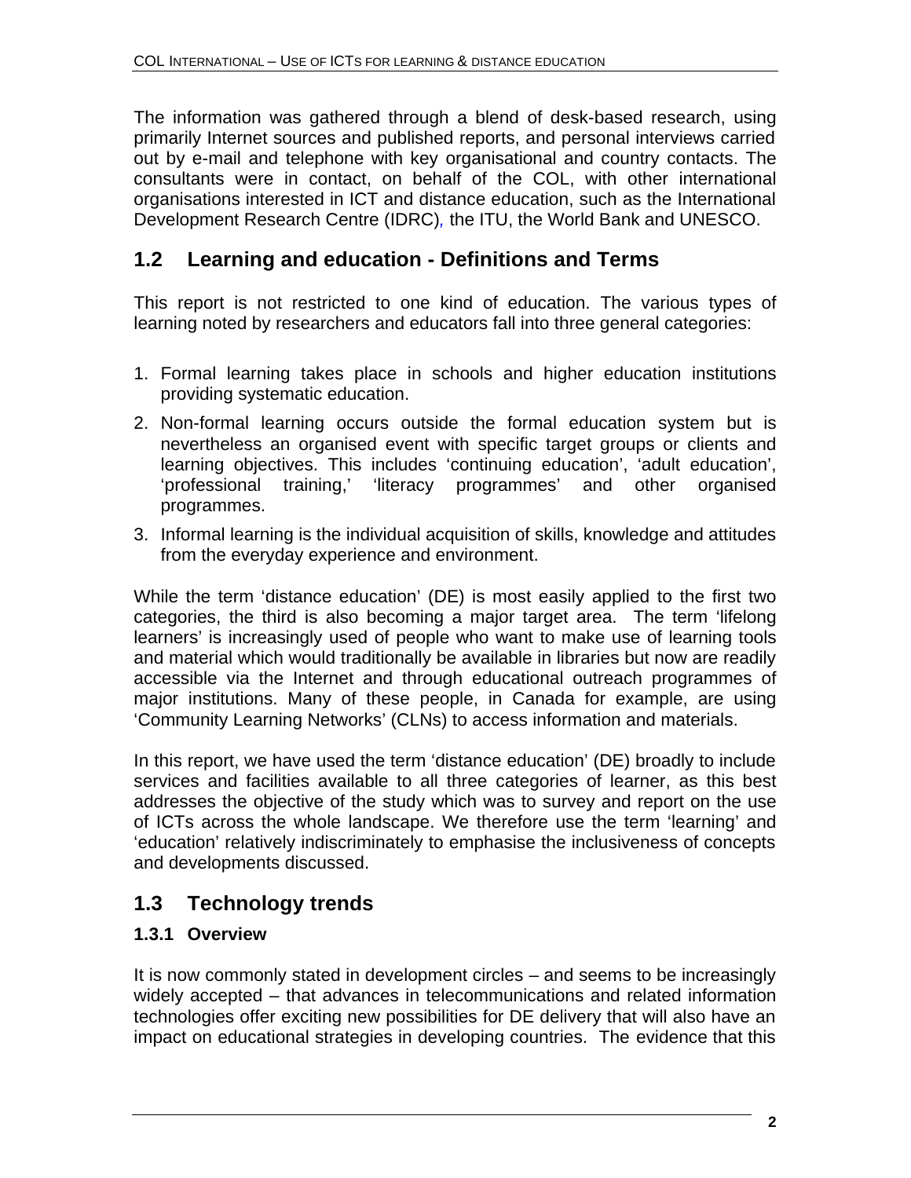The information was gathered through a blend of desk-based research, using primarily Internet sources and published reports, and personal interviews carried out by e-mail and telephone with key organisational and country contacts. The consultants were in contact, on behalf of the COL, with other international organisations interested in ICT and distance education, such as the International Development Research Centre (IDRC), the ITU, the World Bank and UNESCO.

## 1.2 Learning and education - Definitions and Terms

This report is not restricted to one kind of education. The various types of learning noted by researchers and educators fall into three general categories:

1. Formal learning takes place in schools and higher education institutions providing systematic education.
2. Non-formal learning occurs outside the formal education system but is nevertheless an organised event with specific target groups or clients and learning objectives. This includes 'continuing education', 'adult education', 'professional training,' 'literacy programmes' and other organised programmes.
3. Informal learning is the individual acquisition of skills, knowledge and attitudes from the everyday experience and environment.

While the term 'distance education' (DE) is most easily applied to the first two categories, the third is also becoming a major target area. The term 'lifelong learners' is increasingly used of people who want to make use of learning tools and material which would traditionally be available in libraries but now are readily accessible via the Internet and through educational outreach programmes of major institutions. Many of these people, in Canada for example, are using 'Community Learning Networks' (CLNs) to access information and materials.

In this report, we have used the term 'distance education' (DE) broadly to include services and facilities available to all three categories of learner, as this best addresses the objective of the study which was to survey and report on the use of ICTs across the whole landscape. We therefore use the term 'learning' and 'education' relatively indiscriminately to emphasise the inclusiveness of concepts and developments discussed.

## 1.3 Technology trends

### 1.3.1 Overview

It is now commonly stated in development circles – and seems to be increasingly widely accepted – that advances in telecommunications and related information technologies offer exciting new possibilities for DE delivery that will also have an impact on educational strategies in developing countries. The evidence that this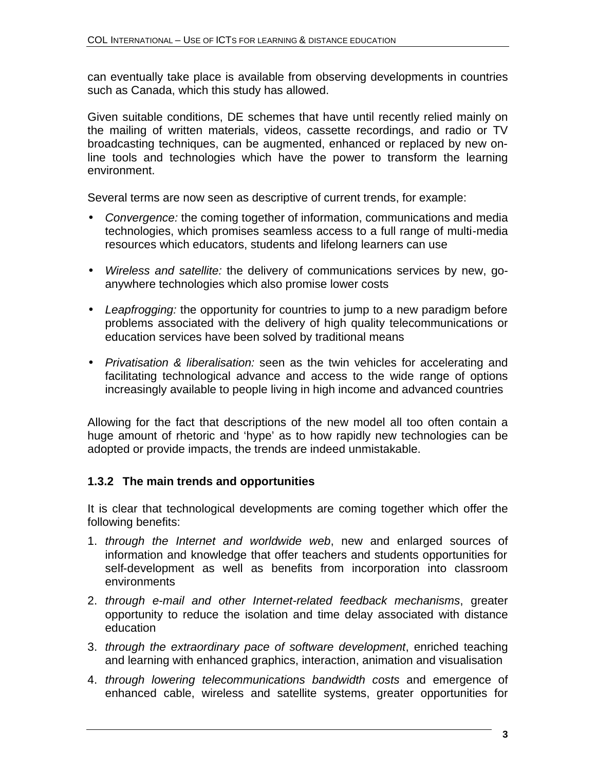can eventually take place is available from observing developments in countries such as Canada, which this study has allowed.

Given suitable conditions, DE schemes that have until recently relied mainly on the mailing of written materials, videos, cassette recordings, and radio or TV broadcasting techniques, can be augmented, enhanced or replaced by new on-line tools and technologies which have the power to transform the learning environment.

Several terms are now seen as descriptive of current trends, for example:

- *Convergence:* the coming together of information, communications and media technologies, which promises seamless access to a full range of multi-media resources which educators, students and lifelong learners can use
- *Wireless and satellite:* the delivery of communications services by new, go-anywhere technologies which also promise lower costs
- *Leapfrogging:* the opportunity for countries to jump to a new paradigm before problems associated with the delivery of high quality telecommunications or education services have been solved by traditional means
- *Privatisation & liberalisation:* seen as the twin vehicles for accelerating and facilitating technological advance and access to the wide range of options increasingly available to people living in high income and advanced countries

Allowing for the fact that descriptions of the new model all too often contain a huge amount of rhetoric and 'hype' as to how rapidly new technologies can be adopted or provide impacts, the trends are indeed unmistakable.

### 1.3.2 The main trends and opportunities

It is clear that technological developments are coming together which offer the following benefits:

1. *through the Internet and worldwide web*, new and enlarged sources of information and knowledge that offer teachers and students opportunities for self-development as well as benefits from incorporation into classroom environments
2. *through e-mail and other Internet-related feedback mechanisms*, greater opportunity to reduce the isolation and time delay associated with distance education
3. *through the extraordinary pace of software development*, enriched teaching and learning with enhanced graphics, interaction, animation and visualisation
4. *through lowering telecommunications bandwidth costs* and emergence of enhanced cable, wireless and satellite systems, greater opportunities for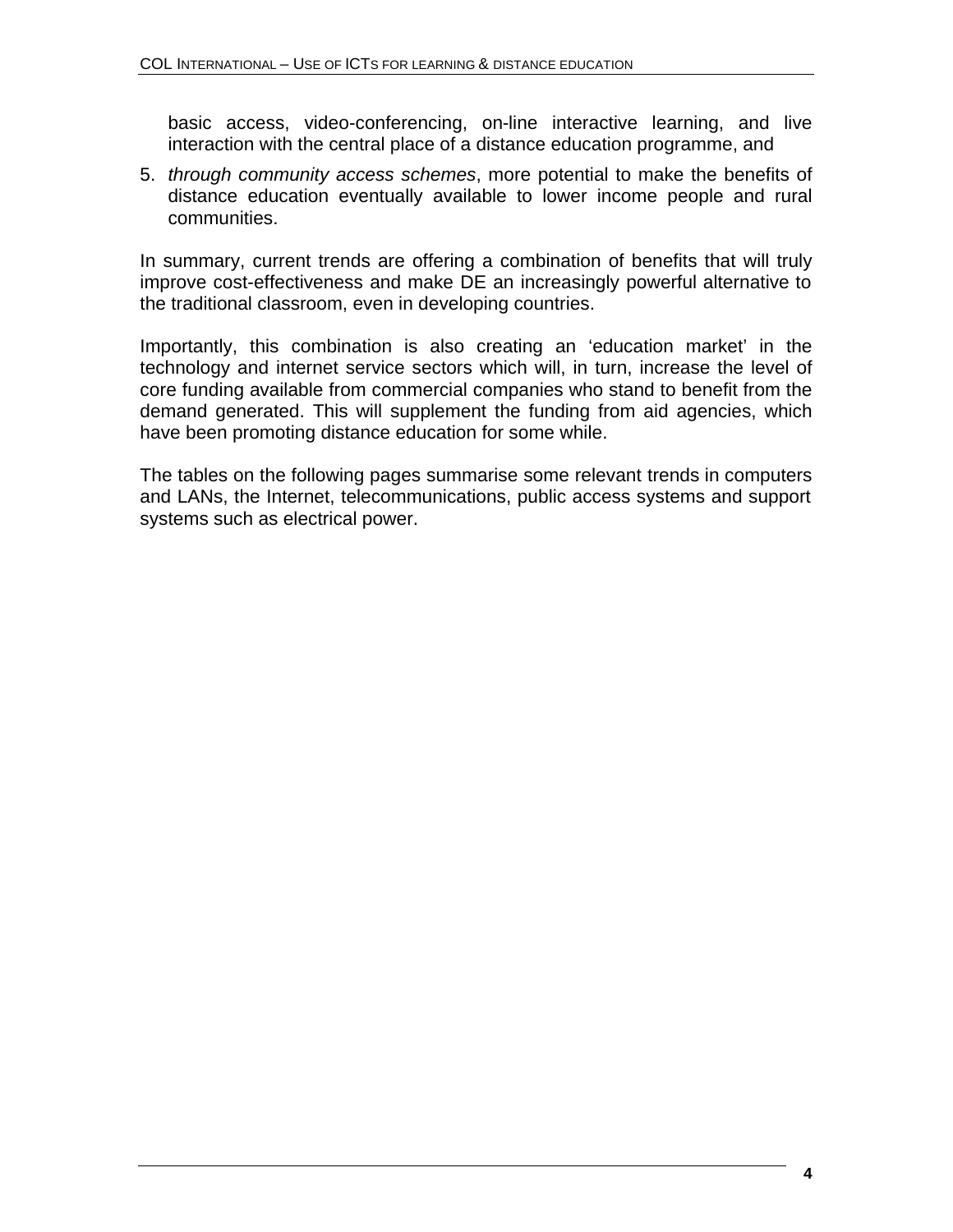basic access, video-conferencing, on-line interactive learning, and live interaction with the central place of a distance education programme, and

5. *through community access schemes*, more potential to make the benefits of distance education eventually available to lower income people and rural communities.

In summary, current trends are offering a combination of benefits that will truly improve cost-effectiveness and make DE an increasingly powerful alternative to the traditional classroom, even in developing countries.

Importantly, this combination is also creating an 'education market' in the technology and internet service sectors which will, in turn, increase the level of core funding available from commercial companies who stand to benefit from the demand generated. This will supplement the funding from aid agencies, which have been promoting distance education for some while.

The tables on the following pages summarise some relevant trends in computers and LANs, the Internet, telecommunications, public access systems and support systems such as electrical power.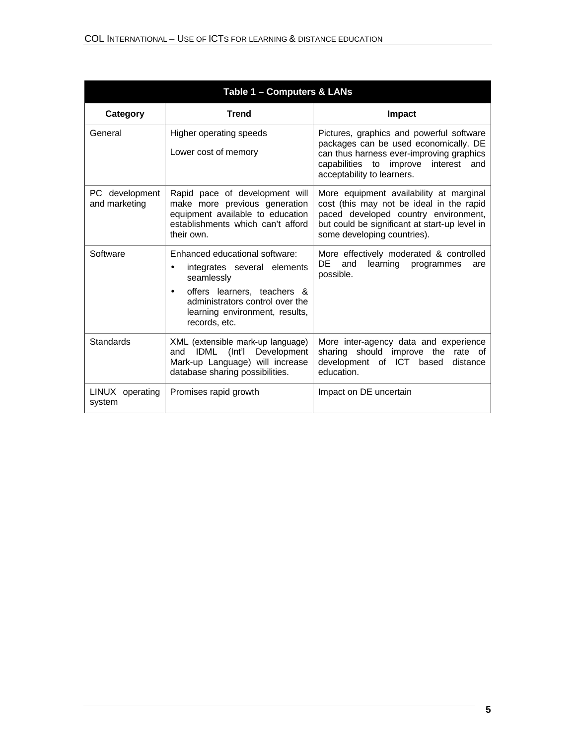| Table 1 – Computers & LANs | | |
|---|---|---|
| **Category** | **Trend** | **Impact** |
| General | Higher operating speeds<br><br>Lower cost of memory | Pictures, graphics and powerful software packages can be used economically. DE can thus harness ever-improving graphics capabilities to improve interest and acceptability to learners. |
| PC development and marketing | Rapid pace of development will make more previous generation equipment available to education establishments which can't afford their own. | More equipment availability at marginal cost (this may not be ideal in the rapid paced developed country environment, but could be significant at start-up level in some developing countries). |
| Software | Enhanced educational software:<br>• integrates several elements seamlessly<br>• offers learners, teachers & administrators control over the learning environment, results, records, etc. | More effectively moderated & controlled DE and learning programmes are possible. |
| Standards | XML (extensible mark-up language) and IDML (Int'l Development Mark-up Language) will increase database sharing possibilities. | More inter-agency data and experience sharing should improve the rate of development of ICT based distance education. |
| LINUX operating system | Promises rapid growth | Impact on DE uncertain |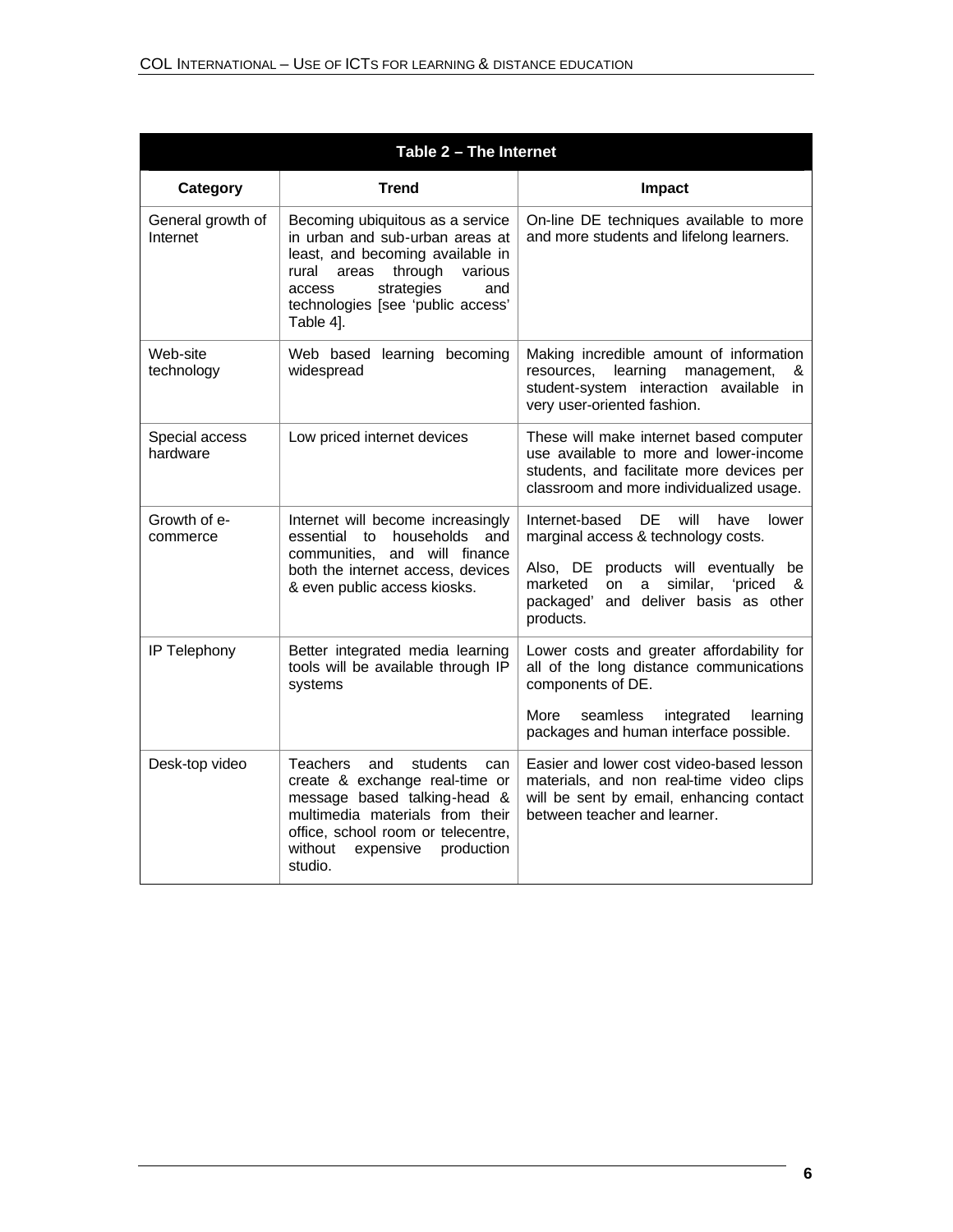| Table 2 – The Internet | | |
|---|---|---|
| **Category** | **Trend** | **Impact** |
| General growth of Internet | Becoming ubiquitous as a service in urban and sub-urban areas at least, and becoming available in rural areas through various access strategies and technologies [see 'public access' Table 4]. | On-line DE techniques available to more and more students and lifelong learners. |
| Web-site technology | Web based learning becoming widespread | Making incredible amount of information resources, learning management, & student-system interaction available in very user-oriented fashion. |
| Special access hardware | Low priced internet devices | These will make internet based computer use available to more and lower-income students, and facilitate more devices per classroom and more individualized usage. |
| Growth of e-commerce | Internet will become increasingly essential to households and communities, and will finance both the internet access, devices & even public access kiosks. | Internet-based DE will have lower marginal access & technology costs.<br><br>Also, DE products will eventually be marketed on a similar, 'priced & packaged' and deliver basis as other products. |
| IP Telephony | Better integrated media learning tools will be available through IP systems | Lower costs and greater affordability for all of the long distance communications components of DE.<br><br>More seamless integrated learning packages and human interface possible. |
| Desk-top video | Teachers and students can create & exchange real-time or message based talking-head & multimedia materials from their office, school room or telecentre, without expensive production studio. | Easier and lower cost video-based lesson materials, and non real-time video clips will be sent by email, enhancing contact between teacher and learner. |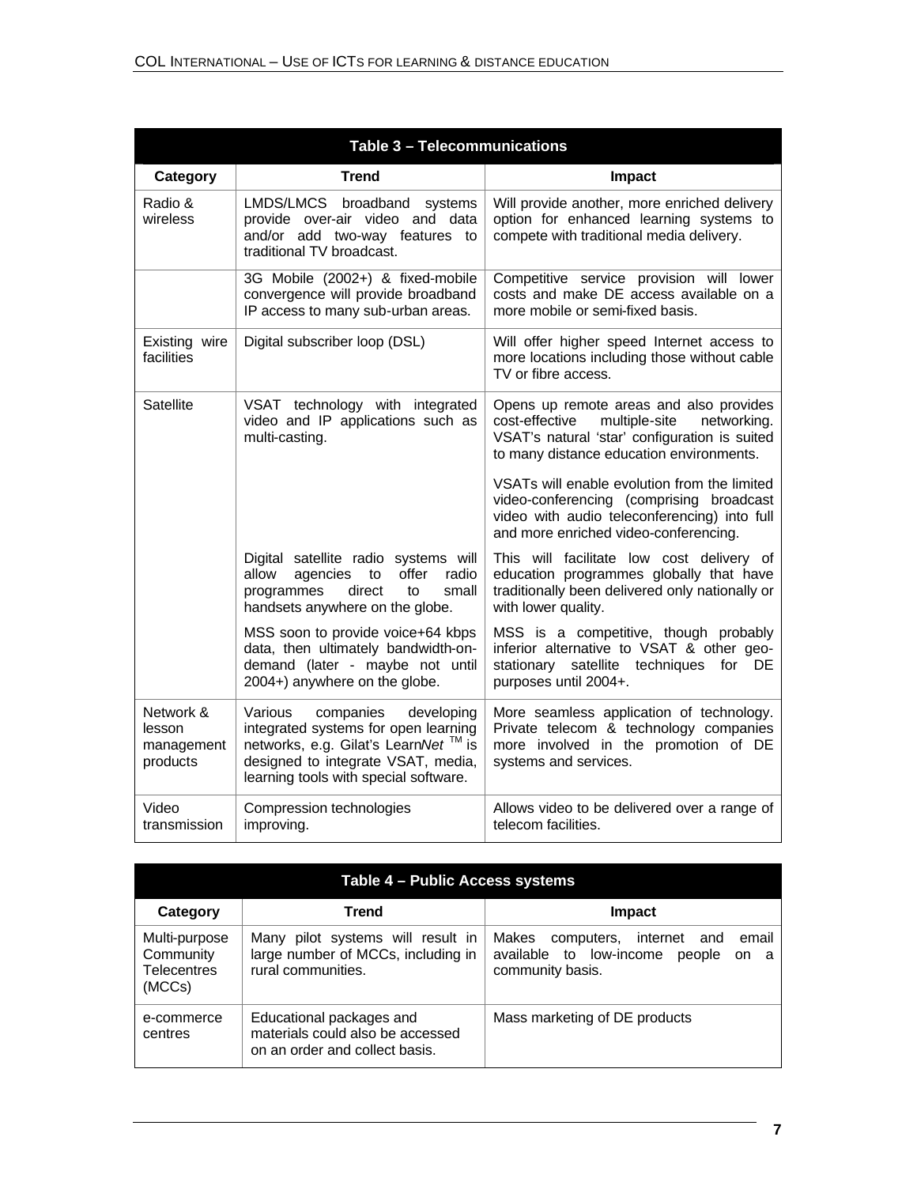| Table 3 – Telecommunications | | |
|---|---|---|
| **Category** | **Trend** | **Impact** |
| Radio & wireless | LMDS/LMCS broadband systems provide over-air video and data and/or add two-way features to traditional TV broadcast. | Will provide another, more enriched delivery option for enhanced learning systems to compete with traditional media delivery. |
| | 3G Mobile (2002+) & fixed-mobile convergence will provide broadband IP access to many sub-urban areas. | Competitive service provision will lower costs and make DE access available on a more mobile or semi-fixed basis. |
| Existing wire facilities | Digital subscriber loop (DSL) | Will offer higher speed Internet access to more locations including those without cable TV or fibre access. |
| Satellite | VSAT technology with integrated video and IP applications such as multi-casting. | Opens up remote areas and also provides cost-effective multiple-site networking. VSAT's natural 'star' configuration is suited to many distance education environments. VSATs will enable evolution from the limited video-conferencing (comprising broadcast video with audio teleconferencing) into full and more enriched video-conferencing. |
| | Digital satellite radio systems will allow agencies to offer radio programmes direct to small handsets anywhere on the globe. | This will facilitate low cost delivery of education programmes globally that have traditionally been delivered only nationally or with lower quality. |
| | MSS soon to provide voice+64 kbps data, then ultimately bandwidth-on-demand (later - maybe not until 2004+) anywhere on the globe. | MSS is a competitive, though probably inferior alternative to VSAT & other geo-stationary satellite techniques for DE purposes until 2004+. |
| Network & lesson management products | Various companies developing integrated systems for open learning networks, e.g. Gilat's Learn*Net* ™ is designed to integrate VSAT, media, learning tools with special software. | More seamless application of technology. Private telecom & technology companies more involved in the promotion of DE systems and services. |
| Video transmission | Compression technologies improving. | Allows video to be delivered over a range of telecom facilities. |

| Table 4 – Public Access systems | | |
|---|---|---|
| **Category** | **Trend** | **Impact** |
| Multi-purpose Community Telecentres (MCCs) | Many pilot systems will result in large number of MCCs, including in rural communities. | Makes computers, internet and email available to low-income people on a community basis. |
| e-commerce centres | Educational packages and materials could also be accessed on an order and collect basis. | Mass marketing of DE products |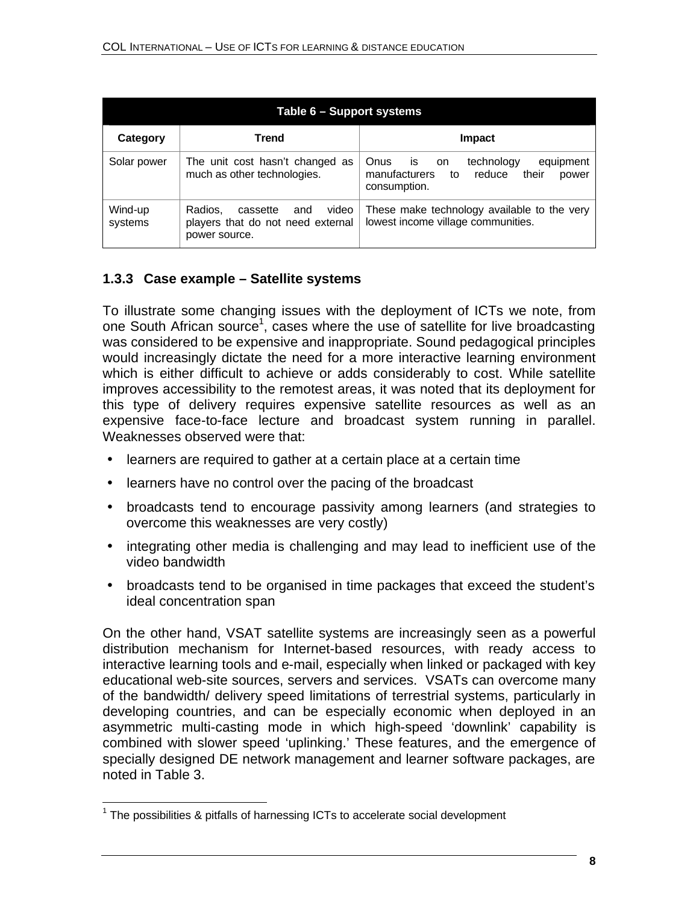| Table 6 – Support systems | | |
|---|---|---|
| **Category** | **Trend** | **Impact** |
| Solar power | The unit cost hasn't changed as much as other technologies. | Onus is on technology equipment manufacturers to reduce their power consumption. |
| Wind-up systems | Radios, cassette and video players that do not need external power source. | These make technology available to the very lowest income village communities. |

### 1.3.3 Case example – Satellite systems

To illustrate some changing issues with the deployment of ICTs we note, from one South African source[1], cases where the use of satellite for live broadcasting was considered to be expensive and inappropriate. Sound pedagogical principles would increasingly dictate the need for a more interactive learning environment which is either difficult to achieve or adds considerably to cost. While satellite improves accessibility to the remotest areas, it was noted that its deployment for this type of delivery requires expensive satellite resources as well as an expensive face-to-face lecture and broadcast system running in parallel. Weaknesses observed were that:

- learners are required to gather at a certain place at a certain time
- learners have no control over the pacing of the broadcast
- broadcasts tend to encourage passivity among learners (and strategies to overcome this weaknesses are very costly)
- integrating other media is challenging and may lead to inefficient use of the video bandwidth
- broadcasts tend to be organised in time packages that exceed the student's ideal concentration span

On the other hand, VSAT satellite systems are increasingly seen as a powerful distribution mechanism for Internet-based resources, with ready access to interactive learning tools and e-mail, especially when linked or packaged with key educational web-site sources, servers and services. VSATs can overcome many of the bandwidth/ delivery speed limitations of terrestrial systems, particularly in developing countries, and can be especially economic when deployed in an asymmetric multi-casting mode in which high-speed 'downlink' capability is combined with slower speed 'uplinking.' These features, and the emergence of specially designed DE network management and learner software packages, are noted in Table 3.

[1] The possibilities & pitfalls of harnessing ICTs to accelerate social development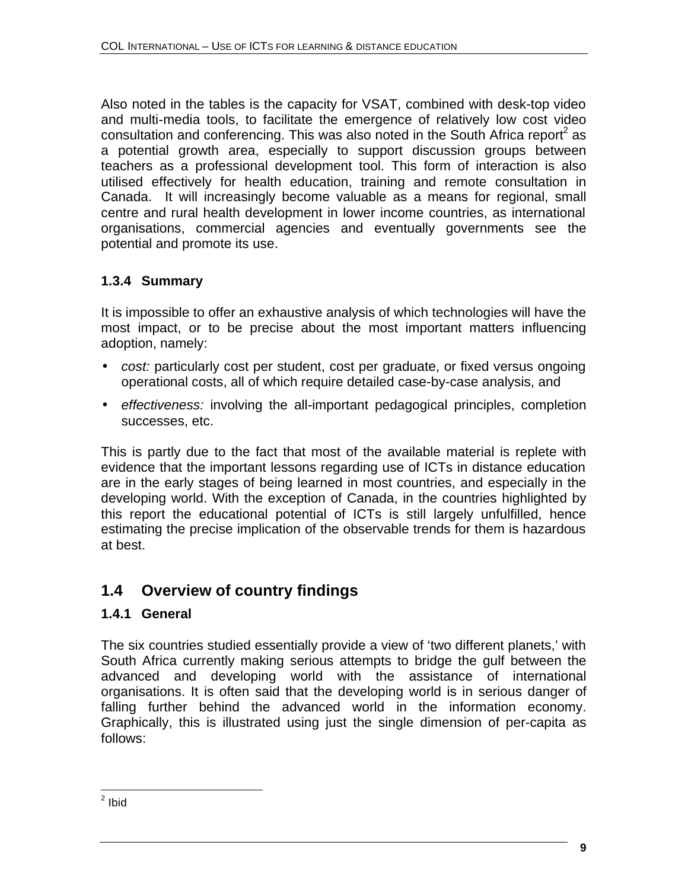Also noted in the tables is the capacity for VSAT, combined with desk-top video and multi-media tools, to facilitate the emergence of relatively low cost video consultation and conferencing. This was also noted in the South Africa report[2] as a potential growth area, especially to support discussion groups between teachers as a professional development tool. This form of interaction is also utilised effectively for health education, training and remote consultation in Canada. It will increasingly become valuable as a means for regional, small centre and rural health development in lower income countries, as international organisations, commercial agencies and eventually governments see the potential and promote its use.

### 1.3.4 Summary

It is impossible to offer an exhaustive analysis of which technologies will have the most impact, or to be precise about the most important matters influencing adoption, namely:

- *cost:* particularly cost per student, cost per graduate, or fixed versus ongoing operational costs, all of which require detailed case-by-case analysis, and
- *effectiveness:* involving the all-important pedagogical principles, completion successes, etc.

This is partly due to the fact that most of the available material is replete with evidence that the important lessons regarding use of ICTs in distance education are in the early stages of being learned in most countries, and especially in the developing world. With the exception of Canada, in the countries highlighted by this report the educational potential of ICTs is still largely unfulfilled, hence estimating the precise implication of the observable trends for them is hazardous at best.

## 1.4 Overview of country findings

### 1.4.1 General

The six countries studied essentially provide a view of ‘two different planets,’ with South Africa currently making serious attempts to bridge the gulf between the advanced and developing world with the assistance of international organisations. It is often said that the developing world is in serious danger of falling further behind the advanced world in the information economy. Graphically, this is illustrated using just the single dimension of per-capita as follows:

[2] Ibid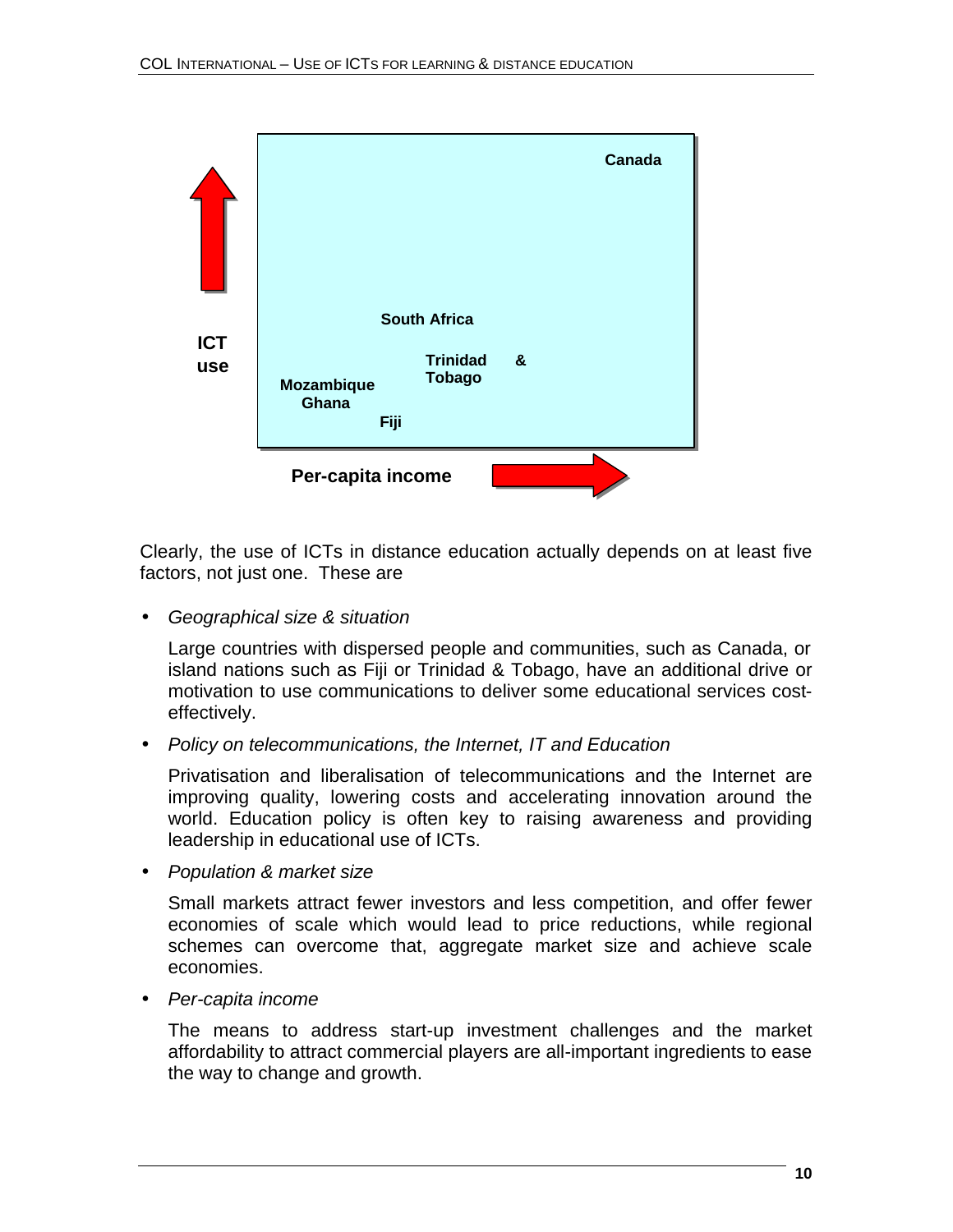Canada

South Africa

ICT use

Trinidad & Tobago

Mozambique
Ghana

Fiji

Per-capita income

Clearly, the use of ICTs in distance education actually depends on at least five factors, not just one. These are

- *Geographical size & situation*

  Large countries with dispersed people and communities, such as Canada, or island nations such as Fiji or Trinidad & Tobago, have an additional drive or motivation to use communications to deliver some educational services cost-effectively.

- *Policy on telecommunications, the Internet, IT and Education*

  Privatisation and liberalisation of telecommunications and the Internet are improving quality, lowering costs and accelerating innovation around the world. Education policy is often key to raising awareness and providing leadership in educational use of ICTs.

- *Population & market size*

  Small markets attract fewer investors and less competition, and offer fewer economies of scale which would lead to price reductions, while regional schemes can overcome that, aggregate market size and achieve scale economies.

- *Per-capita income*

  The means to address start-up investment challenges and the market affordability to attract commercial players are all-important ingredients to ease the way to change and growth.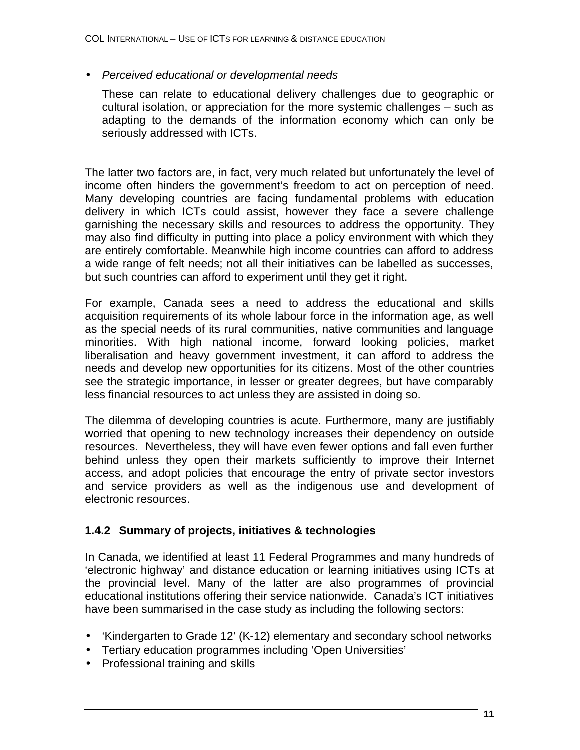- *Perceived educational or developmental needs*

  These can relate to educational delivery challenges due to geographic or cultural isolation, or appreciation for the more systemic challenges – such as adapting to the demands of the information economy which can only be seriously addressed with ICTs.

The latter two factors are, in fact, very much related but unfortunately the level of income often hinders the government's freedom to act on perception of need. Many developing countries are facing fundamental problems with education delivery in which ICTs could assist, however they face a severe challenge garnishing the necessary skills and resources to address the opportunity. They may also find difficulty in putting into place a policy environment with which they are entirely comfortable. Meanwhile high income countries can afford to address a wide range of felt needs; not all their initiatives can be labelled as successes, but such countries can afford to experiment until they get it right.

For example, Canada sees a need to address the educational and skills acquisition requirements of its whole labour force in the information age, as well as the special needs of its rural communities, native communities and language minorities. With high national income, forward looking policies, market liberalisation and heavy government investment, it can afford to address the needs and develop new opportunities for its citizens. Most of the other countries see the strategic importance, in lesser or greater degrees, but have comparably less financial resources to act unless they are assisted in doing so.

The dilemma of developing countries is acute. Furthermore, many are justifiably worried that opening to new technology increases their dependency on outside resources. Nevertheless, they will have even fewer options and fall even further behind unless they open their markets sufficiently to improve their Internet access, and adopt policies that encourage the entry of private sector investors and service providers as well as the indigenous use and development of electronic resources.

### 1.4.2 Summary of projects, initiatives & technologies

In Canada, we identified at least 11 Federal Programmes and many hundreds of 'electronic highway' and distance education or learning initiatives using ICTs at the provincial level. Many of the latter are also programmes of provincial educational institutions offering their service nationwide. Canada's ICT initiatives have been summarised in the case study as including the following sectors:

- 'Kindergarten to Grade 12' (K-12) elementary and secondary school networks
- Tertiary education programmes including 'Open Universities'
- Professional training and skills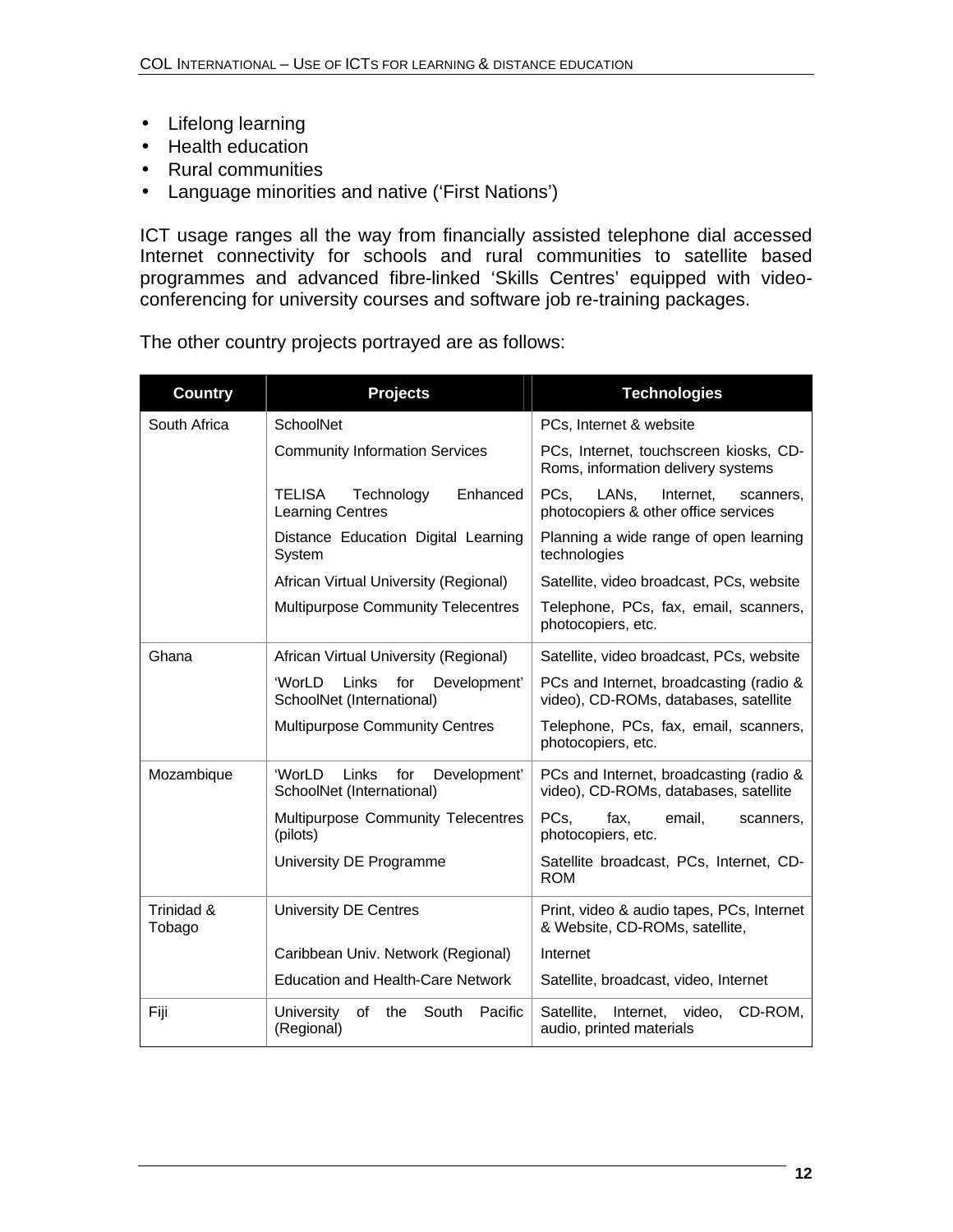- Lifelong learning
- Health education
- Rural communities
- Language minorities and native ('First Nations')

ICT usage ranges all the way from financially assisted telephone dial accessed Internet connectivity for schools and rural communities to satellite based programmes and advanced fibre-linked 'Skills Centres' equipped with video-conferencing for university courses and software job re-training packages.

The other country projects portrayed are as follows:

| Country | Projects | Technologies |
|---|---|---|
| South Africa | SchoolNet | PCs, Internet & website |
| | Community Information Services | PCs, Internet, touchscreen kiosks, CD-Roms, information delivery systems |
| | TELISA Technology Enhanced Learning Centres | PCs, LANs, Internet, scanners, photocopiers & other office services |
| | Distance Education Digital Learning System | Planning a wide range of open learning technologies |
| | African Virtual University (Regional) | Satellite, video broadcast, PCs, website |
| | Multipurpose Community Telecentres | Telephone, PCs, fax, email, scanners, photocopiers, etc. |
| Ghana | African Virtual University (Regional) | Satellite, video broadcast, PCs, website |
| | 'WorLD Links for Development' SchoolNet (International) | PCs and Internet, broadcasting (radio & video), CD-ROMs, databases, satellite |
| | Multipurpose Community Centres | Telephone, PCs, fax, email, scanners, photocopiers, etc. |
| Mozambique | 'WorLD Links for Development' SchoolNet (International) | PCs and Internet, broadcasting (radio & video), CD-ROMs, databases, satellite |
| | Multipurpose Community Telecentres (pilots) | PCs, fax, email, scanners, photocopiers, etc. |
| | University DE Programme | Satellite broadcast, PCs, Internet, CD-ROM |
| Trinidad & Tobago | University DE Centres | Print, video & audio tapes, PCs, Internet & Website, CD-ROMs, satellite, |
| | Caribbean Univ. Network (Regional) | Internet |
| | Education and Health-Care Network | Satellite, broadcast, video, Internet |
| Fiji | University of the South Pacific (Regional) | Satellite, Internet, video, CD-ROM, audio, printed materials |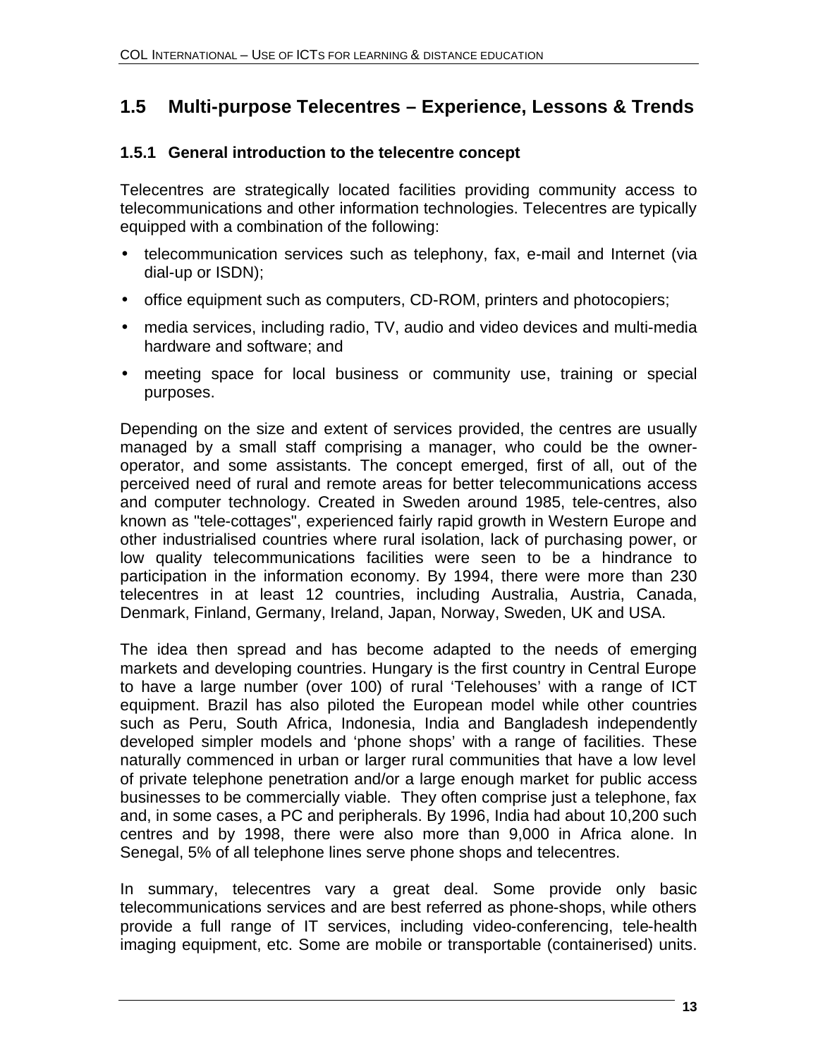## 1.5 Multi-purpose Telecentres – Experience, Lessons & Trends

### 1.5.1 General introduction to the telecentre concept

Telecentres are strategically located facilities providing community access to telecommunications and other information technologies. Telecentres are typically equipped with a combination of the following:

- telecommunication services such as telephony, fax, e-mail and Internet (via dial-up or ISDN);
- office equipment such as computers, CD-ROM, printers and photocopiers;
- media services, including radio, TV, audio and video devices and multi-media hardware and software; and
- meeting space for local business or community use, training or special purposes.

Depending on the size and extent of services provided, the centres are usually managed by a small staff comprising a manager, who could be the owner-operator, and some assistants. The concept emerged, first of all, out of the perceived need of rural and remote areas for better telecommunications access and computer technology. Created in Sweden around 1985, tele-centres, also known as "tele-cottages", experienced fairly rapid growth in Western Europe and other industrialised countries where rural isolation, lack of purchasing power, or low quality telecommunications facilities were seen to be a hindrance to participation in the information economy. By 1994, there were more than 230 telecentres in at least 12 countries, including Australia, Austria, Canada, Denmark, Finland, Germany, Ireland, Japan, Norway, Sweden, UK and USA.

The idea then spread and has become adapted to the needs of emerging markets and developing countries. Hungary is the first country in Central Europe to have a large number (over 100) of rural 'Telehouses' with a range of ICT equipment. Brazil has also piloted the European model while other countries such as Peru, South Africa, Indonesia, India and Bangladesh independently developed simpler models and 'phone shops' with a range of facilities. These naturally commenced in urban or larger rural communities that have a low level of private telephone penetration and/or a large enough market for public access businesses to be commercially viable. They often comprise just a telephone, fax and, in some cases, a PC and peripherals. By 1996, India had about 10,200 such centres and by 1998, there were also more than 9,000 in Africa alone. In Senegal, 5% of all telephone lines serve phone shops and telecentres.

In summary, telecentres vary a great deal. Some provide only basic telecommunications services and are best referred as phone-shops, while others provide a full range of IT services, including video-conferencing, tele-health imaging equipment, etc. Some are mobile or transportable (containerised) units.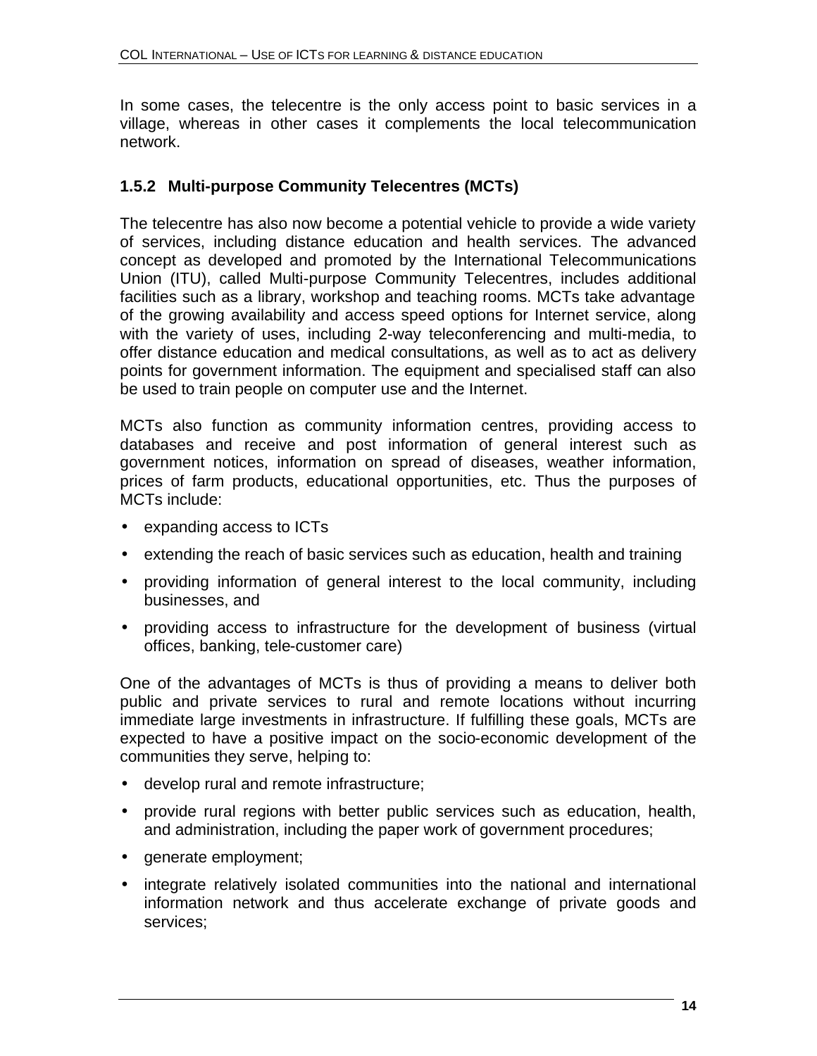In some cases, the telecentre is the only access point to basic services in a village, whereas in other cases it complements the local telecommunication network.

### 1.5.2 Multi-purpose Community Telecentres (MCTs)

The telecentre has also now become a potential vehicle to provide a wide variety of services, including distance education and health services. The advanced concept as developed and promoted by the International Telecommunications Union (ITU), called Multi-purpose Community Telecentres, includes additional facilities such as a library, workshop and teaching rooms. MCTs take advantage of the growing availability and access speed options for Internet service, along with the variety of uses, including 2-way teleconferencing and multi-media, to offer distance education and medical consultations, as well as to act as delivery points for government information. The equipment and specialised staff can also be used to train people on computer use and the Internet.

MCTs also function as community information centres, providing access to databases and receive and post information of general interest such as government notices, information on spread of diseases, weather information, prices of farm products, educational opportunities, etc. Thus the purposes of MCTs include:

- expanding access to ICTs
- extending the reach of basic services such as education, health and training
- providing information of general interest to the local community, including businesses, and
- providing access to infrastructure for the development of business (virtual offices, banking, tele-customer care)

One of the advantages of MCTs is thus of providing a means to deliver both public and private services to rural and remote locations without incurring immediate large investments in infrastructure. If fulfilling these goals, MCTs are expected to have a positive impact on the socio-economic development of the communities they serve, helping to:

- develop rural and remote infrastructure;
- provide rural regions with better public services such as education, health, and administration, including the paper work of government procedures;
- generate employment;
- integrate relatively isolated communities into the national and international information network and thus accelerate exchange of private goods and services;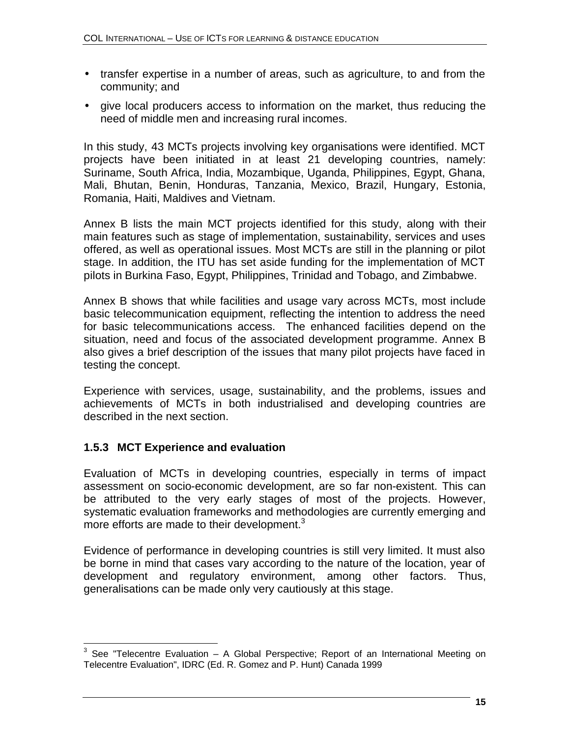- transfer expertise in a number of areas, such as agriculture, to and from the community; and
- give local producers access to information on the market, thus reducing the need of middle men and increasing rural incomes.

In this study, 43 MCTs projects involving key organisations were identified. MCT projects have been initiated in at least 21 developing countries, namely: Suriname, South Africa, India, Mozambique, Uganda, Philippines, Egypt, Ghana, Mali, Bhutan, Benin, Honduras, Tanzania, Mexico, Brazil, Hungary, Estonia, Romania, Haiti, Maldives and Vietnam.

Annex B lists the main MCT projects identified for this study, along with their main features such as stage of implementation, sustainability, services and uses offered, as well as operational issues. Most MCTs are still in the planning or pilot stage. In addition, the ITU has set aside funding for the implementation of MCT pilots in Burkina Faso, Egypt, Philippines, Trinidad and Tobago, and Zimbabwe.

Annex B shows that while facilities and usage vary across MCTs, most include basic telecommunication equipment, reflecting the intention to address the need for basic telecommunications access. The enhanced facilities depend on the situation, need and focus of the associated development programme. Annex B also gives a brief description of the issues that many pilot projects have faced in testing the concept.

Experience with services, usage, sustainability, and the problems, issues and achievements of MCTs in both industrialised and developing countries are described in the next section.

### 1.5.3 MCT Experience and evaluation

Evaluation of MCTs in developing countries, especially in terms of impact assessment on socio-economic development, are so far non-existent. This can be attributed to the very early stages of most of the projects. However, systematic evaluation frameworks and methodologies are currently emerging and more efforts are made to their development.[3]

Evidence of performance in developing countries is still very limited. It must also be borne in mind that cases vary according to the nature of the location, year of development and regulatory environment, among other factors. Thus, generalisations can be made only very cautiously at this stage.

---

[3] See "Telecentre Evaluation – A Global Perspective; Report of an International Meeting on Telecentre Evaluation", IDRC (Ed. R. Gomez and P. Hunt) Canada 1999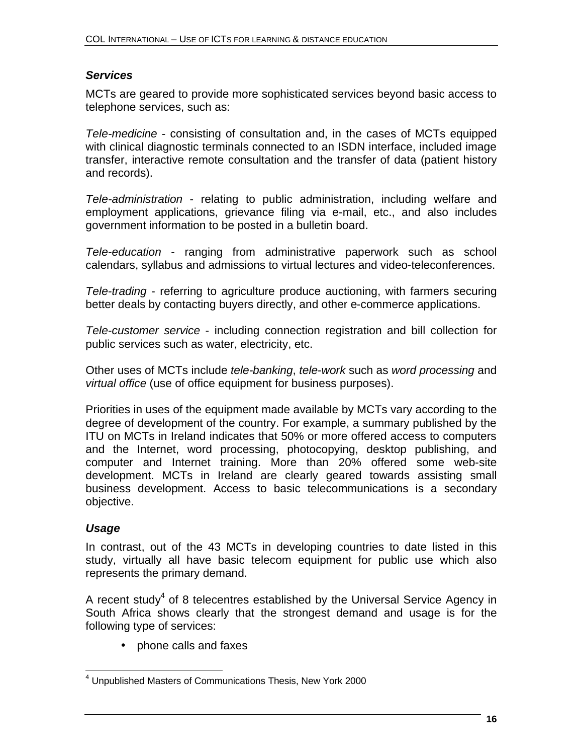### *Services*

MCTs are geared to provide more sophisticated services beyond basic access to telephone services, such as:

*Tele-medicine* - consisting of consultation and, in the cases of MCTs equipped with clinical diagnostic terminals connected to an ISDN interface, included image transfer, interactive remote consultation and the transfer of data (patient history and records).

*Tele-administration* - relating to public administration, including welfare and employment applications, grievance filing via e-mail, etc., and also includes government information to be posted in a bulletin board.

*Tele-education* - ranging from administrative paperwork such as school calendars, syllabus and admissions to virtual lectures and video-teleconferences.

*Tele-trading* - referring to agriculture produce auctioning, with farmers securing better deals by contacting buyers directly, and other e-commerce applications.

*Tele-customer service* - including connection registration and bill collection for public services such as water, electricity, etc.

Other uses of MCTs include *tele-banking*, *tele-work* such as *word processing* and *virtual office* (use of office equipment for business purposes).

Priorities in uses of the equipment made available by MCTs vary according to the degree of development of the country. For example, a summary published by the ITU on MCTs in Ireland indicates that 50% or more offered access to computers and the Internet, word processing, photocopying, desktop publishing, and computer and Internet training. More than 20% offered some web-site development. MCTs in Ireland are clearly geared towards assisting small business development. Access to basic telecommunications is a secondary objective.

### *Usage*

In contrast, out of the 43 MCTs in developing countries to date listed in this study, virtually all have basic telecom equipment for public use which also represents the primary demand.

A recent study[4] of 8 telecentres established by the Universal Service Agency in South Africa shows clearly that the strongest demand and usage is for the following type of services:

- phone calls and faxes

---

[4] Unpublished Masters of Communications Thesis, New York 2000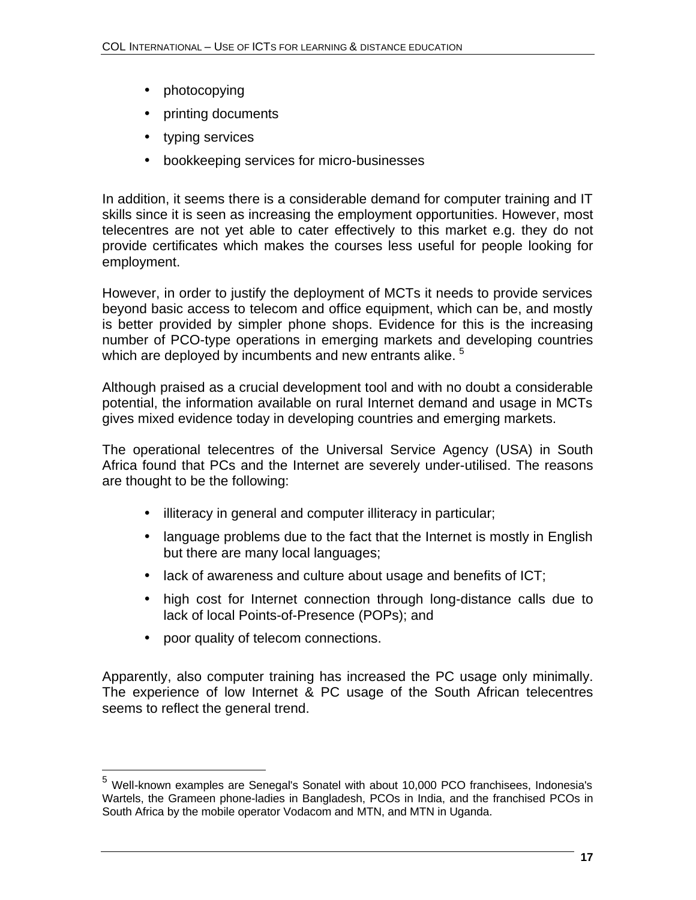- photocopying
- printing documents
- typing services
- bookkeeping services for micro-businesses

In addition, it seems there is a considerable demand for computer training and IT skills since it is seen as increasing the employment opportunities. However, most telecentres are not yet able to cater effectively to this market e.g. they do not provide certificates which makes the courses less useful for people looking for employment.

However, in order to justify the deployment of MCTs it needs to provide services beyond basic access to telecom and office equipment, which can be, and mostly is better provided by simpler phone shops. Evidence for this is the increasing number of PCO-type operations in emerging markets and developing countries which are deployed by incumbents and new entrants alike. [5]

Although praised as a crucial development tool and with no doubt a considerable potential, the information available on rural Internet demand and usage in MCTs gives mixed evidence today in developing countries and emerging markets.

The operational telecentres of the Universal Service Agency (USA) in South Africa found that PCs and the Internet are severely under-utilised. The reasons are thought to be the following:

- illiteracy in general and computer illiteracy in particular;
- language problems due to the fact that the Internet is mostly in English but there are many local languages;
- lack of awareness and culture about usage and benefits of ICT;
- high cost for Internet connection through long-distance calls due to lack of local Points-of-Presence (POPs); and
- poor quality of telecom connections.

Apparently, also computer training has increased the PC usage only minimally. The experience of low Internet & PC usage of the South African telecentres seems to reflect the general trend.

[5] Well-known examples are Senegal's Sonatel with about 10,000 PCO franchisees, Indonesia's Wartels, the Grameen phone-ladies in Bangladesh, PCOs in India, and the franchised PCOs in South Africa by the mobile operator Vodacom and MTN, and MTN in Uganda.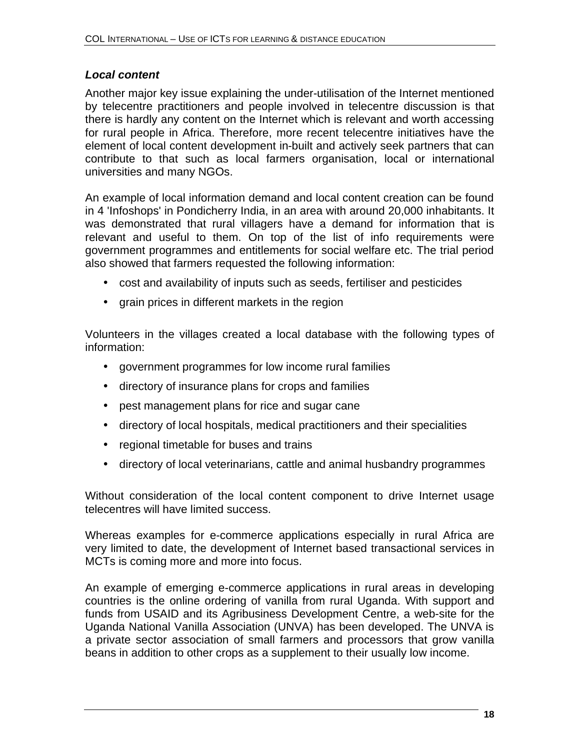***Local content***

Another major key issue explaining the under-utilisation of the Internet mentioned by telecentre practitioners and people involved in telecentre discussion is that there is hardly any content on the Internet which is relevant and worth accessing for rural people in Africa. Therefore, more recent telecentre initiatives have the element of local content development in-built and actively seek partners that can contribute to that such as local farmers organisation, local or international universities and many NGOs.

An example of local information demand and local content creation can be found in 4 'Infoshops' in Pondicherry India, in an area with around 20,000 inhabitants. It was demonstrated that rural villagers have a demand for information that is relevant and useful to them. On top of the list of info requirements were government programmes and entitlements for social welfare etc. The trial period also showed that farmers requested the following information:

- cost and availability of inputs such as seeds, fertiliser and pesticides
- grain prices in different markets in the region

Volunteers in the villages created a local database with the following types of information:

- government programmes for low income rural families
- directory of insurance plans for crops and families
- pest management plans for rice and sugar cane
- directory of local hospitals, medical practitioners and their specialities
- regional timetable for buses and trains
- directory of local veterinarians, cattle and animal husbandry programmes

Without consideration of the local content component to drive Internet usage telecentres will have limited success.

Whereas examples for e-commerce applications especially in rural Africa are very limited to date, the development of Internet based transactional services in MCTs is coming more and more into focus.

An example of emerging e-commerce applications in rural areas in developing countries is the online ordering of vanilla from rural Uganda. With support and funds from USAID and its Agribusiness Development Centre, a web-site for the Uganda National Vanilla Association (UNVA) has been developed. The UNVA is a private sector association of small farmers and processors that grow vanilla beans in addition to other crops as a supplement to their usually low income.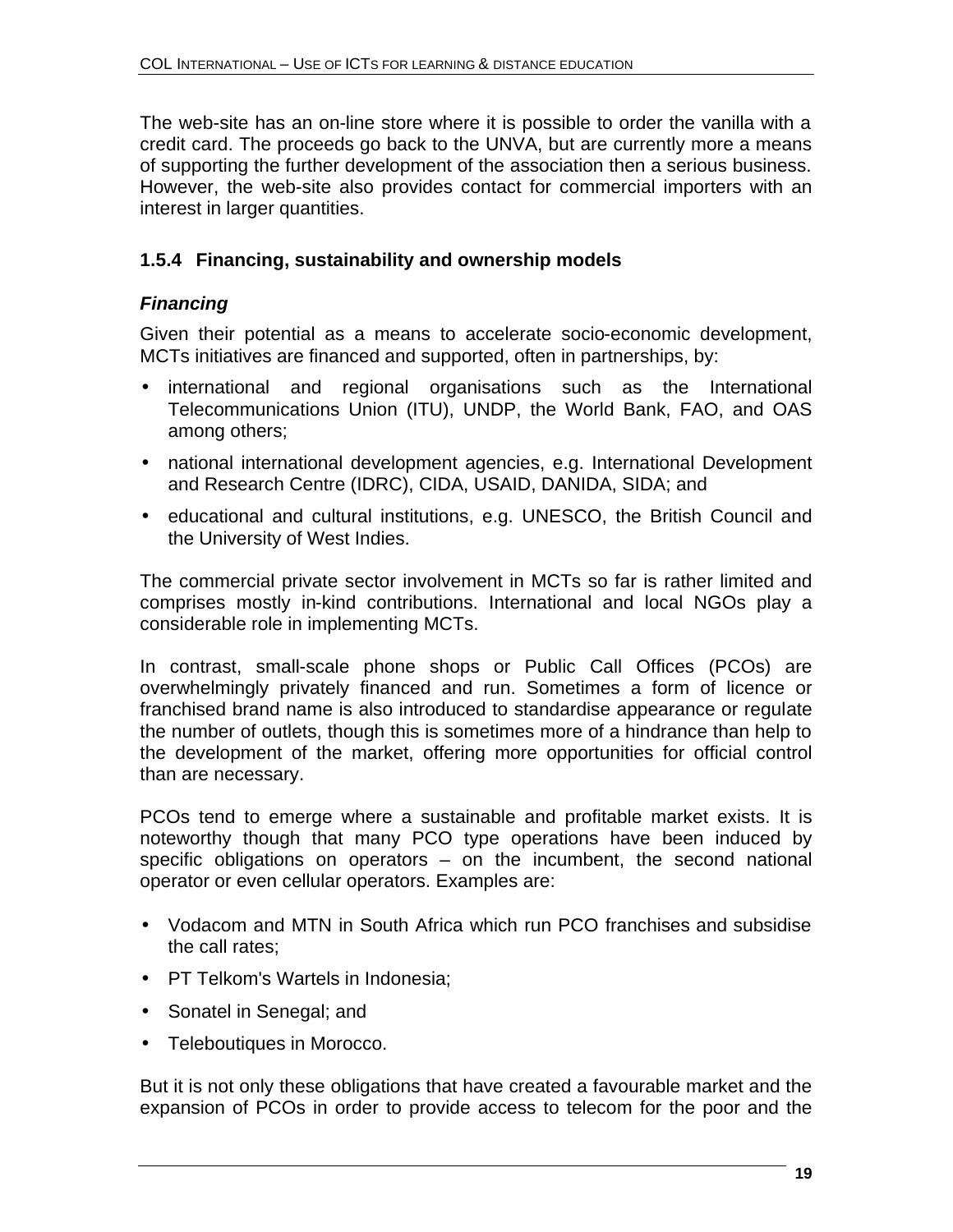The web-site has an on-line store where it is possible to order the vanilla with a credit card. The proceeds go back to the UNVA, but are currently more a means of supporting the further development of the association then a serious business. However, the web-site also provides contact for commercial importers with an interest in larger quantities.

### 1.5.4 Financing, sustainability and ownership models

***Financing***

Given their potential as a means to accelerate socio-economic development, MCTs initiatives are financed and supported, often in partnerships, by:

- international and regional organisations such as the International Telecommunications Union (ITU), UNDP, the World Bank, FAO, and OAS among others;
- national international development agencies, e.g. International Development and Research Centre (IDRC), CIDA, USAID, DANIDA, SIDA; and
- educational and cultural institutions, e.g. UNESCO, the British Council and the University of West Indies.

The commercial private sector involvement in MCTs so far is rather limited and comprises mostly in-kind contributions. International and local NGOs play a considerable role in implementing MCTs.

In contrast, small-scale phone shops or Public Call Offices (PCOs) are overwhelmingly privately financed and run. Sometimes a form of licence or franchised brand name is also introduced to standardise appearance or regulate the number of outlets, though this is sometimes more of a hindrance than help to the development of the market, offering more opportunities for official control than are necessary.

PCOs tend to emerge where a sustainable and profitable market exists. It is noteworthy though that many PCO type operations have been induced by specific obligations on operators – on the incumbent, the second national operator or even cellular operators. Examples are:

- Vodacom and MTN in South Africa which run PCO franchises and subsidise the call rates;
- PT Telkom's Wartels in Indonesia;
- Sonatel in Senegal; and
- Teleboutiques in Morocco.

But it is not only these obligations that have created a favourable market and the expansion of PCOs in order to provide access to telecom for the poor and the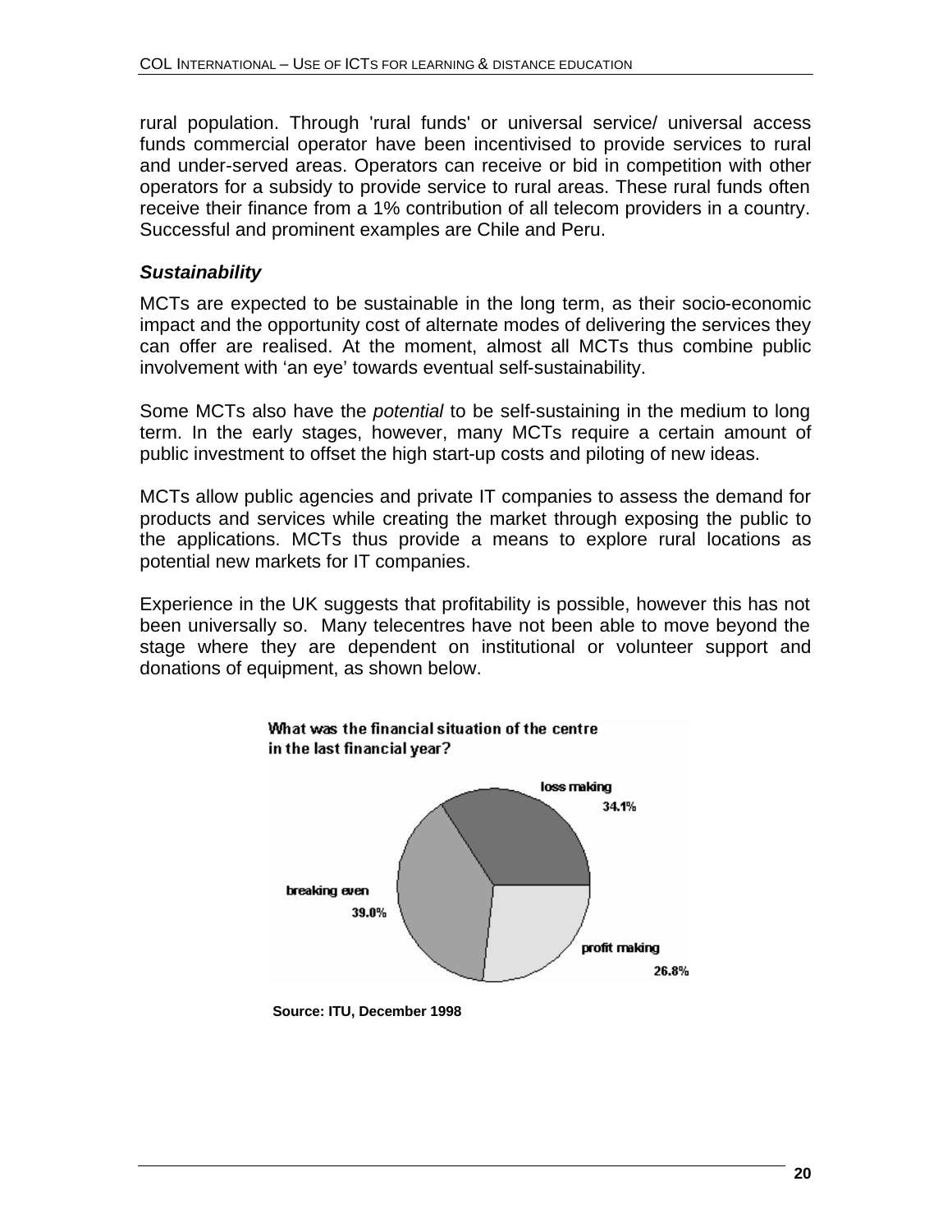rural population. Through 'rural funds' or universal service/ universal access funds commercial operator have been incentivised to provide services to rural and under-served areas. Operators can receive or bid in competition with other operators for a subsidy to provide service to rural areas. These rural funds often receive their finance from a 1% contribution of all telecom providers in a country. Successful and prominent examples are Chile and Peru.

### *Sustainability*

MCTs are expected to be sustainable in the long term, as their socio-economic impact and the opportunity cost of alternate modes of delivering the services they can offer are realised. At the moment, almost all MCTs thus combine public involvement with 'an eye' towards eventual self-sustainability.

Some MCTs also have the *potential* to be self-sustaining in the medium to long term. In the early stages, however, many MCTs require a certain amount of public investment to offset the high start-up costs and piloting of new ideas.

MCTs allow public agencies and private IT companies to assess the demand for products and services while creating the market through exposing the public to the applications. MCTs thus provide a means to explore rural locations as potential new markets for IT companies.

Experience in the UK suggests that profitability is possible, however this has not been universally so. Many telecentres have not been able to move beyond the stage where they are dependent on institutional or volunteer support and donations of equipment, as shown below.

**What was the financial situation of the centre in the last financial year?**

| Financial situation | Share |
| --- | --- |
| loss making | 34.1% |
| breaking even | 39.0% |
| profit making | 26.8% |

**Source: ITU, December 1998**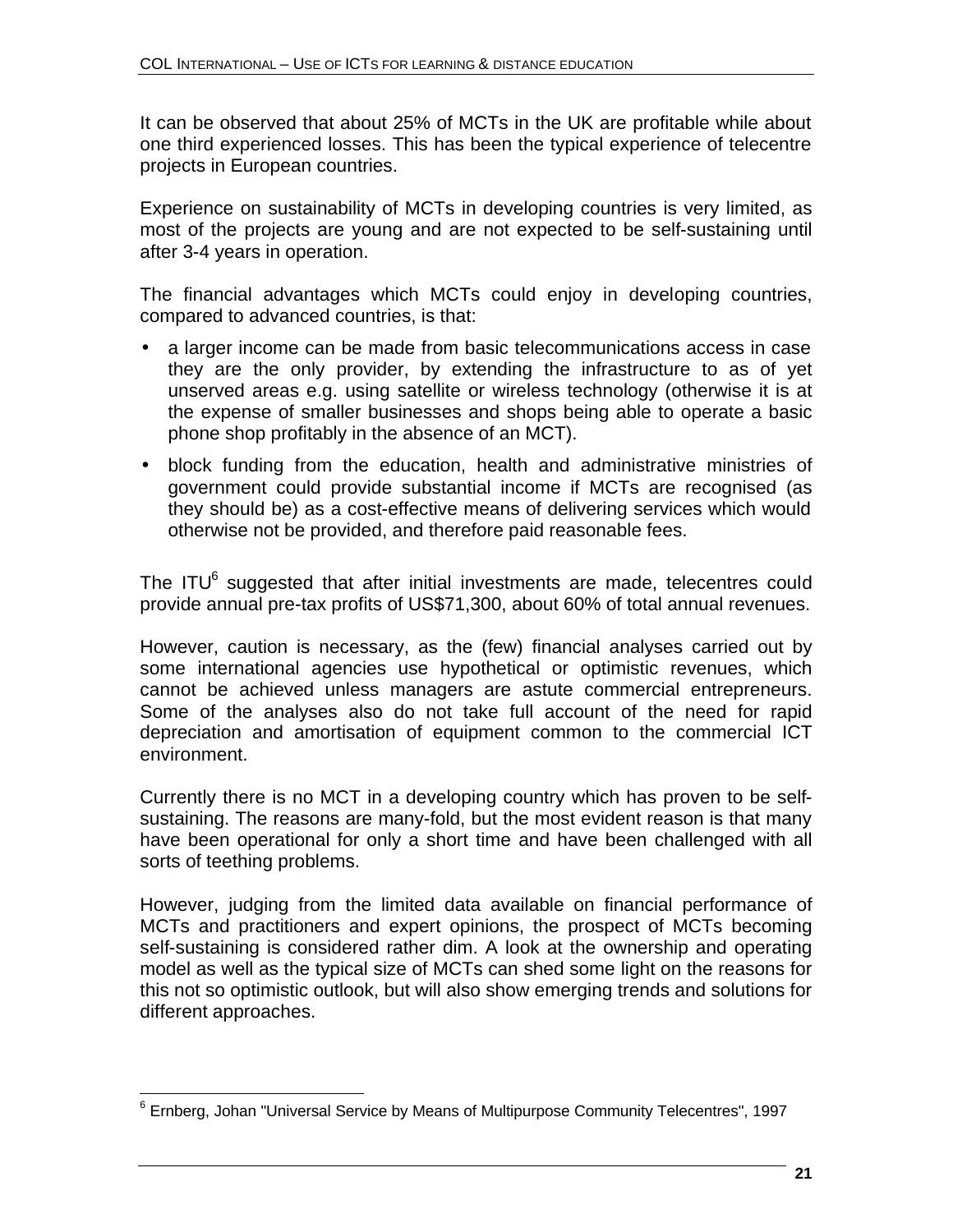It can be observed that about 25% of MCTs in the UK are profitable while about one third experienced losses. This has been the typical experience of telecentre projects in European countries.

Experience on sustainability of MCTs in developing countries is very limited, as most of the projects are young and are not expected to be self-sustaining until after 3-4 years in operation.

The financial advantages which MCTs could enjoy in developing countries, compared to advanced countries, is that:

- a larger income can be made from basic telecommunications access in case they are the only provider, by extending the infrastructure to as of yet unserved areas e.g. using satellite or wireless technology (otherwise it is at the expense of smaller businesses and shops being able to operate a basic phone shop profitably in the absence of an MCT).
- block funding from the education, health and administrative ministries of government could provide substantial income if MCTs are recognised (as they should be) as a cost-effective means of delivering services which would otherwise not be provided, and therefore paid reasonable fees.

The ITU[6] suggested that after initial investments are made, telecentres could provide annual pre-tax profits of US$71,300, about 60% of total annual revenues.

However, caution is necessary, as the (few) financial analyses carried out by some international agencies use hypothetical or optimistic revenues, which cannot be achieved unless managers are astute commercial entrepreneurs. Some of the analyses also do not take full account of the need for rapid depreciation and amortisation of equipment common to the commercial ICT environment.

Currently there is no MCT in a developing country which has proven to be self-sustaining. The reasons are many-fold, but the most evident reason is that many have been operational for only a short time and have been challenged with all sorts of teething problems.

However, judging from the limited data available on financial performance of MCTs and practitioners and expert opinions, the prospect of MCTs becoming self-sustaining is considered rather dim. A look at the ownership and operating model as well as the typical size of MCTs can shed some light on the reasons for this not so optimistic outlook, but will also show emerging trends and solutions for different approaches.

[6] Ernberg, Johan "Universal Service by Means of Multipurpose Community Telecentres", 1997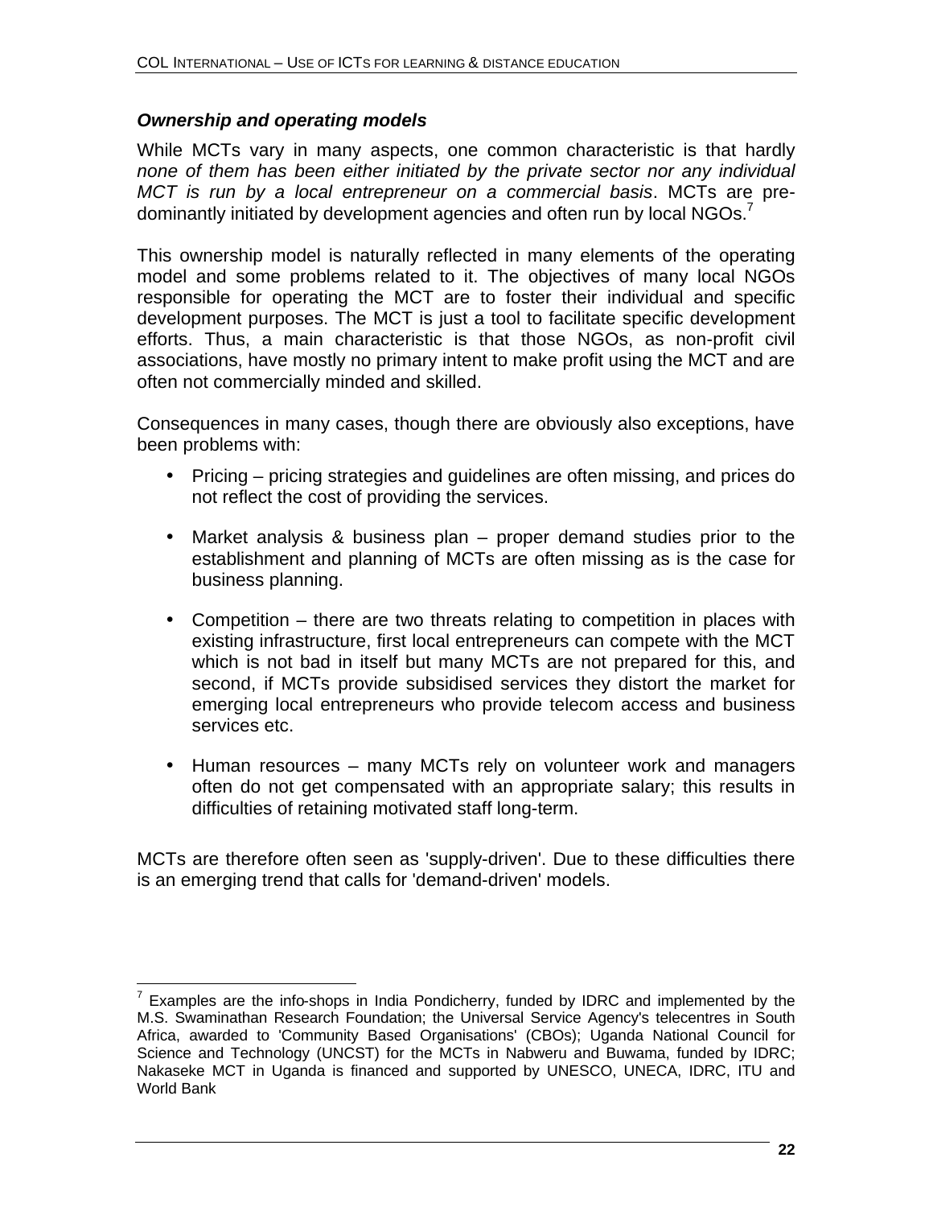### *Ownership and operating models*

While MCTs vary in many aspects, one common characteristic is that hardly *none of them has been either initiated by the private sector nor any individual MCT is run by a local entrepreneur on a commercial basis*. MCTs are pre-dominantly initiated by development agencies and often run by local NGOs.[7]

This ownership model is naturally reflected in many elements of the operating model and some problems related to it. The objectives of many local NGOs responsible for operating the MCT are to foster their individual and specific development purposes. The MCT is just a tool to facilitate specific development efforts. Thus, a main characteristic is that those NGOs, as non-profit civil associations, have mostly no primary intent to make profit using the MCT and are often not commercially minded and skilled.

Consequences in many cases, though there are obviously also exceptions, have been problems with:

- Pricing – pricing strategies and guidelines are often missing, and prices do not reflect the cost of providing the services.
- Market analysis & business plan – proper demand studies prior to the establishment and planning of MCTs are often missing as is the case for business planning.
- Competition – there are two threats relating to competition in places with existing infrastructure, first local entrepreneurs can compete with the MCT which is not bad in itself but many MCTs are not prepared for this, and second, if MCTs provide subsidised services they distort the market for emerging local entrepreneurs who provide telecom access and business services etc.
- Human resources – many MCTs rely on volunteer work and managers often do not get compensated with an appropriate salary; this results in difficulties of retaining motivated staff long-term.

MCTs are therefore often seen as 'supply-driven'. Due to these difficulties there is an emerging trend that calls for 'demand-driven' models.

---

[7] Examples are the info-shops in India Pondicherry, funded by IDRC and implemented by the M.S. Swaminathan Research Foundation; the Universal Service Agency's telecentres in South Africa, awarded to 'Community Based Organisations' (CBOs); Uganda National Council for Science and Technology (UNCST) for the MCTs in Nabweru and Buwama, funded by IDRC; Nakaseke MCT in Uganda is financed and supported by UNESCO, UNECA, IDRC, ITU and World Bank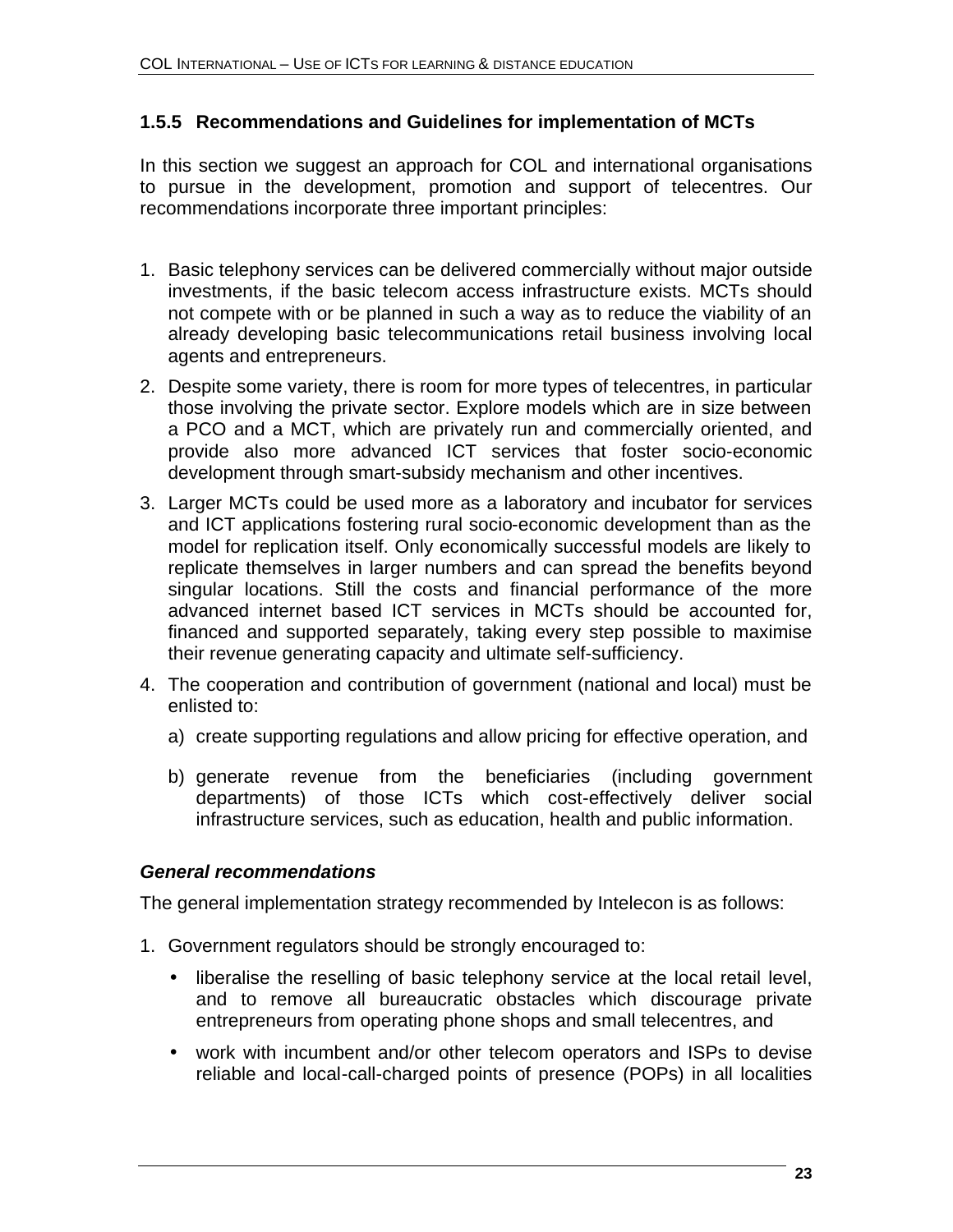### 1.5.5 Recommendations and Guidelines for implementation of MCTs

In this section we suggest an approach for COL and international organisations to pursue in the development, promotion and support of telecentres. Our recommendations incorporate three important principles:

1. Basic telephony services can be delivered commercially without major outside investments, if the basic telecom access infrastructure exists. MCTs should not compete with or be planned in such a way as to reduce the viability of an already developing basic telecommunications retail business involving local agents and entrepreneurs.
2. Despite some variety, there is room for more types of telecentres, in particular those involving the private sector. Explore models which are in size between a PCO and a MCT, which are privately run and commercially oriented, and provide also more advanced ICT services that foster socio-economic development through smart-subsidy mechanism and other incentives.
3. Larger MCTs could be used more as a laboratory and incubator for services and ICT applications fostering rural socio-economic development than as the model for replication itself. Only economically successful models are likely to replicate themselves in larger numbers and can spread the benefits beyond singular locations. Still the costs and financial performance of the more advanced internet based ICT services in MCTs should be accounted for, financed and supported separately, taking every step possible to maximise their revenue generating capacity and ultimate self-sufficiency.
4. The cooperation and contribution of government (national and local) must be enlisted to:
   a) create supporting regulations and allow pricing for effective operation, and
   b) generate revenue from the beneficiaries (including government departments) of those ICTs which cost-effectively deliver social infrastructure services, such as education, health and public information.

#### *General recommendations*

The general implementation strategy recommended by Intelecon is as follows:

1. Government regulators should be strongly encouraged to:
   - liberalise the reselling of basic telephony service at the local retail level, and to remove all bureaucratic obstacles which discourage private entrepreneurs from operating phone shops and small telecentres, and
   - work with incumbent and/or other telecom operators and ISPs to devise reliable and local-call-charged points of presence (POPs) in all localities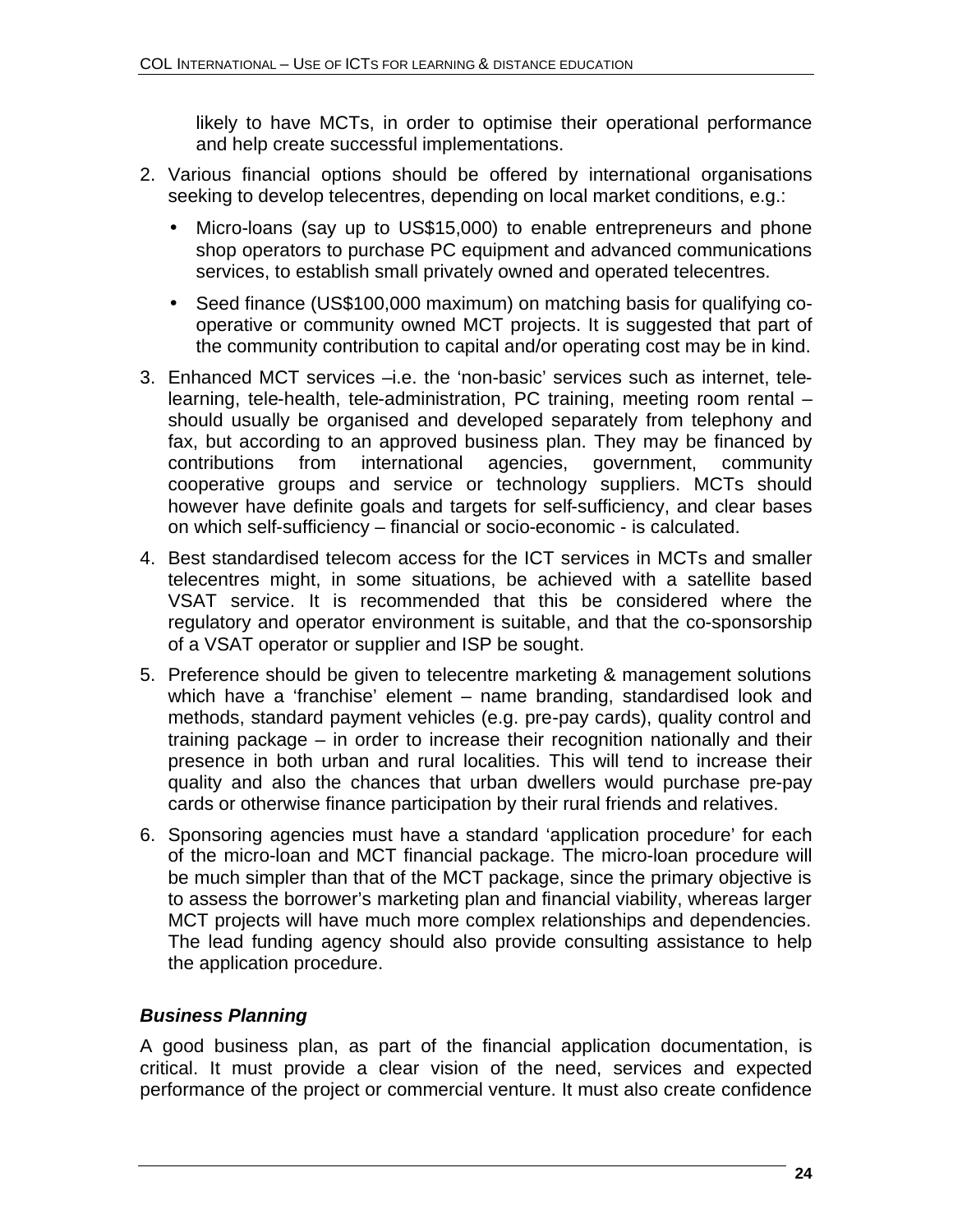likely to have MCTs, in order to optimise their operational performance and help create successful implementations.

2. Various financial options should be offered by international organisations seeking to develop telecentres, depending on local market conditions, e.g.:
   - Micro-loans (say up to US$15,000) to enable entrepreneurs and phone shop operators to purchase PC equipment and advanced communications services, to establish small privately owned and operated telecentres.
   - Seed finance (US$100,000 maximum) on matching basis for qualifying co-operative or community owned MCT projects. It is suggested that part of the community contribution to capital and/or operating cost may be in kind.
3. Enhanced MCT services –i.e. the 'non-basic' services such as internet, tele-learning, tele-health, tele-administration, PC training, meeting room rental – should usually be organised and developed separately from telephony and fax, but according to an approved business plan. They may be financed by contributions from international agencies, government, community cooperative groups and service or technology suppliers. MCTs should however have definite goals and targets for self-sufficiency, and clear bases on which self-sufficiency – financial or socio-economic - is calculated.
4. Best standardised telecom access for the ICT services in MCTs and smaller telecentres might, in some situations, be achieved with a satellite based VSAT service. It is recommended that this be considered where the regulatory and operator environment is suitable, and that the co-sponsorship of a VSAT operator or supplier and ISP be sought.
5. Preference should be given to telecentre marketing & management solutions which have a 'franchise' element – name branding, standardised look and methods, standard payment vehicles (e.g. pre-pay cards), quality control and training package – in order to increase their recognition nationally and their presence in both urban and rural localities. This will tend to increase their quality and also the chances that urban dwellers would purchase pre-pay cards or otherwise finance participation by their rural friends and relatives.
6. Sponsoring agencies must have a standard 'application procedure' for each of the micro-loan and MCT financial package. The micro-loan procedure will be much simpler than that of the MCT package, since the primary objective is to assess the borrower's marketing plan and financial viability, whereas larger MCT projects will have much more complex relationships and dependencies. The lead funding agency should also provide consulting assistance to help the application procedure.

### *Business Planning*

A good business plan, as part of the financial application documentation, is critical. It must provide a clear vision of the need, services and expected performance of the project or commercial venture. It must also create confidence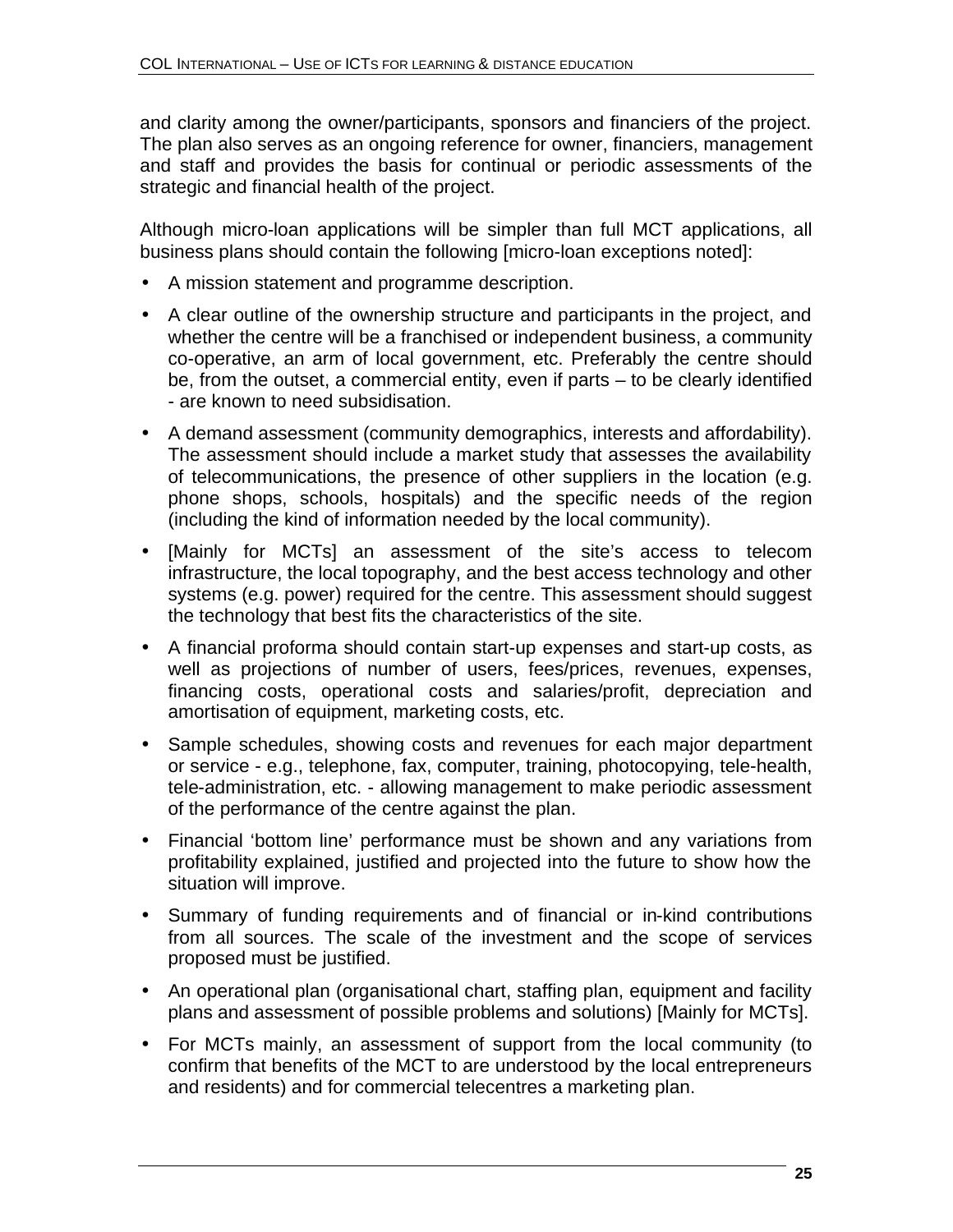and clarity among the owner/participants, sponsors and financiers of the project. The plan also serves as an ongoing reference for owner, financiers, management and staff and provides the basis for continual or periodic assessments of the strategic and financial health of the project.

Although micro-loan applications will be simpler than full MCT applications, all business plans should contain the following [micro-loan exceptions noted]:

- A mission statement and programme description.
- A clear outline of the ownership structure and participants in the project, and whether the centre will be a franchised or independent business, a community co-operative, an arm of local government, etc. Preferably the centre should be, from the outset, a commercial entity, even if parts – to be clearly identified - are known to need subsidisation.
- A demand assessment (community demographics, interests and affordability). The assessment should include a market study that assesses the availability of telecommunications, the presence of other suppliers in the location (e.g. phone shops, schools, hospitals) and the specific needs of the region (including the kind of information needed by the local community).
- [Mainly for MCTs] an assessment of the site's access to telecom infrastructure, the local topography, and the best access technology and other systems (e.g. power) required for the centre. This assessment should suggest the technology that best fits the characteristics of the site.
- A financial proforma should contain start-up expenses and start-up costs, as well as projections of number of users, fees/prices, revenues, expenses, financing costs, operational costs and salaries/profit, depreciation and amortisation of equipment, marketing costs, etc.
- Sample schedules, showing costs and revenues for each major department or service - e.g., telephone, fax, computer, training, photocopying, tele-health, tele-administration, etc. - allowing management to make periodic assessment of the performance of the centre against the plan.
- Financial 'bottom line' performance must be shown and any variations from profitability explained, justified and projected into the future to show how the situation will improve.
- Summary of funding requirements and of financial or in-kind contributions from all sources. The scale of the investment and the scope of services proposed must be justified.
- An operational plan (organisational chart, staffing plan, equipment and facility plans and assessment of possible problems and solutions) [Mainly for MCTs].
- For MCTs mainly, an assessment of support from the local community (to confirm that benefits of the MCT to are understood by the local entrepreneurs and residents) and for commercial telecentres a marketing plan.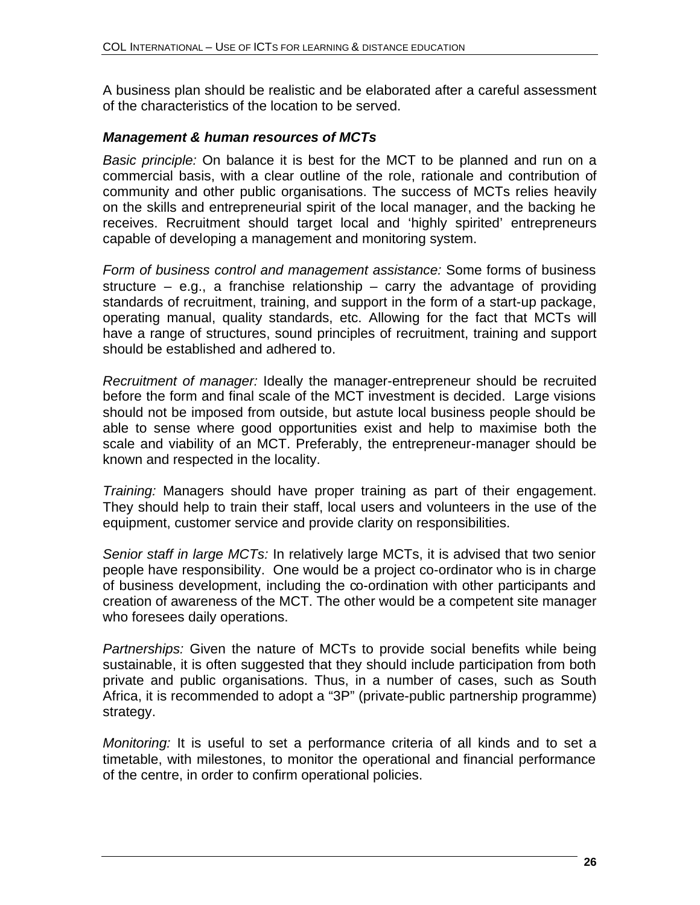A business plan should be realistic and be elaborated after a careful assessment of the characteristics of the location to be served.

### *Management & human resources of MCTs*

*Basic principle:* On balance it is best for the MCT to be planned and run on a commercial basis, with a clear outline of the role, rationale and contribution of community and other public organisations. The success of MCTs relies heavily on the skills and entrepreneurial spirit of the local manager, and the backing he receives. Recruitment should target local and 'highly spirited' entrepreneurs capable of developing a management and monitoring system.

*Form of business control and management assistance:* Some forms of business structure – e.g., a franchise relationship – carry the advantage of providing standards of recruitment, training, and support in the form of a start-up package, operating manual, quality standards, etc. Allowing for the fact that MCTs will have a range of structures, sound principles of recruitment, training and support should be established and adhered to.

*Recruitment of manager:* Ideally the manager-entrepreneur should be recruited before the form and final scale of the MCT investment is decided. Large visions should not be imposed from outside, but astute local business people should be able to sense where good opportunities exist and help to maximise both the scale and viability of an MCT. Preferably, the entrepreneur-manager should be known and respected in the locality.

*Training:* Managers should have proper training as part of their engagement. They should help to train their staff, local users and volunteers in the use of the equipment, customer service and provide clarity on responsibilities.

*Senior staff in large MCTs:* In relatively large MCTs, it is advised that two senior people have responsibility. One would be a project co-ordinator who is in charge of business development, including the co-ordination with other participants and creation of awareness of the MCT. The other would be a competent site manager who foresees daily operations.

*Partnerships:* Given the nature of MCTs to provide social benefits while being sustainable, it is often suggested that they should include participation from both private and public organisations. Thus, in a number of cases, such as South Africa, it is recommended to adopt a "3P" (private-public partnership programme) strategy.

*Monitoring:* It is useful to set a performance criteria of all kinds and to set a timetable, with milestones, to monitor the operational and financial performance of the centre, in order to confirm operational policies.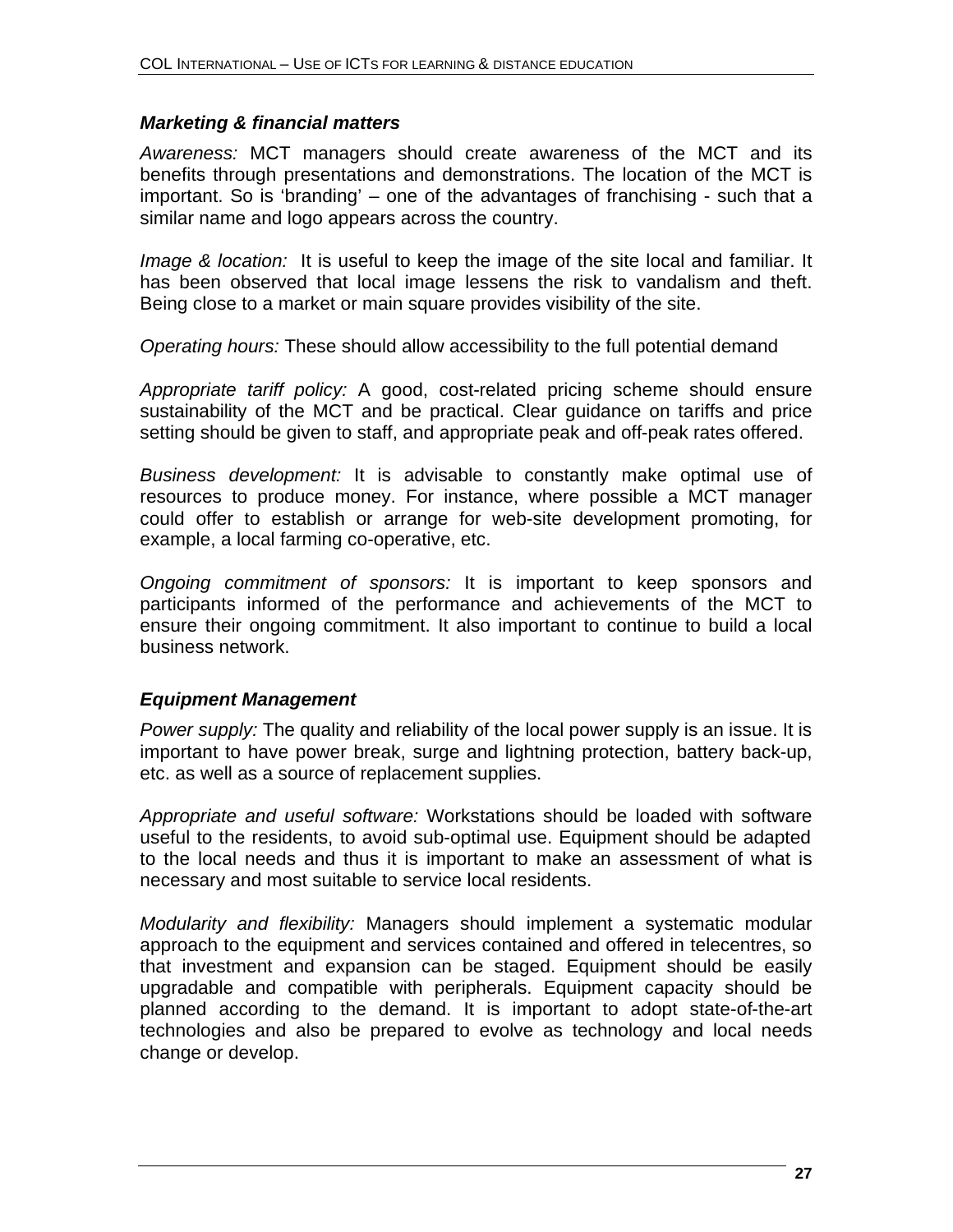### *Marketing & financial matters*

*Awareness:* MCT managers should create awareness of the MCT and its benefits through presentations and demonstrations. The location of the MCT is important. So is 'branding' – one of the advantages of franchising - such that a similar name and logo appears across the country.

*Image & location:* It is useful to keep the image of the site local and familiar. It has been observed that local image lessens the risk to vandalism and theft. Being close to a market or main square provides visibility of the site.

*Operating hours:* These should allow accessibility to the full potential demand

*Appropriate tariff policy:* A good, cost-related pricing scheme should ensure sustainability of the MCT and be practical. Clear guidance on tariffs and price setting should be given to staff, and appropriate peak and off-peak rates offered.

*Business development:* It is advisable to constantly make optimal use of resources to produce money. For instance, where possible a MCT manager could offer to establish or arrange for web-site development promoting, for example, a local farming co-operative, etc.

*Ongoing commitment of sponsors:* It is important to keep sponsors and participants informed of the performance and achievements of the MCT to ensure their ongoing commitment. It also important to continue to build a local business network.

### *Equipment Management*

*Power supply:* The quality and reliability of the local power supply is an issue. It is important to have power break, surge and lightning protection, battery back-up, etc. as well as a source of replacement supplies.

*Appropriate and useful software:* Workstations should be loaded with software useful to the residents, to avoid sub-optimal use. Equipment should be adapted to the local needs and thus it is important to make an assessment of what is necessary and most suitable to service local residents.

*Modularity and flexibility:* Managers should implement a systematic modular approach to the equipment and services contained and offered in telecentres, so that investment and expansion can be staged. Equipment should be easily upgradable and compatible with peripherals. Equipment capacity should be planned according to the demand. It is important to adopt state-of-the-art technologies and also be prepared to evolve as technology and local needs change or develop.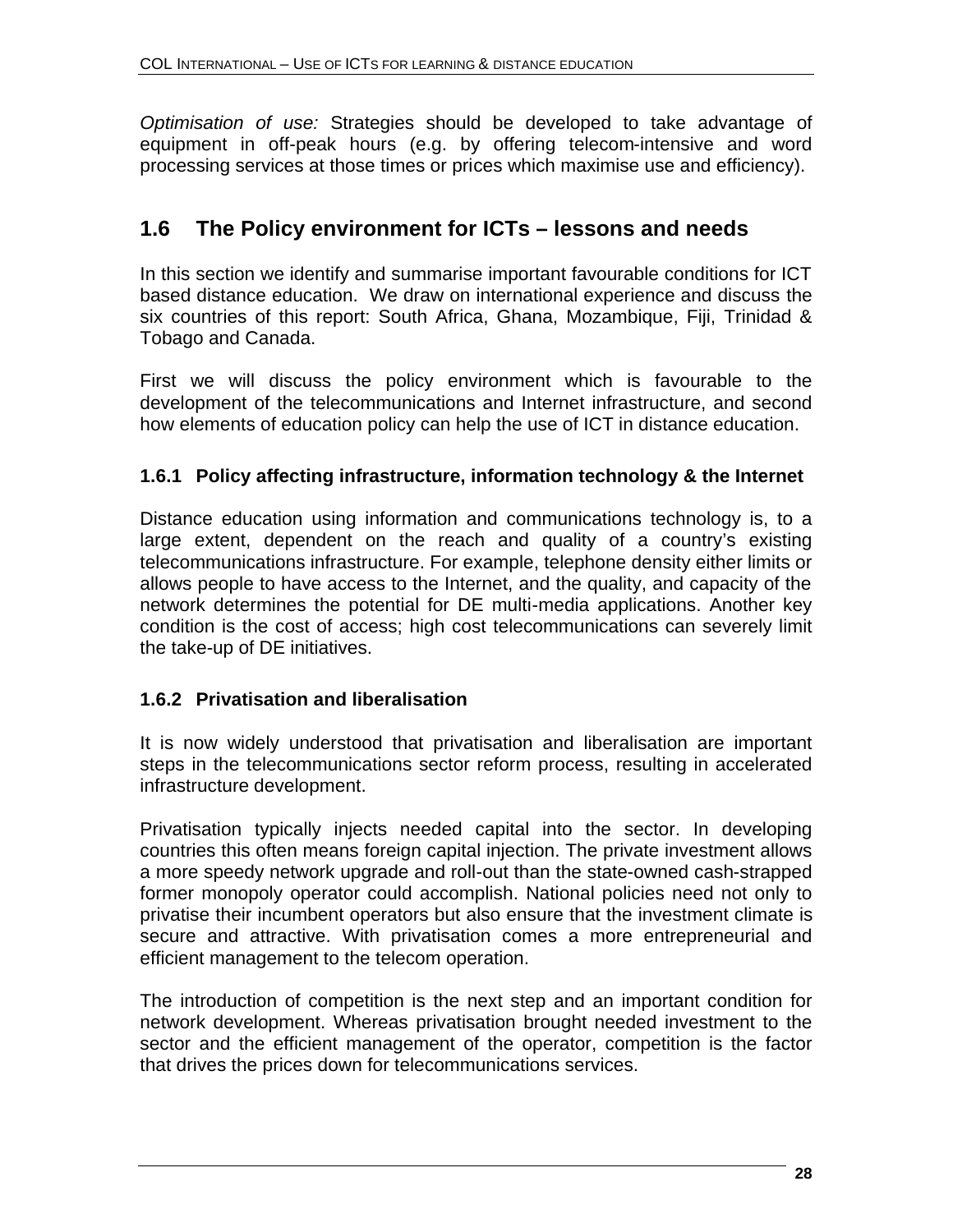*Optimisation of use:* Strategies should be developed to take advantage of equipment in off-peak hours (e.g. by offering telecom-intensive and word processing services at those times or prices which maximise use and efficiency).

## 1.6 The Policy environment for ICTs – lessons and needs

In this section we identify and summarise important favourable conditions for ICT based distance education. We draw on international experience and discuss the six countries of this report: South Africa, Ghana, Mozambique, Fiji, Trinidad & Tobago and Canada.

First we will discuss the policy environment which is favourable to the development of the telecommunications and Internet infrastructure, and second how elements of education policy can help the use of ICT in distance education.

### 1.6.1 Policy affecting infrastructure, information technology & the Internet

Distance education using information and communications technology is, to a large extent, dependent on the reach and quality of a country's existing telecommunications infrastructure. For example, telephone density either limits or allows people to have access to the Internet, and the quality, and capacity of the network determines the potential for DE multi-media applications. Another key condition is the cost of access; high cost telecommunications can severely limit the take-up of DE initiatives.

### 1.6.2 Privatisation and liberalisation

It is now widely understood that privatisation and liberalisation are important steps in the telecommunications sector reform process, resulting in accelerated infrastructure development.

Privatisation typically injects needed capital into the sector. In developing countries this often means foreign capital injection. The private investment allows a more speedy network upgrade and roll-out than the state-owned cash-strapped former monopoly operator could accomplish. National policies need not only to privatise their incumbent operators but also ensure that the investment climate is secure and attractive. With privatisation comes a more entrepreneurial and efficient management to the telecom operation.

The introduction of competition is the next step and an important condition for network development. Whereas privatisation brought needed investment to the sector and the efficient management of the operator, competition is the factor that drives the prices down for telecommunications services.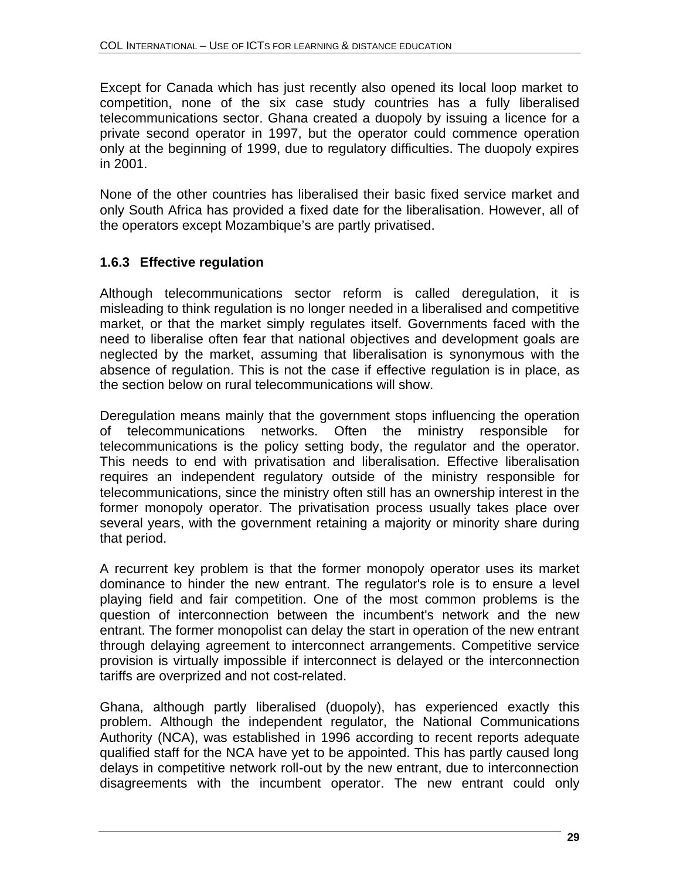Except for Canada which has just recently also opened its local loop market to competition, none of the six case study countries has a fully liberalised telecommunications sector. Ghana created a duopoly by issuing a licence for a private second operator in 1997, but the operator could commence operation only at the beginning of 1999, due to regulatory difficulties. The duopoly expires in 2001.

None of the other countries has liberalised their basic fixed service market and only South Africa has provided a fixed date for the liberalisation. However, all of the operators except Mozambique's are partly privatised.

### 1.6.3 Effective regulation

Although telecommunications sector reform is called deregulation, it is misleading to think regulation is no longer needed in a liberalised and competitive market, or that the market simply regulates itself. Governments faced with the need to liberalise often fear that national objectives and development goals are neglected by the market, assuming that liberalisation is synonymous with the absence of regulation. This is not the case if effective regulation is in place, as the section below on rural telecommunications will show.

Deregulation means mainly that the government stops influencing the operation of telecommunications networks. Often the ministry responsible for telecommunications is the policy setting body, the regulator and the operator. This needs to end with privatisation and liberalisation. Effective liberalisation requires an independent regulatory outside of the ministry responsible for telecommunications, since the ministry often still has an ownership interest in the former monopoly operator. The privatisation process usually takes place over several years, with the government retaining a majority or minority share during that period.

A recurrent key problem is that the former monopoly operator uses its market dominance to hinder the new entrant. The regulator's role is to ensure a level playing field and fair competition. One of the most common problems is the question of interconnection between the incumbent's network and the new entrant. The former monopolist can delay the start in operation of the new entrant through delaying agreement to interconnect arrangements. Competitive service provision is virtually impossible if interconnect is delayed or the interconnection tariffs are overprized and not cost-related.

Ghana, although partly liberalised (duopoly), has experienced exactly this problem. Although the independent regulator, the National Communications Authority (NCA), was established in 1996 according to recent reports adequate qualified staff for the NCA have yet to be appointed. This has partly caused long delays in competitive network roll-out by the new entrant, due to interconnection disagreements with the incumbent operator. The new entrant could only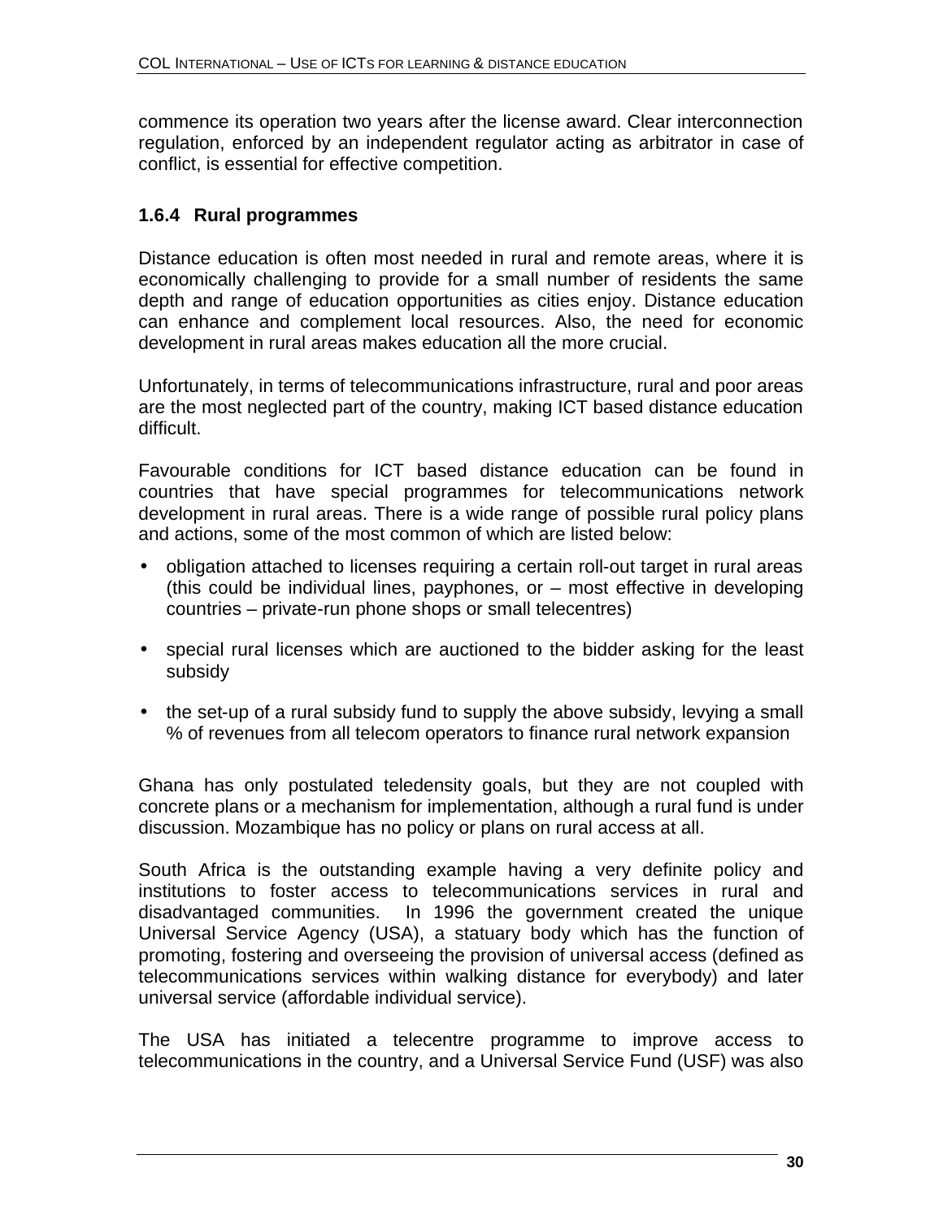commence its operation two years after the license award. Clear interconnection regulation, enforced by an independent regulator acting as arbitrator in case of conflict, is essential for effective competition.

### 1.6.4 Rural programmes

Distance education is often most needed in rural and remote areas, where it is economically challenging to provide for a small number of residents the same depth and range of education opportunities as cities enjoy. Distance education can enhance and complement local resources. Also, the need for economic development in rural areas makes education all the more crucial.

Unfortunately, in terms of telecommunications infrastructure, rural and poor areas are the most neglected part of the country, making ICT based distance education difficult.

Favourable conditions for ICT based distance education can be found in countries that have special programmes for telecommunications network development in rural areas. There is a wide range of possible rural policy plans and actions, some of the most common of which are listed below:

- obligation attached to licenses requiring a certain roll-out target in rural areas (this could be individual lines, payphones, or – most effective in developing countries – private-run phone shops or small telecentres)
- special rural licenses which are auctioned to the bidder asking for the least subsidy
- the set-up of a rural subsidy fund to supply the above subsidy, levying a small % of revenues from all telecom operators to finance rural network expansion

Ghana has only postulated teledensity goals, but they are not coupled with concrete plans or a mechanism for implementation, although a rural fund is under discussion. Mozambique has no policy or plans on rural access at all.

South Africa is the outstanding example having a very definite policy and institutions to foster access to telecommunications services in rural and disadvantaged communities. In 1996 the government created the unique Universal Service Agency (USA), a statuary body which has the function of promoting, fostering and overseeing the provision of universal access (defined as telecommunications services within walking distance for everybody) and later universal service (affordable individual service).

The USA has initiated a telecentre programme to improve access to telecommunications in the country, and a Universal Service Fund (USF) was also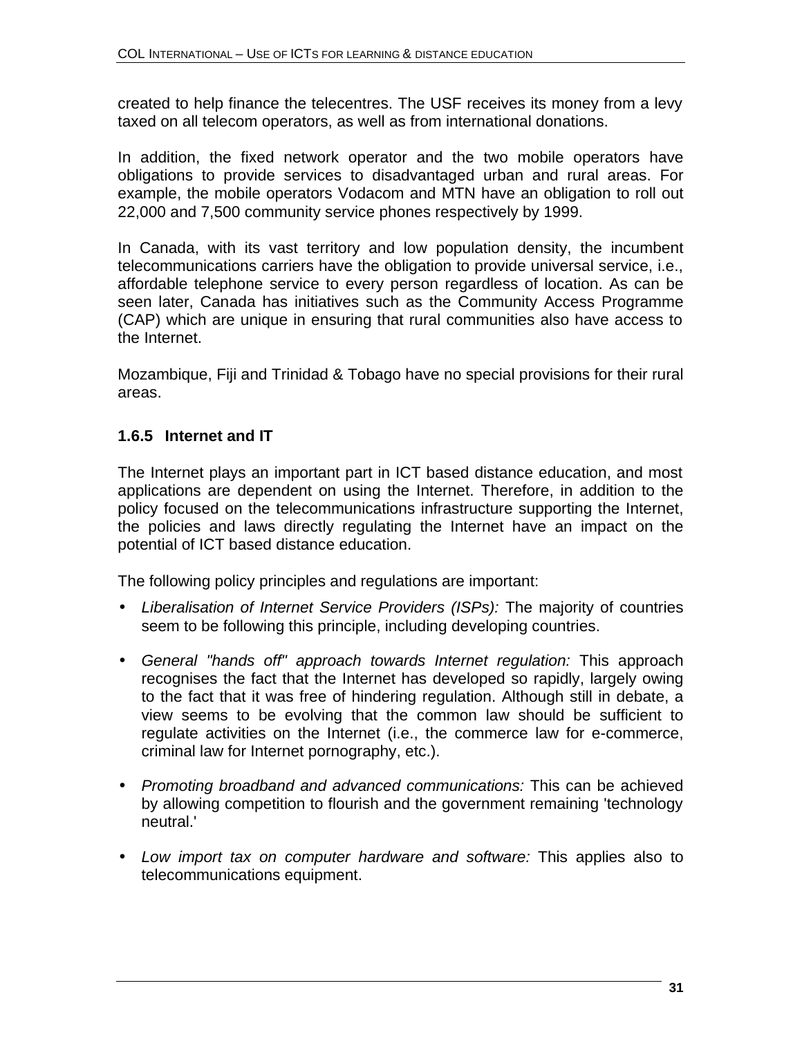created to help finance the telecentres. The USF receives its money from a levy taxed on all telecom operators, as well as from international donations.

In addition, the fixed network operator and the two mobile operators have obligations to provide services to disadvantaged urban and rural areas. For example, the mobile operators Vodacom and MTN have an obligation to roll out 22,000 and 7,500 community service phones respectively by 1999.

In Canada, with its vast territory and low population density, the incumbent telecommunications carriers have the obligation to provide universal service, i.e., affordable telephone service to every person regardless of location. As can be seen later, Canada has initiatives such as the Community Access Programme (CAP) which are unique in ensuring that rural communities also have access to the Internet.

Mozambique, Fiji and Trinidad & Tobago have no special provisions for their rural areas.

### 1.6.5 Internet and IT

The Internet plays an important part in ICT based distance education, and most applications are dependent on using the Internet. Therefore, in addition to the policy focused on the telecommunications infrastructure supporting the Internet, the policies and laws directly regulating the Internet have an impact on the potential of ICT based distance education.

The following policy principles and regulations are important:

- *Liberalisation of Internet Service Providers (ISPs):* The majority of countries seem to be following this principle, including developing countries.
- *General "hands off" approach towards Internet regulation:* This approach recognises the fact that the Internet has developed so rapidly, largely owing to the fact that it was free of hindering regulation. Although still in debate, a view seems to be evolving that the common law should be sufficient to regulate activities on the Internet (i.e., the commerce law for e-commerce, criminal law for Internet pornography, etc.).
- *Promoting broadband and advanced communications:* This can be achieved by allowing competition to flourish and the government remaining 'technology neutral.'
- *Low import tax on computer hardware and software:* This applies also to telecommunications equipment.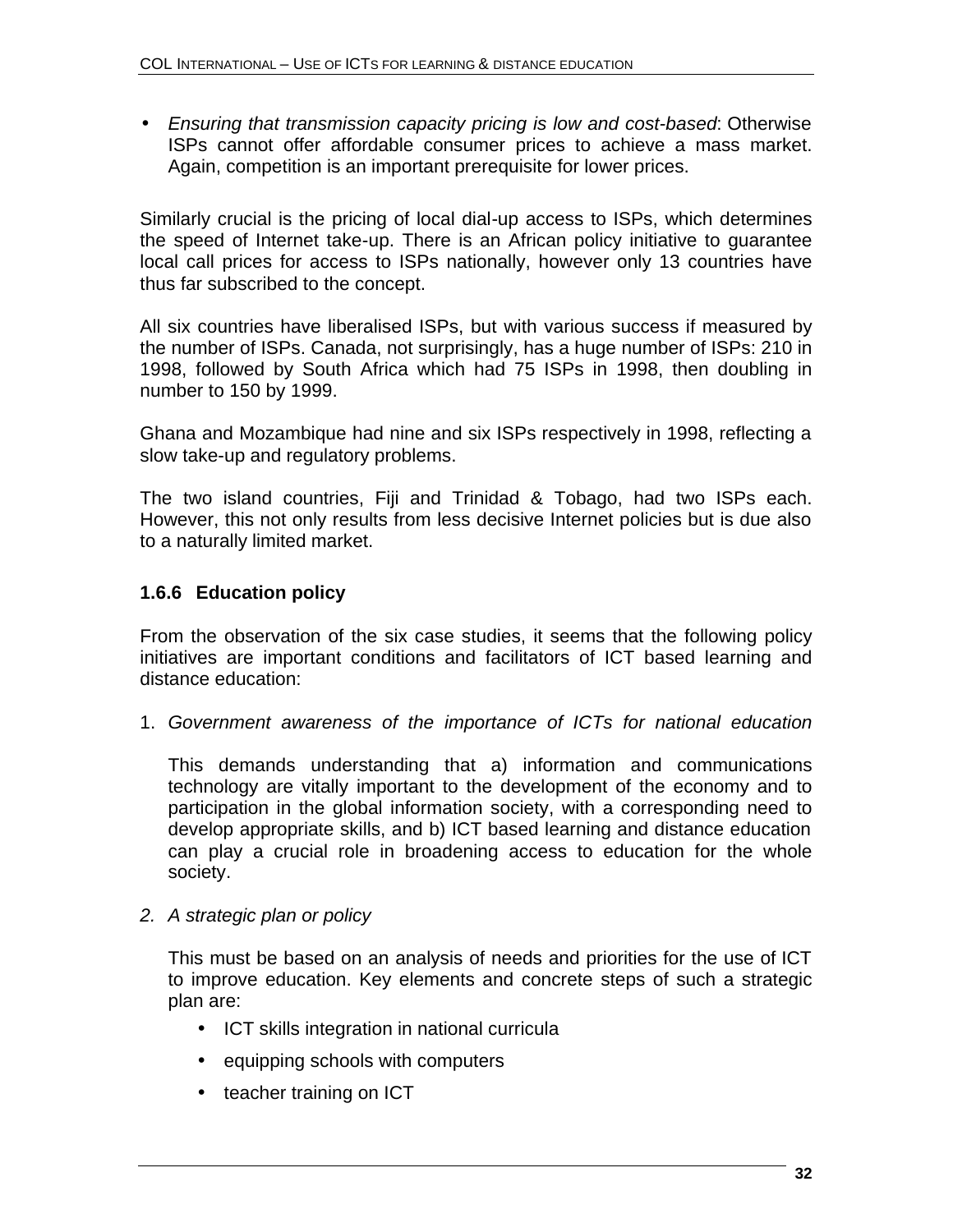- *Ensuring that transmission capacity pricing is low and cost-based*: Otherwise ISPs cannot offer affordable consumer prices to achieve a mass market. Again, competition is an important prerequisite for lower prices.

Similarly crucial is the pricing of local dial-up access to ISPs, which determines the speed of Internet take-up. There is an African policy initiative to guarantee local call prices for access to ISPs nationally, however only 13 countries have thus far subscribed to the concept.

All six countries have liberalised ISPs, but with various success if measured by the number of ISPs. Canada, not surprisingly, has a huge number of ISPs: 210 in 1998, followed by South Africa which had 75 ISPs in 1998, then doubling in number to 150 by 1999.

Ghana and Mozambique had nine and six ISPs respectively in 1998, reflecting a slow take-up and regulatory problems.

The two island countries, Fiji and Trinidad & Tobago, had two ISPs each. However, this not only results from less decisive Internet policies but is due also to a naturally limited market.

### 1.6.6 Education policy

From the observation of the six case studies, it seems that the following policy initiatives are important conditions and facilitators of ICT based learning and distance education:

1. *Government awareness of the importance of ICTs for national education*

   This demands understanding that a) information and communications technology are vitally important to the development of the economy and to participation in the global information society, with a corresponding need to develop appropriate skills, and b) ICT based learning and distance education can play a crucial role in broadening access to education for the whole society.

2. *A strategic plan or policy*

   This must be based on an analysis of needs and priorities for the use of ICT to improve education. Key elements and concrete steps of such a strategic plan are:

   - ICT skills integration in national curricula
   - equipping schools with computers
   - teacher training on ICT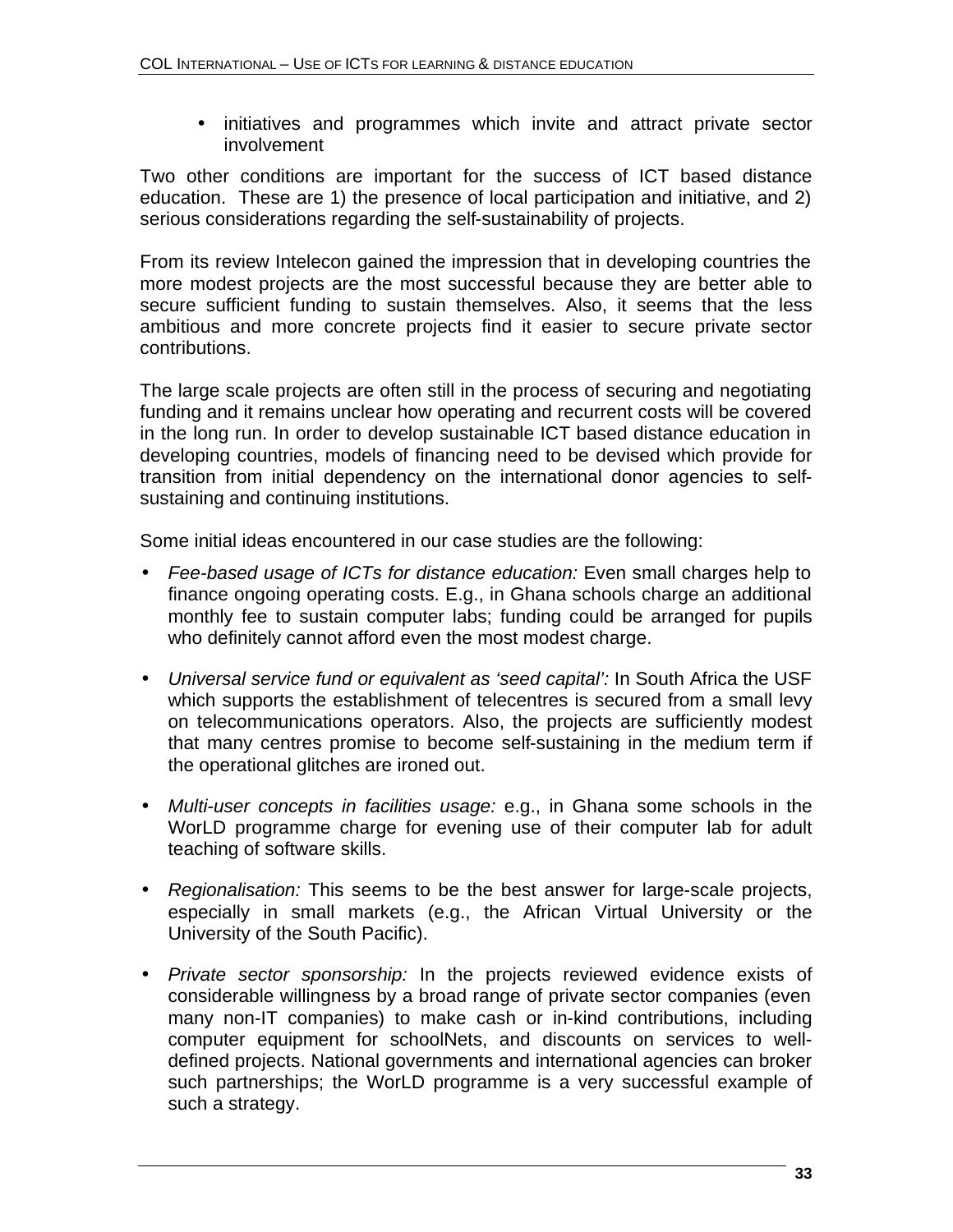- initiatives and programmes which invite and attract private sector involvement

Two other conditions are important for the success of ICT based distance education. These are 1) the presence of local participation and initiative, and 2) serious considerations regarding the self-sustainability of projects.

From its review Intelecon gained the impression that in developing countries the more modest projects are the most successful because they are better able to secure sufficient funding to sustain themselves. Also, it seems that the less ambitious and more concrete projects find it easier to secure private sector contributions.

The large scale projects are often still in the process of securing and negotiating funding and it remains unclear how operating and recurrent costs will be covered in the long run. In order to develop sustainable ICT based distance education in developing countries, models of financing need to be devised which provide for transition from initial dependency on the international donor agencies to self-sustaining and continuing institutions.

Some initial ideas encountered in our case studies are the following:

- *Fee-based usage of ICTs for distance education:* Even small charges help to finance ongoing operating costs. E.g., in Ghana schools charge an additional monthly fee to sustain computer labs; funding could be arranged for pupils who definitely cannot afford even the most modest charge.

- *Universal service fund or equivalent as 'seed capital':* In South Africa the USF which supports the establishment of telecentres is secured from a small levy on telecommunications operators. Also, the projects are sufficiently modest that many centres promise to become self-sustaining in the medium term if the operational glitches are ironed out.

- *Multi-user concepts in facilities usage:* e.g., in Ghana some schools in the WorLD programme charge for evening use of their computer lab for adult teaching of software skills.

- *Regionalisation:* This seems to be the best answer for large-scale projects, especially in small markets (e.g., the African Virtual University or the University of the South Pacific).

- *Private sector sponsorship:* In the projects reviewed evidence exists of considerable willingness by a broad range of private sector companies (even many non-IT companies) to make cash or in-kind contributions, including computer equipment for schoolNets, and discounts on services to well-defined projects. National governments and international agencies can broker such partnerships; the WorLD programme is a very successful example of such a strategy.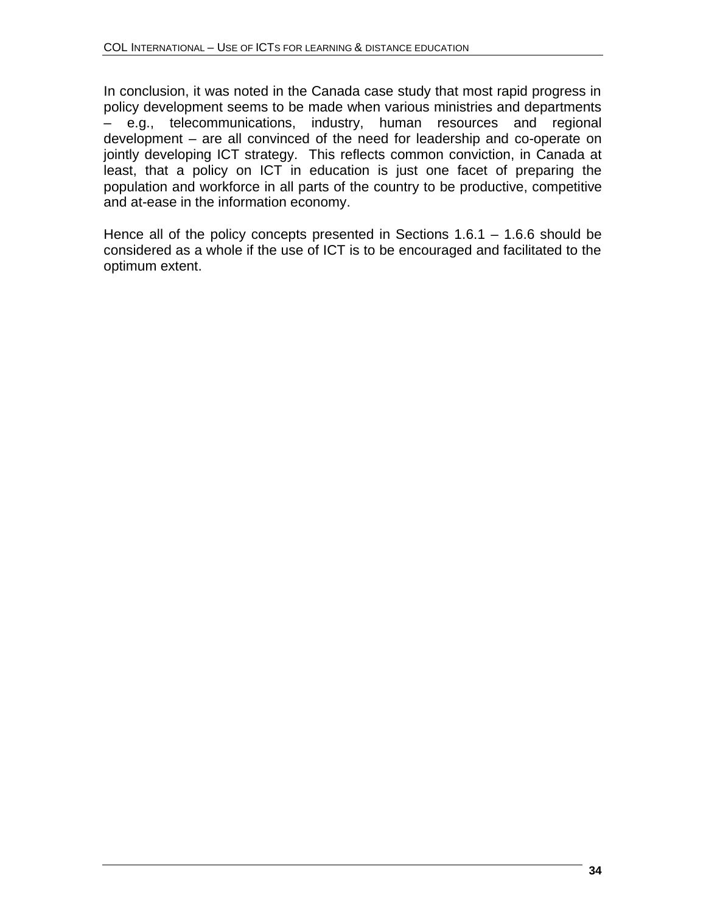In conclusion, it was noted in the Canada case study that most rapid progress in policy development seems to be made when various ministries and departments – e.g., telecommunications, industry, human resources and regional development – are all convinced of the need for leadership and co-operate on jointly developing ICT strategy. This reflects common conviction, in Canada at least, that a policy on ICT in education is just one facet of preparing the population and workforce in all parts of the country to be productive, competitive and at-ease in the information economy.

Hence all of the policy concepts presented in Sections 1.6.1 – 1.6.6 should be considered as a whole if the use of ICT is to be encouraged and facilitated to the optimum extent.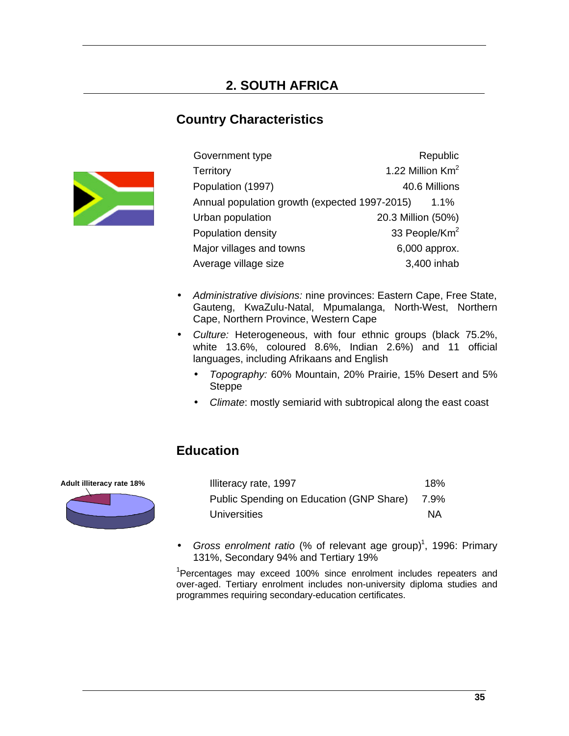## 2. SOUTH AFRICA

### Country Characteristics

| | |
|---|---|
| Government type | Republic |
| Territory | 1.22 Million $Km^2$ |
| Population (1997) | 40.6 Millions |
| Annual population growth (expected 1997-2015) | 1.1% |
| Urban population | 20.3 Million (50%) |
| Population density | 33 People/$Km^2$ |
| Major villages and towns | 6,000 approx. |
| Average village size | 3,400 inhab |

- *Administrative divisions:* nine provinces: Eastern Cape, Free State, Gauteng, KwaZulu-Natal, Mpumalanga, North-West, Northern Cape, Northern Province, Western Cape
- *Culture:* Heterogeneous, with four ethnic groups (black 75.2%, white 13.6%, coloured 8.6%, Indian 2.6%) and 11 official languages, including Afrikaans and English
  - *Topography:* 60% Mountain, 20% Prairie, 15% Desert and 5% Steppe
  - *Climate*: mostly semiarid with subtropical along the east coast

### Education

Adult illiteracy rate 18%

| | |
|---|---|
| Illiteracy rate, 1997 | 18% |
| Public Spending on Education (GNP Share) | 7.9% |
| Universities | NA |

- *Gross enrolment ratio* (% of relevant age group)[1], 1996: Primary 131%, Secondary 94% and Tertiary 19%

[1]Percentages may exceed 100% since enrolment includes repeaters and over-aged. Tertiary enrolment includes non-university diploma studies and programmes requiring secondary-education certificates.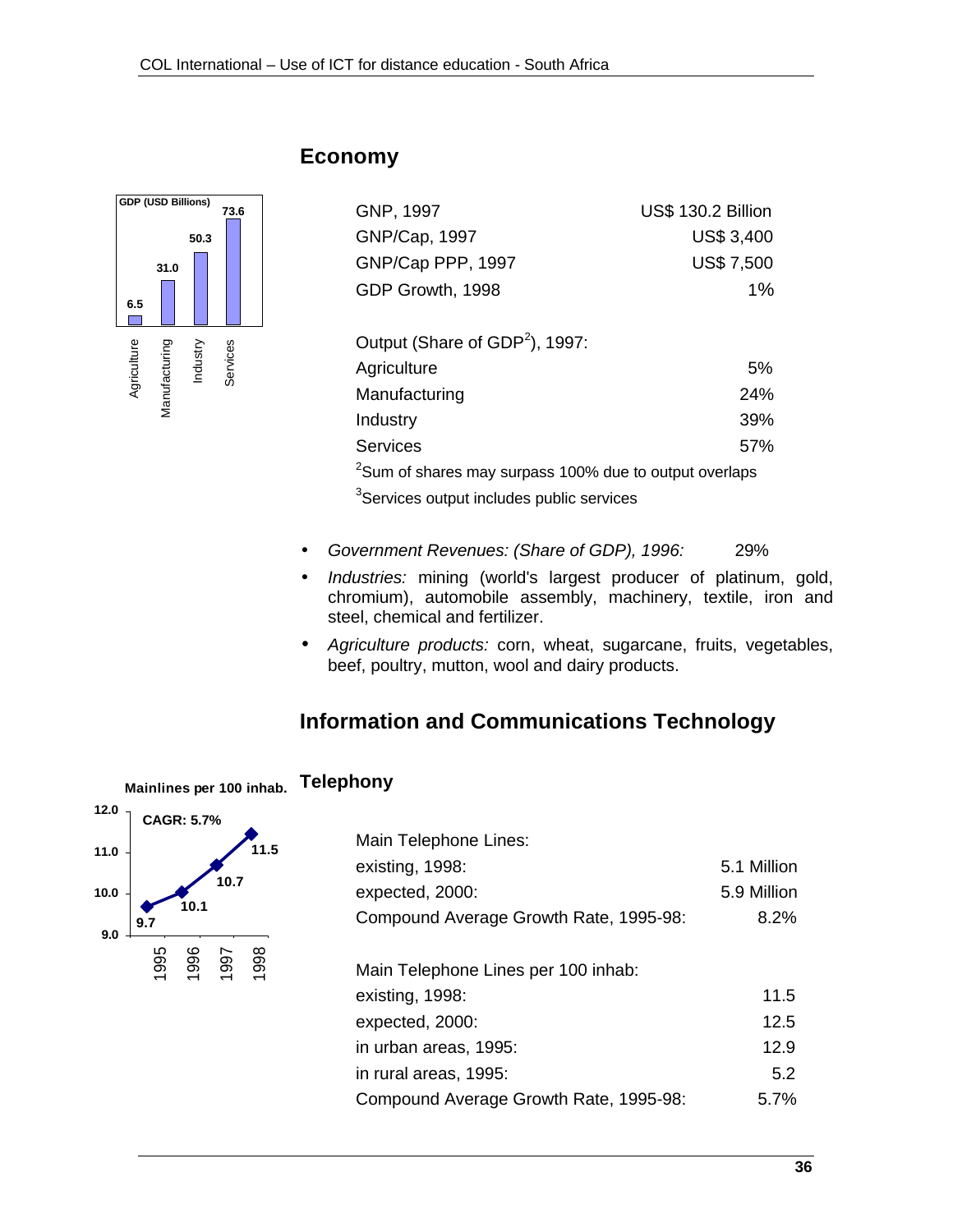## Economy

GDP (USD Billions)

| Agriculture | Manufacturing | Industry | Services |
|---|---|---|---|
| 6.5 | 31.0 | 50.3 | 73.6 |

| | |
|---|---|
| GNP, 1997 | US$ 130.2 Billion |
| GNP/Cap, 1997 | US$ 3,400 |
| GNP/Cap PPP, 1997 | US$ 7,500 |
| GDP Growth, 1998 | 1% |

| Output (Share of GDP[2]), 1997: | |
|---|---|
| Agriculture | 5% |
| Manufacturing | 24% |
| Industry | 39% |
| Services | 57% |

[2]Sum of shares may surpass 100% due to output overlaps

[3]Services output includes public services

- *Government Revenues: (Share of GDP), 1996:* 29%
- *Industries:* mining (world's largest producer of platinum, gold, chromium), automobile assembly, machinery, textile, iron and steel, chemical and fertilizer.
- *Agriculture products:* corn, wheat, sugarcane, fruits, vegetables, beef, poultry, mutton, wool and dairy products.

## Information and Communications Technology

### Telephony

Mainlines per 100 inhab. — CAGR: 5.7%

| 1995 | 1996 | 1997 | 1998 |
|---|---|---|---|
| 9.7 | 10.1 | 10.7 | 11.5 |

| Main Telephone Lines: | |
|---|---|
| existing, 1998: | 5.1 Million |
| expected, 2000: | 5.9 Million |
| Compound Average Growth Rate, 1995-98: | 8.2% |

| Main Telephone Lines per 100 inhab: | |
|---|---|
| existing, 1998: | 11.5 |
| expected, 2000: | 12.5 |
| in urban areas, 1995: | 12.9 |
| in rural areas, 1995: | 5.2 |
| Compound Average Growth Rate, 1995-98: | 5.7% |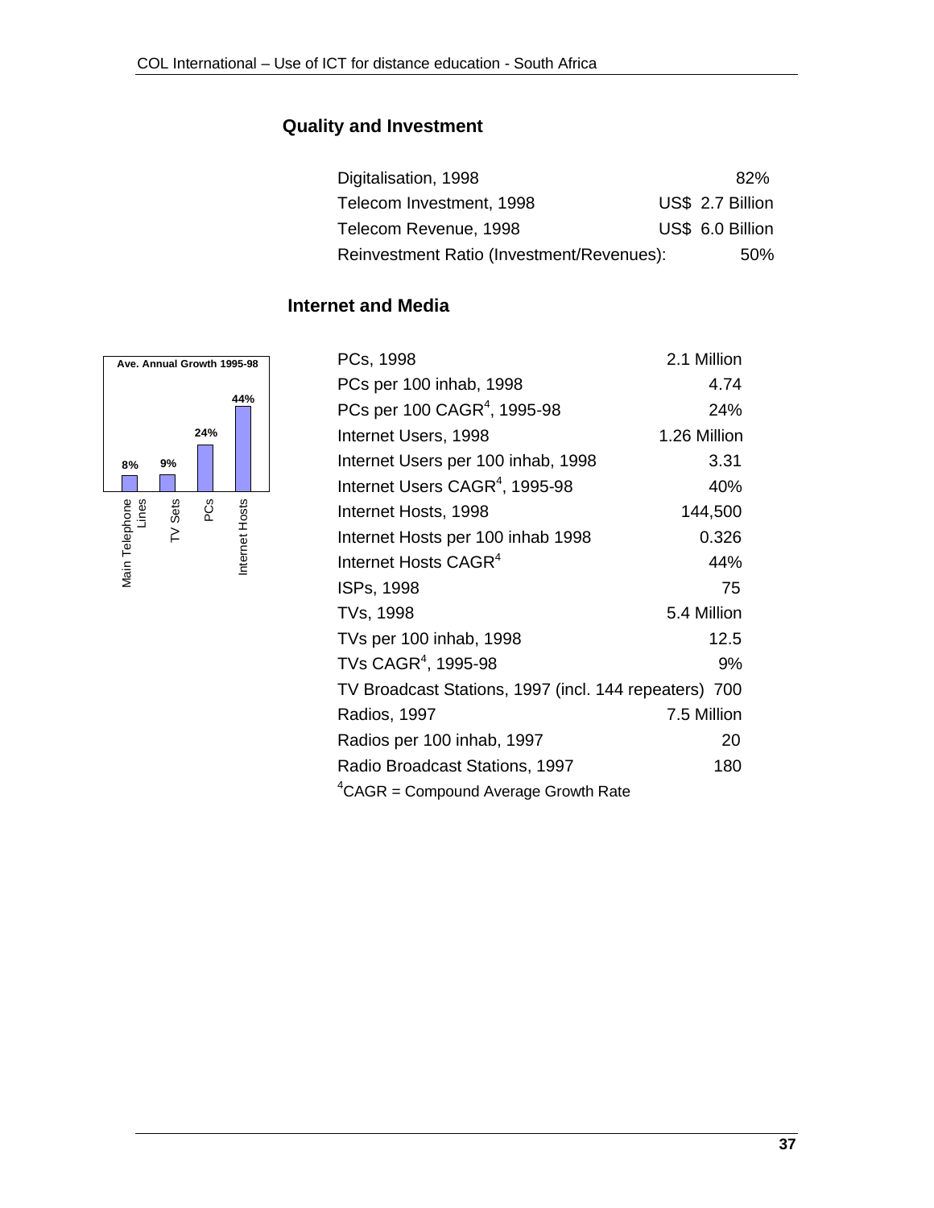## Quality and Investment

| | |
|---|---|
| Digitalisation, 1998 | 82% |
| Telecom Investment, 1998 | US$ 2.7 Billion |
| Telecom Revenue, 1998 | US$ 6.0 Billion |
| Reinvestment Ratio (Investment/Revenues): | 50% |

## Internet and Media

Ave. Annual Growth 1995-98

| Main Telephone Lines | TV Sets | PCs | Internet Hosts |
|---|---|---|---|
| 8% | 9% | 24% | 44% |

| | |
|---|---|
| PCs, 1998 | 2.1 Million |
| PCs per 100 inhab, 1998 | 4.74 |
| PCs per 100 CAGR[4], 1995-98 | 24% |
| Internet Users, 1998 | 1.26 Million |
| Internet Users per 100 inhab, 1998 | 3.31 |
| Internet Users CAGR[4], 1995-98 | 40% |
| Internet Hosts, 1998 | 144,500 |
| Internet Hosts per 100 inhab 1998 | 0.326 |
| Internet Hosts CAGR[4] | 44% |
| ISPs, 1998 | 75 |
| TVs, 1998 | 5.4 Million |
| TVs per 100 inhab, 1998 | 12.5 |
| TVs CAGR[4], 1995-98 | 9% |
| TV Broadcast Stations, 1997 (incl. 144 repeaters) | 700 |
| Radios, 1997 | 7.5 Million |
| Radios per 100 inhab, 1997 | 20 |
| Radio Broadcast Stations, 1997 | 180 |

[4]CAGR = Compound Average Growth Rate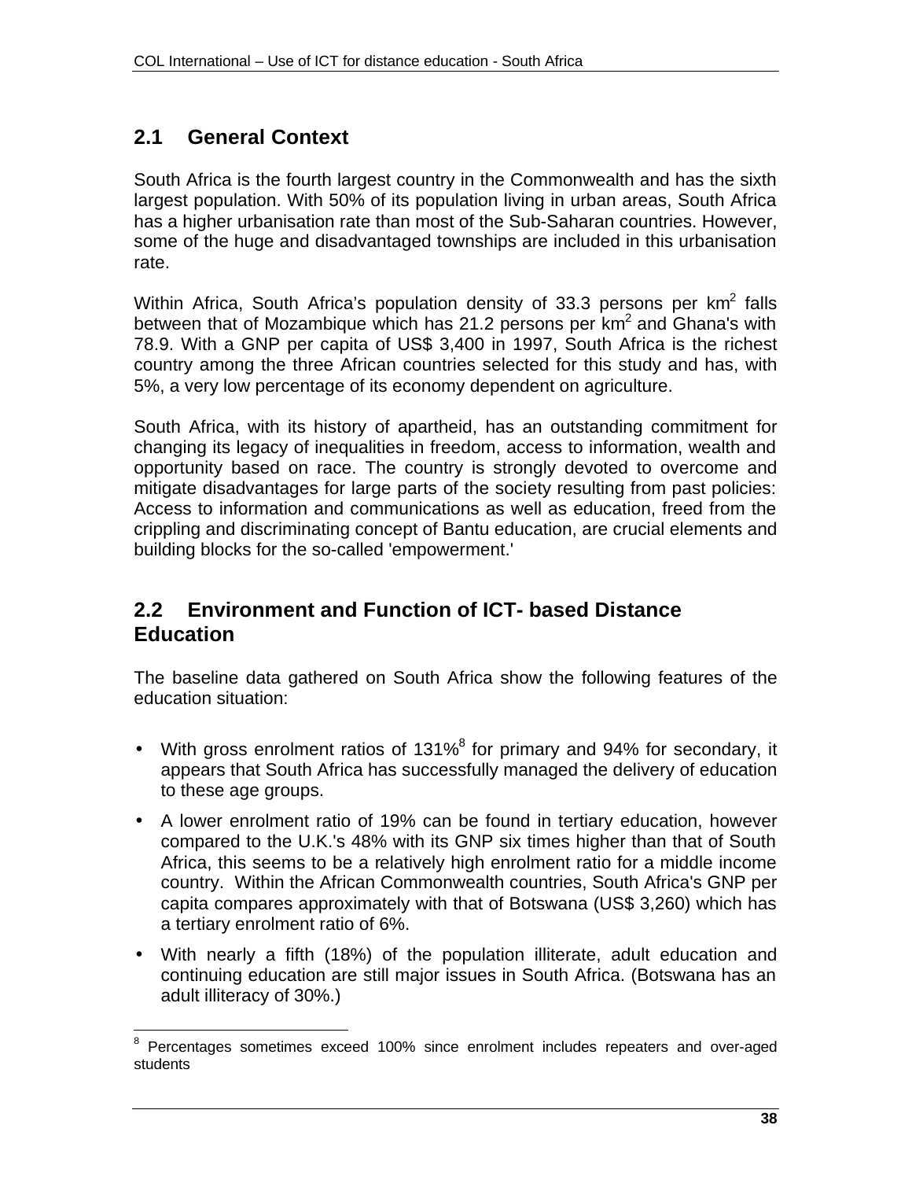## 2.1 General Context

South Africa is the fourth largest country in the Commonwealth and has the sixth largest population. With 50% of its population living in urban areas, South Africa has a higher urbanisation rate than most of the Sub-Saharan countries. However, some of the huge and disadvantaged townships are included in this urbanisation rate.

Within Africa, South Africa's population density of 33.3 persons per km$^2$ falls between that of Mozambique which has 21.2 persons per km$^2$ and Ghana's with 78.9. With a GNP per capita of US$ 3,400 in 1997, South Africa is the richest country among the three African countries selected for this study and has, with 5%, a very low percentage of its economy dependent on agriculture.

South Africa, with its history of apartheid, has an outstanding commitment for changing its legacy of inequalities in freedom, access to information, wealth and opportunity based on race. The country is strongly devoted to overcome and mitigate disadvantages for large parts of the society resulting from past policies: Access to information and communications as well as education, freed from the crippling and discriminating concept of Bantu education, are crucial elements and building blocks for the so-called 'empowerment.'

## 2.2 Environment and Function of ICT- based Distance Education

The baseline data gathered on South Africa show the following features of the education situation:

- With gross enrolment ratios of 131%[8] for primary and 94% for secondary, it appears that South Africa has successfully managed the delivery of education to these age groups.
- A lower enrolment ratio of 19% can be found in tertiary education, however compared to the U.K.'s 48% with its GNP six times higher than that of South Africa, this seems to be a relatively high enrolment ratio for a middle income country. Within the African Commonwealth countries, South Africa's GNP per capita compares approximately with that of Botswana (US$ 3,260) which has a tertiary enrolment ratio of 6%.
- With nearly a fifth (18%) of the population illiterate, adult education and continuing education are still major issues in South Africa. (Botswana has an adult illiteracy of 30%.)

[8] Percentages sometimes exceed 100% since enrolment includes repeaters and over-aged students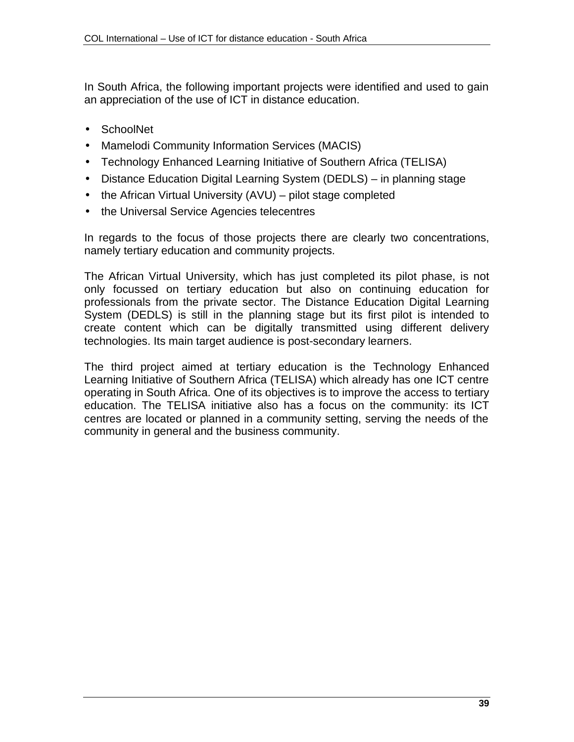In South Africa, the following important projects were identified and used to gain an appreciation of the use of ICT in distance education.

- SchoolNet
- Mamelodi Community Information Services (MACIS)
- Technology Enhanced Learning Initiative of Southern Africa (TELISA)
- Distance Education Digital Learning System (DEDLS) – in planning stage
- the African Virtual University (AVU) – pilot stage completed
- the Universal Service Agencies telecentres

In regards to the focus of those projects there are clearly two concentrations, namely tertiary education and community projects.

The African Virtual University, which has just completed its pilot phase, is not only focussed on tertiary education but also on continuing education for professionals from the private sector. The Distance Education Digital Learning System (DEDLS) is still in the planning stage but its first pilot is intended to create content which can be digitally transmitted using different delivery technologies. Its main target audience is post-secondary learners.

The third project aimed at tertiary education is the Technology Enhanced Learning Initiative of Southern Africa (TELISA) which already has one ICT centre operating in South Africa. One of its objectives is to improve the access to tertiary education. The TELISA initiative also has a focus on the community: its ICT centres are located or planned in a community setting, serving the needs of the community in general and the business community.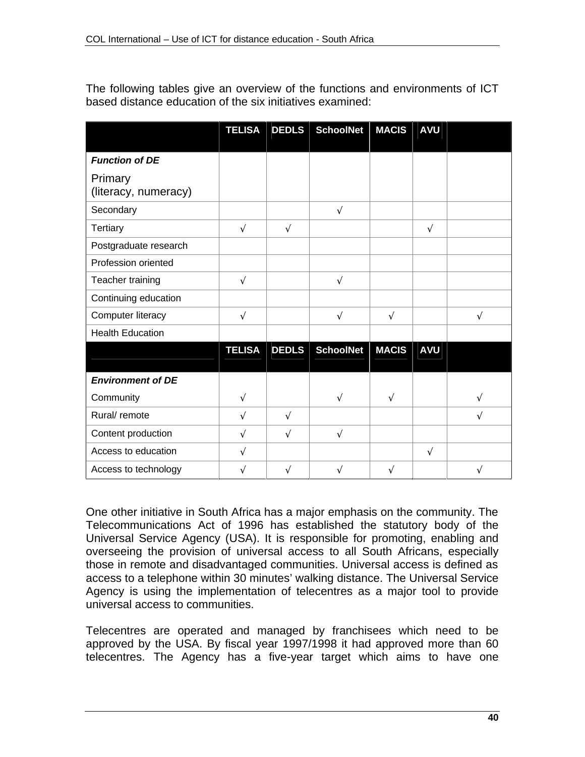The following tables give an overview of the functions and environments of ICT based distance education of the six initiatives examined:

| | TELISA | DEDLS | SchoolNet | MACIS | AVU | |
|---|---|---|---|---|---|---|
| ***Function of DE*** | | | | | | |
| Primary (literacy, numeracy) | | | | | | |
| Secondary | | | √ | | | |
| Tertiary | √ | √ | | | √ | |
| Postgraduate research | | | | | | |
| Profession oriented | | | | | | |
| Teacher training | √ | | √ | | | |
| Continuing education | | | | | | |
| Computer literacy | √ | | √ | √ | | √ |
| Health Education | | | | | | |
| | **TELISA** | **DEDLS** | **SchoolNet** | **MACIS** | **AVU** | |
| ***Environment of DE*** | | | | | | |
| Community | √ | | √ | √ | | √ |
| Rural/ remote | √ | √ | | | | √ |
| Content production | √ | √ | √ | | | |
| Access to education | √ | | | | √ | |
| Access to technology | √ | √ | √ | √ | | √ |

One other initiative in South Africa has a major emphasis on the community. The Telecommunications Act of 1996 has established the statutory body of the Universal Service Agency (USA). It is responsible for promoting, enabling and overseeing the provision of universal access to all South Africans, especially those in remote and disadvantaged communities. Universal access is defined as access to a telephone within 30 minutes' walking distance. The Universal Service Agency is using the implementation of telecentres as a major tool to provide universal access to communities.

Telecentres are operated and managed by franchisees which need to be approved by the USA. By fiscal year 1997/1998 it had approved more than 60 telecentres. The Agency has a five-year target which aims to have one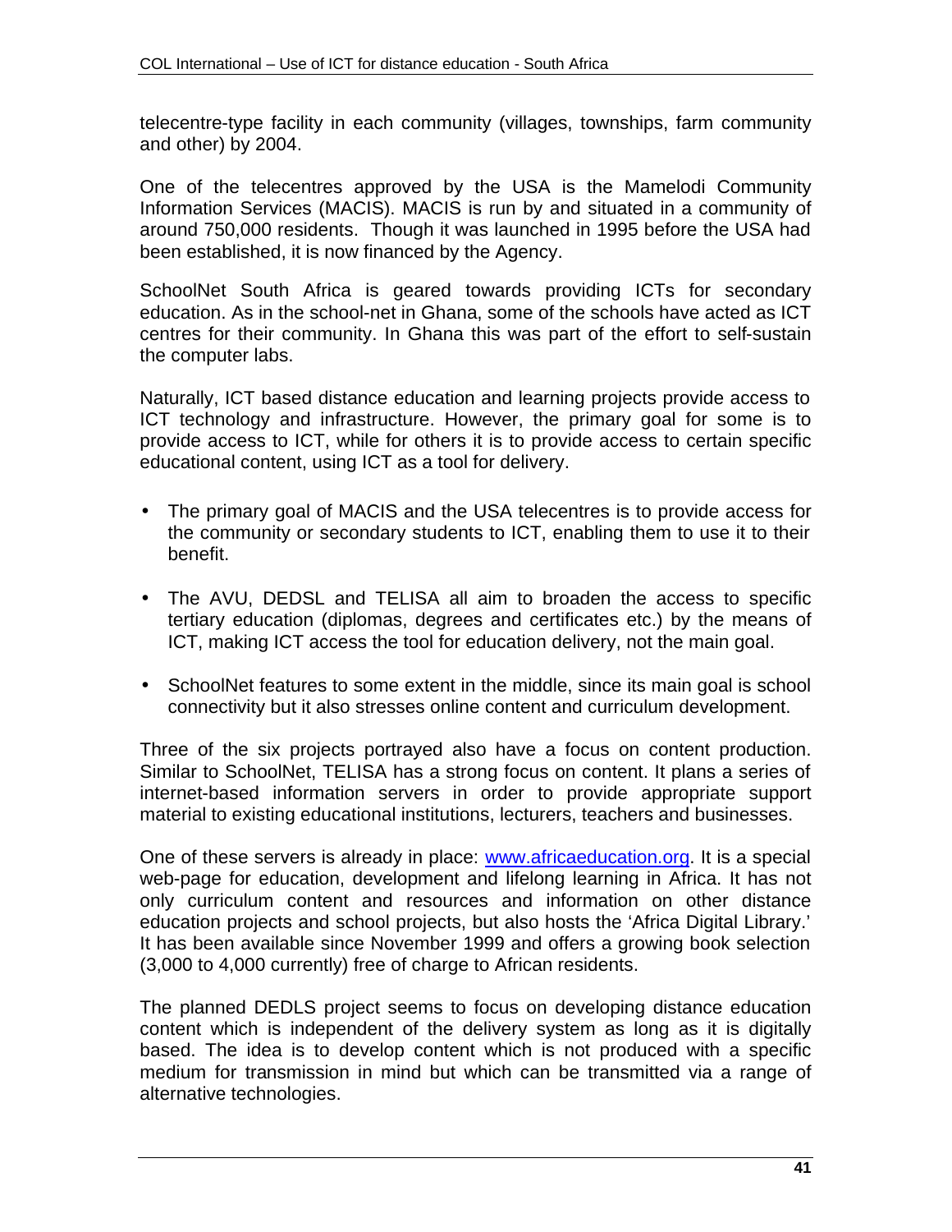telecentre-type facility in each community (villages, townships, farm community and other) by 2004.

One of the telecentres approved by the USA is the Mamelodi Community Information Services (MACIS). MACIS is run by and situated in a community of around 750,000 residents. Though it was launched in 1995 before the USA had been established, it is now financed by the Agency.

SchoolNet South Africa is geared towards providing ICTs for secondary education. As in the school-net in Ghana, some of the schools have acted as ICT centres for their community. In Ghana this was part of the effort to self-sustain the computer labs.

Naturally, ICT based distance education and learning projects provide access to ICT technology and infrastructure. However, the primary goal for some is to provide access to ICT, while for others it is to provide access to certain specific educational content, using ICT as a tool for delivery.

- The primary goal of MACIS and the USA telecentres is to provide access for the community or secondary students to ICT, enabling them to use it to their benefit.
- The AVU, DEDSL and TELISA all aim to broaden the access to specific tertiary education (diplomas, degrees and certificates etc.) by the means of ICT, making ICT access the tool for education delivery, not the main goal.
- SchoolNet features to some extent in the middle, since its main goal is school connectivity but it also stresses online content and curriculum development.

Three of the six projects portrayed also have a focus on content production. Similar to SchoolNet, TELISA has a strong focus on content. It plans a series of internet-based information servers in order to provide appropriate support material to existing educational institutions, lecturers, teachers and businesses.

One of these servers is already in place: www.africaeducation.org. It is a special web-page for education, development and lifelong learning in Africa. It has not only curriculum content and resources and information on other distance education projects and school projects, but also hosts the 'Africa Digital Library.' It has been available since November 1999 and offers a growing book selection (3,000 to 4,000 currently) free of charge to African residents.

The planned DEDLS project seems to focus on developing distance education content which is independent of the delivery system as long as it is digitally based. The idea is to develop content which is not produced with a specific medium for transmission in mind but which can be transmitted via a range of alternative technologies.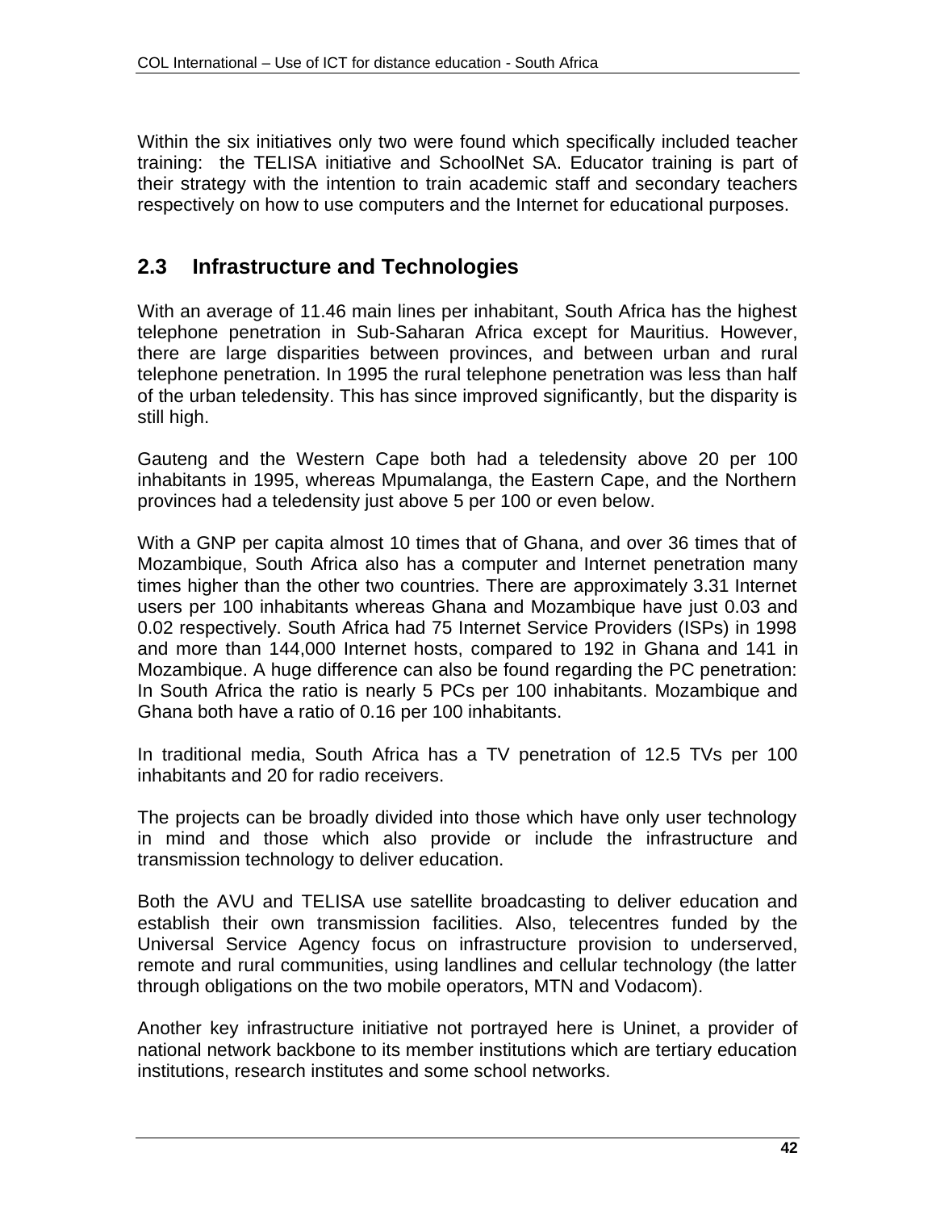Within the six initiatives only two were found which specifically included teacher training: the TELISA initiative and SchoolNet SA. Educator training is part of their strategy with the intention to train academic staff and secondary teachers respectively on how to use computers and the Internet for educational purposes.

## 2.3 Infrastructure and Technologies

With an average of 11.46 main lines per inhabitant, South Africa has the highest telephone penetration in Sub-Saharan Africa except for Mauritius. However, there are large disparities between provinces, and between urban and rural telephone penetration. In 1995 the rural telephone penetration was less than half of the urban teledensity. This has since improved significantly, but the disparity is still high.

Gauteng and the Western Cape both had a teledensity above 20 per 100 inhabitants in 1995, whereas Mpumalanga, the Eastern Cape, and the Northern provinces had a teledensity just above 5 per 100 or even below.

With a GNP per capita almost 10 times that of Ghana, and over 36 times that of Mozambique, South Africa also has a computer and Internet penetration many times higher than the other two countries. There are approximately 3.31 Internet users per 100 inhabitants whereas Ghana and Mozambique have just 0.03 and 0.02 respectively. South Africa had 75 Internet Service Providers (ISPs) in 1998 and more than 144,000 Internet hosts, compared to 192 in Ghana and 141 in Mozambique. A huge difference can also be found regarding the PC penetration: In South Africa the ratio is nearly 5 PCs per 100 inhabitants. Mozambique and Ghana both have a ratio of 0.16 per 100 inhabitants.

In traditional media, South Africa has a TV penetration of 12.5 TVs per 100 inhabitants and 20 for radio receivers.

The projects can be broadly divided into those which have only user technology in mind and those which also provide or include the infrastructure and transmission technology to deliver education.

Both the AVU and TELISA use satellite broadcasting to deliver education and establish their own transmission facilities. Also, telecentres funded by the Universal Service Agency focus on infrastructure provision to underserved, remote and rural communities, using landlines and cellular technology (the latter through obligations on the two mobile operators, MTN and Vodacom).

Another key infrastructure initiative not portrayed here is Uninet, a provider of national network backbone to its member institutions which are tertiary education institutions, research institutes and some school networks.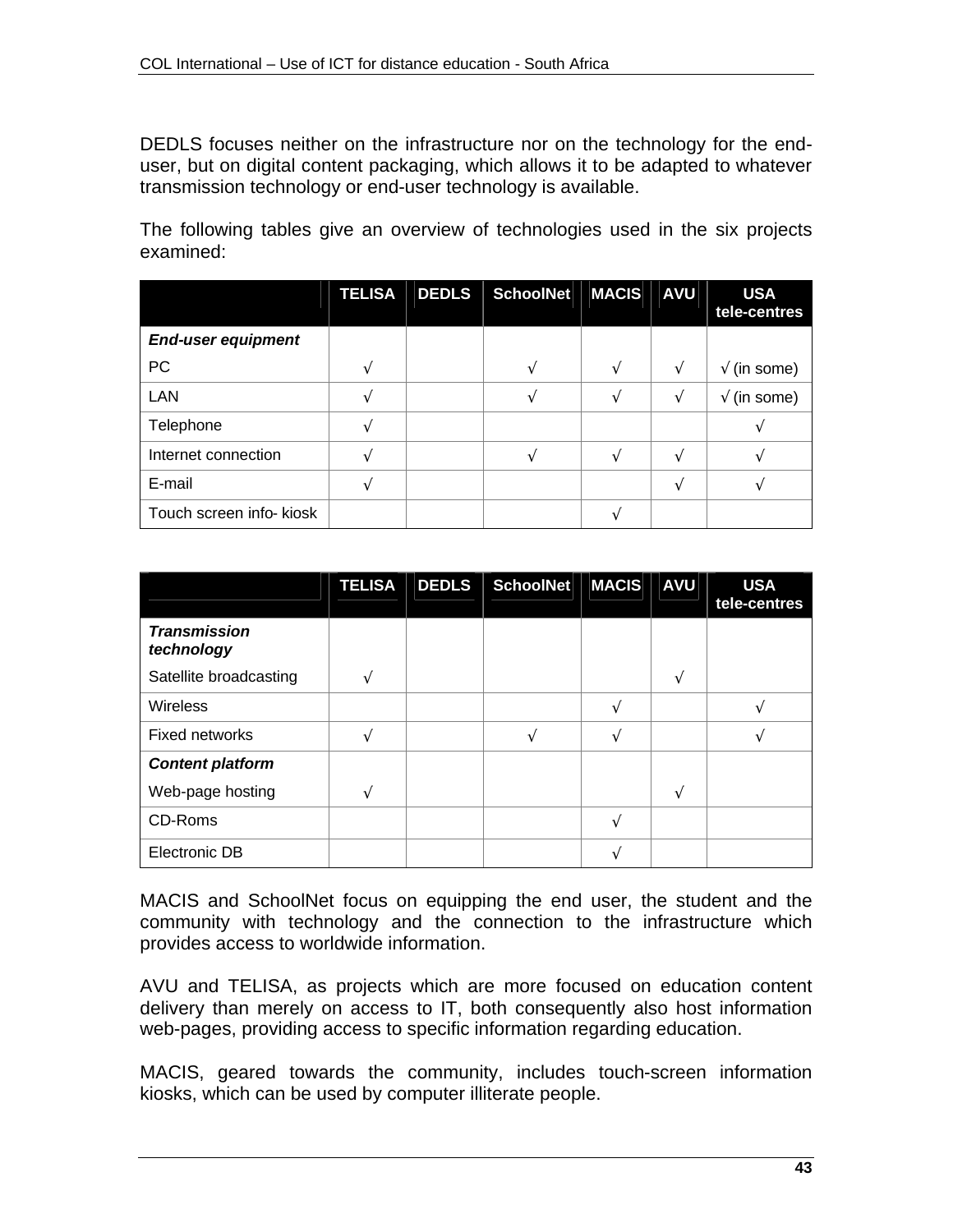DEDLS focuses neither on the infrastructure nor on the technology for the end-user, but on digital content packaging, which allows it to be adapted to whatever transmission technology or end-user technology is available.

The following tables give an overview of technologies used in the six projects examined:

| | TELISA | DEDLS | SchoolNet | MACIS | AVU | USA tele-centres |
|---|---|---|---|---|---|---|
| ***End-user equipment*** | | | | | | |
| PC | √ | | √ | √ | √ | √ (in some) |
| LAN | √ | | √ | √ | √ | √ (in some) |
| Telephone | √ | | | | | √ |
| Internet connection | √ | | √ | √ | √ | √ |
| E-mail | √ | | | | √ | √ |
| Touch screen info- kiosk | | | | √ | | |

| | TELISA | DEDLS | SchoolNet | MACIS | AVU | USA tele-centres |
|---|---|---|---|---|---|---|
| ***Transmission technology*** | | | | | | |
| Satellite broadcasting | √ | | | | √ | |
| Wireless | | | | √ | | √ |
| Fixed networks | √ | | √ | √ | | √ |
| ***Content platform*** | | | | | | |
| Web-page hosting | √ | | | | √ | |
| CD-Roms | | | | √ | | |
| Electronic DB | | | | √ | | |

MACIS and SchoolNet focus on equipping the end user, the student and the community with technology and the connection to the infrastructure which provides access to worldwide information.

AVU and TELISA, as projects which are more focused on education content delivery than merely on access to IT, both consequently also host information web-pages, providing access to specific information regarding education.

MACIS, geared towards the community, includes touch-screen information kiosks, which can be used by computer illiterate people.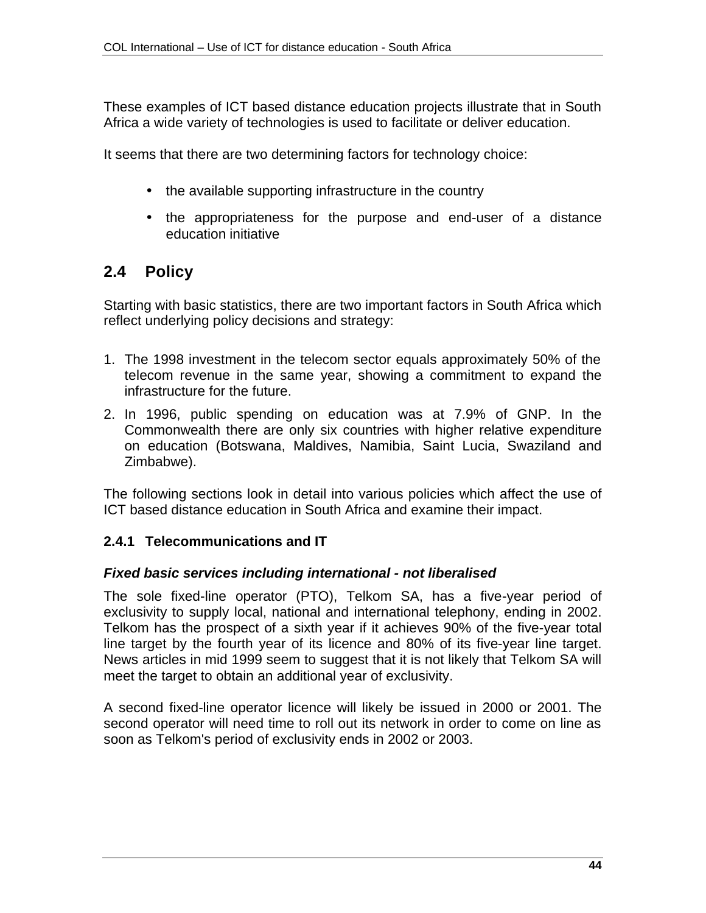These examples of ICT based distance education projects illustrate that in South Africa a wide variety of technologies is used to facilitate or deliver education.

It seems that there are two determining factors for technology choice:

- the available supporting infrastructure in the country
- the appropriateness for the purpose and end-user of a distance education initiative

## 2.4 Policy

Starting with basic statistics, there are two important factors in South Africa which reflect underlying policy decisions and strategy:

1. The 1998 investment in the telecom sector equals approximately 50% of the telecom revenue in the same year, showing a commitment to expand the infrastructure for the future.
2. In 1996, public spending on education was at 7.9% of GNP. In the Commonwealth there are only six countries with higher relative expenditure on education (Botswana, Maldives, Namibia, Saint Lucia, Swaziland and Zimbabwe).

The following sections look in detail into various policies which affect the use of ICT based distance education in South Africa and examine their impact.

### 2.4.1 Telecommunications and IT

***Fixed basic services including international - not liberalised***

The sole fixed-line operator (PTO), Telkom SA, has a five-year period of exclusivity to supply local, national and international telephony, ending in 2002. Telkom has the prospect of a sixth year if it achieves 90% of the five-year total line target by the fourth year of its licence and 80% of its five-year line target. News articles in mid 1999 seem to suggest that it is not likely that Telkom SA will meet the target to obtain an additional year of exclusivity.

A second fixed-line operator licence will likely be issued in 2000 or 2001. The second operator will need time to roll out its network in order to come on line as soon as Telkom's period of exclusivity ends in 2002 or 2003.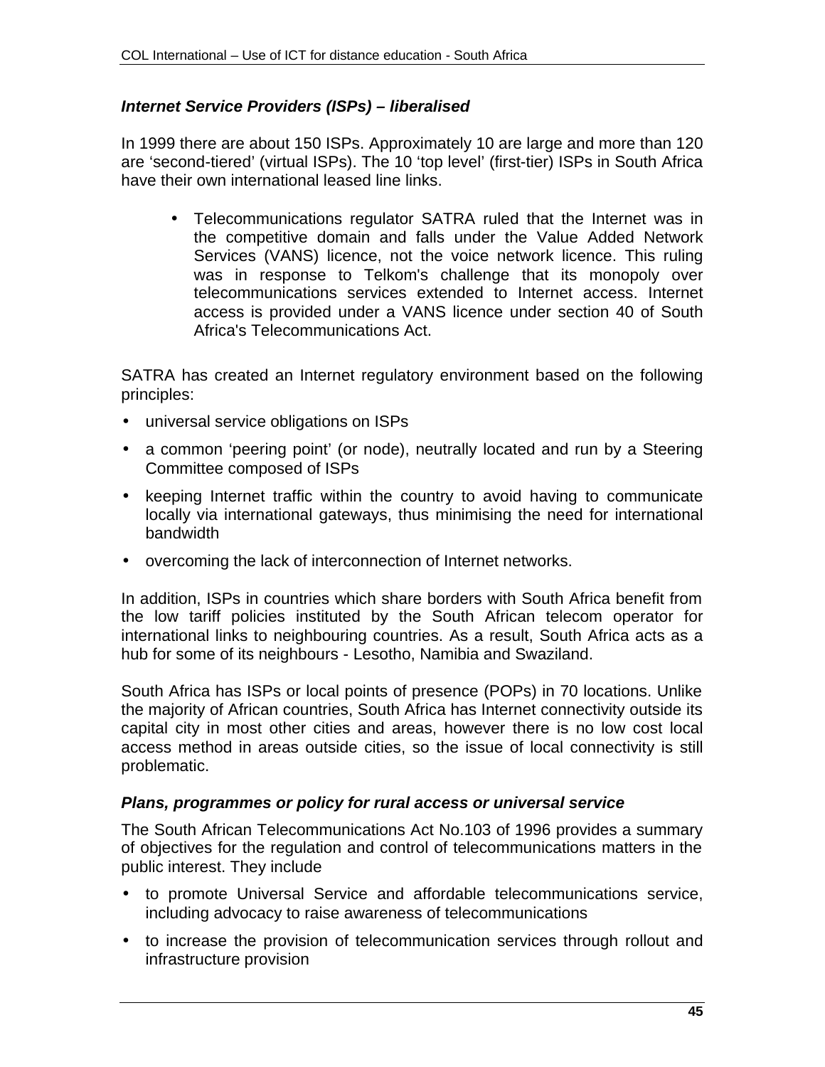### *Internet Service Providers (ISPs) – liberalised*

In 1999 there are about 150 ISPs. Approximately 10 are large and more than 120 are 'second-tiered' (virtual ISPs). The 10 'top level' (first-tier) ISPs in South Africa have their own international leased line links.

- Telecommunications regulator SATRA ruled that the Internet was in the competitive domain and falls under the Value Added Network Services (VANS) licence, not the voice network licence. This ruling was in response to Telkom's challenge that its monopoly over telecommunications services extended to Internet access. Internet access is provided under a VANS licence under section 40 of South Africa's Telecommunications Act.

SATRA has created an Internet regulatory environment based on the following principles:

- universal service obligations on ISPs
- a common 'peering point' (or node), neutrally located and run by a Steering Committee composed of ISPs
- keeping Internet traffic within the country to avoid having to communicate locally via international gateways, thus minimising the need for international bandwidth
- overcoming the lack of interconnection of Internet networks.

In addition, ISPs in countries which share borders with South Africa benefit from the low tariff policies instituted by the South African telecom operator for international links to neighbouring countries. As a result, South Africa acts as a hub for some of its neighbours - Lesotho, Namibia and Swaziland.

South Africa has ISPs or local points of presence (POPs) in 70 locations. Unlike the majority of African countries, South Africa has Internet connectivity outside its capital city in most other cities and areas, however there is no low cost local access method in areas outside cities, so the issue of local connectivity is still problematic.

### *Plans, programmes or policy for rural access or universal service*

The South African Telecommunications Act No.103 of 1996 provides a summary of objectives for the regulation and control of telecommunications matters in the public interest. They include

- to promote Universal Service and affordable telecommunications service, including advocacy to raise awareness of telecommunications
- to increase the provision of telecommunication services through rollout and infrastructure provision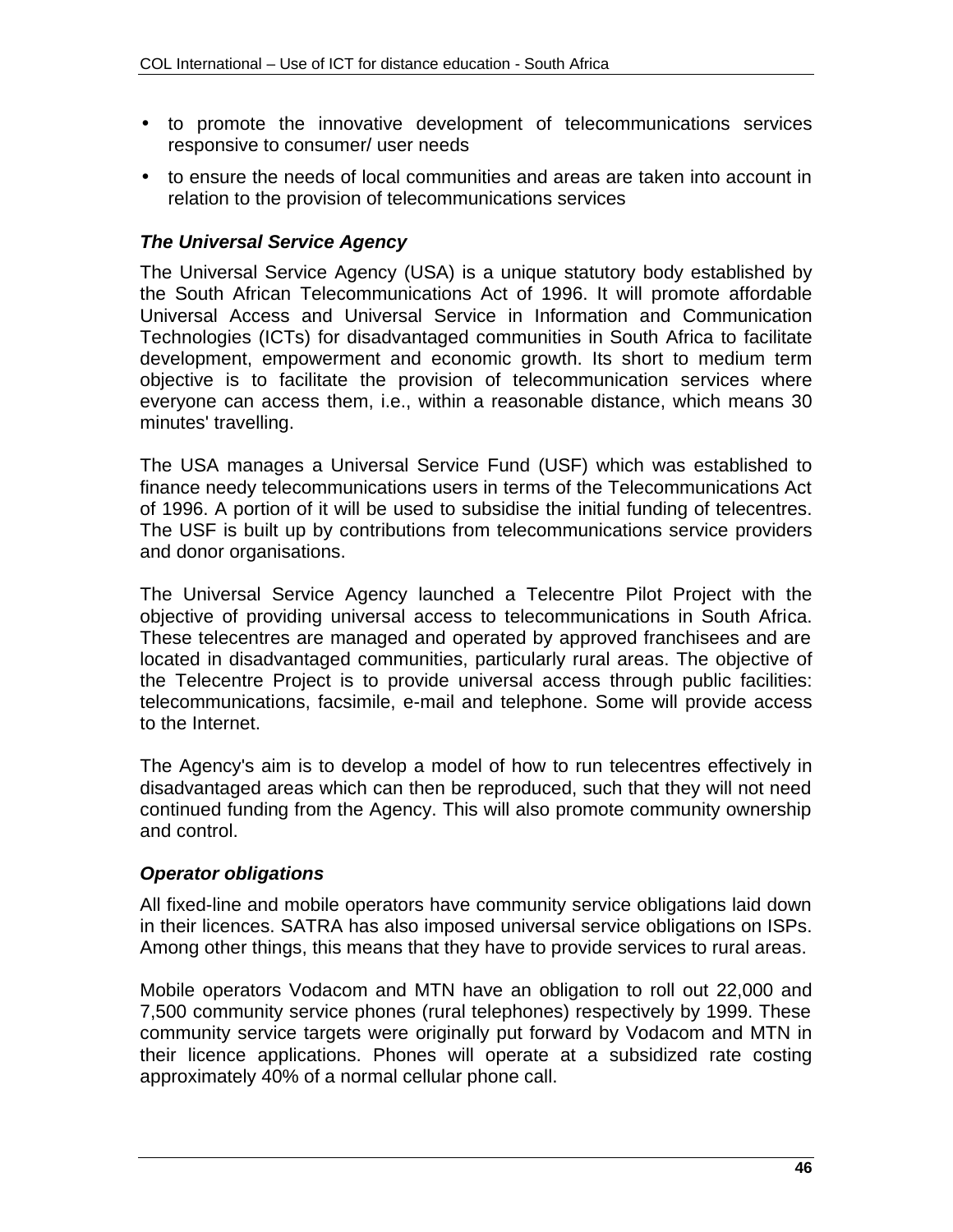- to promote the innovative development of telecommunications services responsive to consumer/ user needs
- to ensure the needs of local communities and areas are taken into account in relation to the provision of telecommunications services

### *The Universal Service Agency*

The Universal Service Agency (USA) is a unique statutory body established by the South African Telecommunications Act of 1996. It will promote affordable Universal Access and Universal Service in Information and Communication Technologies (ICTs) for disadvantaged communities in South Africa to facilitate development, empowerment and economic growth. Its short to medium term objective is to facilitate the provision of telecommunication services where everyone can access them, i.e., within a reasonable distance, which means 30 minutes' travelling.

The USA manages a Universal Service Fund (USF) which was established to finance needy telecommunications users in terms of the Telecommunications Act of 1996. A portion of it will be used to subsidise the initial funding of telecentres. The USF is built up by contributions from telecommunications service providers and donor organisations.

The Universal Service Agency launched a Telecentre Pilot Project with the objective of providing universal access to telecommunications in South Africa. These telecentres are managed and operated by approved franchisees and are located in disadvantaged communities, particularly rural areas. The objective of the Telecentre Project is to provide universal access through public facilities: telecommunications, facsimile, e-mail and telephone. Some will provide access to the Internet.

The Agency's aim is to develop a model of how to run telecentres effectively in disadvantaged areas which can then be reproduced, such that they will not need continued funding from the Agency. This will also promote community ownership and control.

### *Operator obligations*

All fixed-line and mobile operators have community service obligations laid down in their licences. SATRA has also imposed universal service obligations on ISPs. Among other things, this means that they have to provide services to rural areas.

Mobile operators Vodacom and MTN have an obligation to roll out 22,000 and 7,500 community service phones (rural telephones) respectively by 1999. These community service targets were originally put forward by Vodacom and MTN in their licence applications. Phones will operate at a subsidized rate costing approximately 40% of a normal cellular phone call.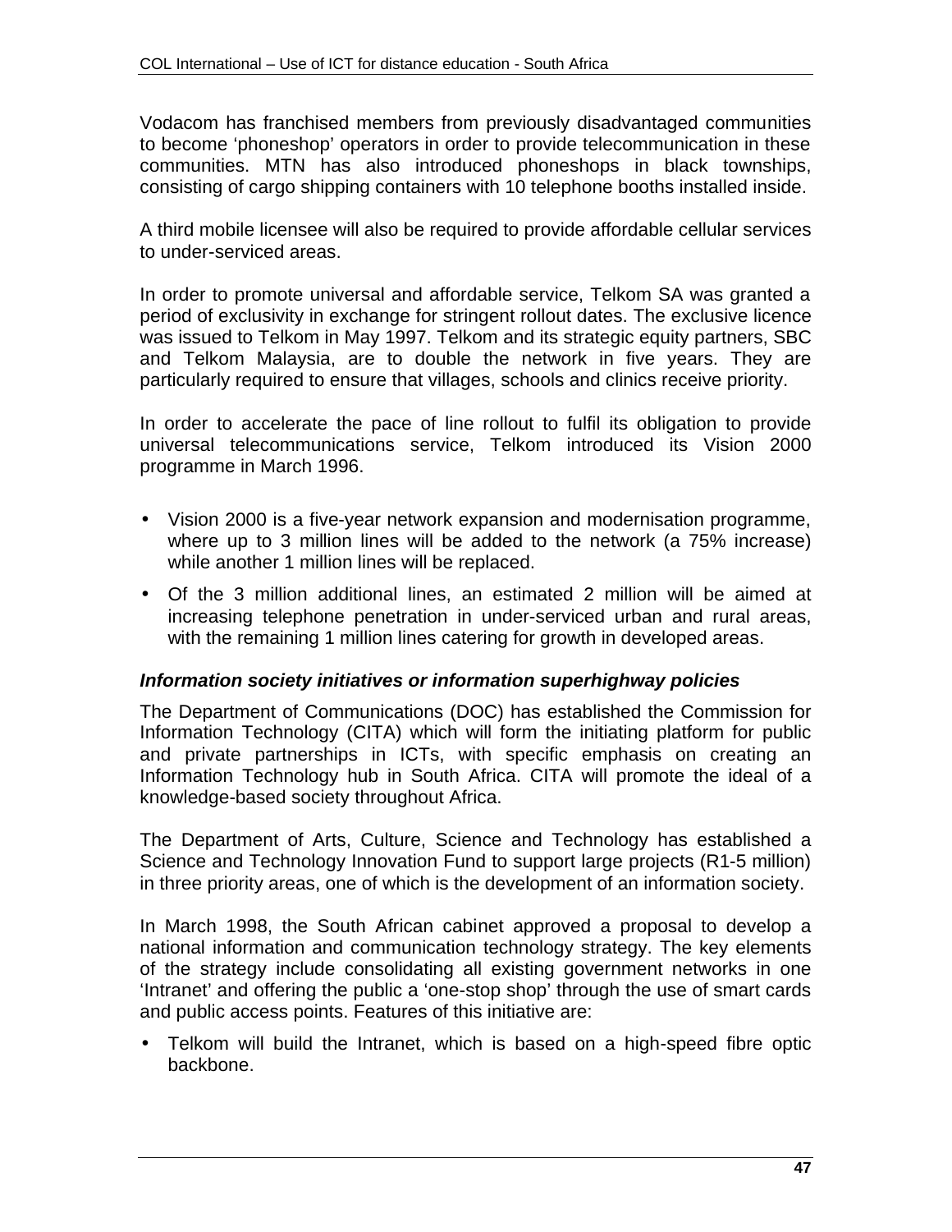Vodacom has franchised members from previously disadvantaged communities to become 'phoneshop' operators in order to provide telecommunication in these communities. MTN has also introduced phoneshops in black townships, consisting of cargo shipping containers with 10 telephone booths installed inside.

A third mobile licensee will also be required to provide affordable cellular services to under-serviced areas.

In order to promote universal and affordable service, Telkom SA was granted a period of exclusivity in exchange for stringent rollout dates. The exclusive licence was issued to Telkom in May 1997. Telkom and its strategic equity partners, SBC and Telkom Malaysia, are to double the network in five years. They are particularly required to ensure that villages, schools and clinics receive priority.

In order to accelerate the pace of line rollout to fulfil its obligation to provide universal telecommunications service, Telkom introduced its Vision 2000 programme in March 1996.

- Vision 2000 is a five-year network expansion and modernisation programme, where up to 3 million lines will be added to the network (a 75% increase) while another 1 million lines will be replaced.
- Of the 3 million additional lines, an estimated 2 million will be aimed at increasing telephone penetration in under-serviced urban and rural areas, with the remaining 1 million lines catering for growth in developed areas.

### *Information society initiatives or information superhighway policies*

The Department of Communications (DOC) has established the Commission for Information Technology (CITA) which will form the initiating platform for public and private partnerships in ICTs, with specific emphasis on creating an Information Technology hub in South Africa. CITA will promote the ideal of a knowledge-based society throughout Africa.

The Department of Arts, Culture, Science and Technology has established a Science and Technology Innovation Fund to support large projects (R1-5 million) in three priority areas, one of which is the development of an information society.

In March 1998, the South African cabinet approved a proposal to develop a national information and communication technology strategy. The key elements of the strategy include consolidating all existing government networks in one 'Intranet' and offering the public a 'one-stop shop' through the use of smart cards and public access points. Features of this initiative are:

- Telkom will build the Intranet, which is based on a high-speed fibre optic backbone.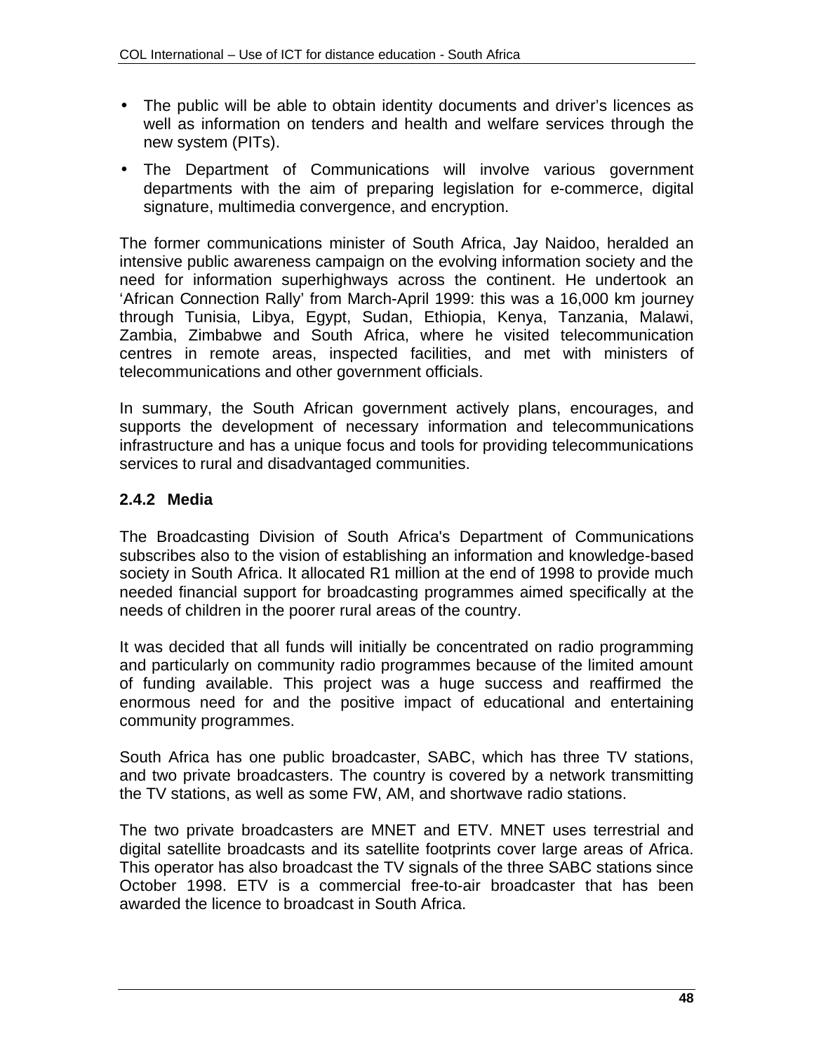- The public will be able to obtain identity documents and driver's licences as well as information on tenders and health and welfare services through the new system (PITs).
- The Department of Communications will involve various government departments with the aim of preparing legislation for e-commerce, digital signature, multimedia convergence, and encryption.

The former communications minister of South Africa, Jay Naidoo, heralded an intensive public awareness campaign on the evolving information society and the need for information superhighways across the continent. He undertook an 'African Connection Rally' from March-April 1999: this was a 16,000 km journey through Tunisia, Libya, Egypt, Sudan, Ethiopia, Kenya, Tanzania, Malawi, Zambia, Zimbabwe and South Africa, where he visited telecommunication centres in remote areas, inspected facilities, and met with ministers of telecommunications and other government officials.

In summary, the South African government actively plans, encourages, and supports the development of necessary information and telecommunications infrastructure and has a unique focus and tools for providing telecommunications services to rural and disadvantaged communities.

### 2.4.2 Media

The Broadcasting Division of South Africa's Department of Communications subscribes also to the vision of establishing an information and knowledge-based society in South Africa. It allocated R1 million at the end of 1998 to provide much needed financial support for broadcasting programmes aimed specifically at the needs of children in the poorer rural areas of the country.

It was decided that all funds will initially be concentrated on radio programming and particularly on community radio programmes because of the limited amount of funding available. This project was a huge success and reaffirmed the enormous need for and the positive impact of educational and entertaining community programmes.

South Africa has one public broadcaster, SABC, which has three TV stations, and two private broadcasters. The country is covered by a network transmitting the TV stations, as well as some FW, AM, and shortwave radio stations.

The two private broadcasters are MNET and ETV. MNET uses terrestrial and digital satellite broadcasts and its satellite footprints cover large areas of Africa. This operator has also broadcast the TV signals of the three SABC stations since October 1998. ETV is a commercial free-to-air broadcaster that has been awarded the licence to broadcast in South Africa.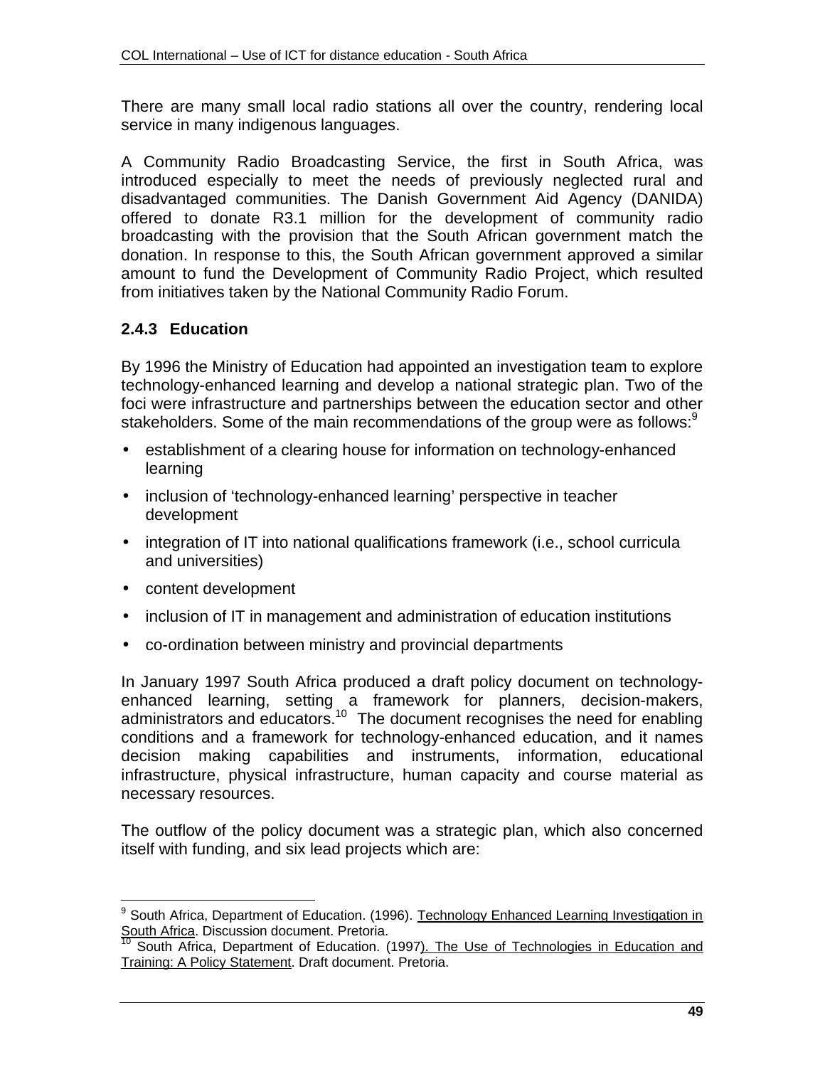There are many small local radio stations all over the country, rendering local service in many indigenous languages.

A Community Radio Broadcasting Service, the first in South Africa, was introduced especially to meet the needs of previously neglected rural and disadvantaged communities. The Danish Government Aid Agency (DANIDA) offered to donate R3.1 million for the development of community radio broadcasting with the provision that the South African government match the donation. In response to this, the South African government approved a similar amount to fund the Development of Community Radio Project, which resulted from initiatives taken by the National Community Radio Forum.

### 2.4.3 Education

By 1996 the Ministry of Education had appointed an investigation team to explore technology-enhanced learning and develop a national strategic plan. Two of the foci were infrastructure and partnerships between the education sector and other stakeholders. Some of the main recommendations of the group were as follows:[9]

- establishment of a clearing house for information on technology-enhanced learning
- inclusion of 'technology-enhanced learning' perspective in teacher development
- integration of IT into national qualifications framework (i.e., school curricula and universities)
- content development
- inclusion of IT in management and administration of education institutions
- co-ordination between ministry and provincial departments

In January 1997 South Africa produced a draft policy document on technology-enhanced learning, setting a framework for planners, decision-makers, administrators and educators.[10] The document recognises the need for enabling conditions and a framework for technology-enhanced education, and it names decision making capabilities and instruments, information, educational infrastructure, physical infrastructure, human capacity and course material as necessary resources.

The outflow of the policy document was a strategic plan, which also concerned itself with funding, and six lead projects which are:

---

[9] South Africa, Department of Education. (1996). Technology Enhanced Learning Investigation in South Africa. Discussion document. Pretoria.

[10] South Africa, Department of Education. (1997). The Use of Technologies in Education and Training: A Policy Statement. Draft document. Pretoria.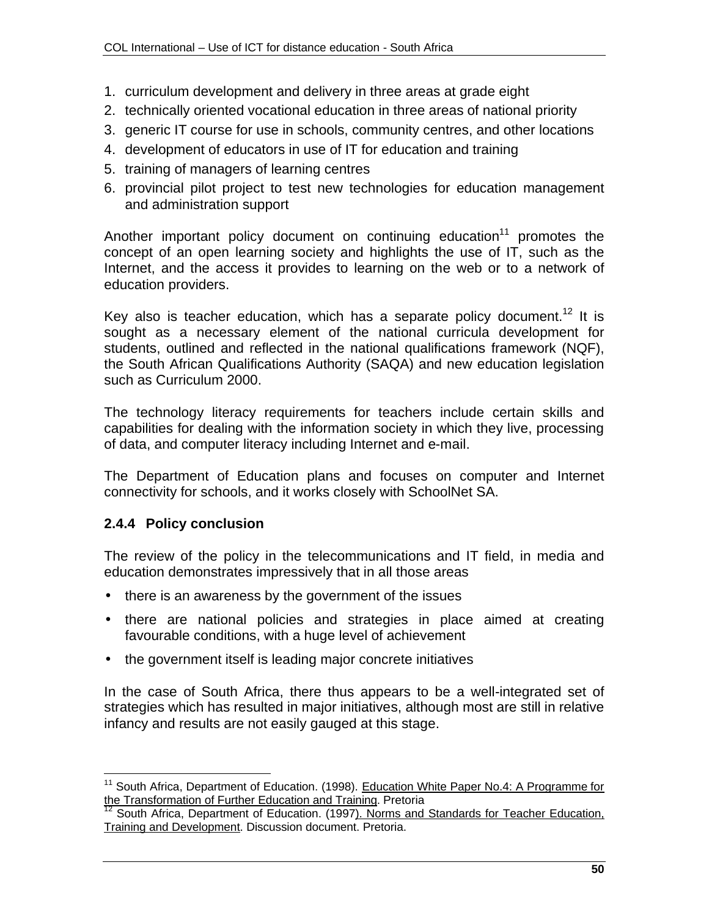1. curriculum development and delivery in three areas at grade eight
2. technically oriented vocational education in three areas of national priority
3. generic IT course for use in schools, community centres, and other locations
4. development of educators in use of IT for education and training
5. training of managers of learning centres
6. provincial pilot project to test new technologies for education management and administration support

Another important policy document on continuing education[11] promotes the concept of an open learning society and highlights the use of IT, such as the Internet, and the access it provides to learning on the web or to a network of education providers.

Key also is teacher education, which has a separate policy document.[12] It is sought as a necessary element of the national curricula development for students, outlined and reflected in the national qualifications framework (NQF), the South African Qualifications Authority (SAQA) and new education legislation such as Curriculum 2000.

The technology literacy requirements for teachers include certain skills and capabilities for dealing with the information society in which they live, processing of data, and computer literacy including Internet and e-mail.

The Department of Education plans and focuses on computer and Internet connectivity for schools, and it works closely with SchoolNet SA.

### 2.4.4 Policy conclusion

The review of the policy in the telecommunications and IT field, in media and education demonstrates impressively that in all those areas

- there is an awareness by the government of the issues
- there are national policies and strategies in place aimed at creating favourable conditions, with a huge level of achievement
- the government itself is leading major concrete initiatives

In the case of South Africa, there thus appears to be a well-integrated set of strategies which has resulted in major initiatives, although most are still in relative infancy and results are not easily gauged at this stage.

---

[11] South Africa, Department of Education. (1998). Education White Paper No.4: A Programme for the Transformation of Further Education and Training. Pretoria

[12] South Africa, Department of Education. (1997). Norms and Standards for Teacher Education, Training and Development. Discussion document. Pretoria.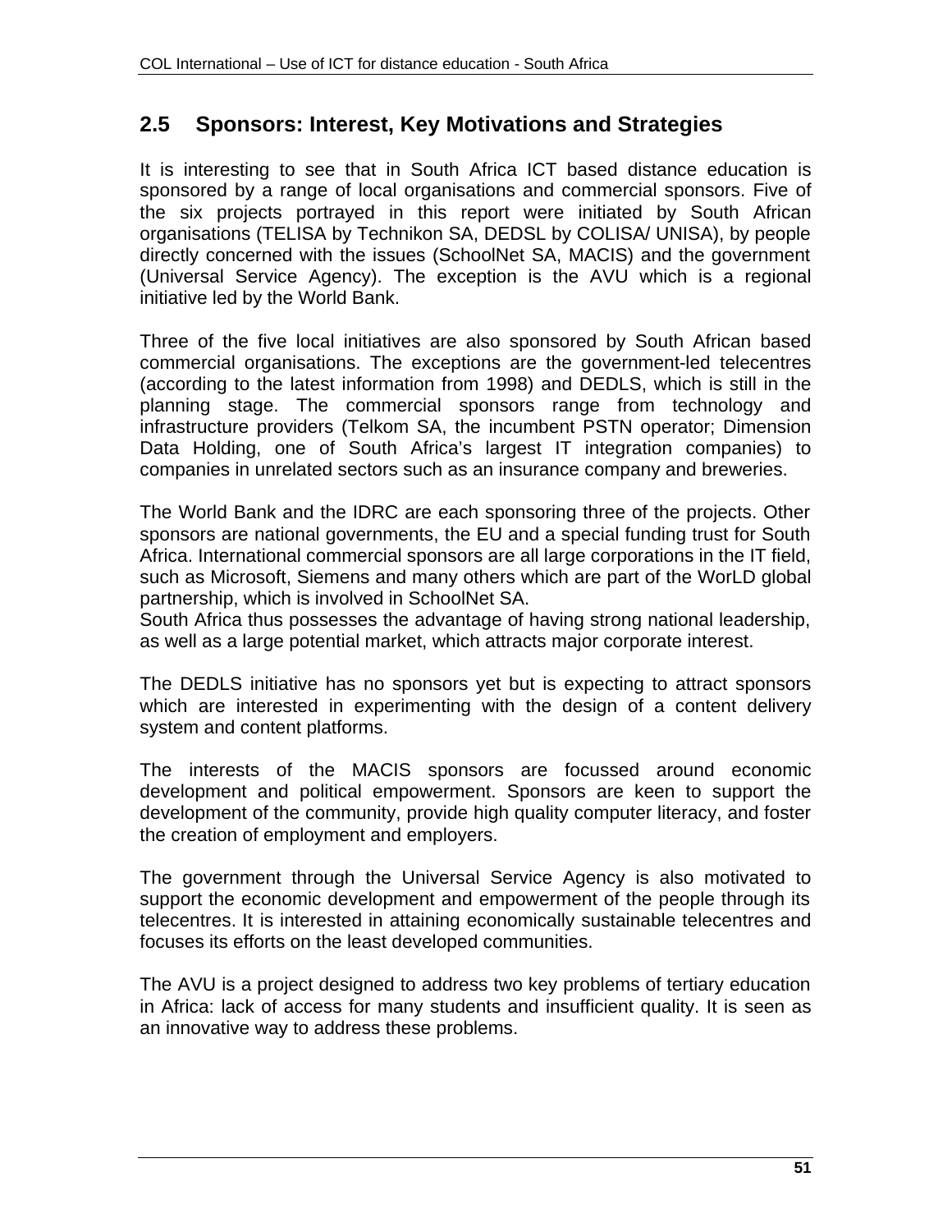## 2.5 Sponsors: Interest, Key Motivations and Strategies

It is interesting to see that in South Africa ICT based distance education is sponsored by a range of local organisations and commercial sponsors. Five of the six projects portrayed in this report were initiated by South African organisations (TELISA by Technikon SA, DEDSL by COLISA/ UNISA), by people directly concerned with the issues (SchoolNet SA, MACIS) and the government (Universal Service Agency). The exception is the AVU which is a regional initiative led by the World Bank.

Three of the five local initiatives are also sponsored by South African based commercial organisations. The exceptions are the government-led telecentres (according to the latest information from 1998) and DEDLS, which is still in the planning stage. The commercial sponsors range from technology and infrastructure providers (Telkom SA, the incumbent PSTN operator; Dimension Data Holding, one of South Africa's largest IT integration companies) to companies in unrelated sectors such as an insurance company and breweries.

The World Bank and the IDRC are each sponsoring three of the projects. Other sponsors are national governments, the EU and a special funding trust for South Africa. International commercial sponsors are all large corporations in the IT field, such as Microsoft, Siemens and many others which are part of the WorLD global partnership, which is involved in SchoolNet SA.
South Africa thus possesses the advantage of having strong national leadership, as well as a large potential market, which attracts major corporate interest.

The DEDLS initiative has no sponsors yet but is expecting to attract sponsors which are interested in experimenting with the design of a content delivery system and content platforms.

The interests of the MACIS sponsors are focussed around economic development and political empowerment. Sponsors are keen to support the development of the community, provide high quality computer literacy, and foster the creation of employment and employers.

The government through the Universal Service Agency is also motivated to support the economic development and empowerment of the people through its telecentres. It is interested in attaining economically sustainable telecentres and focuses its efforts on the least developed communities.

The AVU is a project designed to address two key problems of tertiary education in Africa: lack of access for many students and insufficient quality. It is seen as an innovative way to address these problems.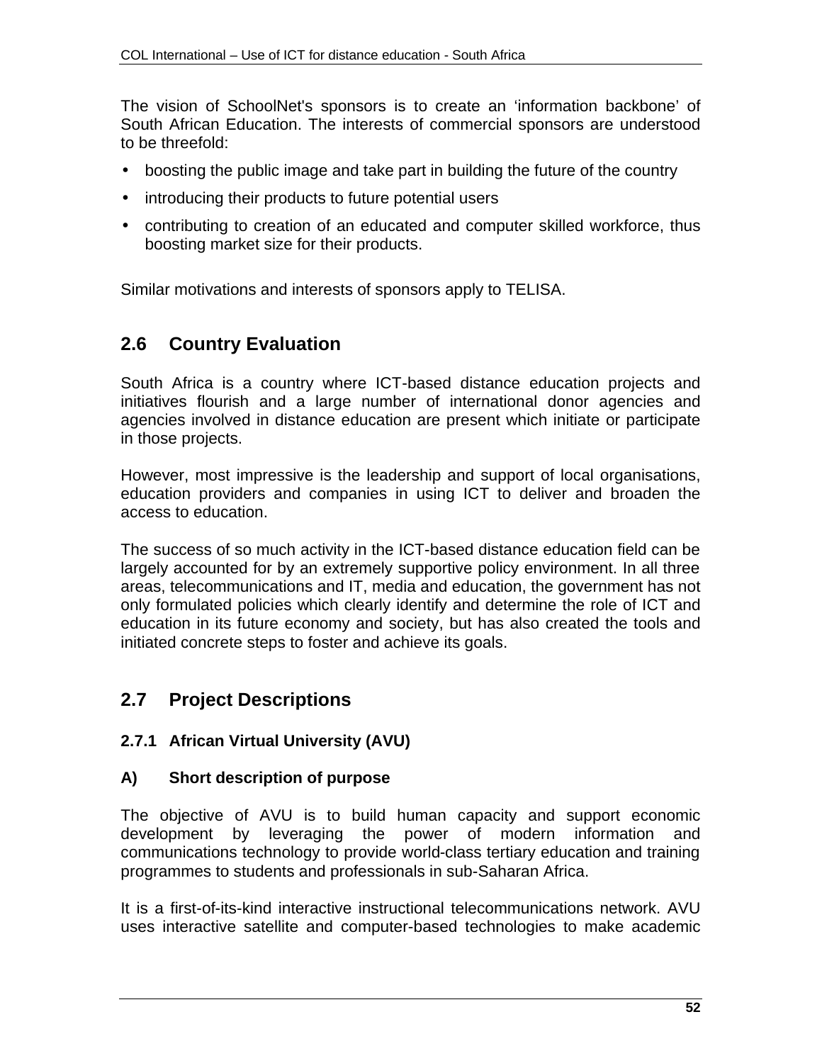The vision of SchoolNet's sponsors is to create an 'information backbone' of South African Education. The interests of commercial sponsors are understood to be threefold:

- boosting the public image and take part in building the future of the country
- introducing their products to future potential users
- contributing to creation of an educated and computer skilled workforce, thus boosting market size for their products.

Similar motivations and interests of sponsors apply to TELISA.

## 2.6 Country Evaluation

South Africa is a country where ICT-based distance education projects and initiatives flourish and a large number of international donor agencies and agencies involved in distance education are present which initiate or participate in those projects.

However, most impressive is the leadership and support of local organisations, education providers and companies in using ICT to deliver and broaden the access to education.

The success of so much activity in the ICT-based distance education field can be largely accounted for by an extremely supportive policy environment. In all three areas, telecommunications and IT, media and education, the government has not only formulated policies which clearly identify and determine the role of ICT and education in its future economy and society, but has also created the tools and initiated concrete steps to foster and achieve its goals.

## 2.7 Project Descriptions

### 2.7.1 African Virtual University (AVU)

#### A) Short description of purpose

The objective of AVU is to build human capacity and support economic development by leveraging the power of modern information and communications technology to provide world-class tertiary education and training programmes to students and professionals in sub-Saharan Africa.

It is a first-of-its-kind interactive instructional telecommunications network. AVU uses interactive satellite and computer-based technologies to make academic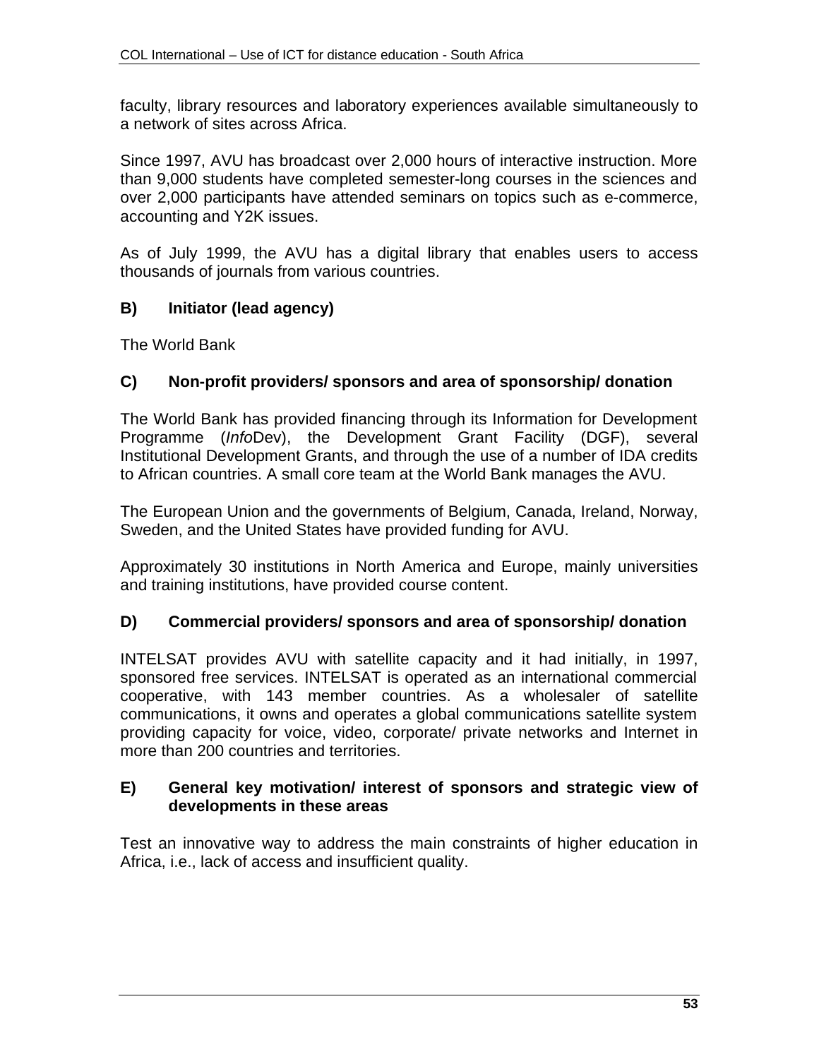faculty, library resources and laboratory experiences available simultaneously to a network of sites across Africa.

Since 1997, AVU has broadcast over 2,000 hours of interactive instruction. More than 9,000 students have completed semester-long courses in the sciences and over 2,000 participants have attended seminars on topics such as e-commerce, accounting and Y2K issues.

As of July 1999, the AVU has a digital library that enables users to access thousands of journals from various countries.

### B) Initiator (lead agency)

The World Bank

### C) Non-profit providers/ sponsors and area of sponsorship/ donation

The World Bank has provided financing through its Information for Development Programme (*Info*Dev), the Development Grant Facility (DGF), several Institutional Development Grants, and through the use of a number of IDA credits to African countries. A small core team at the World Bank manages the AVU.

The European Union and the governments of Belgium, Canada, Ireland, Norway, Sweden, and the United States have provided funding for AVU.

Approximately 30 institutions in North America and Europe, mainly universities and training institutions, have provided course content.

### D) Commercial providers/ sponsors and area of sponsorship/ donation

INTELSAT provides AVU with satellite capacity and it had initially, in 1997, sponsored free services. INTELSAT is operated as an international commercial cooperative, with 143 member countries. As a wholesaler of satellite communications, it owns and operates a global communications satellite system providing capacity for voice, video, corporate/ private networks and Internet in more than 200 countries and territories.

### E) General key motivation/ interest of sponsors and strategic view of developments in these areas

Test an innovative way to address the main constraints of higher education in Africa, i.e., lack of access and insufficient quality.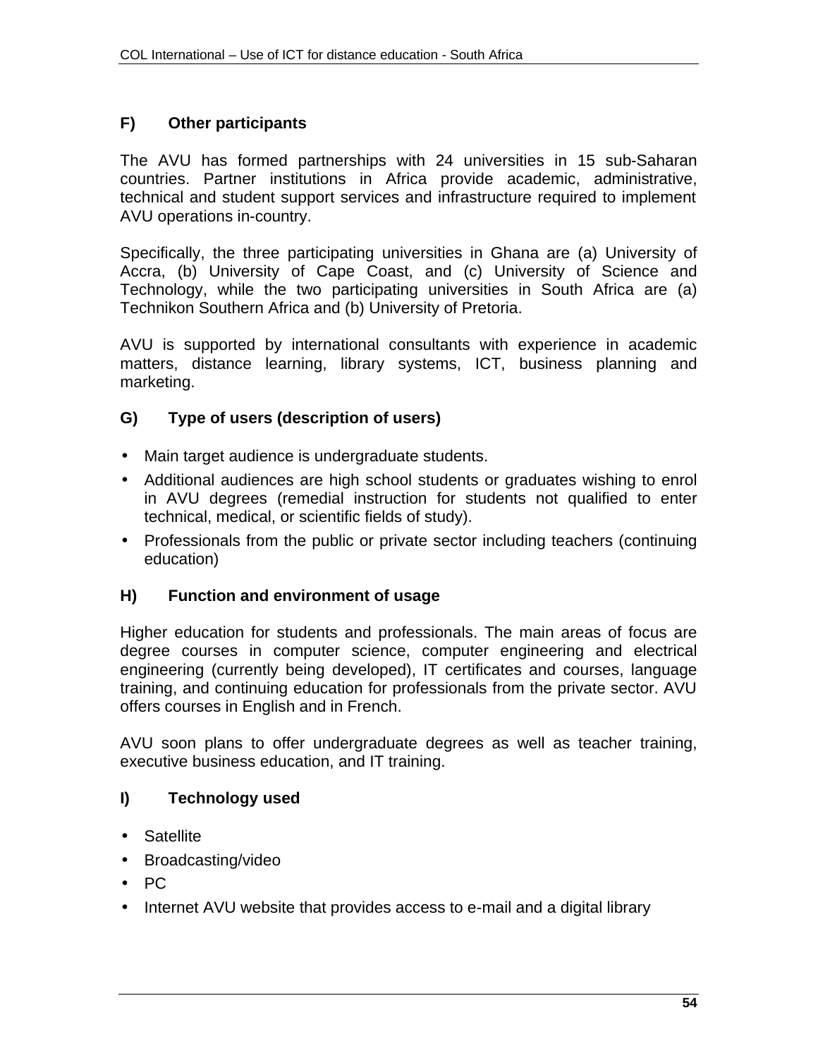### F) Other participants

The AVU has formed partnerships with 24 universities in 15 sub-Saharan countries. Partner institutions in Africa provide academic, administrative, technical and student support services and infrastructure required to implement AVU operations in-country.

Specifically, the three participating universities in Ghana are (a) University of Accra, (b) University of Cape Coast, and (c) University of Science and Technology, while the two participating universities in South Africa are (a) Technikon Southern Africa and (b) University of Pretoria.

AVU is supported by international consultants with experience in academic matters, distance learning, library systems, ICT, business planning and marketing.

### G) Type of users (description of users)

- Main target audience is undergraduate students.
- Additional audiences are high school students or graduates wishing to enrol in AVU degrees (remedial instruction for students not qualified to enter technical, medical, or scientific fields of study).
- Professionals from the public or private sector including teachers (continuing education)

### H) Function and environment of usage

Higher education for students and professionals. The main areas of focus are degree courses in computer science, computer engineering and electrical engineering (currently being developed), IT certificates and courses, language training, and continuing education for professionals from the private sector. AVU offers courses in English and in French.

AVU soon plans to offer undergraduate degrees as well as teacher training, executive business education, and IT training.

### I) Technology used

- Satellite
- Broadcasting/video
- PC
- Internet AVU website that provides access to e-mail and a digital library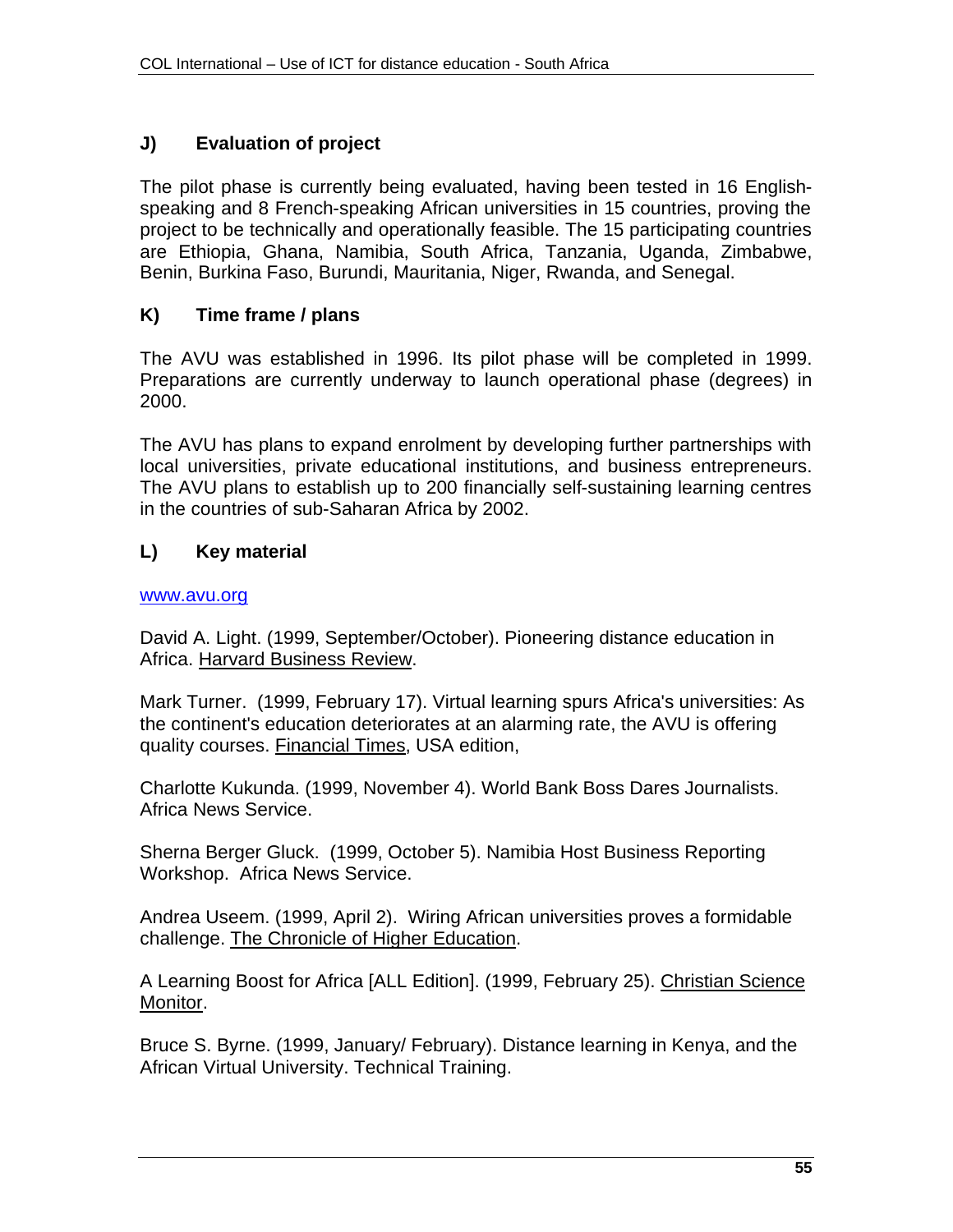## J) Evaluation of project

The pilot phase is currently being evaluated, having been tested in 16 English-speaking and 8 French-speaking African universities in 15 countries, proving the project to be technically and operationally feasible. The 15 participating countries are Ethiopia, Ghana, Namibia, South Africa, Tanzania, Uganda, Zimbabwe, Benin, Burkina Faso, Burundi, Mauritania, Niger, Rwanda, and Senegal.

## K) Time frame / plans

The AVU was established in 1996. Its pilot phase will be completed in 1999. Preparations are currently underway to launch operational phase (degrees) in 2000.

The AVU has plans to expand enrolment by developing further partnerships with local universities, private educational institutions, and business entrepreneurs. The AVU plans to establish up to 200 financially self-sustaining learning centres in the countries of sub-Saharan Africa by 2002.

## L) Key material

www.avu.org

David A. Light. (1999, September/October). Pioneering distance education in Africa. Harvard Business Review.

Mark Turner. (1999, February 17). Virtual learning spurs Africa's universities: As the continent's education deteriorates at an alarming rate, the AVU is offering quality courses. Financial Times, USA edition,

Charlotte Kukunda. (1999, November 4). World Bank Boss Dares Journalists. Africa News Service.

Sherna Berger Gluck. (1999, October 5). Namibia Host Business Reporting Workshop. Africa News Service.

Andrea Useem. (1999, April 2). Wiring African universities proves a formidable challenge. The Chronicle of Higher Education.

A Learning Boost for Africa [ALL Edition]. (1999, February 25). Christian Science Monitor.

Bruce S. Byrne. (1999, January/ February). Distance learning in Kenya, and the African Virtual University. Technical Training.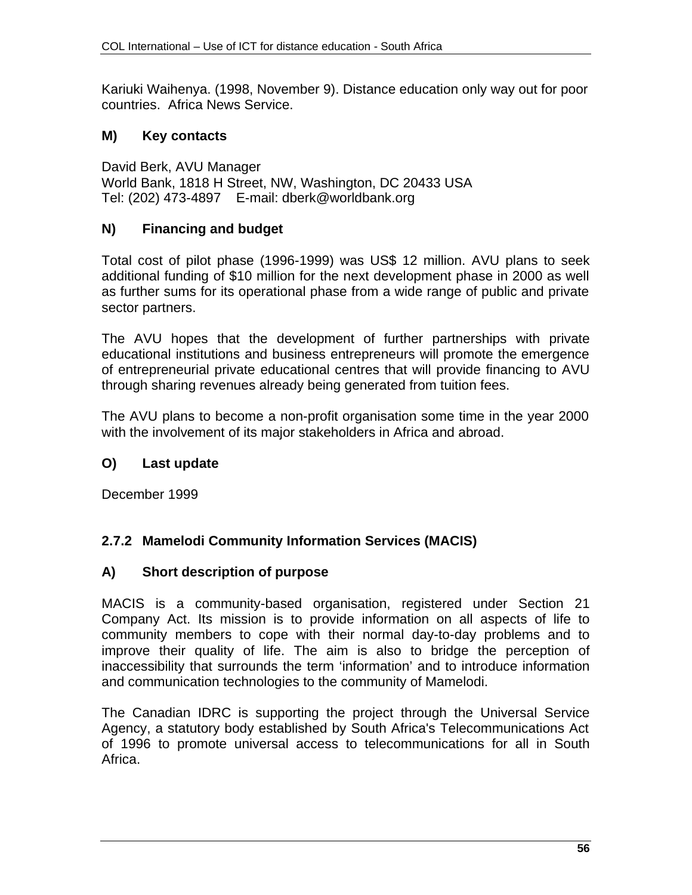Kariuki Waihenya. (1998, November 9). Distance education only way out for poor countries. Africa News Service.

### M) Key contacts

David Berk, AVU Manager
World Bank, 1818 H Street, NW, Washington, DC 20433 USA
Tel: (202) 473-4897 E-mail: dberk@worldbank.org

### N) Financing and budget

Total cost of pilot phase (1996-1999) was US$ 12 million. AVU plans to seek additional funding of $10 million for the next development phase in 2000 as well as further sums for its operational phase from a wide range of public and private sector partners.

The AVU hopes that the development of further partnerships with private educational institutions and business entrepreneurs will promote the emergence of entrepreneurial private educational centres that will provide financing to AVU through sharing revenues already being generated from tuition fees.

The AVU plans to become a non-profit organisation some time in the year 2000 with the involvement of its major stakeholders in Africa and abroad.

### O) Last update

December 1999

## 2.7.2 Mamelodi Community Information Services (MACIS)

### A) Short description of purpose

MACIS is a community-based organisation, registered under Section 21 Company Act. Its mission is to provide information on all aspects of life to community members to cope with their normal day-to-day problems and to improve their quality of life. The aim is also to bridge the perception of inaccessibility that surrounds the term 'information' and to introduce information and communication technologies to the community of Mamelodi.

The Canadian IDRC is supporting the project through the Universal Service Agency, a statutory body established by South Africa's Telecommunications Act of 1996 to promote universal access to telecommunications for all in South Africa.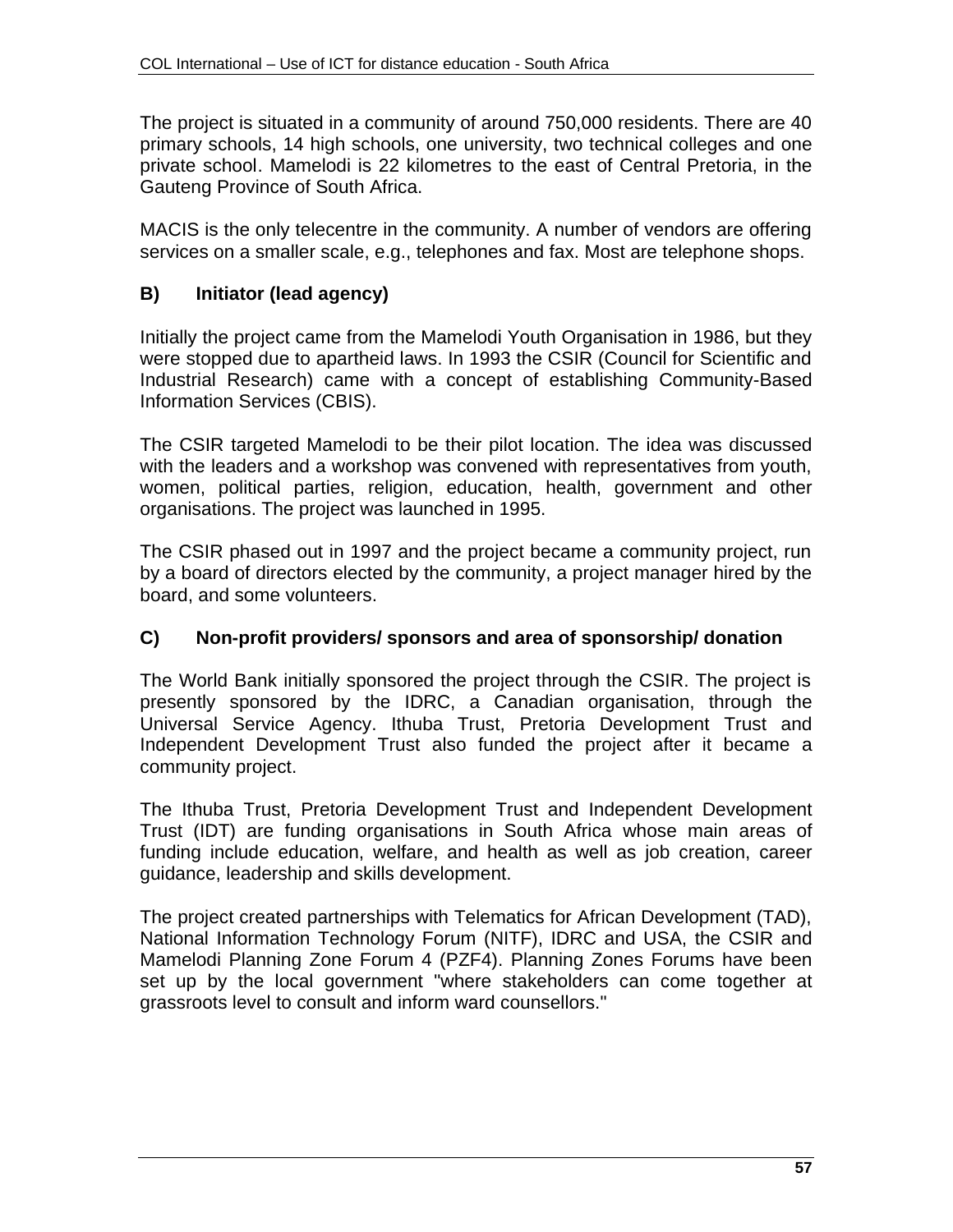The project is situated in a community of around 750,000 residents. There are 40 primary schools, 14 high schools, one university, two technical colleges and one private school. Mamelodi is 22 kilometres to the east of Central Pretoria, in the Gauteng Province of South Africa.

MACIS is the only telecentre in the community. A number of vendors are offering services on a smaller scale, e.g., telephones and fax. Most are telephone shops.

### B) Initiator (lead agency)

Initially the project came from the Mamelodi Youth Organisation in 1986, but they were stopped due to apartheid laws. In 1993 the CSIR (Council for Scientific and Industrial Research) came with a concept of establishing Community-Based Information Services (CBIS).

The CSIR targeted Mamelodi to be their pilot location. The idea was discussed with the leaders and a workshop was convened with representatives from youth, women, political parties, religion, education, health, government and other organisations. The project was launched in 1995.

The CSIR phased out in 1997 and the project became a community project, run by a board of directors elected by the community, a project manager hired by the board, and some volunteers.

### C) Non-profit providers/ sponsors and area of sponsorship/ donation

The World Bank initially sponsored the project through the CSIR. The project is presently sponsored by the IDRC, a Canadian organisation, through the Universal Service Agency. Ithuba Trust, Pretoria Development Trust and Independent Development Trust also funded the project after it became a community project.

The Ithuba Trust, Pretoria Development Trust and Independent Development Trust (IDT) are funding organisations in South Africa whose main areas of funding include education, welfare, and health as well as job creation, career guidance, leadership and skills development.

The project created partnerships with Telematics for African Development (TAD), National Information Technology Forum (NITF), IDRC and USA, the CSIR and Mamelodi Planning Zone Forum 4 (PZF4). Planning Zones Forums have been set up by the local government "where stakeholders can come together at grassroots level to consult and inform ward counsellors."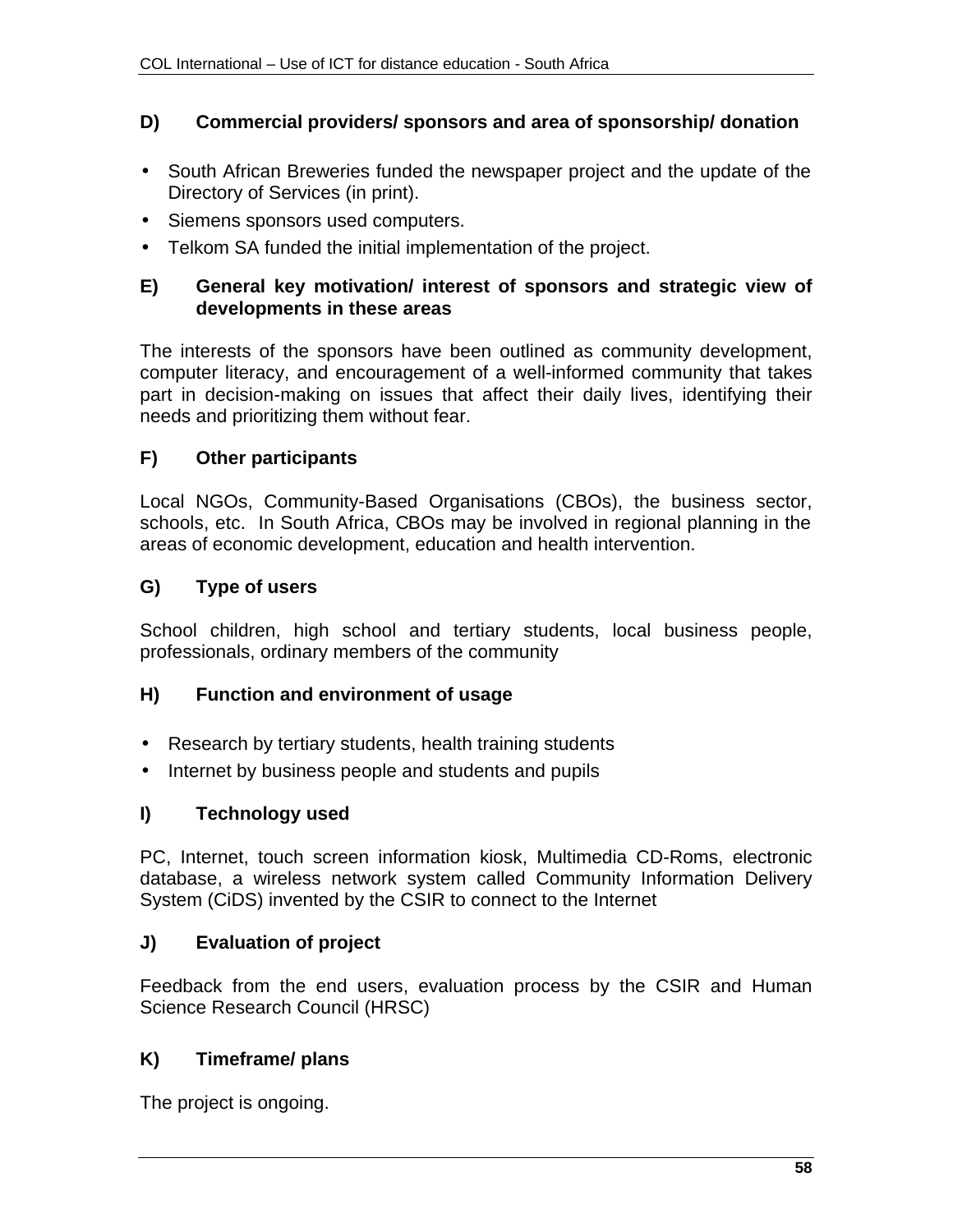### D) Commercial providers/ sponsors and area of sponsorship/ donation

- South African Breweries funded the newspaper project and the update of the Directory of Services (in print).
- Siemens sponsors used computers.
- Telkom SA funded the initial implementation of the project.

### E) General key motivation/ interest of sponsors and strategic view of developments in these areas

The interests of the sponsors have been outlined as community development, computer literacy, and encouragement of a well-informed community that takes part in decision-making on issues that affect their daily lives, identifying their needs and prioritizing them without fear.

### F) Other participants

Local NGOs, Community-Based Organisations (CBOs), the business sector, schools, etc. In South Africa, CBOs may be involved in regional planning in the areas of economic development, education and health intervention.

### G) Type of users

School children, high school and tertiary students, local business people, professionals, ordinary members of the community

### H) Function and environment of usage

- Research by tertiary students, health training students
- Internet by business people and students and pupils

### I) Technology used

PC, Internet, touch screen information kiosk, Multimedia CD-Roms, electronic database, a wireless network system called Community Information Delivery System (CiDS) invented by the CSIR to connect to the Internet

### J) Evaluation of project

Feedback from the end users, evaluation process by the CSIR and Human Science Research Council (HRSC)

### K) Timeframe/ plans

The project is ongoing.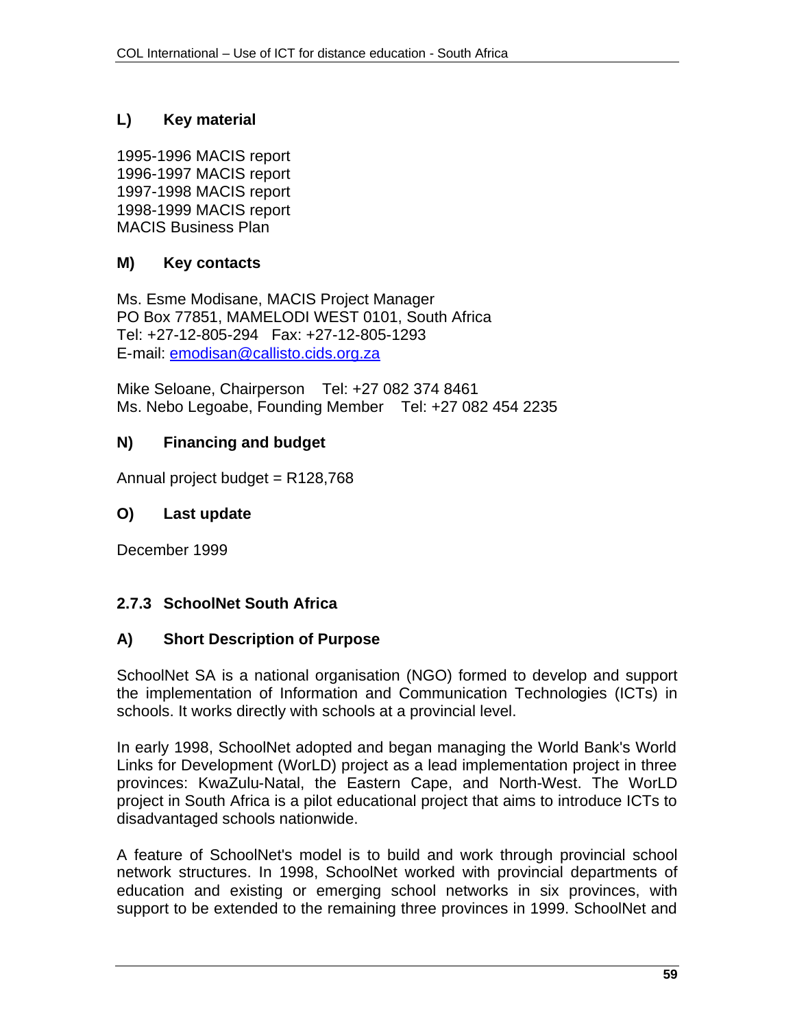### L) Key material

1995-1996 MACIS report
1996-1997 MACIS report
1997-1998 MACIS report
1998-1999 MACIS report
MACIS Business Plan

### M) Key contacts

Ms. Esme Modisane, MACIS Project Manager
PO Box 77851, MAMELODI WEST 0101, South Africa
Tel: +27-12-805-294 Fax: +27-12-805-1293
E-mail: emodisan@callisto.cids.org.za

Mike Seloane, Chairperson Tel: +27 082 374 8461
Ms. Nebo Legoabe, Founding Member Tel: +27 082 454 2235

### N) Financing and budget

Annual project budget = R128,768

### O) Last update

December 1999

## 2.7.3 SchoolNet South Africa

### A) Short Description of Purpose

SchoolNet SA is a national organisation (NGO) formed to develop and support the implementation of Information and Communication Technologies (ICTs) in schools. It works directly with schools at a provincial level.

In early 1998, SchoolNet adopted and began managing the World Bank's World Links for Development (WorLD) project as a lead implementation project in three provinces: KwaZulu-Natal, the Eastern Cape, and North-West. The WorLD project in South Africa is a pilot educational project that aims to introduce ICTs to disadvantaged schools nationwide.

A feature of SchoolNet's model is to build and work through provincial school network structures. In 1998, SchoolNet worked with provincial departments of education and existing or emerging school networks in six provinces, with support to be extended to the remaining three provinces in 1999. SchoolNet and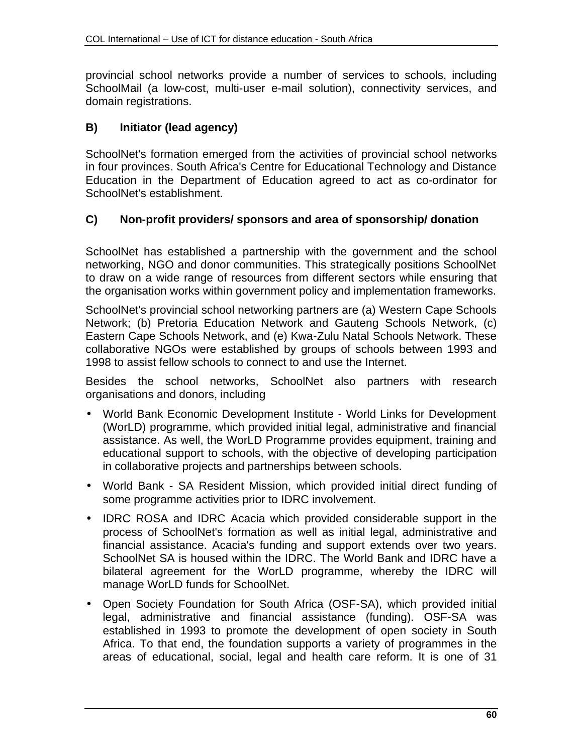provincial school networks provide a number of services to schools, including SchoolMail (a low-cost, multi-user e-mail solution), connectivity services, and domain registrations.

### B) Initiator (lead agency)

SchoolNet's formation emerged from the activities of provincial school networks in four provinces. South Africa's Centre for Educational Technology and Distance Education in the Department of Education agreed to act as co-ordinator for SchoolNet's establishment.

### C) Non-profit providers/ sponsors and area of sponsorship/ donation

SchoolNet has established a partnership with the government and the school networking, NGO and donor communities. This strategically positions SchoolNet to draw on a wide range of resources from different sectors while ensuring that the organisation works within government policy and implementation frameworks.

SchoolNet's provincial school networking partners are (a) Western Cape Schools Network; (b) Pretoria Education Network and Gauteng Schools Network, (c) Eastern Cape Schools Network, and (e) Kwa-Zulu Natal Schools Network. These collaborative NGOs were established by groups of schools between 1993 and 1998 to assist fellow schools to connect to and use the Internet.

Besides the school networks, SchoolNet also partners with research organisations and donors, including

- World Bank Economic Development Institute - World Links for Development (WorLD) programme, which provided initial legal, administrative and financial assistance. As well, the WorLD Programme provides equipment, training and educational support to schools, with the objective of developing participation in collaborative projects and partnerships between schools.
- World Bank - SA Resident Mission, which provided initial direct funding of some programme activities prior to IDRC involvement.
- IDRC ROSA and IDRC Acacia which provided considerable support in the process of SchoolNet's formation as well as initial legal, administrative and financial assistance. Acacia's funding and support extends over two years. SchoolNet SA is housed within the IDRC. The World Bank and IDRC have a bilateral agreement for the WorLD programme, whereby the IDRC will manage WorLD funds for SchoolNet.
- Open Society Foundation for South Africa (OSF-SA), which provided initial legal, administrative and financial assistance (funding). OSF-SA was established in 1993 to promote the development of open society in South Africa. To that end, the foundation supports a variety of programmes in the areas of educational, social, legal and health care reform. It is one of 31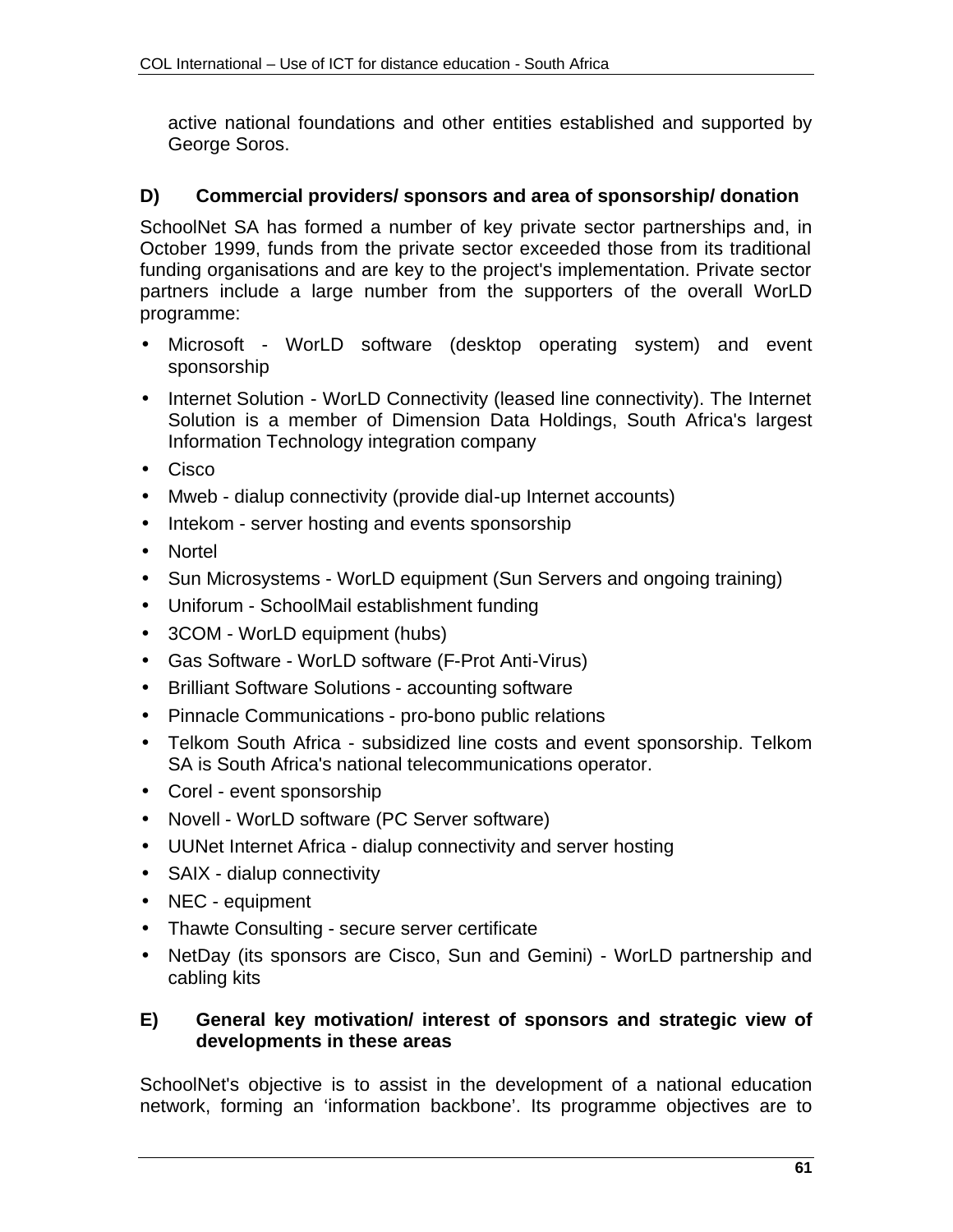active national foundations and other entities established and supported by George Soros.

### D) Commercial providers/ sponsors and area of sponsorship/ donation

SchoolNet SA has formed a number of key private sector partnerships and, in October 1999, funds from the private sector exceeded those from its traditional funding organisations and are key to the project's implementation. Private sector partners include a large number from the supporters of the overall WorLD programme:

- Microsoft - WorLD software (desktop operating system) and event sponsorship
- Internet Solution - WorLD Connectivity (leased line connectivity). The Internet Solution is a member of Dimension Data Holdings, South Africa's largest Information Technology integration company
- Cisco
- Mweb - dialup connectivity (provide dial-up Internet accounts)
- Intekom - server hosting and events sponsorship
- Nortel
- Sun Microsystems - WorLD equipment (Sun Servers and ongoing training)
- Uniforum - SchoolMail establishment funding
- 3COM - WorLD equipment (hubs)
- Gas Software - WorLD software (F-Prot Anti-Virus)
- Brilliant Software Solutions - accounting software
- Pinnacle Communications - pro-bono public relations
- Telkom South Africa - subsidized line costs and event sponsorship. Telkom SA is South Africa's national telecommunications operator.
- Corel - event sponsorship
- Novell - WorLD software (PC Server software)
- UUNet Internet Africa - dialup connectivity and server hosting
- SAIX - dialup connectivity
- NEC - equipment
- Thawte Consulting - secure server certificate
- NetDay (its sponsors are Cisco, Sun and Gemini) - WorLD partnership and cabling kits

### E) General key motivation/ interest of sponsors and strategic view of developments in these areas

SchoolNet's objective is to assist in the development of a national education network, forming an ‘information backbone’. Its programme objectives are to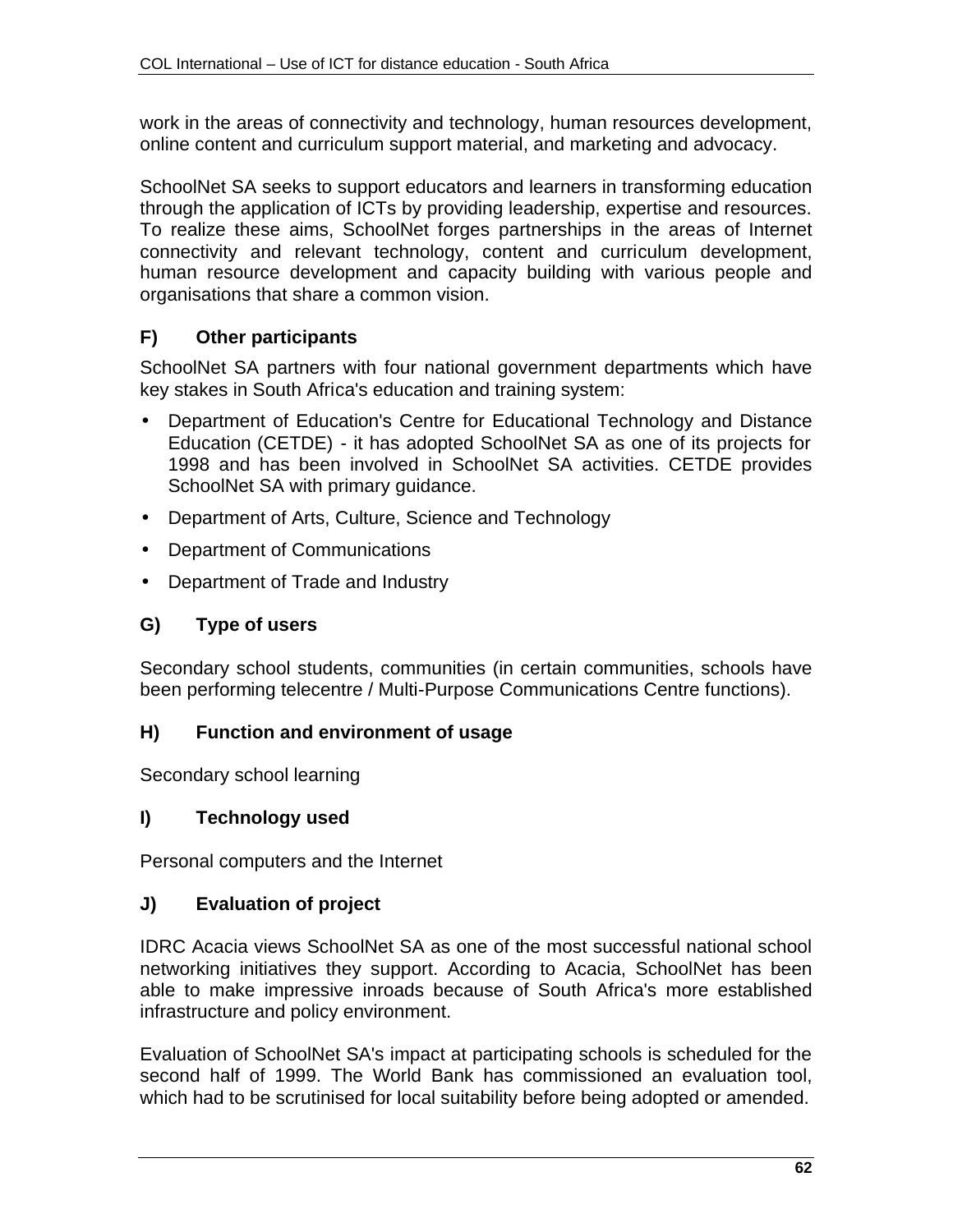work in the areas of connectivity and technology, human resources development, online content and curriculum support material, and marketing and advocacy.

SchoolNet SA seeks to support educators and learners in transforming education through the application of ICTs by providing leadership, expertise and resources. To realize these aims, SchoolNet forges partnerships in the areas of Internet connectivity and relevant technology, content and curriculum development, human resource development and capacity building with various people and organisations that share a common vision.

### F) Other participants

SchoolNet SA partners with four national government departments which have key stakes in South Africa's education and training system:

- Department of Education's Centre for Educational Technology and Distance Education (CETDE) - it has adopted SchoolNet SA as one of its projects for 1998 and has been involved in SchoolNet SA activities. CETDE provides SchoolNet SA with primary guidance.
- Department of Arts, Culture, Science and Technology
- Department of Communications
- Department of Trade and Industry

### G) Type of users

Secondary school students, communities (in certain communities, schools have been performing telecentre / Multi-Purpose Communications Centre functions).

### H) Function and environment of usage

Secondary school learning

### I) Technology used

Personal computers and the Internet

### J) Evaluation of project

IDRC Acacia views SchoolNet SA as one of the most successful national school networking initiatives they support. According to Acacia, SchoolNet has been able to make impressive inroads because of South Africa's more established infrastructure and policy environment.

Evaluation of SchoolNet SA's impact at participating schools is scheduled for the second half of 1999. The World Bank has commissioned an evaluation tool, which had to be scrutinised for local suitability before being adopted or amended.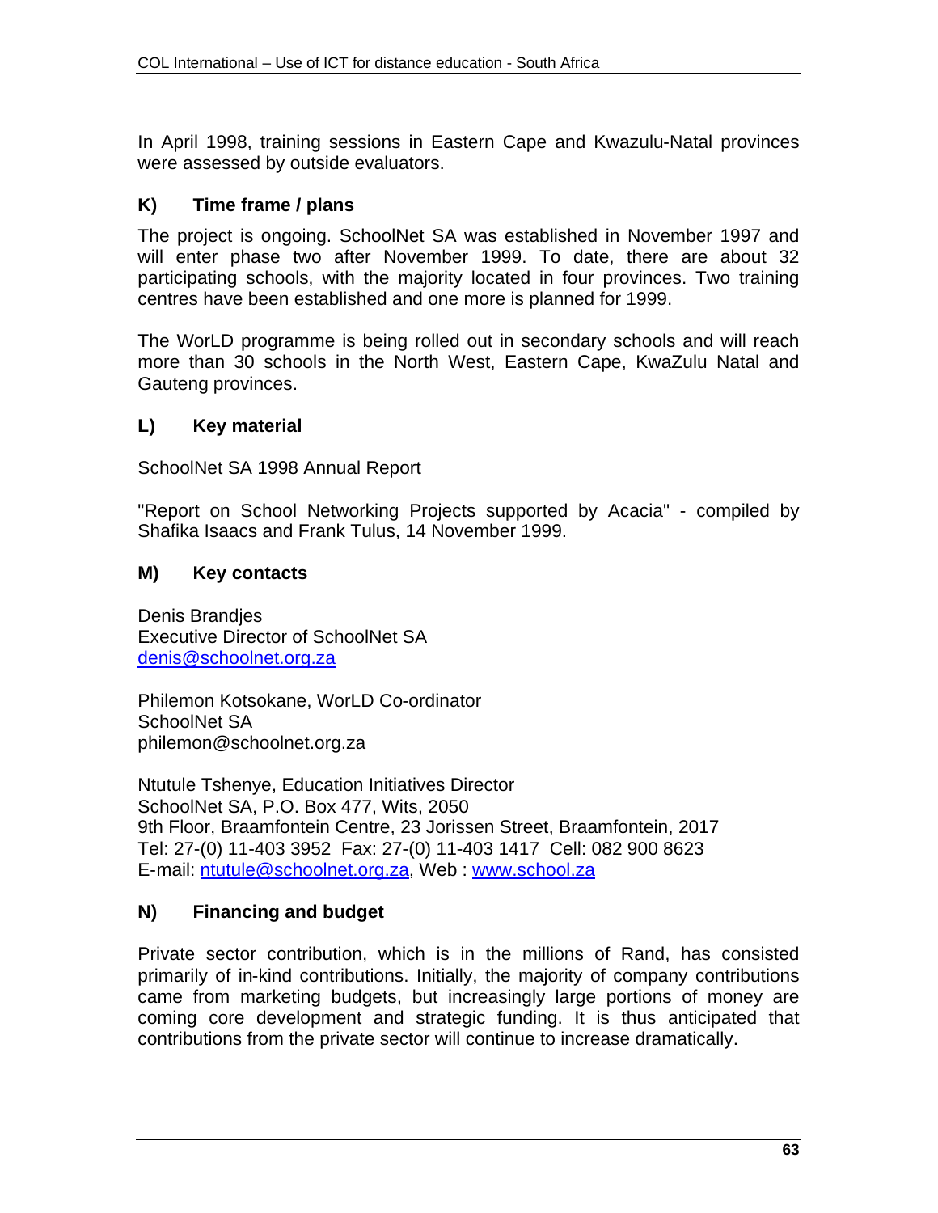In April 1998, training sessions in Eastern Cape and Kwazulu-Natal provinces were assessed by outside evaluators.

### K) Time frame / plans

The project is ongoing. SchoolNet SA was established in November 1997 and will enter phase two after November 1999. To date, there are about 32 participating schools, with the majority located in four provinces. Two training centres have been established and one more is planned for 1999.

The WorLD programme is being rolled out in secondary schools and will reach more than 30 schools in the North West, Eastern Cape, KwaZulu Natal and Gauteng provinces.

### L) Key material

SchoolNet SA 1998 Annual Report

"Report on School Networking Projects supported by Acacia" - compiled by Shafika Isaacs and Frank Tulus, 14 November 1999.

### M) Key contacts

Denis Brandjes  
Executive Director of SchoolNet SA  
denis@schoolnet.org.za

Philemon Kotsokane, WorLD Co-ordinator  
SchoolNet SA  
philemon@schoolnet.org.za

Ntutule Tshenye, Education Initiatives Director  
SchoolNet SA, P.O. Box 477, Wits, 2050  
9th Floor, Braamfontein Centre, 23 Jorissen Street, Braamfontein, 2017  
Tel: 27-(0) 11-403 3952 Fax: 27-(0) 11-403 1417 Cell: 082 900 8623  
E-mail: ntutule@schoolnet.org.za, Web : www.school.za

### N) Financing and budget

Private sector contribution, which is in the millions of Rand, has consisted primarily of in-kind contributions. Initially, the majority of company contributions came from marketing budgets, but increasingly large portions of money are coming core development and strategic funding. It is thus anticipated that contributions from the private sector will continue to increase dramatically.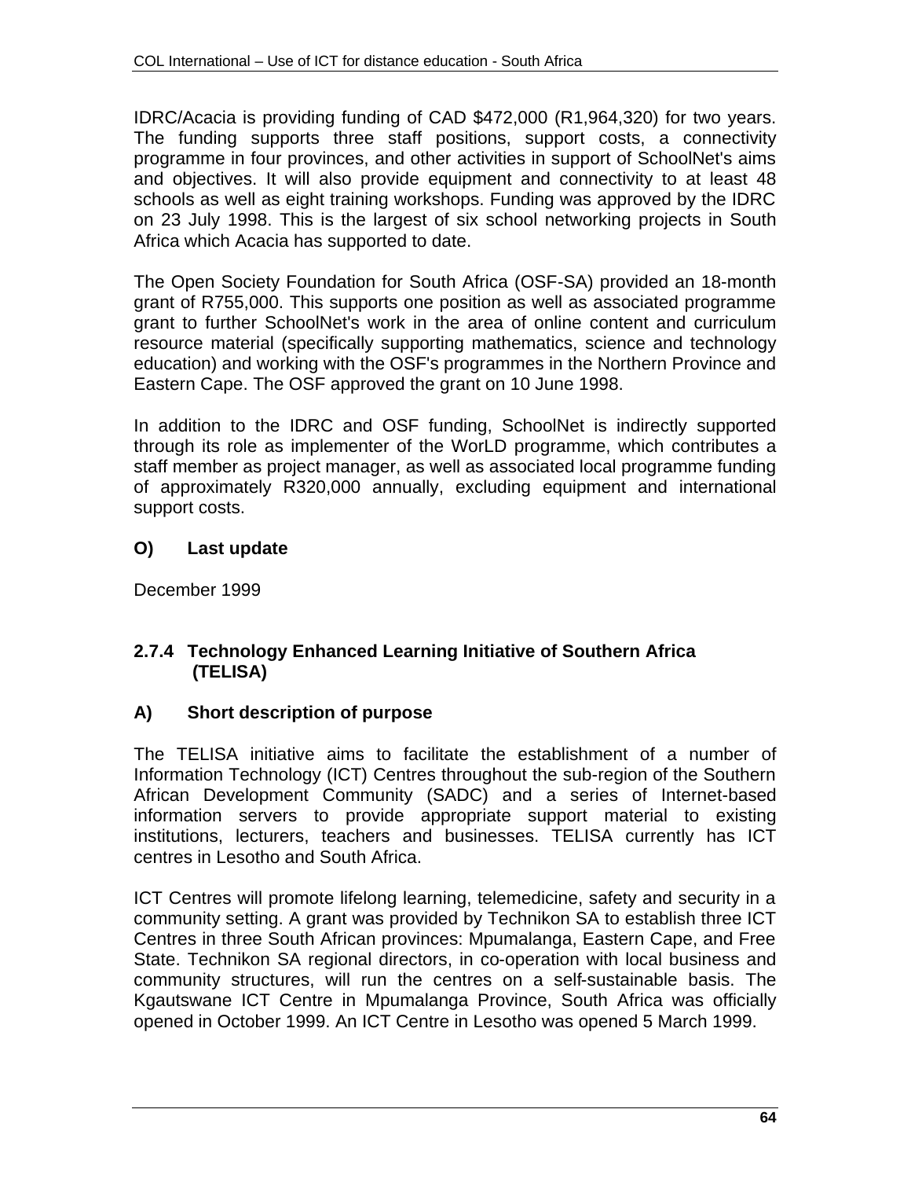IDRC/Acacia is providing funding of CAD $472,000 (R1,964,320) for two years. The funding supports three staff positions, support costs, a connectivity programme in four provinces, and other activities in support of SchoolNet's aims and objectives. It will also provide equipment and connectivity to at least 48 schools as well as eight training workshops. Funding was approved by the IDRC on 23 July 1998. This is the largest of six school networking projects in South Africa which Acacia has supported to date.

The Open Society Foundation for South Africa (OSF-SA) provided an 18-month grant of R755,000. This supports one position as well as associated programme grant to further SchoolNet's work in the area of online content and curriculum resource material (specifically supporting mathematics, science and technology education) and working with the OSF's programmes in the Northern Province and Eastern Cape. The OSF approved the grant on 10 June 1998.

In addition to the IDRC and OSF funding, SchoolNet is indirectly supported through its role as implementer of the WorLD programme, which contributes a staff member as project manager, as well as associated local programme funding of approximately R320,000 annually, excluding equipment and international support costs.

#### O) Last update

December 1999

### 2.7.4 Technology Enhanced Learning Initiative of Southern Africa (TELISA)

#### A) Short description of purpose

The TELISA initiative aims to facilitate the establishment of a number of Information Technology (ICT) Centres throughout the sub-region of the Southern African Development Community (SADC) and a series of Internet-based information servers to provide appropriate support material to existing institutions, lecturers, teachers and businesses. TELISA currently has ICT centres in Lesotho and South Africa.

ICT Centres will promote lifelong learning, telemedicine, safety and security in a community setting. A grant was provided by Technikon SA to establish three ICT Centres in three South African provinces: Mpumalanga, Eastern Cape, and Free State. Technikon SA regional directors, in co-operation with local business and community structures, will run the centres on a self-sustainable basis. The Kgautswane ICT Centre in Mpumalanga Province, South Africa was officially opened in October 1999. An ICT Centre in Lesotho was opened 5 March 1999.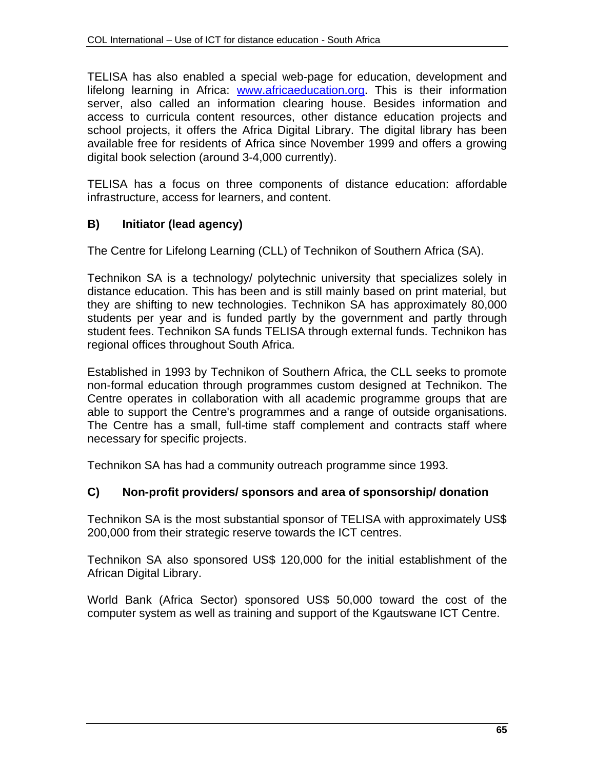TELISA has also enabled a special web-page for education, development and lifelong learning in Africa: [www.africaeducation.org](http://www.africaeducation.org). This is their information server, also called an information clearing house. Besides information and access to curricula content resources, other distance education projects and school projects, it offers the Africa Digital Library. The digital library has been available free for residents of Africa since November 1999 and offers a growing digital book selection (around 3-4,000 currently).

TELISA has a focus on three components of distance education: affordable infrastructure, access for learners, and content.

### B) Initiator (lead agency)

The Centre for Lifelong Learning (CLL) of Technikon of Southern Africa (SA).

Technikon SA is a technology/ polytechnic university that specializes solely in distance education. This has been and is still mainly based on print material, but they are shifting to new technologies. Technikon SA has approximately 80,000 students per year and is funded partly by the government and partly through student fees. Technikon SA funds TELISA through external funds. Technikon has regional offices throughout South Africa.

Established in 1993 by Technikon of Southern Africa, the CLL seeks to promote non-formal education through programmes custom designed at Technikon. The Centre operates in collaboration with all academic programme groups that are able to support the Centre's programmes and a range of outside organisations. The Centre has a small, full-time staff complement and contracts staff where necessary for specific projects.

Technikon SA has had a community outreach programme since 1993.

### C) Non-profit providers/ sponsors and area of sponsorship/ donation

Technikon SA is the most substantial sponsor of TELISA with approximately US$ 200,000 from their strategic reserve towards the ICT centres.

Technikon SA also sponsored US$ 120,000 for the initial establishment of the African Digital Library.

World Bank (Africa Sector) sponsored US$ 50,000 toward the cost of the computer system as well as training and support of the Kgautswane ICT Centre.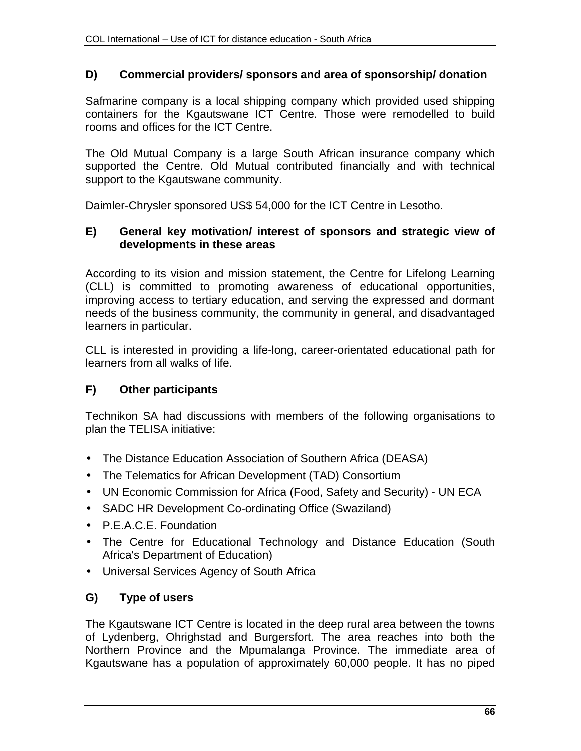### D) Commercial providers/ sponsors and area of sponsorship/ donation

Safmarine company is a local shipping company which provided used shipping containers for the Kgautswane ICT Centre. Those were remodelled to build rooms and offices for the ICT Centre.

The Old Mutual Company is a large South African insurance company which supported the Centre. Old Mutual contributed financially and with technical support to the Kgautswane community.

Daimler-Chrysler sponsored US$ 54,000 for the ICT Centre in Lesotho.

### E) General key motivation/ interest of sponsors and strategic view of developments in these areas

According to its vision and mission statement, the Centre for Lifelong Learning (CLL) is committed to promoting awareness of educational opportunities, improving access to tertiary education, and serving the expressed and dormant needs of the business community, the community in general, and disadvantaged learners in particular.

CLL is interested in providing a life-long, career-orientated educational path for learners from all walks of life.

### F) Other participants

Technikon SA had discussions with members of the following organisations to plan the TELISA initiative:

- The Distance Education Association of Southern Africa (DEASA)
- The Telematics for African Development (TAD) Consortium
- UN Economic Commission for Africa (Food, Safety and Security) - UN ECA
- SADC HR Development Co-ordinating Office (Swaziland)
- P.E.A.C.E. Foundation
- The Centre for Educational Technology and Distance Education (South Africa's Department of Education)
- Universal Services Agency of South Africa

### G) Type of users

The Kgautswane ICT Centre is located in the deep rural area between the towns of Lydenberg, Ohrighstad and Burgersfort. The area reaches into both the Northern Province and the Mpumalanga Province. The immediate area of Kgautswane has a population of approximately 60,000 people. It has no piped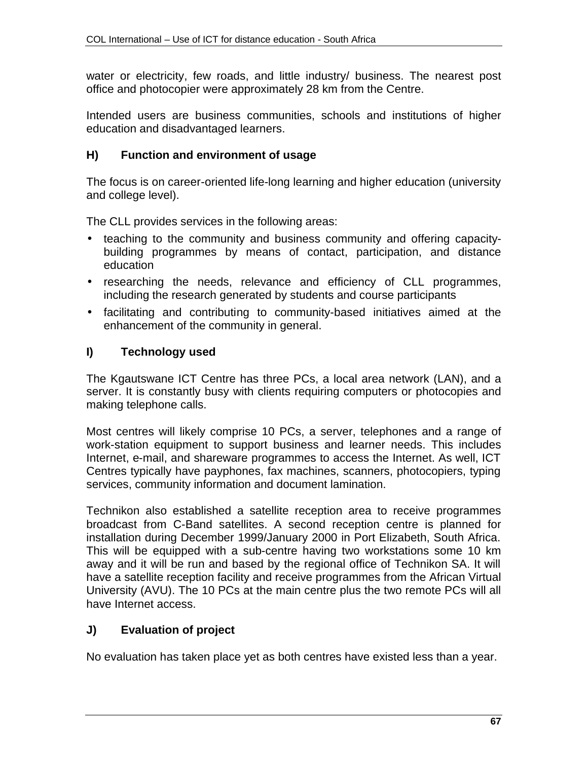water or electricity, few roads, and little industry/ business. The nearest post office and photocopier were approximately 28 km from the Centre.

Intended users are business communities, schools and institutions of higher education and disadvantaged learners.

### H) Function and environment of usage

The focus is on career-oriented life-long learning and higher education (university and college level).

The CLL provides services in the following areas:

- teaching to the community and business community and offering capacity-building programmes by means of contact, participation, and distance education
- researching the needs, relevance and efficiency of CLL programmes, including the research generated by students and course participants
- facilitating and contributing to community-based initiatives aimed at the enhancement of the community in general.

### I) Technology used

The Kgautswane ICT Centre has three PCs, a local area network (LAN), and a server. It is constantly busy with clients requiring computers or photocopies and making telephone calls.

Most centres will likely comprise 10 PCs, a server, telephones and a range of work-station equipment to support business and learner needs. This includes Internet, e-mail, and shareware programmes to access the Internet. As well, ICT Centres typically have payphones, fax machines, scanners, photocopiers, typing services, community information and document lamination.

Technikon also established a satellite reception area to receive programmes broadcast from C-Band satellites. A second reception centre is planned for installation during December 1999/January 2000 in Port Elizabeth, South Africa. This will be equipped with a sub-centre having two workstations some 10 km away and it will be run and based by the regional office of Technikon SA. It will have a satellite reception facility and receive programmes from the African Virtual University (AVU). The 10 PCs at the main centre plus the two remote PCs will all have Internet access.

### J) Evaluation of project

No evaluation has taken place yet as both centres have existed less than a year.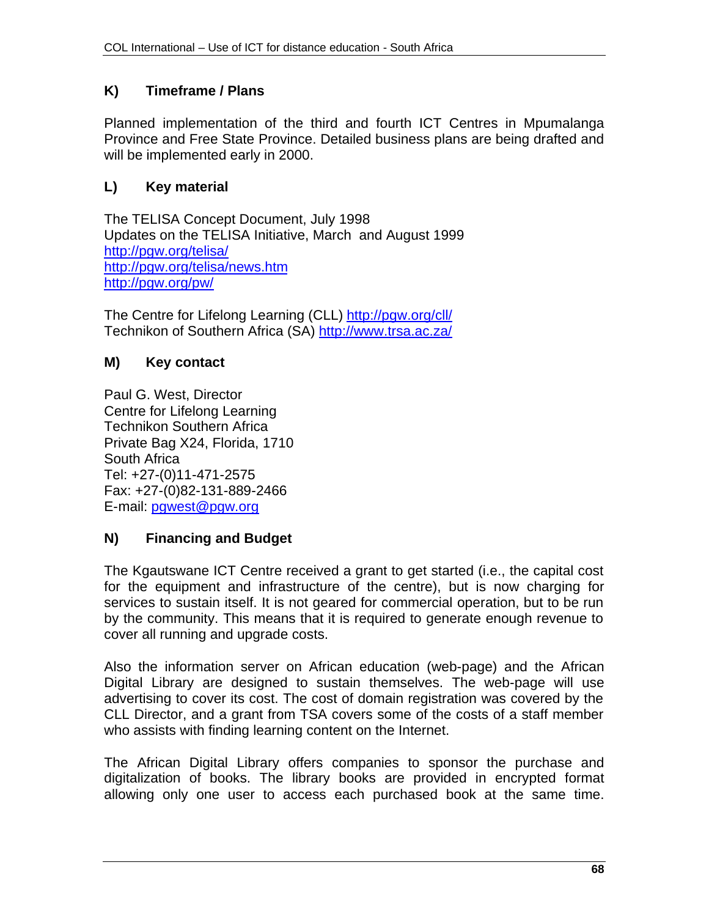## K) Timeframe / Plans

Planned implementation of the third and fourth ICT Centres in Mpumalanga Province and Free State Province. Detailed business plans are being drafted and will be implemented early in 2000.

## L) Key material

The TELISA Concept Document, July 1998
Updates on the TELISA Initiative, March and August 1999
http://pgw.org/telisa/
http://pgw.org/telisa/news.htm
http://pgw.org/pw/

The Centre for Lifelong Learning (CLL) http://pgw.org/cll/
Technikon of Southern Africa (SA) http://www.trsa.ac.za/

## M) Key contact

Paul G. West, Director
Centre for Lifelong Learning
Technikon Southern Africa
Private Bag X24, Florida, 1710
South Africa
Tel: +27-(0)11-471-2575
Fax: +27-(0)82-131-889-2466
E-mail: pgwest@pgw.org

## N) Financing and Budget

The Kgautswane ICT Centre received a grant to get started (i.e., the capital cost for the equipment and infrastructure of the centre), but is now charging for services to sustain itself. It is not geared for commercial operation, but to be run by the community. This means that it is required to generate enough revenue to cover all running and upgrade costs.

Also the information server on African education (web-page) and the African Digital Library are designed to sustain themselves. The web-page will use advertising to cover its cost. The cost of domain registration was covered by the CLL Director, and a grant from TSA covers some of the costs of a staff member who assists with finding learning content on the Internet.

The African Digital Library offers companies to sponsor the purchase and digitalization of books. The library books are provided in encrypted format allowing only one user to access each purchased book at the same time.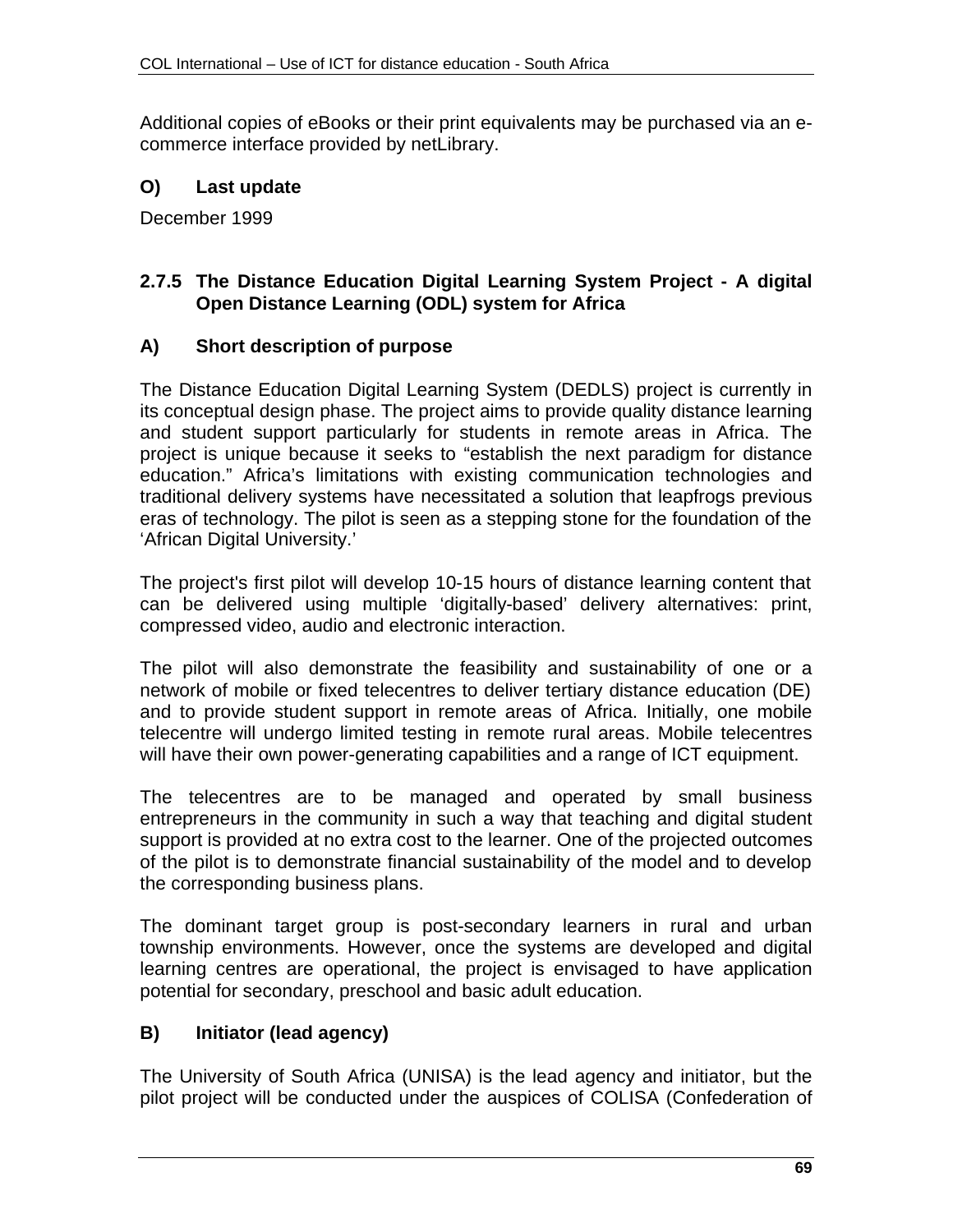Additional copies of eBooks or their print equivalents may be purchased via an e-commerce interface provided by netLibrary.

#### O) Last update

December 1999

### 2.7.5 The Distance Education Digital Learning System Project - A digital Open Distance Learning (ODL) system for Africa

#### A) Short description of purpose

The Distance Education Digital Learning System (DEDLS) project is currently in its conceptual design phase. The project aims to provide quality distance learning and student support particularly for students in remote areas in Africa. The project is unique because it seeks to "establish the next paradigm for distance education." Africa's limitations with existing communication technologies and traditional delivery systems have necessitated a solution that leapfrogs previous eras of technology. The pilot is seen as a stepping stone for the foundation of the 'African Digital University.'

The project's first pilot will develop 10-15 hours of distance learning content that can be delivered using multiple 'digitally-based' delivery alternatives: print, compressed video, audio and electronic interaction.

The pilot will also demonstrate the feasibility and sustainability of one or a network of mobile or fixed telecentres to deliver tertiary distance education (DE) and to provide student support in remote areas of Africa. Initially, one mobile telecentre will undergo limited testing in remote rural areas. Mobile telecentres will have their own power-generating capabilities and a range of ICT equipment.

The telecentres are to be managed and operated by small business entrepreneurs in the community in such a way that teaching and digital student support is provided at no extra cost to the learner. One of the projected outcomes of the pilot is to demonstrate financial sustainability of the model and to develop the corresponding business plans.

The dominant target group is post-secondary learners in rural and urban township environments. However, once the systems are developed and digital learning centres are operational, the project is envisaged to have application potential for secondary, preschool and basic adult education.

#### B) Initiator (lead agency)

The University of South Africa (UNISA) is the lead agency and initiator, but the pilot project will be conducted under the auspices of COLISA (Confederation of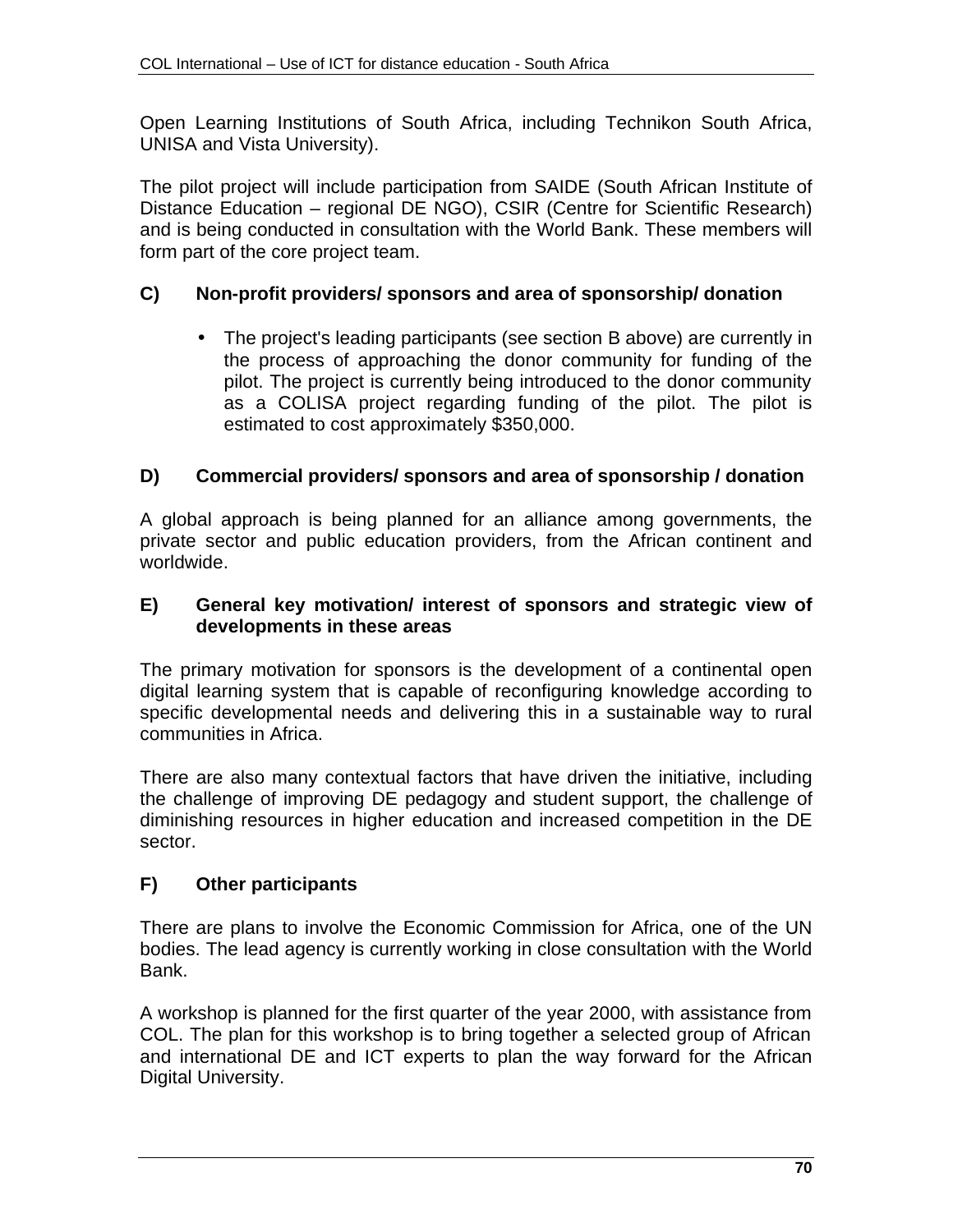Open Learning Institutions of South Africa, including Technikon South Africa, UNISA and Vista University).

The pilot project will include participation from SAIDE (South African Institute of Distance Education – regional DE NGO), CSIR (Centre for Scientific Research) and is being conducted in consultation with the World Bank. These members will form part of the core project team.

### C) Non-profit providers/ sponsors and area of sponsorship/ donation

- The project's leading participants (see section B above) are currently in the process of approaching the donor community for funding of the pilot. The project is currently being introduced to the donor community as a COLISA project regarding funding of the pilot. The pilot is estimated to cost approximately $350,000.

### D) Commercial providers/ sponsors and area of sponsorship / donation

A global approach is being planned for an alliance among governments, the private sector and public education providers, from the African continent and worldwide.

### E) General key motivation/ interest of sponsors and strategic view of developments in these areas

The primary motivation for sponsors is the development of a continental open digital learning system that is capable of reconfiguring knowledge according to specific developmental needs and delivering this in a sustainable way to rural communities in Africa.

There are also many contextual factors that have driven the initiative, including the challenge of improving DE pedagogy and student support, the challenge of diminishing resources in higher education and increased competition in the DE sector.

### F) Other participants

There are plans to involve the Economic Commission for Africa, one of the UN bodies. The lead agency is currently working in close consultation with the World Bank.

A workshop is planned for the first quarter of the year 2000, with assistance from COL. The plan for this workshop is to bring together a selected group of African and international DE and ICT experts to plan the way forward for the African Digital University.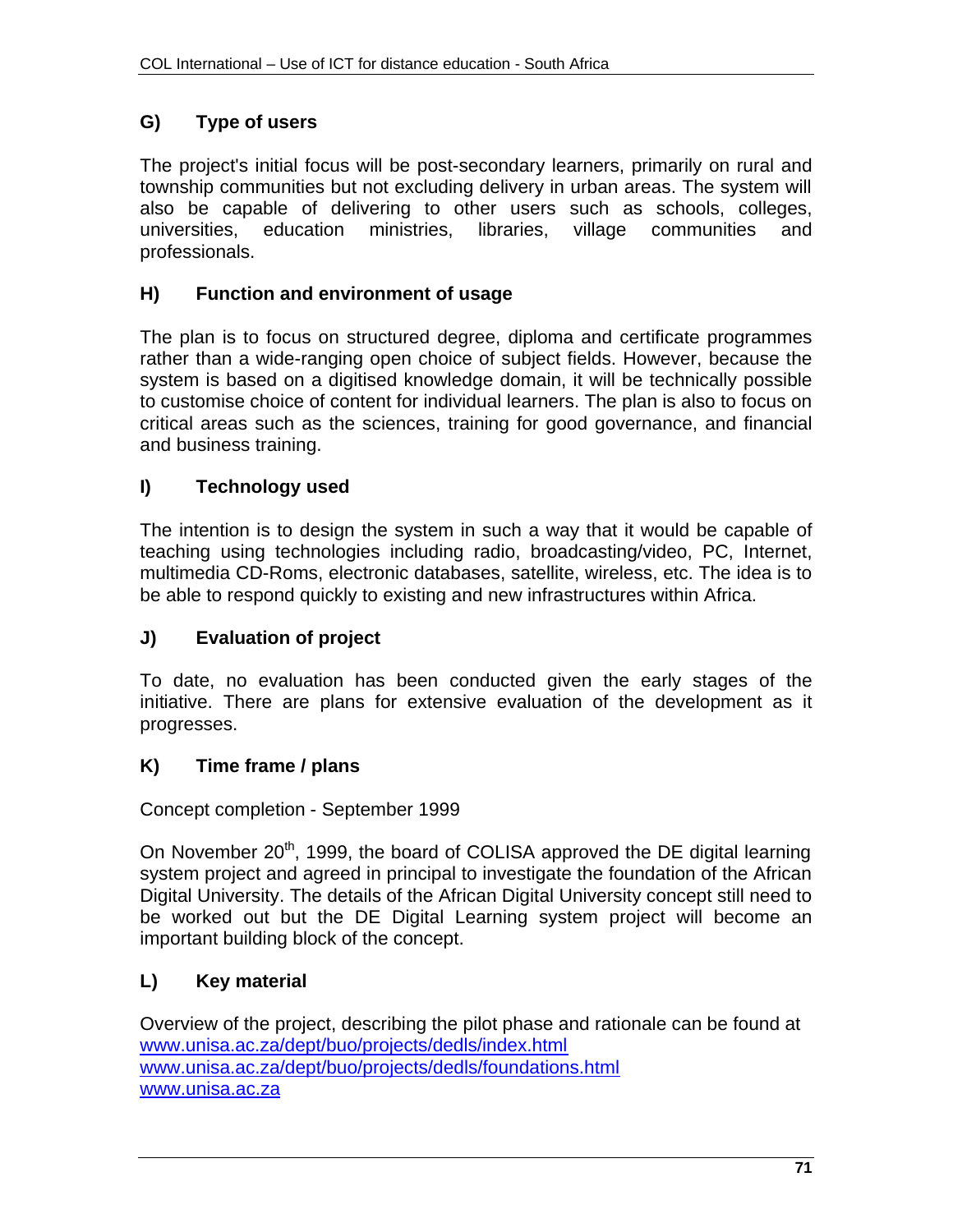## G) Type of users

The project's initial focus will be post-secondary learners, primarily on rural and township communities but not excluding delivery in urban areas. The system will also be capable of delivering to other users such as schools, colleges, universities, education ministries, libraries, village communities and professionals.

## H) Function and environment of usage

The plan is to focus on structured degree, diploma and certificate programmes rather than a wide-ranging open choice of subject fields. However, because the system is based on a digitised knowledge domain, it will be technically possible to customise choice of content for individual learners. The plan is also to focus on critical areas such as the sciences, training for good governance, and financial and business training.

## I) Technology used

The intention is to design the system in such a way that it would be capable of teaching using technologies including radio, broadcasting/video, PC, Internet, multimedia CD-Roms, electronic databases, satellite, wireless, etc. The idea is to be able to respond quickly to existing and new infrastructures within Africa.

## J) Evaluation of project

To date, no evaluation has been conducted given the early stages of the initiative. There are plans for extensive evaluation of the development as it progresses.

## K) Time frame / plans

Concept completion - September 1999

On November 20th, 1999, the board of COLISA approved the DE digital learning system project and agreed in principal to investigate the foundation of the African Digital University. The details of the African Digital University concept still need to be worked out but the DE Digital Learning system project will become an important building block of the concept.

## L) Key material

Overview of the project, describing the pilot phase and rationale can be found at
www.unisa.ac.za/dept/buo/projects/dedls/index.html
www.unisa.ac.za/dept/buo/projects/dedls/foundations.html
www.unisa.ac.za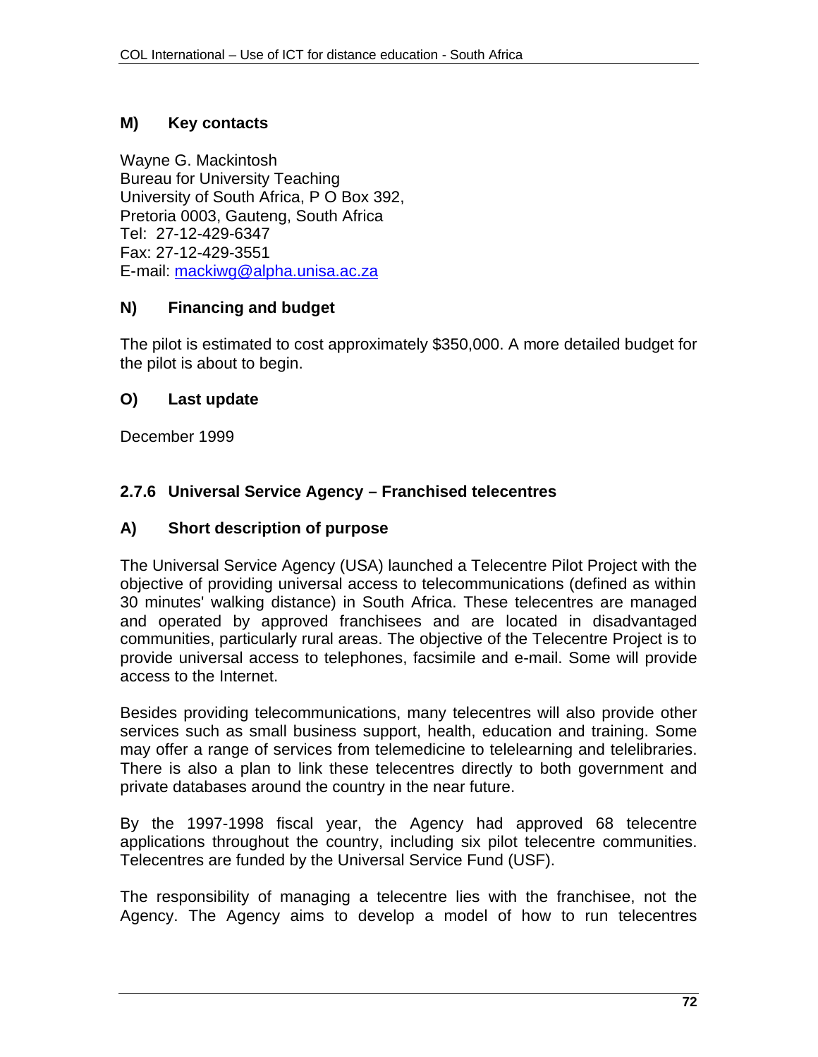### M) Key contacts

Wayne G. Mackintosh
Bureau for University Teaching
University of South Africa, P O Box 392,
Pretoria 0003, Gauteng, South Africa
Tel: 27-12-429-6347
Fax: 27-12-429-3551
E-mail: mackiwg@alpha.unisa.ac.za

### N) Financing and budget

The pilot is estimated to cost approximately $350,000. A more detailed budget for the pilot is about to begin.

### O) Last update

December 1999

## 2.7.6 Universal Service Agency – Franchised telecentres

### A) Short description of purpose

The Universal Service Agency (USA) launched a Telecentre Pilot Project with the objective of providing universal access to telecommunications (defined as within 30 minutes' walking distance) in South Africa. These telecentres are managed and operated by approved franchisees and are located in disadvantaged communities, particularly rural areas. The objective of the Telecentre Project is to provide universal access to telephones, facsimile and e-mail. Some will provide access to the Internet.

Besides providing telecommunications, many telecentres will also provide other services such as small business support, health, education and training. Some may offer a range of services from telemedicine to telelearning and telelibraries. There is also a plan to link these telecentres directly to both government and private databases around the country in the near future.

By the 1997-1998 fiscal year, the Agency had approved 68 telecentre applications throughout the country, including six pilot telecentre communities. Telecentres are funded by the Universal Service Fund (USF).

The responsibility of managing a telecentre lies with the franchisee, not the Agency. The Agency aims to develop a model of how to run telecentres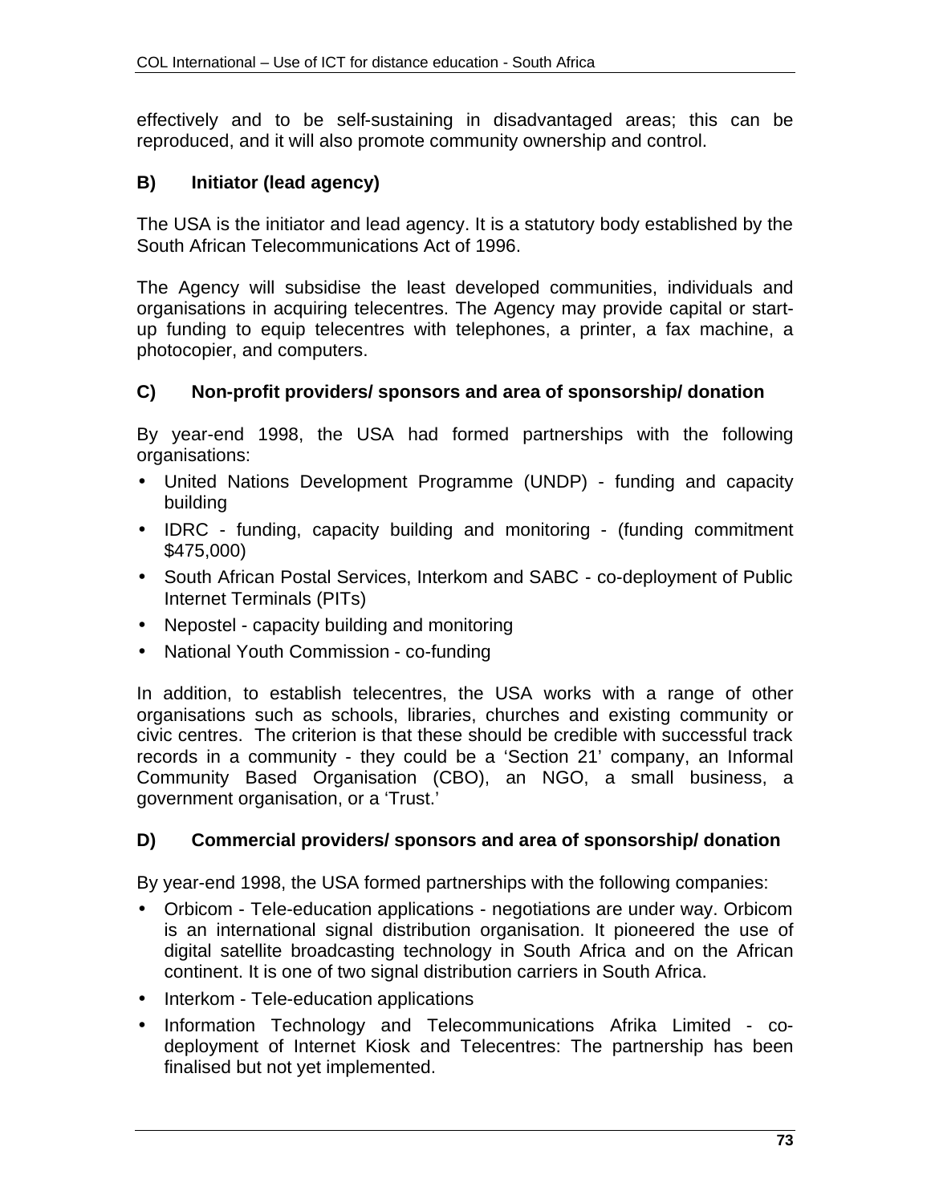effectively and to be self-sustaining in disadvantaged areas; this can be reproduced, and it will also promote community ownership and control.

### B) Initiator (lead agency)

The USA is the initiator and lead agency. It is a statutory body established by the South African Telecommunications Act of 1996.

The Agency will subsidise the least developed communities, individuals and organisations in acquiring telecentres. The Agency may provide capital or start-up funding to equip telecentres with telephones, a printer, a fax machine, a photocopier, and computers.

### C) Non-profit providers/ sponsors and area of sponsorship/ donation

By year-end 1998, the USA had formed partnerships with the following organisations:

- United Nations Development Programme (UNDP) - funding and capacity building
- IDRC - funding, capacity building and monitoring - (funding commitment $475,000)
- South African Postal Services, Interkom and SABC - co-deployment of Public Internet Terminals (PITs)
- Nepostel - capacity building and monitoring
- National Youth Commission - co-funding

In addition, to establish telecentres, the USA works with a range of other organisations such as schools, libraries, churches and existing community or civic centres. The criterion is that these should be credible with successful track records in a community - they could be a 'Section 21' company, an Informal Community Based Organisation (CBO), an NGO, a small business, a government organisation, or a 'Trust.'

### D) Commercial providers/ sponsors and area of sponsorship/ donation

By year-end 1998, the USA formed partnerships with the following companies:

- Orbicom - Tele-education applications - negotiations are under way. Orbicom is an international signal distribution organisation. It pioneered the use of digital satellite broadcasting technology in South Africa and on the African continent. It is one of two signal distribution carriers in South Africa.
- Interkom - Tele-education applications
- Information Technology and Telecommunications Afrika Limited - co-deployment of Internet Kiosk and Telecentres: The partnership has been finalised but not yet implemented.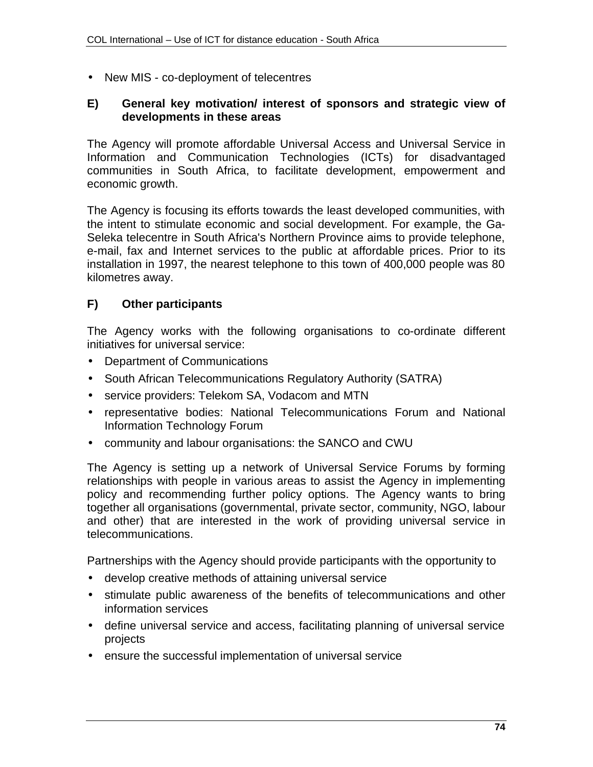- New MIS - co-deployment of telecentres

### E) General key motivation/ interest of sponsors and strategic view of developments in these areas

The Agency will promote affordable Universal Access and Universal Service in Information and Communication Technologies (ICTs) for disadvantaged communities in South Africa, to facilitate development, empowerment and economic growth.

The Agency is focusing its efforts towards the least developed communities, with the intent to stimulate economic and social development. For example, the Ga-Seleka telecentre in South Africa's Northern Province aims to provide telephone, e-mail, fax and Internet services to the public at affordable prices. Prior to its installation in 1997, the nearest telephone to this town of 400,000 people was 80 kilometres away.

### F) Other participants

The Agency works with the following organisations to co-ordinate different initiatives for universal service:

- Department of Communications
- South African Telecommunications Regulatory Authority (SATRA)
- service providers: Telekom SA, Vodacom and MTN
- representative bodies: National Telecommunications Forum and National Information Technology Forum
- community and labour organisations: the SANCO and CWU

The Agency is setting up a network of Universal Service Forums by forming relationships with people in various areas to assist the Agency in implementing policy and recommending further policy options. The Agency wants to bring together all organisations (governmental, private sector, community, NGO, labour and other) that are interested in the work of providing universal service in telecommunications.

Partnerships with the Agency should provide participants with the opportunity to

- develop creative methods of attaining universal service
- stimulate public awareness of the benefits of telecommunications and other information services
- define universal service and access, facilitating planning of universal service projects
- ensure the successful implementation of universal service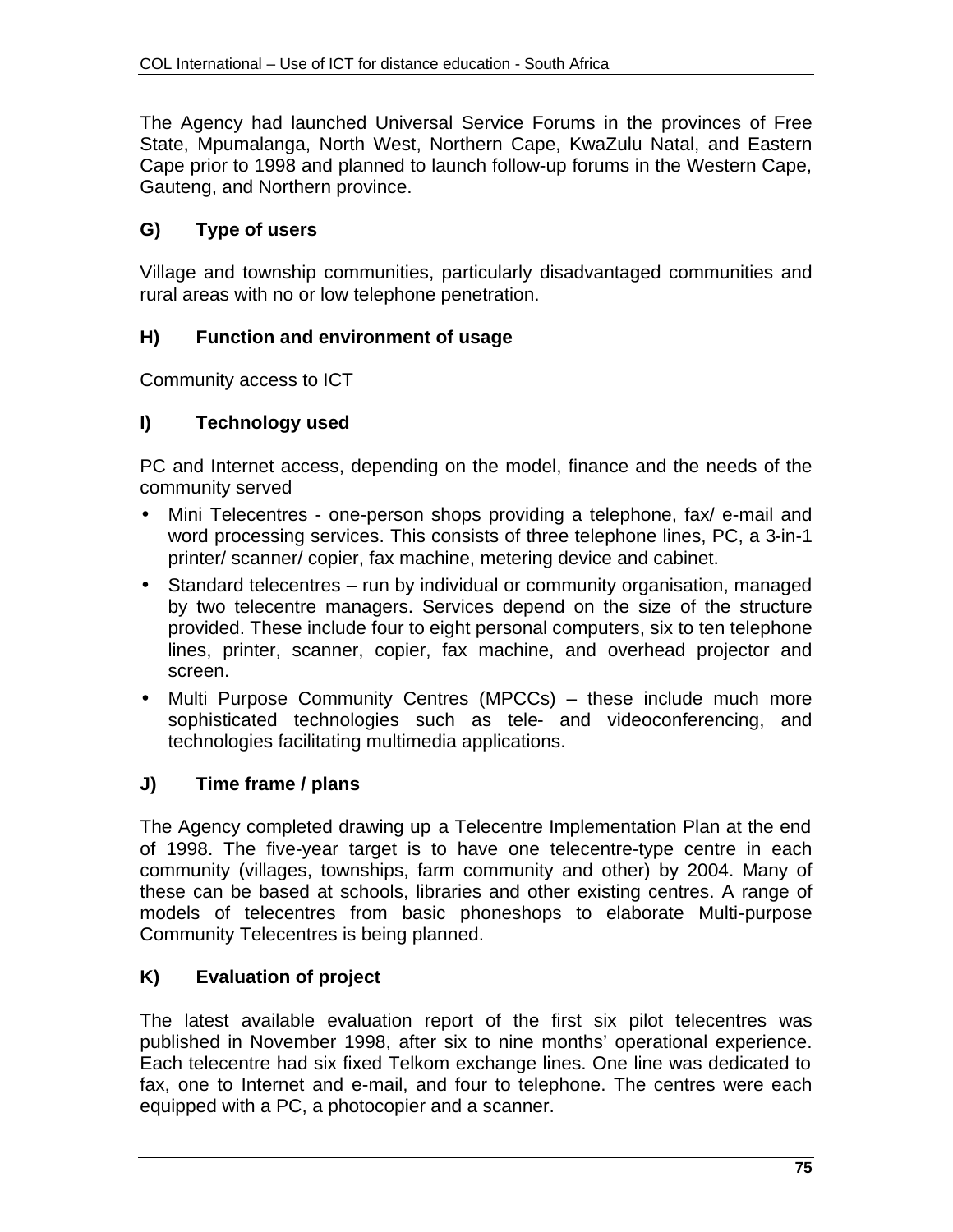The Agency had launched Universal Service Forums in the provinces of Free State, Mpumalanga, North West, Northern Cape, KwaZulu Natal, and Eastern Cape prior to 1998 and planned to launch follow-up forums in the Western Cape, Gauteng, and Northern province.

### G) Type of users

Village and township communities, particularly disadvantaged communities and rural areas with no or low telephone penetration.

### H) Function and environment of usage

Community access to ICT

### I) Technology used

PC and Internet access, depending on the model, finance and the needs of the community served

- Mini Telecentres - one-person shops providing a telephone, fax/ e-mail and word processing services. This consists of three telephone lines, PC, a 3-in-1 printer/ scanner/ copier, fax machine, metering device and cabinet.
- Standard telecentres – run by individual or community organisation, managed by two telecentre managers. Services depend on the size of the structure provided. These include four to eight personal computers, six to ten telephone lines, printer, scanner, copier, fax machine, and overhead projector and screen.
- Multi Purpose Community Centres (MPCCs) – these include much more sophisticated technologies such as tele- and videoconferencing, and technologies facilitating multimedia applications.

### J) Time frame / plans

The Agency completed drawing up a Telecentre Implementation Plan at the end of 1998. The five-year target is to have one telecentre-type centre in each community (villages, townships, farm community and other) by 2004. Many of these can be based at schools, libraries and other existing centres. A range of models of telecentres from basic phoneshops to elaborate Multi-purpose Community Telecentres is being planned.

### K) Evaluation of project

The latest available evaluation report of the first six pilot telecentres was published in November 1998, after six to nine months' operational experience. Each telecentre had six fixed Telkom exchange lines. One line was dedicated to fax, one to Internet and e-mail, and four to telephone. The centres were each equipped with a PC, a photocopier and a scanner.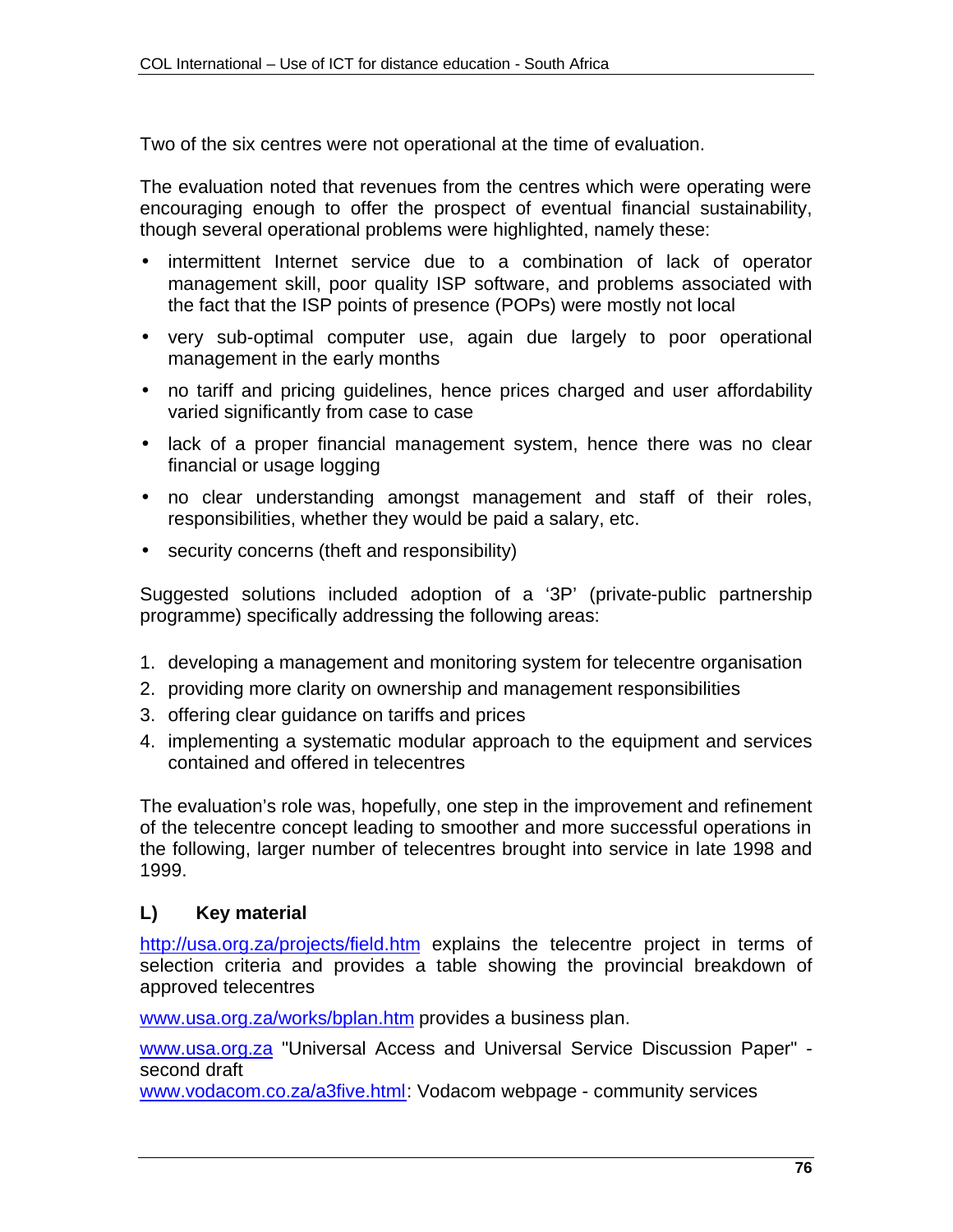Two of the six centres were not operational at the time of evaluation.

The evaluation noted that revenues from the centres which were operating were encouraging enough to offer the prospect of eventual financial sustainability, though several operational problems were highlighted, namely these:

- intermittent Internet service due to a combination of lack of operator management skill, poor quality ISP software, and problems associated with the fact that the ISP points of presence (POPs) were mostly not local
- very sub-optimal computer use, again due largely to poor operational management in the early months
- no tariff and pricing guidelines, hence prices charged and user affordability varied significantly from case to case
- lack of a proper financial management system, hence there was no clear financial or usage logging
- no clear understanding amongst management and staff of their roles, responsibilities, whether they would be paid a salary, etc.
- security concerns (theft and responsibility)

Suggested solutions included adoption of a '3P' (private-public partnership programme) specifically addressing the following areas:

1. developing a management and monitoring system for telecentre organisation
2. providing more clarity on ownership and management responsibilities
3. offering clear guidance on tariffs and prices
4. implementing a systematic modular approach to the equipment and services contained and offered in telecentres

The evaluation's role was, hopefully, one step in the improvement and refinement of the telecentre concept leading to smoother and more successful operations in the following, larger number of telecentres brought into service in late 1998 and 1999.

### L) Key material

http://usa.org.za/projects/field.htm explains the telecentre project in terms of selection criteria and provides a table showing the provincial breakdown of approved telecentres

www.usa.org.za/works/bplan.htm provides a business plan.

www.usa.org.za "Universal Access and Universal Service Discussion Paper" - second draft

www.vodacom.co.za/a3five.html: Vodacom webpage - community services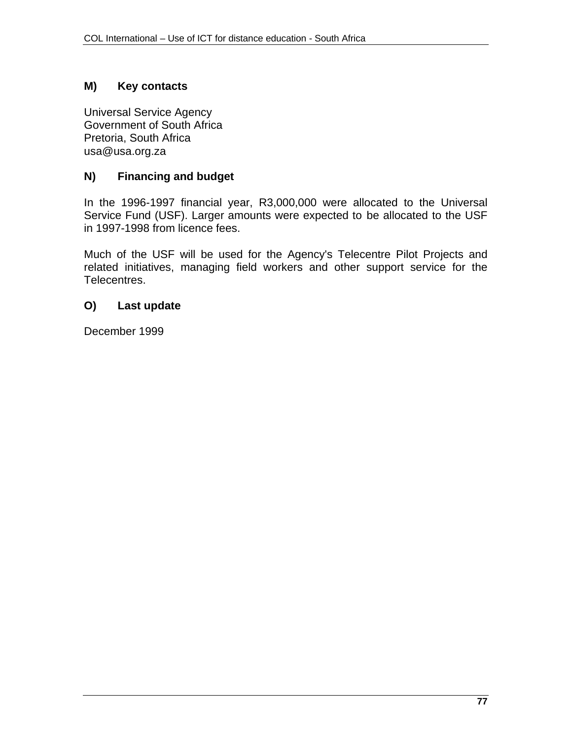### M) Key contacts

Universal Service Agency
Government of South Africa
Pretoria, South Africa
usa@usa.org.za

### N) Financing and budget

In the 1996-1997 financial year, R3,000,000 were allocated to the Universal Service Fund (USF). Larger amounts were expected to be allocated to the USF in 1997-1998 from licence fees.

Much of the USF will be used for the Agency's Telecentre Pilot Projects and related initiatives, managing field workers and other support service for the Telecentres.

### O) Last update

December 1999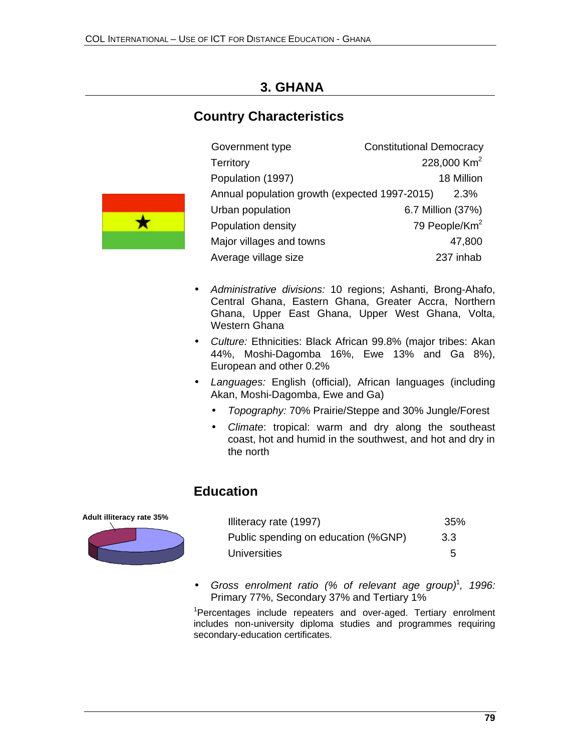# 3. GHANA

## Country Characteristics

| | |
|---|---|
| Government type | Constitutional Democracy |
| Territory | 228,000 $Km^2$ |
| Population (1997) | 18 Million |
| Annual population growth (expected 1997-2015) | 2.3% |
| Urban population | 6.7 Million (37%) |
| Population density | 79 People/$Km^2$ |
| Major villages and towns | 47,800 |
| Average village size | 237 inhab |

- *Administrative divisions:* 10 regions; Ashanti, Brong-Ahafo, Central Ghana, Eastern Ghana, Greater Accra, Northern Ghana, Upper East Ghana, Upper West Ghana, Volta, Western Ghana
- *Culture:* Ethnicities: Black African 99.8% (major tribes: Akan 44%, Moshi-Dagomba 16%, Ewe 13% and Ga 8%), European and other 0.2%
- *Languages:* English (official), African languages (including Akan, Moshi-Dagomba, Ewe and Ga)
  - *Topography:* 70% Prairie/Steppe and 30% Jungle/Forest
  - *Climate*: tropical: warm and dry along the southeast coast, hot and humid in the southwest, and hot and dry in the north

## Education

**Adult illiteracy rate 35%**

| | |
|---|---|
| Illiteracy rate (1997) | 35% |
| Public spending on education (%GNP) | 3.3 |
| Universities | 5 |

- *Gross enrolment ratio (% of relevant age group)*[1]*, 1996:* Primary 77%, Secondary 37% and Tertiary 1%

[1]Percentages include repeaters and over-aged. Tertiary enrolment includes non-university diploma studies and programmes requiring secondary-education certificates.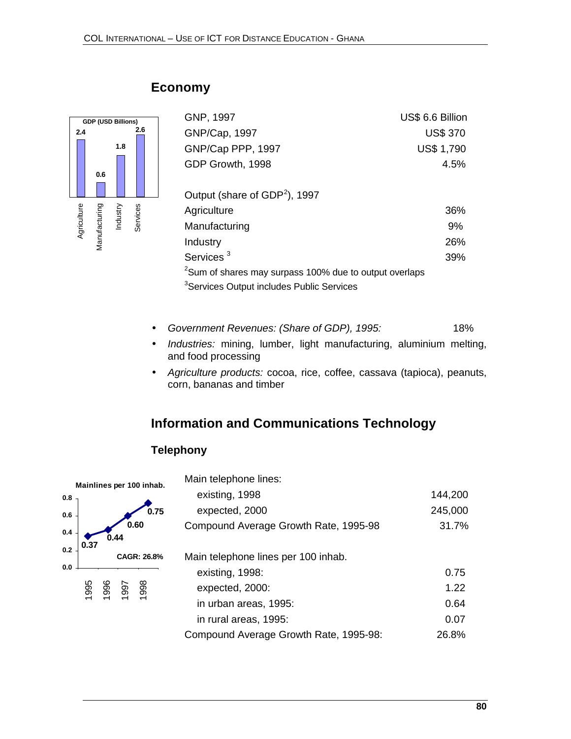## Economy

**GDP (USD Billions)**

| Agriculture | Manufacturing | Industry | Services |
|---|---|---|---|
| 2.4 | 0.6 | 1.8 | 2.6 |

| | |
|---|---|
| GNP, 1997 | US$ 6.6 Billion |
| GNP/Cap, 1997 | US$ 370 |
| GNP/Cap PPP, 1997 | US$ 1,790 |
| GDP Growth, 1998 | 4.5% |
| | |
| Output (share of GDP[2]), 1997 | |
| Agriculture | 36% |
| Manufacturing | 9% |
| Industry | 26% |
| Services [3] | 39% |

[2]Sum of shares may surpass 100% due to output overlaps
[3]Services Output includes Public Services

- *Government Revenues: (Share of GDP), 1995:* 18%
- *Industries:* mining, lumber, light manufacturing, aluminium melting, and food processing
- *Agriculture products:* cocoa, rice, coffee, cassava (tapioca), peanuts, corn, bananas and timber

## Information and Communications Technology

### Telephony

**Mainlines per 100 inhab.**

| 1995 | 1996 | 1997 | 1998 |
|---|---|---|---|
| 0.37 | 0.44 | 0.60 | 0.75 |

CAGR: 26.8%

| | |
|---|---|
| Main telephone lines: | |
| existing, 1998 | 144,200 |
| expected, 2000 | 245,000 |
| Compound Average Growth Rate, 1995-98 | 31.7% |
| | |
| Main telephone lines per 100 inhab. | |
| existing, 1998: | 0.75 |
| expected, 2000: | 1.22 |
| in urban areas, 1995: | 0.64 |
| in rural areas, 1995: | 0.07 |
| Compound Average Growth Rate, 1995-98: | 26.8% |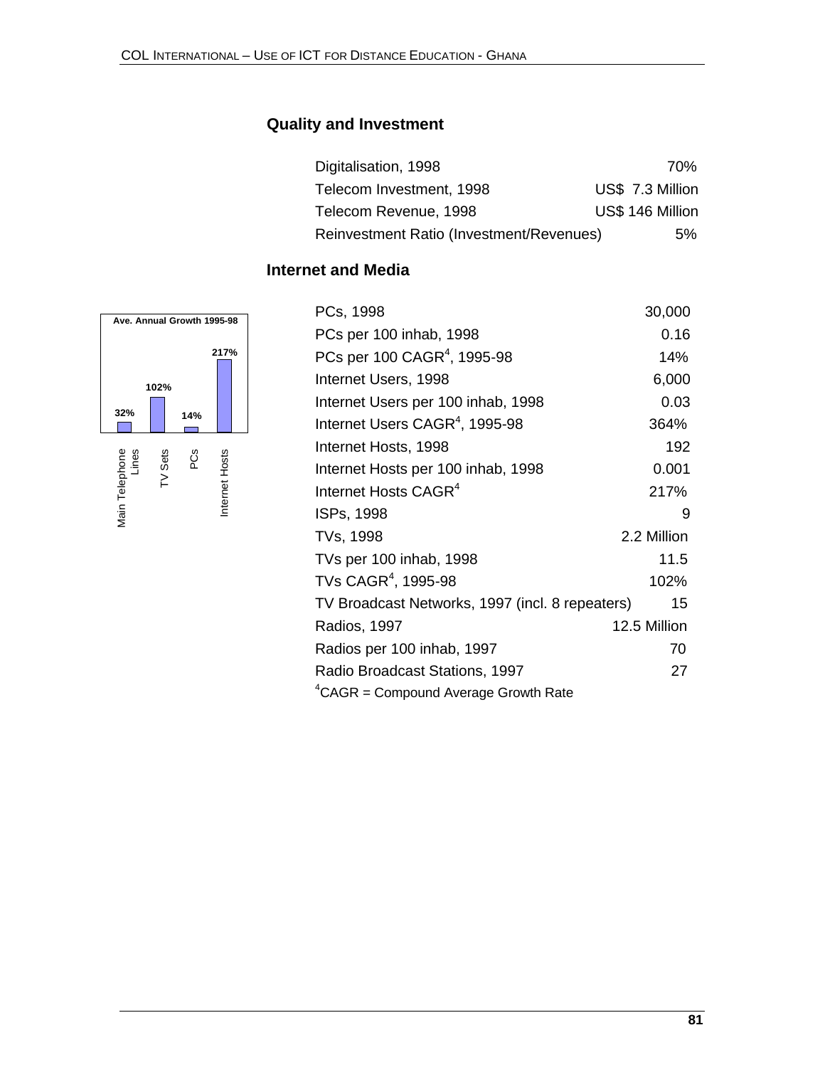## Quality and Investment

| | |
|---|---|
| Digitalisation, 1998 | 70% |
| Telecom Investment, 1998 | US$ 7.3 Million |
| Telecom Revenue, 1998 | US$ 146 Million |
| Reinvestment Ratio (Investment/Revenues) | 5% |

## Internet and Media

**Ave. Annual Growth 1995-98**

| Main Telephone Lines | TV Sets | PCs | Internet Hosts |
|---|---|---|---|
| 32% | 102% | 14% | 217% |

| | |
|---|---|
| PCs, 1998 | 30,000 |
| PCs per 100 inhab, 1998 | 0.16 |
| PCs per 100 CAGR[4], 1995-98 | 14% |
| Internet Users, 1998 | 6,000 |
| Internet Users per 100 inhab, 1998 | 0.03 |
| Internet Users CAGR[4], 1995-98 | 364% |
| Internet Hosts, 1998 | 192 |
| Internet Hosts per 100 inhab, 1998 | 0.001 |
| Internet Hosts CAGR[4] | 217% |
| ISPs, 1998 | 9 |
| TVs, 1998 | 2.2 Million |
| TVs per 100 inhab, 1998 | 11.5 |
| TVs CAGR[4], 1995-98 | 102% |
| TV Broadcast Networks, 1997 (incl. 8 repeaters) | 15 |
| Radios, 1997 | 12.5 Million |
| Radios per 100 inhab, 1997 | 70 |
| Radio Broadcast Stations, 1997 | 27 |

[4]CAGR = Compound Average Growth Rate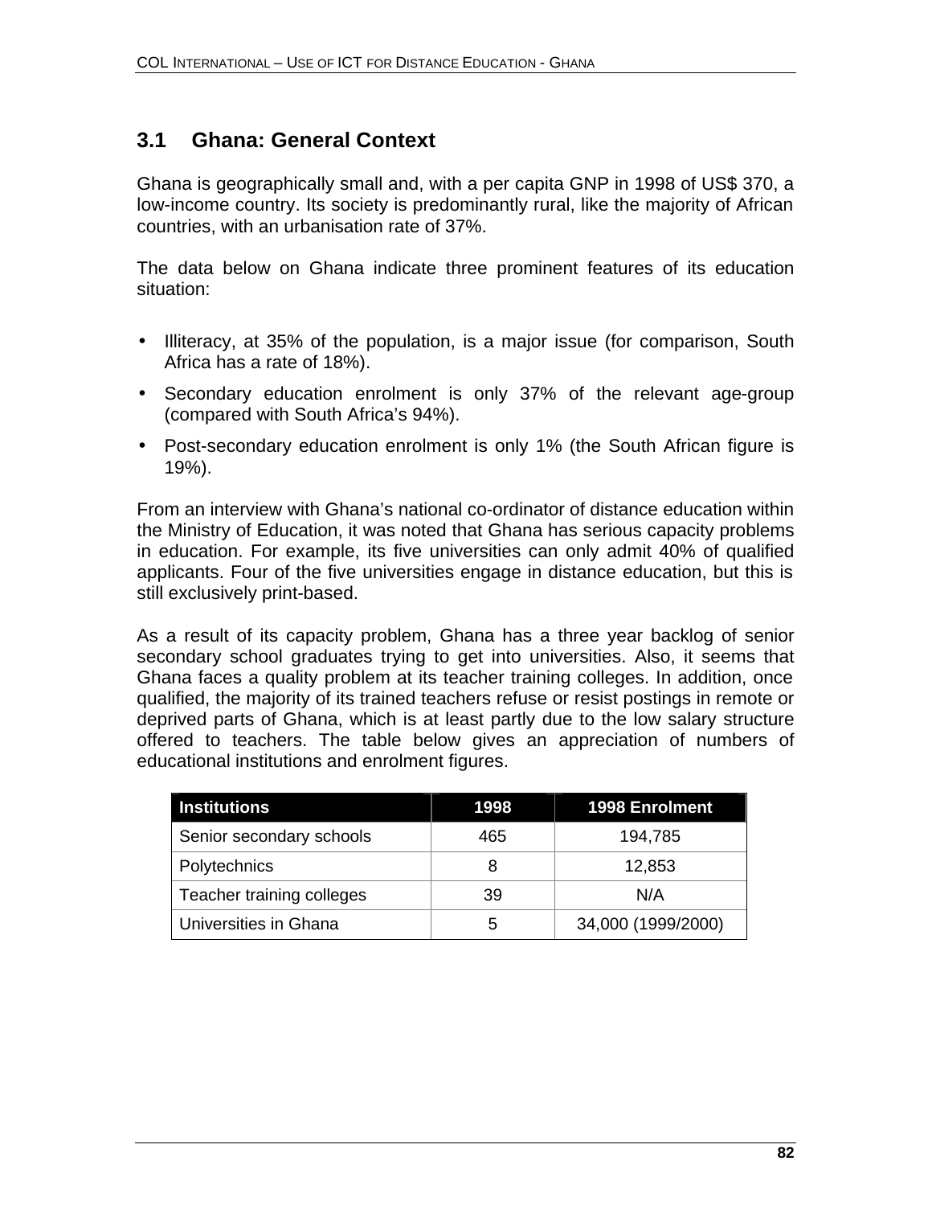## 3.1 Ghana: General Context

Ghana is geographically small and, with a per capita GNP in 1998 of US$ 370, a low-income country. Its society is predominantly rural, like the majority of African countries, with an urbanisation rate of 37%.

The data below on Ghana indicate three prominent features of its education situation:

- Illiteracy, at 35% of the population, is a major issue (for comparison, South Africa has a rate of 18%).
- Secondary education enrolment is only 37% of the relevant age-group (compared with South Africa's 94%).
- Post-secondary education enrolment is only 1% (the South African figure is 19%).

From an interview with Ghana's national co-ordinator of distance education within the Ministry of Education, it was noted that Ghana has serious capacity problems in education. For example, its five universities can only admit 40% of qualified applicants. Four of the five universities engage in distance education, but this is still exclusively print-based.

As a result of its capacity problem, Ghana has a three year backlog of senior secondary school graduates trying to get into universities. Also, it seems that Ghana faces a quality problem at its teacher training colleges. In addition, once qualified, the majority of its trained teachers refuse or resist postings in remote or deprived parts of Ghana, which is at least partly due to the low salary structure offered to teachers. The table below gives an appreciation of numbers of educational institutions and enrolment figures.

| Institutions | 1998 | 1998 Enrolment |
|---|---|---|
| Senior secondary schools | 465 | 194,785 |
| Polytechnics | 8 | 12,853 |
| Teacher training colleges | 39 | N/A |
| Universities in Ghana | 5 | 34,000 (1999/2000) |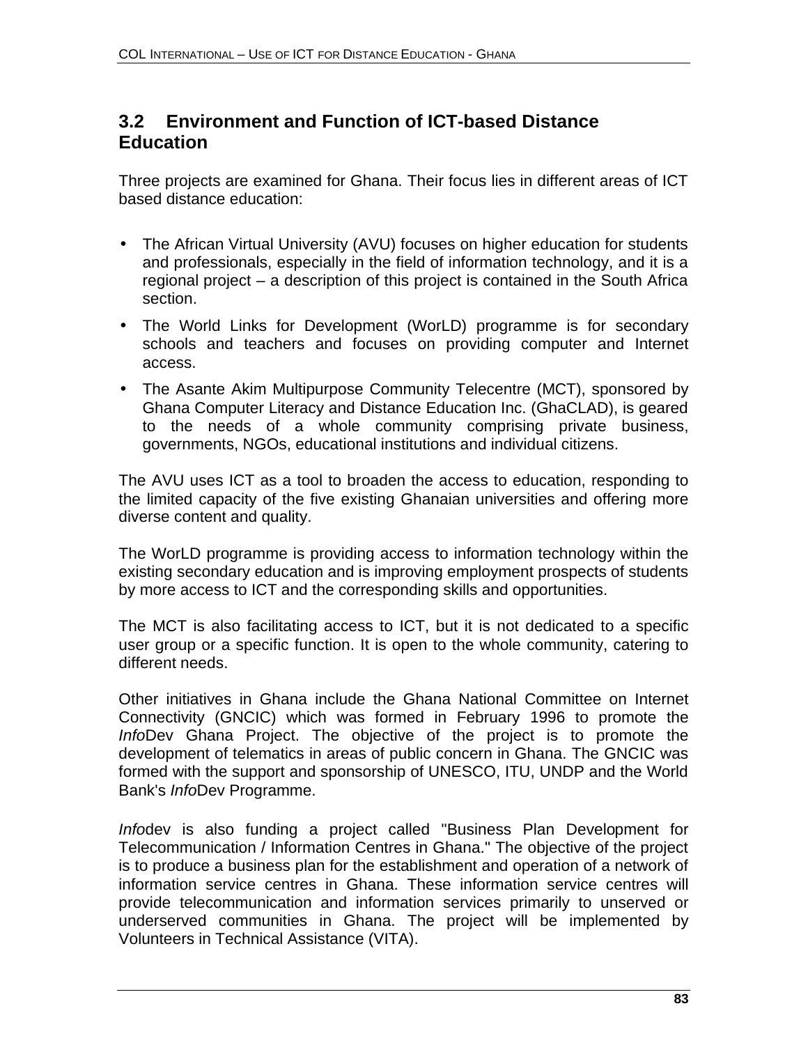## 3.2 Environment and Function of ICT-based Distance Education

Three projects are examined for Ghana. Their focus lies in different areas of ICT based distance education:

- The African Virtual University (AVU) focuses on higher education for students and professionals, especially in the field of information technology, and it is a regional project – a description of this project is contained in the South Africa section.
- The World Links for Development (WorLD) programme is for secondary schools and teachers and focuses on providing computer and Internet access.
- The Asante Akim Multipurpose Community Telecentre (MCT), sponsored by Ghana Computer Literacy and Distance Education Inc. (GhaCLAD), is geared to the needs of a whole community comprising private business, governments, NGOs, educational institutions and individual citizens.

The AVU uses ICT as a tool to broaden the access to education, responding to the limited capacity of the five existing Ghanaian universities and offering more diverse content and quality.

The WorLD programme is providing access to information technology within the existing secondary education and is improving employment prospects of students by more access to ICT and the corresponding skills and opportunities.

The MCT is also facilitating access to ICT, but it is not dedicated to a specific user group or a specific function. It is open to the whole community, catering to different needs.

Other initiatives in Ghana include the Ghana National Committee on Internet Connectivity (GNCIC) which was formed in February 1996 to promote the *Info*Dev Ghana Project. The objective of the project is to promote the development of telematics in areas of public concern in Ghana. The GNCIC was formed with the support and sponsorship of UNESCO, ITU, UNDP and the World Bank's *Info*Dev Programme.

*Info*dev is also funding a project called "Business Plan Development for Telecommunication / Information Centres in Ghana." The objective of the project is to produce a business plan for the establishment and operation of a network of information service centres in Ghana. These information service centres will provide telecommunication and information services primarily to unserved or underserved communities in Ghana. The project will be implemented by Volunteers in Technical Assistance (VITA).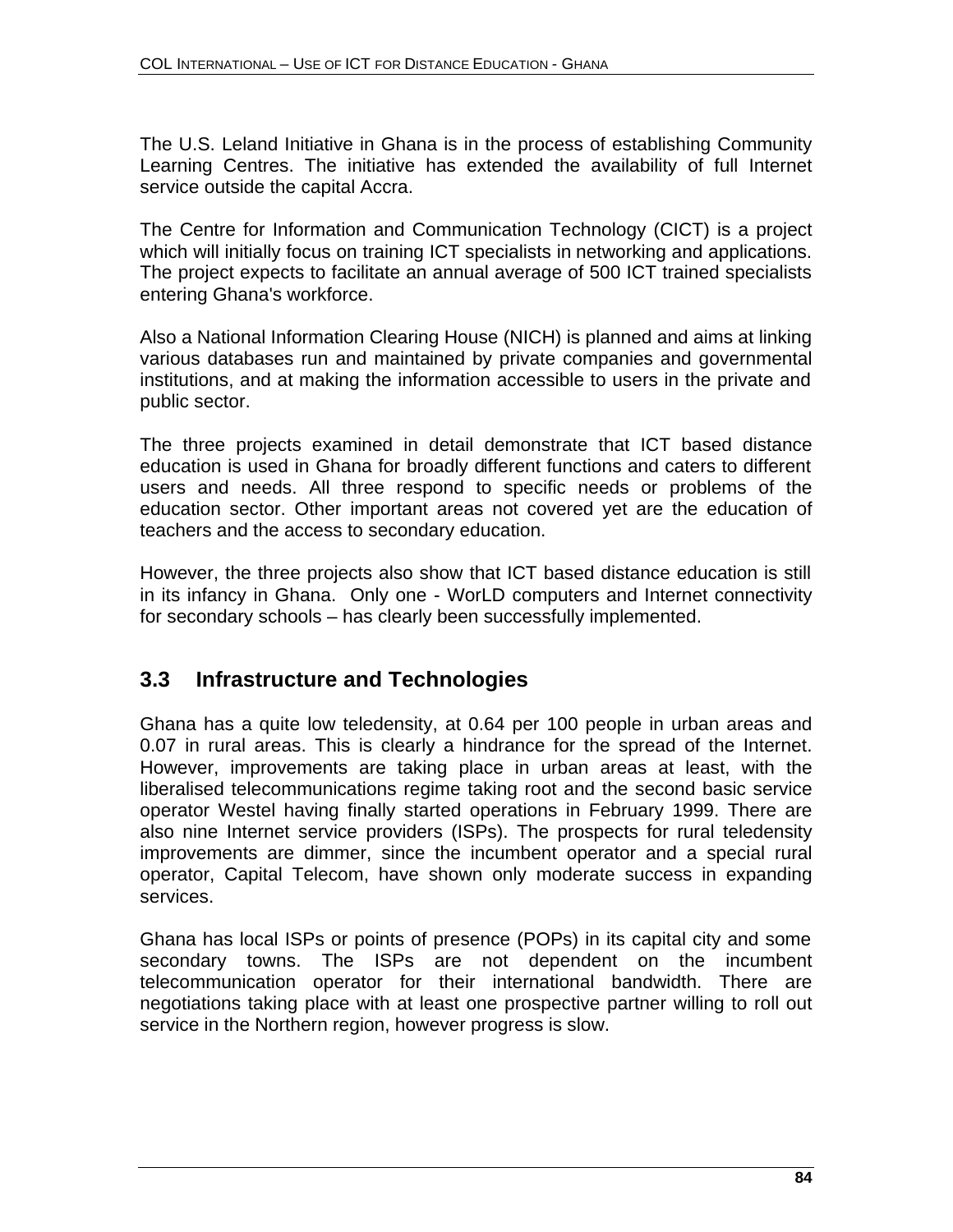The U.S. Leland Initiative in Ghana is in the process of establishing Community Learning Centres. The initiative has extended the availability of full Internet service outside the capital Accra.

The Centre for Information and Communication Technology (CICT) is a project which will initially focus on training ICT specialists in networking and applications. The project expects to facilitate an annual average of 500 ICT trained specialists entering Ghana's workforce.

Also a National Information Clearing House (NICH) is planned and aims at linking various databases run and maintained by private companies and governmental institutions, and at making the information accessible to users in the private and public sector.

The three projects examined in detail demonstrate that ICT based distance education is used in Ghana for broadly different functions and caters to different users and needs. All three respond to specific needs or problems of the education sector. Other important areas not covered yet are the education of teachers and the access to secondary education.

However, the three projects also show that ICT based distance education is still in its infancy in Ghana. Only one - WorLD computers and Internet connectivity for secondary schools – has clearly been successfully implemented.

## 3.3 Infrastructure and Technologies

Ghana has a quite low teledensity, at 0.64 per 100 people in urban areas and 0.07 in rural areas. This is clearly a hindrance for the spread of the Internet. However, improvements are taking place in urban areas at least, with the liberalised telecommunications regime taking root and the second basic service operator Westel having finally started operations in February 1999. There are also nine Internet service providers (ISPs). The prospects for rural teledensity improvements are dimmer, since the incumbent operator and a special rural operator, Capital Telecom, have shown only moderate success in expanding services.

Ghana has local ISPs or points of presence (POPs) in its capital city and some secondary towns. The ISPs are not dependent on the incumbent telecommunication operator for their international bandwidth. There are negotiations taking place with at least one prospective partner willing to roll out service in the Northern region, however progress is slow.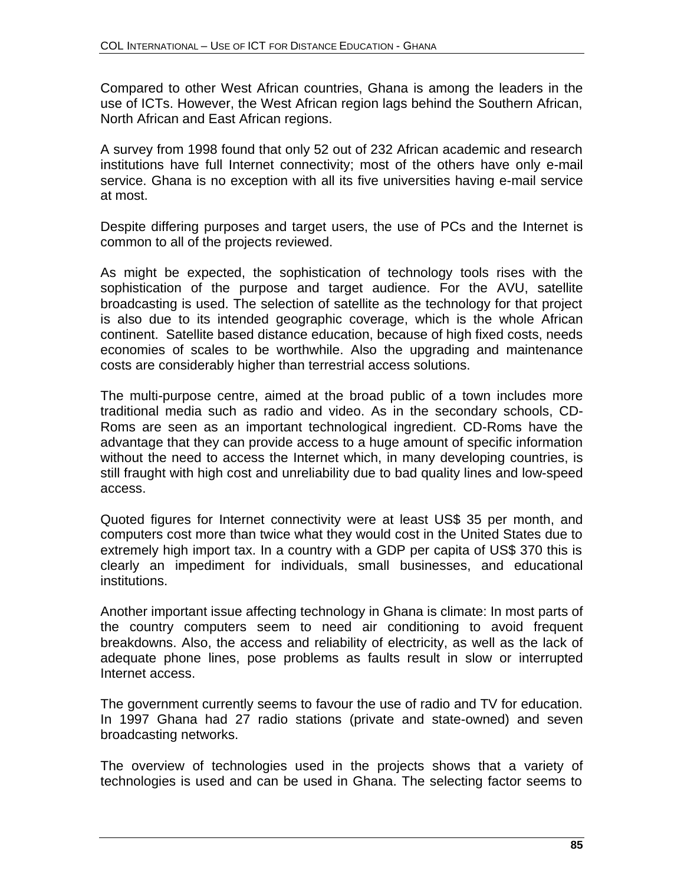Compared to other West African countries, Ghana is among the leaders in the use of ICTs. However, the West African region lags behind the Southern African, North African and East African regions.

A survey from 1998 found that only 52 out of 232 African academic and research institutions have full Internet connectivity; most of the others have only e-mail service. Ghana is no exception with all its five universities having e-mail service at most.

Despite differing purposes and target users, the use of PCs and the Internet is common to all of the projects reviewed.

As might be expected, the sophistication of technology tools rises with the sophistication of the purpose and target audience. For the AVU, satellite broadcasting is used. The selection of satellite as the technology for that project is also due to its intended geographic coverage, which is the whole African continent. Satellite based distance education, because of high fixed costs, needs economies of scales to be worthwhile. Also the upgrading and maintenance costs are considerably higher than terrestrial access solutions.

The multi-purpose centre, aimed at the broad public of a town includes more traditional media such as radio and video. As in the secondary schools, CD-Roms are seen as an important technological ingredient. CD-Roms have the advantage that they can provide access to a huge amount of specific information without the need to access the Internet which, in many developing countries, is still fraught with high cost and unreliability due to bad quality lines and low-speed access.

Quoted figures for Internet connectivity were at least US$ 35 per month, and computers cost more than twice what they would cost in the United States due to extremely high import tax. In a country with a GDP per capita of US$ 370 this is clearly an impediment for individuals, small businesses, and educational institutions.

Another important issue affecting technology in Ghana is climate: In most parts of the country computers seem to need air conditioning to avoid frequent breakdowns. Also, the access and reliability of electricity, as well as the lack of adequate phone lines, pose problems as faults result in slow or interrupted Internet access.

The government currently seems to favour the use of radio and TV for education. In 1997 Ghana had 27 radio stations (private and state-owned) and seven broadcasting networks.

The overview of technologies used in the projects shows that a variety of technologies is used and can be used in Ghana. The selecting factor seems to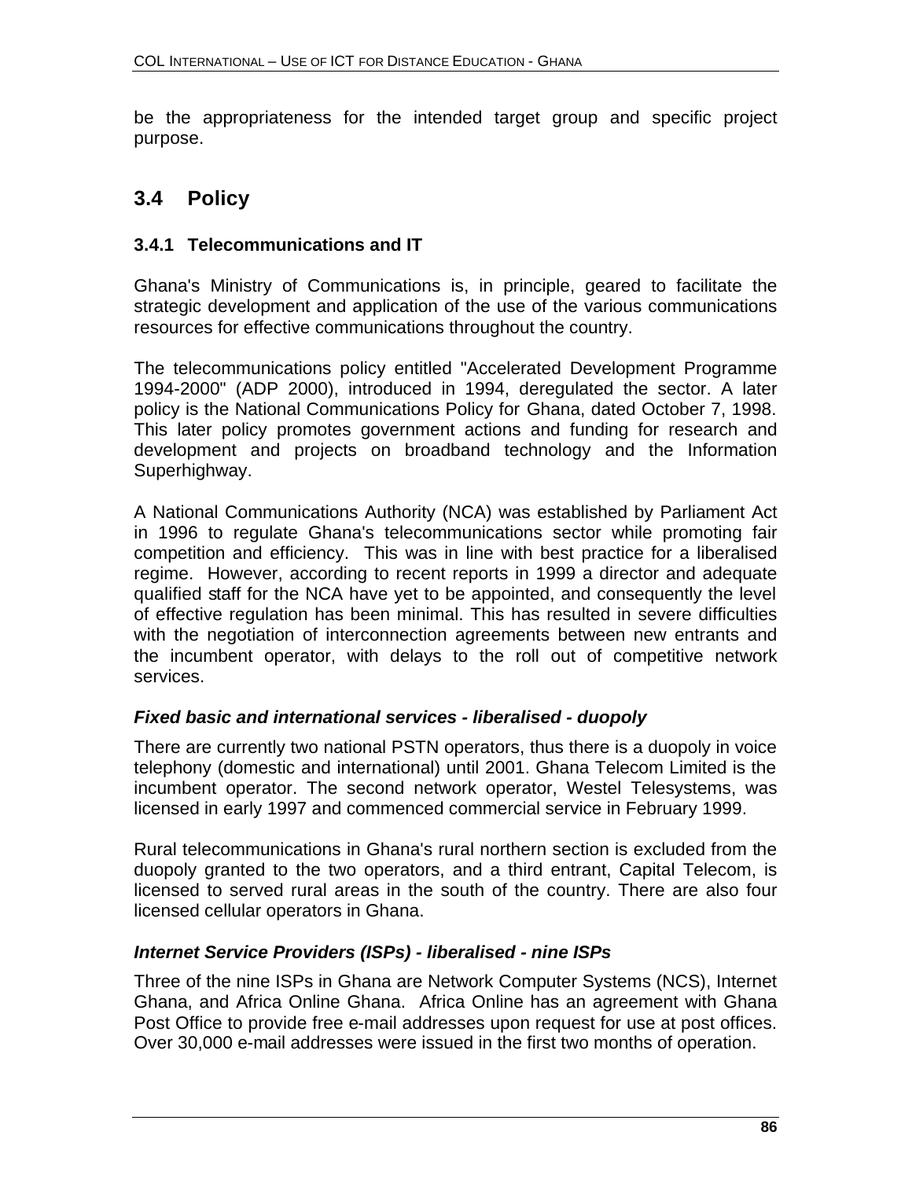be the appropriateness for the intended target group and specific project purpose.

## 3.4 Policy

### 3.4.1 Telecommunications and IT

Ghana's Ministry of Communications is, in principle, geared to facilitate the strategic development and application of the use of the various communications resources for effective communications throughout the country.

The telecommunications policy entitled "Accelerated Development Programme 1994-2000" (ADP 2000), introduced in 1994, deregulated the sector. A later policy is the National Communications Policy for Ghana, dated October 7, 1998. This later policy promotes government actions and funding for research and development and projects on broadband technology and the Information Superhighway.

A National Communications Authority (NCA) was established by Parliament Act in 1996 to regulate Ghana's telecommunications sector while promoting fair competition and efficiency. This was in line with best practice for a liberalised regime. However, according to recent reports in 1999 a director and adequate qualified staff for the NCA have yet to be appointed, and consequently the level of effective regulation has been minimal. This has resulted in severe difficulties with the negotiation of interconnection agreements between new entrants and the incumbent operator, with delays to the roll out of competitive network services.

***Fixed basic and international services - liberalised - duopoly***

There are currently two national PSTN operators, thus there is a duopoly in voice telephony (domestic and international) until 2001. Ghana Telecom Limited is the incumbent operator. The second network operator, Westel Telesystems, was licensed in early 1997 and commenced commercial service in February 1999.

Rural telecommunications in Ghana's rural northern section is excluded from the duopoly granted to the two operators, and a third entrant, Capital Telecom, is licensed to served rural areas in the south of the country. There are also four licensed cellular operators in Ghana.

***Internet Service Providers (ISPs) - liberalised - nine ISPs***

Three of the nine ISPs in Ghana are Network Computer Systems (NCS), Internet Ghana, and Africa Online Ghana. Africa Online has an agreement with Ghana Post Office to provide free e-mail addresses upon request for use at post offices. Over 30,000 e-mail addresses were issued in the first two months of operation.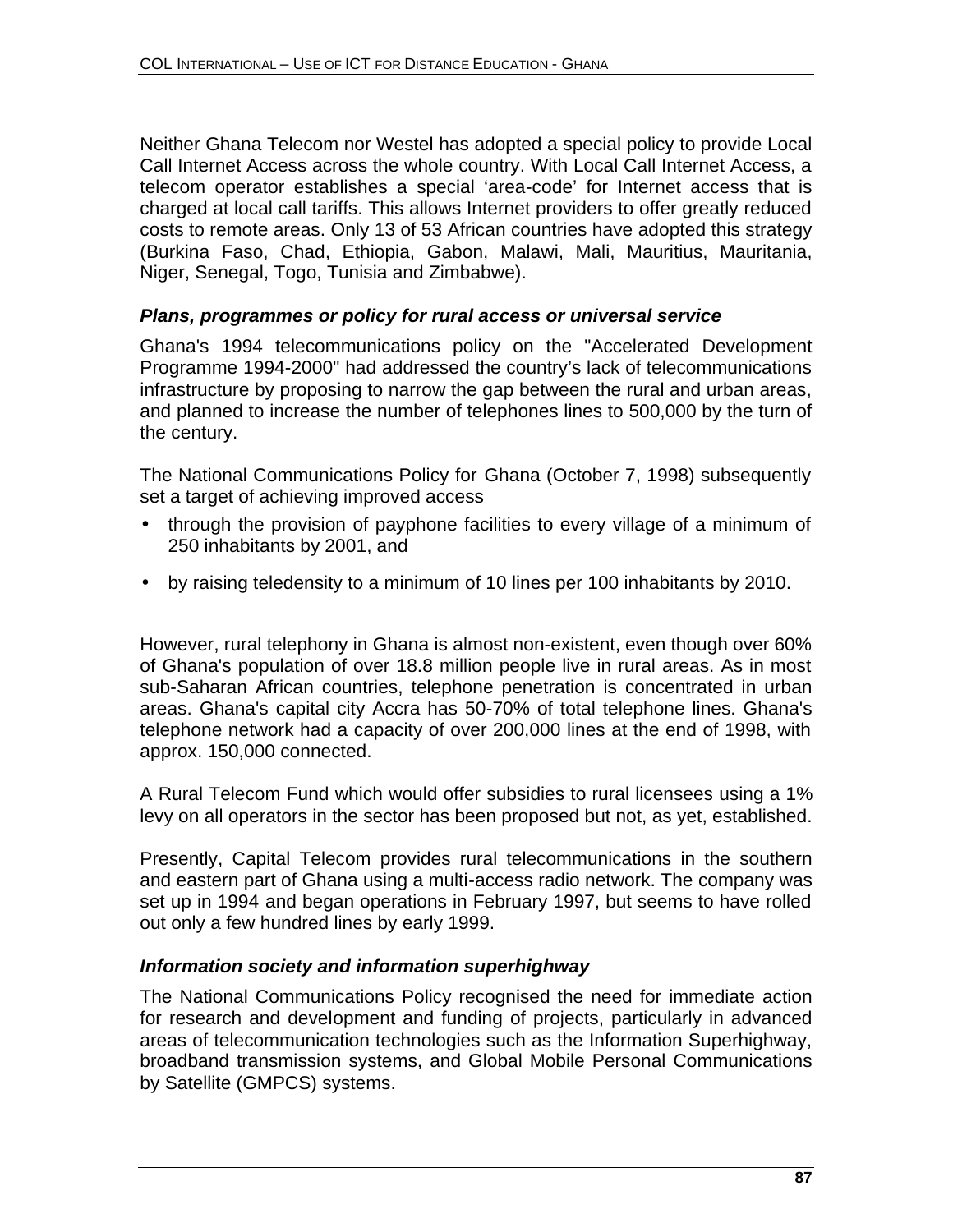Neither Ghana Telecom nor Westel has adopted a special policy to provide Local Call Internet Access across the whole country. With Local Call Internet Access, a telecom operator establishes a special 'area-code' for Internet access that is charged at local call tariffs. This allows Internet providers to offer greatly reduced costs to remote areas. Only 13 of 53 African countries have adopted this strategy (Burkina Faso, Chad, Ethiopia, Gabon, Malawi, Mali, Mauritius, Mauritania, Niger, Senegal, Togo, Tunisia and Zimbabwe).

### *Plans, programmes or policy for rural access or universal service*

Ghana's 1994 telecommunications policy on the "Accelerated Development Programme 1994-2000" had addressed the country's lack of telecommunications infrastructure by proposing to narrow the gap between the rural and urban areas, and planned to increase the number of telephones lines to 500,000 by the turn of the century.

The National Communications Policy for Ghana (October 7, 1998) subsequently set a target of achieving improved access

- through the provision of payphone facilities to every village of a minimum of 250 inhabitants by 2001, and
- by raising teledensity to a minimum of 10 lines per 100 inhabitants by 2010.

However, rural telephony in Ghana is almost non-existent, even though over 60% of Ghana's population of over 18.8 million people live in rural areas. As in most sub-Saharan African countries, telephone penetration is concentrated in urban areas. Ghana's capital city Accra has 50-70% of total telephone lines. Ghana's telephone network had a capacity of over 200,000 lines at the end of 1998, with approx. 150,000 connected.

A Rural Telecom Fund which would offer subsidies to rural licensees using a 1% levy on all operators in the sector has been proposed but not, as yet, established.

Presently, Capital Telecom provides rural telecommunications in the southern and eastern part of Ghana using a multi-access radio network. The company was set up in 1994 and began operations in February 1997, but seems to have rolled out only a few hundred lines by early 1999.

### *Information society and information superhighway*

The National Communications Policy recognised the need for immediate action for research and development and funding of projects, particularly in advanced areas of telecommunication technologies such as the Information Superhighway, broadband transmission systems, and Global Mobile Personal Communications by Satellite (GMPCS) systems.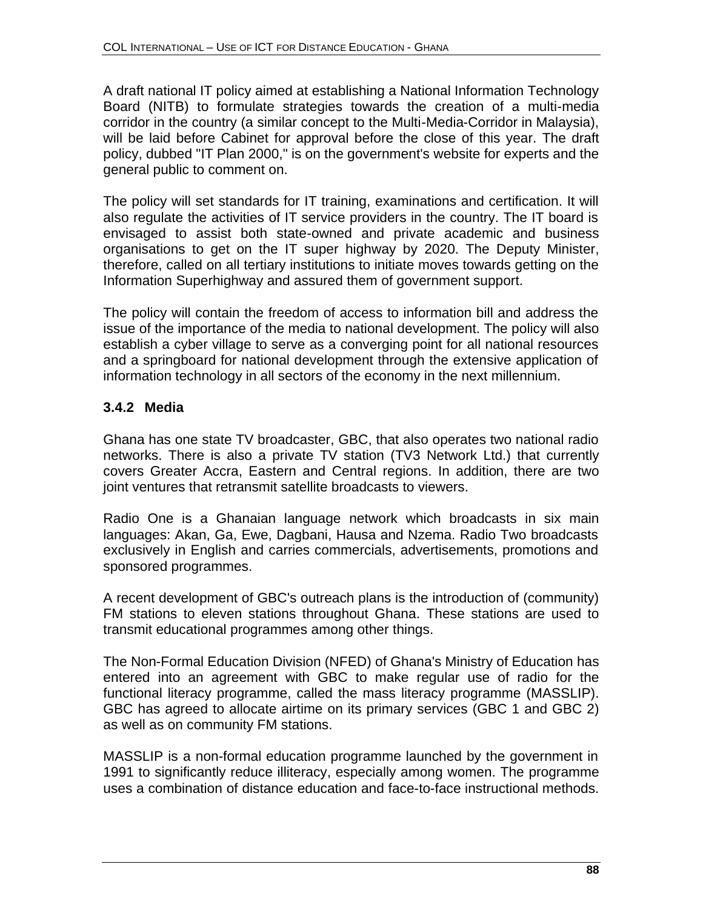A draft national IT policy aimed at establishing a National Information Technology Board (NITB) to formulate strategies towards the creation of a multi-media corridor in the country (a similar concept to the Multi-Media-Corridor in Malaysia), will be laid before Cabinet for approval before the close of this year. The draft policy, dubbed "IT Plan 2000," is on the government's website for experts and the general public to comment on.

The policy will set standards for IT training, examinations and certification. It will also regulate the activities of IT service providers in the country. The IT board is envisaged to assist both state-owned and private academic and business organisations to get on the IT super highway by 2020. The Deputy Minister, therefore, called on all tertiary institutions to initiate moves towards getting on the Information Superhighway and assured them of government support.

The policy will contain the freedom of access to information bill and address the issue of the importance of the media to national development. The policy will also establish a cyber village to serve as a converging point for all national resources and a springboard for national development through the extensive application of information technology in all sectors of the economy in the next millennium.

### 3.4.2 Media

Ghana has one state TV broadcaster, GBC, that also operates two national radio networks. There is also a private TV station (TV3 Network Ltd.) that currently covers Greater Accra, Eastern and Central regions. In addition, there are two joint ventures that retransmit satellite broadcasts to viewers.

Radio One is a Ghanaian language network which broadcasts in six main languages: Akan, Ga, Ewe, Dagbani, Hausa and Nzema. Radio Two broadcasts exclusively in English and carries commercials, advertisements, promotions and sponsored programmes.

A recent development of GBC's outreach plans is the introduction of (community) FM stations to eleven stations throughout Ghana. These stations are used to transmit educational programmes among other things.

The Non-Formal Education Division (NFED) of Ghana's Ministry of Education has entered into an agreement with GBC to make regular use of radio for the functional literacy programme, called the mass literacy programme (MASSLIP). GBC has agreed to allocate airtime on its primary services (GBC 1 and GBC 2) as well as on community FM stations.

MASSLIP is a non-formal education programme launched by the government in 1991 to significantly reduce illiteracy, especially among women. The programme uses a combination of distance education and face-to-face instructional methods.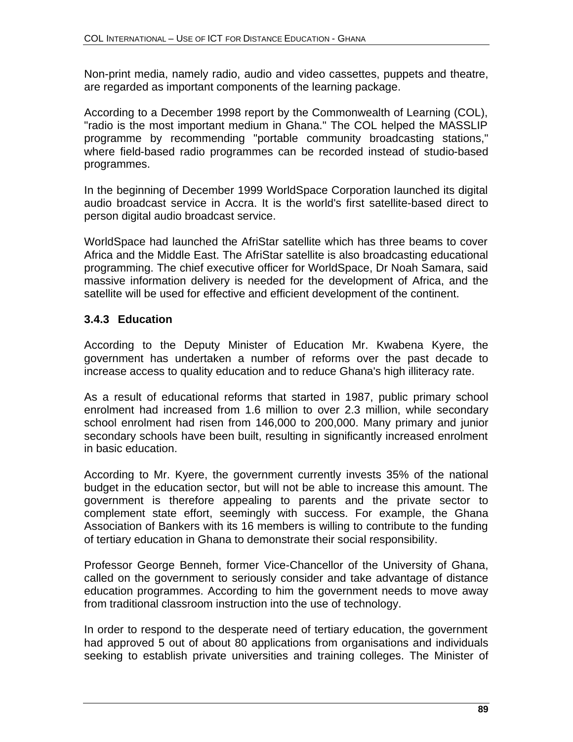Non-print media, namely radio, audio and video cassettes, puppets and theatre, are regarded as important components of the learning package.

According to a December 1998 report by the Commonwealth of Learning (COL), "radio is the most important medium in Ghana." The COL helped the MASSLIP programme by recommending "portable community broadcasting stations," where field-based radio programmes can be recorded instead of studio-based programmes.

In the beginning of December 1999 WorldSpace Corporation launched its digital audio broadcast service in Accra. It is the world's first satellite-based direct to person digital audio broadcast service.

WorldSpace had launched the AfriStar satellite which has three beams to cover Africa and the Middle East. The AfriStar satellite is also broadcasting educational programming. The chief executive officer for WorldSpace, Dr Noah Samara, said massive information delivery is needed for the development of Africa, and the satellite will be used for effective and efficient development of the continent.

### 3.4.3 Education

According to the Deputy Minister of Education Mr. Kwabena Kyere, the government has undertaken a number of reforms over the past decade to increase access to quality education and to reduce Ghana's high illiteracy rate.

As a result of educational reforms that started in 1987, public primary school enrolment had increased from 1.6 million to over 2.3 million, while secondary school enrolment had risen from 146,000 to 200,000. Many primary and junior secondary schools have been built, resulting in significantly increased enrolment in basic education.

According to Mr. Kyere, the government currently invests 35% of the national budget in the education sector, but will not be able to increase this amount. The government is therefore appealing to parents and the private sector to complement state effort, seemingly with success. For example, the Ghana Association of Bankers with its 16 members is willing to contribute to the funding of tertiary education in Ghana to demonstrate their social responsibility.

Professor George Benneh, former Vice-Chancellor of the University of Ghana, called on the government to seriously consider and take advantage of distance education programmes. According to him the government needs to move away from traditional classroom instruction into the use of technology.

In order to respond to the desperate need of tertiary education, the government had approved 5 out of about 80 applications from organisations and individuals seeking to establish private universities and training colleges. The Minister of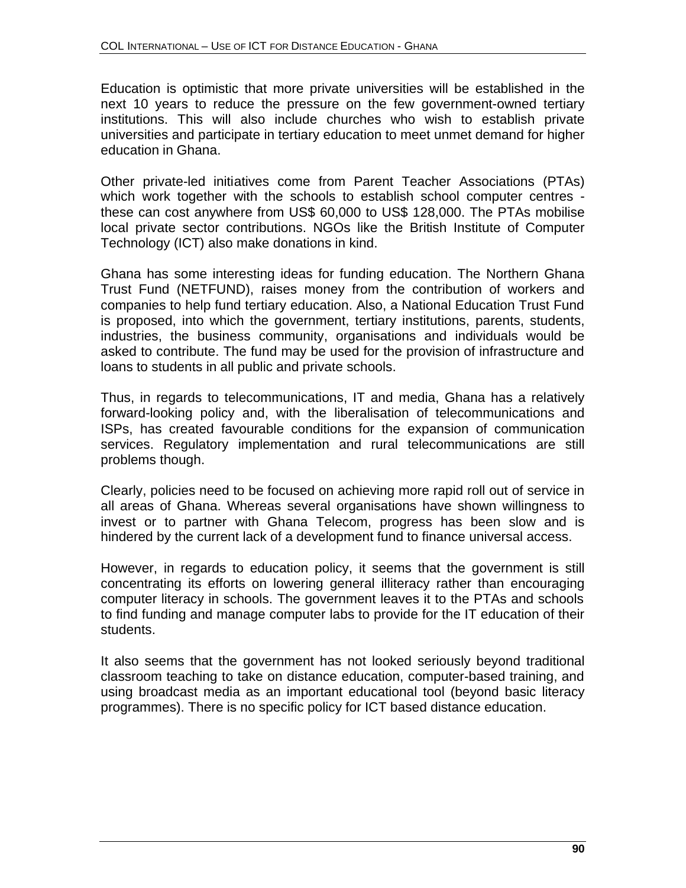Education is optimistic that more private universities will be established in the next 10 years to reduce the pressure on the few government-owned tertiary institutions. This will also include churches who wish to establish private universities and participate in tertiary education to meet unmet demand for higher education in Ghana.

Other private-led initiatives come from Parent Teacher Associations (PTAs) which work together with the schools to establish school computer centres - these can cost anywhere from US$ 60,000 to US$ 128,000. The PTAs mobilise local private sector contributions. NGOs like the British Institute of Computer Technology (ICT) also make donations in kind.

Ghana has some interesting ideas for funding education. The Northern Ghana Trust Fund (NETFUND), raises money from the contribution of workers and companies to help fund tertiary education. Also, a National Education Trust Fund is proposed, into which the government, tertiary institutions, parents, students, industries, the business community, organisations and individuals would be asked to contribute. The fund may be used for the provision of infrastructure and loans to students in all public and private schools.

Thus, in regards to telecommunications, IT and media, Ghana has a relatively forward-looking policy and, with the liberalisation of telecommunications and ISPs, has created favourable conditions for the expansion of communication services. Regulatory implementation and rural telecommunications are still problems though.

Clearly, policies need to be focused on achieving more rapid roll out of service in all areas of Ghana. Whereas several organisations have shown willingness to invest or to partner with Ghana Telecom, progress has been slow and is hindered by the current lack of a development fund to finance universal access.

However, in regards to education policy, it seems that the government is still concentrating its efforts on lowering general illiteracy rather than encouraging computer literacy in schools. The government leaves it to the PTAs and schools to find funding and manage computer labs to provide for the IT education of their students.

It also seems that the government has not looked seriously beyond traditional classroom teaching to take on distance education, computer-based training, and using broadcast media as an important educational tool (beyond basic literacy programmes). There is no specific policy for ICT based distance education.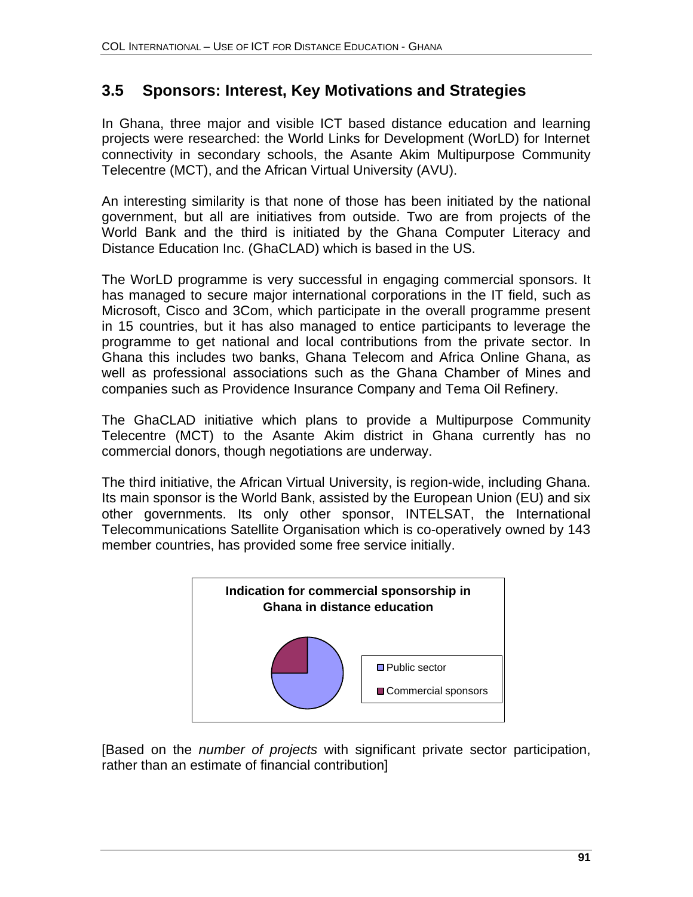## 3.5 Sponsors: Interest, Key Motivations and Strategies

In Ghana, three major and visible ICT based distance education and learning projects were researched: the World Links for Development (WorLD) for Internet connectivity in secondary schools, the Asante Akim Multipurpose Community Telecentre (MCT), and the African Virtual University (AVU).

An interesting similarity is that none of those has been initiated by the national government, but all are initiatives from outside. Two are from projects of the World Bank and the third is initiated by the Ghana Computer Literacy and Distance Education Inc. (GhaCLAD) which is based in the US.

The WorLD programme is very successful in engaging commercial sponsors. It has managed to secure major international corporations in the IT field, such as Microsoft, Cisco and 3Com, which participate in the overall programme present in 15 countries, but it has also managed to entice participants to leverage the programme to get national and local contributions from the private sector. In Ghana this includes two banks, Ghana Telecom and Africa Online Ghana, as well as professional associations such as the Ghana Chamber of Mines and companies such as Providence Insurance Company and Tema Oil Refinery.

The GhaCLAD initiative which plans to provide a Multipurpose Community Telecentre (MCT) to the Asante Akim district in Ghana currently has no commercial donors, though negotiations are underway.

The third initiative, the African Virtual University, is region-wide, including Ghana. Its main sponsor is the World Bank, assisted by the European Union (EU) and six other governments. Its only other sponsor, INTELSAT, the International Telecommunications Satellite Organisation which is co-operatively owned by 143 member countries, has provided some free service initially.

**Indication for commercial sponsorship in Ghana in distance education**

- Public sector
- Commercial sponsors

[Based on the *number of projects* with significant private sector participation, rather than an estimate of financial contribution]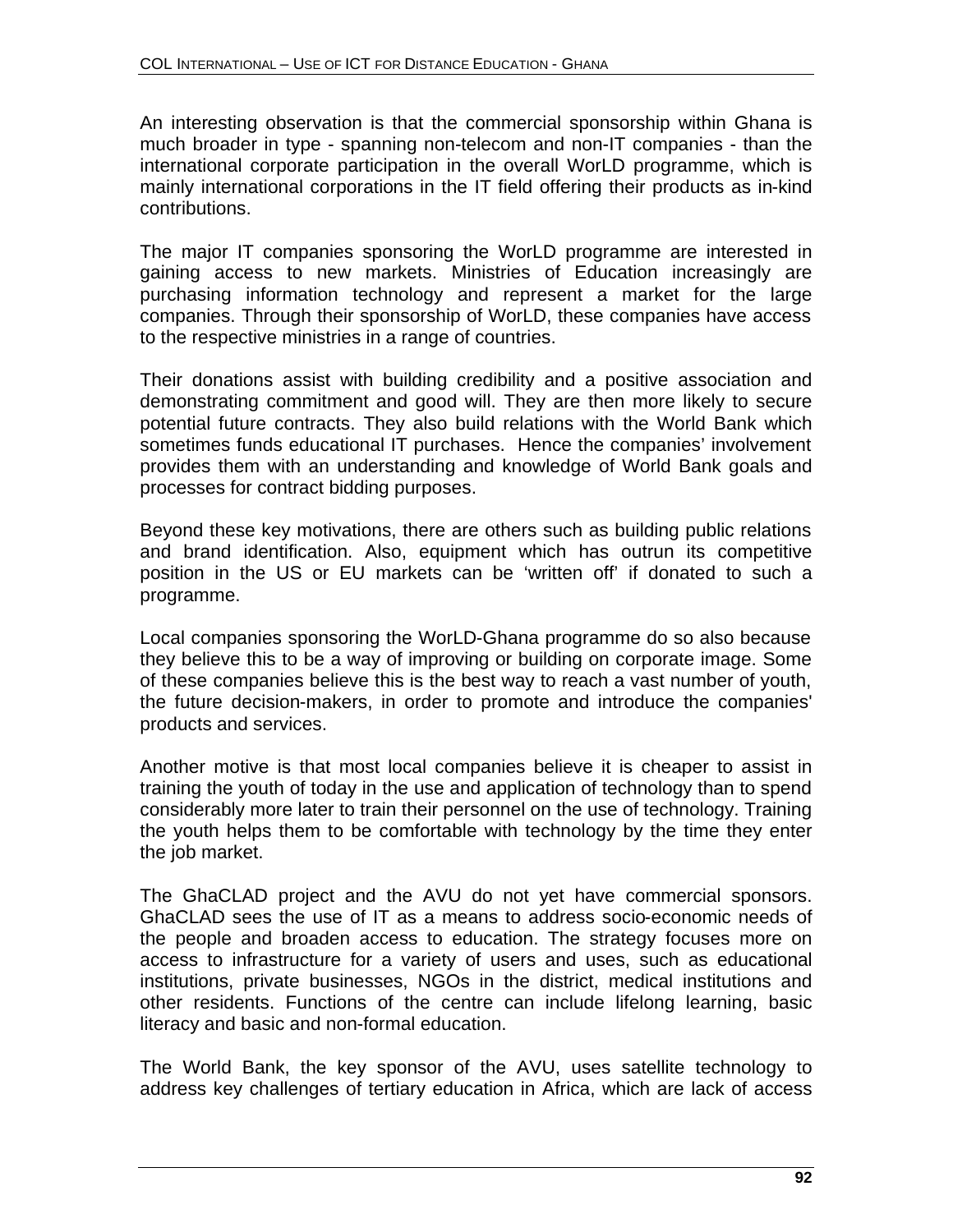An interesting observation is that the commercial sponsorship within Ghana is much broader in type - spanning non-telecom and non-IT companies - than the international corporate participation in the overall WorLD programme, which is mainly international corporations in the IT field offering their products as in-kind contributions.

The major IT companies sponsoring the WorLD programme are interested in gaining access to new markets. Ministries of Education increasingly are purchasing information technology and represent a market for the large companies. Through their sponsorship of WorLD, these companies have access to the respective ministries in a range of countries.

Their donations assist with building credibility and a positive association and demonstrating commitment and good will. They are then more likely to secure potential future contracts. They also build relations with the World Bank which sometimes funds educational IT purchases. Hence the companies' involvement provides them with an understanding and knowledge of World Bank goals and processes for contract bidding purposes.

Beyond these key motivations, there are others such as building public relations and brand identification. Also, equipment which has outrun its competitive position in the US or EU markets can be 'written off' if donated to such a programme.

Local companies sponsoring the WorLD-Ghana programme do so also because they believe this to be a way of improving or building on corporate image. Some of these companies believe this is the best way to reach a vast number of youth, the future decision-makers, in order to promote and introduce the companies' products and services.

Another motive is that most local companies believe it is cheaper to assist in training the youth of today in the use and application of technology than to spend considerably more later to train their personnel on the use of technology. Training the youth helps them to be comfortable with technology by the time they enter the job market.

The GhaCLAD project and the AVU do not yet have commercial sponsors. GhaCLAD sees the use of IT as a means to address socio-economic needs of the people and broaden access to education. The strategy focuses more on access to infrastructure for a variety of users and uses, such as educational institutions, private businesses, NGOs in the district, medical institutions and other residents. Functions of the centre can include lifelong learning, basic literacy and basic and non-formal education.

The World Bank, the key sponsor of the AVU, uses satellite technology to address key challenges of tertiary education in Africa, which are lack of access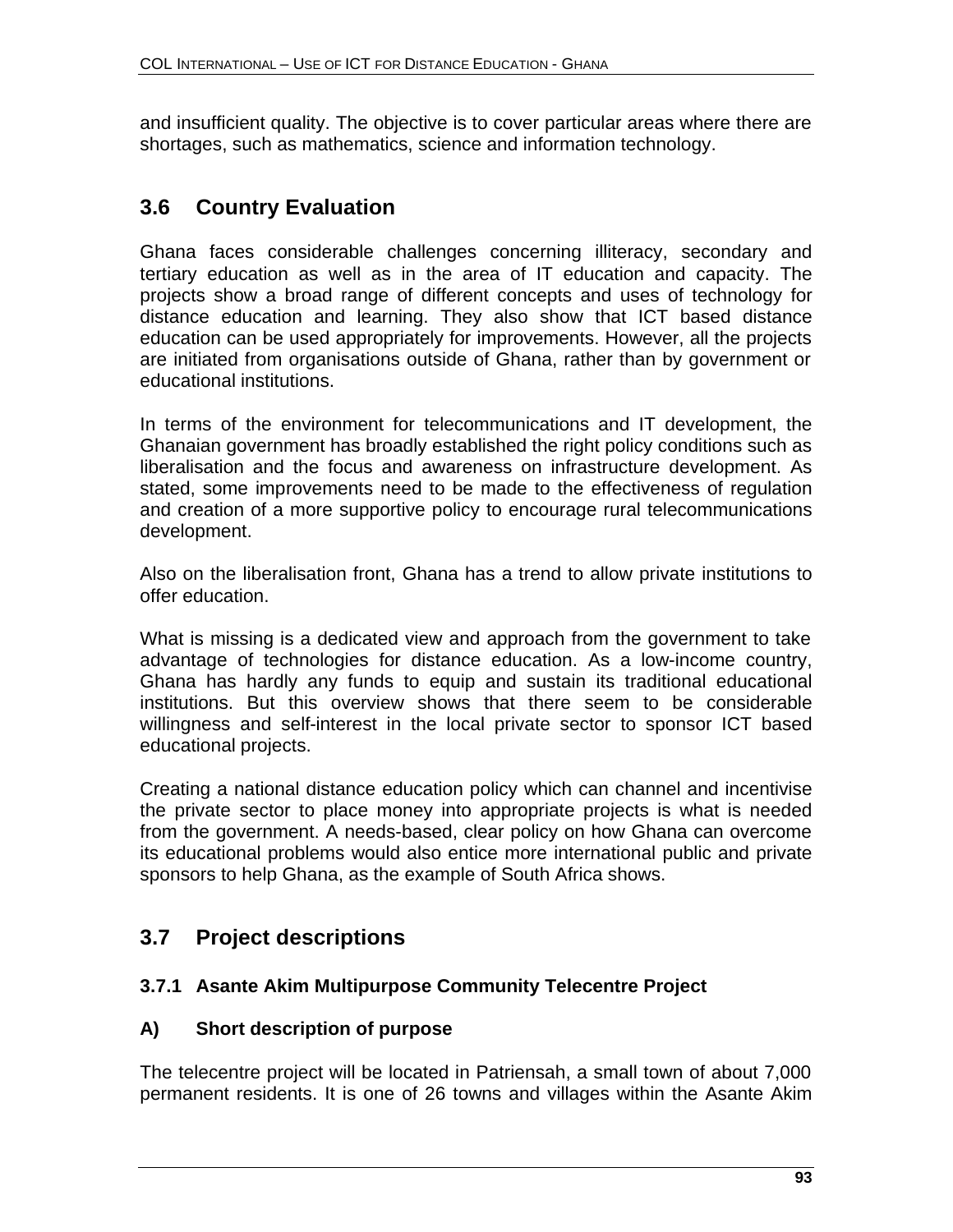and insufficient quality. The objective is to cover particular areas where there are shortages, such as mathematics, science and information technology.

## 3.6 Country Evaluation

Ghana faces considerable challenges concerning illiteracy, secondary and tertiary education as well as in the area of IT education and capacity. The projects show a broad range of different concepts and uses of technology for distance education and learning. They also show that ICT based distance education can be used appropriately for improvements. However, all the projects are initiated from organisations outside of Ghana, rather than by government or educational institutions.

In terms of the environment for telecommunications and IT development, the Ghanaian government has broadly established the right policy conditions such as liberalisation and the focus and awareness on infrastructure development. As stated, some improvements need to be made to the effectiveness of regulation and creation of a more supportive policy to encourage rural telecommunications development.

Also on the liberalisation front, Ghana has a trend to allow private institutions to offer education.

What is missing is a dedicated view and approach from the government to take advantage of technologies for distance education. As a low-income country, Ghana has hardly any funds to equip and sustain its traditional educational institutions. But this overview shows that there seem to be considerable willingness and self-interest in the local private sector to sponsor ICT based educational projects.

Creating a national distance education policy which can channel and incentivise the private sector to place money into appropriate projects is what is needed from the government. A needs-based, clear policy on how Ghana can overcome its educational problems would also entice more international public and private sponsors to help Ghana, as the example of South Africa shows.

## 3.7 Project descriptions

### 3.7.1 Asante Akim Multipurpose Community Telecentre Project

#### A) Short description of purpose

The telecentre project will be located in Patriensah, a small town of about 7,000 permanent residents. It is one of 26 towns and villages within the Asante Akim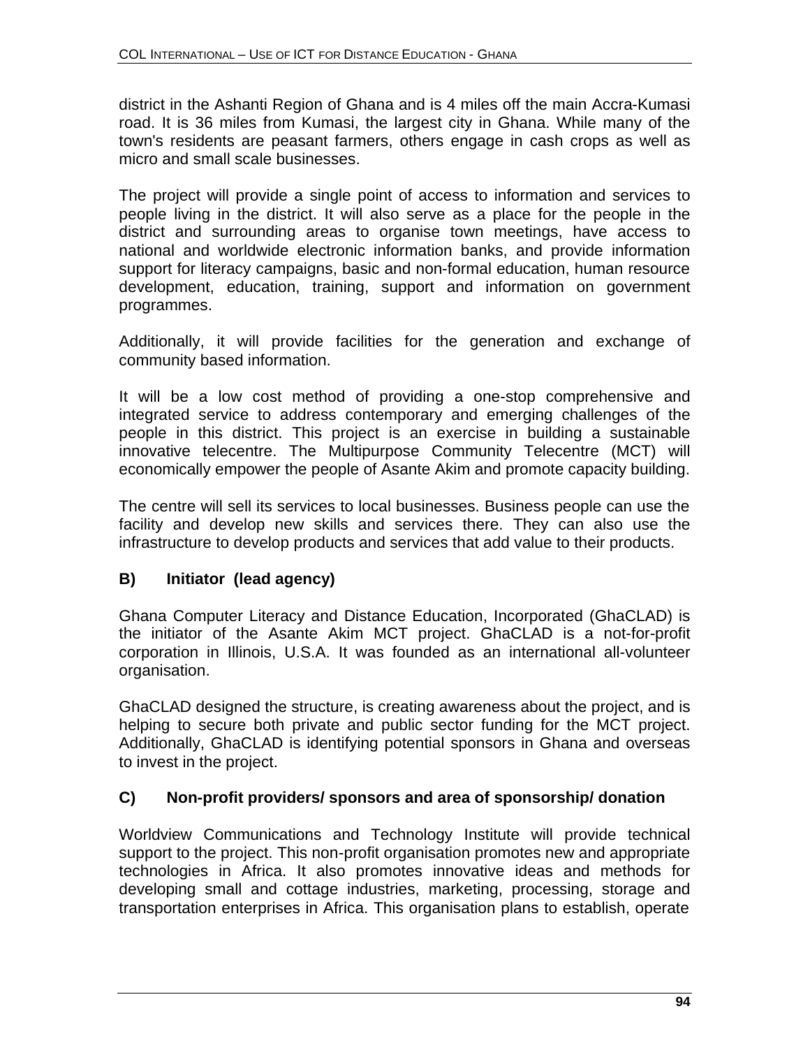district in the Ashanti Region of Ghana and is 4 miles off the main Accra-Kumasi road. It is 36 miles from Kumasi, the largest city in Ghana. While many of the town's residents are peasant farmers, others engage in cash crops as well as micro and small scale businesses.

The project will provide a single point of access to information and services to people living in the district. It will also serve as a place for the people in the district and surrounding areas to organise town meetings, have access to national and worldwide electronic information banks, and provide information support for literacy campaigns, basic and non-formal education, human resource development, education, training, support and information on government programmes.

Additionally, it will provide facilities for the generation and exchange of community based information.

It will be a low cost method of providing a one-stop comprehensive and integrated service to address contemporary and emerging challenges of the people in this district. This project is an exercise in building a sustainable innovative telecentre. The Multipurpose Community Telecentre (MCT) will economically empower the people of Asante Akim and promote capacity building.

The centre will sell its services to local businesses. Business people can use the facility and develop new skills and services there. They can also use the infrastructure to develop products and services that add value to their products.

### B) Initiator (lead agency)

Ghana Computer Literacy and Distance Education, Incorporated (GhaCLAD) is the initiator of the Asante Akim MCT project. GhaCLAD is a not-for-profit corporation in Illinois, U.S.A. It was founded as an international all-volunteer organisation.

GhaCLAD designed the structure, is creating awareness about the project, and is helping to secure both private and public sector funding for the MCT project. Additionally, GhaCLAD is identifying potential sponsors in Ghana and overseas to invest in the project.

### C) Non-profit providers/ sponsors and area of sponsorship/ donation

Worldview Communications and Technology Institute will provide technical support to the project. This non-profit organisation promotes new and appropriate technologies in Africa. It also promotes innovative ideas and methods for developing small and cottage industries, marketing, processing, storage and transportation enterprises in Africa. This organisation plans to establish, operate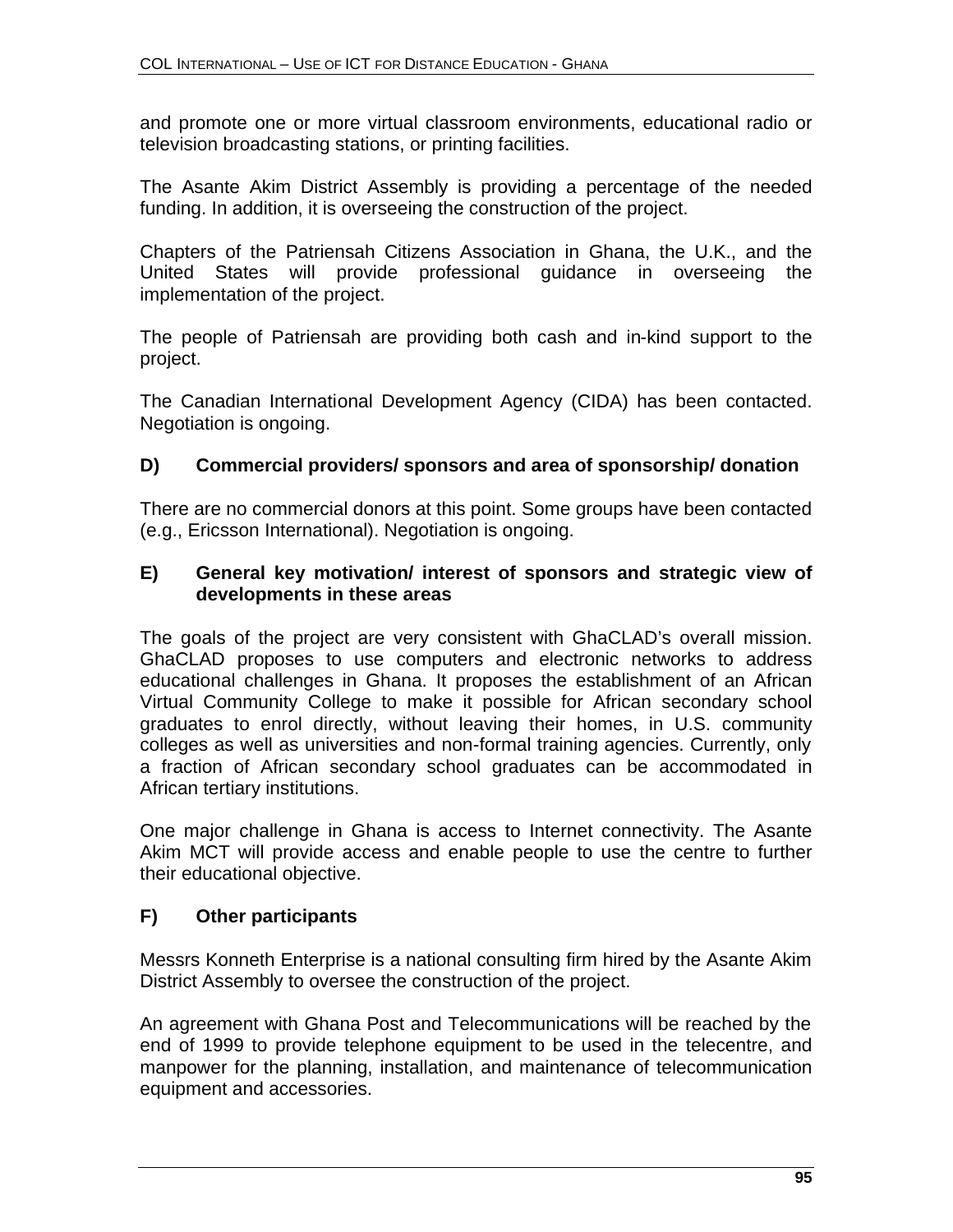and promote one or more virtual classroom environments, educational radio or television broadcasting stations, or printing facilities.

The Asante Akim District Assembly is providing a percentage of the needed funding. In addition, it is overseeing the construction of the project.

Chapters of the Patriensah Citizens Association in Ghana, the U.K., and the United States will provide professional guidance in overseeing the implementation of the project.

The people of Patriensah are providing both cash and in-kind support to the project.

The Canadian International Development Agency (CIDA) has been contacted. Negotiation is ongoing.

### D) Commercial providers/ sponsors and area of sponsorship/ donation

There are no commercial donors at this point. Some groups have been contacted (e.g., Ericsson International). Negotiation is ongoing.

### E) General key motivation/ interest of sponsors and strategic view of developments in these areas

The goals of the project are very consistent with GhaCLAD's overall mission. GhaCLAD proposes to use computers and electronic networks to address educational challenges in Ghana. It proposes the establishment of an African Virtual Community College to make it possible for African secondary school graduates to enrol directly, without leaving their homes, in U.S. community colleges as well as universities and non-formal training agencies. Currently, only a fraction of African secondary school graduates can be accommodated in African tertiary institutions.

One major challenge in Ghana is access to Internet connectivity. The Asante Akim MCT will provide access and enable people to use the centre to further their educational objective.

### F) Other participants

Messrs Konneth Enterprise is a national consulting firm hired by the Asante Akim District Assembly to oversee the construction of the project.

An agreement with Ghana Post and Telecommunications will be reached by the end of 1999 to provide telephone equipment to be used in the telecentre, and manpower for the planning, installation, and maintenance of telecommunication equipment and accessories.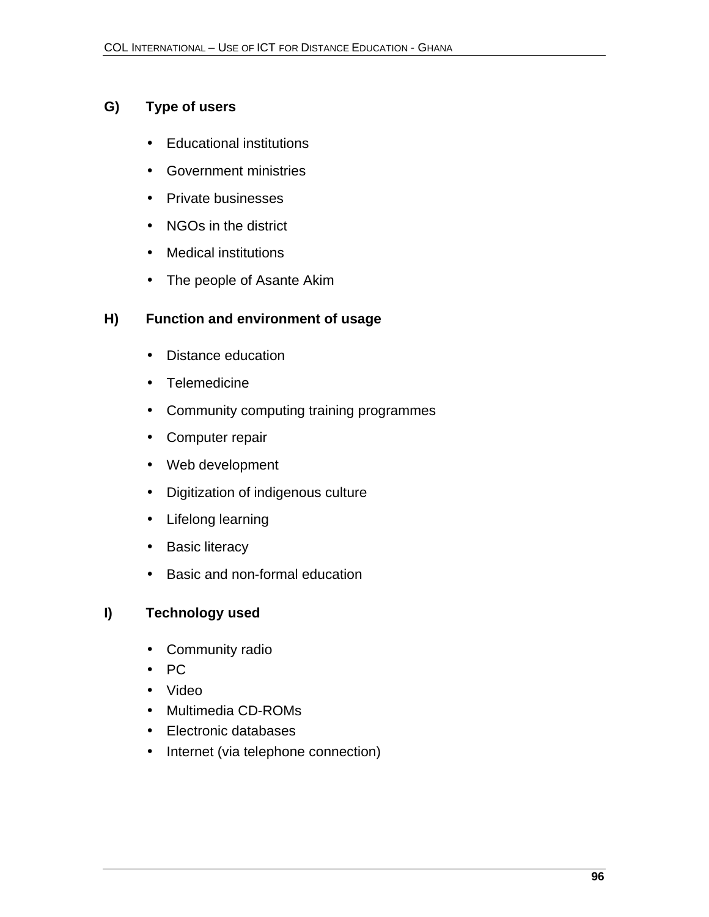### G) Type of users

- Educational institutions
- Government ministries
- Private businesses
- NGOs in the district
- Medical institutions
- The people of Asante Akim

### H) Function and environment of usage

- Distance education
- Telemedicine
- Community computing training programmes
- Computer repair
- Web development
- Digitization of indigenous culture
- Lifelong learning
- Basic literacy
- Basic and non-formal education

### I) Technology used

- Community radio
- PC
- Video
- Multimedia CD-ROMs
- Electronic databases
- Internet (via telephone connection)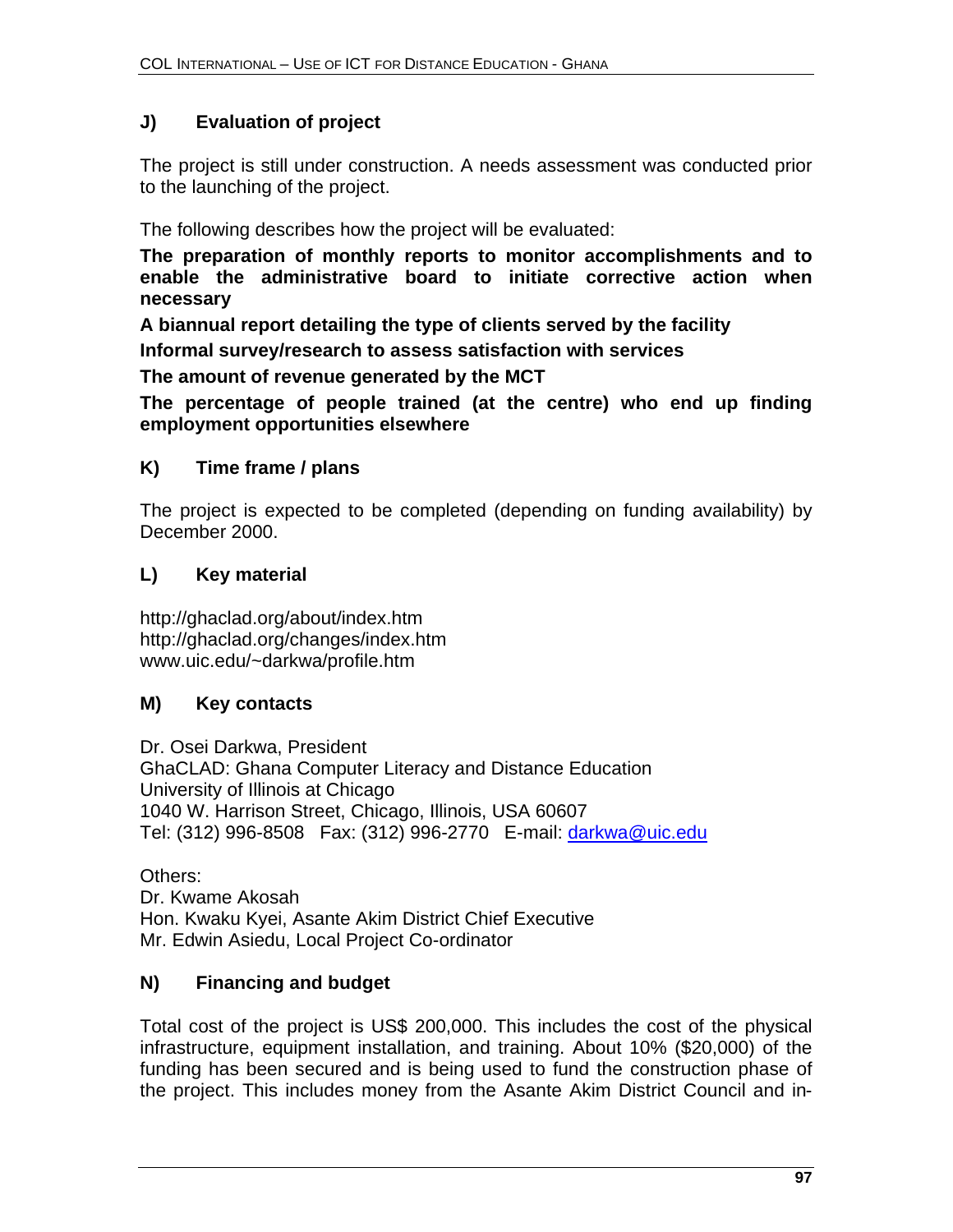### J) Evaluation of project

The project is still under construction. A needs assessment was conducted prior to the launching of the project.

The following describes how the project will be evaluated:

**The preparation of monthly reports to monitor accomplishments and to enable the administrative board to initiate corrective action when necessary**

**A biannual report detailing the type of clients served by the facility**

**Informal survey/research to assess satisfaction with services**

**The amount of revenue generated by the MCT**

**The percentage of people trained (at the centre) who end up finding employment opportunities elsewhere**

### K) Time frame / plans

The project is expected to be completed (depending on funding availability) by December 2000.

### L) Key material

http://ghaclad.org/about/index.htm
http://ghaclad.org/changes/index.htm
www.uic.edu/~darkwa/profile.htm

### M) Key contacts

Dr. Osei Darkwa, President
GhaCLAD: Ghana Computer Literacy and Distance Education
University of Illinois at Chicago
1040 W. Harrison Street, Chicago, Illinois, USA 60607
Tel: (312) 996-8508 Fax: (312) 996-2770 E-mail: darkwa@uic.edu

Others:
Dr. Kwame Akosah
Hon. Kwaku Kyei, Asante Akim District Chief Executive
Mr. Edwin Asiedu, Local Project Co-ordinator

### N) Financing and budget

Total cost of the project is US$ 200,000. This includes the cost of the physical infrastructure, equipment installation, and training. About 10% ($20,000) of the funding has been secured and is being used to fund the construction phase of the project. This includes money from the Asante Akim District Council and in-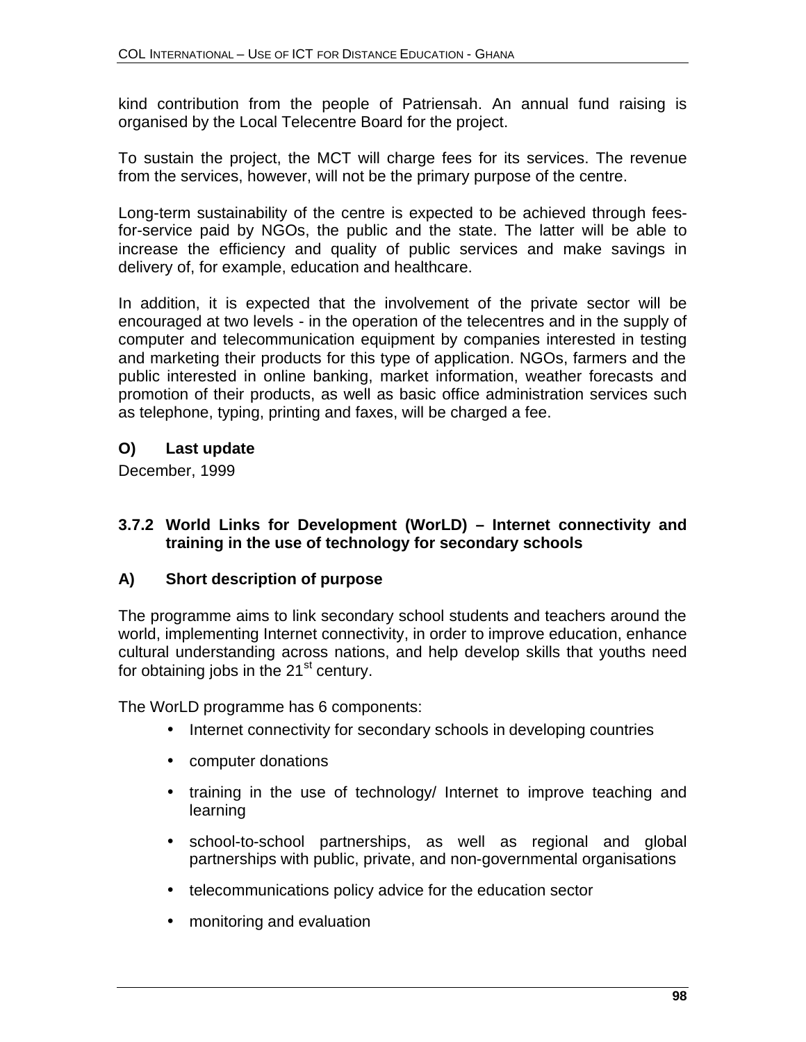kind contribution from the people of Patriensah. An annual fund raising is organised by the Local Telecentre Board for the project.

To sustain the project, the MCT will charge fees for its services. The revenue from the services, however, will not be the primary purpose of the centre.

Long-term sustainability of the centre is expected to be achieved through fees-for-service paid by NGOs, the public and the state. The latter will be able to increase the efficiency and quality of public services and make savings in delivery of, for example, education and healthcare.

In addition, it is expected that the involvement of the private sector will be encouraged at two levels - in the operation of the telecentres and in the supply of computer and telecommunication equipment by companies interested in testing and marketing their products for this type of application. NGOs, farmers and the public interested in online banking, market information, weather forecasts and promotion of their products, as well as basic office administration services such as telephone, typing, printing and faxes, will be charged a fee.

#### O) Last update

December, 1999

### 3.7.2 World Links for Development (WorLD) – Internet connectivity and training in the use of technology for secondary schools

#### A) Short description of purpose

The programme aims to link secondary school students and teachers around the world, implementing Internet connectivity, in order to improve education, enhance cultural understanding across nations, and help develop skills that youths need for obtaining jobs in the 21st century.

The WorLD programme has 6 components:

- Internet connectivity for secondary schools in developing countries
- computer donations
- training in the use of technology/ Internet to improve teaching and learning
- school-to-school partnerships, as well as regional and global partnerships with public, private, and non-governmental organisations
- telecommunications policy advice for the education sector
- monitoring and evaluation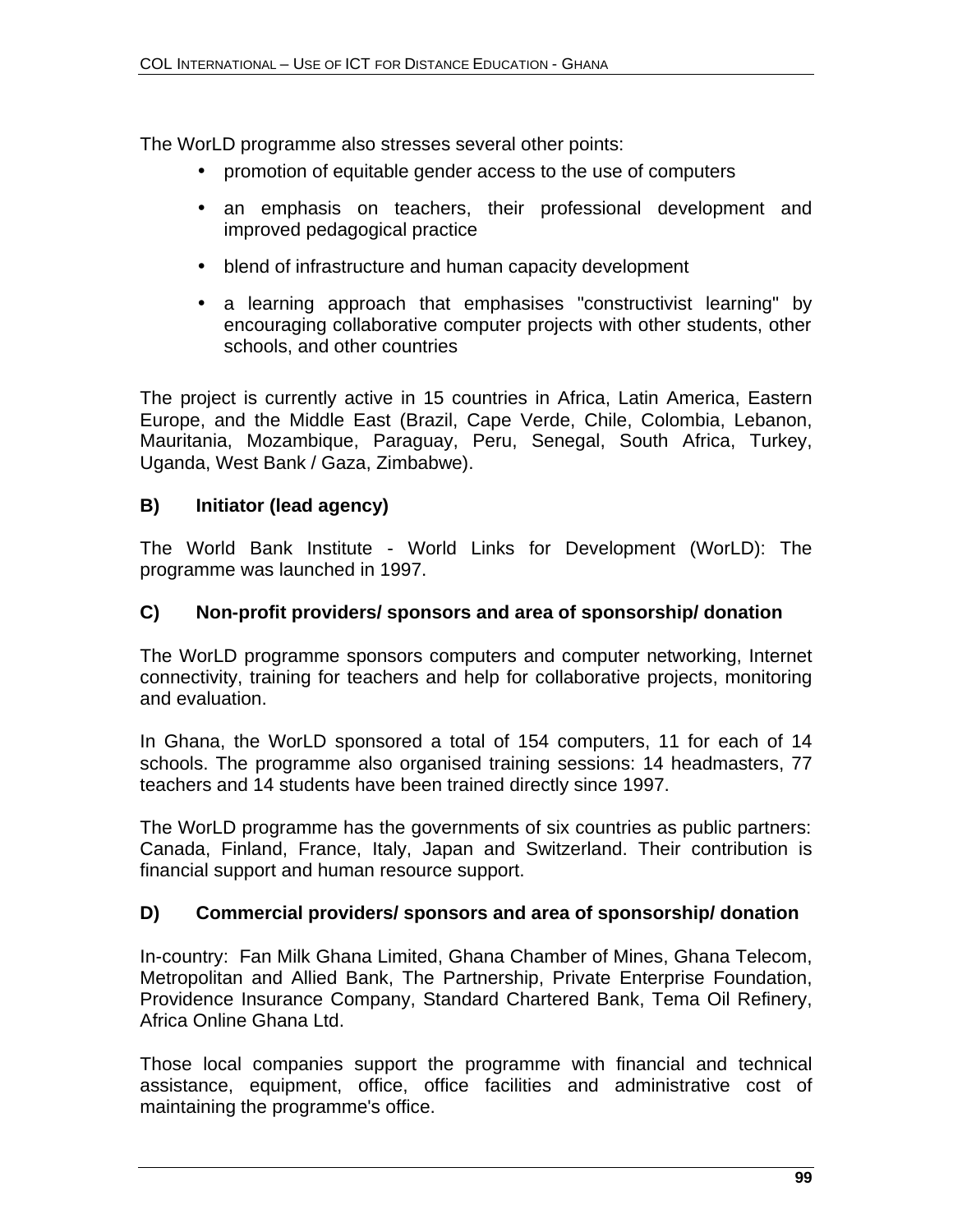The WorLD programme also stresses several other points:

- promotion of equitable gender access to the use of computers
- an emphasis on teachers, their professional development and improved pedagogical practice
- blend of infrastructure and human capacity development
- a learning approach that emphasises "constructivist learning" by encouraging collaborative computer projects with other students, other schools, and other countries

The project is currently active in 15 countries in Africa, Latin America, Eastern Europe, and the Middle East (Brazil, Cape Verde, Chile, Colombia, Lebanon, Mauritania, Mozambique, Paraguay, Peru, Senegal, South Africa, Turkey, Uganda, West Bank / Gaza, Zimbabwe).

### B) Initiator (lead agency)

The World Bank Institute - World Links for Development (WorLD): The programme was launched in 1997.

### C) Non-profit providers/ sponsors and area of sponsorship/ donation

The WorLD programme sponsors computers and computer networking, Internet connectivity, training for teachers and help for collaborative projects, monitoring and evaluation.

In Ghana, the WorLD sponsored a total of 154 computers, 11 for each of 14 schools. The programme also organised training sessions: 14 headmasters, 77 teachers and 14 students have been trained directly since 1997.

The WorLD programme has the governments of six countries as public partners: Canada, Finland, France, Italy, Japan and Switzerland. Their contribution is financial support and human resource support.

### D) Commercial providers/ sponsors and area of sponsorship/ donation

In-country: Fan Milk Ghana Limited, Ghana Chamber of Mines, Ghana Telecom, Metropolitan and Allied Bank, The Partnership, Private Enterprise Foundation, Providence Insurance Company, Standard Chartered Bank, Tema Oil Refinery, Africa Online Ghana Ltd.

Those local companies support the programme with financial and technical assistance, equipment, office, office facilities and administrative cost of maintaining the programme's office.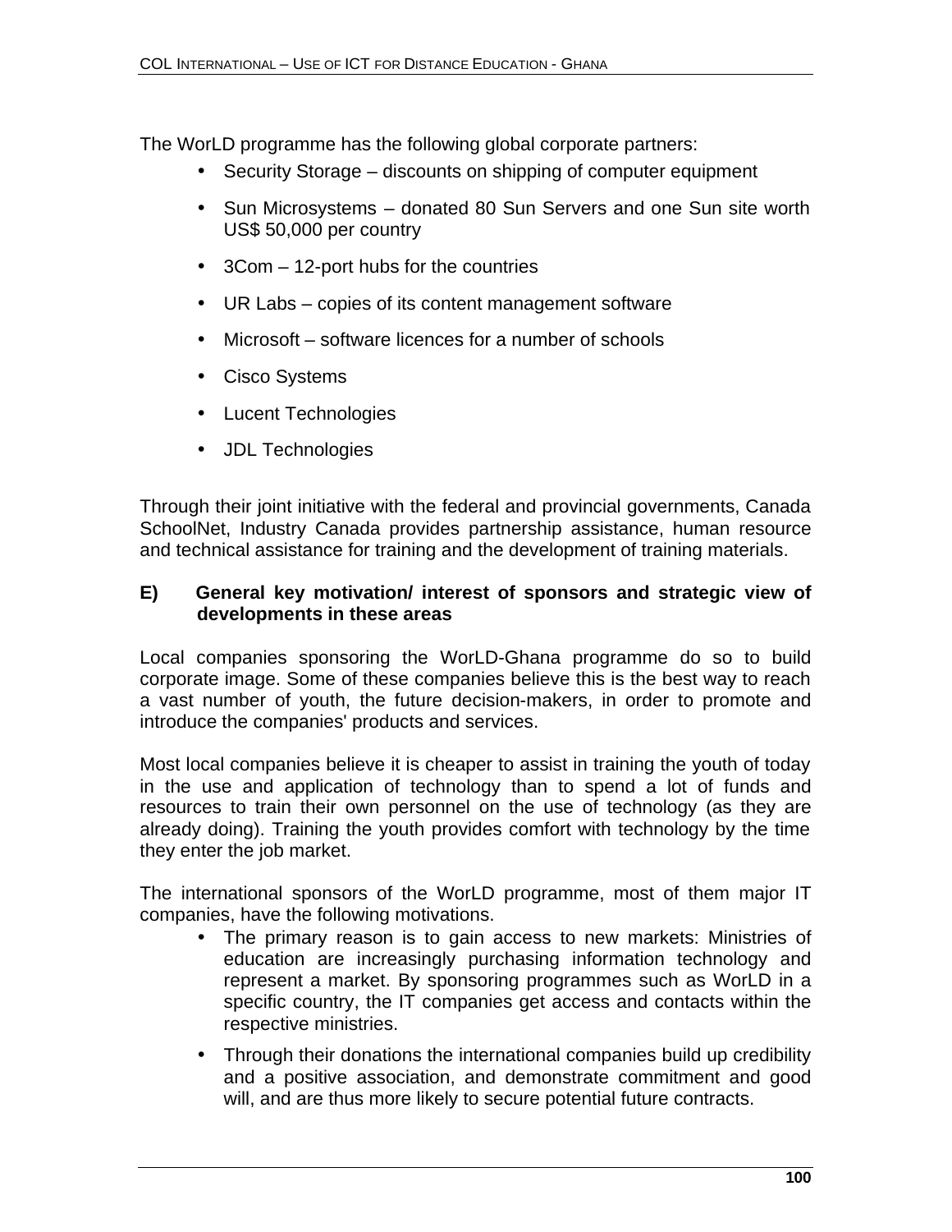The WorLD programme has the following global corporate partners:

- Security Storage – discounts on shipping of computer equipment
- Sun Microsystems – donated 80 Sun Servers and one Sun site worth US$ 50,000 per country
- 3Com – 12-port hubs for the countries
- UR Labs – copies of its content management software
- Microsoft – software licences for a number of schools
- Cisco Systems
- Lucent Technologies
- JDL Technologies

Through their joint initiative with the federal and provincial governments, Canada SchoolNet, Industry Canada provides partnership assistance, human resource and technical assistance for training and the development of training materials.

**E) General key motivation/ interest of sponsors and strategic view of developments in these areas**

Local companies sponsoring the WorLD-Ghana programme do so to build corporate image. Some of these companies believe this is the best way to reach a vast number of youth, the future decision-makers, in order to promote and introduce the companies' products and services.

Most local companies believe it is cheaper to assist in training the youth of today in the use and application of technology than to spend a lot of funds and resources to train their own personnel on the use of technology (as they are already doing). Training the youth provides comfort with technology by the time they enter the job market.

The international sponsors of the WorLD programme, most of them major IT companies, have the following motivations.

- The primary reason is to gain access to new markets: Ministries of education are increasingly purchasing information technology and represent a market. By sponsoring programmes such as WorLD in a specific country, the IT companies get access and contacts within the respective ministries.
- Through their donations the international companies build up credibility and a positive association, and demonstrate commitment and good will, and are thus more likely to secure potential future contracts.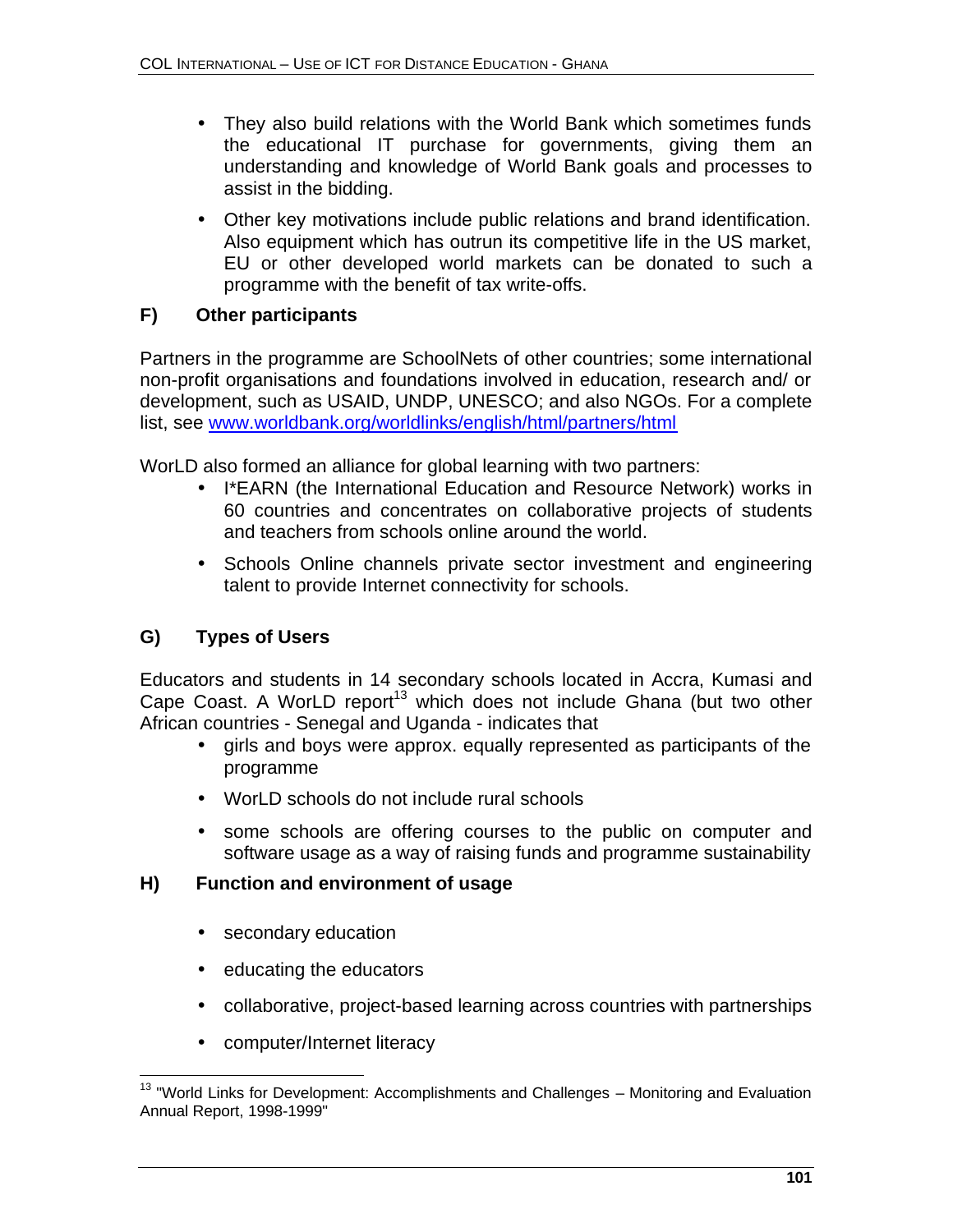- They also build relations with the World Bank which sometimes funds the educational IT purchase for governments, giving them an understanding and knowledge of World Bank goals and processes to assist in the bidding.

- Other key motivations include public relations and brand identification. Also equipment which has outrun its competitive life in the US market, EU or other developed world markets can be donated to such a programme with the benefit of tax write-offs.

### F) Other participants

Partners in the programme are SchoolNets of other countries; some international non-profit organisations and foundations involved in education, research and/ or development, such as USAID, UNDP, UNESCO; and also NGOs. For a complete list, see [www.worldbank.org/worldlinks/english/html/partners/html](www.worldbank.org/worldlinks/english/html/partners/html)

WorLD also formed an alliance for global learning with two partners:

- I*EARN (the International Education and Resource Network) works in 60 countries and concentrates on collaborative projects of students and teachers from schools online around the world.

- Schools Online channels private sector investment and engineering talent to provide Internet connectivity for schools.

### G) Types of Users

Educators and students in 14 secondary schools located in Accra, Kumasi and Cape Coast. A WorLD report[13] which does not include Ghana (but two other African countries - Senegal and Uganda - indicates that

- girls and boys were approx. equally represented as participants of the programme

- WorLD schools do not include rural schools

- some schools are offering courses to the public on computer and software usage as a way of raising funds and programme sustainability

### H) Function and environment of usage

- secondary education

- educating the educators

- collaborative, project-based learning across countries with partnerships

- computer/Internet literacy

---

[13] "World Links for Development: Accomplishments and Challenges – Monitoring and Evaluation Annual Report, 1998-1999"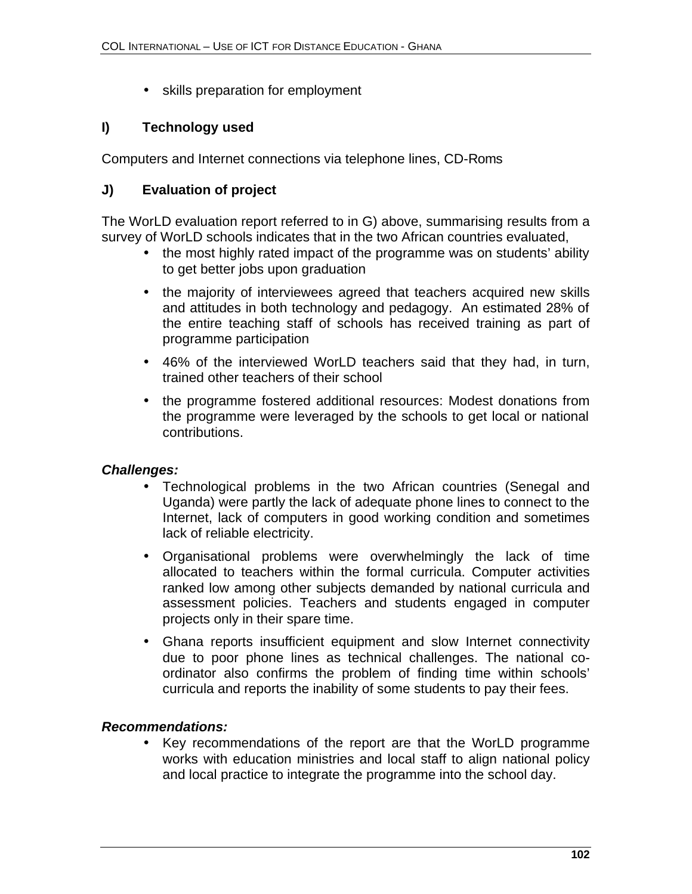- skills preparation for employment

### I) Technology used

Computers and Internet connections via telephone lines, CD-Roms

### J) Evaluation of project

The WorLD evaluation report referred to in G) above, summarising results from a survey of WorLD schools indicates that in the two African countries evaluated,

- the most highly rated impact of the programme was on students' ability to get better jobs upon graduation
- the majority of interviewees agreed that teachers acquired new skills and attitudes in both technology and pedagogy. An estimated 28% of the entire teaching staff of schools has received training as part of programme participation
- 46% of the interviewed WorLD teachers said that they had, in turn, trained other teachers of their school
- the programme fostered additional resources: Modest donations from the programme were leveraged by the schools to get local or national contributions.

***Challenges:***

- Technological problems in the two African countries (Senegal and Uganda) were partly the lack of adequate phone lines to connect to the Internet, lack of computers in good working condition and sometimes lack of reliable electricity.
- Organisational problems were overwhelmingly the lack of time allocated to teachers within the formal curricula. Computer activities ranked low among other subjects demanded by national curricula and assessment policies. Teachers and students engaged in computer projects only in their spare time.
- Ghana reports insufficient equipment and slow Internet connectivity due to poor phone lines as technical challenges. The national co-ordinator also confirms the problem of finding time within schools' curricula and reports the inability of some students to pay their fees.

***Recommendations:***

- Key recommendations of the report are that the WorLD programme works with education ministries and local staff to align national policy and local practice to integrate the programme into the school day.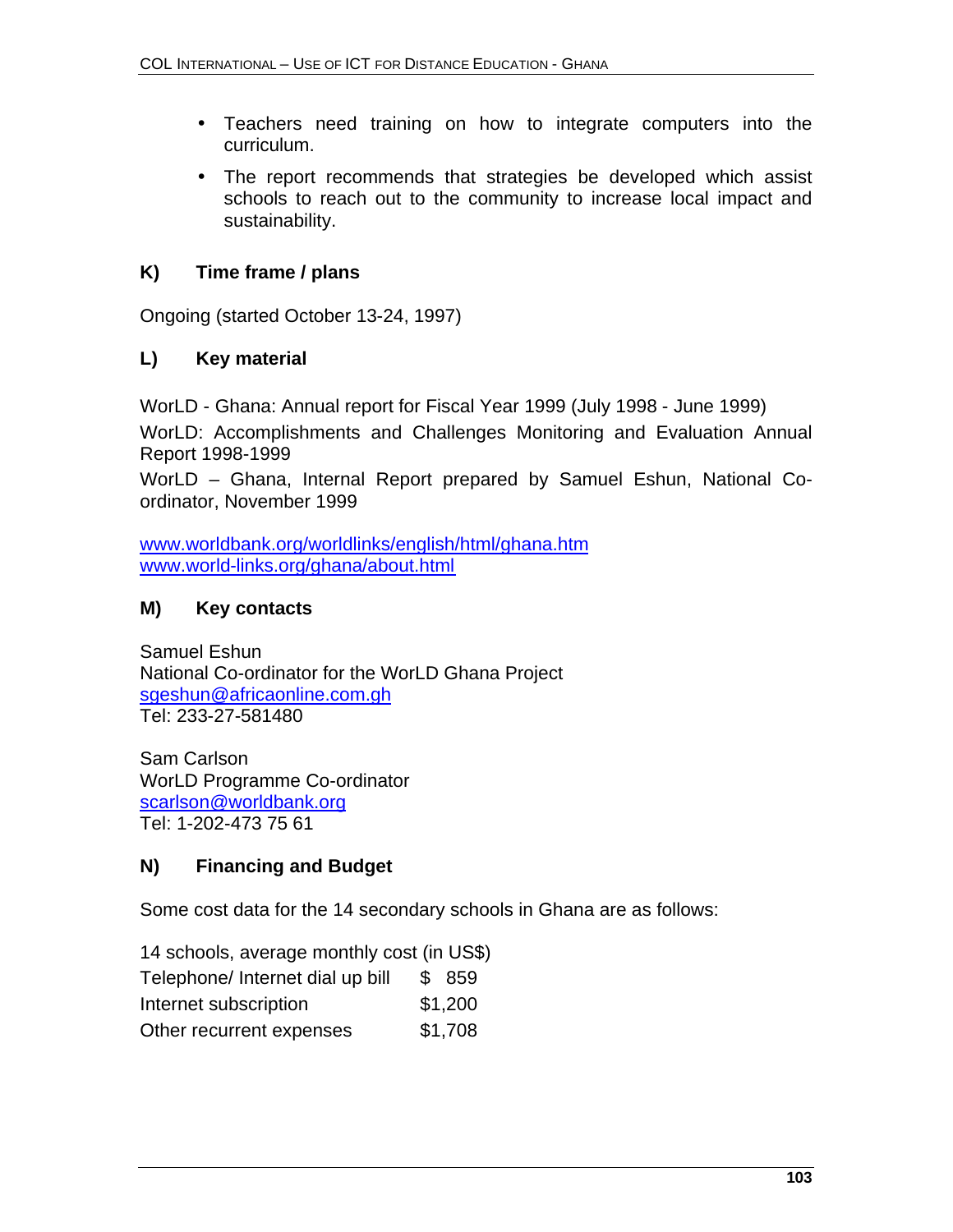- Teachers need training on how to integrate computers into the curriculum.
- The report recommends that strategies be developed which assist schools to reach out to the community to increase local impact and sustainability.

### K) Time frame / plans

Ongoing (started October 13-24, 1997)

### L) Key material

WorLD - Ghana: Annual report for Fiscal Year 1999 (July 1998 - June 1999)

WorLD: Accomplishments and Challenges Monitoring and Evaluation Annual Report 1998-1999

WorLD – Ghana, Internal Report prepared by Samuel Eshun, National Co-ordinator, November 1999

www.worldbank.org/worldlinks/english/html/ghana.htm
www.world-links.org/ghana/about.html

### M) Key contacts

Samuel Eshun
National Co-ordinator for the WorLD Ghana Project
sgeshun@africaonline.com.gh
Tel: 233-27-581480

Sam Carlson
WorLD Programme Co-ordinator
scarlson@worldbank.org
Tel: 1-202-473 75 61

### N) Financing and Budget

Some cost data for the 14 secondary schools in Ghana are as follows:

| 14 schools, average monthly cost (in US$) | |
|---|---|
| Telephone/ Internet dial up bill | $ 859 |
| Internet subscription | $1,200 |
| Other recurrent expenses | $1,708 |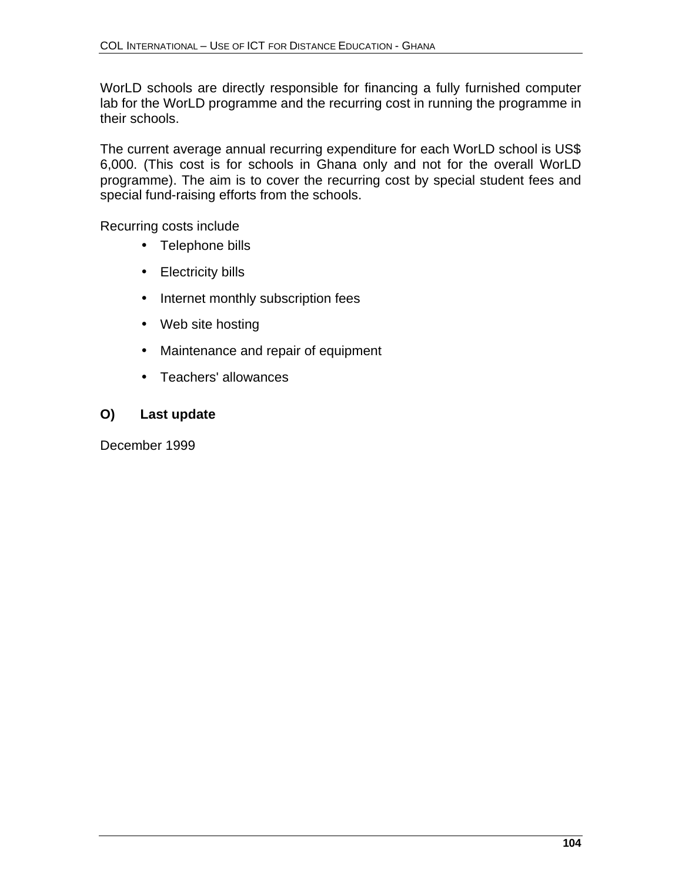WorLD schools are directly responsible for financing a fully furnished computer lab for the WorLD programme and the recurring cost in running the programme in their schools.

The current average annual recurring expenditure for each WorLD school is US$ 6,000. (This cost is for schools in Ghana only and not for the overall WorLD programme). The aim is to cover the recurring cost by special student fees and special fund-raising efforts from the schools.

Recurring costs include

- Telephone bills
- Electricity bills
- Internet monthly subscription fees
- Web site hosting
- Maintenance and repair of equipment
- Teachers' allowances

### O) Last update

December 1999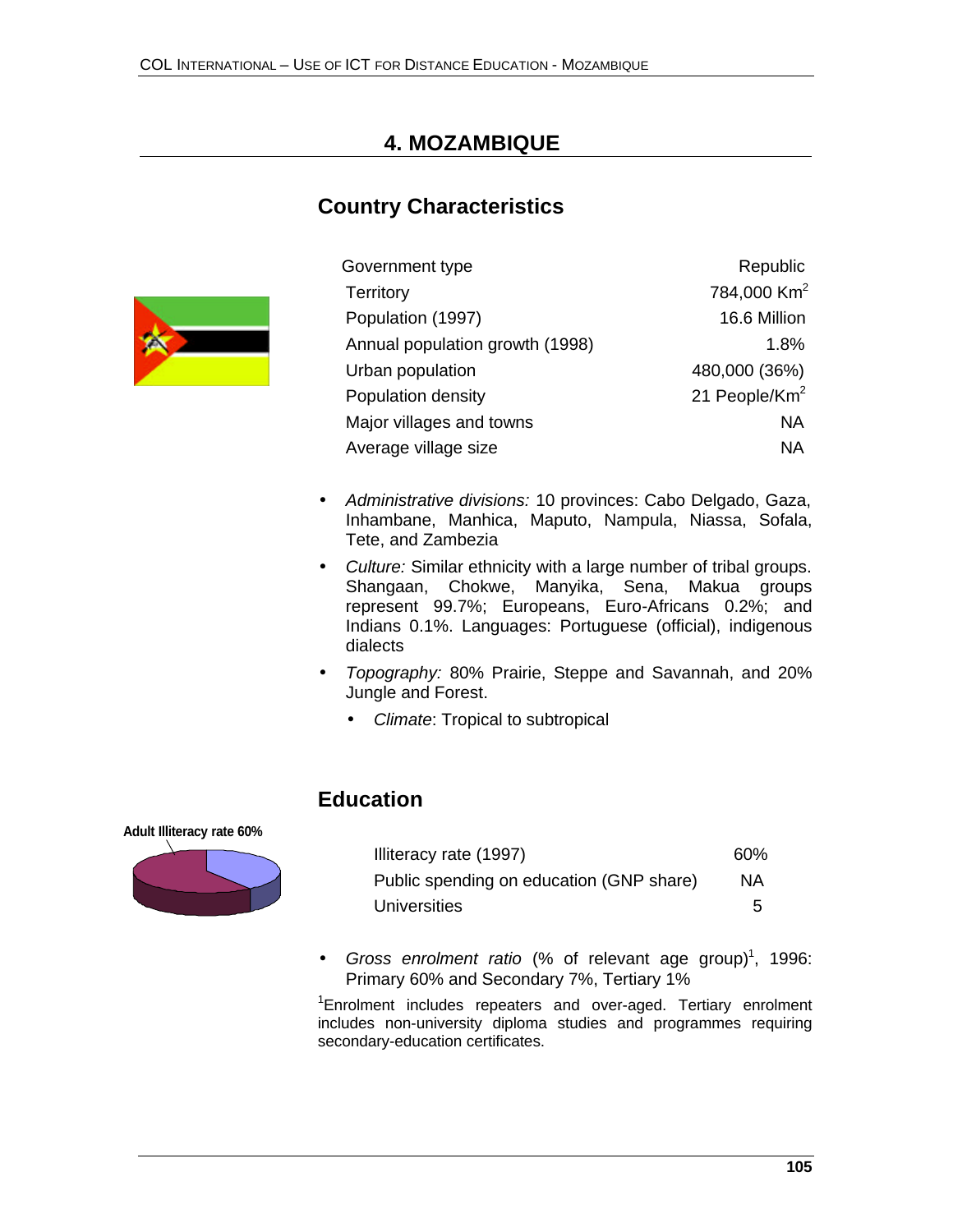# 4. MOZAMBIQUE

## Country Characteristics

| | |
|---|---|
| Government type | Republic |
| Territory | 784,000 Km$^2$ |
| Population (1997) | 16.6 Million |
| Annual population growth (1998) | 1.8% |
| Urban population | 480,000 (36%) |
| Population density | 21 People/Km$^2$ |
| Major villages and towns | NA |
| Average village size | NA |

- *Administrative divisions:* 10 provinces: Cabo Delgado, Gaza, Inhambane, Manhica, Maputo, Nampula, Niassa, Sofala, Tete, and Zambezia
- *Culture:* Similar ethnicity with a large number of tribal groups. Shangaan, Chokwe, Manyika, Sena, Makua groups represent 99.7%; Europeans, Euro-Africans 0.2%; and Indians 0.1%. Languages: Portuguese (official), indigenous dialects
- *Topography:* 80% Prairie, Steppe and Savannah, and 20% Jungle and Forest.
    - *Climate*: Tropical to subtropical

## Education

Adult Illiteracy rate 60%

| | |
|---|---|
| Illiteracy rate (1997) | 60% |
| Public spending on education (GNP share) | NA |
| Universities | 5 |

- *Gross enrolment ratio* (% of relevant age group)[1], 1996: Primary 60% and Secondary 7%, Tertiary 1%

[1]Enrolment includes repeaters and over-aged. Tertiary enrolment includes non-university diploma studies and programmes requiring secondary-education certificates.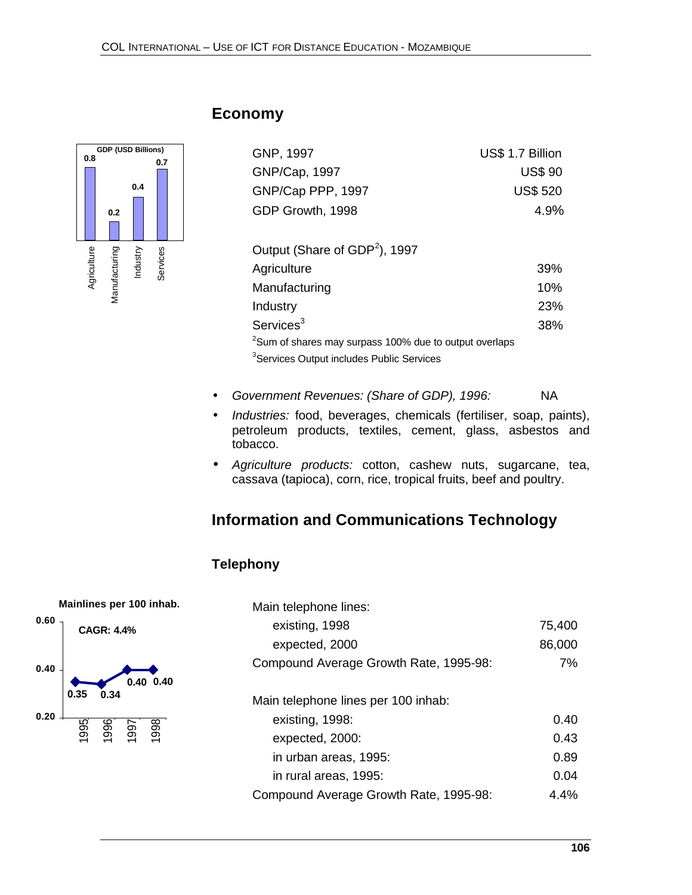## Economy

| | |
|---|---|
| GNP, 1997 | US$ 1.7 Billion |
| GNP/Cap, 1997 | US$ 90 |
| GNP/Cap PPP, 1997 | US$ 520 |
| GDP Growth, 1998 | 4.9% |

| Output (Share of GDP[2]), 1997 | |
|---|---|
| Agriculture | 39% |
| Manufacturing | 10% |
| Industry | 23% |
| Services[3] | 38% |

[2]Sum of shares may surpass 100% due to output overlaps

[3]Services Output includes Public Services

- *Government Revenues: (Share of GDP), 1996:* NA
- *Industries:* food, beverages, chemicals (fertiliser, soap, paints), petroleum products, textiles, cement, glass, asbestos and tobacco.
- *Agriculture products:* cotton, cashew nuts, sugarcane, tea, cassava (tapioca), corn, rice, tropical fruits, beef and poultry.

## Information and Communications Technology

### Telephony

| | |
|---|---|
| Main telephone lines: | |
| existing, 1998 | 75,400 |
| expected, 2000 | 86,000 |
| Compound Average Growth Rate, 1995-98: | 7% |
| | |
| Main telephone lines per 100 inhab: | |
| existing, 1998: | 0.40 |
| expected, 2000: | 0.43 |
| in urban areas, 1995: | 0.89 |
| in rural areas, 1995: | 0.04 |
| Compound Average Growth Rate, 1995-98: | 4.4% |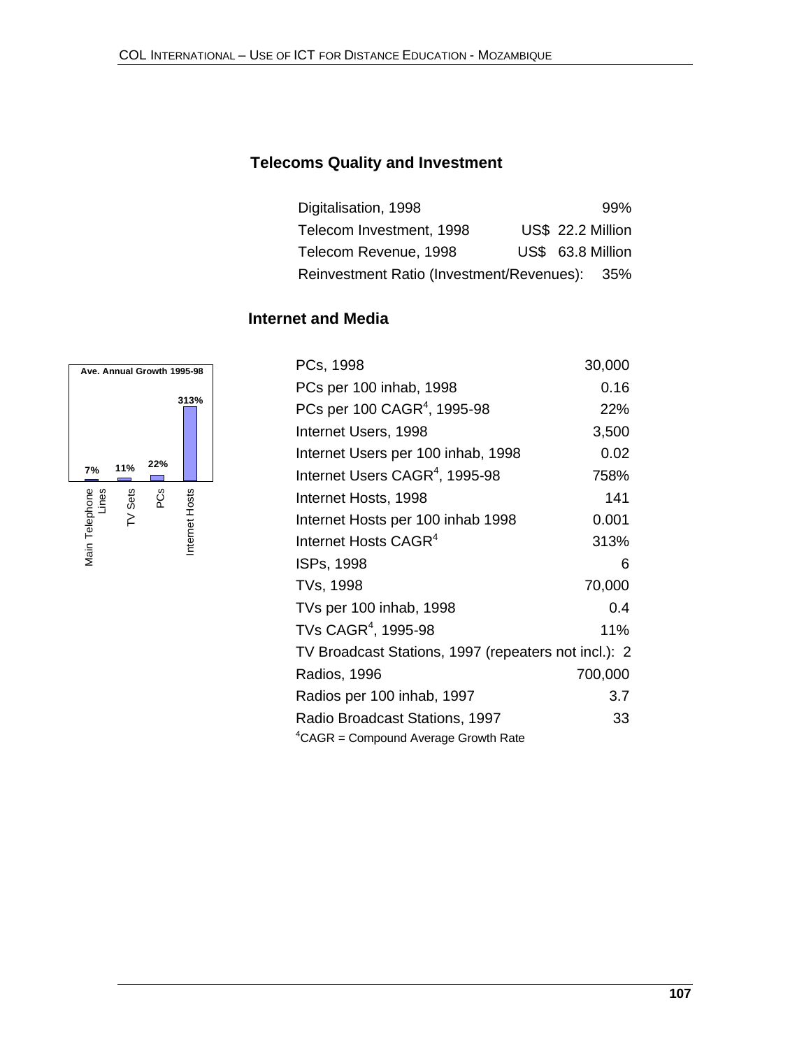## Telecoms Quality and Investment

| | |
|---|---|
| Digitalisation, 1998 | 99% |
| Telecom Investment, 1998 | US$ 22.2 Million |
| Telecom Revenue, 1998 | US$ 63.8 Million |
| Reinvestment Ratio (Investment/Revenues): | 35% |

## Internet and Media

**Ave. Annual Growth 1995-98**

| Main Telephone Lines | TV Sets | PCs | Internet Hosts |
|---|---|---|---|
| 7% | 11% | 22% | 313% |

| | |
|---|---|
| PCs, 1998 | 30,000 |
| PCs per 100 inhab, 1998 | 0.16 |
| PCs per 100 CAGR[4], 1995-98 | 22% |
| Internet Users, 1998 | 3,500 |
| Internet Users per 100 inhab, 1998 | 0.02 |
| Internet Users CAGR[4], 1995-98 | 758% |
| Internet Hosts, 1998 | 141 |
| Internet Hosts per 100 inhab 1998 | 0.001 |
| Internet Hosts CAGR[4] | 313% |
| ISPs, 1998 | 6 |
| TVs, 1998 | 70,000 |
| TVs per 100 inhab, 1998 | 0.4 |
| TVs CAGR[4], 1995-98 | 11% |
| TV Broadcast Stations, 1997 (repeaters not incl.): | 2 |
| Radios, 1996 | 700,000 |
| Radios per 100 inhab, 1997 | 3.7 |
| Radio Broadcast Stations, 1997 | 33 |

[4]CAGR = Compound Average Growth Rate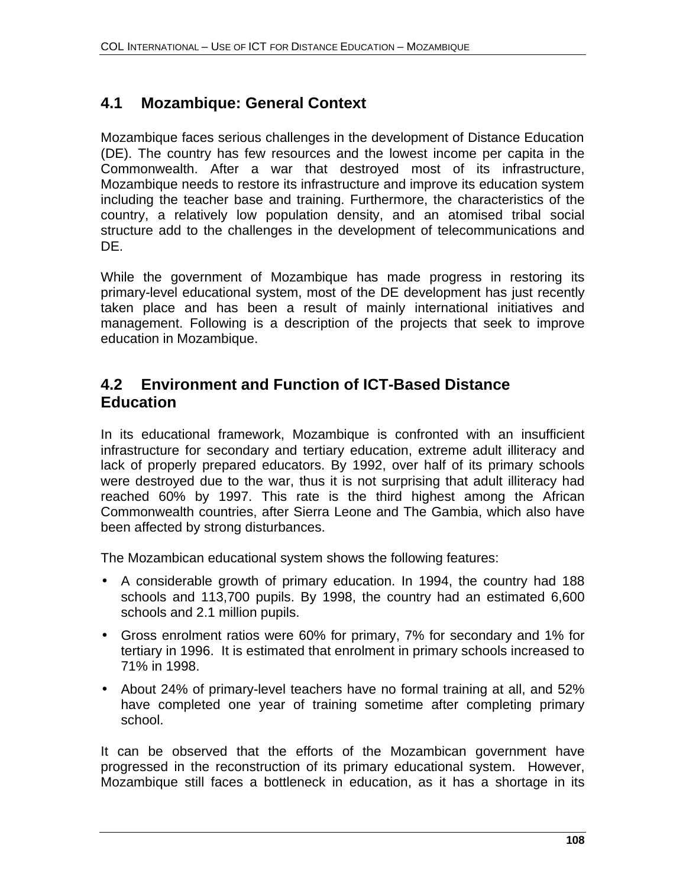## 4.1 Mozambique: General Context

Mozambique faces serious challenges in the development of Distance Education (DE). The country has few resources and the lowest income per capita in the Commonwealth. After a war that destroyed most of its infrastructure, Mozambique needs to restore its infrastructure and improve its education system including the teacher base and training. Furthermore, the characteristics of the country, a relatively low population density, and an atomised tribal social structure add to the challenges in the development of telecommunications and DE.

While the government of Mozambique has made progress in restoring its primary-level educational system, most of the DE development has just recently taken place and has been a result of mainly international initiatives and management. Following is a description of the projects that seek to improve education in Mozambique.

## 4.2 Environment and Function of ICT-Based Distance Education

In its educational framework, Mozambique is confronted with an insufficient infrastructure for secondary and tertiary education, extreme adult illiteracy and lack of properly prepared educators. By 1992, over half of its primary schools were destroyed due to the war, thus it is not surprising that adult illiteracy had reached 60% by 1997. This rate is the third highest among the African Commonwealth countries, after Sierra Leone and The Gambia, which also have been affected by strong disturbances.

The Mozambican educational system shows the following features:

- A considerable growth of primary education. In 1994, the country had 188 schools and 113,700 pupils. By 1998, the country had an estimated 6,600 schools and 2.1 million pupils.
- Gross enrolment ratios were 60% for primary, 7% for secondary and 1% for tertiary in 1996. It is estimated that enrolment in primary schools increased to 71% in 1998.
- About 24% of primary-level teachers have no formal training at all, and 52% have completed one year of training sometime after completing primary school.

It can be observed that the efforts of the Mozambican government have progressed in the reconstruction of its primary educational system. However, Mozambique still faces a bottleneck in education, as it has a shortage in its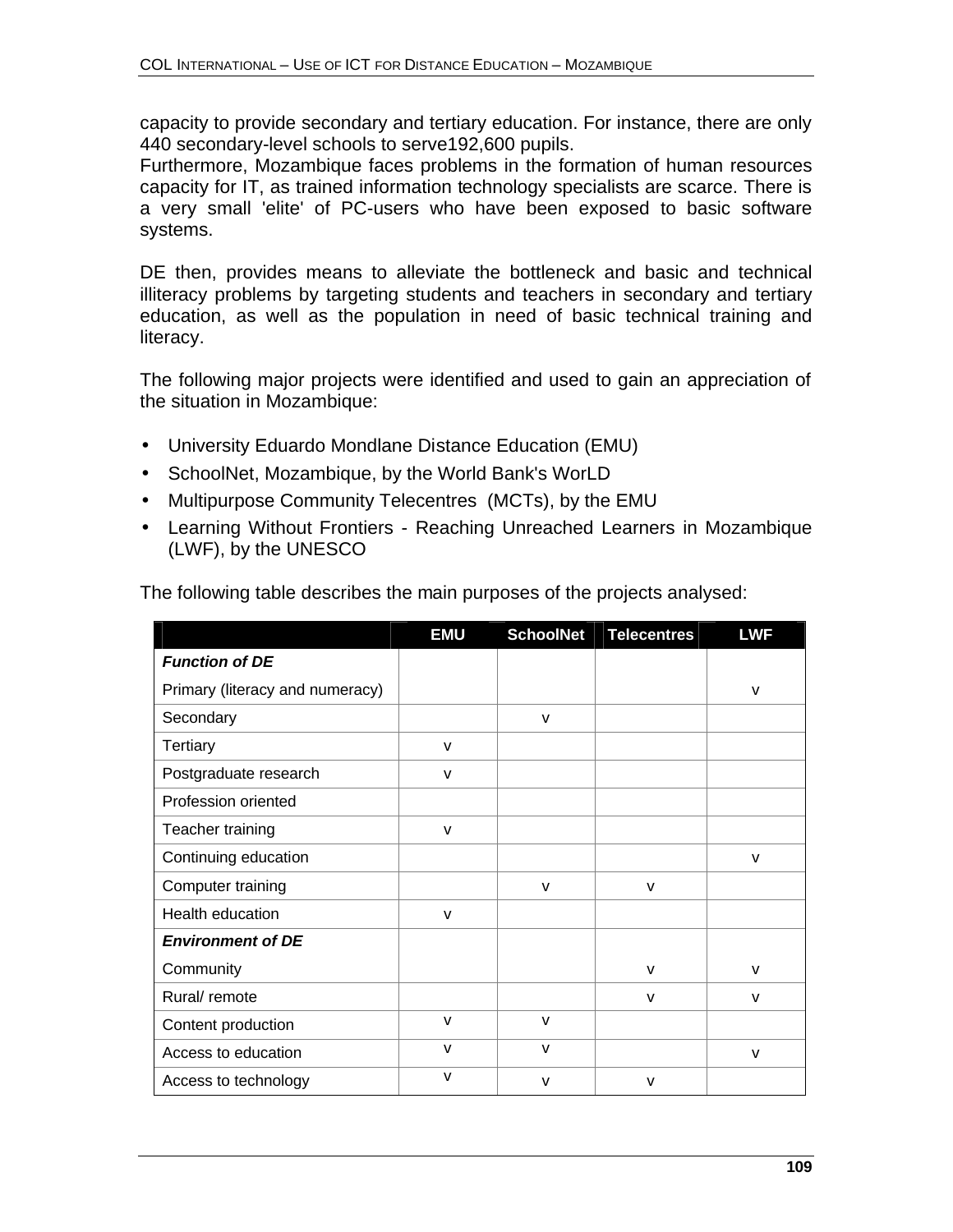capacity to provide secondary and tertiary education. For instance, there are only 440 secondary-level schools to serve192,600 pupils.
Furthermore, Mozambique faces problems in the formation of human resources capacity for IT, as trained information technology specialists are scarce. There is a very small 'elite' of PC-users who have been exposed to basic software systems.

DE then, provides means to alleviate the bottleneck and basic and technical illiteracy problems by targeting students and teachers in secondary and tertiary education, as well as the population in need of basic technical training and literacy.

The following major projects were identified and used to gain an appreciation of the situation in Mozambique:

- University Eduardo Mondlane Distance Education (EMU)
- SchoolNet, Mozambique, by the World Bank's WorLD
- Multipurpose Community Telecentres (MCTs), by the EMU
- Learning Without Frontiers - Reaching Unreached Learners in Mozambique (LWF), by the UNESCO

The following table describes the main purposes of the projects analysed:

| | EMU | SchoolNet | Telecentres | LWF |
|---|---|---|---|---|
| ***Function of DE*** | | | | |
| Primary (literacy and numeracy) | | | | v |
| Secondary | | v | | |
| Tertiary | v | | | |
| Postgraduate research | v | | | |
| Profession oriented | | | | |
| Teacher training | v | | | |
| Continuing education | | | | v |
| Computer training | | v | v | |
| Health education | v | | | |
| ***Environment of DE*** | | | | |
| Community | | | v | v |
| Rural/ remote | | | v | v |
| Content production | v | v | | |
| Access to education | v | v | | v |
| Access to technology | v | v | v | |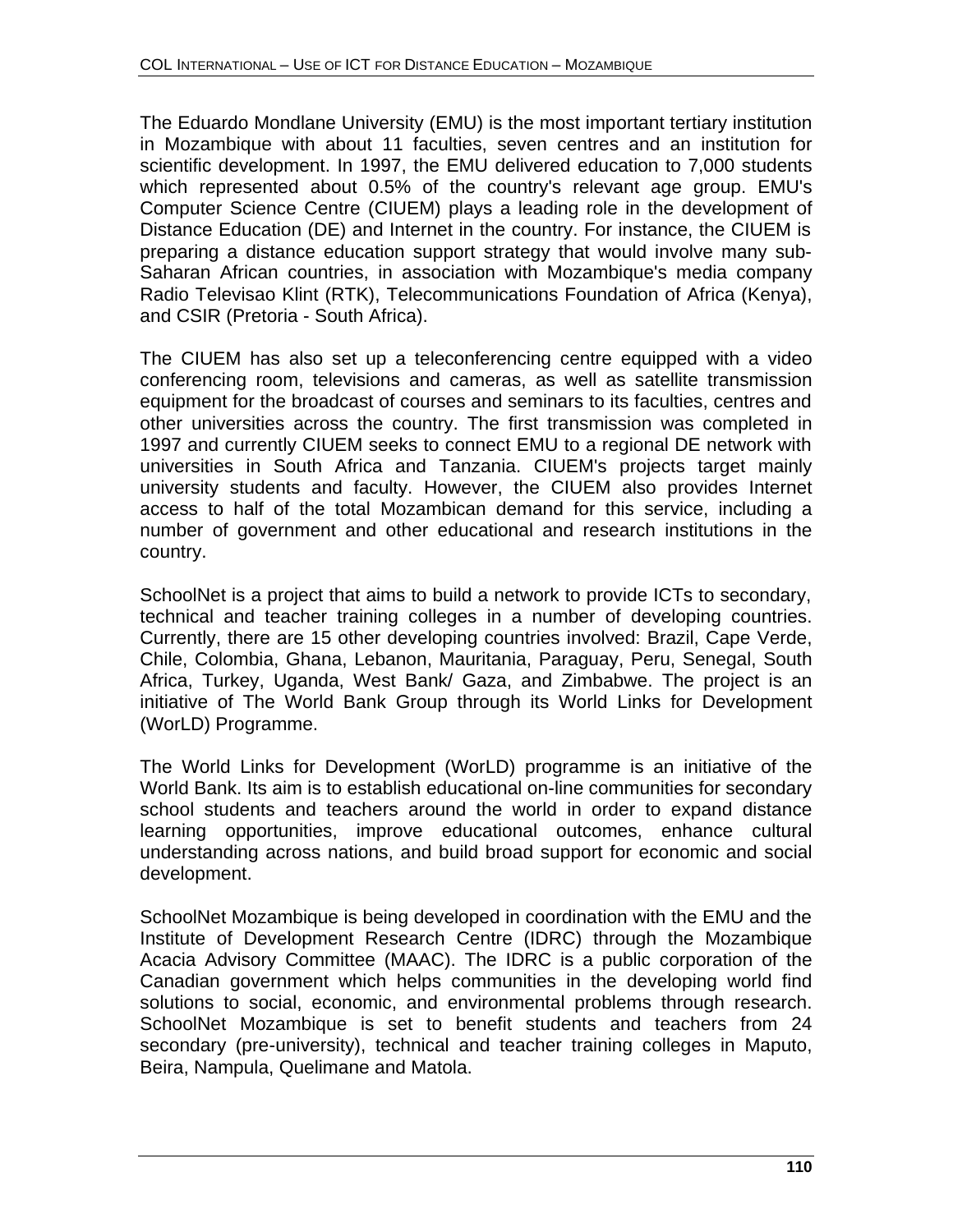The Eduardo Mondlane University (EMU) is the most important tertiary institution in Mozambique with about 11 faculties, seven centres and an institution for scientific development. In 1997, the EMU delivered education to 7,000 students which represented about 0.5% of the country's relevant age group. EMU's Computer Science Centre (CIUEM) plays a leading role in the development of Distance Education (DE) and Internet in the country. For instance, the CIUEM is preparing a distance education support strategy that would involve many sub-Saharan African countries, in association with Mozambique's media company Radio Televisao Klint (RTK), Telecommunications Foundation of Africa (Kenya), and CSIR (Pretoria - South Africa).

The CIUEM has also set up a teleconferencing centre equipped with a video conferencing room, televisions and cameras, as well as satellite transmission equipment for the broadcast of courses and seminars to its faculties, centres and other universities across the country. The first transmission was completed in 1997 and currently CIUEM seeks to connect EMU to a regional DE network with universities in South Africa and Tanzania. CIUEM's projects target mainly university students and faculty. However, the CIUEM also provides Internet access to half of the total Mozambican demand for this service, including a number of government and other educational and research institutions in the country.

SchoolNet is a project that aims to build a network to provide ICTs to secondary, technical and teacher training colleges in a number of developing countries. Currently, there are 15 other developing countries involved: Brazil, Cape Verde, Chile, Colombia, Ghana, Lebanon, Mauritania, Paraguay, Peru, Senegal, South Africa, Turkey, Uganda, West Bank/ Gaza, and Zimbabwe. The project is an initiative of The World Bank Group through its World Links for Development (WorLD) Programme.

The World Links for Development (WorLD) programme is an initiative of the World Bank. Its aim is to establish educational on-line communities for secondary school students and teachers around the world in order to expand distance learning opportunities, improve educational outcomes, enhance cultural understanding across nations, and build broad support for economic and social development.

SchoolNet Mozambique is being developed in coordination with the EMU and the Institute of Development Research Centre (IDRC) through the Mozambique Acacia Advisory Committee (MAAC). The IDRC is a public corporation of the Canadian government which helps communities in the developing world find solutions to social, economic, and environmental problems through research. SchoolNet Mozambique is set to benefit students and teachers from 24 secondary (pre-university), technical and teacher training colleges in Maputo, Beira, Nampula, Quelimane and Matola.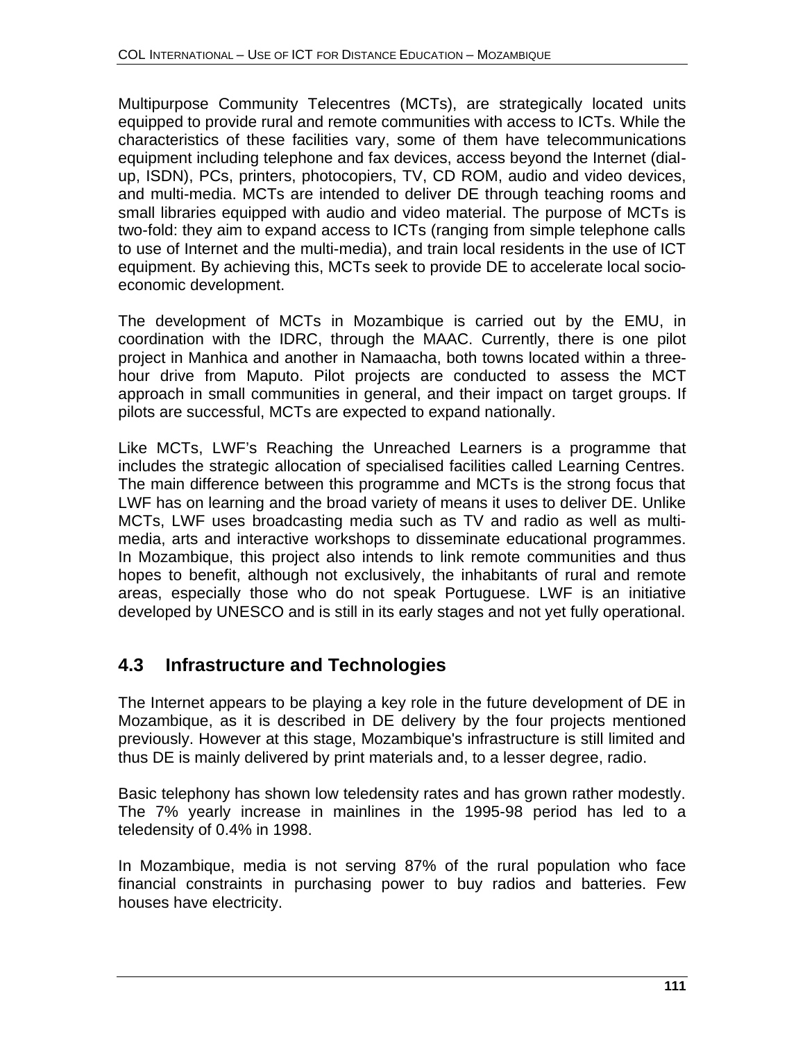Multipurpose Community Telecentres (MCTs), are strategically located units equipped to provide rural and remote communities with access to ICTs. While the characteristics of these facilities vary, some of them have telecommunications equipment including telephone and fax devices, access beyond the Internet (dial-up, ISDN), PCs, printers, photocopiers, TV, CD ROM, audio and video devices, and multi-media. MCTs are intended to deliver DE through teaching rooms and small libraries equipped with audio and video material. The purpose of MCTs is two-fold: they aim to expand access to ICTs (ranging from simple telephone calls to use of Internet and the multi-media), and train local residents in the use of ICT equipment. By achieving this, MCTs seek to provide DE to accelerate local socio-economic development.

The development of MCTs in Mozambique is carried out by the EMU, in coordination with the IDRC, through the MAAC. Currently, there is one pilot project in Manhica and another in Namaacha, both towns located within a three-hour drive from Maputo. Pilot projects are conducted to assess the MCT approach in small communities in general, and their impact on target groups. If pilots are successful, MCTs are expected to expand nationally.

Like MCTs, LWF's Reaching the Unreached Learners is a programme that includes the strategic allocation of specialised facilities called Learning Centres. The main difference between this programme and MCTs is the strong focus that LWF has on learning and the broad variety of means it uses to deliver DE. Unlike MCTs, LWF uses broadcasting media such as TV and radio as well as multi-media, arts and interactive workshops to disseminate educational programmes. In Mozambique, this project also intends to link remote communities and thus hopes to benefit, although not exclusively, the inhabitants of rural and remote areas, especially those who do not speak Portuguese. LWF is an initiative developed by UNESCO and is still in its early stages and not yet fully operational.

## 4.3 Infrastructure and Technologies

The Internet appears to be playing a key role in the future development of DE in Mozambique, as it is described in DE delivery by the four projects mentioned previously. However at this stage, Mozambique's infrastructure is still limited and thus DE is mainly delivered by print materials and, to a lesser degree, radio.

Basic telephony has shown low teledensity rates and has grown rather modestly. The 7% yearly increase in mainlines in the 1995-98 period has led to a teledensity of 0.4% in 1998.

In Mozambique, media is not serving 87% of the rural population who face financial constraints in purchasing power to buy radios and batteries. Few houses have electricity.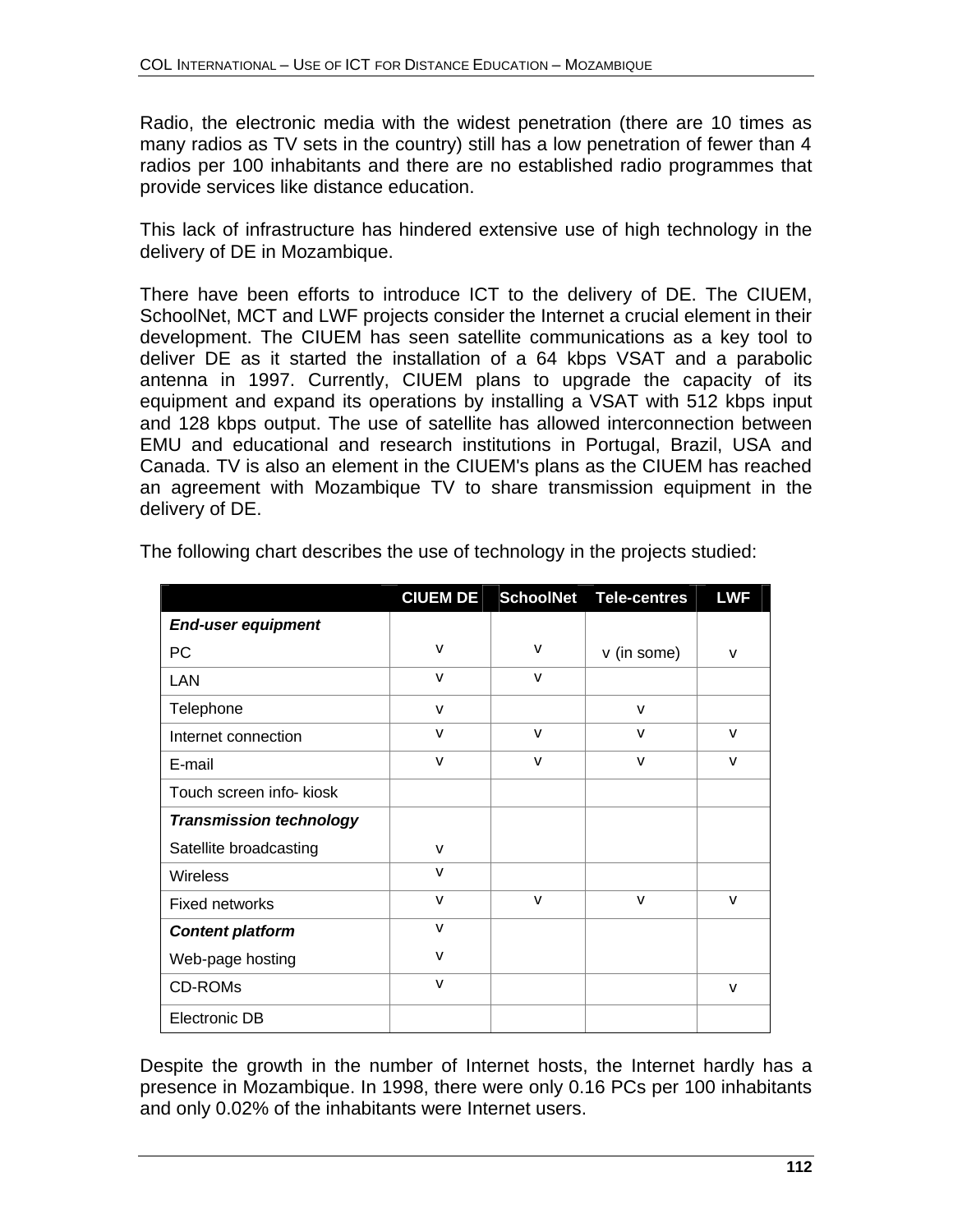Radio, the electronic media with the widest penetration (there are 10 times as many radios as TV sets in the country) still has a low penetration of fewer than 4 radios per 100 inhabitants and there are no established radio programmes that provide services like distance education.

This lack of infrastructure has hindered extensive use of high technology in the delivery of DE in Mozambique.

There have been efforts to introduce ICT to the delivery of DE. The CIUEM, SchoolNet, MCT and LWF projects consider the Internet a crucial element in their development. The CIUEM has seen satellite communications as a key tool to deliver DE as it started the installation of a 64 kbps VSAT and a parabolic antenna in 1997. Currently, CIUEM plans to upgrade the capacity of its equipment and expand its operations by installing a VSAT with 512 kbps input and 128 kbps output. The use of satellite has allowed interconnection between EMU and educational and research institutions in Portugal, Brazil, USA and Canada. TV is also an element in the CIUEM's plans as the CIUEM has reached an agreement with Mozambique TV to share transmission equipment in the delivery of DE.

The following chart describes the use of technology in the projects studied:

| | CIUEM DE | SchoolNet | Tele-centres | LWF |
|---|---|---|---|---|
| ***End-user equipment*** | | | | |
| PC | v | v | v (in some) | v |
| LAN | v | v | | |
| Telephone | v | | v | |
| Internet connection | v | v | v | v |
| E-mail | v | v | v | v |
| Touch screen info- kiosk | | | | |
| ***Transmission technology*** | | | | |
| Satellite broadcasting | v | | | |
| Wireless | v | | | |
| Fixed networks | v | v | v | v |
| ***Content platform*** | v | | | |
| Web-page hosting | v | | | |
| CD-ROMs | v | | | v |
| Electronic DB | | | | |

Despite the growth in the number of Internet hosts, the Internet hardly has a presence in Mozambique. In 1998, there were only 0.16 PCs per 100 inhabitants and only 0.02% of the inhabitants were Internet users.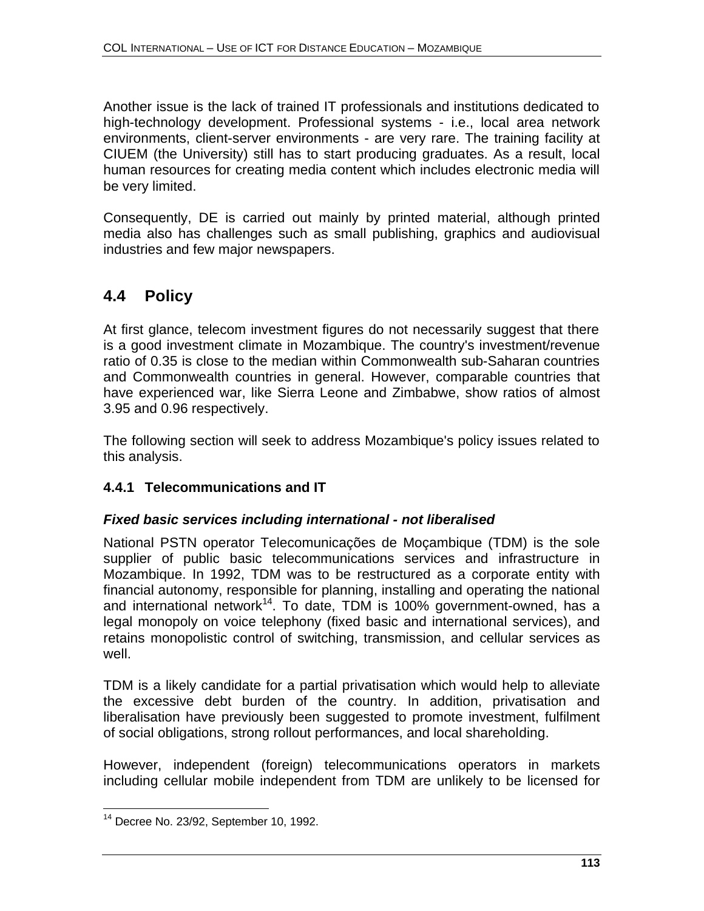Another issue is the lack of trained IT professionals and institutions dedicated to high-technology development. Professional systems - i.e., local area network environments, client-server environments - are very rare. The training facility at CIUEM (the University) still has to start producing graduates. As a result, local human resources for creating media content which includes electronic media will be very limited.

Consequently, DE is carried out mainly by printed material, although printed media also has challenges such as small publishing, graphics and audiovisual industries and few major newspapers.

## 4.4 Policy

At first glance, telecom investment figures do not necessarily suggest that there is a good investment climate in Mozambique. The country's investment/revenue ratio of 0.35 is close to the median within Commonwealth sub-Saharan countries and Commonwealth countries in general. However, comparable countries that have experienced war, like Sierra Leone and Zimbabwe, show ratios of almost 3.95 and 0.96 respectively.

The following section will seek to address Mozambique's policy issues related to this analysis.

### 4.4.1 Telecommunications and IT

***Fixed basic services including international - not liberalised***

National PSTN operator Telecomunicações de Moçambique (TDM) is the sole supplier of public basic telecommunications services and infrastructure in Mozambique. In 1992, TDM was to be restructured as a corporate entity with financial autonomy, responsible for planning, installing and operating the national and international network[14]. To date, TDM is 100% government-owned, has a legal monopoly on voice telephony (fixed basic and international services), and retains monopolistic control of switching, transmission, and cellular services as well.

TDM is a likely candidate for a partial privatisation which would help to alleviate the excessive debt burden of the country. In addition, privatisation and liberalisation have previously been suggested to promote investment, fulfilment of social obligations, strong rollout performances, and local shareholding.

However, independent (foreign) telecommunications operators in markets including cellular mobile independent from TDM are unlikely to be licensed for

[14] Decree No. 23/92, September 10, 1992.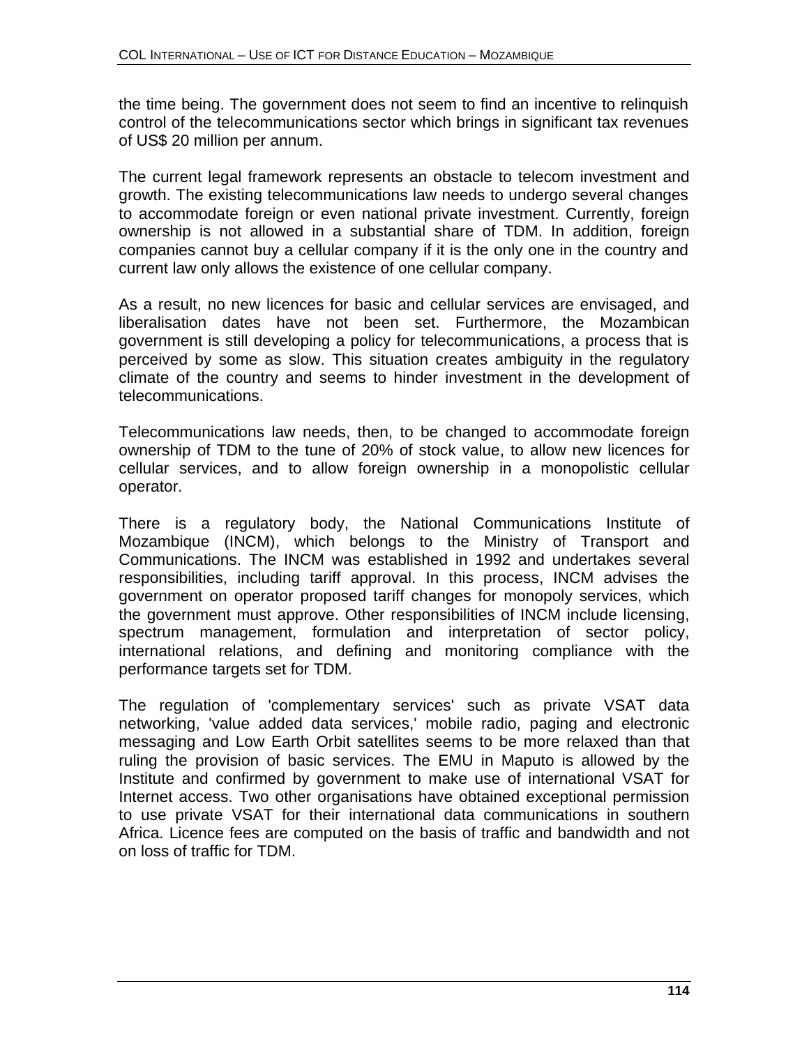the time being. The government does not seem to find an incentive to relinquish control of the telecommunications sector which brings in significant tax revenues of US$ 20 million per annum.

The current legal framework represents an obstacle to telecom investment and growth. The existing telecommunications law needs to undergo several changes to accommodate foreign or even national private investment. Currently, foreign ownership is not allowed in a substantial share of TDM. In addition, foreign companies cannot buy a cellular company if it is the only one in the country and current law only allows the existence of one cellular company.

As a result, no new licences for basic and cellular services are envisaged, and liberalisation dates have not been set. Furthermore, the Mozambican government is still developing a policy for telecommunications, a process that is perceived by some as slow. This situation creates ambiguity in the regulatory climate of the country and seems to hinder investment in the development of telecommunications.

Telecommunications law needs, then, to be changed to accommodate foreign ownership of TDM to the tune of 20% of stock value, to allow new licences for cellular services, and to allow foreign ownership in a monopolistic cellular operator.

There is a regulatory body, the National Communications Institute of Mozambique (INCM), which belongs to the Ministry of Transport and Communications. The INCM was established in 1992 and undertakes several responsibilities, including tariff approval. In this process, INCM advises the government on operator proposed tariff changes for monopoly services, which the government must approve. Other responsibilities of INCM include licensing, spectrum management, formulation and interpretation of sector policy, international relations, and defining and monitoring compliance with the performance targets set for TDM.

The regulation of 'complementary services' such as private VSAT data networking, 'value added data services,' mobile radio, paging and electronic messaging and Low Earth Orbit satellites seems to be more relaxed than that ruling the provision of basic services. The EMU in Maputo is allowed by the Institute and confirmed by government to make use of international VSAT for Internet access. Two other organisations have obtained exceptional permission to use private VSAT for their international data communications in southern Africa. Licence fees are computed on the basis of traffic and bandwidth and not on loss of traffic for TDM.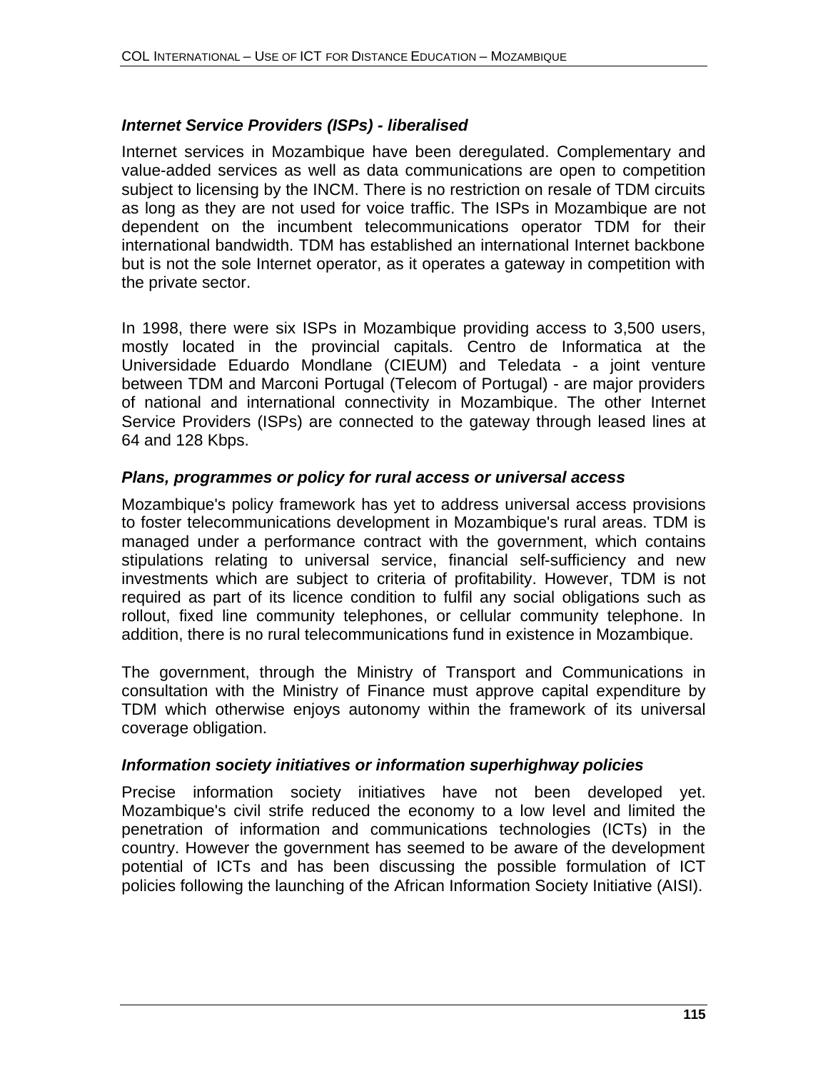### *Internet Service Providers (ISPs) - liberalised*

Internet services in Mozambique have been deregulated. Complementary and value-added services as well as data communications are open to competition subject to licensing by the INCM. There is no restriction on resale of TDM circuits as long as they are not used for voice traffic. The ISPs in Mozambique are not dependent on the incumbent telecommunications operator TDM for their international bandwidth. TDM has established an international Internet backbone but is not the sole Internet operator, as it operates a gateway in competition with the private sector.

In 1998, there were six ISPs in Mozambique providing access to 3,500 users, mostly located in the provincial capitals. Centro de Informatica at the Universidade Eduardo Mondlane (CIEUM) and Teledata - a joint venture between TDM and Marconi Portugal (Telecom of Portugal) - are major providers of national and international connectivity in Mozambique. The other Internet Service Providers (ISPs) are connected to the gateway through leased lines at 64 and 128 Kbps.

### *Plans, programmes or policy for rural access or universal access*

Mozambique's policy framework has yet to address universal access provisions to foster telecommunications development in Mozambique's rural areas. TDM is managed under a performance contract with the government, which contains stipulations relating to universal service, financial self-sufficiency and new investments which are subject to criteria of profitability. However, TDM is not required as part of its licence condition to fulfil any social obligations such as rollout, fixed line community telephones, or cellular community telephone. In addition, there is no rural telecommunications fund in existence in Mozambique.

The government, through the Ministry of Transport and Communications in consultation with the Ministry of Finance must approve capital expenditure by TDM which otherwise enjoys autonomy within the framework of its universal coverage obligation.

### *Information society initiatives or information superhighway policies*

Precise information society initiatives have not been developed yet. Mozambique's civil strife reduced the economy to a low level and limited the penetration of information and communications technologies (ICTs) in the country. However the government has seemed to be aware of the development potential of ICTs and has been discussing the possible formulation of ICT policies following the launching of the African Information Society Initiative (AISI).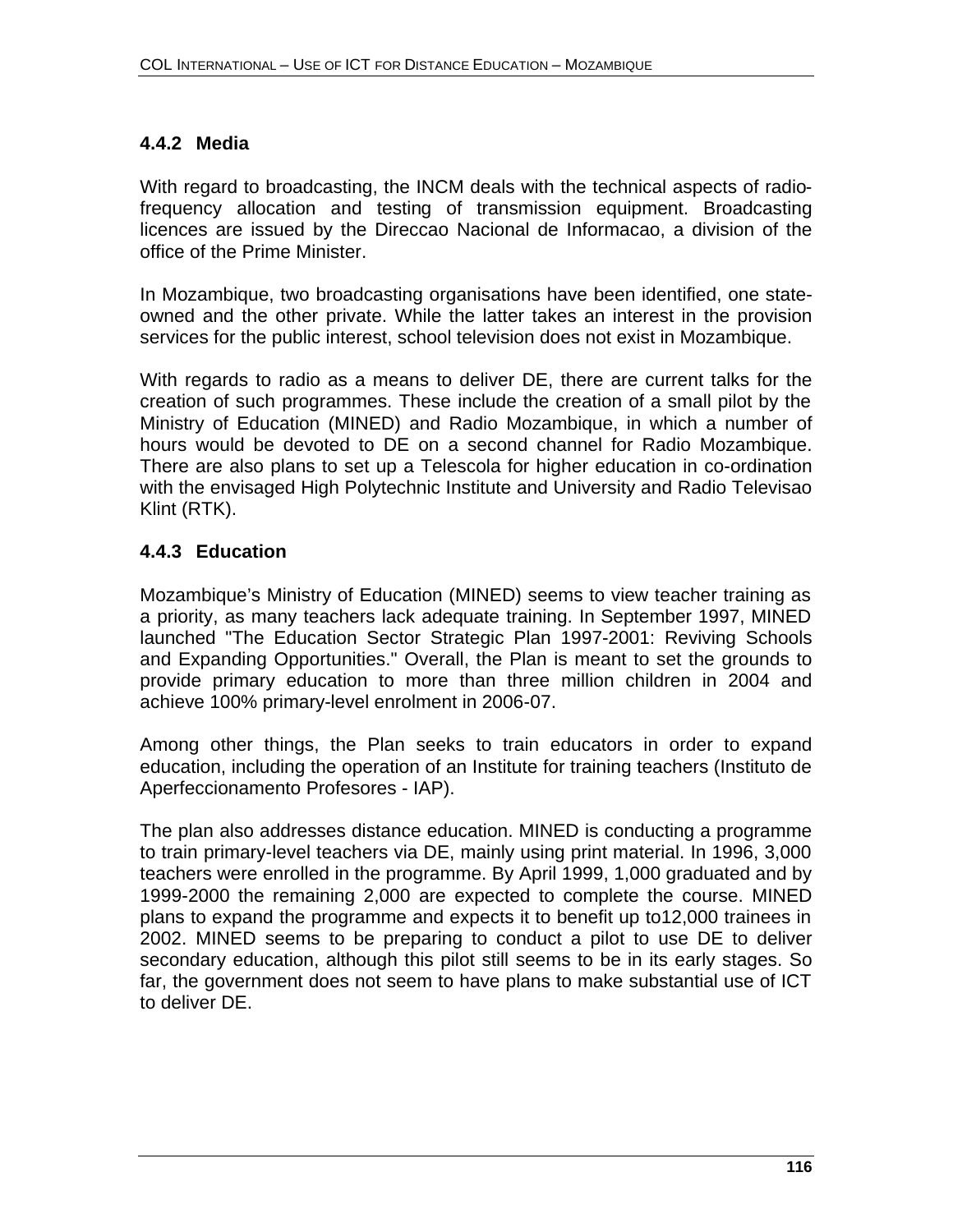### 4.4.2 Media

With regard to broadcasting, the INCM deals with the technical aspects of radio-frequency allocation and testing of transmission equipment. Broadcasting licences are issued by the Direccao Nacional de Informacao, a division of the office of the Prime Minister.

In Mozambique, two broadcasting organisations have been identified, one state-owned and the other private. While the latter takes an interest in the provision services for the public interest, school television does not exist in Mozambique.

With regards to radio as a means to deliver DE, there are current talks for the creation of such programmes. These include the creation of a small pilot by the Ministry of Education (MINED) and Radio Mozambique, in which a number of hours would be devoted to DE on a second channel for Radio Mozambique. There are also plans to set up a Telescola for higher education in co-ordination with the envisaged High Polytechnic Institute and University and Radio Televisao Klint (RTK).

### 4.4.3 Education

Mozambique's Ministry of Education (MINED) seems to view teacher training as a priority, as many teachers lack adequate training. In September 1997, MINED launched "The Education Sector Strategic Plan 1997-2001: Reviving Schools and Expanding Opportunities." Overall, the Plan is meant to set the grounds to provide primary education to more than three million children in 2004 and achieve 100% primary-level enrolment in 2006-07.

Among other things, the Plan seeks to train educators in order to expand education, including the operation of an Institute for training teachers (Instituto de Aperfeccionamento Profesores - IAP).

The plan also addresses distance education. MINED is conducting a programme to train primary-level teachers via DE, mainly using print material. In 1996, 3,000 teachers were enrolled in the programme. By April 1999, 1,000 graduated and by 1999-2000 the remaining 2,000 are expected to complete the course. MINED plans to expand the programme and expects it to benefit up to12,000 trainees in 2002. MINED seems to be preparing to conduct a pilot to use DE to deliver secondary education, although this pilot still seems to be in its early stages. So far, the government does not seem to have plans to make substantial use of ICT to deliver DE.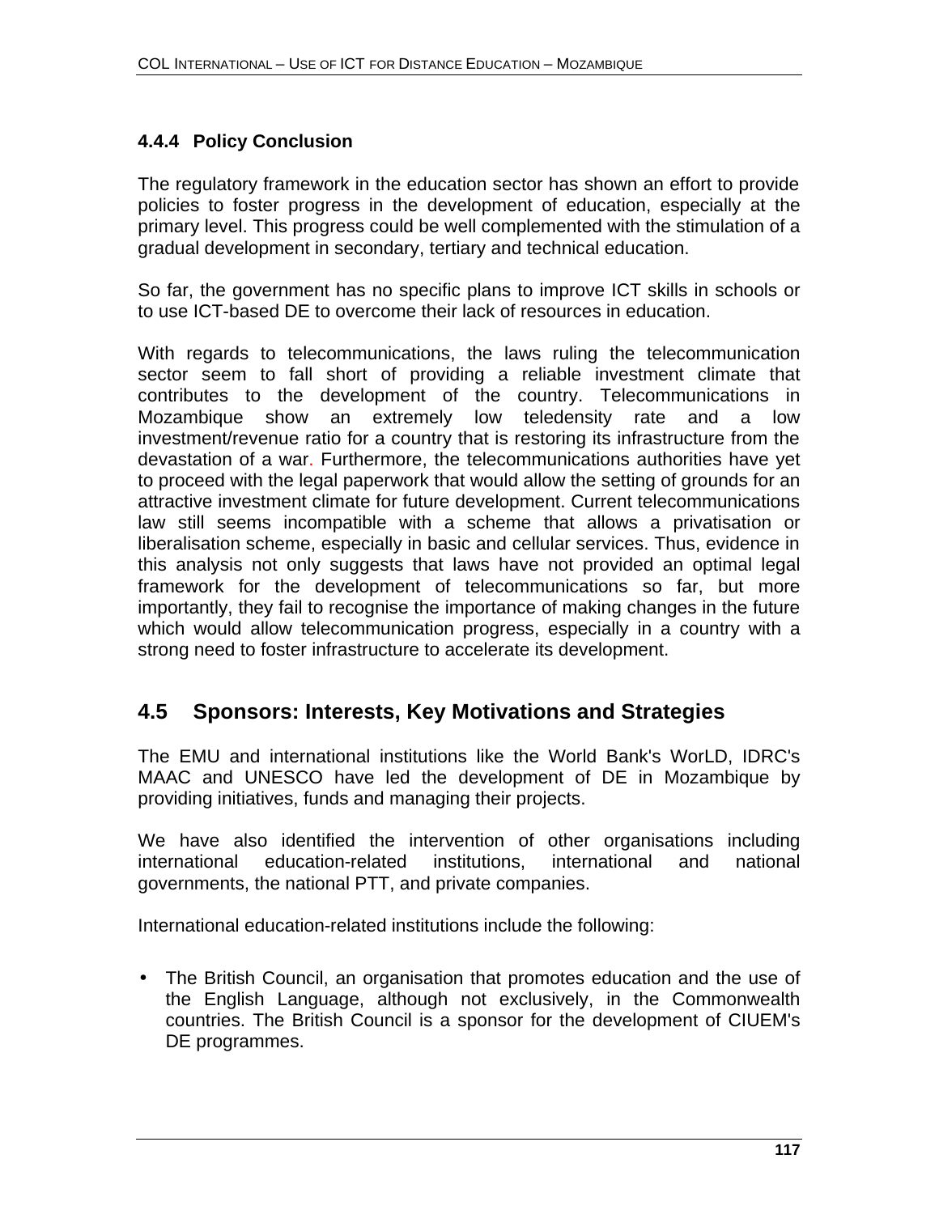### 4.4.4 Policy Conclusion

The regulatory framework in the education sector has shown an effort to provide policies to foster progress in the development of education, especially at the primary level. This progress could be well complemented with the stimulation of a gradual development in secondary, tertiary and technical education.

So far, the government has no specific plans to improve ICT skills in schools or to use ICT-based DE to overcome their lack of resources in education.

With regards to telecommunications, the laws ruling the telecommunication sector seem to fall short of providing a reliable investment climate that contributes to the development of the country. Telecommunications in Mozambique show an extremely low teledensity rate and a low investment/revenue ratio for a country that is restoring its infrastructure from the devastation of a war. Furthermore, the telecommunications authorities have yet to proceed with the legal paperwork that would allow the setting of grounds for an attractive investment climate for future development. Current telecommunications law still seems incompatible with a scheme that allows a privatisation or liberalisation scheme, especially in basic and cellular services. Thus, evidence in this analysis not only suggests that laws have not provided an optimal legal framework for the development of telecommunications so far, but more importantly, they fail to recognise the importance of making changes in the future which would allow telecommunication progress, especially in a country with a strong need to foster infrastructure to accelerate its development.

## 4.5 Sponsors: Interests, Key Motivations and Strategies

The EMU and international institutions like the World Bank's WorLD, IDRC's MAAC and UNESCO have led the development of DE in Mozambique by providing initiatives, funds and managing their projects.

We have also identified the intervention of other organisations including international education-related institutions, international and national governments, the national PTT, and private companies.

International education-related institutions include the following:

- The British Council, an organisation that promotes education and the use of the English Language, although not exclusively, in the Commonwealth countries. The British Council is a sponsor for the development of CIUEM's DE programmes.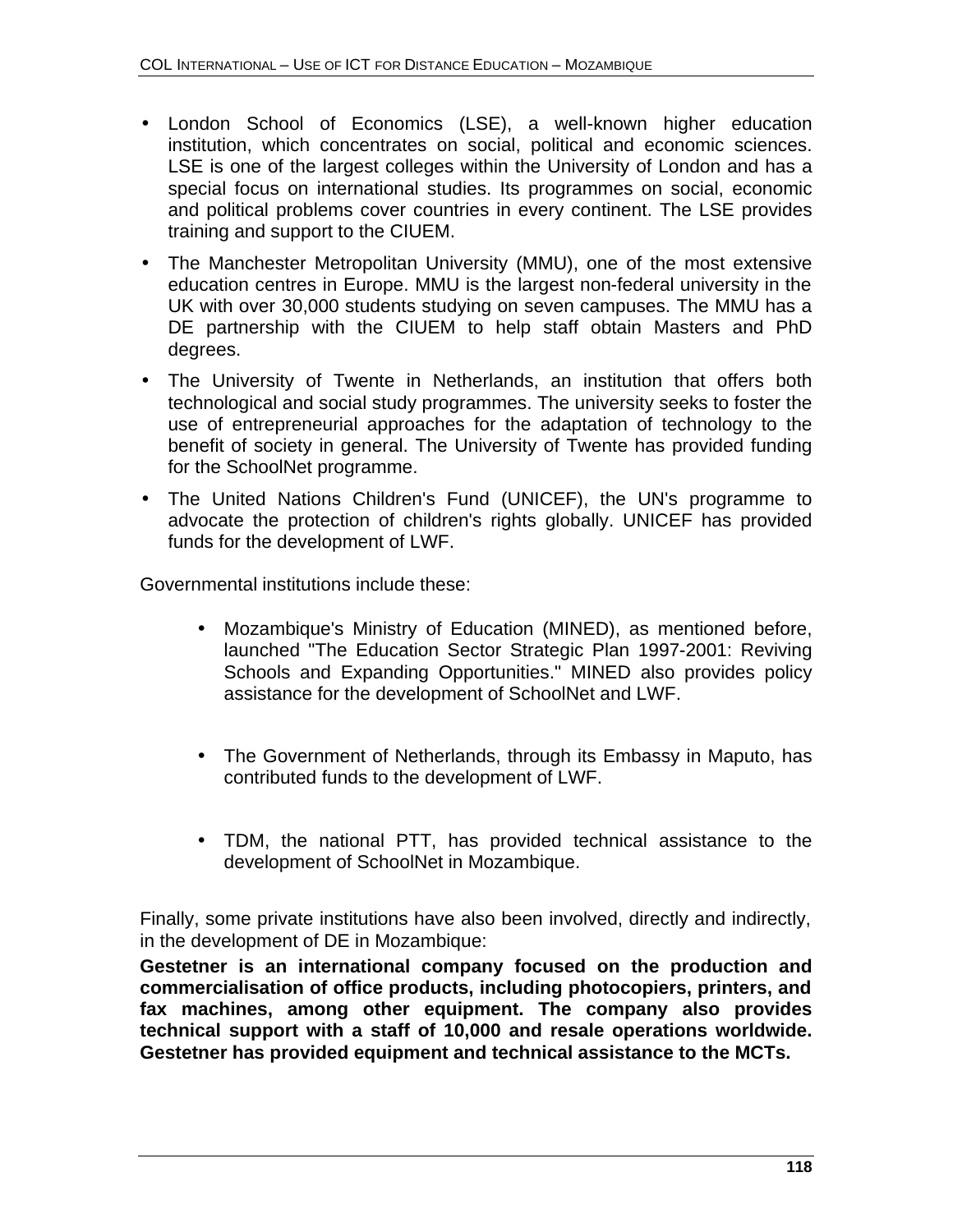- London School of Economics (LSE), a well-known higher education institution, which concentrates on social, political and economic sciences. LSE is one of the largest colleges within the University of London and has a special focus on international studies. Its programmes on social, economic and political problems cover countries in every continent. The LSE provides training and support to the CIUEM.
- The Manchester Metropolitan University (MMU), one of the most extensive education centres in Europe. MMU is the largest non-federal university in the UK with over 30,000 students studying on seven campuses. The MMU has a DE partnership with the CIUEM to help staff obtain Masters and PhD degrees.
- The University of Twente in Netherlands, an institution that offers both technological and social study programmes. The university seeks to foster the use of entrepreneurial approaches for the adaptation of technology to the benefit of society in general. The University of Twente has provided funding for the SchoolNet programme.
- The United Nations Children's Fund (UNICEF), the UN's programme to advocate the protection of children's rights globally. UNICEF has provided funds for the development of LWF.

Governmental institutions include these:

- Mozambique's Ministry of Education (MINED), as mentioned before, launched "The Education Sector Strategic Plan 1997-2001: Reviving Schools and Expanding Opportunities." MINED also provides policy assistance for the development of SchoolNet and LWF.
- The Government of Netherlands, through its Embassy in Maputo, has contributed funds to the development of LWF.
- TDM, the national PTT, has provided technical assistance to the development of SchoolNet in Mozambique.

Finally, some private institutions have also been involved, directly and indirectly, in the development of DE in Mozambique:

**Gestetner is an international company focused on the production and commercialisation of office products, including photocopiers, printers, and fax machines, among other equipment. The company also provides technical support with a staff of 10,000 and resale operations worldwide. Gestetner has provided equipment and technical assistance to the MCTs.**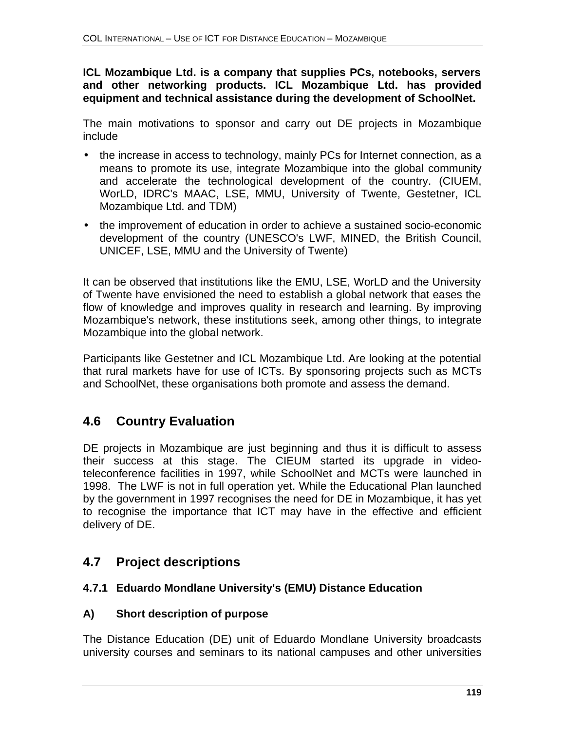**ICL Mozambique Ltd. is a company that supplies PCs, notebooks, servers and other networking products. ICL Mozambique Ltd. has provided equipment and technical assistance during the development of SchoolNet.**

The main motivations to sponsor and carry out DE projects in Mozambique include

- the increase in access to technology, mainly PCs for Internet connection, as a means to promote its use, integrate Mozambique into the global community and accelerate the technological development of the country. (CIUEM, WorLD, IDRC's MAAC, LSE, MMU, University of Twente, Gestetner, ICL Mozambique Ltd. and TDM)
- the improvement of education in order to achieve a sustained socio-economic development of the country (UNESCO's LWF, MINED, the British Council, UNICEF, LSE, MMU and the University of Twente)

It can be observed that institutions like the EMU, LSE, WorLD and the University of Twente have envisioned the need to establish a global network that eases the flow of knowledge and improves quality in research and learning. By improving Mozambique's network, these institutions seek, among other things, to integrate Mozambique into the global network.

Participants like Gestetner and ICL Mozambique Ltd. Are looking at the potential that rural markets have for use of ICTs. By sponsoring projects such as MCTs and SchoolNet, these organisations both promote and assess the demand.

## 4.6 Country Evaluation

DE projects in Mozambique are just beginning and thus it is difficult to assess their success at this stage. The CIEUM started its upgrade in video-teleconference facilities in 1997, while SchoolNet and MCTs were launched in 1998. The LWF is not in full operation yet. While the Educational Plan launched by the government in 1997 recognises the need for DE in Mozambique, it has yet to recognise the importance that ICT may have in the effective and efficient delivery of DE.

## 4.7 Project descriptions

### 4.7.1 Eduardo Mondlane University's (EMU) Distance Education

#### A) Short description of purpose

The Distance Education (DE) unit of Eduardo Mondlane University broadcasts university courses and seminars to its national campuses and other universities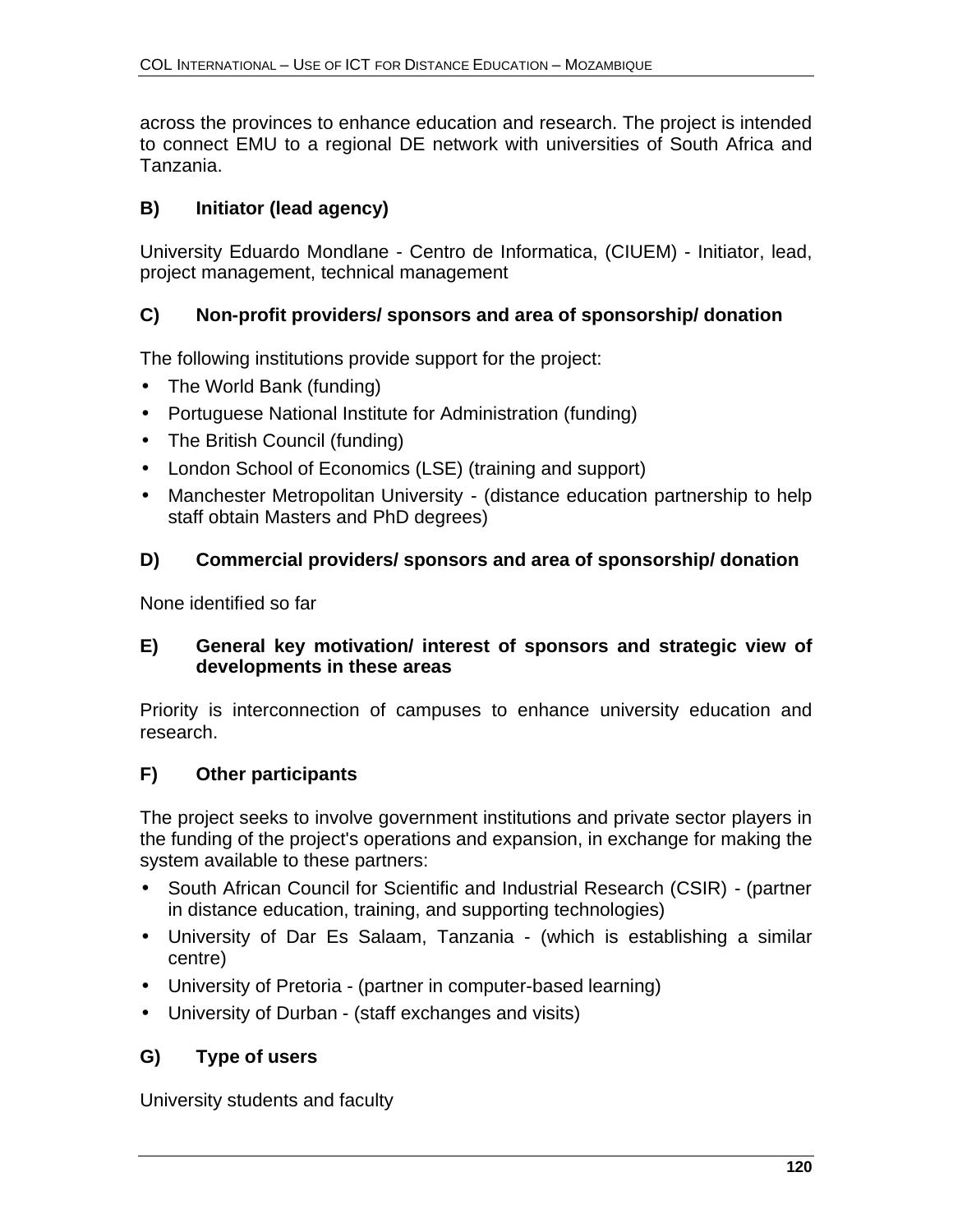across the provinces to enhance education and research. The project is intended to connect EMU to a regional DE network with universities of South Africa and Tanzania.

### B) Initiator (lead agency)

University Eduardo Mondlane - Centro de Informatica, (CIUEM) - Initiator, lead, project management, technical management

### C) Non-profit providers/ sponsors and area of sponsorship/ donation

The following institutions provide support for the project:

- The World Bank (funding)
- Portuguese National Institute for Administration (funding)
- The British Council (funding)
- London School of Economics (LSE) (training and support)
- Manchester Metropolitan University - (distance education partnership to help staff obtain Masters and PhD degrees)

### D) Commercial providers/ sponsors and area of sponsorship/ donation

None identified so far

### E) General key motivation/ interest of sponsors and strategic view of developments in these areas

Priority is interconnection of campuses to enhance university education and research.

### F) Other participants

The project seeks to involve government institutions and private sector players in the funding of the project's operations and expansion, in exchange for making the system available to these partners:

- South African Council for Scientific and Industrial Research (CSIR) - (partner in distance education, training, and supporting technologies)
- University of Dar Es Salaam, Tanzania - (which is establishing a similar centre)
- University of Pretoria - (partner in computer-based learning)
- University of Durban - (staff exchanges and visits)

### G) Type of users

University students and faculty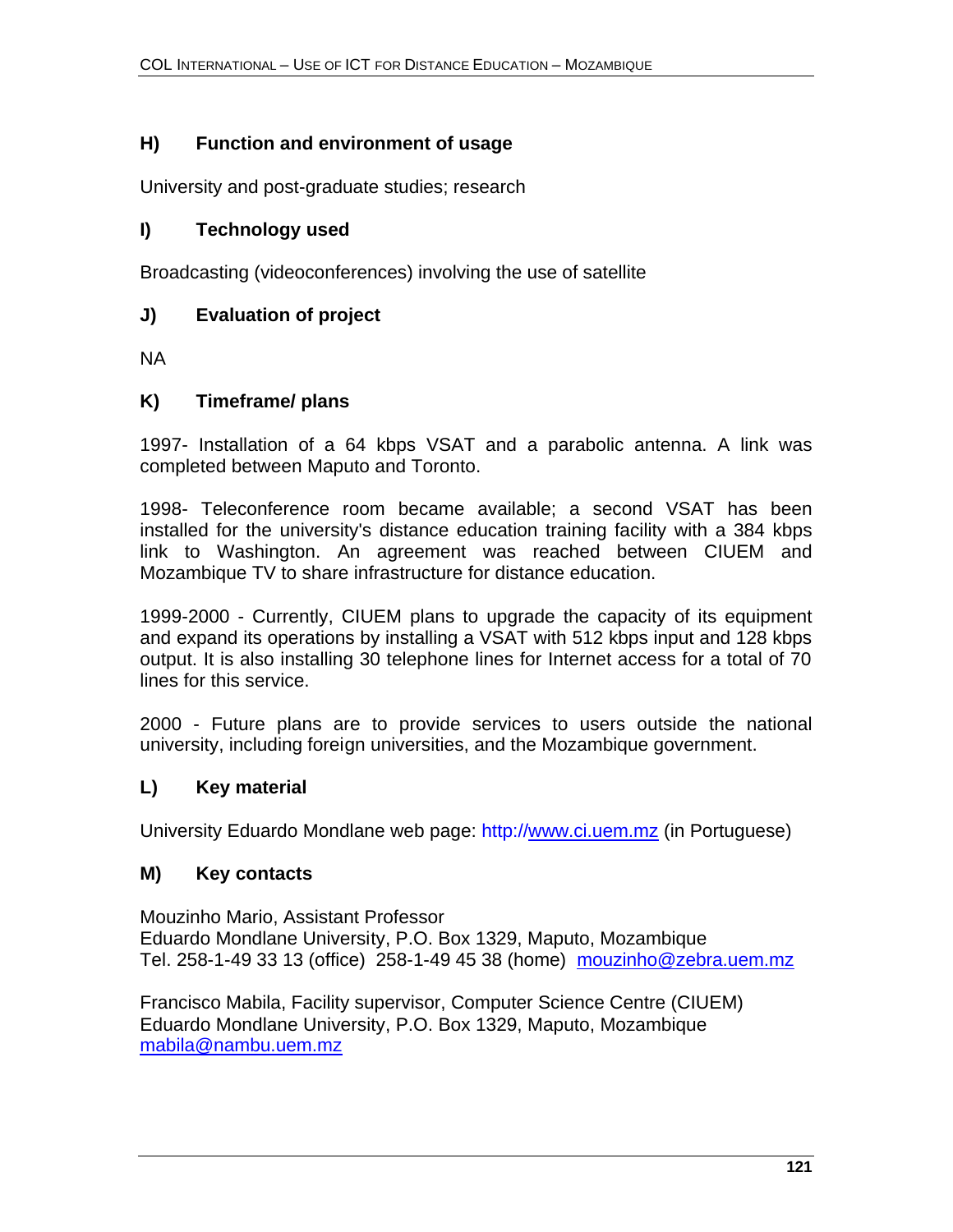### H) Function and environment of usage

University and post-graduate studies; research

### I) Technology used

Broadcasting (videoconferences) involving the use of satellite

### J) Evaluation of project

NA

### K) Timeframe/ plans

1997- Installation of a 64 kbps VSAT and a parabolic antenna. A link was completed between Maputo and Toronto.

1998- Teleconference room became available; a second VSAT has been installed for the university's distance education training facility with a 384 kbps link to Washington. An agreement was reached between CIUEM and Mozambique TV to share infrastructure for distance education.

1999-2000 - Currently, CIUEM plans to upgrade the capacity of its equipment and expand its operations by installing a VSAT with 512 kbps input and 128 kbps output. It is also installing 30 telephone lines for Internet access for a total of 70 lines for this service.

2000 - Future plans are to provide services to users outside the national university, including foreign universities, and the Mozambique government.

### L) Key material

University Eduardo Mondlane web page: http://www.ci.uem.mz (in Portuguese)

### M) Key contacts

Mouzinho Mario, Assistant Professor
Eduardo Mondlane University, P.O. Box 1329, Maputo, Mozambique
Tel. 258-1-49 33 13 (office) 258-1-49 45 38 (home) mouzinho@zebra.uem.mz

Francisco Mabila, Facility supervisor, Computer Science Centre (CIUEM)
Eduardo Mondlane University, P.O. Box 1329, Maputo, Mozambique
mabila@nambu.uem.mz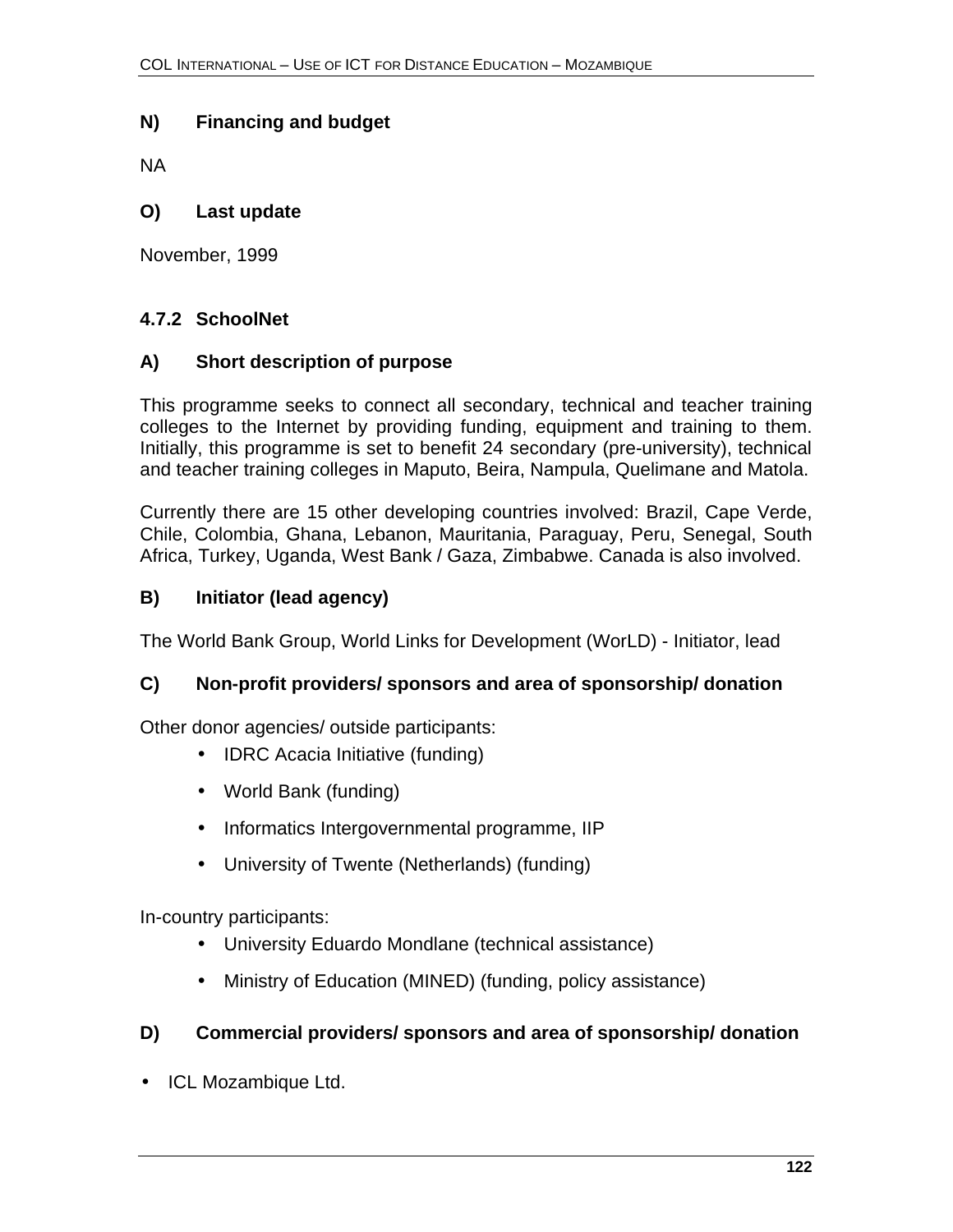#### N) Financing and budget

NA

#### O) Last update

November, 1999

### 4.7.2 SchoolNet

#### A) Short description of purpose

This programme seeks to connect all secondary, technical and teacher training colleges to the Internet by providing funding, equipment and training to them. Initially, this programme is set to benefit 24 secondary (pre-university), technical and teacher training colleges in Maputo, Beira, Nampula, Quelimane and Matola.

Currently there are 15 other developing countries involved: Brazil, Cape Verde, Chile, Colombia, Ghana, Lebanon, Mauritania, Paraguay, Peru, Senegal, South Africa, Turkey, Uganda, West Bank / Gaza, Zimbabwe. Canada is also involved.

#### B) Initiator (lead agency)

The World Bank Group, World Links for Development (WorLD) - Initiator, lead

#### C) Non-profit providers/ sponsors and area of sponsorship/ donation

Other donor agencies/ outside participants:

- IDRC Acacia Initiative (funding)
- World Bank (funding)
- Informatics Intergovernmental programme, IIP
- University of Twente (Netherlands) (funding)

In-country participants:

- University Eduardo Mondlane (technical assistance)
- Ministry of Education (MINED) (funding, policy assistance)

#### D) Commercial providers/ sponsors and area of sponsorship/ donation

- ICL Mozambique Ltd.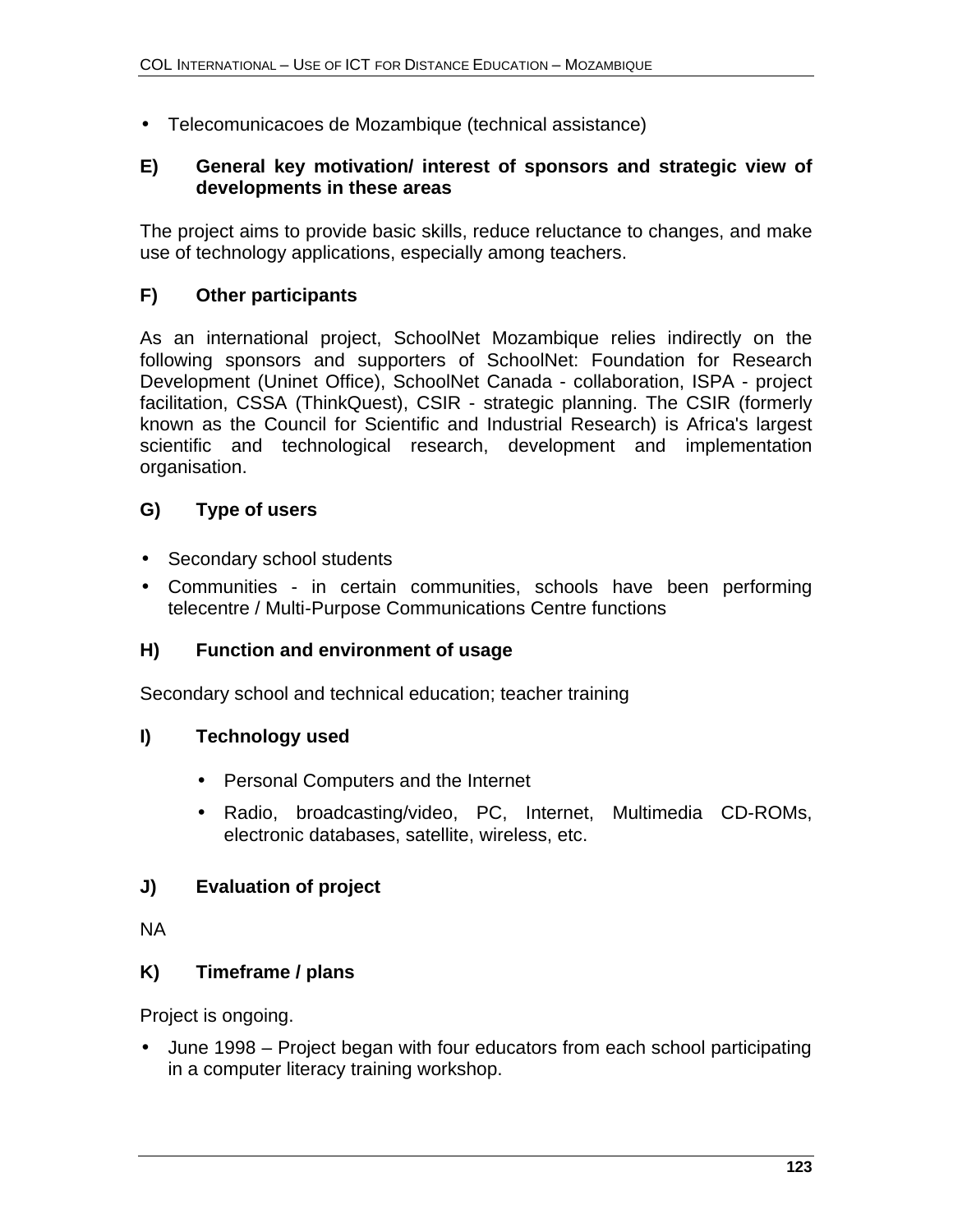- Telecomunicacoes de Mozambique (technical assistance)

**E) General key motivation/ interest of sponsors and strategic view of developments in these areas**

The project aims to provide basic skills, reduce reluctance to changes, and make use of technology applications, especially among teachers.

**F) Other participants**

As an international project, SchoolNet Mozambique relies indirectly on the following sponsors and supporters of SchoolNet: Foundation for Research Development (Uninet Office), SchoolNet Canada - collaboration, ISPA - project facilitation, CSSA (ThinkQuest), CSIR - strategic planning. The CSIR (formerly known as the Council for Scientific and Industrial Research) is Africa's largest scientific and technological research, development and implementation organisation.

**G) Type of users**

- Secondary school students
- Communities - in certain communities, schools have been performing telecentre / Multi-Purpose Communications Centre functions

**H) Function and environment of usage**

Secondary school and technical education; teacher training

**I) Technology used**

- Personal Computers and the Internet
- Radio, broadcasting/video, PC, Internet, Multimedia CD-ROMs, electronic databases, satellite, wireless, etc.

**J) Evaluation of project**

NA

**K) Timeframe / plans**

Project is ongoing.

- June 1998 – Project began with four educators from each school participating in a computer literacy training workshop.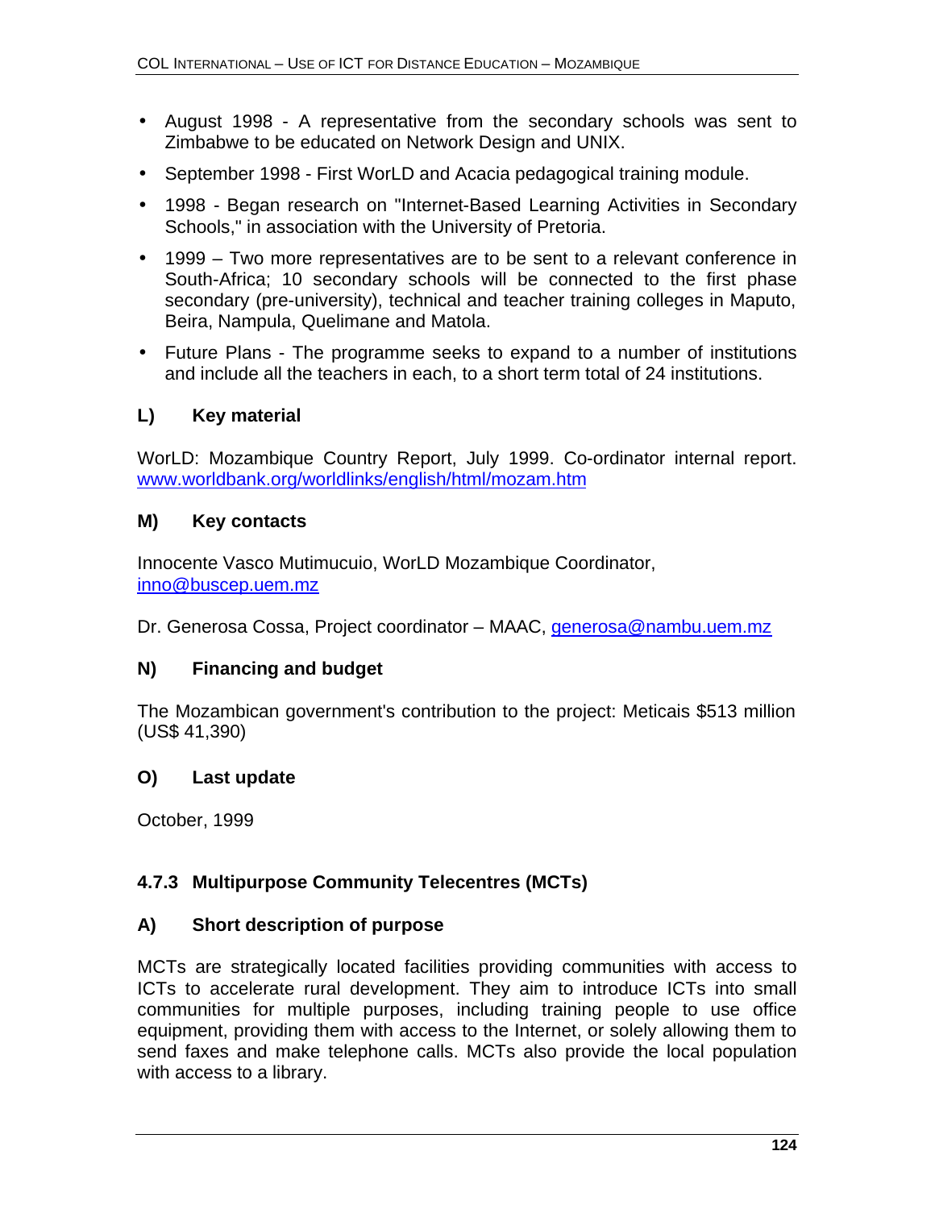- August 1998 - A representative from the secondary schools was sent to Zimbabwe to be educated on Network Design and UNIX.
- September 1998 - First WorLD and Acacia pedagogical training module.
- 1998 - Began research on "Internet-Based Learning Activities in Secondary Schools," in association with the University of Pretoria.
- 1999 – Two more representatives are to be sent to a relevant conference in South-Africa; 10 secondary schools will be connected to the first phase secondary (pre-university), technical and teacher training colleges in Maputo, Beira, Nampula, Quelimane and Matola.
- Future Plans - The programme seeks to expand to a number of institutions and include all the teachers in each, to a short term total of 24 institutions.

### L) Key material

WorLD: Mozambique Country Report, July 1999. Co-ordinator internal report. www.worldbank.org/worldlinks/english/html/mozam.htm

### M) Key contacts

Innocente Vasco Mutimucuio, WorLD Mozambique Coordinator, inno@buscep.uem.mz

Dr. Generosa Cossa, Project coordinator – MAAC, generosa@nambu.uem.mz

### N) Financing and budget

The Mozambican government's contribution to the project: Meticais $513 million (US$ 41,390)

### O) Last update

October, 1999

## 4.7.3 Multipurpose Community Telecentres (MCTs)

### A) Short description of purpose

MCTs are strategically located facilities providing communities with access to ICTs to accelerate rural development. They aim to introduce ICTs into small communities for multiple purposes, including training people to use office equipment, providing them with access to the Internet, or solely allowing them to send faxes and make telephone calls. MCTs also provide the local population with access to a library.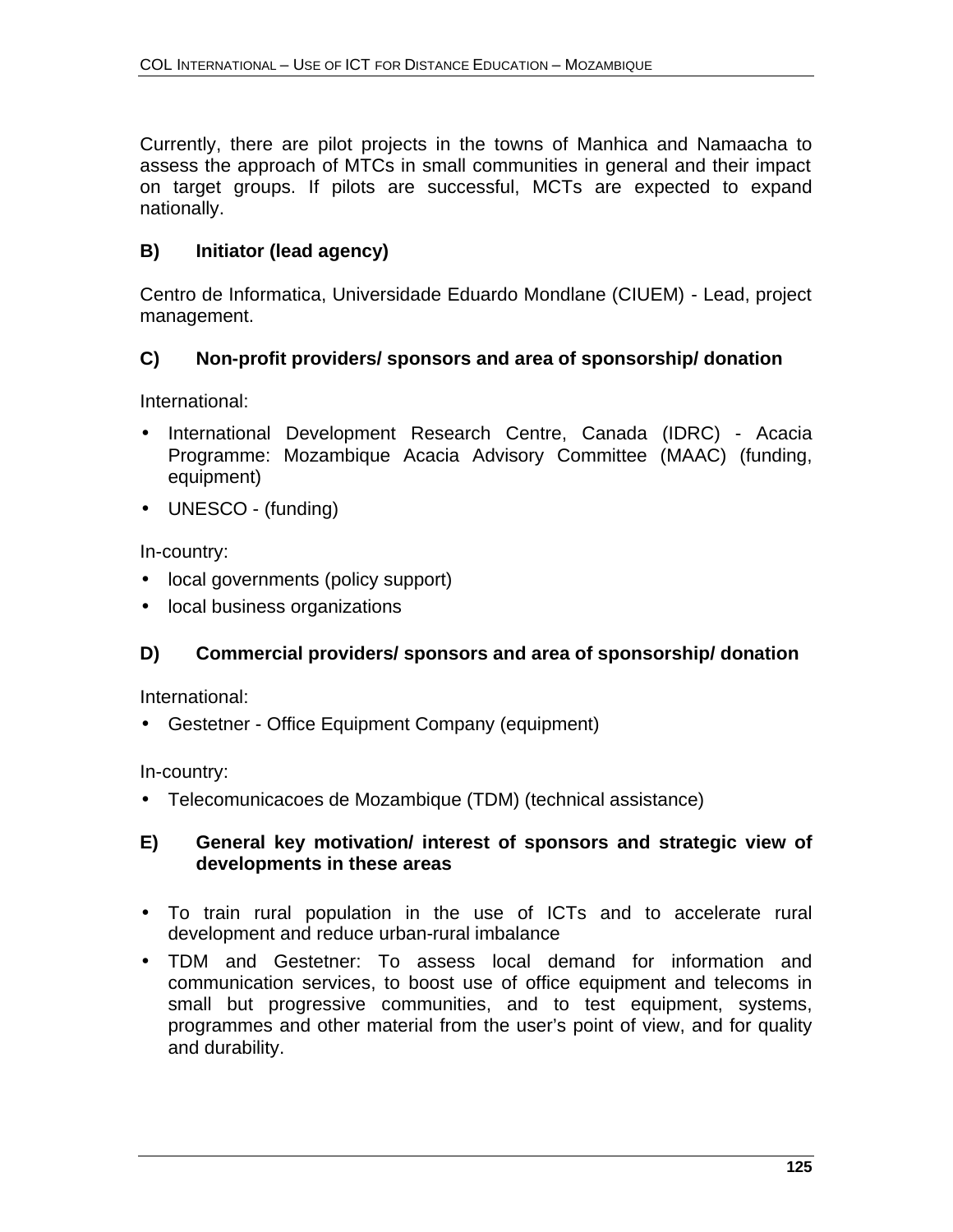Currently, there are pilot projects in the towns of Manhica and Namaacha to assess the approach of MTCs in small communities in general and their impact on target groups. If pilots are successful, MCTs are expected to expand nationally.

### B) Initiator (lead agency)

Centro de Informatica, Universidade Eduardo Mondlane (CIUEM) - Lead, project management.

### C) Non-profit providers/ sponsors and area of sponsorship/ donation

International:

- International Development Research Centre, Canada (IDRC) - Acacia Programme: Mozambique Acacia Advisory Committee (MAAC) (funding, equipment)
- UNESCO - (funding)

In-country:

- local governments (policy support)
- local business organizations

### D) Commercial providers/ sponsors and area of sponsorship/ donation

International:

- Gestetner - Office Equipment Company (equipment)

In-country:

- Telecomunicacoes de Mozambique (TDM) (technical assistance)

### E) General key motivation/ interest of sponsors and strategic view of developments in these areas

- To train rural population in the use of ICTs and to accelerate rural development and reduce urban-rural imbalance
- TDM and Gestetner: To assess local demand for information and communication services, to boost use of office equipment and telecoms in small but progressive communities, and to test equipment, systems, programmes and other material from the user's point of view, and for quality and durability.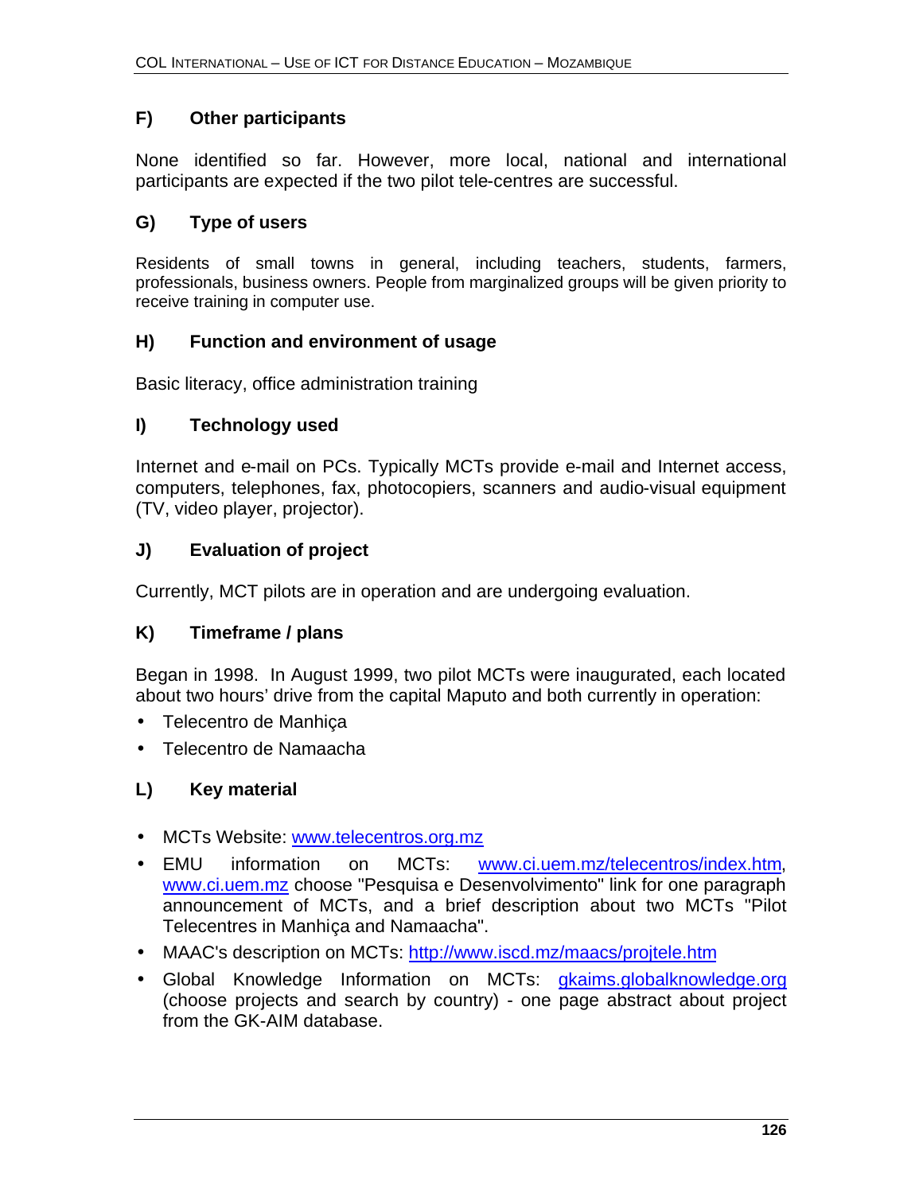### F) Other participants

None identified so far. However, more local, national and international participants are expected if the two pilot tele-centres are successful.

### G) Type of users

Residents of small towns in general, including teachers, students, farmers, professionals, business owners. People from marginalized groups will be given priority to receive training in computer use.

### H) Function and environment of usage

Basic literacy, office administration training

### I) Technology used

Internet and e-mail on PCs. Typically MCTs provide e-mail and Internet access, computers, telephones, fax, photocopiers, scanners and audio-visual equipment (TV, video player, projector).

### J) Evaluation of project

Currently, MCT pilots are in operation and are undergoing evaluation.

### K) Timeframe / plans

Began in 1998. In August 1999, two pilot MCTs were inaugurated, each located about two hours' drive from the capital Maputo and both currently in operation:

- Telecentro de Manhiça
- Telecentro de Namaacha

### L) Key material

- MCTs Website: [www.telecentros.org.mz](www.telecentros.org.mz)
- EMU information on MCTs: [www.ci.uem.mz/telecentros/index.htm](www.ci.uem.mz/telecentros/index.htm), [www.ci.uem.mz](www.ci.uem.mz) choose "Pesquisa e Desenvolvimento" link for one paragraph announcement of MCTs, and a brief description about two MCTs "Pilot Telecentres in Manhiça and Namaacha".
- MAAC's description on MCTs: [http://www.iscd.mz/maacs/projtele.htm](http://www.iscd.mz/maacs/projtele.htm)
- Global Knowledge Information on MCTs: [gkaims.globalknowledge.org](gkaims.globalknowledge.org) (choose projects and search by country) - one page abstract about project from the GK-AIM database.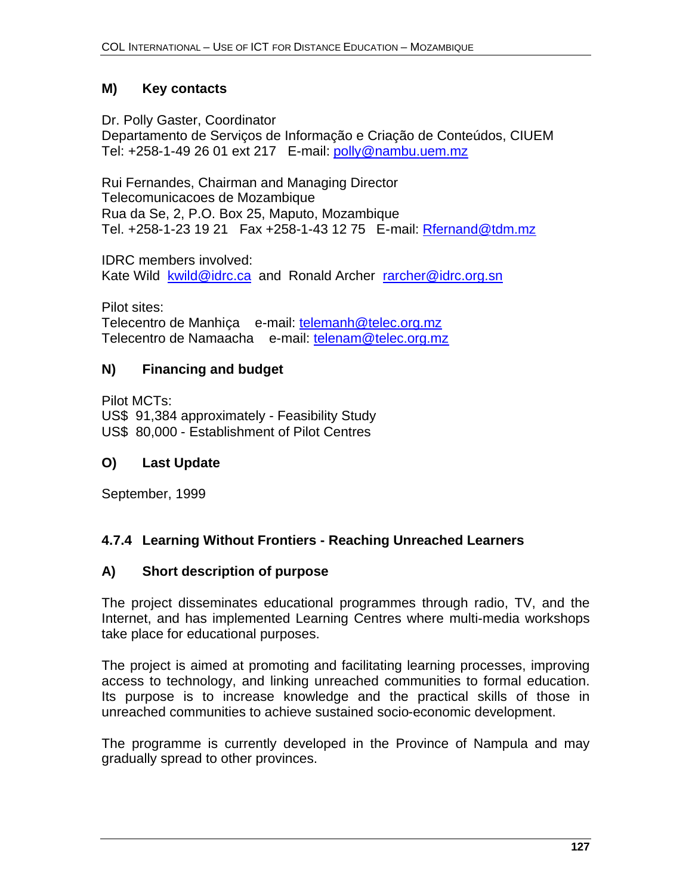### M) Key contacts

Dr. Polly Gaster, Coordinator
Departamento de Serviços de Informação e Criação de Conteúdos, CIUEM
Tel: +258-1-49 26 01 ext 217 E-mail: polly@nambu.uem.mz

Rui Fernandes, Chairman and Managing Director
Telecomunicacoes de Mozambique
Rua da Se, 2, P.O. Box 25, Maputo, Mozambique
Tel. +258-1-23 19 21 Fax +258-1-43 12 75 E-mail: Rfernand@tdm.mz

IDRC members involved:
Kate Wild kwild@idrc.ca and Ronald Archer rarcher@idrc.org.sn

Pilot sites:
Telecentro de Manhiça e-mail: telemanh@telec.org.mz
Telecentro de Namaacha e-mail: telenam@telec.org.mz

### N) Financing and budget

Pilot MCTs:
US$ 91,384 approximately - Feasibility Study
US$ 80,000 - Establishment of Pilot Centres

### O) Last Update

September, 1999

## 4.7.4 Learning Without Frontiers - Reaching Unreached Learners

### A) Short description of purpose

The project disseminates educational programmes through radio, TV, and the Internet, and has implemented Learning Centres where multi-media workshops take place for educational purposes.

The project is aimed at promoting and facilitating learning processes, improving access to technology, and linking unreached communities to formal education. Its purpose is to increase knowledge and the practical skills of those in unreached communities to achieve sustained socio-economic development.

The programme is currently developed in the Province of Nampula and may gradually spread to other provinces.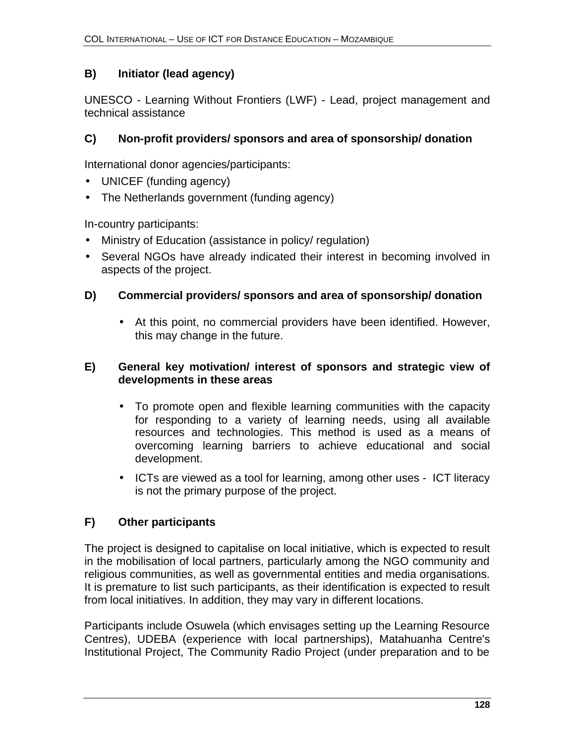### B) Initiator (lead agency)

UNESCO - Learning Without Frontiers (LWF) - Lead, project management and technical assistance

### C) Non-profit providers/ sponsors and area of sponsorship/ donation

International donor agencies/participants:

- UNICEF (funding agency)
- The Netherlands government (funding agency)

In-country participants:

- Ministry of Education (assistance in policy/ regulation)
- Several NGOs have already indicated their interest in becoming involved in aspects of the project.

### D) Commercial providers/ sponsors and area of sponsorship/ donation

- At this point, no commercial providers have been identified. However, this may change in the future.

### E) General key motivation/ interest of sponsors and strategic view of developments in these areas

- To promote open and flexible learning communities with the capacity for responding to a variety of learning needs, using all available resources and technologies. This method is used as a means of overcoming learning barriers to achieve educational and social development.
- ICTs are viewed as a tool for learning, among other uses - ICT literacy is not the primary purpose of the project.

### F) Other participants

The project is designed to capitalise on local initiative, which is expected to result in the mobilisation of local partners, particularly among the NGO community and religious communities, as well as governmental entities and media organisations. It is premature to list such participants, as their identification is expected to result from local initiatives. In addition, they may vary in different locations.

Participants include Osuwela (which envisages setting up the Learning Resource Centres), UDEBA (experience with local partnerships), Matahuanha Centre's Institutional Project, The Community Radio Project (under preparation and to be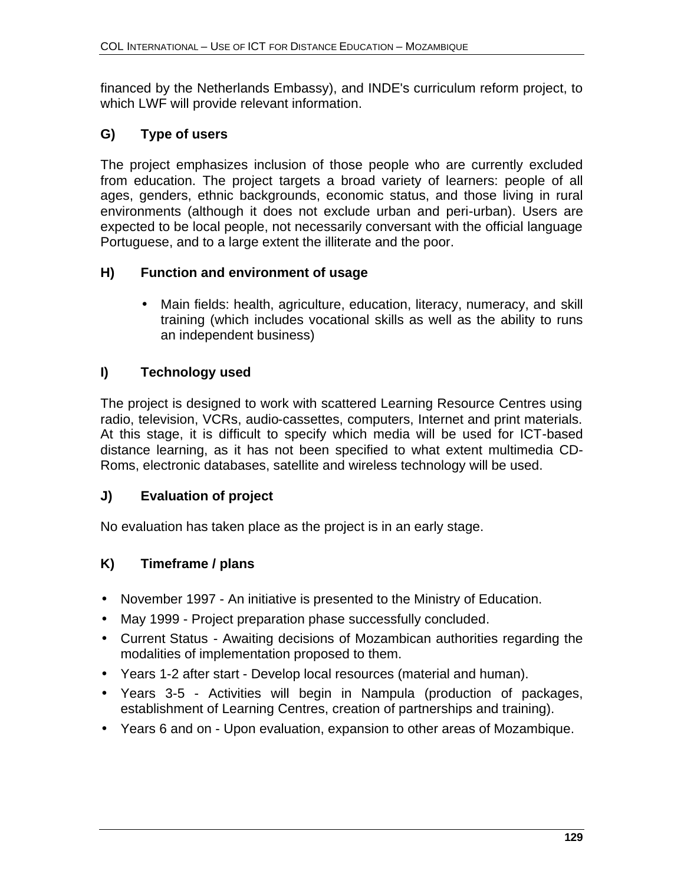financed by the Netherlands Embassy), and INDE's curriculum reform project, to which LWF will provide relevant information.

### G) Type of users

The project emphasizes inclusion of those people who are currently excluded from education. The project targets a broad variety of learners: people of all ages, genders, ethnic backgrounds, economic status, and those living in rural environments (although it does not exclude urban and peri-urban). Users are expected to be local people, not necessarily conversant with the official language Portuguese, and to a large extent the illiterate and the poor.

### H) Function and environment of usage

- Main fields: health, agriculture, education, literacy, numeracy, and skill training (which includes vocational skills as well as the ability to runs an independent business)

### I) Technology used

The project is designed to work with scattered Learning Resource Centres using radio, television, VCRs, audio-cassettes, computers, Internet and print materials. At this stage, it is difficult to specify which media will be used for ICT-based distance learning, as it has not been specified to what extent multimedia CD-Roms, electronic databases, satellite and wireless technology will be used.

### J) Evaluation of project

No evaluation has taken place as the project is in an early stage.

### K) Timeframe / plans

- November 1997 - An initiative is presented to the Ministry of Education.
- May 1999 - Project preparation phase successfully concluded.
- Current Status - Awaiting decisions of Mozambican authorities regarding the modalities of implementation proposed to them.
- Years 1-2 after start - Develop local resources (material and human).
- Years 3-5 - Activities will begin in Nampula (production of packages, establishment of Learning Centres, creation of partnerships and training).
- Years 6 and on - Upon evaluation, expansion to other areas of Mozambique.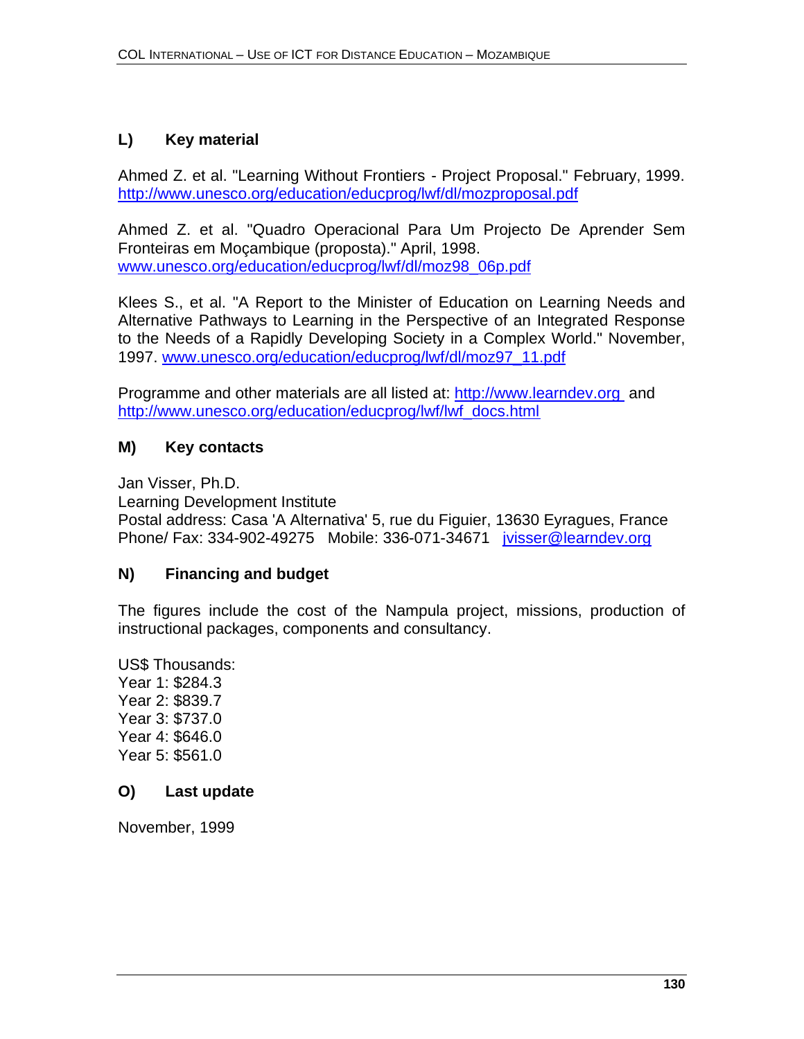## L) Key material

Ahmed Z. et al. "Learning Without Frontiers - Project Proposal." February, 1999. http://www.unesco.org/education/educprog/lwf/dl/mozproposal.pdf

Ahmed Z. et al. "Quadro Operacional Para Um Projecto De Aprender Sem Fronteiras em Moçambique (proposta)." April, 1998.
www.unesco.org/education/educprog/lwf/dl/moz98_06p.pdf

Klees S., et al. "A Report to the Minister of Education on Learning Needs and Alternative Pathways to Learning in the Perspective of an Integrated Response to the Needs of a Rapidly Developing Society in a Complex World." November, 1997. www.unesco.org/education/educprog/lwf/dl/moz97_11.pdf

Programme and other materials are all listed at: http://www.learndev.org and http://www.unesco.org/education/educprog/lwf/lwf_docs.html

## M) Key contacts

Jan Visser, Ph.D.
Learning Development Institute
Postal address: Casa 'A Alternativa' 5, rue du Figuier, 13630 Eyragues, France
Phone/ Fax: 334-902-49275   Mobile: 336-071-34671   jvisser@learndev.org

## N) Financing and budget

The figures include the cost of the Nampula project, missions, production of instructional packages, components and consultancy.

US$ Thousands:
Year 1: $284.3
Year 2: $839.7
Year 3: $737.0
Year 4: $646.0
Year 5: $561.0

## O) Last update

November, 1999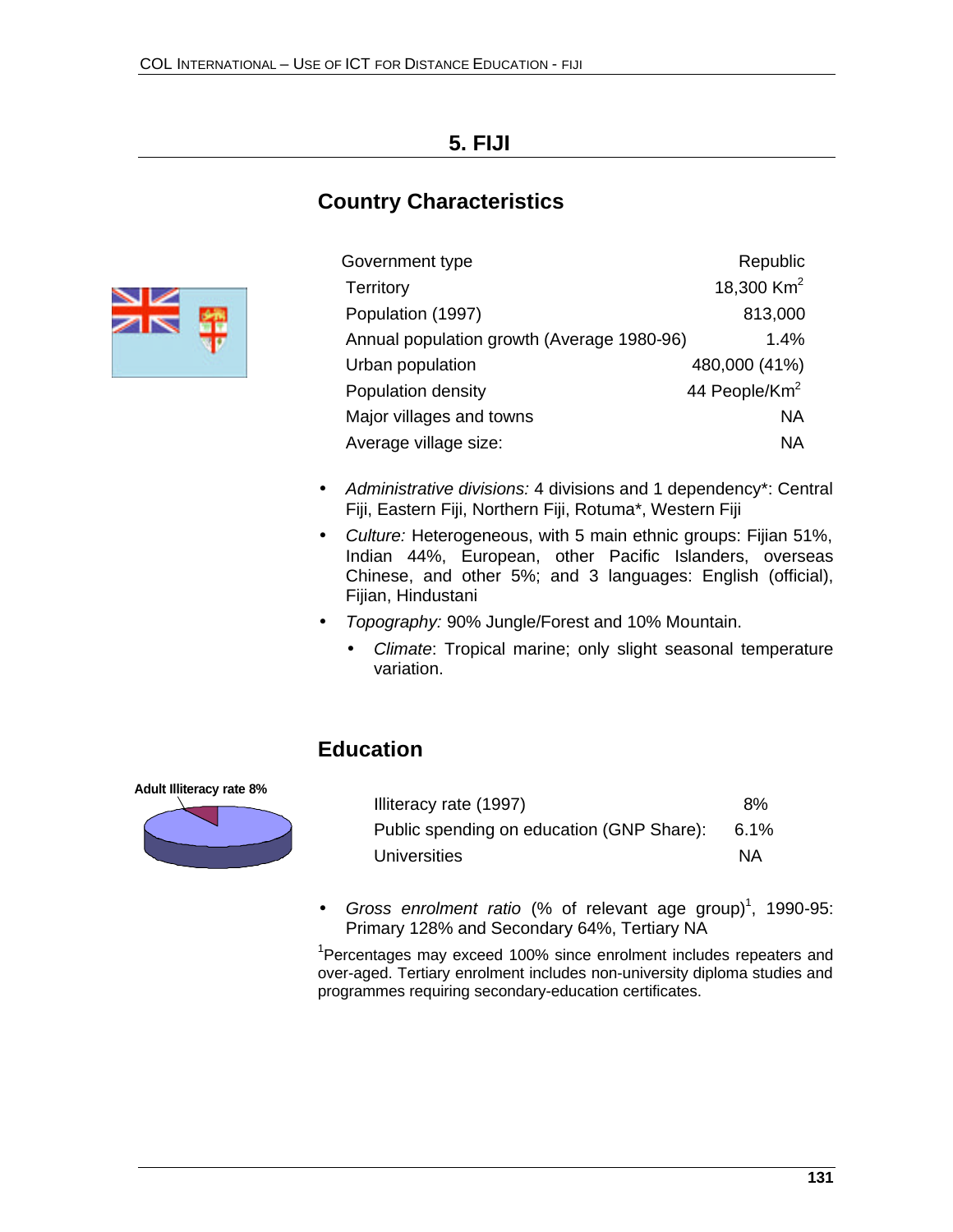# 5. FIJI

## Country Characteristics

| | |
|---|---|
| Government type | Republic |
| Territory | 18,300 Km$^2$ |
| Population (1997) | 813,000 |
| Annual population growth (Average 1980-96) | 1.4% |
| Urban population | 480,000 (41%) |
| Population density | 44 People/Km$^2$ |
| Major villages and towns | NA |
| Average village size: | NA |

- *Administrative divisions:* 4 divisions and 1 dependency*: Central Fiji, Eastern Fiji, Northern Fiji, Rotuma*, Western Fiji
- *Culture:* Heterogeneous, with 5 main ethnic groups: Fijian 51%, Indian 44%, European, other Pacific Islanders, overseas Chinese, and other 5%; and 3 languages: English (official), Fijian, Hindustani
- *Topography:* 90% Jungle/Forest and 10% Mountain.
  - *Climate*: Tropical marine; only slight seasonal temperature variation.

## Education

Adult Illiteracy rate 8%

| | |
|---|---|
| Illiteracy rate (1997) | 8% |
| Public spending on education (GNP Share): | 6.1% |
| Universities | NA |

- *Gross enrolment ratio* (% of relevant age group)[1], 1990-95: Primary 128% and Secondary 64%, Tertiary NA

[1]Percentages may exceed 100% since enrolment includes repeaters and over-aged. Tertiary enrolment includes non-university diploma studies and programmes requiring secondary-education certificates.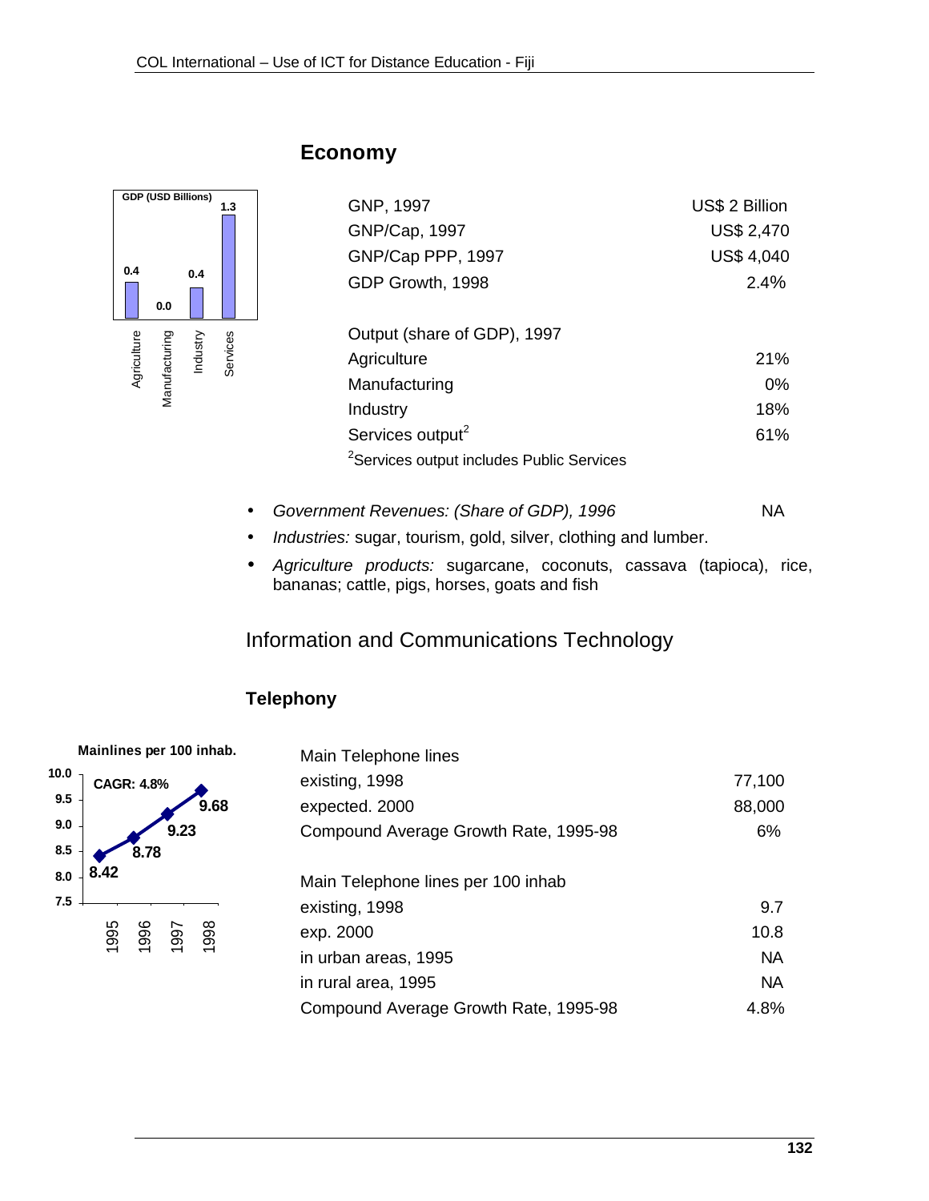## Economy

**GDP (USD Billions)**

| Agriculture | Manufacturing | Industry | Services |
|---|---|---|---|
| 0.4 | 0.0 | 0.4 | 1.3 |

| | |
|---|---|
| GNP, 1997 | US$ 2 Billion |
| GNP/Cap, 1997 | US$ 2,470 |
| GNP/Cap PPP, 1997 | US$ 4,040 |
| GDP Growth, 1998 | 2.4% |
| | |
| Output (share of GDP), 1997 | |
| Agriculture | 21% |
| Manufacturing | 0% |
| Industry | 18% |
| Services output[2] | 61% |

[2]Services output includes Public Services

- *Government Revenues: (Share of GDP), 1996* NA
- *Industries:* sugar, tourism, gold, silver, clothing and lumber.
- *Agriculture products:* sugarcane, coconuts, cassava (tapioca), rice, bananas; cattle, pigs, horses, goats and fish

## Information and Communications Technology

### Telephony

**Mainlines per 100 inhab.**

CAGR: 4.8%

| 1995 | 1996 | 1997 | 1998 |
|---|---|---|---|
| 8.42 | 8.78 | 9.23 | 9.68 |

| | |
|---|---|
| Main Telephone lines | |
| existing, 1998 | 77,100 |
| expected. 2000 | 88,000 |
| Compound Average Growth Rate, 1995-98 | 6% |
| | |
| Main Telephone lines per 100 inhab | |
| existing, 1998 | 9.7 |
| exp. 2000 | 10.8 |
| in urban areas, 1995 | NA |
| in rural area, 1995 | NA |
| Compound Average Growth Rate, 1995-98 | 4.8% |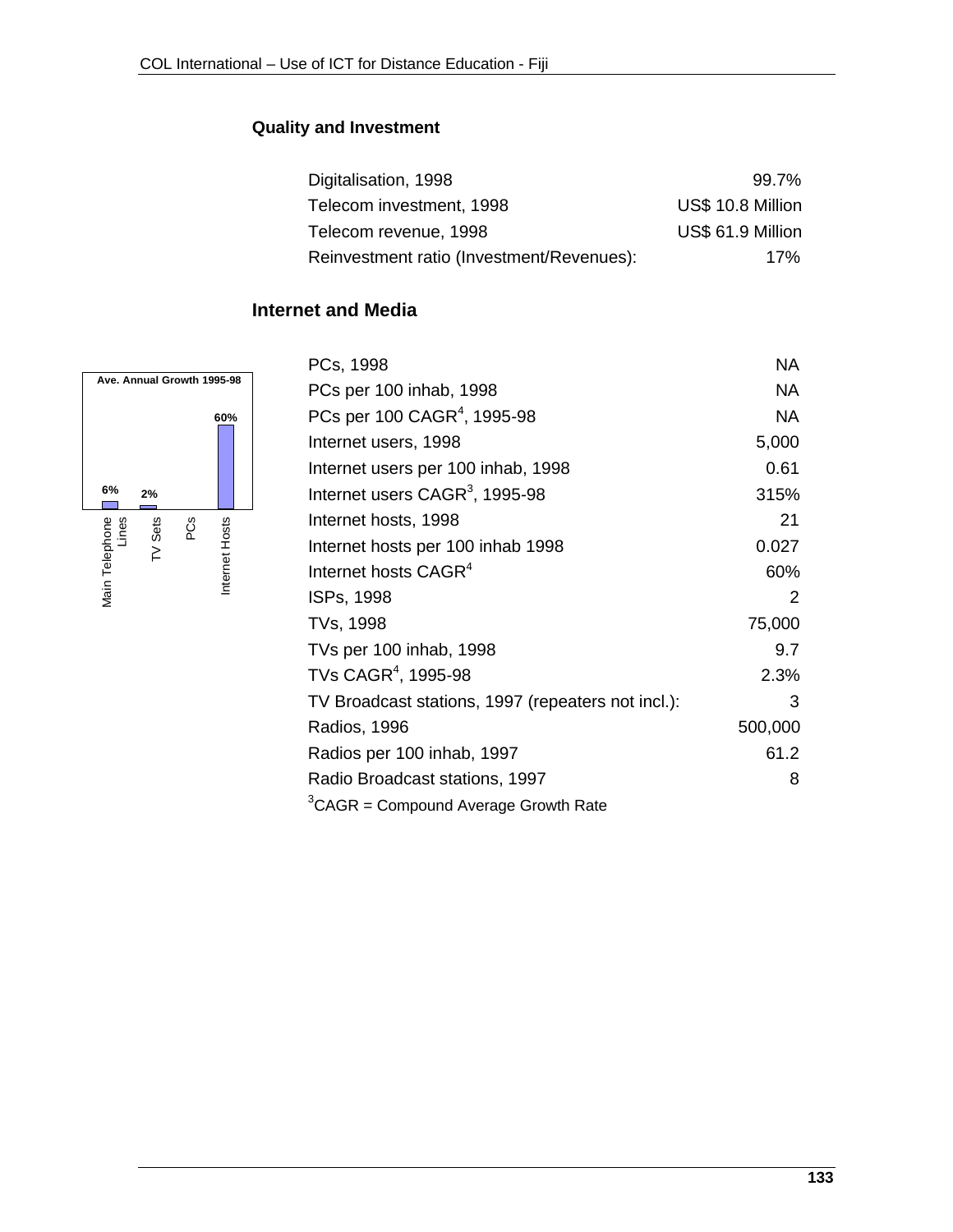### Quality and Investment

| | |
|---|---|
| Digitalisation, 1998 | 99.7% |
| Telecom investment, 1998 | US$ 10.8 Million |
| Telecom revenue, 1998 | US$ 61.9 Million |
| Reinvestment ratio (Investment/Revenues): | 17% |

### Internet and Media

**Ave. Annual Growth 1995-98**

| Main Telephone Lines | TV Sets | PCs | Internet Hosts |
|---|---|---|---|
| 6% | 2% | | 60% |

| | |
|---|---|
| PCs, 1998 | NA |
| PCs per 100 inhab, 1998 | NA |
| PCs per 100 CAGR[4], 1995-98 | NA |
| Internet users, 1998 | 5,000 |
| Internet users per 100 inhab, 1998 | 0.61 |
| Internet users CAGR[3], 1995-98 | 315% |
| Internet hosts, 1998 | 21 |
| Internet hosts per 100 inhab 1998 | 0.027 |
| Internet hosts CAGR[4] | 60% |
| ISPs, 1998 | 2 |
| TVs, 1998 | 75,000 |
| TVs per 100 inhab, 1998 | 9.7 |
| TVs CAGR[4], 1995-98 | 2.3% |
| TV Broadcast stations, 1997 (repeaters not incl.): | 3 |
| Radios, 1996 | 500,000 |
| Radios per 100 inhab, 1997 | 61.2 |
| Radio Broadcast stations, 1997 | 8 |

[3]CAGR = Compound Average Growth Rate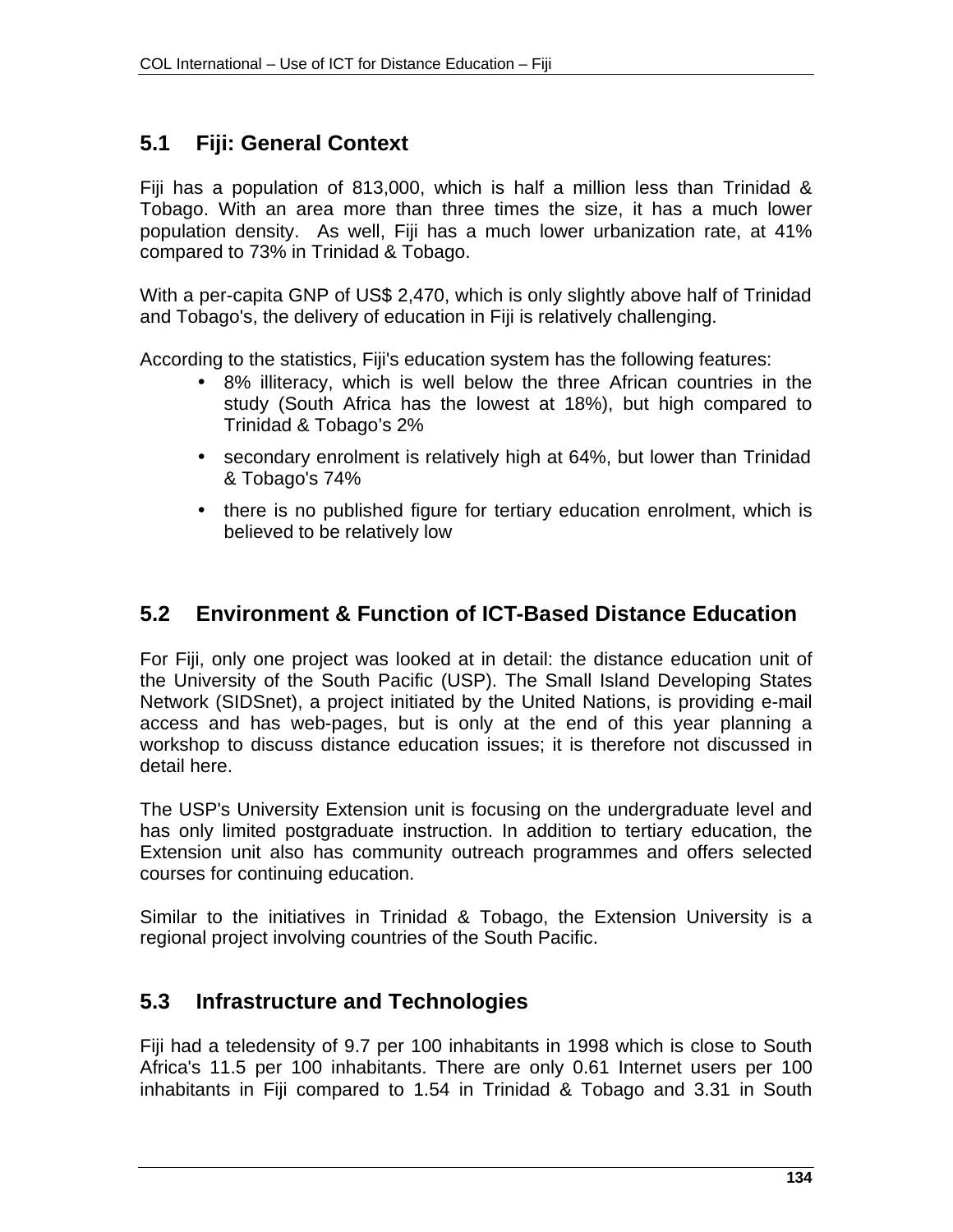## 5.1 Fiji: General Context

Fiji has a population of 813,000, which is half a million less than Trinidad & Tobago. With an area more than three times the size, it has a much lower population density. As well, Fiji has a much lower urbanization rate, at 41% compared to 73% in Trinidad & Tobago.

With a per-capita GNP of US$ 2,470, which is only slightly above half of Trinidad and Tobago's, the delivery of education in Fiji is relatively challenging.

According to the statistics, Fiji's education system has the following features:

- 8% illiteracy, which is well below the three African countries in the study (South Africa has the lowest at 18%), but high compared to Trinidad & Tobago's 2%
- secondary enrolment is relatively high at 64%, but lower than Trinidad & Tobago's 74%
- there is no published figure for tertiary education enrolment, which is believed to be relatively low

## 5.2 Environment & Function of ICT-Based Distance Education

For Fiji, only one project was looked at in detail: the distance education unit of the University of the South Pacific (USP). The Small Island Developing States Network (SIDSnet), a project initiated by the United Nations, is providing e-mail access and has web-pages, but is only at the end of this year planning a workshop to discuss distance education issues; it is therefore not discussed in detail here.

The USP's University Extension unit is focusing on the undergraduate level and has only limited postgraduate instruction. In addition to tertiary education, the Extension unit also has community outreach programmes and offers selected courses for continuing education.

Similar to the initiatives in Trinidad & Tobago, the Extension University is a regional project involving countries of the South Pacific.

## 5.3 Infrastructure and Technologies

Fiji had a teledensity of 9.7 per 100 inhabitants in 1998 which is close to South Africa's 11.5 per 100 inhabitants. There are only 0.61 Internet users per 100 inhabitants in Fiji compared to 1.54 in Trinidad & Tobago and 3.31 in South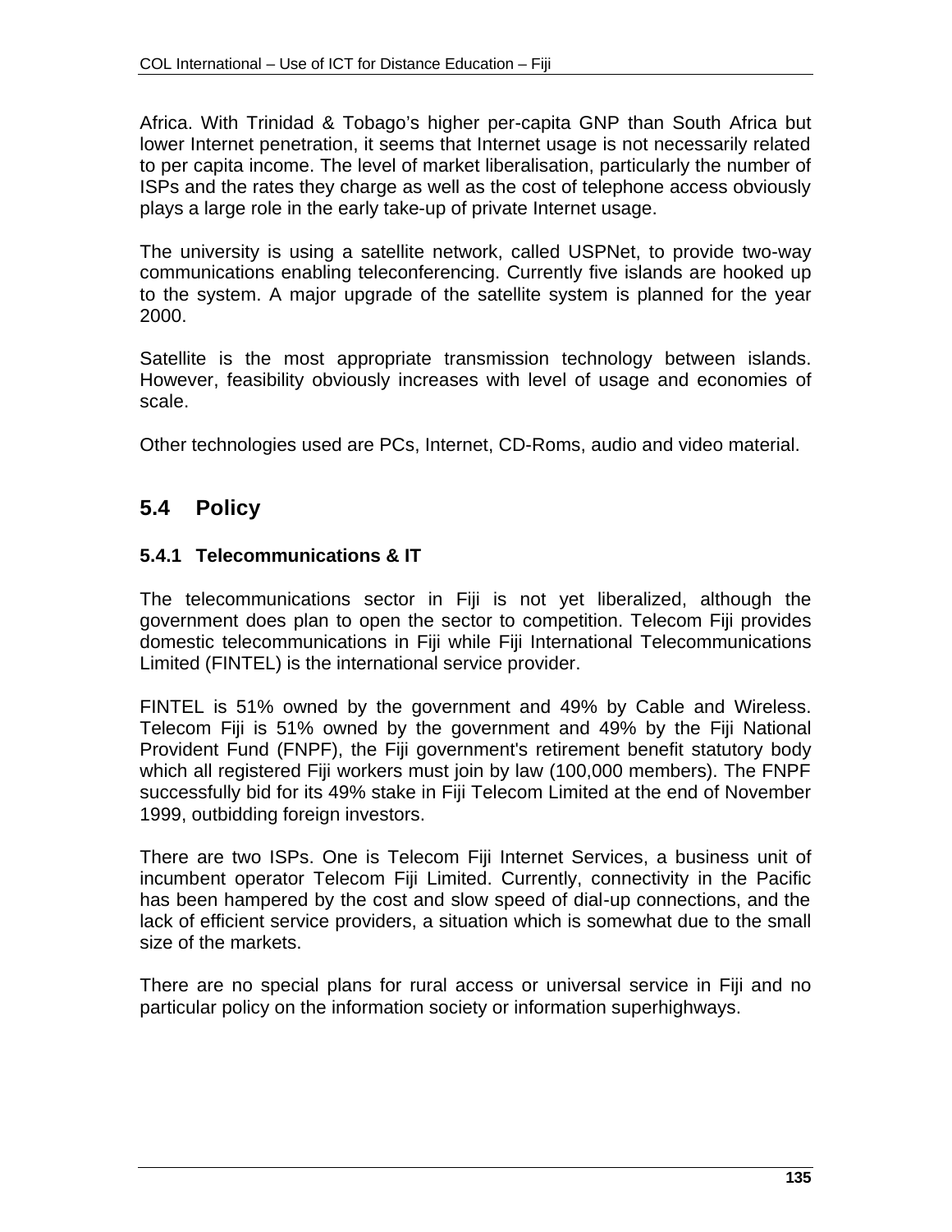Africa. With Trinidad & Tobago's higher per-capita GNP than South Africa but lower Internet penetration, it seems that Internet usage is not necessarily related to per capita income. The level of market liberalisation, particularly the number of ISPs and the rates they charge as well as the cost of telephone access obviously plays a large role in the early take-up of private Internet usage.

The university is using a satellite network, called USPNet, to provide two-way communications enabling teleconferencing. Currently five islands are hooked up to the system. A major upgrade of the satellite system is planned for the year 2000.

Satellite is the most appropriate transmission technology between islands. However, feasibility obviously increases with level of usage and economies of scale.

Other technologies used are PCs, Internet, CD-Roms, audio and video material.

## 5.4 Policy

### 5.4.1 Telecommunications & IT

The telecommunications sector in Fiji is not yet liberalized, although the government does plan to open the sector to competition. Telecom Fiji provides domestic telecommunications in Fiji while Fiji International Telecommunications Limited (FINTEL) is the international service provider.

FINTEL is 51% owned by the government and 49% by Cable and Wireless. Telecom Fiji is 51% owned by the government and 49% by the Fiji National Provident Fund (FNPF), the Fiji government's retirement benefit statutory body which all registered Fiji workers must join by law (100,000 members). The FNPF successfully bid for its 49% stake in Fiji Telecom Limited at the end of November 1999, outbidding foreign investors.

There are two ISPs. One is Telecom Fiji Internet Services, a business unit of incumbent operator Telecom Fiji Limited. Currently, connectivity in the Pacific has been hampered by the cost and slow speed of dial-up connections, and the lack of efficient service providers, a situation which is somewhat due to the small size of the markets.

There are no special plans for rural access or universal service in Fiji and no particular policy on the information society or information superhighways.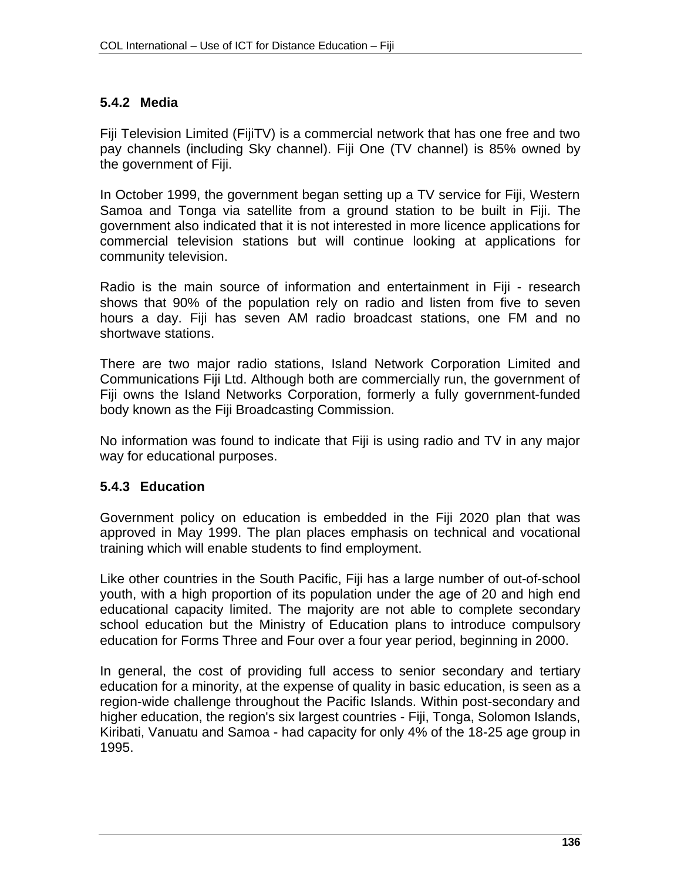### 5.4.2 Media

Fiji Television Limited (FijiTV) is a commercial network that has one free and two pay channels (including Sky channel). Fiji One (TV channel) is 85% owned by the government of Fiji.

In October 1999, the government began setting up a TV service for Fiji, Western Samoa and Tonga via satellite from a ground station to be built in Fiji. The government also indicated that it is not interested in more licence applications for commercial television stations but will continue looking at applications for community television.

Radio is the main source of information and entertainment in Fiji - research shows that 90% of the population rely on radio and listen from five to seven hours a day. Fiji has seven AM radio broadcast stations, one FM and no shortwave stations.

There are two major radio stations, Island Network Corporation Limited and Communications Fiji Ltd. Although both are commercially run, the government of Fiji owns the Island Networks Corporation, formerly a fully government-funded body known as the Fiji Broadcasting Commission.

No information was found to indicate that Fiji is using radio and TV in any major way for educational purposes.

### 5.4.3 Education

Government policy on education is embedded in the Fiji 2020 plan that was approved in May 1999. The plan places emphasis on technical and vocational training which will enable students to find employment.

Like other countries in the South Pacific, Fiji has a large number of out-of-school youth, with a high proportion of its population under the age of 20 and high end educational capacity limited. The majority are not able to complete secondary school education but the Ministry of Education plans to introduce compulsory education for Forms Three and Four over a four year period, beginning in 2000.

In general, the cost of providing full access to senior secondary and tertiary education for a minority, at the expense of quality in basic education, is seen as a region-wide challenge throughout the Pacific Islands. Within post-secondary and higher education, the region's six largest countries - Fiji, Tonga, Solomon Islands, Kiribati, Vanuatu and Samoa - had capacity for only 4% of the 18-25 age group in 1995.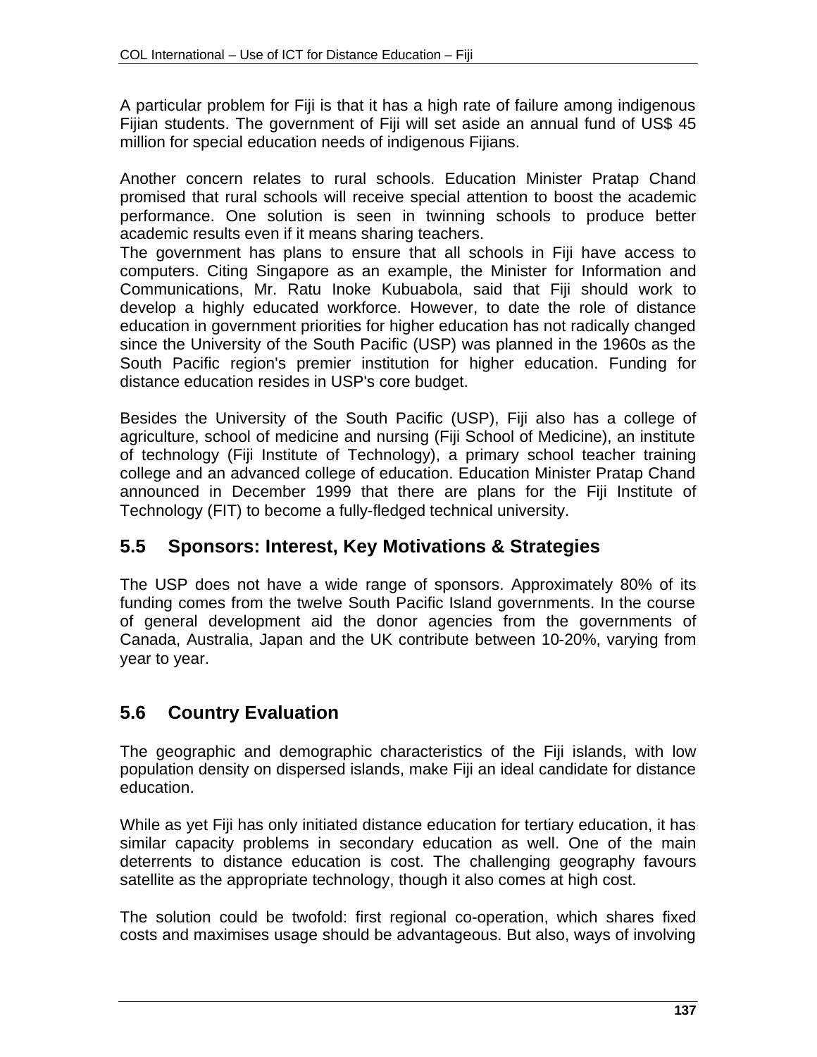A particular problem for Fiji is that it has a high rate of failure among indigenous Fijian students. The government of Fiji will set aside an annual fund of US$ 45 million for special education needs of indigenous Fijians.

Another concern relates to rural schools. Education Minister Pratap Chand promised that rural schools will receive special attention to boost the academic performance. One solution is seen in twinning schools to produce better academic results even if it means sharing teachers.
The government has plans to ensure that all schools in Fiji have access to computers. Citing Singapore as an example, the Minister for Information and Communications, Mr. Ratu Inoke Kubuabola, said that Fiji should work to develop a highly educated workforce. However, to date the role of distance education in government priorities for higher education has not radically changed since the University of the South Pacific (USP) was planned in the 1960s as the South Pacific region's premier institution for higher education. Funding for distance education resides in USP's core budget.

Besides the University of the South Pacific (USP), Fiji also has a college of agriculture, school of medicine and nursing (Fiji School of Medicine), an institute of technology (Fiji Institute of Technology), a primary school teacher training college and an advanced college of education. Education Minister Pratap Chand announced in December 1999 that there are plans for the Fiji Institute of Technology (FIT) to become a fully-fledged technical university.

## 5.5 Sponsors: Interest, Key Motivations & Strategies

The USP does not have a wide range of sponsors. Approximately 80% of its funding comes from the twelve South Pacific Island governments. In the course of general development aid the donor agencies from the governments of Canada, Australia, Japan and the UK contribute between 10-20%, varying from year to year.

## 5.6 Country Evaluation

The geographic and demographic characteristics of the Fiji islands, with low population density on dispersed islands, make Fiji an ideal candidate for distance education.

While as yet Fiji has only initiated distance education for tertiary education, it has similar capacity problems in secondary education as well. One of the main deterrents to distance education is cost. The challenging geography favours satellite as the appropriate technology, though it also comes at high cost.

The solution could be twofold: first regional co-operation, which shares fixed costs and maximises usage should be advantageous. But also, ways of involving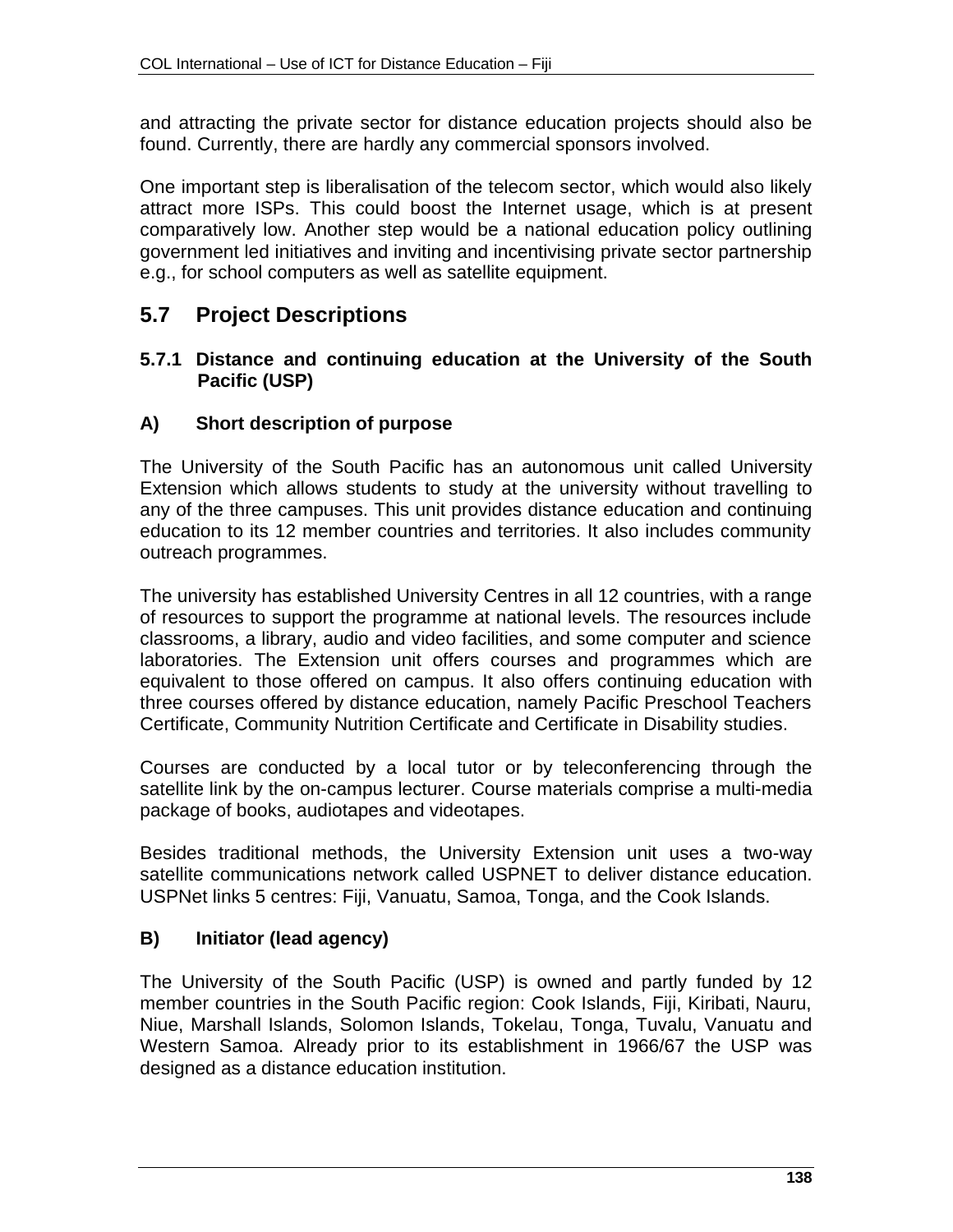and attracting the private sector for distance education projects should also be found. Currently, there are hardly any commercial sponsors involved.

One important step is liberalisation of the telecom sector, which would also likely attract more ISPs. This could boost the Internet usage, which is at present comparatively low. Another step would be a national education policy outlining government led initiatives and inviting and incentivising private sector partnership e.g., for school computers as well as satellite equipment.

## 5.7 Project Descriptions

### 5.7.1 Distance and continuing education at the University of the South Pacific (USP)

#### A) Short description of purpose

The University of the South Pacific has an autonomous unit called University Extension which allows students to study at the university without travelling to any of the three campuses. This unit provides distance education and continuing education to its 12 member countries and territories. It also includes community outreach programmes.

The university has established University Centres in all 12 countries, with a range of resources to support the programme at national levels. The resources include classrooms, a library, audio and video facilities, and some computer and science laboratories. The Extension unit offers courses and programmes which are equivalent to those offered on campus. It also offers continuing education with three courses offered by distance education, namely Pacific Preschool Teachers Certificate, Community Nutrition Certificate and Certificate in Disability studies.

Courses are conducted by a local tutor or by teleconferencing through the satellite link by the on-campus lecturer. Course materials comprise a multi-media package of books, audiotapes and videotapes.

Besides traditional methods, the University Extension unit uses a two-way satellite communications network called USPNET to deliver distance education. USPNet links 5 centres: Fiji, Vanuatu, Samoa, Tonga, and the Cook Islands.

#### B) Initiator (lead agency)

The University of the South Pacific (USP) is owned and partly funded by 12 member countries in the South Pacific region: Cook Islands, Fiji, Kiribati, Nauru, Niue, Marshall Islands, Solomon Islands, Tokelau, Tonga, Tuvalu, Vanuatu and Western Samoa. Already prior to its establishment in 1966/67 the USP was designed as a distance education institution.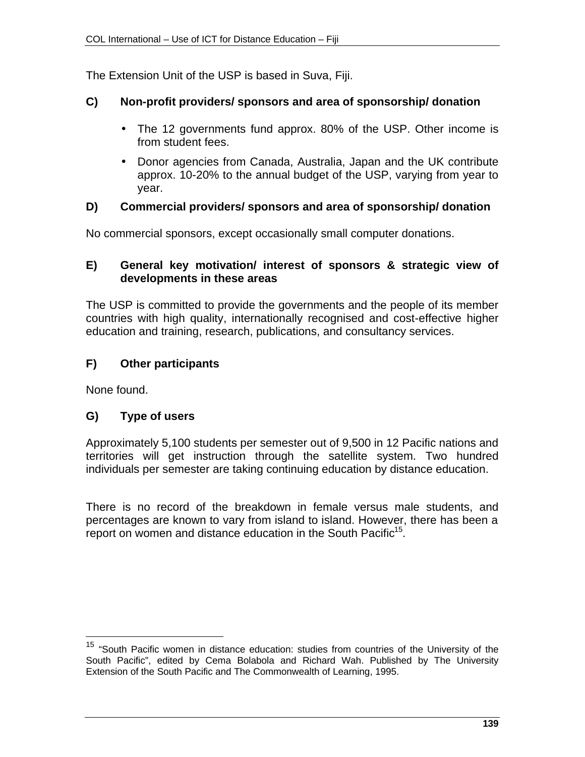The Extension Unit of the USP is based in Suva, Fiji.

### C) Non-profit providers/ sponsors and area of sponsorship/ donation

- The 12 governments fund approx. 80% of the USP. Other income is from student fees.
- Donor agencies from Canada, Australia, Japan and the UK contribute approx. 10-20% to the annual budget of the USP, varying from year to year.

### D) Commercial providers/ sponsors and area of sponsorship/ donation

No commercial sponsors, except occasionally small computer donations.

### E) General key motivation/ interest of sponsors & strategic view of developments in these areas

The USP is committed to provide the governments and the people of its member countries with high quality, internationally recognised and cost-effective higher education and training, research, publications, and consultancy services.

### F) Other participants

None found.

### G) Type of users

Approximately 5,100 students per semester out of 9,500 in 12 Pacific nations and territories will get instruction through the satellite system. Two hundred individuals per semester are taking continuing education by distance education.

There is no record of the breakdown in female versus male students, and percentages are known to vary from island to island. However, there has been a report on women and distance education in the South Pacific[15].

---

[15] "South Pacific women in distance education: studies from countries of the University of the South Pacific", edited by Cema Bolabola and Richard Wah. Published by The University Extension of the South Pacific and The Commonwealth of Learning, 1995.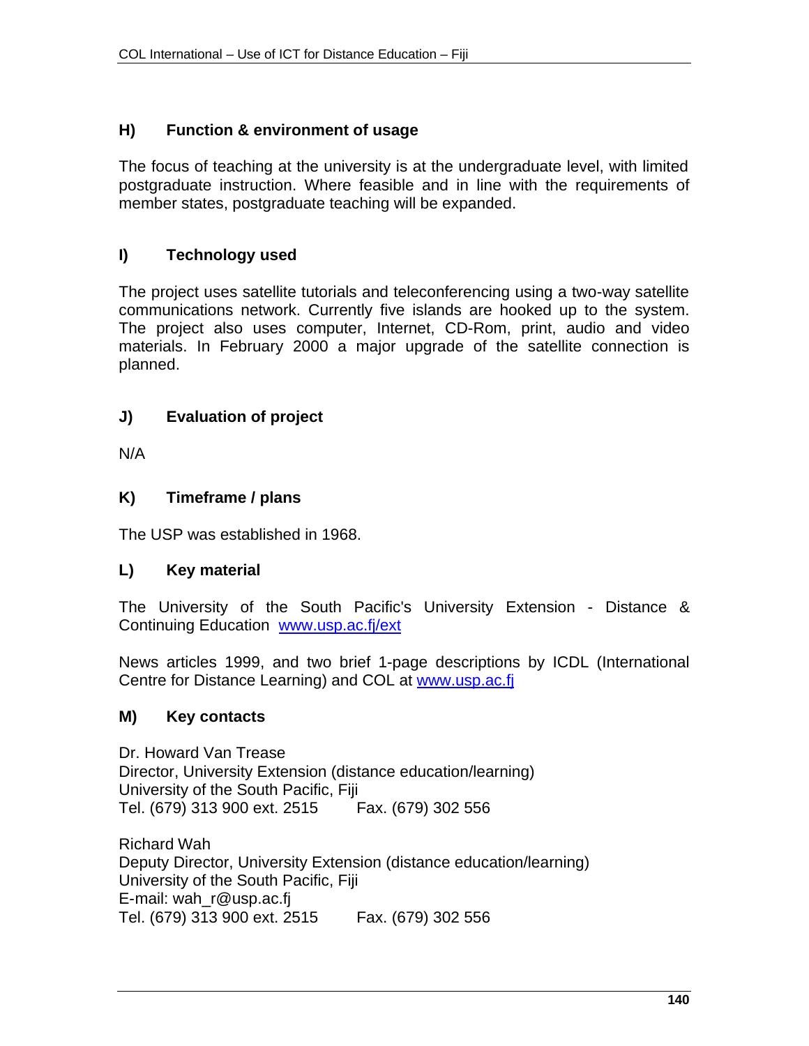### H) Function & environment of usage

The focus of teaching at the university is at the undergraduate level, with limited postgraduate instruction. Where feasible and in line with the requirements of member states, postgraduate teaching will be expanded.

### I) Technology used

The project uses satellite tutorials and teleconferencing using a two-way satellite communications network. Currently five islands are hooked up to the system. The project also uses computer, Internet, CD-Rom, print, audio and video materials. In February 2000 a major upgrade of the satellite connection is planned.

### J) Evaluation of project

N/A

### K) Timeframe / plans

The USP was established in 1968.

### L) Key material

The University of the South Pacific's University Extension - Distance & Continuing Education [www.usp.ac.fj/ext](www.usp.ac.fj/ext)

News articles 1999, and two brief 1-page descriptions by ICDL (International Centre for Distance Learning) and COL at [www.usp.ac.fj](www.usp.ac.fj)

### M) Key contacts

Dr. Howard Van Trease
Director, University Extension (distance education/learning)
University of the South Pacific, Fiji
Tel. (679) 313 900 ext. 2515 Fax. (679) 302 556

Richard Wah
Deputy Director, University Extension (distance education/learning)
University of the South Pacific, Fiji
E-mail: wah_r@usp.ac.fj
Tel. (679) 313 900 ext. 2515 Fax. (679) 302 556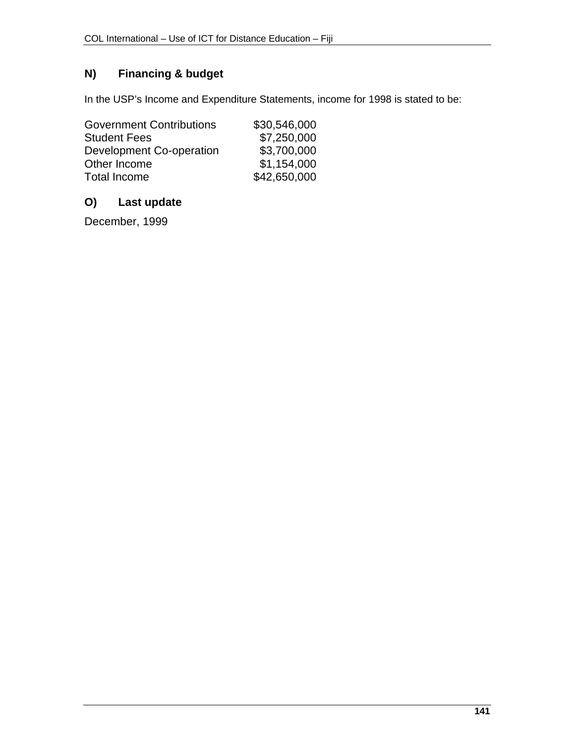## N) Financing & budget

In the USP's Income and Expenditure Statements, income for 1998 is stated to be:

| | |
|---|---|
| Government Contributions | $30,546,000 |
| Student Fees | $7,250,000 |
| Development Co-operation | $3,700,000 |
| Other Income | $1,154,000 |
| Total Income | $42,650,000 |

## O) Last update

December, 1999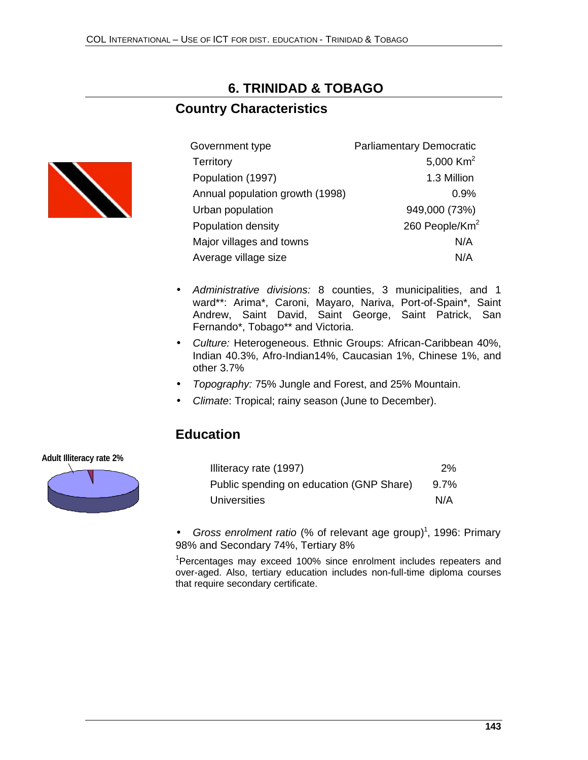# 6. TRINIDAD & TOBAGO

## Country Characteristics

| | |
|---|---|
| Government type | Parliamentary Democratic |
| Territory | 5,000 $Km^2$ |
| Population (1997) | 1.3 Million |
| Annual population growth (1998) | 0.9% |
| Urban population | 949,000 (73%) |
| Population density | 260 $People/Km^2$ |
| Major villages and towns | N/A |
| Average village size | N/A |

- *Administrative divisions:* 8 counties, 3 municipalities, and 1 ward**: Arima*, Caroni, Mayaro, Nariva, Port-of-Spain*, Saint Andrew, Saint David, Saint George, Saint Patrick, San Fernando*, Tobago** and Victoria.
- *Culture:* Heterogeneous. Ethnic Groups: African-Caribbean 40%, Indian 40.3%, Afro-Indian14%, Caucasian 1%, Chinese 1%, and other 3.7%
- *Topography:* 75% Jungle and Forest, and 25% Mountain.
- *Climate*: Tropical; rainy season (June to December).

## Education

Adult Illiteracy rate 2%

| | |
|---|---|
| Illiteracy rate (1997) | 2% |
| Public spending on education (GNP Share) | 9.7% |
| Universities | N/A |

- *Gross enrolment ratio* (% of relevant age group)[1], 1996: Primary 98% and Secondary 74%, Tertiary 8%

[1]Percentages may exceed 100% since enrolment includes repeaters and over-aged. Also, tertiary education includes non-full-time diploma courses that require secondary certificate.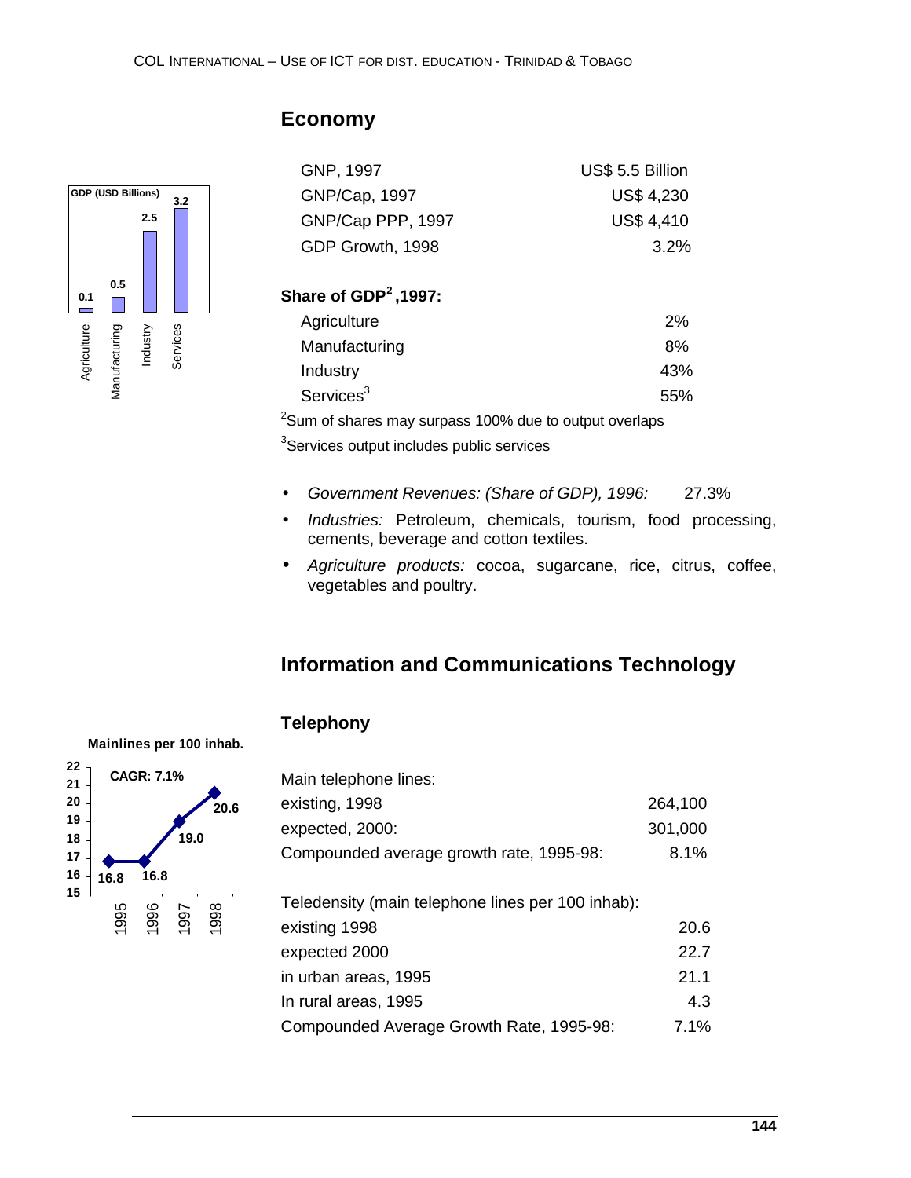## Economy

| | |
|---|---|
| GNP, 1997 | US$ 5.5 Billion |
| GNP/Cap, 1997 | US$ 4,230 |
| GNP/Cap PPP, 1997 | US$ 4,410 |
| GDP Growth, 1998 | 3.2% |

GDP (USD Billions)

| Agriculture | Manufacturing | Industry | Services |
|---|---|---|---|
| 0.1 | 0.5 | 2.5 | 3.2 |

### Share of GDP[2],1997:

| | |
|---|---|
| Agriculture | 2% |
| Manufacturing | 8% |
| Industry | 43% |
| Services[3] | 55% |

[2]Sum of shares may surpass 100% due to output overlaps

[3]Services output includes public services

- *Government Revenues: (Share of GDP), 1996:* 27.3%
- *Industries:* Petroleum, chemicals, tourism, food processing, cements, beverage and cotton textiles.
- *Agriculture products:* cocoa, sugarcane, rice, citrus, coffee, vegetables and poultry.

## Information and Communications Technology

### Telephony

Mainlines per 100 inhab.

CAGR: 7.1%

| 1995 | 1996 | 1997 | 1998 |
|---|---|---|---|
| 16.8 | 16.8 | 19.0 | 20.6 |

Main telephone lines:

| | |
|---|---|
| existing, 1998 | 264,100 |
| expected, 2000: | 301,000 |
| Compounded average growth rate, 1995-98: | 8.1% |

Teledensity (main telephone lines per 100 inhab):

| | |
|---|---|
| existing 1998 | 20.6 |
| expected 2000 | 22.7 |
| in urban areas, 1995 | 21.1 |
| In rural areas, 1995 | 4.3 |
| Compounded Average Growth Rate, 1995-98: | 7.1% |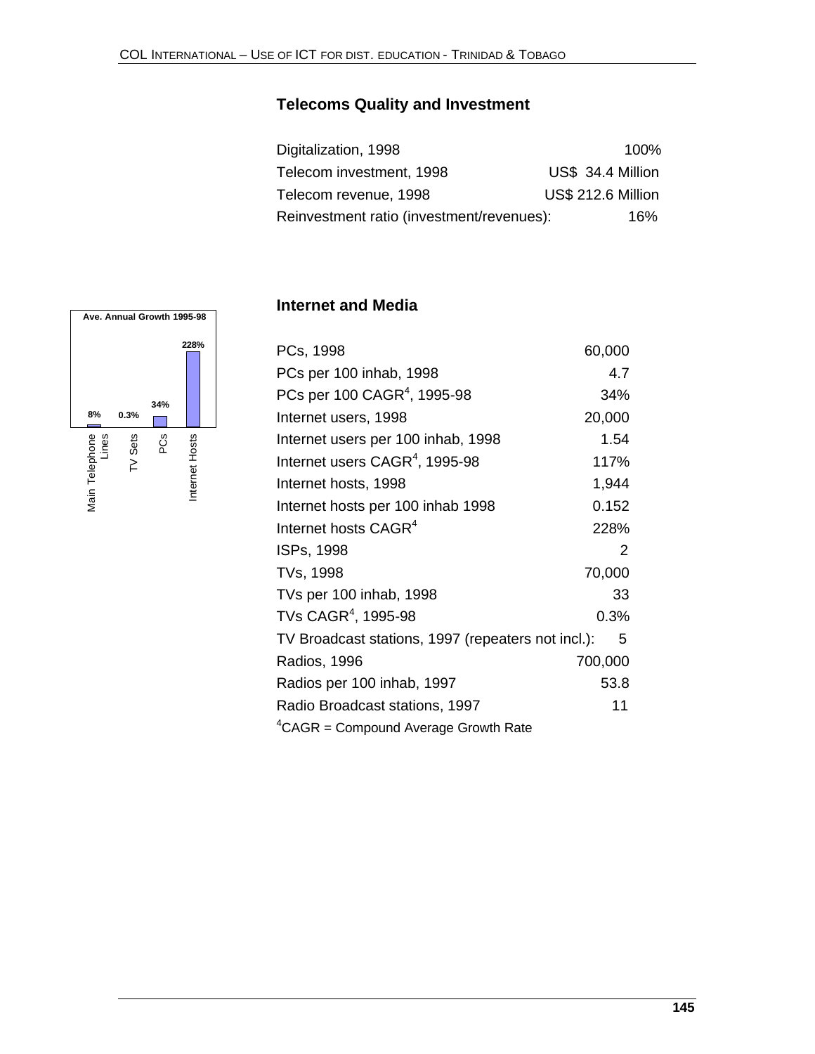## Telecoms Quality and Investment

| | |
|---|---|
| Digitalization, 1998 | 100% |
| Telecom investment, 1998 | US$ 34.4 Million |
| Telecom revenue, 1998 | US$ 212.6 Million |
| Reinvestment ratio (investment/revenues): | 16% |

## Internet and Media

**Ave. Annual Growth 1995-98**

| Main Telephone Lines | TV Sets | PCs | Internet Hosts |
|---|---|---|---|
| 8% | 0.3% | 34% | 228% |

| | |
|---|---|
| PCs, 1998 | 60,000 |
| PCs per 100 inhab, 1998 | 4.7 |
| PCs per 100 CAGR[4], 1995-98 | 34% |
| Internet users, 1998 | 20,000 |
| Internet users per 100 inhab, 1998 | 1.54 |
| Internet users CAGR[4], 1995-98 | 117% |
| Internet hosts, 1998 | 1,944 |
| Internet hosts per 100 inhab 1998 | 0.152 |
| Internet hosts CAGR[4] | 228% |
| ISPs, 1998 | 2 |
| TVs, 1998 | 70,000 |
| TVs per 100 inhab, 1998 | 33 |
| TVs CAGR[4], 1995-98 | 0.3% |
| TV Broadcast stations, 1997 (repeaters not incl.): | 5 |
| Radios, 1996 | 700,000 |
| Radios per 100 inhab, 1997 | 53.8 |
| Radio Broadcast stations, 1997 | 11 |

[4]CAGR = Compound Average Growth Rate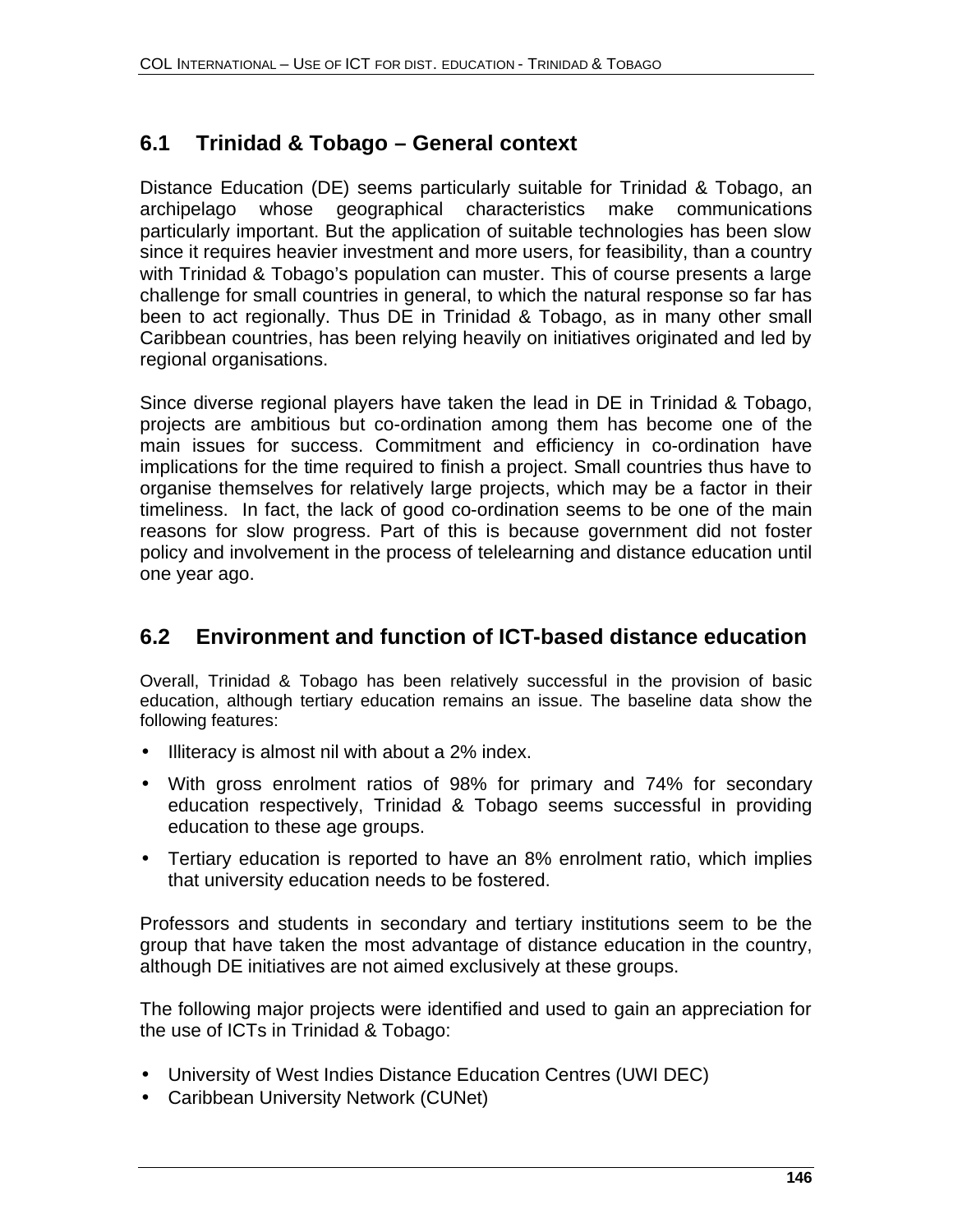## 6.1 Trinidad & Tobago – General context

Distance Education (DE) seems particularly suitable for Trinidad & Tobago, an archipelago whose geographical characteristics make communications particularly important. But the application of suitable technologies has been slow since it requires heavier investment and more users, for feasibility, than a country with Trinidad & Tobago's population can muster. This of course presents a large challenge for small countries in general, to which the natural response so far has been to act regionally. Thus DE in Trinidad & Tobago, as in many other small Caribbean countries, has been relying heavily on initiatives originated and led by regional organisations.

Since diverse regional players have taken the lead in DE in Trinidad & Tobago, projects are ambitious but co-ordination among them has become one of the main issues for success. Commitment and efficiency in co-ordination have implications for the time required to finish a project. Small countries thus have to organise themselves for relatively large projects, which may be a factor in their timeliness. In fact, the lack of good co-ordination seems to be one of the main reasons for slow progress. Part of this is because government did not foster policy and involvement in the process of telelearning and distance education until one year ago.

## 6.2 Environment and function of ICT-based distance education

Overall, Trinidad & Tobago has been relatively successful in the provision of basic education, although tertiary education remains an issue. The baseline data show the following features:

- Illiteracy is almost nil with about a 2% index.
- With gross enrolment ratios of 98% for primary and 74% for secondary education respectively, Trinidad & Tobago seems successful in providing education to these age groups.
- Tertiary education is reported to have an 8% enrolment ratio, which implies that university education needs to be fostered.

Professors and students in secondary and tertiary institutions seem to be the group that have taken the most advantage of distance education in the country, although DE initiatives are not aimed exclusively at these groups.

The following major projects were identified and used to gain an appreciation for the use of ICTs in Trinidad & Tobago:

- University of West Indies Distance Education Centres (UWI DEC)
- Caribbean University Network (CUNet)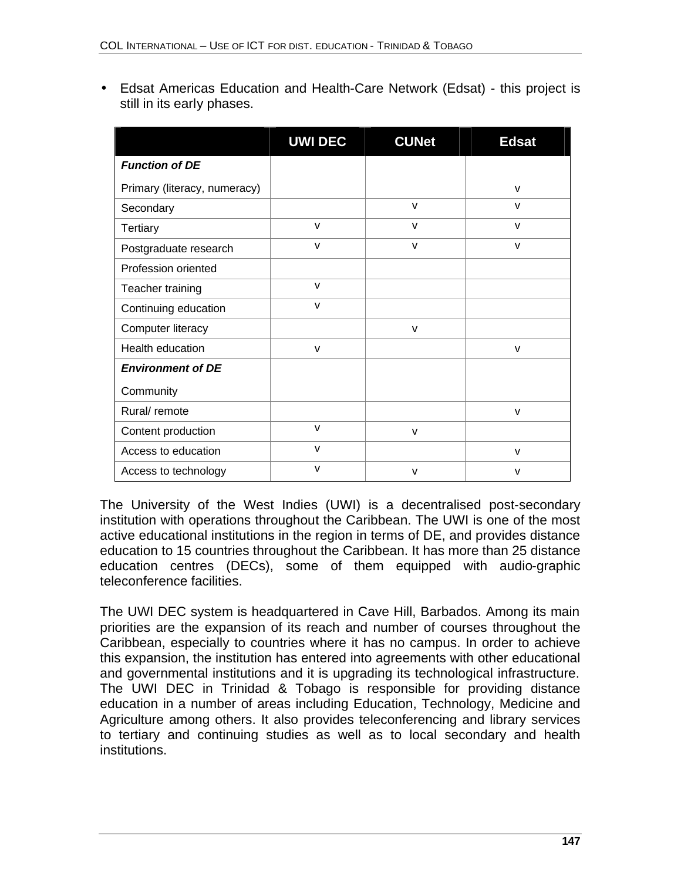- Edsat Americas Education and Health-Care Network (Edsat) - this project is still in its early phases.

| | UWI DEC | CUNet | Edsat |
|---|---|---|---|
| ***Function of DE*** | | | |
| Primary (literacy, numeracy) | | | v |
| Secondary | | v | v |
| Tertiary | v | v | v |
| Postgraduate research | v | v | v |
| Profession oriented | | | |
| Teacher training | v | | |
| Continuing education | v | | |
| Computer literacy | | v | |
| Health education | v | | v |
| ***Environment of DE*** | | | |
| Community | | | |
| Rural/ remote | | | v |
| Content production | v | v | |
| Access to education | v | | v |
| Access to technology | v | v | v |

The University of the West Indies (UWI) is a decentralised post-secondary institution with operations throughout the Caribbean. The UWI is one of the most active educational institutions in the region in terms of DE, and provides distance education to 15 countries throughout the Caribbean. It has more than 25 distance education centres (DECs), some of them equipped with audio-graphic teleconference facilities.

The UWI DEC system is headquartered in Cave Hill, Barbados. Among its main priorities are the expansion of its reach and number of courses throughout the Caribbean, especially to countries where it has no campus. In order to achieve this expansion, the institution has entered into agreements with other educational and governmental institutions and it is upgrading its technological infrastructure. The UWI DEC in Trinidad & Tobago is responsible for providing distance education in a number of areas including Education, Technology, Medicine and Agriculture among others. It also provides teleconferencing and library services to tertiary and continuing studies as well as to local secondary and health institutions.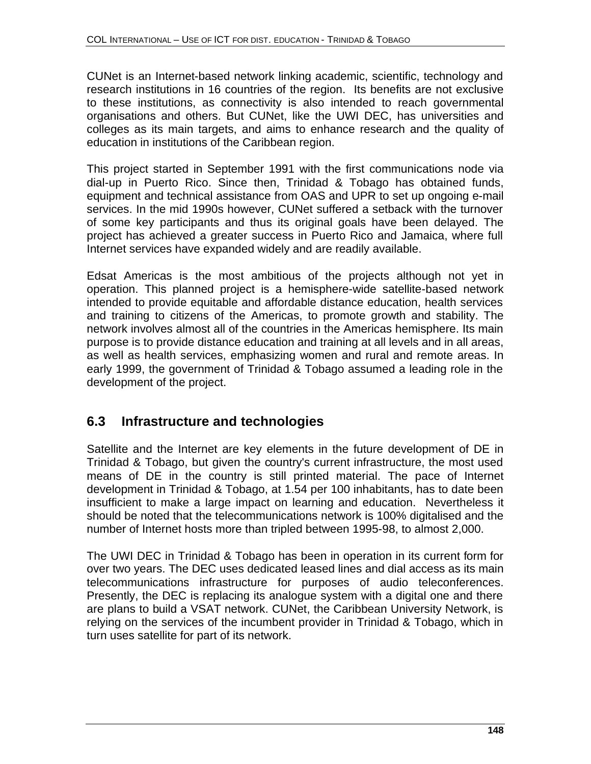CUNet is an Internet-based network linking academic, scientific, technology and research institutions in 16 countries of the region. Its benefits are not exclusive to these institutions, as connectivity is also intended to reach governmental organisations and others. But CUNet, like the UWI DEC, has universities and colleges as its main targets, and aims to enhance research and the quality of education in institutions of the Caribbean region.

This project started in September 1991 with the first communications node via dial-up in Puerto Rico. Since then, Trinidad & Tobago has obtained funds, equipment and technical assistance from OAS and UPR to set up ongoing e-mail services. In the mid 1990s however, CUNet suffered a setback with the turnover of some key participants and thus its original goals have been delayed. The project has achieved a greater success in Puerto Rico and Jamaica, where full Internet services have expanded widely and are readily available.

Edsat Americas is the most ambitious of the projects although not yet in operation. This planned project is a hemisphere-wide satellite-based network intended to provide equitable and affordable distance education, health services and training to citizens of the Americas, to promote growth and stability. The network involves almost all of the countries in the Americas hemisphere. Its main purpose is to provide distance education and training at all levels and in all areas, as well as health services, emphasizing women and rural and remote areas. In early 1999, the government of Trinidad & Tobago assumed a leading role in the development of the project.

## 6.3 Infrastructure and technologies

Satellite and the Internet are key elements in the future development of DE in Trinidad & Tobago, but given the country's current infrastructure, the most used means of DE in the country is still printed material. The pace of Internet development in Trinidad & Tobago, at 1.54 per 100 inhabitants, has to date been insufficient to make a large impact on learning and education. Nevertheless it should be noted that the telecommunications network is 100% digitalised and the number of Internet hosts more than tripled between 1995-98, to almost 2,000.

The UWI DEC in Trinidad & Tobago has been in operation in its current form for over two years. The DEC uses dedicated leased lines and dial access as its main telecommunications infrastructure for purposes of audio teleconferences. Presently, the DEC is replacing its analogue system with a digital one and there are plans to build a VSAT network. CUNet, the Caribbean University Network, is relying on the services of the incumbent provider in Trinidad & Tobago, which in turn uses satellite for part of its network.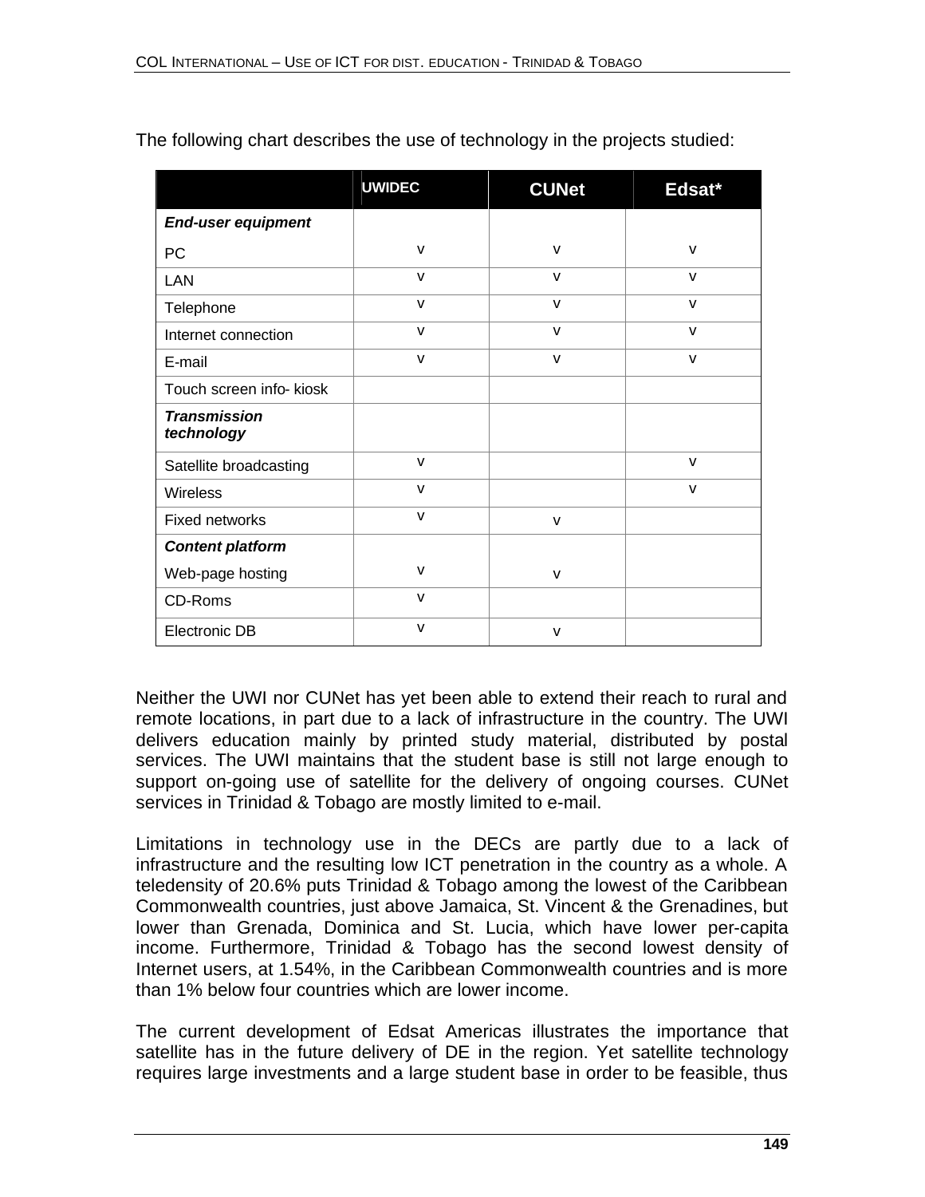The following chart describes the use of technology in the projects studied:

| | UWIDEC | CUNet | Edsat* |
|---|---|---|---|
| ***End-user equipment*** | | | |
| PC | v | v | v |
| LAN | v | v | v |
| Telephone | v | v | v |
| Internet connection | v | v | v |
| E-mail | v | v | v |
| Touch screen info- kiosk | | | |
| ***Transmission technology*** | | | |
| Satellite broadcasting | v | | v |
| Wireless | v | | v |
| Fixed networks | v | v | |
| ***Content platform*** | | | |
| Web-page hosting | v | v | |
| CD-Roms | v | | |
| Electronic DB | v | v | |

Neither the UWI nor CUNet has yet been able to extend their reach to rural and remote locations, in part due to a lack of infrastructure in the country. The UWI delivers education mainly by printed study material, distributed by postal services. The UWI maintains that the student base is still not large enough to support on-going use of satellite for the delivery of ongoing courses. CUNet services in Trinidad & Tobago are mostly limited to e-mail.

Limitations in technology use in the DECs are partly due to a lack of infrastructure and the resulting low ICT penetration in the country as a whole. A teledensity of 20.6% puts Trinidad & Tobago among the lowest of the Caribbean Commonwealth countries, just above Jamaica, St. Vincent & the Grenadines, but lower than Grenada, Dominica and St. Lucia, which have lower per-capita income. Furthermore, Trinidad & Tobago has the second lowest density of Internet users, at 1.54%, in the Caribbean Commonwealth countries and is more than 1% below four countries which are lower income.

The current development of Edsat Americas illustrates the importance that satellite has in the future delivery of DE in the region. Yet satellite technology requires large investments and a large student base in order to be feasible, thus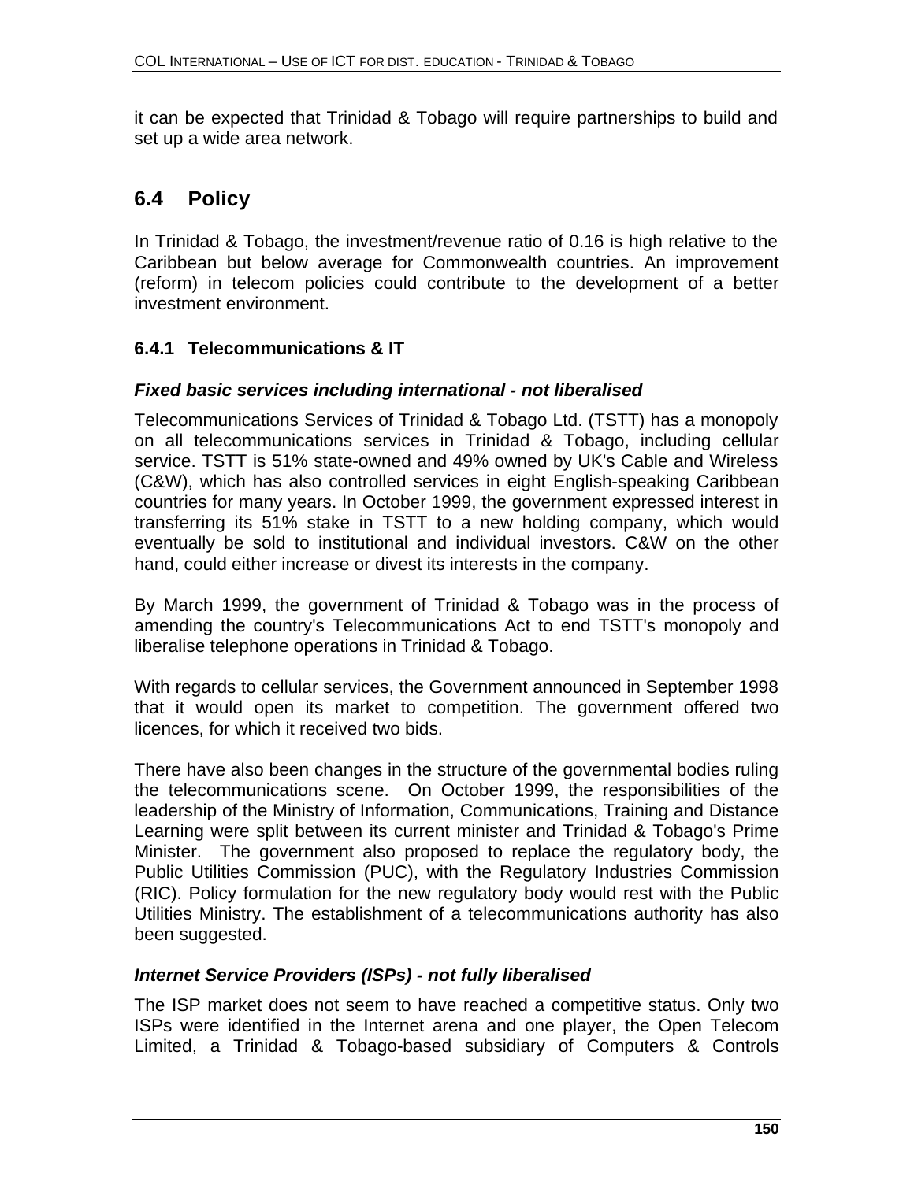it can be expected that Trinidad & Tobago will require partnerships to build and set up a wide area network.

## 6.4 Policy

In Trinidad & Tobago, the investment/revenue ratio of 0.16 is high relative to the Caribbean but below average for Commonwealth countries. An improvement (reform) in telecom policies could contribute to the development of a better investment environment.

### 6.4.1 Telecommunications & IT

***Fixed basic services including international - not liberalised***

Telecommunications Services of Trinidad & Tobago Ltd. (TSTT) has a monopoly on all telecommunications services in Trinidad & Tobago, including cellular service. TSTT is 51% state-owned and 49% owned by UK's Cable and Wireless (C&W), which has also controlled services in eight English-speaking Caribbean countries for many years. In October 1999, the government expressed interest in transferring its 51% stake in TSTT to a new holding company, which would eventually be sold to institutional and individual investors. C&W on the other hand, could either increase or divest its interests in the company.

By March 1999, the government of Trinidad & Tobago was in the process of amending the country's Telecommunications Act to end TSTT's monopoly and liberalise telephone operations in Trinidad & Tobago.

With regards to cellular services, the Government announced in September 1998 that it would open its market to competition. The government offered two licences, for which it received two bids.

There have also been changes in the structure of the governmental bodies ruling the telecommunications scene. On October 1999, the responsibilities of the leadership of the Ministry of Information, Communications, Training and Distance Learning were split between its current minister and Trinidad & Tobago's Prime Minister. The government also proposed to replace the regulatory body, the Public Utilities Commission (PUC), with the Regulatory Industries Commission (RIC). Policy formulation for the new regulatory body would rest with the Public Utilities Ministry. The establishment of a telecommunications authority has also been suggested.

***Internet Service Providers (ISPs) - not fully liberalised***

The ISP market does not seem to have reached a competitive status. Only two ISPs were identified in the Internet arena and one player, the Open Telecom Limited, a Trinidad & Tobago-based subsidiary of Computers & Controls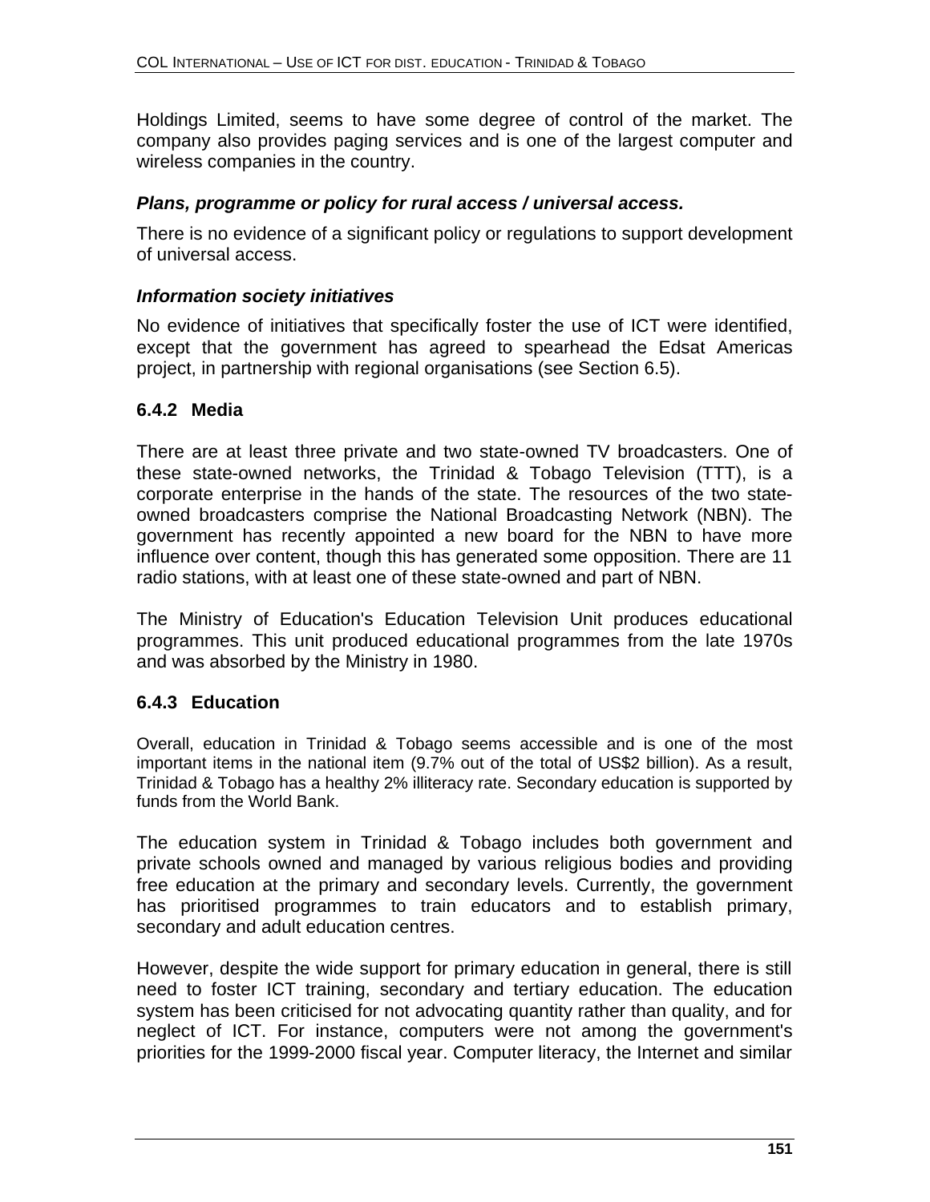Holdings Limited, seems to have some degree of control of the market. The company also provides paging services and is one of the largest computer and wireless companies in the country.

***Plans, programme or policy for rural access / universal access.***

There is no evidence of a significant policy or regulations to support development of universal access.

***Information society initiatives***

No evidence of initiatives that specifically foster the use of ICT were identified, except that the government has agreed to spearhead the Edsat Americas project, in partnership with regional organisations (see Section 6.5).

### 6.4.2 Media

There are at least three private and two state-owned TV broadcasters. One of these state-owned networks, the Trinidad & Tobago Television (TTT), is a corporate enterprise in the hands of the state. The resources of the two state-owned broadcasters comprise the National Broadcasting Network (NBN). The government has recently appointed a new board for the NBN to have more influence over content, though this has generated some opposition. There are 11 radio stations, with at least one of these state-owned and part of NBN.

The Ministry of Education's Education Television Unit produces educational programmes. This unit produced educational programmes from the late 1970s and was absorbed by the Ministry in 1980.

### 6.4.3 Education

Overall, education in Trinidad & Tobago seems accessible and is one of the most important items in the national item (9.7% out of the total of US$2 billion). As a result, Trinidad & Tobago has a healthy 2% illiteracy rate. Secondary education is supported by funds from the World Bank.

The education system in Trinidad & Tobago includes both government and private schools owned and managed by various religious bodies and providing free education at the primary and secondary levels. Currently, the government has prioritised programmes to train educators and to establish primary, secondary and adult education centres.

However, despite the wide support for primary education in general, there is still need to foster ICT training, secondary and tertiary education. The education system has been criticised for not advocating quantity rather than quality, and for neglect of ICT. For instance, computers were not among the government's priorities for the 1999-2000 fiscal year. Computer literacy, the Internet and similar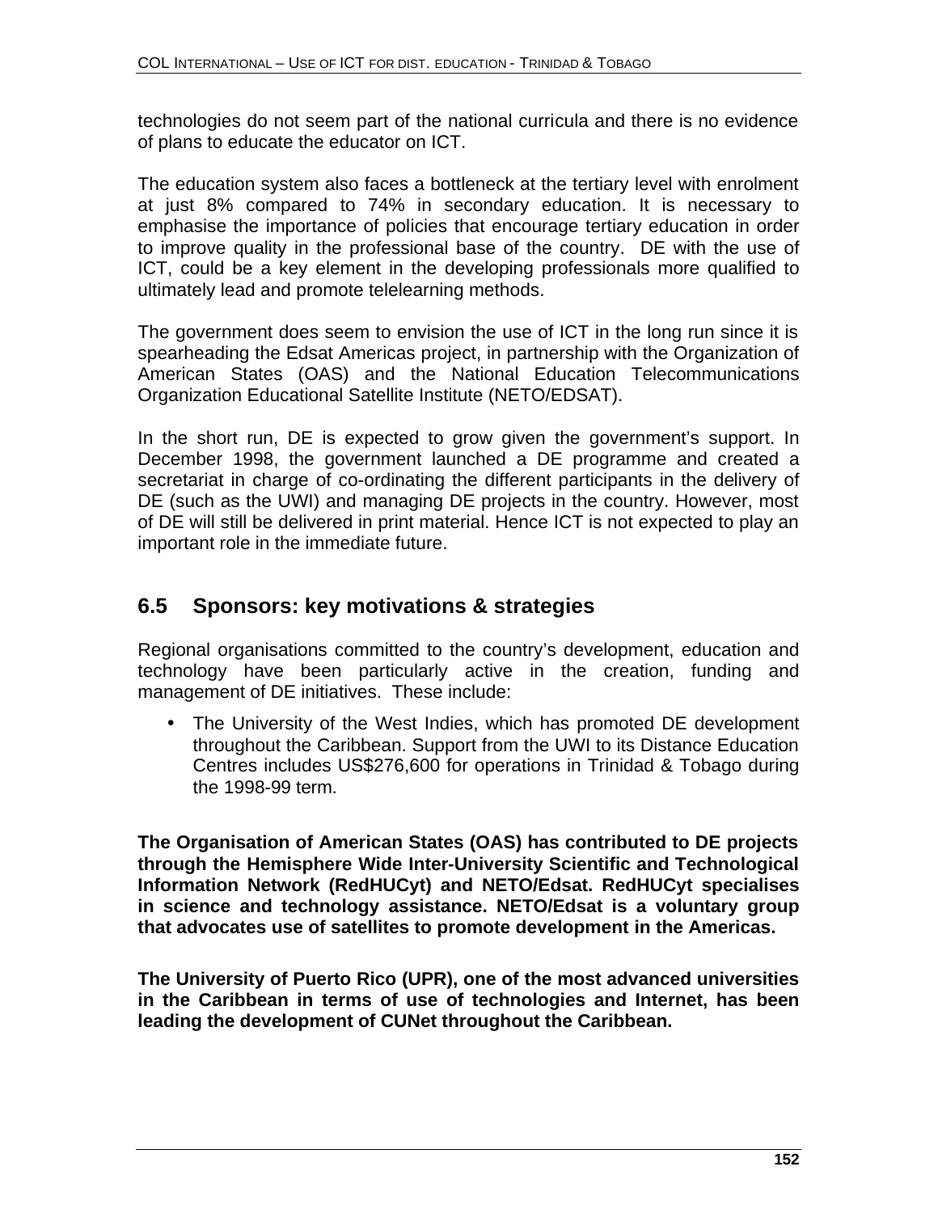technologies do not seem part of the national curricula and there is no evidence of plans to educate the educator on ICT.

The education system also faces a bottleneck at the tertiary level with enrolment at just 8% compared to 74% in secondary education. It is necessary to emphasise the importance of policies that encourage tertiary education in order to improve quality in the professional base of the country. DE with the use of ICT, could be a key element in the developing professionals more qualified to ultimately lead and promote telelearning methods.

The government does seem to envision the use of ICT in the long run since it is spearheading the Edsat Americas project, in partnership with the Organization of American States (OAS) and the National Education Telecommunications Organization Educational Satellite Institute (NETO/EDSAT).

In the short run, DE is expected to grow given the government's support. In December 1998, the government launched a DE programme and created a secretariat in charge of co-ordinating the different participants in the delivery of DE (such as the UWI) and managing DE projects in the country. However, most of DE will still be delivered in print material. Hence ICT is not expected to play an important role in the immediate future.

## 6.5 Sponsors: key motivations & strategies

Regional organisations committed to the country's development, education and technology have been particularly active in the creation, funding and management of DE initiatives. These include:

- The University of the West Indies, which has promoted DE development throughout the Caribbean. Support from the UWI to its Distance Education Centres includes US$276,600 for operations in Trinidad & Tobago during the 1998-99 term.

**The Organisation of American States (OAS) has contributed to DE projects through the Hemisphere Wide Inter-University Scientific and Technological Information Network (RedHUCyt) and NETO/Edsat. RedHUCyt specialises in science and technology assistance. NETO/Edsat is a voluntary group that advocates use of satellites to promote development in the Americas.**

**The University of Puerto Rico (UPR), one of the most advanced universities in the Caribbean in terms of use of technologies and Internet, has been leading the development of CUNet throughout the Caribbean.**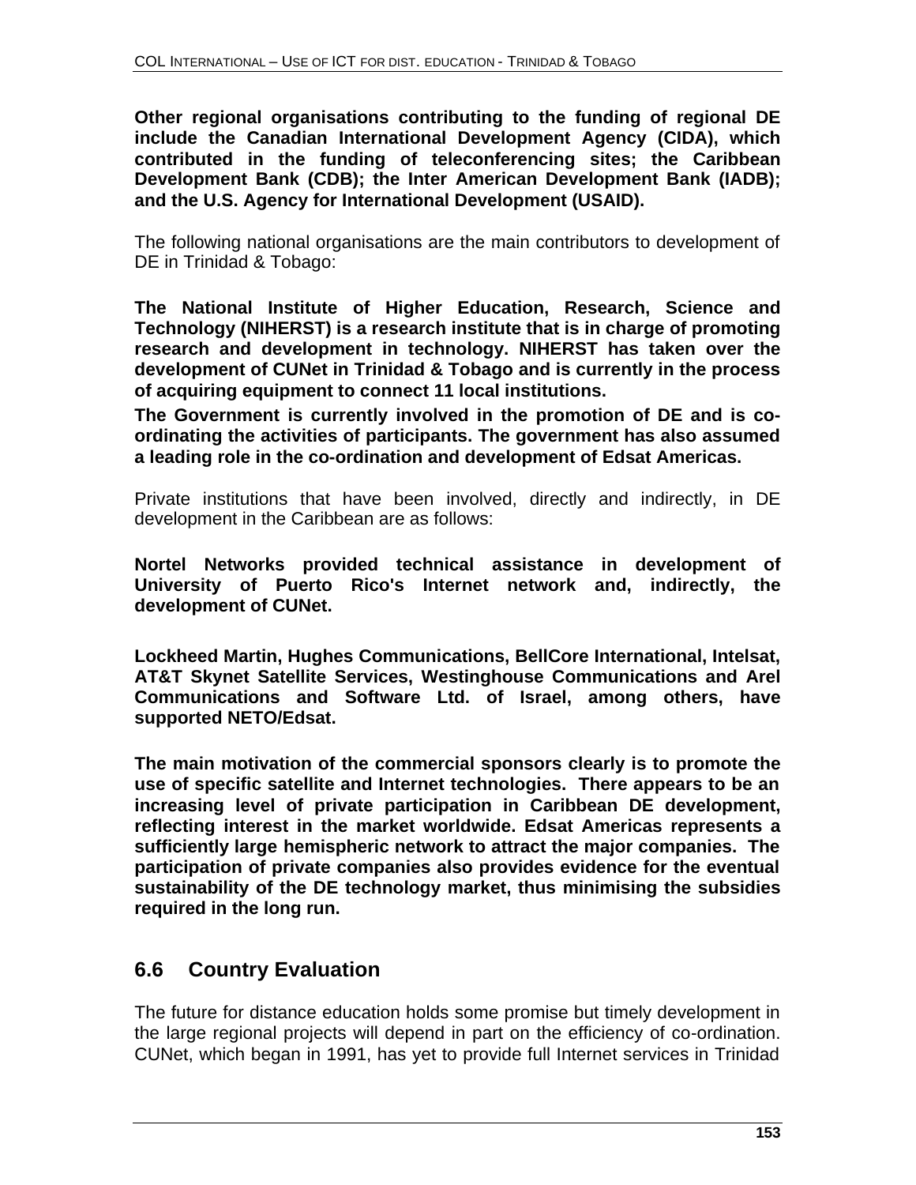**Other regional organisations contributing to the funding of regional DE include the Canadian International Development Agency (CIDA), which contributed in the funding of teleconferencing sites; the Caribbean Development Bank (CDB); the Inter American Development Bank (IADB); and the U.S. Agency for International Development (USAID).**

The following national organisations are the main contributors to development of DE in Trinidad & Tobago:

**The National Institute of Higher Education, Research, Science and Technology (NIHERST) is a research institute that is in charge of promoting research and development in technology. NIHERST has taken over the development of CUNet in Trinidad & Tobago and is currently in the process of acquiring equipment to connect 11 local institutions.**

**The Government is currently involved in the promotion of DE and is co-ordinating the activities of participants. The government has also assumed a leading role in the co-ordination and development of Edsat Americas.**

Private institutions that have been involved, directly and indirectly, in DE development in the Caribbean are as follows:

**Nortel Networks provided technical assistance in development of University of Puerto Rico's Internet network and, indirectly, the development of CUNet.**

**Lockheed Martin, Hughes Communications, BellCore International, Intelsat, AT&T Skynet Satellite Services, Westinghouse Communications and Arel Communications and Software Ltd. of Israel, among others, have supported NETO/Edsat.**

**The main motivation of the commercial sponsors clearly is to promote the use of specific satellite and Internet technologies. There appears to be an increasing level of private participation in Caribbean DE development, reflecting interest in the market worldwide. Edsat Americas represents a sufficiently large hemispheric network to attract the major companies. The participation of private companies also provides evidence for the eventual sustainability of the DE technology market, thus minimising the subsidies required in the long run.**

## 6.6 Country Evaluation

The future for distance education holds some promise but timely development in the large regional projects will depend in part on the efficiency of co-ordination. CUNet, which began in 1991, has yet to provide full Internet services in Trinidad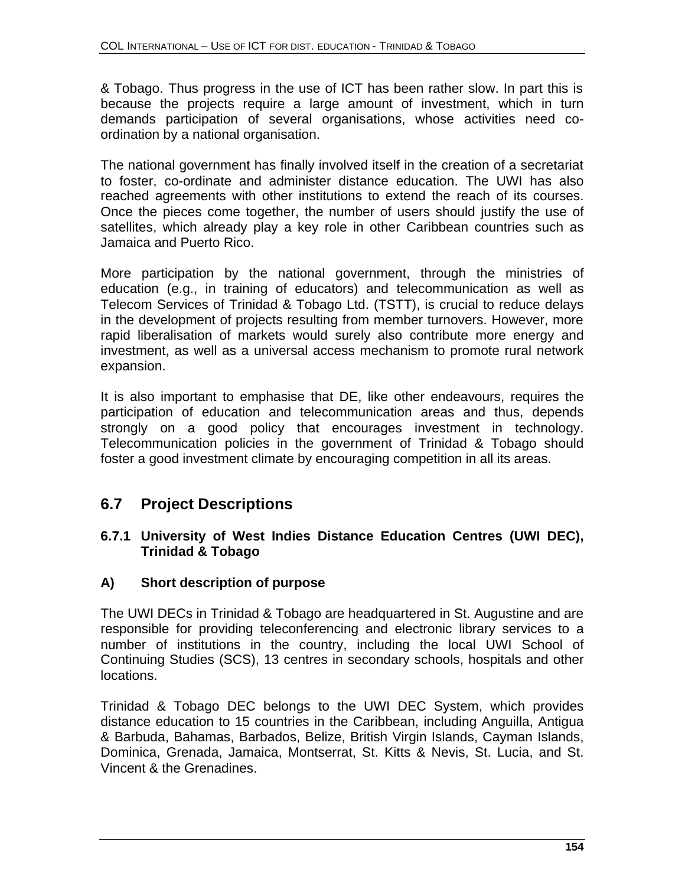& Tobago. Thus progress in the use of ICT has been rather slow. In part this is because the projects require a large amount of investment, which in turn demands participation of several organisations, whose activities need co-ordination by a national organisation.

The national government has finally involved itself in the creation of a secretariat to foster, co-ordinate and administer distance education. The UWI has also reached agreements with other institutions to extend the reach of its courses. Once the pieces come together, the number of users should justify the use of satellites, which already play a key role in other Caribbean countries such as Jamaica and Puerto Rico.

More participation by the national government, through the ministries of education (e.g., in training of educators) and telecommunication as well as Telecom Services of Trinidad & Tobago Ltd. (TSTT), is crucial to reduce delays in the development of projects resulting from member turnovers. However, more rapid liberalisation of markets would surely also contribute more energy and investment, as well as a universal access mechanism to promote rural network expansion.

It is also important to emphasise that DE, like other endeavours, requires the participation of education and telecommunication areas and thus, depends strongly on a good policy that encourages investment in technology. Telecommunication policies in the government of Trinidad & Tobago should foster a good investment climate by encouraging competition in all its areas.

## 6.7 Project Descriptions

### 6.7.1 University of West Indies Distance Education Centres (UWI DEC), Trinidad & Tobago

#### A) Short description of purpose

The UWI DECs in Trinidad & Tobago are headquartered in St. Augustine and are responsible for providing teleconferencing and electronic library services to a number of institutions in the country, including the local UWI School of Continuing Studies (SCS), 13 centres in secondary schools, hospitals and other locations.

Trinidad & Tobago DEC belongs to the UWI DEC System, which provides distance education to 15 countries in the Caribbean, including Anguilla, Antigua & Barbuda, Bahamas, Barbados, Belize, British Virgin Islands, Cayman Islands, Dominica, Grenada, Jamaica, Montserrat, St. Kitts & Nevis, St. Lucia, and St. Vincent & the Grenadines.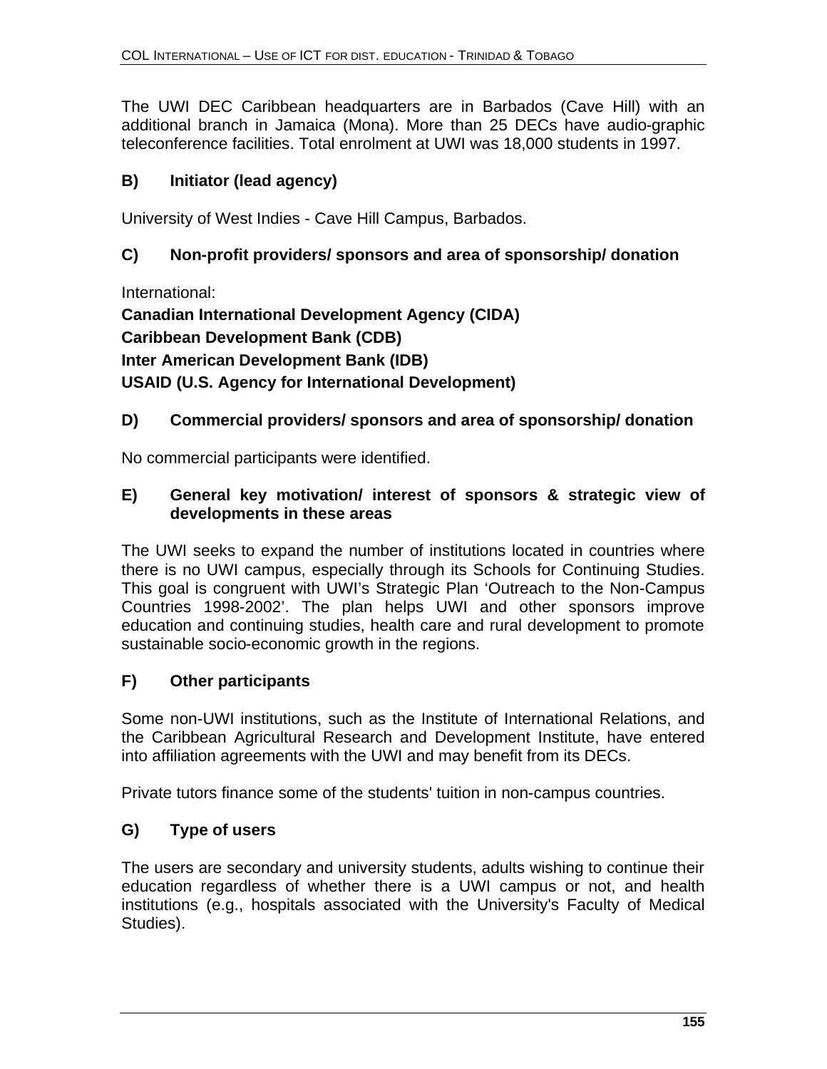The UWI DEC Caribbean headquarters are in Barbados (Cave Hill) with an additional branch in Jamaica (Mona). More than 25 DECs have audio-graphic teleconference facilities. Total enrolment at UWI was 18,000 students in 1997.

### B) Initiator (lead agency)

University of West Indies - Cave Hill Campus, Barbados.

### C) Non-profit providers/ sponsors and area of sponsorship/ donation

International:

**Canadian International Development Agency (CIDA)**
**Caribbean Development Bank (CDB)**
**Inter American Development Bank (IDB)**
**USAID (U.S. Agency for International Development)**

### D) Commercial providers/ sponsors and area of sponsorship/ donation

No commercial participants were identified.

### E) General key motivation/ interest of sponsors & strategic view of developments in these areas

The UWI seeks to expand the number of institutions located in countries where there is no UWI campus, especially through its Schools for Continuing Studies. This goal is congruent with UWI's Strategic Plan 'Outreach to the Non-Campus Countries 1998-2002'. The plan helps UWI and other sponsors improve education and continuing studies, health care and rural development to promote sustainable socio-economic growth in the regions.

### F) Other participants

Some non-UWI institutions, such as the Institute of International Relations, and the Caribbean Agricultural Research and Development Institute, have entered into affiliation agreements with the UWI and may benefit from its DECs.

Private tutors finance some of the students' tuition in non-campus countries.

### G) Type of users

The users are secondary and university students, adults wishing to continue their education regardless of whether there is a UWI campus or not, and health institutions (e.g., hospitals associated with the University's Faculty of Medical Studies).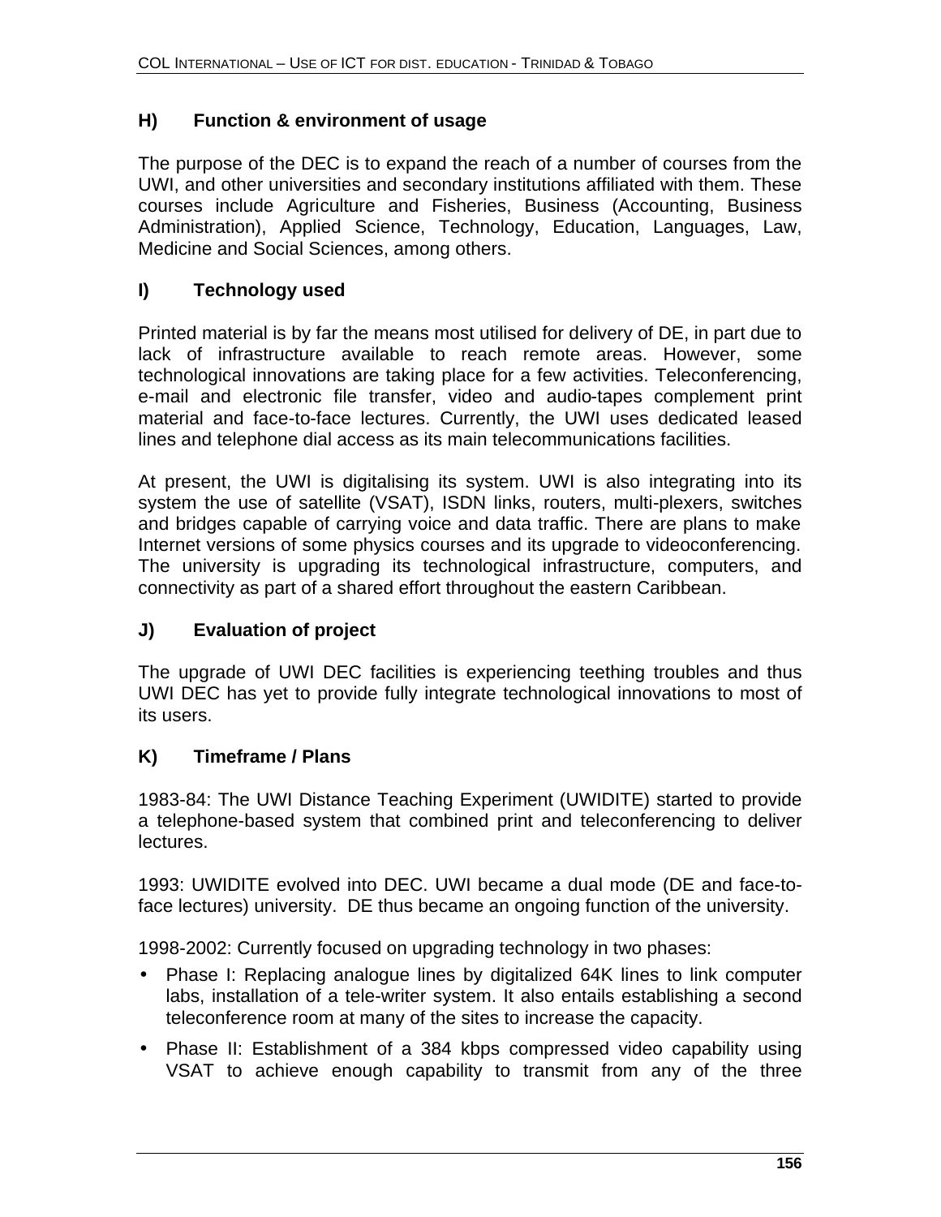### H) Function & environment of usage

The purpose of the DEC is to expand the reach of a number of courses from the UWI, and other universities and secondary institutions affiliated with them. These courses include Agriculture and Fisheries, Business (Accounting, Business Administration), Applied Science, Technology, Education, Languages, Law, Medicine and Social Sciences, among others.

### I) Technology used

Printed material is by far the means most utilised for delivery of DE, in part due to lack of infrastructure available to reach remote areas. However, some technological innovations are taking place for a few activities. Teleconferencing, e-mail and electronic file transfer, video and audio-tapes complement print material and face-to-face lectures. Currently, the UWI uses dedicated leased lines and telephone dial access as its main telecommunications facilities.

At present, the UWI is digitalising its system. UWI is also integrating into its system the use of satellite (VSAT), ISDN links, routers, multi-plexers, switches and bridges capable of carrying voice and data traffic. There are plans to make Internet versions of some physics courses and its upgrade to videoconferencing. The university is upgrading its technological infrastructure, computers, and connectivity as part of a shared effort throughout the eastern Caribbean.

### J) Evaluation of project

The upgrade of UWI DEC facilities is experiencing teething troubles and thus UWI DEC has yet to provide fully integrate technological innovations to most of its users.

### K) Timeframe / Plans

1983-84: The UWI Distance Teaching Experiment (UWIDITE) started to provide a telephone-based system that combined print and teleconferencing to deliver lectures.

1993: UWIDITE evolved into DEC. UWI became a dual mode (DE and face-to-face lectures) university. DE thus became an ongoing function of the university.

1998-2002: Currently focused on upgrading technology in two phases:

- Phase I: Replacing analogue lines by digitalized 64K lines to link computer labs, installation of a tele-writer system. It also entails establishing a second teleconference room at many of the sites to increase the capacity.
- Phase II: Establishment of a 384 kbps compressed video capability using VSAT to achieve enough capability to transmit from any of the three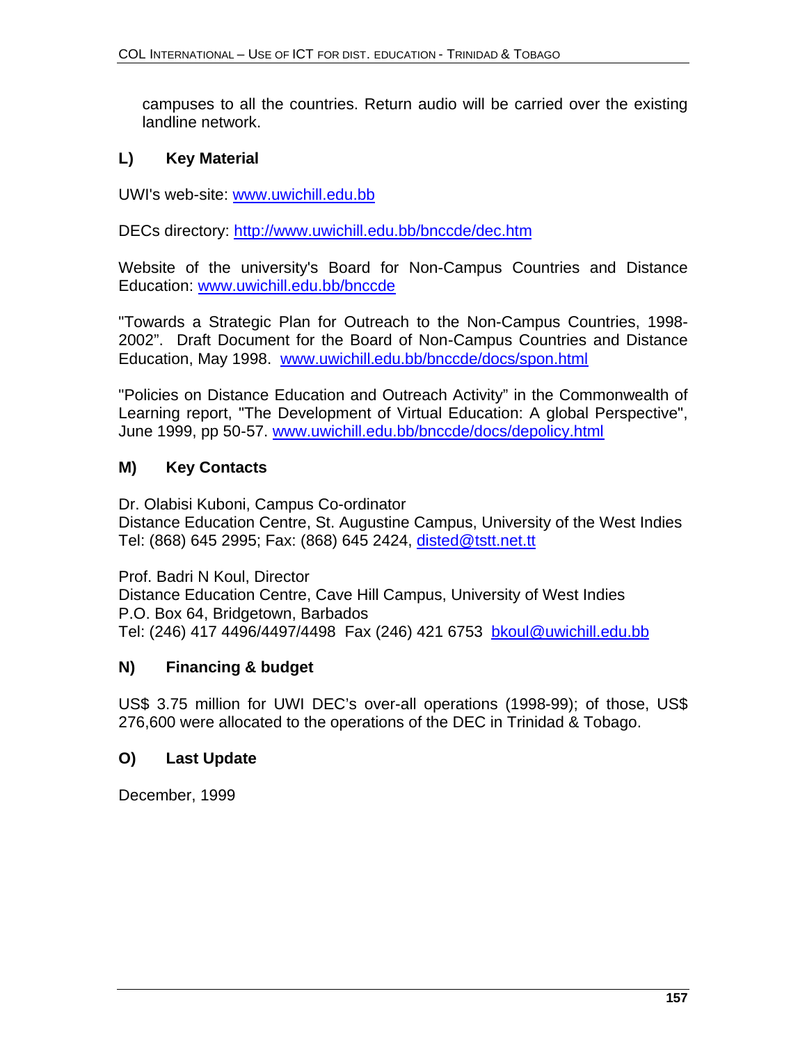campuses to all the countries. Return audio will be carried over the existing landline network.

### L) Key Material

UWI's web-site: www.uwichill.edu.bb

DECs directory: http://www.uwichill.edu.bb/bnccde/dec.htm

Website of the university's Board for Non-Campus Countries and Distance Education: www.uwichill.edu.bb/bnccde

"Towards a Strategic Plan for Outreach to the Non-Campus Countries, 1998-2002". Draft Document for the Board of Non-Campus Countries and Distance Education, May 1998. www.uwichill.edu.bb/bnccde/docs/spon.html

"Policies on Distance Education and Outreach Activity" in the Commonwealth of Learning report, "The Development of Virtual Education: A global Perspective", June 1999, pp 50-57. www.uwichill.edu.bb/bnccde/docs/depolicy.html

### M) Key Contacts

Dr. Olabisi Kuboni, Campus Co-ordinator
Distance Education Centre, St. Augustine Campus, University of the West Indies
Tel: (868) 645 2995; Fax: (868) 645 2424, disted@tstt.net.tt

Prof. Badri N Koul, Director
Distance Education Centre, Cave Hill Campus, University of West Indies
P.O. Box 64, Bridgetown, Barbados
Tel: (246) 417 4496/4497/4498 Fax (246) 421 6753 bkoul@uwichill.edu.bb

### N) Financing & budget

US$ 3.75 million for UWI DEC's over-all operations (1998-99); of those, US$ 276,600 were allocated to the operations of the DEC in Trinidad & Tobago.

### O) Last Update

December, 1999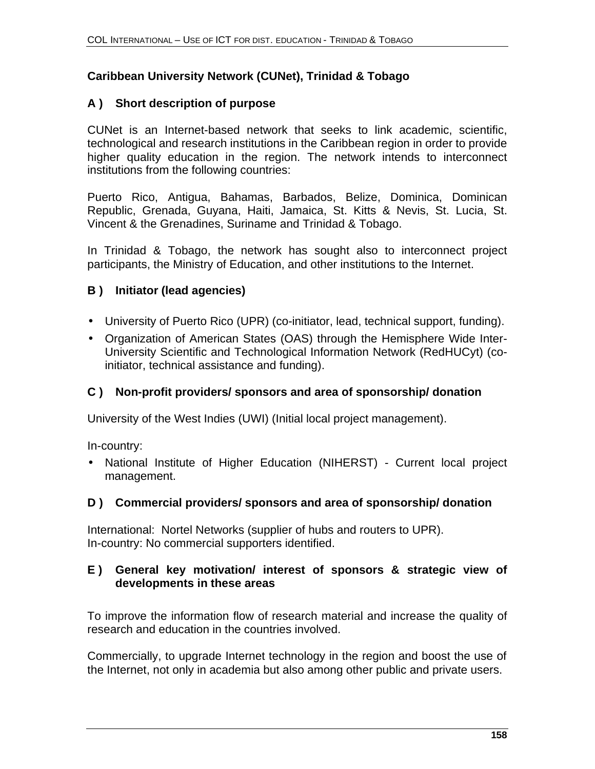## Caribbean University Network (CUNet), Trinidad & Tobago

### A ) Short description of purpose

CUNet is an Internet-based network that seeks to link academic, scientific, technological and research institutions in the Caribbean region in order to provide higher quality education in the region. The network intends to interconnect institutions from the following countries:

Puerto Rico, Antigua, Bahamas, Barbados, Belize, Dominica, Dominican Republic, Grenada, Guyana, Haiti, Jamaica, St. Kitts & Nevis, St. Lucia, St. Vincent & the Grenadines, Suriname and Trinidad & Tobago.

In Trinidad & Tobago, the network has sought also to interconnect project participants, the Ministry of Education, and other institutions to the Internet.

### B ) Initiator (lead agencies)

- University of Puerto Rico (UPR) (co-initiator, lead, technical support, funding).
- Organization of American States (OAS) through the Hemisphere Wide Inter-University Scientific and Technological Information Network (RedHUCyt) (co-initiator, technical assistance and funding).

### C ) Non-profit providers/ sponsors and area of sponsorship/ donation

University of the West Indies (UWI) (Initial local project management).

In-country:

- National Institute of Higher Education (NIHERST) - Current local project management.

### D ) Commercial providers/ sponsors and area of sponsorship/ donation

International: Nortel Networks (supplier of hubs and routers to UPR).
In-country: No commercial supporters identified.

### E ) General key motivation/ interest of sponsors & strategic view of developments in these areas

To improve the information flow of research material and increase the quality of research and education in the countries involved.

Commercially, to upgrade Internet technology in the region and boost the use of the Internet, not only in academia but also among other public and private users.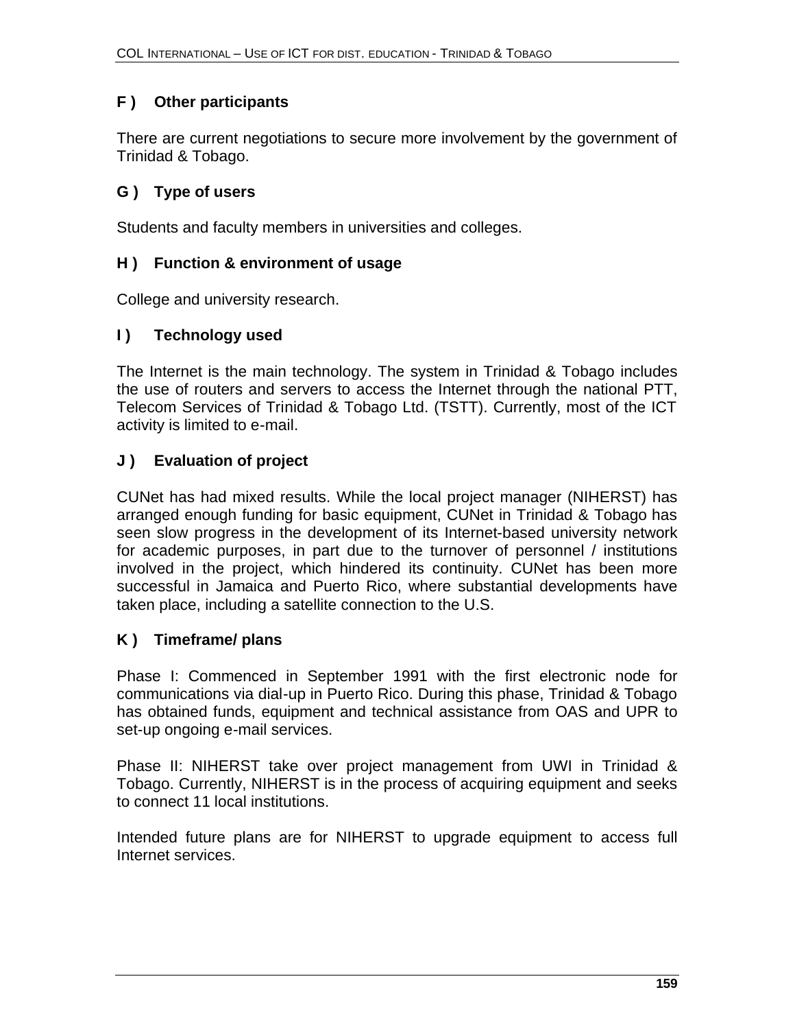### F ) Other participants

There are current negotiations to secure more involvement by the government of Trinidad & Tobago.

### G ) Type of users

Students and faculty members in universities and colleges.

### H ) Function & environment of usage

College and university research.

### I ) Technology used

The Internet is the main technology. The system in Trinidad & Tobago includes the use of routers and servers to access the Internet through the national PTT, Telecom Services of Trinidad & Tobago Ltd. (TSTT). Currently, most of the ICT activity is limited to e-mail.

### J ) Evaluation of project

CUNet has had mixed results. While the local project manager (NIHERST) has arranged enough funding for basic equipment, CUNet in Trinidad & Tobago has seen slow progress in the development of its Internet-based university network for academic purposes, in part due to the turnover of personnel / institutions involved in the project, which hindered its continuity. CUNet has been more successful in Jamaica and Puerto Rico, where substantial developments have taken place, including a satellite connection to the U.S.

### K ) Timeframe/ plans

Phase I: Commenced in September 1991 with the first electronic node for communications via dial-up in Puerto Rico. During this phase, Trinidad & Tobago has obtained funds, equipment and technical assistance from OAS and UPR to set-up ongoing e-mail services.

Phase II: NIHERST take over project management from UWI in Trinidad & Tobago. Currently, NIHERST is in the process of acquiring equipment and seeks to connect 11 local institutions.

Intended future plans are for NIHERST to upgrade equipment to access full Internet services.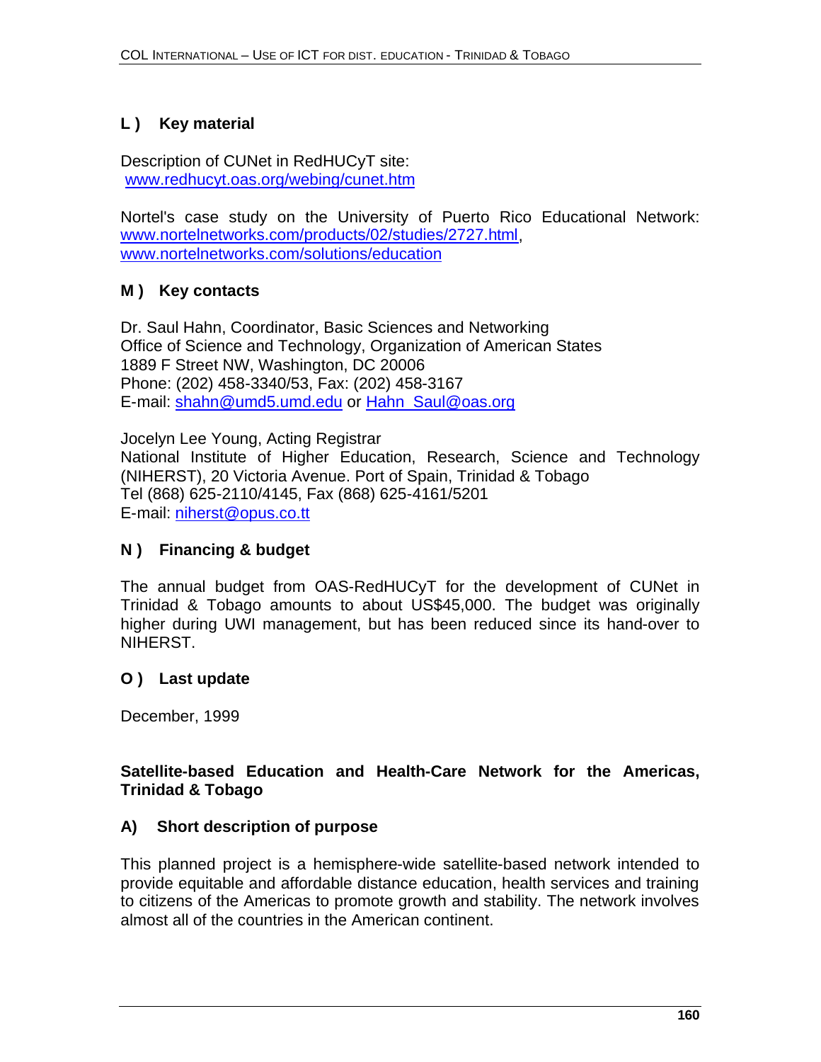## L ) Key material

Description of CUNet in RedHUCyT site:
www.redhucyt.oas.org/webing/cunet.htm

Nortel's case study on the University of Puerto Rico Educational Network: www.nortelnetworks.com/products/02/studies/2727.html, www.nortelnetworks.com/solutions/education

## M ) Key contacts

Dr. Saul Hahn, Coordinator, Basic Sciences and Networking
Office of Science and Technology, Organization of American States
1889 F Street NW, Washington, DC 20006
Phone: (202) 458-3340/53, Fax: (202) 458-3167
E-mail: shahn@umd5.umd.edu or Hahn_Saul@oas.org

Jocelyn Lee Young, Acting Registrar
National Institute of Higher Education, Research, Science and Technology (NIHERST), 20 Victoria Avenue. Port of Spain, Trinidad & Tobago
Tel (868) 625-2110/4145, Fax (868) 625-4161/5201
E-mail: niherst@opus.co.tt

## N ) Financing & budget

The annual budget from OAS-RedHUCyT for the development of CUNet in Trinidad & Tobago amounts to about US$45,000. The budget was originally higher during UWI management, but has been reduced since its hand-over to NIHERST.

## O ) Last update

December, 1999

**Satellite-based Education and Health-Care Network for the Americas, Trinidad & Tobago**

## A) Short description of purpose

This planned project is a hemisphere-wide satellite-based network intended to provide equitable and affordable distance education, health services and training to citizens of the Americas to promote growth and stability. The network involves almost all of the countries in the American continent.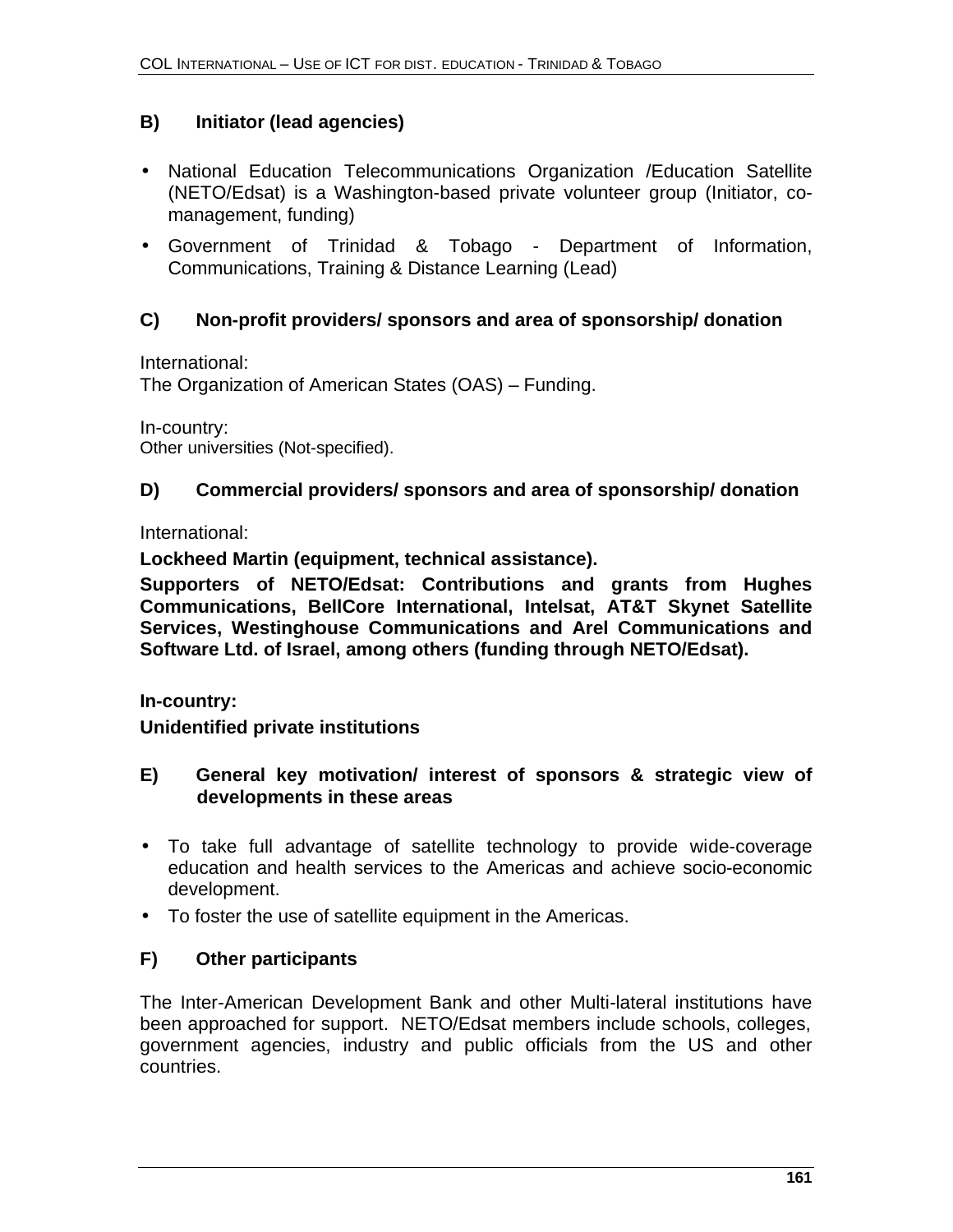## B) Initiator (lead agencies)

- National Education Telecommunications Organization /Education Satellite (NETO/Edsat) is a Washington-based private volunteer group (Initiator, co-management, funding)
- Government of Trinidad & Tobago - Department of Information, Communications, Training & Distance Learning (Lead)

## C) Non-profit providers/ sponsors and area of sponsorship/ donation

International:
The Organization of American States (OAS) – Funding.

In-country:
Other universities (Not-specified).

## D) Commercial providers/ sponsors and area of sponsorship/ donation

International:

**Lockheed Martin (equipment, technical assistance).**

**Supporters of NETO/Edsat: Contributions and grants from Hughes Communications, BellCore International, Intelsat, AT&T Skynet Satellite Services, Westinghouse Communications and Arel Communications and Software Ltd. of Israel, among others (funding through NETO/Edsat).**

**In-country:**

**Unidentified private institutions**

## E) General key motivation/ interest of sponsors & strategic view of developments in these areas

- To take full advantage of satellite technology to provide wide-coverage education and health services to the Americas and achieve socio-economic development.
- To foster the use of satellite equipment in the Americas.

## F) Other participants

The Inter-American Development Bank and other Multi-lateral institutions have been approached for support. NETO/Edsat members include schools, colleges, government agencies, industry and public officials from the US and other countries.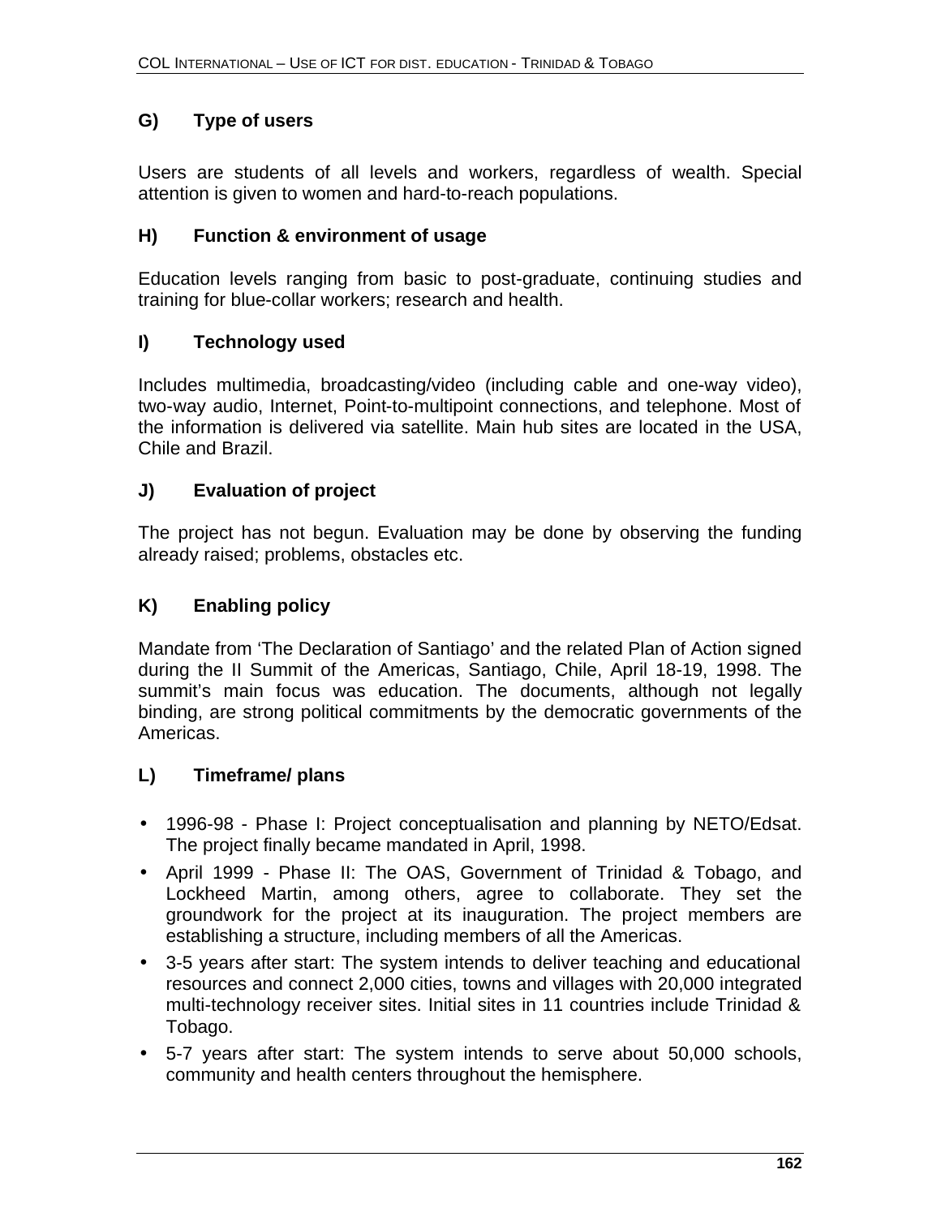### G) Type of users

Users are students of all levels and workers, regardless of wealth. Special attention is given to women and hard-to-reach populations.

### H) Function & environment of usage

Education levels ranging from basic to post-graduate, continuing studies and training for blue-collar workers; research and health.

### I) Technology used

Includes multimedia, broadcasting/video (including cable and one-way video), two-way audio, Internet, Point-to-multipoint connections, and telephone. Most of the information is delivered via satellite. Main hub sites are located in the USA, Chile and Brazil.

### J) Evaluation of project

The project has not begun. Evaluation may be done by observing the funding already raised; problems, obstacles etc.

### K) Enabling policy

Mandate from 'The Declaration of Santiago' and the related Plan of Action signed during the II Summit of the Americas, Santiago, Chile, April 18-19, 1998. The summit's main focus was education. The documents, although not legally binding, are strong political commitments by the democratic governments of the Americas.

### L) Timeframe/ plans

- 1996-98 - Phase I: Project conceptualisation and planning by NETO/Edsat. The project finally became mandated in April, 1998.
- April 1999 - Phase II: The OAS, Government of Trinidad & Tobago, and Lockheed Martin, among others, agree to collaborate. They set the groundwork for the project at its inauguration. The project members are establishing a structure, including members of all the Americas.
- 3-5 years after start: The system intends to deliver teaching and educational resources and connect 2,000 cities, towns and villages with 20,000 integrated multi-technology receiver sites. Initial sites in 11 countries include Trinidad & Tobago.
- 5-7 years after start: The system intends to serve about 50,000 schools, community and health centers throughout the hemisphere.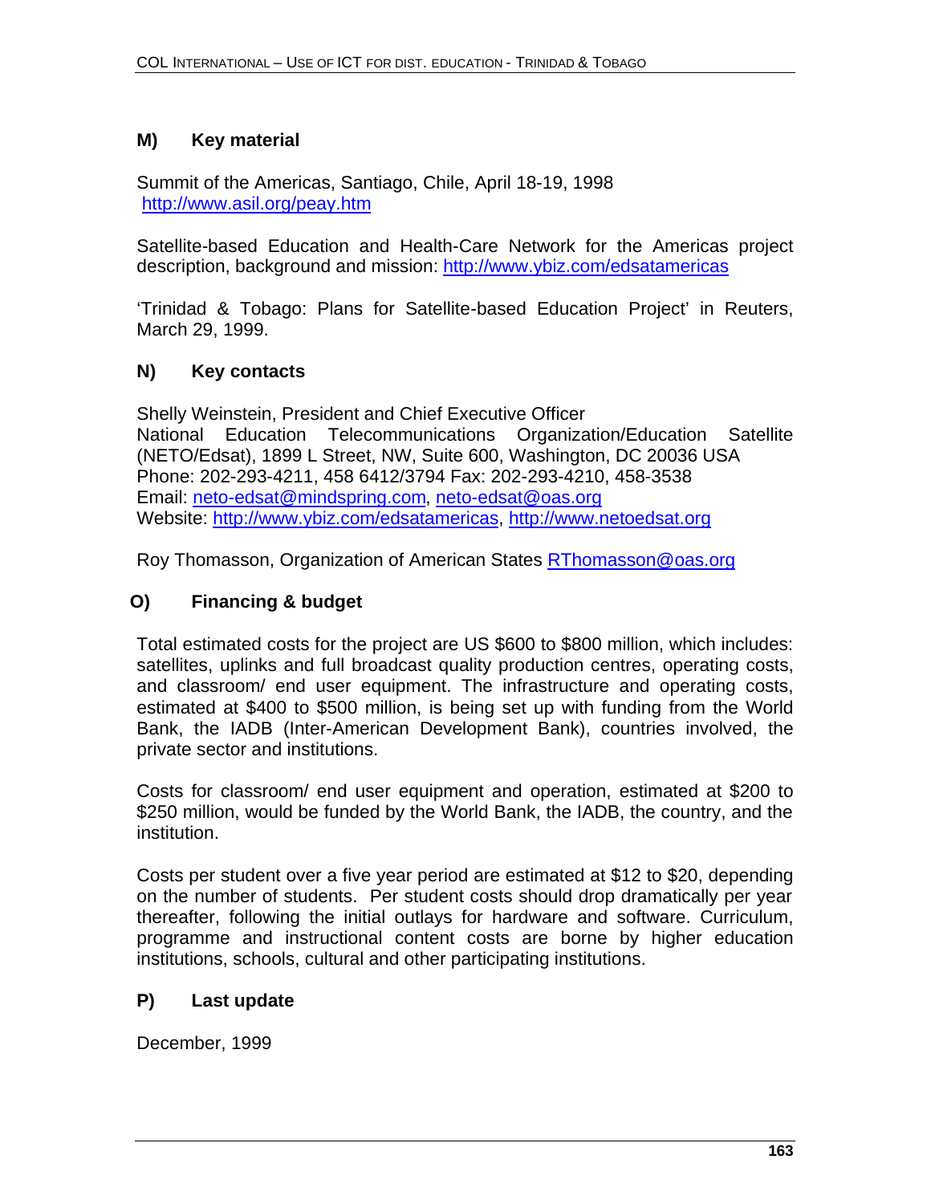### M) Key material

Summit of the Americas, Santiago, Chile, April 18-19, 1998
http://www.asil.org/peay.htm

Satellite-based Education and Health-Care Network for the Americas project description, background and mission: http://www.ybiz.com/edsatamericas

'Trinidad & Tobago: Plans for Satellite-based Education Project' in Reuters, March 29, 1999.

### N) Key contacts

Shelly Weinstein, President and Chief Executive Officer
National Education Telecommunications Organization/Education Satellite (NETO/Edsat), 1899 L Street, NW, Suite 600, Washington, DC 20036 USA
Phone: 202-293-4211, 458 6412/3794 Fax: 202-293-4210, 458-3538
Email: neto-edsat@mindspring.com, neto-edsat@oas.org
Website: http://www.ybiz.com/edsatamericas, http://www.netoedsat.org

Roy Thomasson, Organization of American States RThomasson@oas.org

### O) Financing & budget

Total estimated costs for the project are US $600 to $800 million, which includes: satellites, uplinks and full broadcast quality production centres, operating costs, and classroom/ end user equipment. The infrastructure and operating costs, estimated at $400 to $500 million, is being set up with funding from the World Bank, the IADB (Inter-American Development Bank), countries involved, the private sector and institutions.

Costs for classroom/ end user equipment and operation, estimated at $200 to $250 million, would be funded by the World Bank, the IADB, the country, and the institution.

Costs per student over a five year period are estimated at $12 to $20, depending on the number of students. Per student costs should drop dramatically per year thereafter, following the initial outlays for hardware and software. Curriculum, programme and instructional content costs are borne by higher education institutions, schools, cultural and other participating institutions.

### P) Last update

December, 1999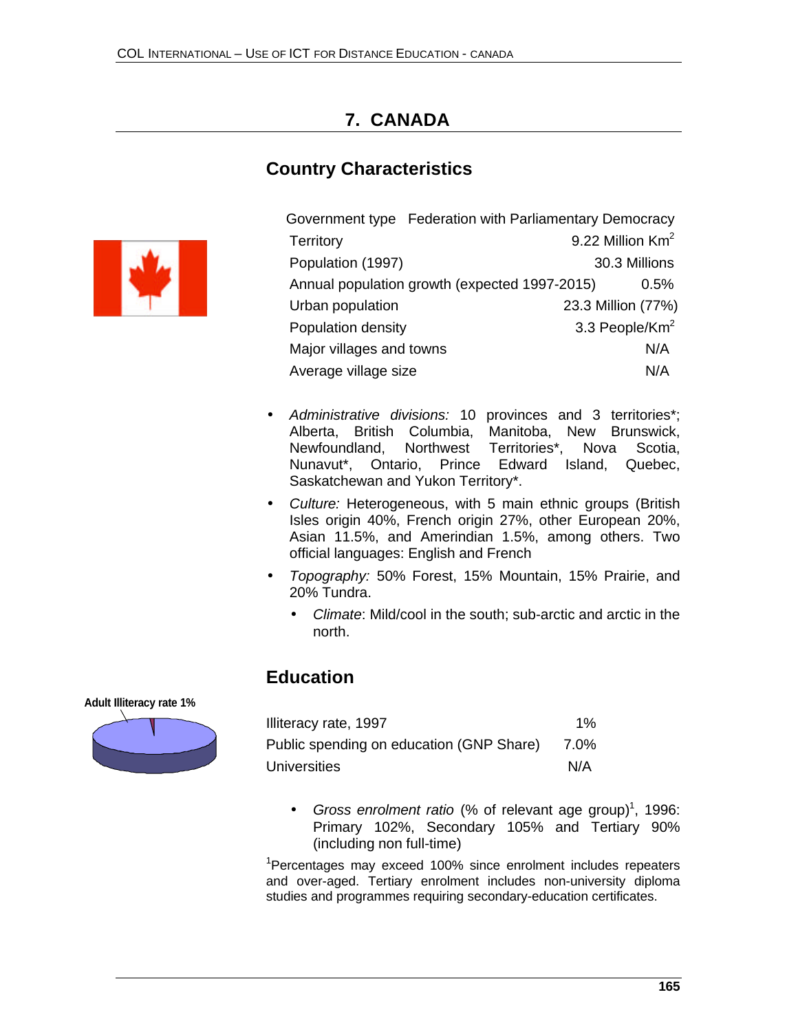# 7. CANADA

## Country Characteristics

| | |
|---|---|
| Government type | Federation with Parliamentary Democracy |
| Territory | 9.22 Million $Km^2$ |
| Population (1997) | 30.3 Millions |
| Annual population growth (expected 1997-2015) | 0.5% |
| Urban population | 23.3 Million (77%) |
| Population density | 3.3 People/$Km^2$ |
| Major villages and towns | N/A |
| Average village size | N/A |

- *Administrative divisions:* 10 provinces and 3 territories*; Alberta, British Columbia, Manitoba, New Brunswick, Newfoundland, Northwest Territories*, Nova Scotia, Nunavut*, Ontario, Prince Edward Island, Quebec, Saskatchewan and Yukon Territory*.
- *Culture:* Heterogeneous, with 5 main ethnic groups (British Isles origin 40%, French origin 27%, other European 20%, Asian 11.5%, and Amerindian 1.5%, among others. Two official languages: English and French
- *Topography:* 50% Forest, 15% Mountain, 15% Prairie, and 20% Tundra.
  - *Climate*: Mild/cool in the south; sub-arctic and arctic in the north.

## Education

Adult Illiteracy rate 1%

| | |
|---|---|
| Illiteracy rate, 1997 | 1% |
| Public spending on education (GNP Share) | 7.0% |
| Universities | N/A |

- *Gross enrolment ratio* (% of relevant age group)[1], 1996: Primary 102%, Secondary 105% and Tertiary 90% (including non full-time)

[1]Percentages may exceed 100% since enrolment includes repeaters and over-aged. Tertiary enrolment includes non-university diploma studies and programmes requiring secondary-education certificates.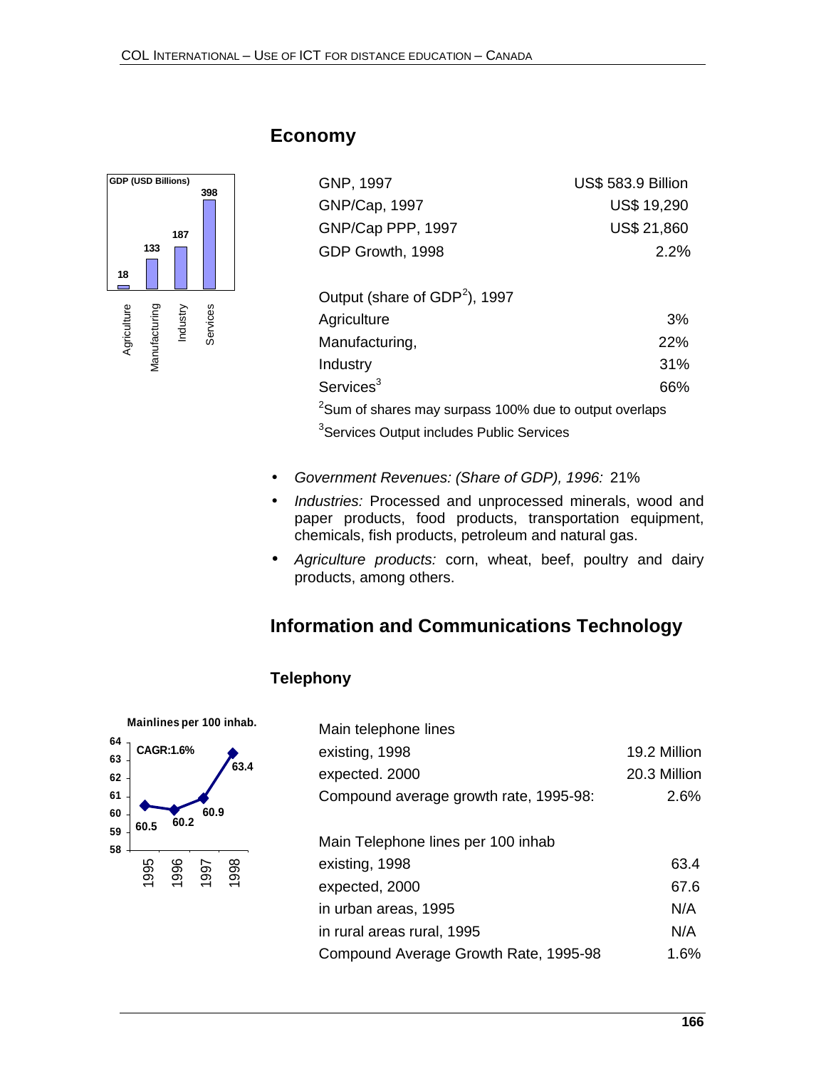## Economy

GDP (USD Billions)

| Agriculture | Manufacturing | Industry | Services |
|---|---|---|---|
| 18 | 133 | 187 | 398 |

| | |
|---|---|
| GNP, 1997 | US$ 583.9 Billion |
| GNP/Cap, 1997 | US$ 19,290 |
| GNP/Cap PPP, 1997 | US$ 21,860 |
| GDP Growth, 1998 | 2.2% |
| | |
| Output (share of GDP[2]), 1997 | |
| Agriculture | 3% |
| Manufacturing, | 22% |
| Industry | 31% |
| Services[3] | 66% |

[2]Sum of shares may surpass 100% due to output overlaps

[3]Services Output includes Public Services

- *Government Revenues: (Share of GDP), 1996:* 21%
- *Industries:* Processed and unprocessed minerals, wood and paper products, food products, transportation equipment, chemicals, fish products, petroleum and natural gas.
- *Agriculture products:* corn, wheat, beef, poultry and dairy products, among others.

## Information and Communications Technology

### Telephony

Mainlines per 100 inhab.

CAGR:1.6%

| 1995 | 1996 | 1997 | 1998 |
|---|---|---|---|
| 60.5 | 60.2 | 60.9 | 63.4 |

| | |
|---|---|
| Main telephone lines | |
| existing, 1998 | 19.2 Million |
| expected. 2000 | 20.3 Million |
| Compound average growth rate, 1995-98: | 2.6% |
| | |
| Main Telephone lines per 100 inhab | |
| existing, 1998 | 63.4 |
| expected, 2000 | 67.6 |
| in urban areas, 1995 | N/A |
| in rural areas rural, 1995 | N/A |
| Compound Average Growth Rate, 1995-98 | 1.6% |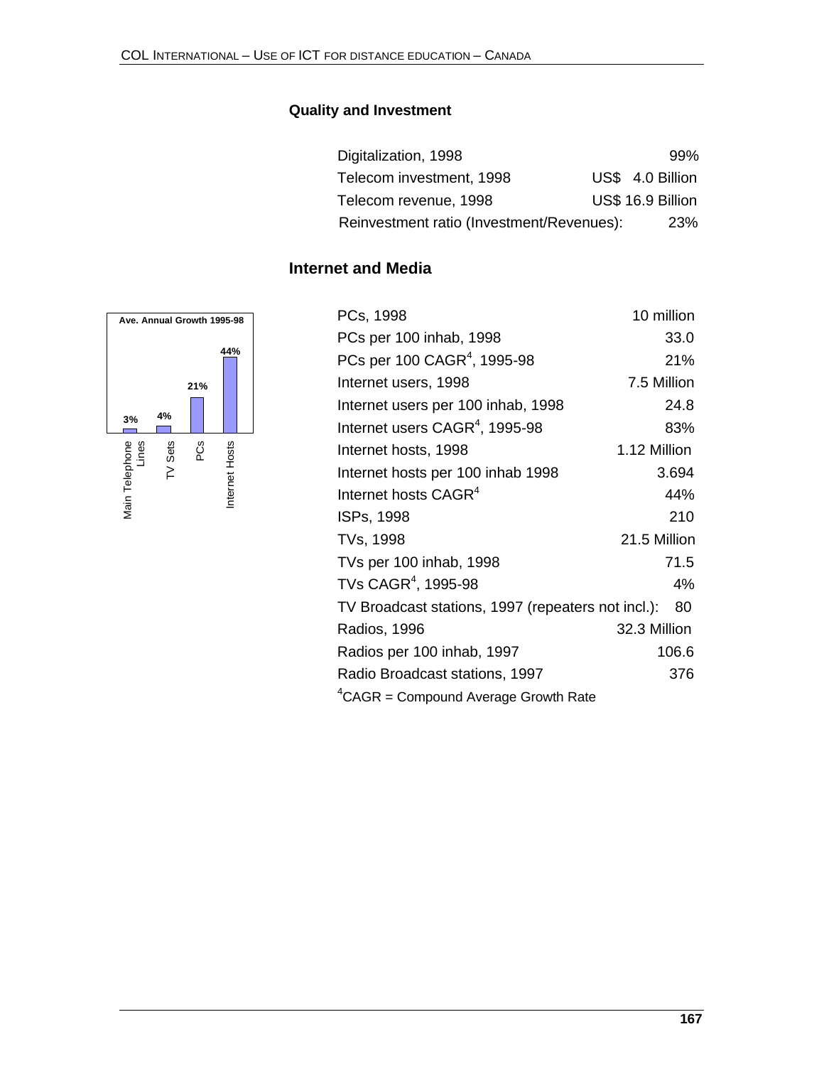### Quality and Investment

| | |
|---|---|
| Digitalization, 1998 | 99% |
| Telecom investment, 1998 | US$ 4.0 Billion |
| Telecom revenue, 1998 | US$ 16.9 Billion |
| Reinvestment ratio (Investment/Revenues): | 23% |

### Internet and Media

**Ave. Annual Growth 1995-98**

| Main Telephone Lines | TV Sets | PCs | Internet Hosts |
|---|---|---|---|
| 3% | 4% | 21% | 44% |

| | |
|---|---|
| PCs, 1998 | 10 million |
| PCs per 100 inhab, 1998 | 33.0 |
| PCs per 100 CAGR[4], 1995-98 | 21% |
| Internet users, 1998 | 7.5 Million |
| Internet users per 100 inhab, 1998 | 24.8 |
| Internet users CAGR[4], 1995-98 | 83% |
| Internet hosts, 1998 | 1.12 Million |
| Internet hosts per 100 inhab 1998 | 3.694 |
| Internet hosts CAGR[4] | 44% |
| ISPs, 1998 | 210 |
| TVs, 1998 | 21.5 Million |
| TVs per 100 inhab, 1998 | 71.5 |
| TVs CAGR[4], 1995-98 | 4% |
| TV Broadcast stations, 1997 (repeaters not incl.): | 80 |
| Radios, 1996 | 32.3 Million |
| Radios per 100 inhab, 1997 | 106.6 |
| Radio Broadcast stations, 1997 | 376 |

[4]CAGR = Compound Average Growth Rate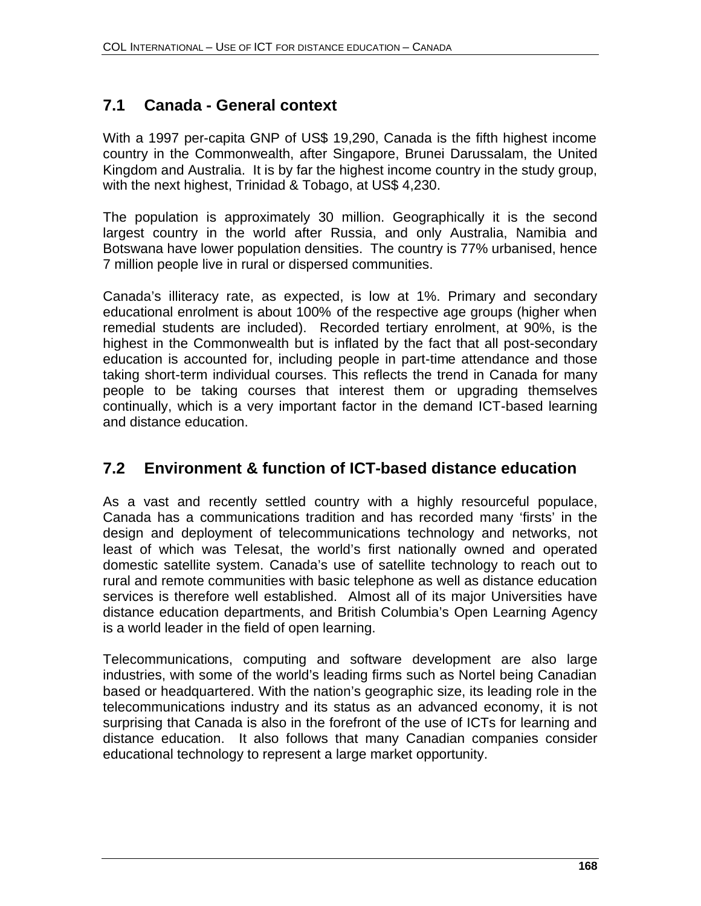## 7.1 Canada - General context

With a 1997 per-capita GNP of US$ 19,290, Canada is the fifth highest income country in the Commonwealth, after Singapore, Brunei Darussalam, the United Kingdom and Australia. It is by far the highest income country in the study group, with the next highest, Trinidad & Tobago, at US$ 4,230.

The population is approximately 30 million. Geographically it is the second largest country in the world after Russia, and only Australia, Namibia and Botswana have lower population densities. The country is 77% urbanised, hence 7 million people live in rural or dispersed communities.

Canada's illiteracy rate, as expected, is low at 1%. Primary and secondary educational enrolment is about 100% of the respective age groups (higher when remedial students are included). Recorded tertiary enrolment, at 90%, is the highest in the Commonwealth but is inflated by the fact that all post-secondary education is accounted for, including people in part-time attendance and those taking short-term individual courses. This reflects the trend in Canada for many people to be taking courses that interest them or upgrading themselves continually, which is a very important factor in the demand ICT-based learning and distance education.

## 7.2 Environment & function of ICT-based distance education

As a vast and recently settled country with a highly resourceful populace, Canada has a communications tradition and has recorded many 'firsts' in the design and deployment of telecommunications technology and networks, not least of which was Telesat, the world's first nationally owned and operated domestic satellite system. Canada's use of satellite technology to reach out to rural and remote communities with basic telephone as well as distance education services is therefore well established. Almost all of its major Universities have distance education departments, and British Columbia's Open Learning Agency is a world leader in the field of open learning.

Telecommunications, computing and software development are also large industries, with some of the world's leading firms such as Nortel being Canadian based or headquartered. With the nation's geographic size, its leading role in the telecommunications industry and its status as an advanced economy, it is not surprising that Canada is also in the forefront of the use of ICTs for learning and distance education. It also follows that many Canadian companies consider educational technology to represent a large market opportunity.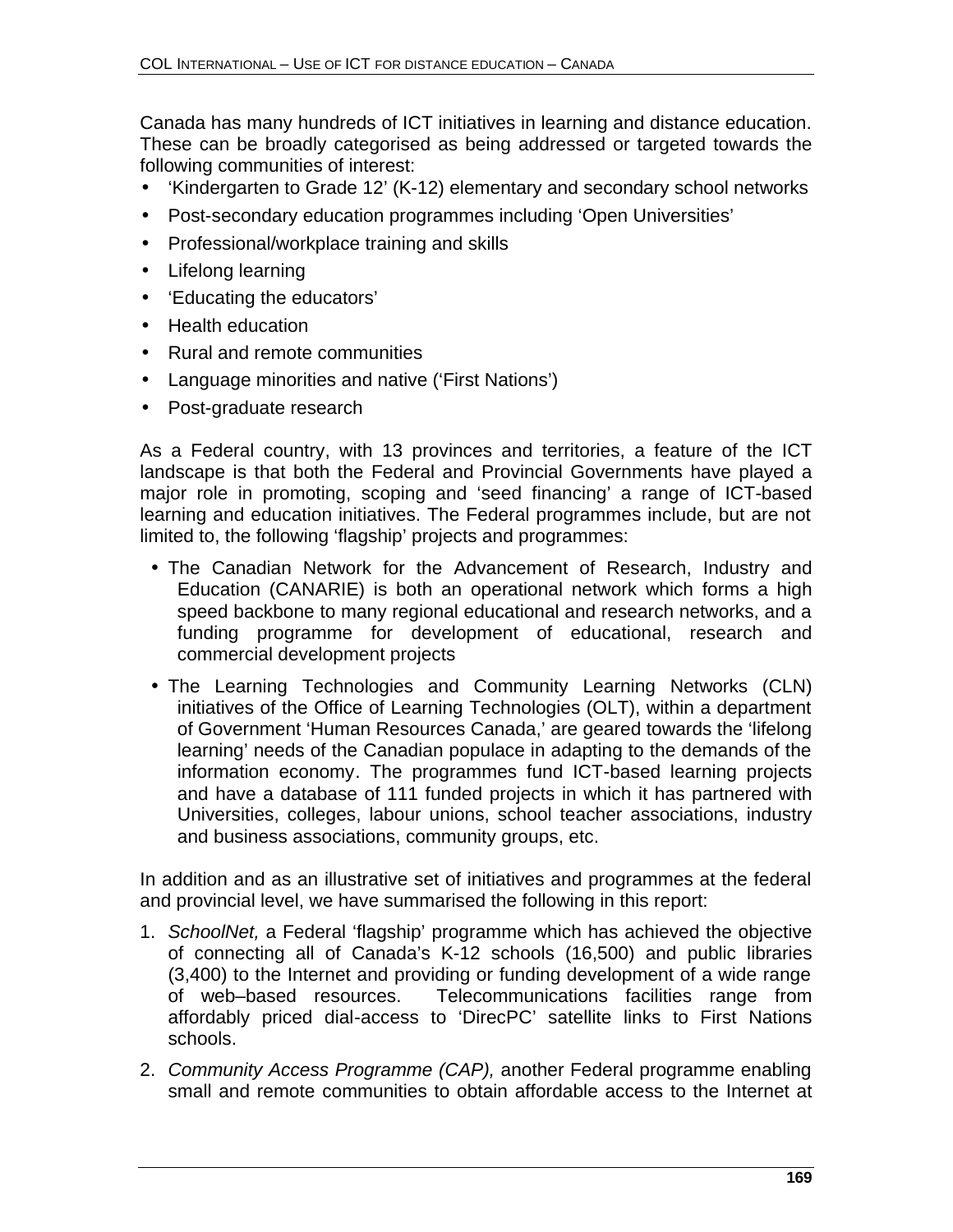Canada has many hundreds of ICT initiatives in learning and distance education. These can be broadly categorised as being addressed or targeted towards the following communities of interest:

- 'Kindergarten to Grade 12' (K-12) elementary and secondary school networks
- Post-secondary education programmes including 'Open Universities'
- Professional/workplace training and skills
- Lifelong learning
- 'Educating the educators'
- Health education
- Rural and remote communities
- Language minorities and native ('First Nations')
- Post-graduate research

As a Federal country, with 13 provinces and territories, a feature of the ICT landscape is that both the Federal and Provincial Governments have played a major role in promoting, scoping and 'seed financing' a range of ICT-based learning and education initiatives. The Federal programmes include, but are not limited to, the following 'flagship' projects and programmes:

- The Canadian Network for the Advancement of Research, Industry and Education (CANARIE) is both an operational network which forms a high speed backbone to many regional educational and research networks, and a funding programme for development of educational, research and commercial development projects
- The Learning Technologies and Community Learning Networks (CLN) initiatives of the Office of Learning Technologies (OLT), within a department of Government 'Human Resources Canada,' are geared towards the 'lifelong learning' needs of the Canadian populace in adapting to the demands of the information economy. The programmes fund ICT-based learning projects and have a database of 111 funded projects in which it has partnered with Universities, colleges, labour unions, school teacher associations, industry and business associations, community groups, etc.

In addition and as an illustrative set of initiatives and programmes at the federal and provincial level, we have summarised the following in this report:

1. *SchoolNet,* a Federal 'flagship' programme which has achieved the objective of connecting all of Canada's K-12 schools (16,500) and public libraries (3,400) to the Internet and providing or funding development of a wide range of web–based resources. Telecommunications facilities range from affordably priced dial-access to 'DirecPC' satellite links to First Nations schools.
2. *Community Access Programme (CAP),* another Federal programme enabling small and remote communities to obtain affordable access to the Internet at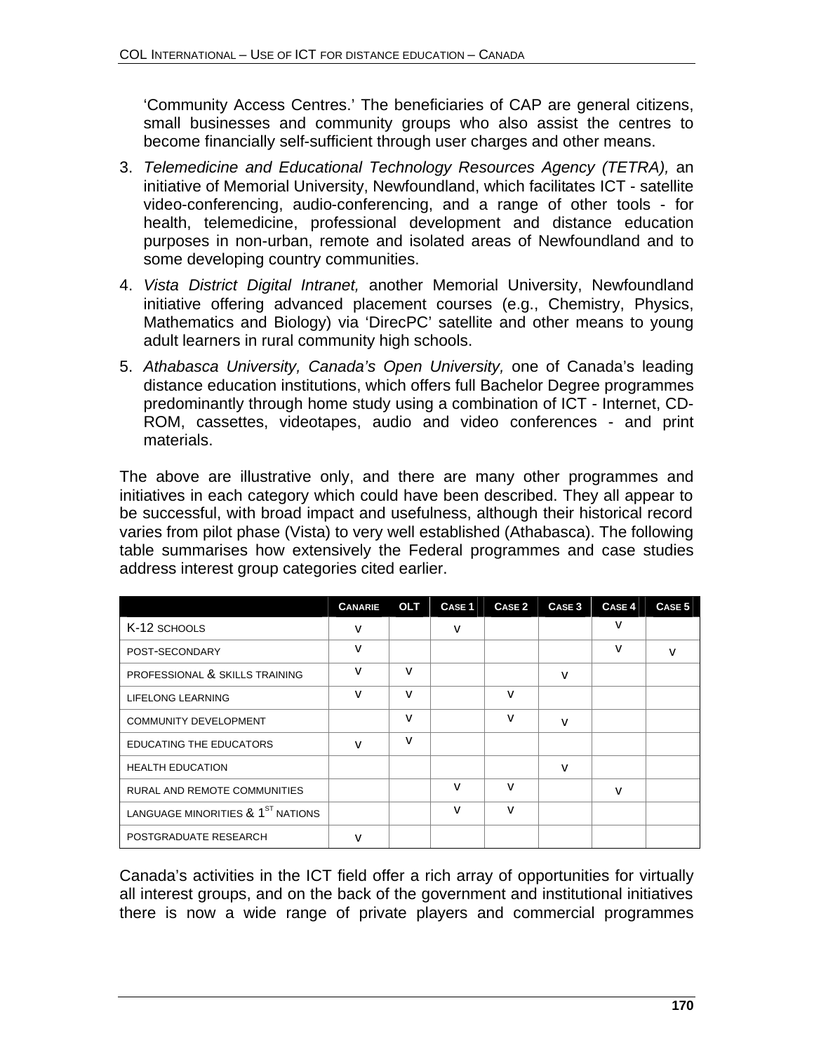'Community Access Centres.' The beneficiaries of CAP are general citizens, small businesses and community groups who also assist the centres to become financially self-sufficient through user charges and other means.

3. *Telemedicine and Educational Technology Resources Agency (TETRA),* an initiative of Memorial University, Newfoundland, which facilitates ICT - satellite video-conferencing, audio-conferencing, and a range of other tools - for health, telemedicine, professional development and distance education purposes in non-urban, remote and isolated areas of Newfoundland and to some developing country communities.

4. *Vista District Digital Intranet,* another Memorial University, Newfoundland initiative offering advanced placement courses (e.g., Chemistry, Physics, Mathematics and Biology) via 'DirecPC' satellite and other means to young adult learners in rural community high schools.

5. *Athabasca University, Canada's Open University,* one of Canada's leading distance education institutions, which offers full Bachelor Degree programmes predominantly through home study using a combination of ICT - Internet, CD-ROM, cassettes, videotapes, audio and video conferences - and print materials.

The above are illustrative only, and there are many other programmes and initiatives in each category which could have been described. They all appear to be successful, with broad impact and usefulness, although their historical record varies from pilot phase (Vista) to very well established (Athabasca). The following table summarises how extensively the Federal programmes and case studies address interest group categories cited earlier.

| | CANARIE | OLT | CASE 1 | CASE 2 | CASE 3 | CASE 4 | CASE 5 |
|---|---|---|---|---|---|---|---|
| K-12 SCHOOLS | v | | v | | | v | |
| POST-SECONDARY | v | | | | | v | v |
| PROFESSIONAL & SKILLS TRAINING | v | v | | | v | | |
| LIFELONG LEARNING | v | v | | v | | | |
| COMMUNITY DEVELOPMENT | | v | | v | v | | |
| EDUCATING THE EDUCATORS | v | v | | | | | |
| HEALTH EDUCATION | | | | | v | | |
| RURAL AND REMOTE COMMUNITIES | | | v | v | | v | |
| LANGUAGE MINORITIES & 1ST NATIONS | | | v | v | | | |
| POSTGRADUATE RESEARCH | v | | | | | | |

Canada's activities in the ICT field offer a rich array of opportunities for virtually all interest groups, and on the back of the government and institutional initiatives there is now a wide range of private players and commercial programmes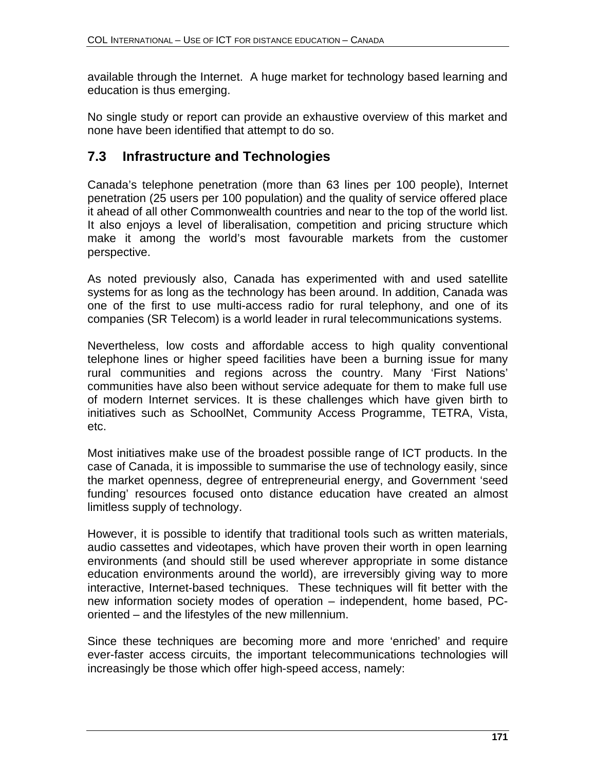available through the Internet. A huge market for technology based learning and education is thus emerging.

No single study or report can provide an exhaustive overview of this market and none have been identified that attempt to do so.

## 7.3 Infrastructure and Technologies

Canada's telephone penetration (more than 63 lines per 100 people), Internet penetration (25 users per 100 population) and the quality of service offered place it ahead of all other Commonwealth countries and near to the top of the world list. It also enjoys a level of liberalisation, competition and pricing structure which make it among the world's most favourable markets from the customer perspective.

As noted previously also, Canada has experimented with and used satellite systems for as long as the technology has been around. In addition, Canada was one of the first to use multi-access radio for rural telephony, and one of its companies (SR Telecom) is a world leader in rural telecommunications systems.

Nevertheless, low costs and affordable access to high quality conventional telephone lines or higher speed facilities have been a burning issue for many rural communities and regions across the country. Many 'First Nations' communities have also been without service adequate for them to make full use of modern Internet services. It is these challenges which have given birth to initiatives such as SchoolNet, Community Access Programme, TETRA, Vista, etc.

Most initiatives make use of the broadest possible range of ICT products. In the case of Canada, it is impossible to summarise the use of technology easily, since the market openness, degree of entrepreneurial energy, and Government 'seed funding' resources focused onto distance education have created an almost limitless supply of technology.

However, it is possible to identify that traditional tools such as written materials, audio cassettes and videotapes, which have proven their worth in open learning environments (and should still be used wherever appropriate in some distance education environments around the world), are irreversibly giving way to more interactive, Internet-based techniques. These techniques will fit better with the new information society modes of operation – independent, home based, PC-oriented – and the lifestyles of the new millennium.

Since these techniques are becoming more and more 'enriched' and require ever-faster access circuits, the important telecommunications technologies will increasingly be those which offer high-speed access, namely: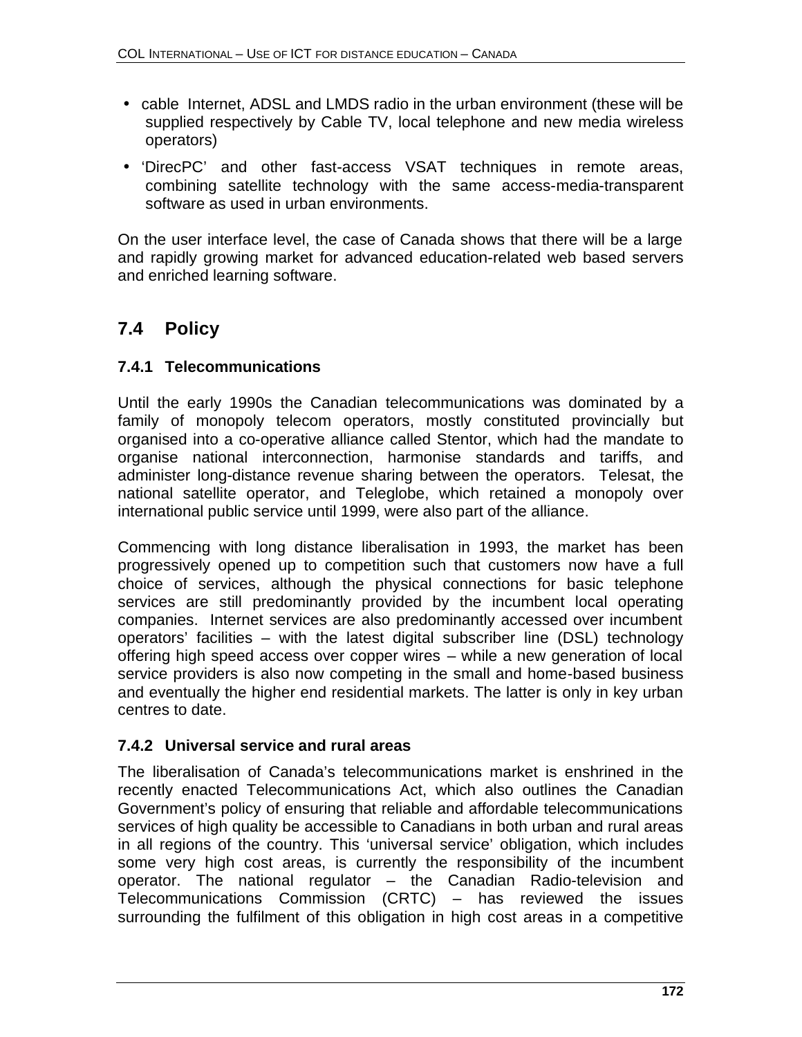- cable Internet, ADSL and LMDS radio in the urban environment (these will be supplied respectively by Cable TV, local telephone and new media wireless operators)
- 'DirecPC' and other fast-access VSAT techniques in remote areas, combining satellite technology with the same access-media-transparent software as used in urban environments.

On the user interface level, the case of Canada shows that there will be a large and rapidly growing market for advanced education-related web based servers and enriched learning software.

## 7.4 Policy

### 7.4.1 Telecommunications

Until the early 1990s the Canadian telecommunications was dominated by a family of monopoly telecom operators, mostly constituted provincially but organised into a co-operative alliance called Stentor, which had the mandate to organise national interconnection, harmonise standards and tariffs, and administer long-distance revenue sharing between the operators. Telesat, the national satellite operator, and Teleglobe, which retained a monopoly over international public service until 1999, were also part of the alliance.

Commencing with long distance liberalisation in 1993, the market has been progressively opened up to competition such that customers now have a full choice of services, although the physical connections for basic telephone services are still predominantly provided by the incumbent local operating companies. Internet services are also predominantly accessed over incumbent operators' facilities – with the latest digital subscriber line (DSL) technology offering high speed access over copper wires – while a new generation of local service providers is also now competing in the small and home-based business and eventually the higher end residential markets. The latter is only in key urban centres to date.

### 7.4.2 Universal service and rural areas

The liberalisation of Canada's telecommunications market is enshrined in the recently enacted Telecommunications Act, which also outlines the Canadian Government's policy of ensuring that reliable and affordable telecommunications services of high quality be accessible to Canadians in both urban and rural areas in all regions of the country. This 'universal service' obligation, which includes some very high cost areas, is currently the responsibility of the incumbent operator. The national regulator – the Canadian Radio-television and Telecommunications Commission (CRTC) – has reviewed the issues surrounding the fulfilment of this obligation in high cost areas in a competitive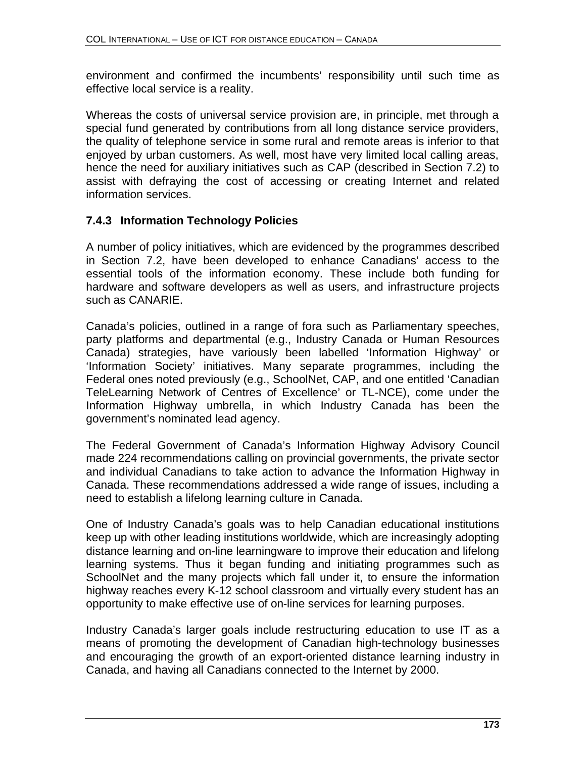environment and confirmed the incumbents' responsibility until such time as effective local service is a reality.

Whereas the costs of universal service provision are, in principle, met through a special fund generated by contributions from all long distance service providers, the quality of telephone service in some rural and remote areas is inferior to that enjoyed by urban customers. As well, most have very limited local calling areas, hence the need for auxiliary initiatives such as CAP (described in Section 7.2) to assist with defraying the cost of accessing or creating Internet and related information services.

### 7.4.3 Information Technology Policies

A number of policy initiatives, which are evidenced by the programmes described in Section 7.2, have been developed to enhance Canadians' access to the essential tools of the information economy. These include both funding for hardware and software developers as well as users, and infrastructure projects such as CANARIE.

Canada's policies, outlined in a range of fora such as Parliamentary speeches, party platforms and departmental (e.g., Industry Canada or Human Resources Canada) strategies, have variously been labelled 'Information Highway' or 'Information Society' initiatives. Many separate programmes, including the Federal ones noted previously (e.g., SchoolNet, CAP, and one entitled 'Canadian TeleLearning Network of Centres of Excellence' or TL-NCE), come under the Information Highway umbrella, in which Industry Canada has been the government's nominated lead agency.

The Federal Government of Canada's Information Highway Advisory Council made 224 recommendations calling on provincial governments, the private sector and individual Canadians to take action to advance the Information Highway in Canada. These recommendations addressed a wide range of issues, including a need to establish a lifelong learning culture in Canada.

One of Industry Canada's goals was to help Canadian educational institutions keep up with other leading institutions worldwide, which are increasingly adopting distance learning and on-line learningware to improve their education and lifelong learning systems. Thus it began funding and initiating programmes such as SchoolNet and the many projects which fall under it, to ensure the information highway reaches every K-12 school classroom and virtually every student has an opportunity to make effective use of on-line services for learning purposes.

Industry Canada's larger goals include restructuring education to use IT as a means of promoting the development of Canadian high-technology businesses and encouraging the growth of an export-oriented distance learning industry in Canada, and having all Canadians connected to the Internet by 2000.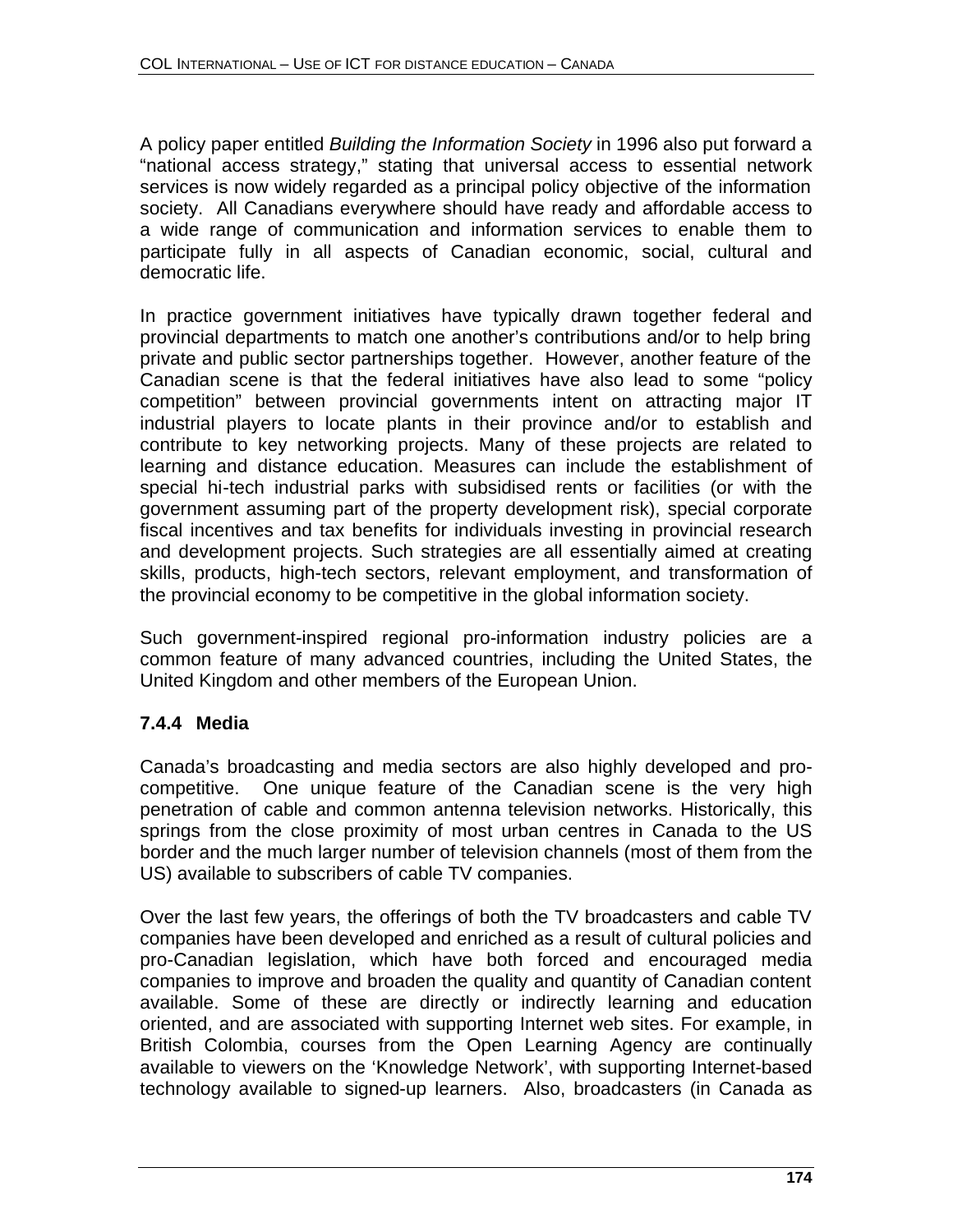A policy paper entitled *Building the Information Society* in 1996 also put forward a "national access strategy," stating that universal access to essential network services is now widely regarded as a principal policy objective of the information society. All Canadians everywhere should have ready and affordable access to a wide range of communication and information services to enable them to participate fully in all aspects of Canadian economic, social, cultural and democratic life.

In practice government initiatives have typically drawn together federal and provincial departments to match one another's contributions and/or to help bring private and public sector partnerships together. However, another feature of the Canadian scene is that the federal initiatives have also lead to some "policy competition" between provincial governments intent on attracting major IT industrial players to locate plants in their province and/or to establish and contribute to key networking projects. Many of these projects are related to learning and distance education. Measures can include the establishment of special hi-tech industrial parks with subsidised rents or facilities (or with the government assuming part of the property development risk), special corporate fiscal incentives and tax benefits for individuals investing in provincial research and development projects. Such strategies are all essentially aimed at creating skills, products, high-tech sectors, relevant employment, and transformation of the provincial economy to be competitive in the global information society.

Such government-inspired regional pro-information industry policies are a common feature of many advanced countries, including the United States, the United Kingdom and other members of the European Union.

### 7.4.4 Media

Canada's broadcasting and media sectors are also highly developed and pro-competitive. One unique feature of the Canadian scene is the very high penetration of cable and common antenna television networks. Historically, this springs from the close proximity of most urban centres in Canada to the US border and the much larger number of television channels (most of them from the US) available to subscribers of cable TV companies.

Over the last few years, the offerings of both the TV broadcasters and cable TV companies have been developed and enriched as a result of cultural policies and pro-Canadian legislation, which have both forced and encouraged media companies to improve and broaden the quality and quantity of Canadian content available. Some of these are directly or indirectly learning and education oriented, and are associated with supporting Internet web sites. For example, in British Colombia, courses from the Open Learning Agency are continually available to viewers on the 'Knowledge Network', with supporting Internet-based technology available to signed-up learners. Also, broadcasters (in Canada as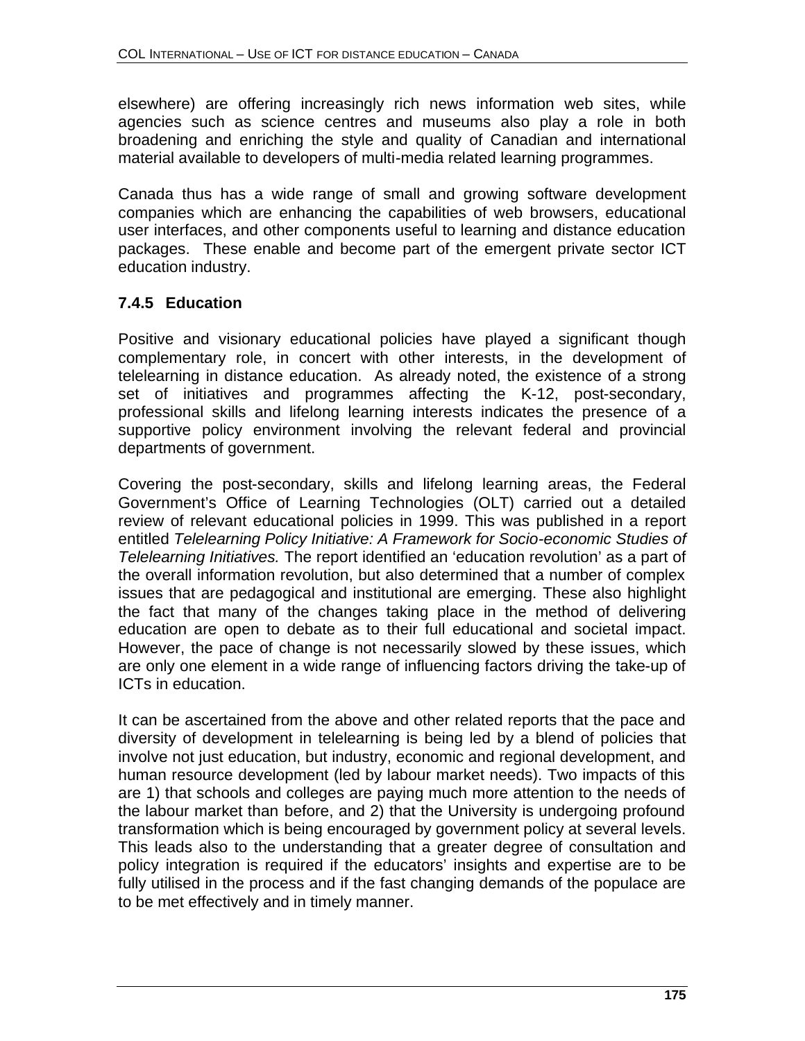elsewhere) are offering increasingly rich news information web sites, while agencies such as science centres and museums also play a role in both broadening and enriching the style and quality of Canadian and international material available to developers of multi-media related learning programmes.

Canada thus has a wide range of small and growing software development companies which are enhancing the capabilities of web browsers, educational user interfaces, and other components useful to learning and distance education packages. These enable and become part of the emergent private sector ICT education industry.

### 7.4.5 Education

Positive and visionary educational policies have played a significant though complementary role, in concert with other interests, in the development of telelearning in distance education. As already noted, the existence of a strong set of initiatives and programmes affecting the K-12, post-secondary, professional skills and lifelong learning interests indicates the presence of a supportive policy environment involving the relevant federal and provincial departments of government.

Covering the post-secondary, skills and lifelong learning areas, the Federal Government's Office of Learning Technologies (OLT) carried out a detailed review of relevant educational policies in 1999. This was published in a report entitled *Telelearning Policy Initiative: A Framework for Socio-economic Studies of Telelearning Initiatives.* The report identified an 'education revolution' as a part of the overall information revolution, but also determined that a number of complex issues that are pedagogical and institutional are emerging. These also highlight the fact that many of the changes taking place in the method of delivering education are open to debate as to their full educational and societal impact. However, the pace of change is not necessarily slowed by these issues, which are only one element in a wide range of influencing factors driving the take-up of ICTs in education.

It can be ascertained from the above and other related reports that the pace and diversity of development in telelearning is being led by a blend of policies that involve not just education, but industry, economic and regional development, and human resource development (led by labour market needs). Two impacts of this are 1) that schools and colleges are paying much more attention to the needs of the labour market than before, and 2) that the University is undergoing profound transformation which is being encouraged by government policy at several levels. This leads also to the understanding that a greater degree of consultation and policy integration is required if the educators' insights and expertise are to be fully utilised in the process and if the fast changing demands of the populace are to be met effectively and in timely manner.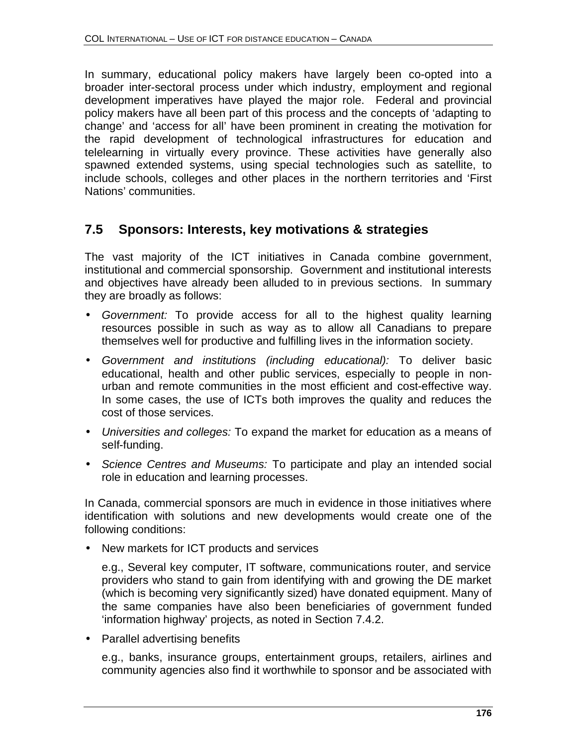In summary, educational policy makers have largely been co-opted into a broader inter-sectoral process under which industry, employment and regional development imperatives have played the major role. Federal and provincial policy makers have all been part of this process and the concepts of 'adapting to change' and 'access for all' have been prominent in creating the motivation for the rapid development of technological infrastructures for education and telelearning in virtually every province. These activities have generally also spawned extended systems, using special technologies such as satellite, to include schools, colleges and other places in the northern territories and 'First Nations' communities.

## 7.5 Sponsors: Interests, key motivations & strategies

The vast majority of the ICT initiatives in Canada combine government, institutional and commercial sponsorship. Government and institutional interests and objectives have already been alluded to in previous sections. In summary they are broadly as follows:

- *Government:* To provide access for all to the highest quality learning resources possible in such as way as to allow all Canadians to prepare themselves well for productive and fulfilling lives in the information society.
- *Government and institutions (including educational):* To deliver basic educational, health and other public services, especially to people in non-urban and remote communities in the most efficient and cost-effective way. In some cases, the use of ICTs both improves the quality and reduces the cost of those services.
- *Universities and colleges:* To expand the market for education as a means of self-funding.
- *Science Centres and Museums:* To participate and play an intended social role in education and learning processes.

In Canada, commercial sponsors are much in evidence in those initiatives where identification with solutions and new developments would create one of the following conditions:

- New markets for ICT products and services

  e.g., Several key computer, IT software, communications router, and service providers who stand to gain from identifying with and growing the DE market (which is becoming very significantly sized) have donated equipment. Many of the same companies have also been beneficiaries of government funded 'information highway' projects, as noted in Section 7.4.2.

- Parallel advertising benefits

  e.g., banks, insurance groups, entertainment groups, retailers, airlines and community agencies also find it worthwhile to sponsor and be associated with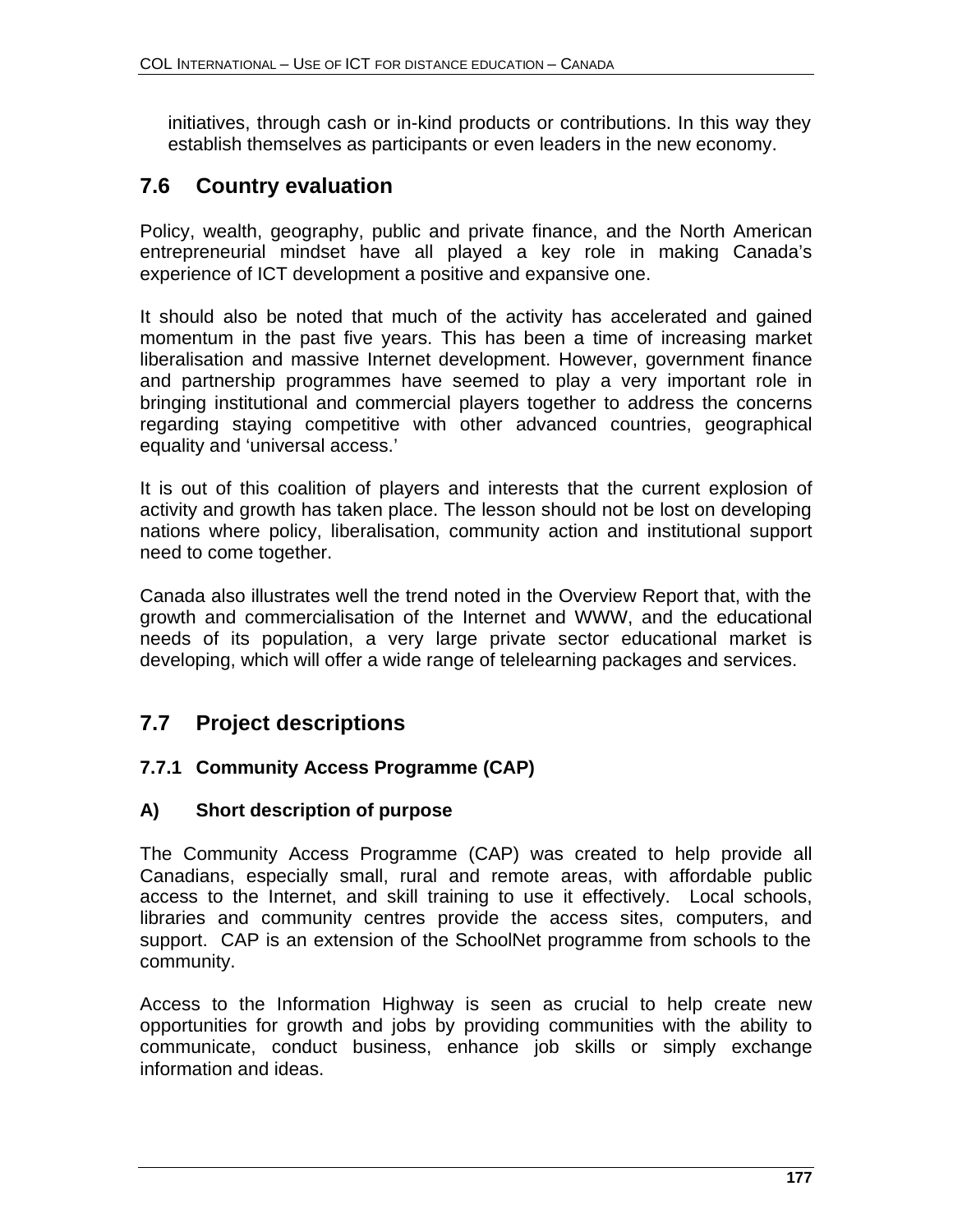initiatives, through cash or in-kind products or contributions. In this way they establish themselves as participants or even leaders in the new economy.

## 7.6 Country evaluation

Policy, wealth, geography, public and private finance, and the North American entrepreneurial mindset have all played a key role in making Canada's experience of ICT development a positive and expansive one.

It should also be noted that much of the activity has accelerated and gained momentum in the past five years. This has been a time of increasing market liberalisation and massive Internet development. However, government finance and partnership programmes have seemed to play a very important role in bringing institutional and commercial players together to address the concerns regarding staying competitive with other advanced countries, geographical equality and 'universal access.'

It is out of this coalition of players and interests that the current explosion of activity and growth has taken place. The lesson should not be lost on developing nations where policy, liberalisation, community action and institutional support need to come together.

Canada also illustrates well the trend noted in the Overview Report that, with the growth and commercialisation of the Internet and WWW, and the educational needs of its population, a very large private sector educational market is developing, which will offer a wide range of telelearning packages and services.

## 7.7 Project descriptions

### 7.7.1 Community Access Programme (CAP)

#### A) Short description of purpose

The Community Access Programme (CAP) was created to help provide all Canadians, especially small, rural and remote areas, with affordable public access to the Internet, and skill training to use it effectively. Local schools, libraries and community centres provide the access sites, computers, and support. CAP is an extension of the SchoolNet programme from schools to the community.

Access to the Information Highway is seen as crucial to help create new opportunities for growth and jobs by providing communities with the ability to communicate, conduct business, enhance job skills or simply exchange information and ideas.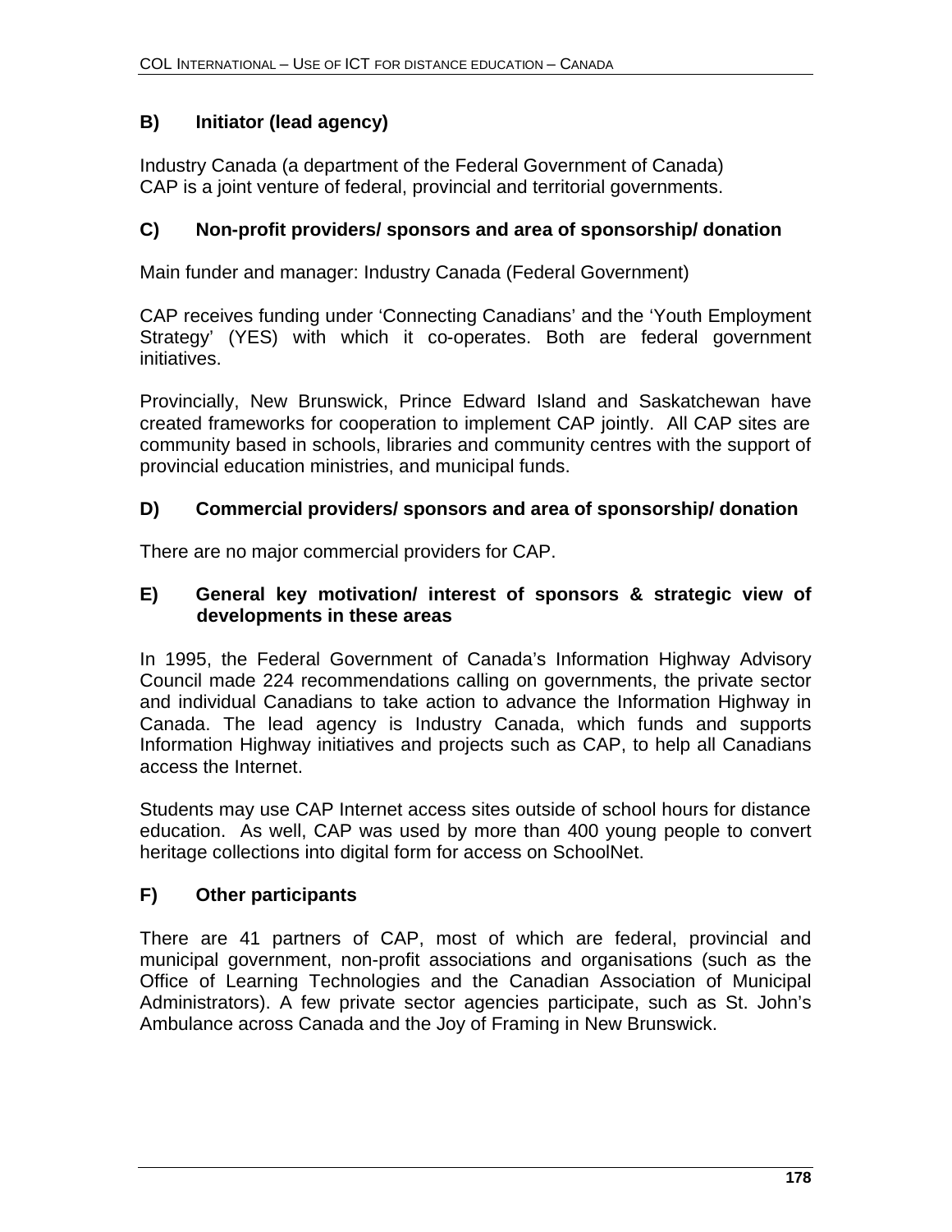### B) Initiator (lead agency)

Industry Canada (a department of the Federal Government of Canada)
CAP is a joint venture of federal, provincial and territorial governments.

### C) Non-profit providers/ sponsors and area of sponsorship/ donation

Main funder and manager: Industry Canada (Federal Government)

CAP receives funding under 'Connecting Canadians' and the 'Youth Employment Strategy' (YES) with which it co-operates. Both are federal government initiatives.

Provincially, New Brunswick, Prince Edward Island and Saskatchewan have created frameworks for cooperation to implement CAP jointly. All CAP sites are community based in schools, libraries and community centres with the support of provincial education ministries, and municipal funds.

### D) Commercial providers/ sponsors and area of sponsorship/ donation

There are no major commercial providers for CAP.

### E) General key motivation/ interest of sponsors & strategic view of developments in these areas

In 1995, the Federal Government of Canada's Information Highway Advisory Council made 224 recommendations calling on governments, the private sector and individual Canadians to take action to advance the Information Highway in Canada. The lead agency is Industry Canada, which funds and supports Information Highway initiatives and projects such as CAP, to help all Canadians access the Internet.

Students may use CAP Internet access sites outside of school hours for distance education. As well, CAP was used by more than 400 young people to convert heritage collections into digital form for access on SchoolNet.

### F) Other participants

There are 41 partners of CAP, most of which are federal, provincial and municipal government, non-profit associations and organisations (such as the Office of Learning Technologies and the Canadian Association of Municipal Administrators). A few private sector agencies participate, such as St. John's Ambulance across Canada and the Joy of Framing in New Brunswick.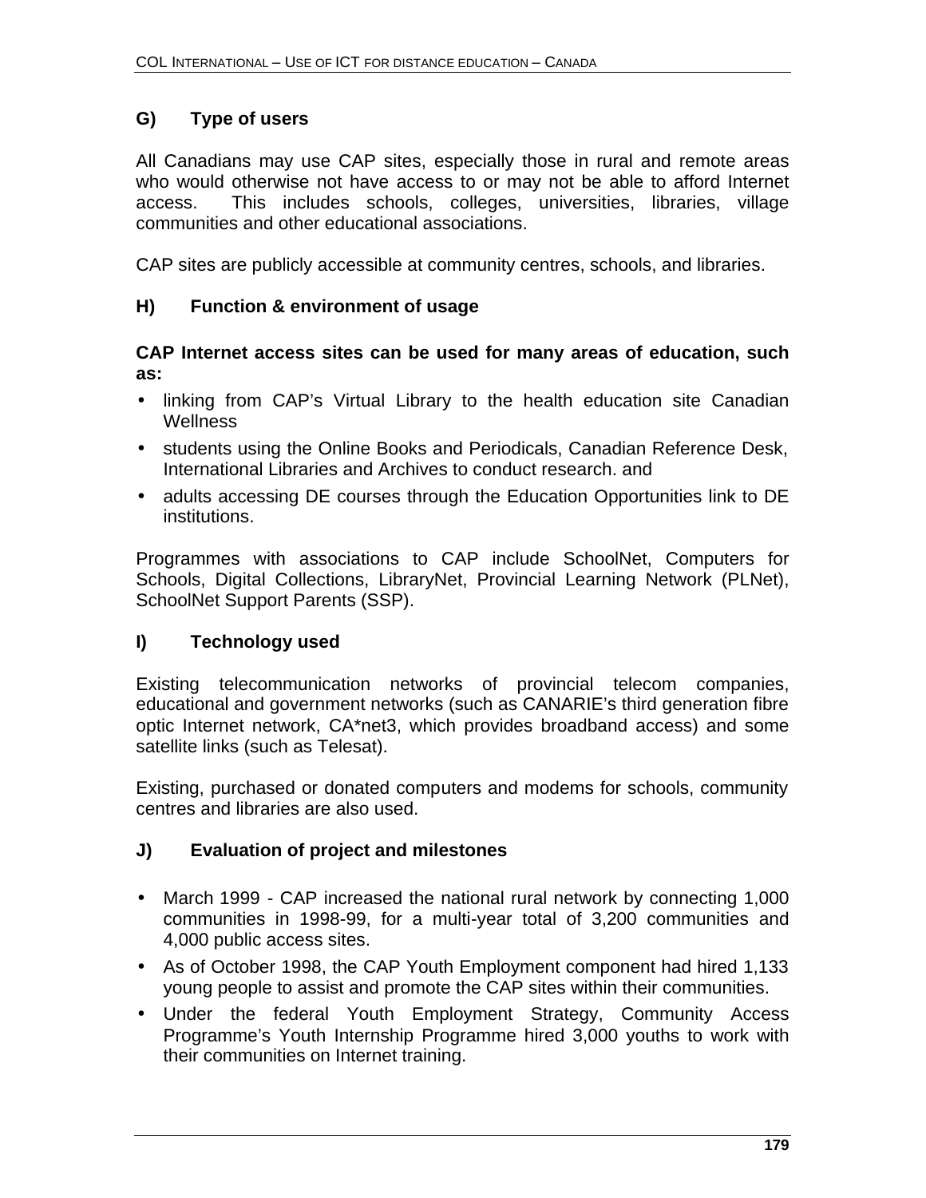## G) Type of users

All Canadians may use CAP sites, especially those in rural and remote areas who would otherwise not have access to or may not be able to afford Internet access. This includes schools, colleges, universities, libraries, village communities and other educational associations.

CAP sites are publicly accessible at community centres, schools, and libraries.

## H) Function & environment of usage

**CAP Internet access sites can be used for many areas of education, such as:**

- linking from CAP's Virtual Library to the health education site Canadian Wellness
- students using the Online Books and Periodicals, Canadian Reference Desk, International Libraries and Archives to conduct research. and
- adults accessing DE courses through the Education Opportunities link to DE institutions.

Programmes with associations to CAP include SchoolNet, Computers for Schools, Digital Collections, LibraryNet, Provincial Learning Network (PLNet), SchoolNet Support Parents (SSP).

## I) Technology used

Existing telecommunication networks of provincial telecom companies, educational and government networks (such as CANARIE's third generation fibre optic Internet network, CA*net3, which provides broadband access) and some satellite links (such as Telesat).

Existing, purchased or donated computers and modems for schools, community centres and libraries are also used.

## J) Evaluation of project and milestones

- March 1999 - CAP increased the national rural network by connecting 1,000 communities in 1998-99, for a multi-year total of 3,200 communities and 4,000 public access sites.
- As of October 1998, the CAP Youth Employment component had hired 1,133 young people to assist and promote the CAP sites within their communities.
- Under the federal Youth Employment Strategy, Community Access Programme's Youth Internship Programme hired 3,000 youths to work with their communities on Internet training.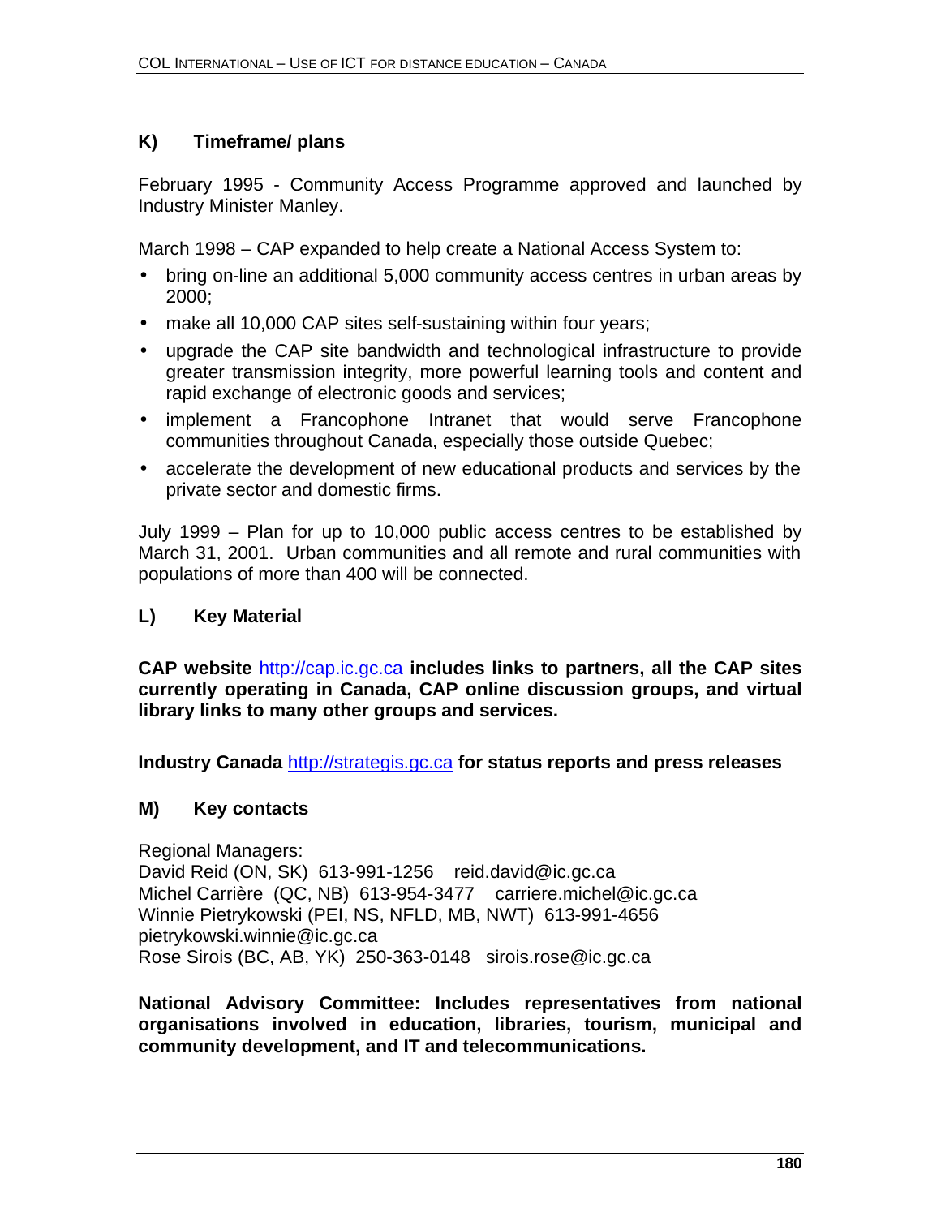### K) Timeframe/ plans

February 1995 - Community Access Programme approved and launched by Industry Minister Manley.

March 1998 – CAP expanded to help create a National Access System to:

- bring on-line an additional 5,000 community access centres in urban areas by 2000;
- make all 10,000 CAP sites self-sustaining within four years;
- upgrade the CAP site bandwidth and technological infrastructure to provide greater transmission integrity, more powerful learning tools and content and rapid exchange of electronic goods and services;
- implement a Francophone Intranet that would serve Francophone communities throughout Canada, especially those outside Quebec;
- accelerate the development of new educational products and services by the private sector and domestic firms.

July 1999 – Plan for up to 10,000 public access centres to be established by March 31, 2001. Urban communities and all remote and rural communities with populations of more than 400 will be connected.

### L) Key Material

**CAP website** http://cap.ic.gc.ca **includes links to partners, all the CAP sites currently operating in Canada, CAP online discussion groups, and virtual library links to many other groups and services.**

**Industry Canada** http://strategis.gc.ca **for status reports and press releases**

### M) Key contacts

Regional Managers:
David Reid (ON, SK) 613-991-1256 reid.david@ic.gc.ca
Michel Carrière (QC, NB) 613-954-3477 carriere.michel@ic.gc.ca
Winnie Pietrykowski (PEI, NS, NFLD, MB, NWT) 613-991-4656 pietrykowski.winnie@ic.gc.ca
Rose Sirois (BC, AB, YK) 250-363-0148 sirois.rose@ic.gc.ca

**National Advisory Committee: Includes representatives from national organisations involved in education, libraries, tourism, municipal and community development, and IT and telecommunications.**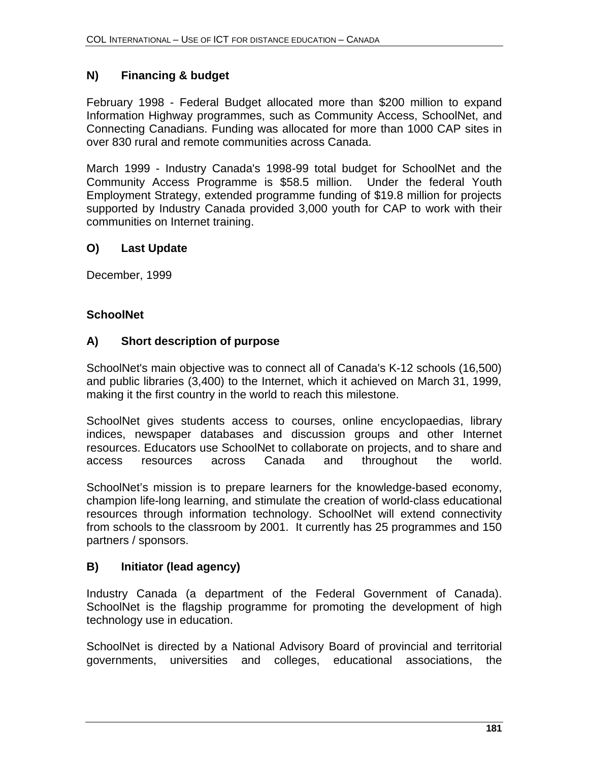### N) Financing & budget

February 1998 - Federal Budget allocated more than $200 million to expand Information Highway programmes, such as Community Access, SchoolNet, and Connecting Canadians. Funding was allocated for more than 1000 CAP sites in over 830 rural and remote communities across Canada.

March 1999 - Industry Canada's 1998-99 total budget for SchoolNet and the Community Access Programme is $58.5 million. Under the federal Youth Employment Strategy, extended programme funding of $19.8 million for projects supported by Industry Canada provided 3,000 youth for CAP to work with their communities on Internet training.

### O) Last Update

December, 1999

## SchoolNet

### A) Short description of purpose

SchoolNet's main objective was to connect all of Canada's K-12 schools (16,500) and public libraries (3,400) to the Internet, which it achieved on March 31, 1999, making it the first country in the world to reach this milestone.

SchoolNet gives students access to courses, online encyclopaedias, library indices, newspaper databases and discussion groups and other Internet resources. Educators use SchoolNet to collaborate on projects, and to share and access resources across Canada and throughout the world.

SchoolNet's mission is to prepare learners for the knowledge-based economy, champion life-long learning, and stimulate the creation of world-class educational resources through information technology. SchoolNet will extend connectivity from schools to the classroom by 2001. It currently has 25 programmes and 150 partners / sponsors.

### B) Initiator (lead agency)

Industry Canada (a department of the Federal Government of Canada). SchoolNet is the flagship programme for promoting the development of high technology use in education.

SchoolNet is directed by a National Advisory Board of provincial and territorial governments, universities and colleges, educational associations, the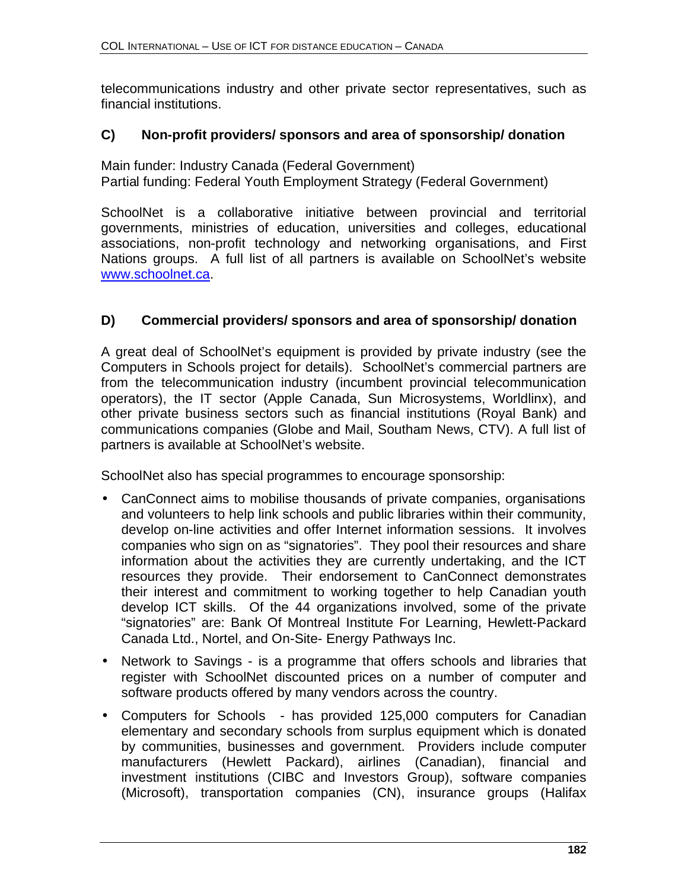telecommunications industry and other private sector representatives, such as financial institutions.

### C) Non-profit providers/ sponsors and area of sponsorship/ donation

Main funder: Industry Canada (Federal Government)
Partial funding: Federal Youth Employment Strategy (Federal Government)

SchoolNet is a collaborative initiative between provincial and territorial governments, ministries of education, universities and colleges, educational associations, non-profit technology and networking organisations, and First Nations groups. A full list of all partners is available on SchoolNet's website [www.schoolnet.ca](www.schoolnet.ca).

### D) Commercial providers/ sponsors and area of sponsorship/ donation

A great deal of SchoolNet's equipment is provided by private industry (see the Computers in Schools project for details). SchoolNet's commercial partners are from the telecommunication industry (incumbent provincial telecommunication operators), the IT sector (Apple Canada, Sun Microsystems, Worldlinx), and other private business sectors such as financial institutions (Royal Bank) and communications companies (Globe and Mail, Southam News, CTV). A full list of partners is available at SchoolNet's website.

SchoolNet also has special programmes to encourage sponsorship:

- CanConnect aims to mobilise thousands of private companies, organisations and volunteers to help link schools and public libraries within their community, develop on-line activities and offer Internet information sessions. It involves companies who sign on as "signatories". They pool their resources and share information about the activities they are currently undertaking, and the ICT resources they provide. Their endorsement to CanConnect demonstrates their interest and commitment to working together to help Canadian youth develop ICT skills. Of the 44 organizations involved, some of the private "signatories" are: Bank Of Montreal Institute For Learning, Hewlett-Packard Canada Ltd., Nortel, and On-Site- Energy Pathways Inc.
- Network to Savings - is a programme that offers schools and libraries that register with SchoolNet discounted prices on a number of computer and software products offered by many vendors across the country.
- Computers for Schools - has provided 125,000 computers for Canadian elementary and secondary schools from surplus equipment which is donated by communities, businesses and government. Providers include computer manufacturers (Hewlett Packard), airlines (Canadian), financial and investment institutions (CIBC and Investors Group), software companies (Microsoft), transportation companies (CN), insurance groups (Halifax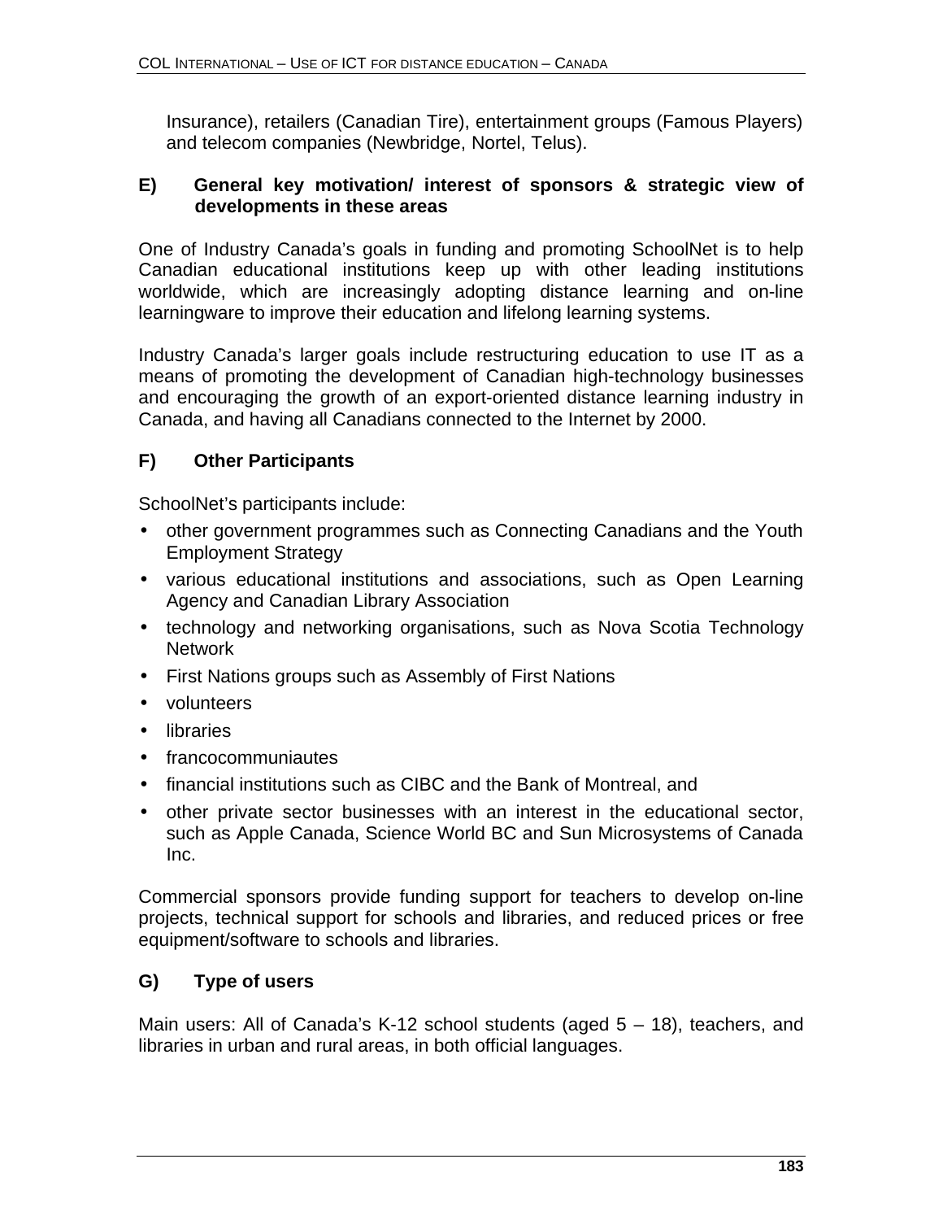Insurance), retailers (Canadian Tire), entertainment groups (Famous Players) and telecom companies (Newbridge, Nortel, Telus).

### E) General key motivation/ interest of sponsors & strategic view of developments in these areas

One of Industry Canada's goals in funding and promoting SchoolNet is to help Canadian educational institutions keep up with other leading institutions worldwide, which are increasingly adopting distance learning and on-line learningware to improve their education and lifelong learning systems.

Industry Canada's larger goals include restructuring education to use IT as a means of promoting the development of Canadian high-technology businesses and encouraging the growth of an export-oriented distance learning industry in Canada, and having all Canadians connected to the Internet by 2000.

### F) Other Participants

SchoolNet's participants include:

- other government programmes such as Connecting Canadians and the Youth Employment Strategy
- various educational institutions and associations, such as Open Learning Agency and Canadian Library Association
- technology and networking organisations, such as Nova Scotia Technology Network
- First Nations groups such as Assembly of First Nations
- volunteers
- libraries
- francocommuniautes
- financial institutions such as CIBC and the Bank of Montreal, and
- other private sector businesses with an interest in the educational sector, such as Apple Canada, Science World BC and Sun Microsystems of Canada Inc.

Commercial sponsors provide funding support for teachers to develop on-line projects, technical support for schools and libraries, and reduced prices or free equipment/software to schools and libraries.

### G) Type of users

Main users: All of Canada's K-12 school students (aged 5 – 18), teachers, and libraries in urban and rural areas, in both official languages.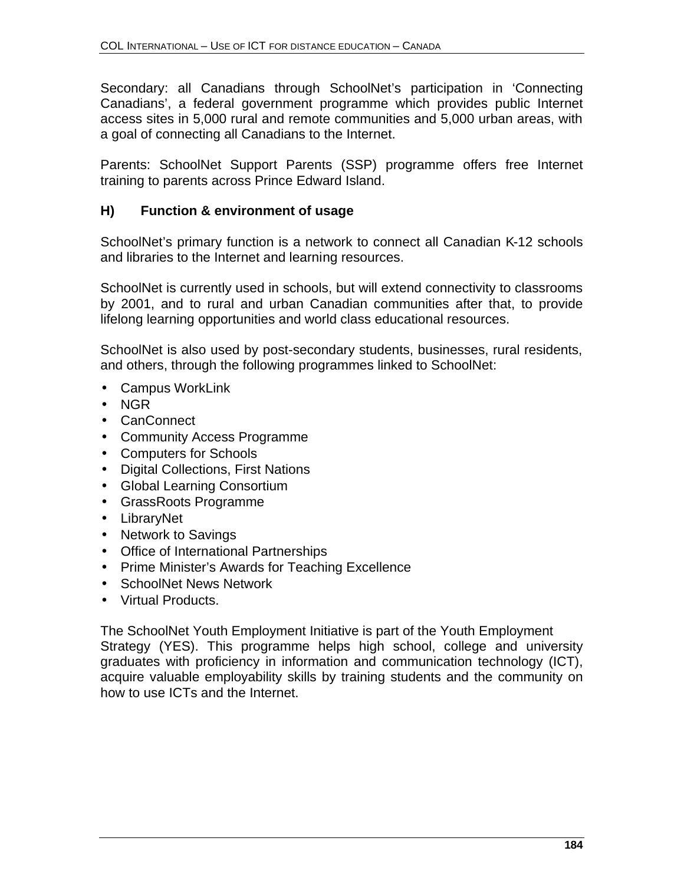Secondary: all Canadians through SchoolNet's participation in 'Connecting Canadians', a federal government programme which provides public Internet access sites in 5,000 rural and remote communities and 5,000 urban areas, with a goal of connecting all Canadians to the Internet.

Parents: SchoolNet Support Parents (SSP) programme offers free Internet training to parents across Prince Edward Island.

### H) Function & environment of usage

SchoolNet's primary function is a network to connect all Canadian K-12 schools and libraries to the Internet and learning resources.

SchoolNet is currently used in schools, but will extend connectivity to classrooms by 2001, and to rural and urban Canadian communities after that, to provide lifelong learning opportunities and world class educational resources.

SchoolNet is also used by post-secondary students, businesses, rural residents, and others, through the following programmes linked to SchoolNet:

- Campus WorkLink
- NGR
- CanConnect
- Community Access Programme
- Computers for Schools
- Digital Collections, First Nations
- Global Learning Consortium
- GrassRoots Programme
- LibraryNet
- Network to Savings
- Office of International Partnerships
- Prime Minister's Awards for Teaching Excellence
- SchoolNet News Network
- Virtual Products.

The SchoolNet Youth Employment Initiative is part of the Youth Employment Strategy (YES). This programme helps high school, college and university graduates with proficiency in information and communication technology (ICT), acquire valuable employability skills by training students and the community on how to use ICTs and the Internet.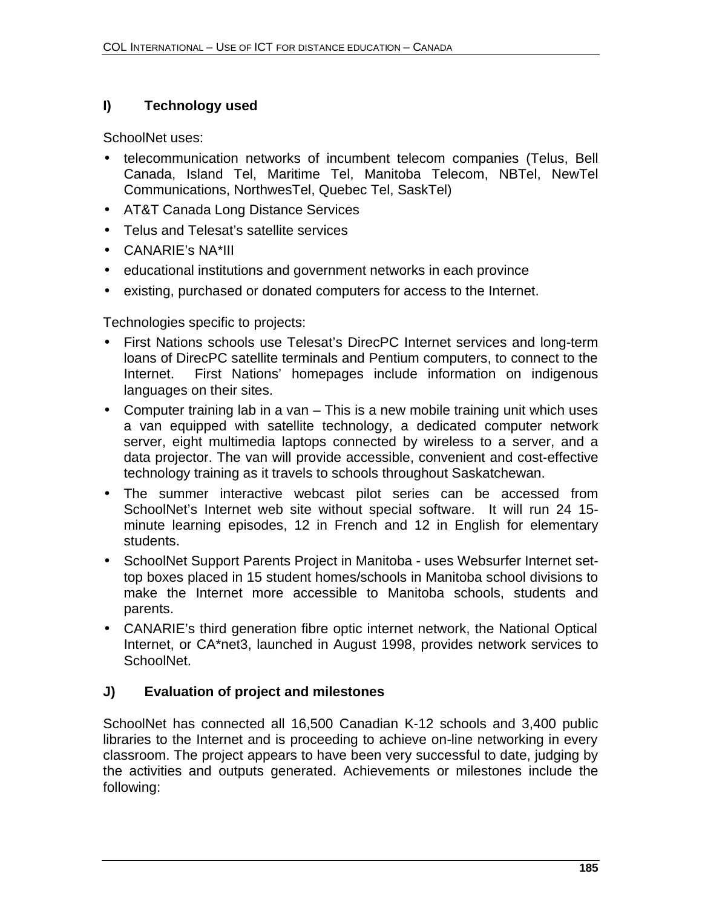### I) Technology used

SchoolNet uses:

- telecommunication networks of incumbent telecom companies (Telus, Bell Canada, Island Tel, Maritime Tel, Manitoba Telecom, NBTel, NewTel Communications, NorthwesTel, Quebec Tel, SaskTel)
- AT&T Canada Long Distance Services
- Telus and Telesat's satellite services
- CANARIE's NA*III
- educational institutions and government networks in each province
- existing, purchased or donated computers for access to the Internet.

Technologies specific to projects:

- First Nations schools use Telesat's DirecPC Internet services and long-term loans of DirecPC satellite terminals and Pentium computers, to connect to the Internet. First Nations' homepages include information on indigenous languages on their sites.
- Computer training lab in a van – This is a new mobile training unit which uses a van equipped with satellite technology, a dedicated computer network server, eight multimedia laptops connected by wireless to a server, and a data projector. The van will provide accessible, convenient and cost-effective technology training as it travels to schools throughout Saskatchewan.
- The summer interactive webcast pilot series can be accessed from SchoolNet's Internet web site without special software. It will run 24 15-minute learning episodes, 12 in French and 12 in English for elementary students.
- SchoolNet Support Parents Project in Manitoba - uses Websurfer Internet set-top boxes placed in 15 student homes/schools in Manitoba school divisions to make the Internet more accessible to Manitoba schools, students and parents.
- CANARIE's third generation fibre optic internet network, the National Optical Internet, or CA*net3, launched in August 1998, provides network services to SchoolNet.

### J) Evaluation of project and milestones

SchoolNet has connected all 16,500 Canadian K-12 schools and 3,400 public libraries to the Internet and is proceeding to achieve on-line networking in every classroom. The project appears to have been very successful to date, judging by the activities and outputs generated. Achievements or milestones include the following: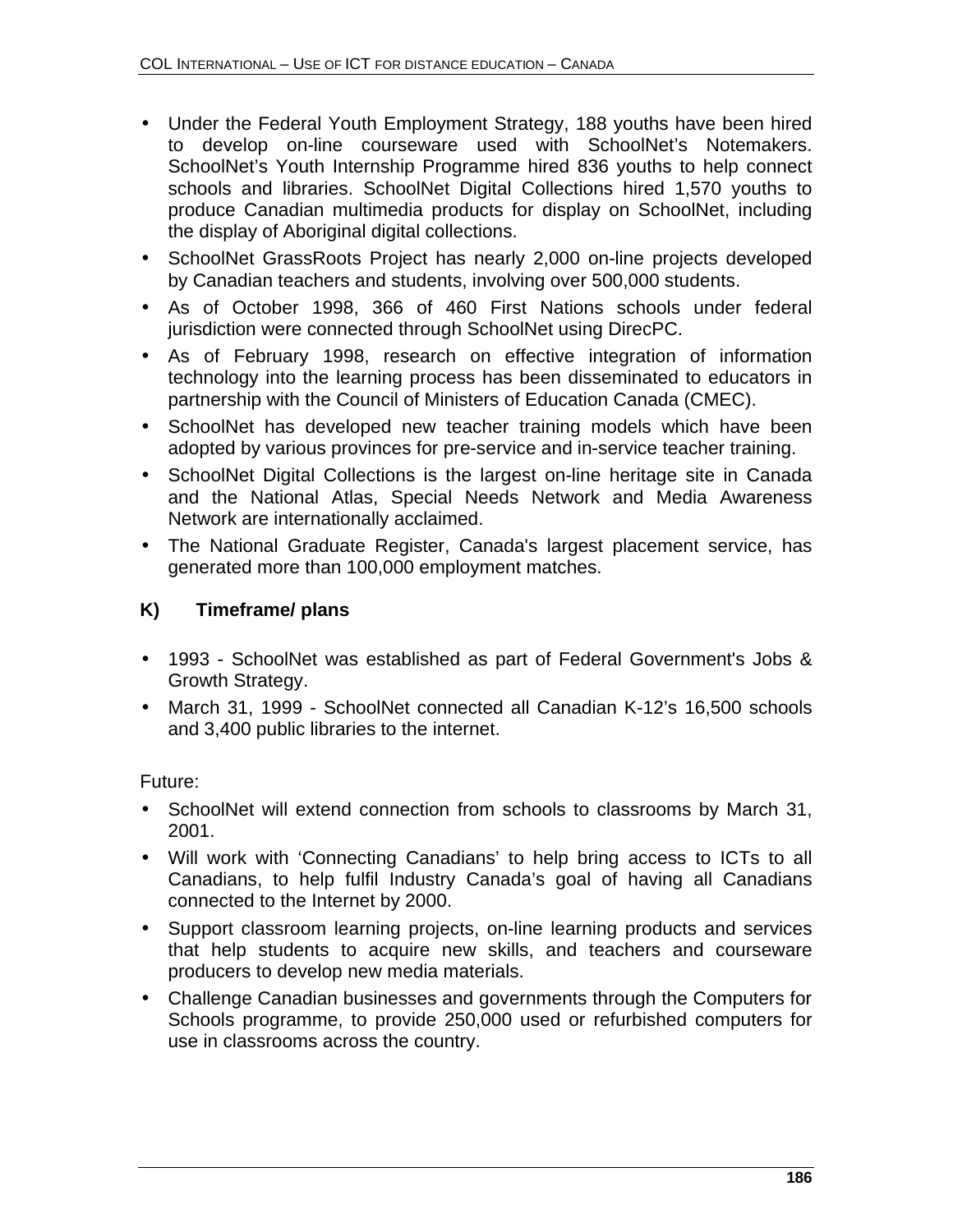- Under the Federal Youth Employment Strategy, 188 youths have been hired to develop on-line courseware used with SchoolNet's Notemakers. SchoolNet's Youth Internship Programme hired 836 youths to help connect schools and libraries. SchoolNet Digital Collections hired 1,570 youths to produce Canadian multimedia products for display on SchoolNet, including the display of Aboriginal digital collections.
- SchoolNet GrassRoots Project has nearly 2,000 on-line projects developed by Canadian teachers and students, involving over 500,000 students.
- As of October 1998, 366 of 460 First Nations schools under federal jurisdiction were connected through SchoolNet using DirecPC.
- As of February 1998, research on effective integration of information technology into the learning process has been disseminated to educators in partnership with the Council of Ministers of Education Canada (CMEC).
- SchoolNet has developed new teacher training models which have been adopted by various provinces for pre-service and in-service teacher training.
- SchoolNet Digital Collections is the largest on-line heritage site in Canada and the National Atlas, Special Needs Network and Media Awareness Network are internationally acclaimed.
- The National Graduate Register, Canada's largest placement service, has generated more than 100,000 employment matches.

### K) Timeframe/ plans

- 1993 - SchoolNet was established as part of Federal Government's Jobs & Growth Strategy.
- March 31, 1999 - SchoolNet connected all Canadian K-12's 16,500 schools and 3,400 public libraries to the internet.

Future:

- SchoolNet will extend connection from schools to classrooms by March 31, 2001.
- Will work with 'Connecting Canadians' to help bring access to ICTs to all Canadians, to help fulfil Industry Canada's goal of having all Canadians connected to the Internet by 2000.
- Support classroom learning projects, on-line learning products and services that help students to acquire new skills, and teachers and courseware producers to develop new media materials.
- Challenge Canadian businesses and governments through the Computers for Schools programme, to provide 250,000 used or refurbished computers for use in classrooms across the country.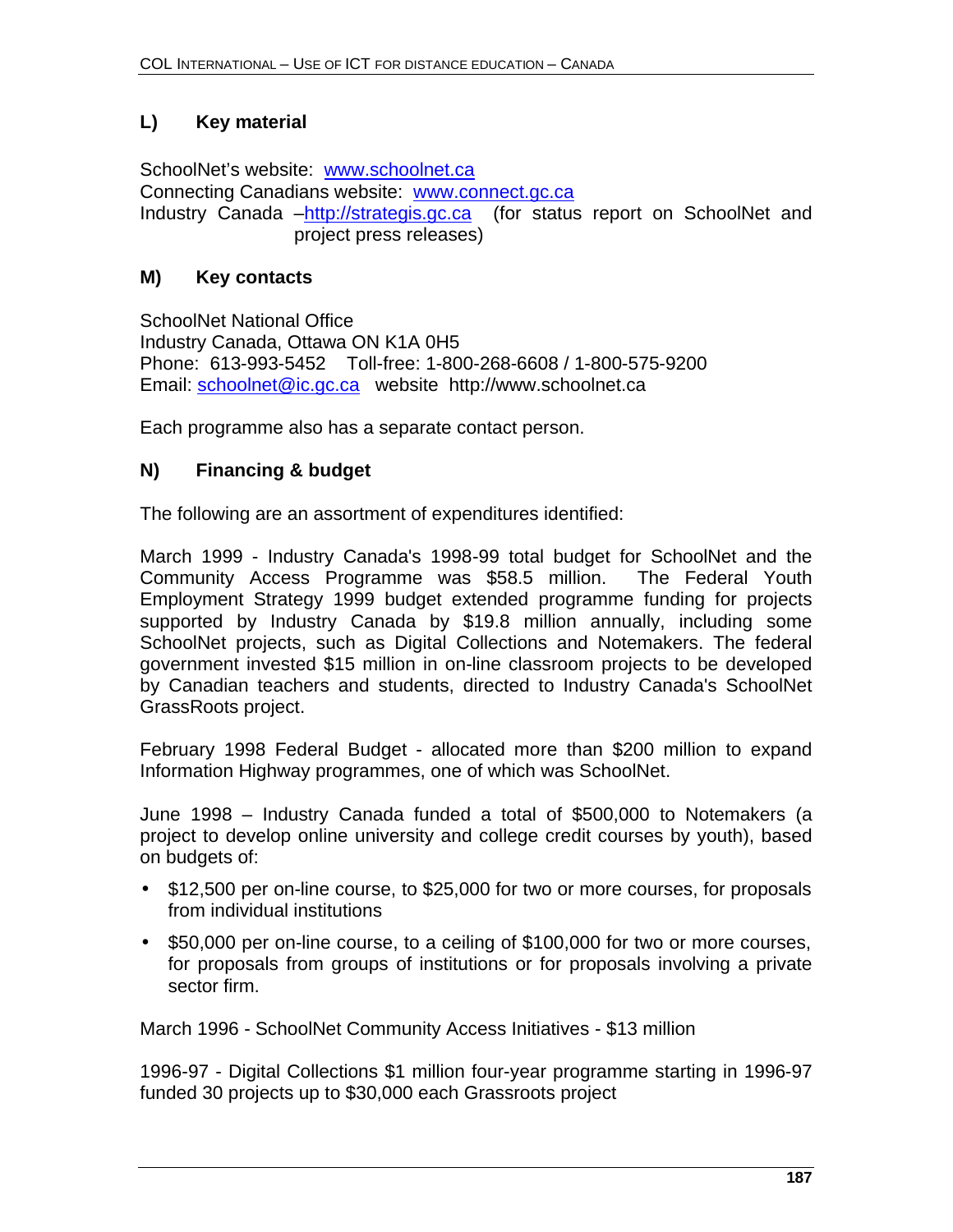## L) Key material

SchoolNet's website: [www.schoolnet.ca](www.schoolnet.ca)
Connecting Canadians website: [www.connect.gc.ca](www.connect.gc.ca)
Industry Canada –[http://strategis.gc.ca](http://strategis.gc.ca) (for status report on SchoolNet and project press releases)

## M) Key contacts

SchoolNet National Office
Industry Canada, Ottawa ON K1A 0H5
Phone: 613-993-5452 Toll-free: 1-800-268-6608 / 1-800-575-9200
Email: [schoolnet@ic.gc.ca](mailto:schoolnet@ic.gc.ca) website http://www.schoolnet.ca

Each programme also has a separate contact person.

## N) Financing & budget

The following are an assortment of expenditures identified:

March 1999 - Industry Canada's 1998-99 total budget for SchoolNet and the Community Access Programme was $58.5 million. The Federal Youth Employment Strategy 1999 budget extended programme funding for projects supported by Industry Canada by $19.8 million annually, including some SchoolNet projects, such as Digital Collections and Notemakers. The federal government invested $15 million in on-line classroom projects to be developed by Canadian teachers and students, directed to Industry Canada's SchoolNet GrassRoots project.

February 1998 Federal Budget - allocated more than $200 million to expand Information Highway programmes, one of which was SchoolNet.

June 1998 – Industry Canada funded a total of $500,000 to Notemakers (a project to develop online university and college credit courses by youth), based on budgets of:

- $12,500 per on-line course, to $25,000 for two or more courses, for proposals from individual institutions
- $50,000 per on-line course, to a ceiling of $100,000 for two or more courses, for proposals from groups of institutions or for proposals involving a private sector firm.

March 1996 - SchoolNet Community Access Initiatives - $13 million

1996-97 - Digital Collections $1 million four-year programme starting in 1996-97 funded 30 projects up to $30,000 each Grassroots project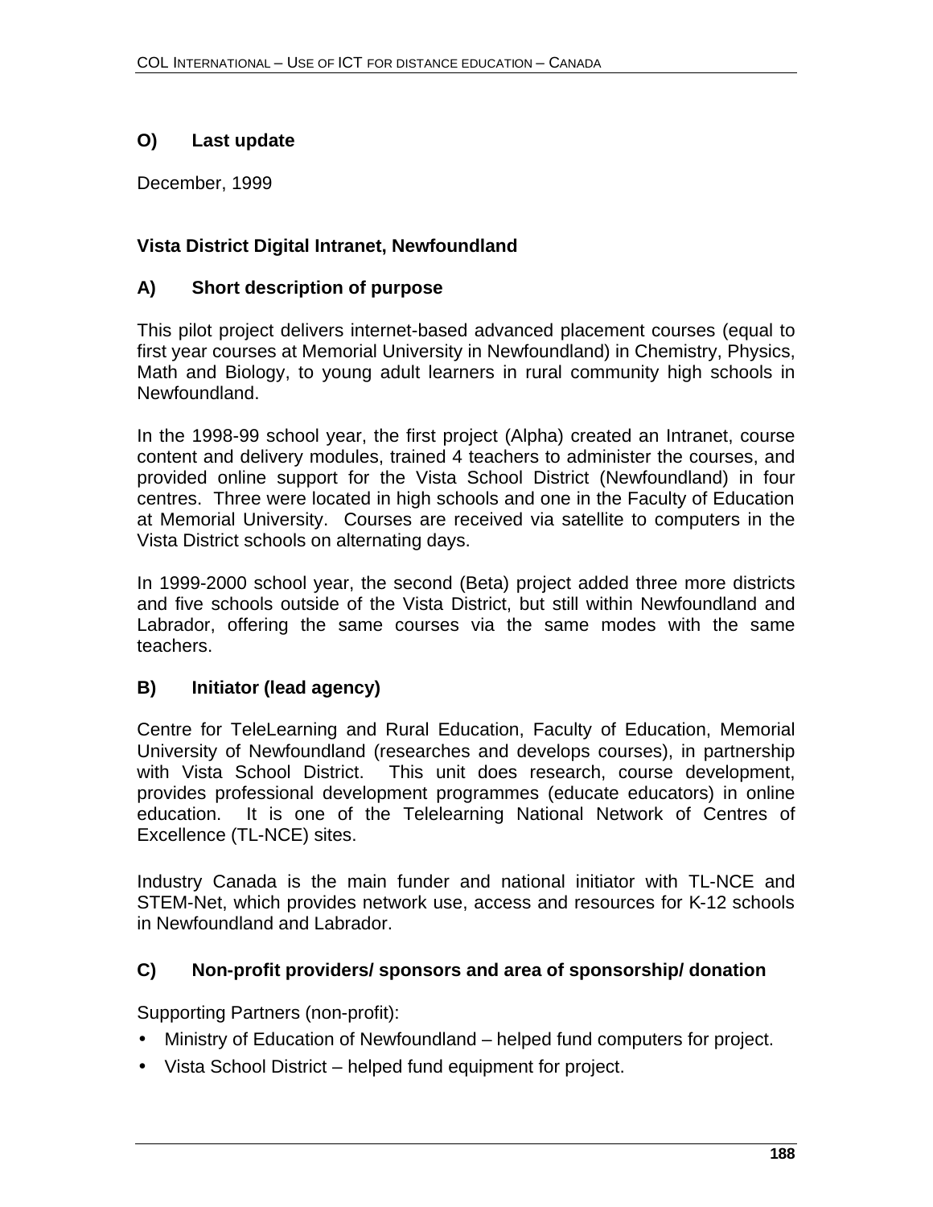### O) Last update

December, 1999

## Vista District Digital Intranet, Newfoundland

### A) Short description of purpose

This pilot project delivers internet-based advanced placement courses (equal to first year courses at Memorial University in Newfoundland) in Chemistry, Physics, Math and Biology, to young adult learners in rural community high schools in Newfoundland.

In the 1998-99 school year, the first project (Alpha) created an Intranet, course content and delivery modules, trained 4 teachers to administer the courses, and provided online support for the Vista School District (Newfoundland) in four centres. Three were located in high schools and one in the Faculty of Education at Memorial University. Courses are received via satellite to computers in the Vista District schools on alternating days.

In 1999-2000 school year, the second (Beta) project added three more districts and five schools outside of the Vista District, but still within Newfoundland and Labrador, offering the same courses via the same modes with the same teachers.

### B) Initiator (lead agency)

Centre for TeleLearning and Rural Education, Faculty of Education, Memorial University of Newfoundland (researches and develops courses), in partnership with Vista School District. This unit does research, course development, provides professional development programmes (educate educators) in online education. It is one of the Telelearning National Network of Centres of Excellence (TL-NCE) sites.

Industry Canada is the main funder and national initiator with TL-NCE and STEM-Net, which provides network use, access and resources for K-12 schools in Newfoundland and Labrador.

### C) Non-profit providers/ sponsors and area of sponsorship/ donation

Supporting Partners (non-profit):

- Ministry of Education of Newfoundland – helped fund computers for project.
- Vista School District – helped fund equipment for project.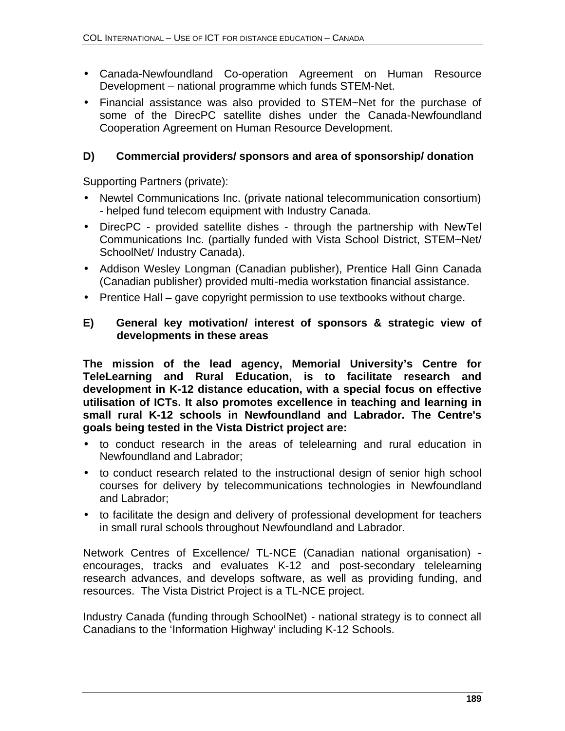- Canada-Newfoundland Co-operation Agreement on Human Resource Development – national programme which funds STEM-Net.
- Financial assistance was also provided to STEM~Net for the purchase of some of the DirecPC satellite dishes under the Canada-Newfoundland Cooperation Agreement on Human Resource Development.

### D) Commercial providers/ sponsors and area of sponsorship/ donation

Supporting Partners (private):

- Newtel Communications Inc. (private national telecommunication consortium) - helped fund telecom equipment with Industry Canada.
- DirecPC - provided satellite dishes - through the partnership with NewTel Communications Inc. (partially funded with Vista School District, STEM~Net/ SchoolNet/ Industry Canada).
- Addison Wesley Longman (Canadian publisher), Prentice Hall Ginn Canada (Canadian publisher) provided multi-media workstation financial assistance.
- Prentice Hall – gave copyright permission to use textbooks without charge.

### E) General key motivation/ interest of sponsors & strategic view of developments in these areas

**The mission of the lead agency, Memorial University's Centre for TeleLearning and Rural Education, is to facilitate research and development in K-12 distance education, with a special focus on effective utilisation of ICTs. It also promotes excellence in teaching and learning in small rural K-12 schools in Newfoundland and Labrador. The Centre's goals being tested in the Vista District project are:**

- to conduct research in the areas of telelearning and rural education in Newfoundland and Labrador;
- to conduct research related to the instructional design of senior high school courses for delivery by telecommunications technologies in Newfoundland and Labrador;
- to facilitate the design and delivery of professional development for teachers in small rural schools throughout Newfoundland and Labrador.

Network Centres of Excellence/ TL-NCE (Canadian national organisation) - encourages, tracks and evaluates K-12 and post-secondary telelearning research advances, and develops software, as well as providing funding, and resources. The Vista District Project is a TL-NCE project.

Industry Canada (funding through SchoolNet) - national strategy is to connect all Canadians to the 'Information Highway' including K-12 Schools.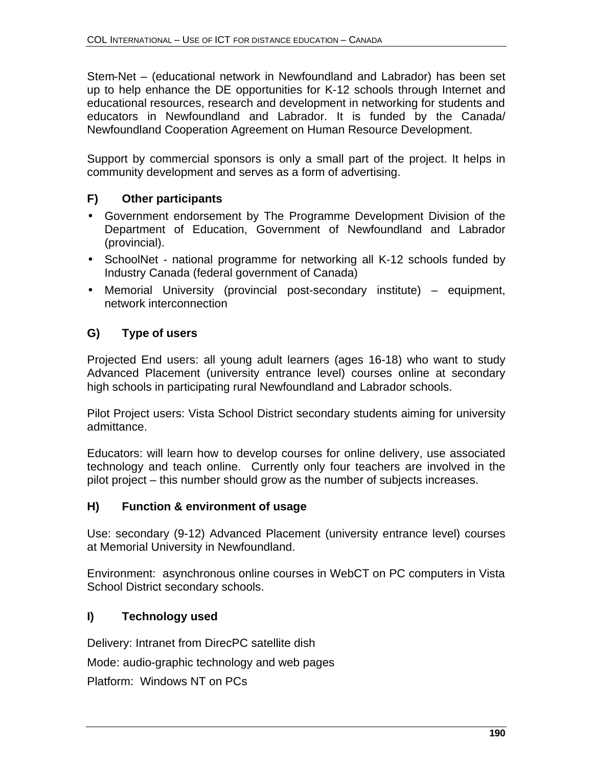Stem-Net – (educational network in Newfoundland and Labrador) has been set up to help enhance the DE opportunities for K-12 schools through Internet and educational resources, research and development in networking for students and educators in Newfoundland and Labrador. It is funded by the Canada/ Newfoundland Cooperation Agreement on Human Resource Development.

Support by commercial sponsors is only a small part of the project. It helps in community development and serves as a form of advertising.

### F) Other participants

- Government endorsement by The Programme Development Division of the Department of Education, Government of Newfoundland and Labrador (provincial).
- SchoolNet - national programme for networking all K-12 schools funded by Industry Canada (federal government of Canada)
- Memorial University (provincial post-secondary institute) – equipment, network interconnection

### G) Type of users

Projected End users: all young adult learners (ages 16-18) who want to study Advanced Placement (university entrance level) courses online at secondary high schools in participating rural Newfoundland and Labrador schools.

Pilot Project users: Vista School District secondary students aiming for university admittance.

Educators: will learn how to develop courses for online delivery, use associated technology and teach online. Currently only four teachers are involved in the pilot project – this number should grow as the number of subjects increases.

### H) Function & environment of usage

Use: secondary (9-12) Advanced Placement (university entrance level) courses at Memorial University in Newfoundland.

Environment: asynchronous online courses in WebCT on PC computers in Vista School District secondary schools.

### I) Technology used

Delivery: Intranet from DirecPC satellite dish

Mode: audio-graphic technology and web pages

Platform: Windows NT on PCs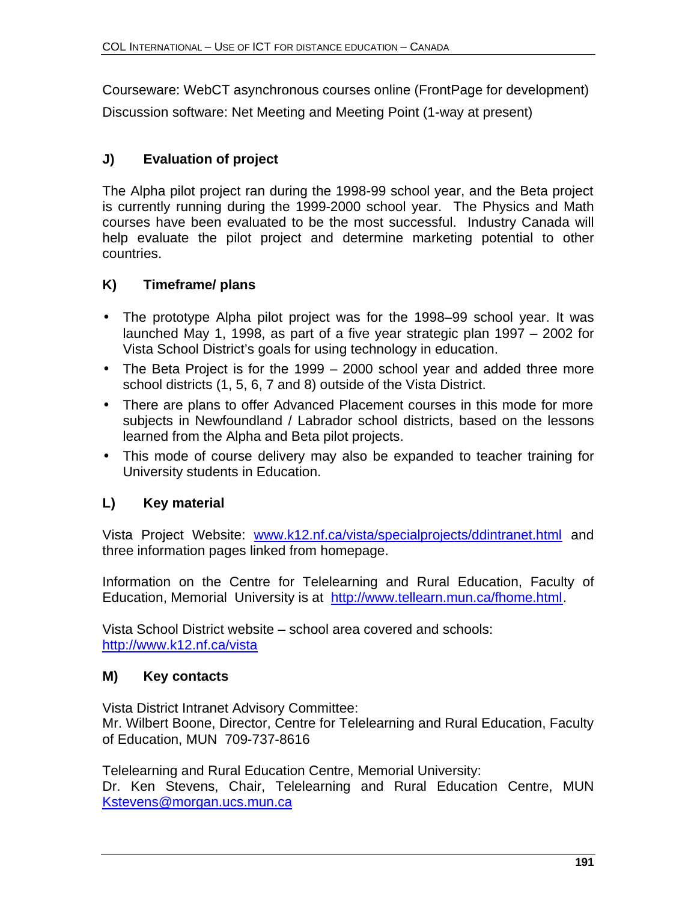Courseware: WebCT asynchronous courses online (FrontPage for development)

Discussion software: Net Meeting and Meeting Point (1-way at present)

## J) Evaluation of project

The Alpha pilot project ran during the 1998-99 school year, and the Beta project is currently running during the 1999-2000 school year. The Physics and Math courses have been evaluated to be the most successful. Industry Canada will help evaluate the pilot project and determine marketing potential to other countries.

## K) Timeframe/ plans

- The prototype Alpha pilot project was for the 1998–99 school year. It was launched May 1, 1998, as part of a five year strategic plan 1997 – 2002 for Vista School District's goals for using technology in education.
- The Beta Project is for the 1999 – 2000 school year and added three more school districts (1, 5, 6, 7 and 8) outside of the Vista District.
- There are plans to offer Advanced Placement courses in this mode for more subjects in Newfoundland / Labrador school districts, based on the lessons learned from the Alpha and Beta pilot projects.
- This mode of course delivery may also be expanded to teacher training for University students in Education.

## L) Key material

Vista Project Website: www.k12.nf.ca/vista/specialprojects/ddintranet.html and three information pages linked from homepage.

Information on the Centre for Telelearning and Rural Education, Faculty of Education, Memorial University is at http://www.tellearn.mun.ca/fhome.html.

Vista School District website – school area covered and schools:
http://www.k12.nf.ca/vista

## M) Key contacts

Vista District Intranet Advisory Committee:
Mr. Wilbert Boone, Director, Centre for Telelearning and Rural Education, Faculty of Education, MUN 709-737-8616

Telelearning and Rural Education Centre, Memorial University:
Dr. Ken Stevens, Chair, Telelearning and Rural Education Centre, MUN
Kstevens@morgan.ucs.mun.ca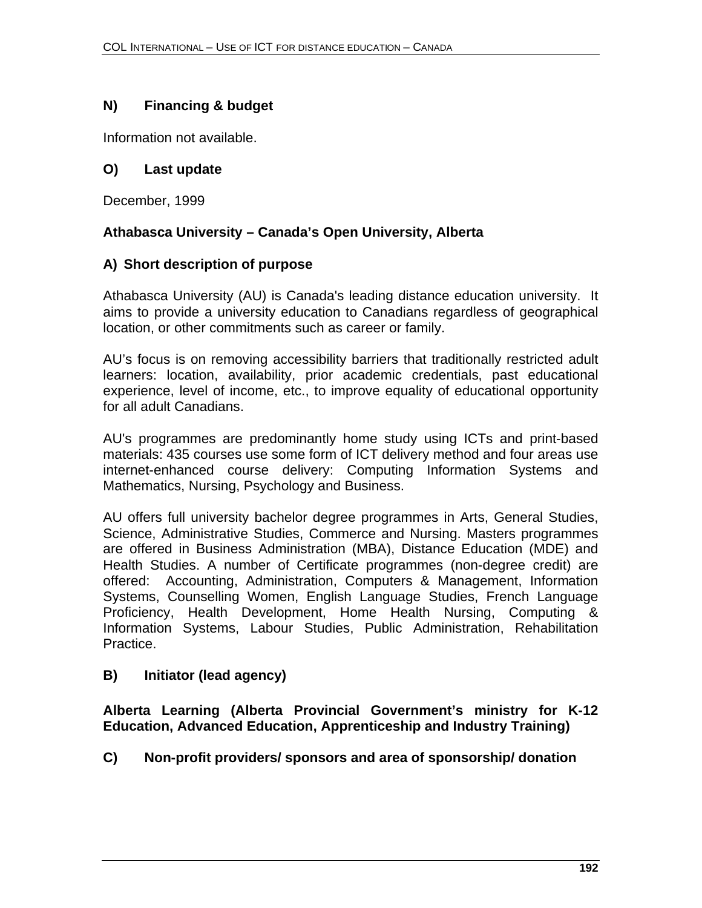## N) Financing & budget

Information not available.

## O) Last update

December, 1999

## Athabasca University – Canada's Open University, Alberta

## A) Short description of purpose

Athabasca University (AU) is Canada's leading distance education university. It aims to provide a university education to Canadians regardless of geographical location, or other commitments such as career or family.

AU's focus is on removing accessibility barriers that traditionally restricted adult learners: location, availability, prior academic credentials, past educational experience, level of income, etc., to improve equality of educational opportunity for all adult Canadians.

AU's programmes are predominantly home study using ICTs and print-based materials: 435 courses use some form of ICT delivery method and four areas use internet-enhanced course delivery: Computing Information Systems and Mathematics, Nursing, Psychology and Business.

AU offers full university bachelor degree programmes in Arts, General Studies, Science, Administrative Studies, Commerce and Nursing. Masters programmes are offered in Business Administration (MBA), Distance Education (MDE) and Health Studies. A number of Certificate programmes (non-degree credit) are offered: Accounting, Administration, Computers & Management, Information Systems, Counselling Women, English Language Studies, French Language Proficiency, Health Development, Home Health Nursing, Computing & Information Systems, Labour Studies, Public Administration, Rehabilitation Practice.

## B) Initiator (lead agency)

**Alberta Learning (Alberta Provincial Government's ministry for K-12 Education, Advanced Education, Apprenticeship and Industry Training)**

## C) Non-profit providers/ sponsors and area of sponsorship/ donation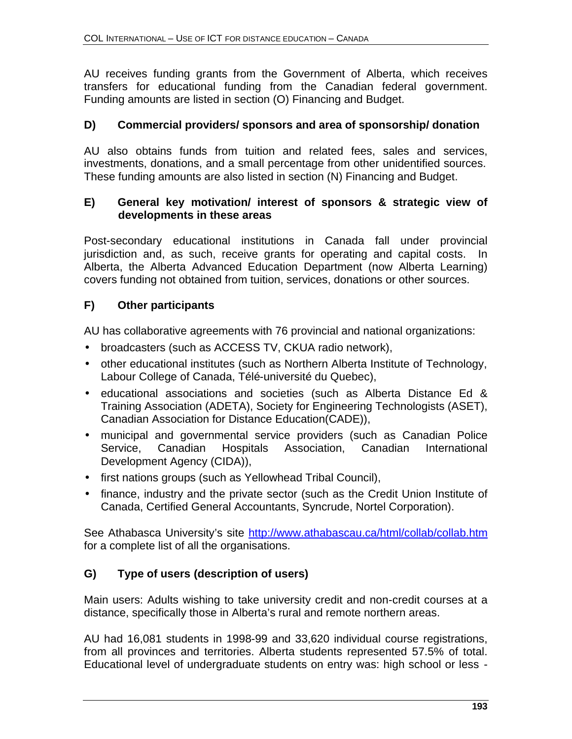AU receives funding grants from the Government of Alberta, which receives transfers for educational funding from the Canadian federal government. Funding amounts are listed in section (O) Financing and Budget.

### D) Commercial providers/ sponsors and area of sponsorship/ donation

AU also obtains funds from tuition and related fees, sales and services, investments, donations, and a small percentage from other unidentified sources. These funding amounts are also listed in section (N) Financing and Budget.

### E) General key motivation/ interest of sponsors & strategic view of developments in these areas

Post-secondary educational institutions in Canada fall under provincial jurisdiction and, as such, receive grants for operating and capital costs. In Alberta, the Alberta Advanced Education Department (now Alberta Learning) covers funding not obtained from tuition, services, donations or other sources.

### F) Other participants

AU has collaborative agreements with 76 provincial and national organizations:

- broadcasters (such as ACCESS TV, CKUA radio network),
- other educational institutes (such as Northern Alberta Institute of Technology, Labour College of Canada, Télé-université du Quebec),
- educational associations and societies (such as Alberta Distance Ed & Training Association (ADETA), Society for Engineering Technologists (ASET), Canadian Association for Distance Education(CADE)),
- municipal and governmental service providers (such as Canadian Police Service, Canadian Hospitals Association, Canadian International Development Agency (CIDA)),
- first nations groups (such as Yellowhead Tribal Council),
- finance, industry and the private sector (such as the Credit Union Institute of Canada, Certified General Accountants, Syncrude, Nortel Corporation).

See Athabasca University's site http://www.athabascau.ca/html/collab/collab.htm for a complete list of all the organisations.

### G) Type of users (description of users)

Main users: Adults wishing to take university credit and non-credit courses at a distance, specifically those in Alberta's rural and remote northern areas.

AU had 16,081 students in 1998-99 and 33,620 individual course registrations, from all provinces and territories. Alberta students represented 57.5% of total. Educational level of undergraduate students on entry was: high school or less -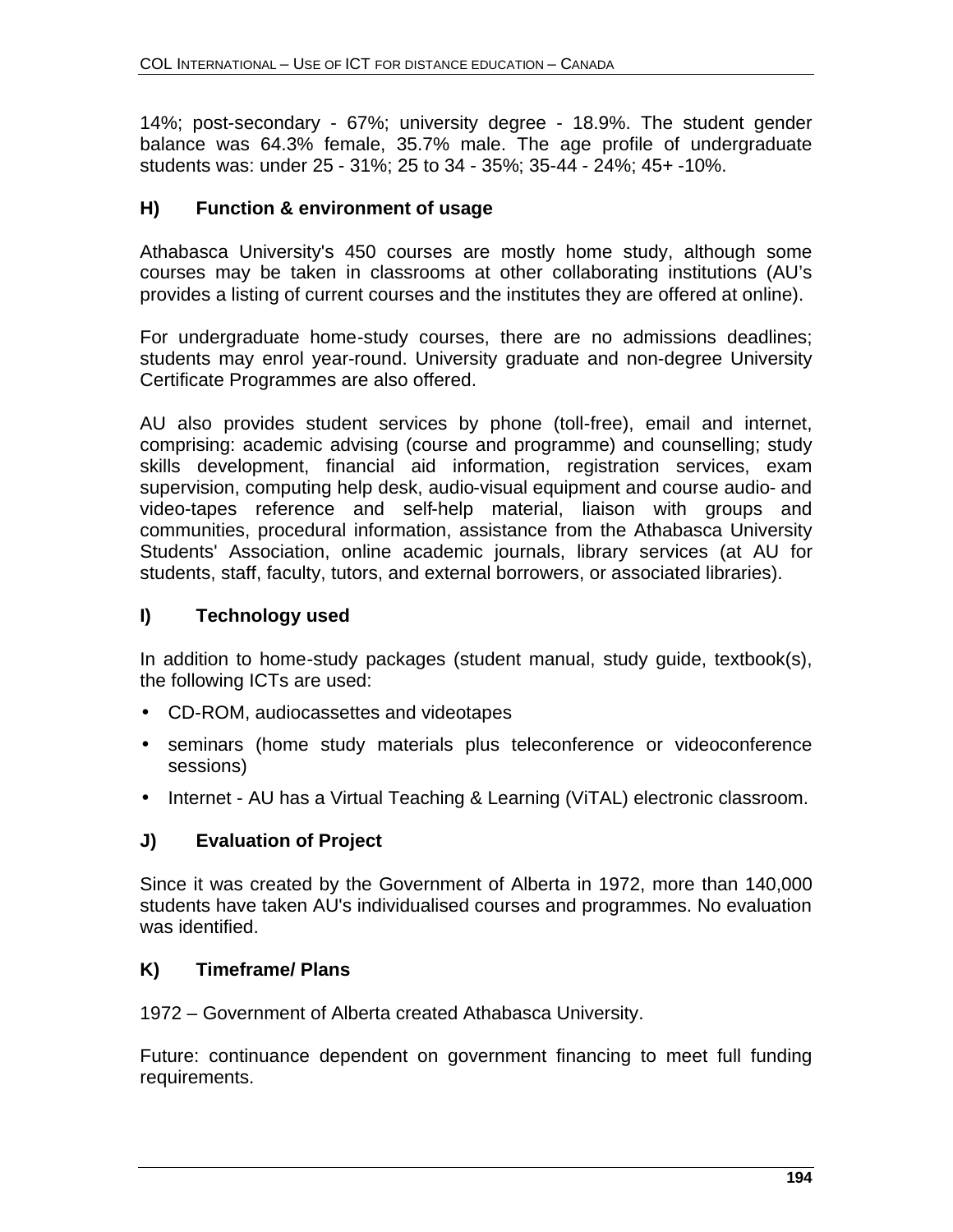14%; post-secondary - 67%; university degree - 18.9%. The student gender balance was 64.3% female, 35.7% male. The age profile of undergraduate students was: under 25 - 31%; 25 to 34 - 35%; 35-44 - 24%; 45+ -10%.

### H) Function & environment of usage

Athabasca University's 450 courses are mostly home study, although some courses may be taken in classrooms at other collaborating institutions (AU's provides a listing of current courses and the institutes they are offered at online).

For undergraduate home-study courses, there are no admissions deadlines; students may enrol year-round. University graduate and non-degree University Certificate Programmes are also offered.

AU also provides student services by phone (toll-free), email and internet, comprising: academic advising (course and programme) and counselling; study skills development, financial aid information, registration services, exam supervision, computing help desk, audio-visual equipment and course audio- and video-tapes reference and self-help material, liaison with groups and communities, procedural information, assistance from the Athabasca University Students' Association, online academic journals, library services (at AU for students, staff, faculty, tutors, and external borrowers, or associated libraries).

### I) Technology used

In addition to home-study packages (student manual, study guide, textbook(s), the following ICTs are used:

- CD-ROM, audiocassettes and videotapes
- seminars (home study materials plus teleconference or videoconference sessions)
- Internet - AU has a Virtual Teaching & Learning (ViTAL) electronic classroom.

### J) Evaluation of Project

Since it was created by the Government of Alberta in 1972, more than 140,000 students have taken AU's individualised courses and programmes. No evaluation was identified.

### K) Timeframe/ Plans

1972 – Government of Alberta created Athabasca University.

Future: continuance dependent on government financing to meet full funding requirements.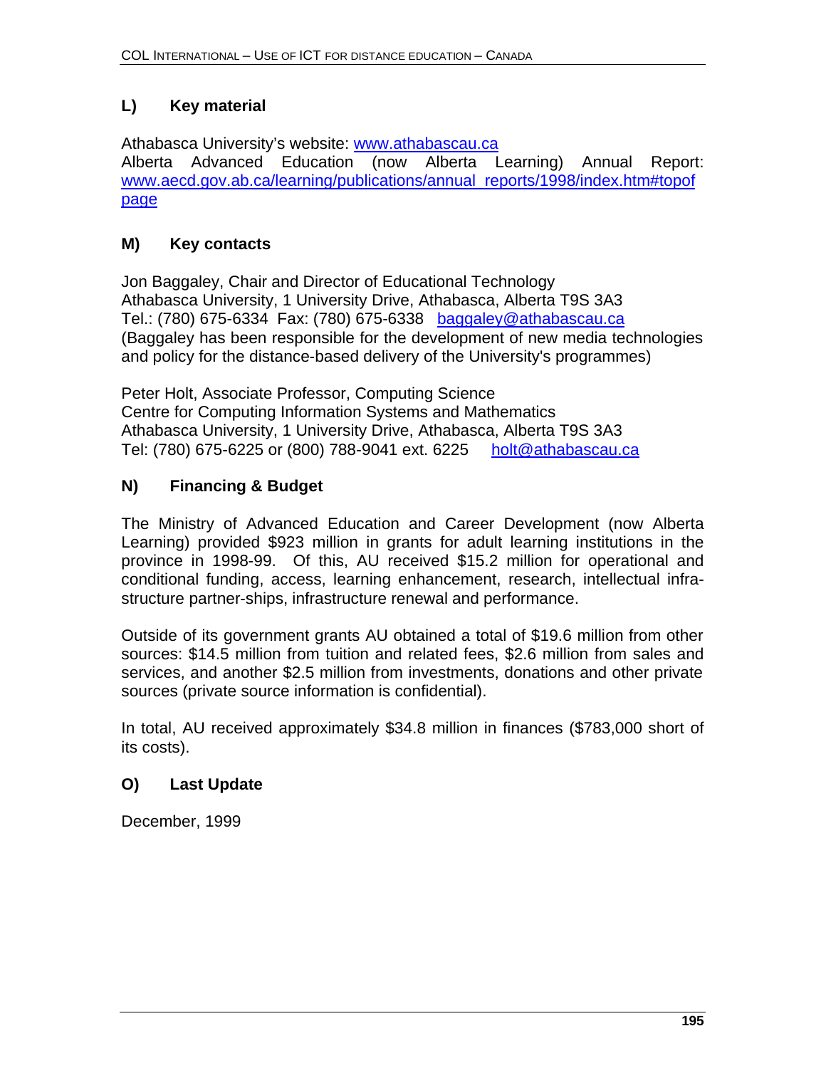## L) Key material

Athabasca University's website: www.athabascau.ca
Alberta Advanced Education (now Alberta Learning) Annual Report: www.aecd.gov.ab.ca/learning/publications/annual_reports/1998/index.htm#topofpage

## M) Key contacts

Jon Baggaley, Chair and Director of Educational Technology
Athabasca University, 1 University Drive, Athabasca, Alberta T9S 3A3
Tel.: (780) 675-6334 Fax: (780) 675-6338 baggaley@athabascau.ca
(Baggaley has been responsible for the development of new media technologies and policy for the distance-based delivery of the University's programmes)

Peter Holt, Associate Professor, Computing Science
Centre for Computing Information Systems and Mathematics
Athabasca University, 1 University Drive, Athabasca, Alberta T9S 3A3
Tel: (780) 675-6225 or (800) 788-9041 ext. 6225 holt@athabascau.ca

## N) Financing & Budget

The Ministry of Advanced Education and Career Development (now Alberta Learning) provided $923 million in grants for adult learning institutions in the province in 1998-99. Of this, AU received $15.2 million for operational and conditional funding, access, learning enhancement, research, intellectual infra-structure partner-ships, infrastructure renewal and performance.

Outside of its government grants AU obtained a total of $19.6 million from other sources: $14.5 million from tuition and related fees, $2.6 million from sales and services, and another $2.5 million from investments, donations and other private sources (private source information is confidential).

In total, AU received approximately $34.8 million in finances ($783,000 short of its costs).

## O) Last Update

December, 1999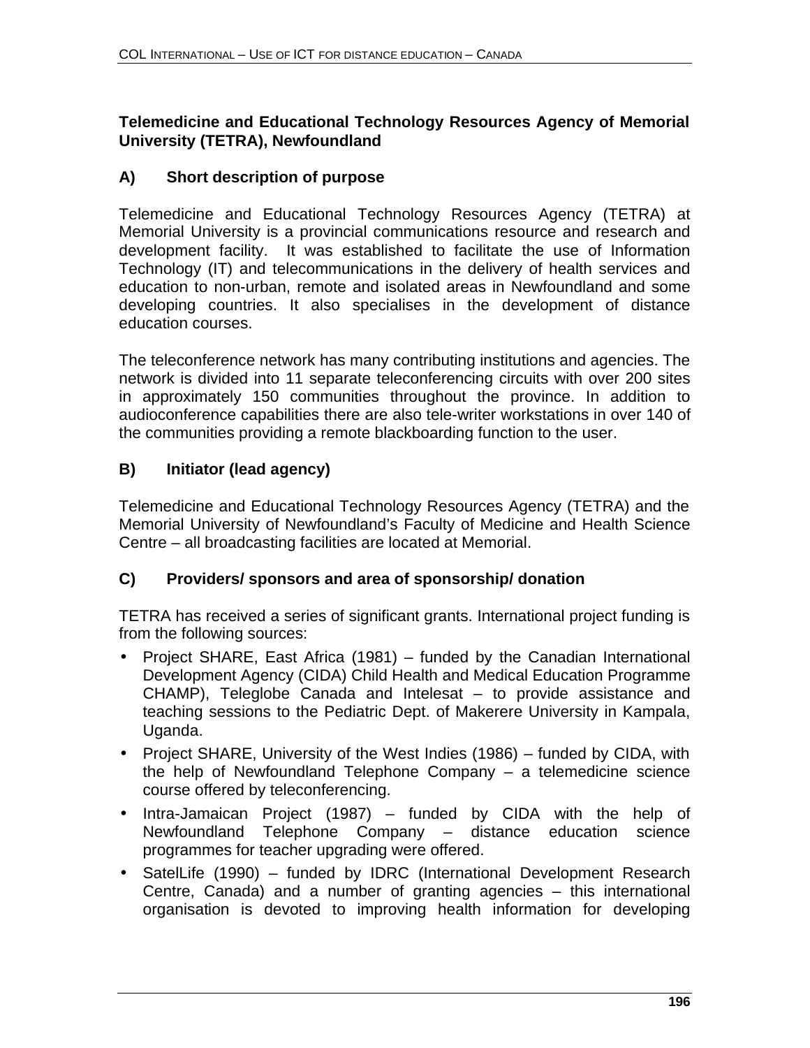**Telemedicine and Educational Technology Resources Agency of Memorial University (TETRA), Newfoundland**

### A) Short description of purpose

Telemedicine and Educational Technology Resources Agency (TETRA) at Memorial University is a provincial communications resource and research and development facility. It was established to facilitate the use of Information Technology (IT) and telecommunications in the delivery of health services and education to non-urban, remote and isolated areas in Newfoundland and some developing countries. It also specialises in the development of distance education courses.

The teleconference network has many contributing institutions and agencies. The network is divided into 11 separate teleconferencing circuits with over 200 sites in approximately 150 communities throughout the province. In addition to audioconference capabilities there are also tele-writer workstations in over 140 of the communities providing a remote blackboarding function to the user.

### B) Initiator (lead agency)

Telemedicine and Educational Technology Resources Agency (TETRA) and the Memorial University of Newfoundland's Faculty of Medicine and Health Science Centre – all broadcasting facilities are located at Memorial.

### C) Providers/ sponsors and area of sponsorship/ donation

TETRA has received a series of significant grants. International project funding is from the following sources:

- Project SHARE, East Africa (1981) – funded by the Canadian International Development Agency (CIDA) Child Health and Medical Education Programme CHAMP), Teleglobe Canada and Intelesat – to provide assistance and teaching sessions to the Pediatric Dept. of Makerere University in Kampala, Uganda.
- Project SHARE, University of the West Indies (1986) – funded by CIDA, with the help of Newfoundland Telephone Company – a telemedicine science course offered by teleconferencing.
- Intra-Jamaican Project (1987) – funded by CIDA with the help of Newfoundland Telephone Company – distance education science programmes for teacher upgrading were offered.
- SatelLife (1990) – funded by IDRC (International Development Research Centre, Canada) and a number of granting agencies – this international organisation is devoted to improving health information for developing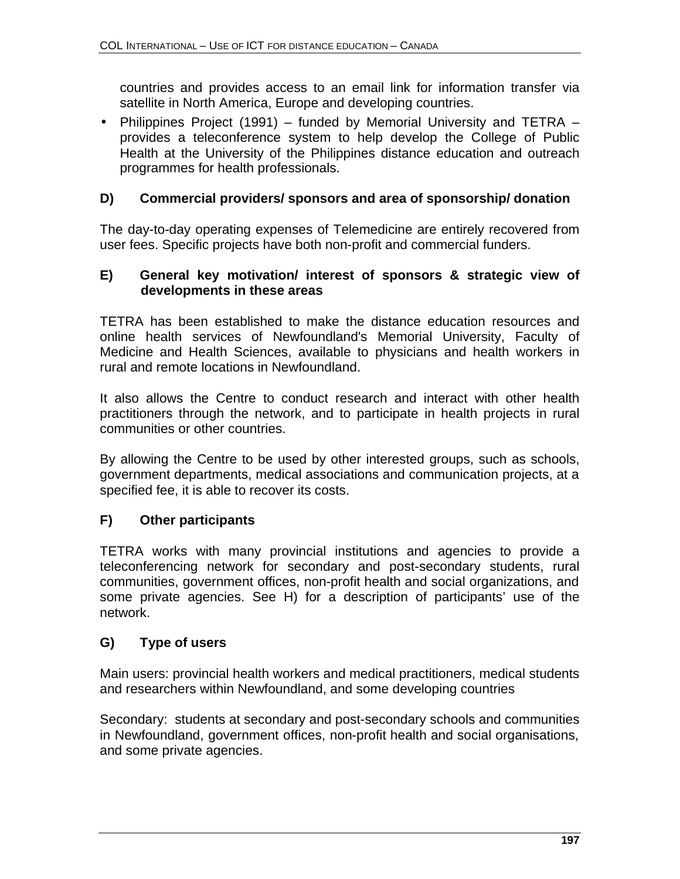countries and provides access to an email link for information transfer via satellite in North America, Europe and developing countries.

- Philippines Project (1991) – funded by Memorial University and TETRA – provides a teleconference system to help develop the College of Public Health at the University of the Philippines distance education and outreach programmes for health professionals.

### D) Commercial providers/ sponsors and area of sponsorship/ donation

The day-to-day operating expenses of Telemedicine are entirely recovered from user fees. Specific projects have both non-profit and commercial funders.

### E) General key motivation/ interest of sponsors & strategic view of developments in these areas

TETRA has been established to make the distance education resources and online health services of Newfoundland's Memorial University, Faculty of Medicine and Health Sciences, available to physicians and health workers in rural and remote locations in Newfoundland.

It also allows the Centre to conduct research and interact with other health practitioners through the network, and to participate in health projects in rural communities or other countries.

By allowing the Centre to be used by other interested groups, such as schools, government departments, medical associations and communication projects, at a specified fee, it is able to recover its costs.

### F) Other participants

TETRA works with many provincial institutions and agencies to provide a teleconferencing network for secondary and post-secondary students, rural communities, government offices, non-profit health and social organizations, and some private agencies. See H) for a description of participants' use of the network.

### G) Type of users

Main users: provincial health workers and medical practitioners, medical students and researchers within Newfoundland, and some developing countries

Secondary: students at secondary and post-secondary schools and communities in Newfoundland, government offices, non-profit health and social organisations, and some private agencies.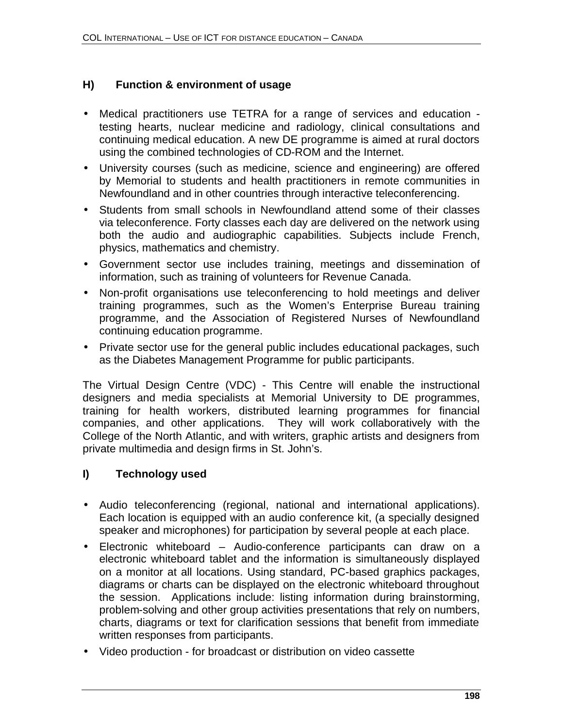### H) Function & environment of usage

- Medical practitioners use TETRA for a range of services and education - testing hearts, nuclear medicine and radiology, clinical consultations and continuing medical education. A new DE programme is aimed at rural doctors using the combined technologies of CD-ROM and the Internet.
- University courses (such as medicine, science and engineering) are offered by Memorial to students and health practitioners in remote communities in Newfoundland and in other countries through interactive teleconferencing.
- Students from small schools in Newfoundland attend some of their classes via teleconference. Forty classes each day are delivered on the network using both the audio and audiographic capabilities. Subjects include French, physics, mathematics and chemistry.
- Government sector use includes training, meetings and dissemination of information, such as training of volunteers for Revenue Canada.
- Non-profit organisations use teleconferencing to hold meetings and deliver training programmes, such as the Women's Enterprise Bureau training programme, and the Association of Registered Nurses of Newfoundland continuing education programme.
- Private sector use for the general public includes educational packages, such as the Diabetes Management Programme for public participants.

The Virtual Design Centre (VDC) - This Centre will enable the instructional designers and media specialists at Memorial University to DE programmes, training for health workers, distributed learning programmes for financial companies, and other applications. They will work collaboratively with the College of the North Atlantic, and with writers, graphic artists and designers from private multimedia and design firms in St. John's.

### I) Technology used

- Audio teleconferencing (regional, national and international applications). Each location is equipped with an audio conference kit, (a specially designed speaker and microphones) for participation by several people at each place.
- Electronic whiteboard – Audio-conference participants can draw on a electronic whiteboard tablet and the information is simultaneously displayed on a monitor at all locations. Using standard, PC-based graphics packages, diagrams or charts can be displayed on the electronic whiteboard throughout the session. Applications include: listing information during brainstorming, problem-solving and other group activities presentations that rely on numbers, charts, diagrams or text for clarification sessions that benefit from immediate written responses from participants.
- Video production - for broadcast or distribution on video cassette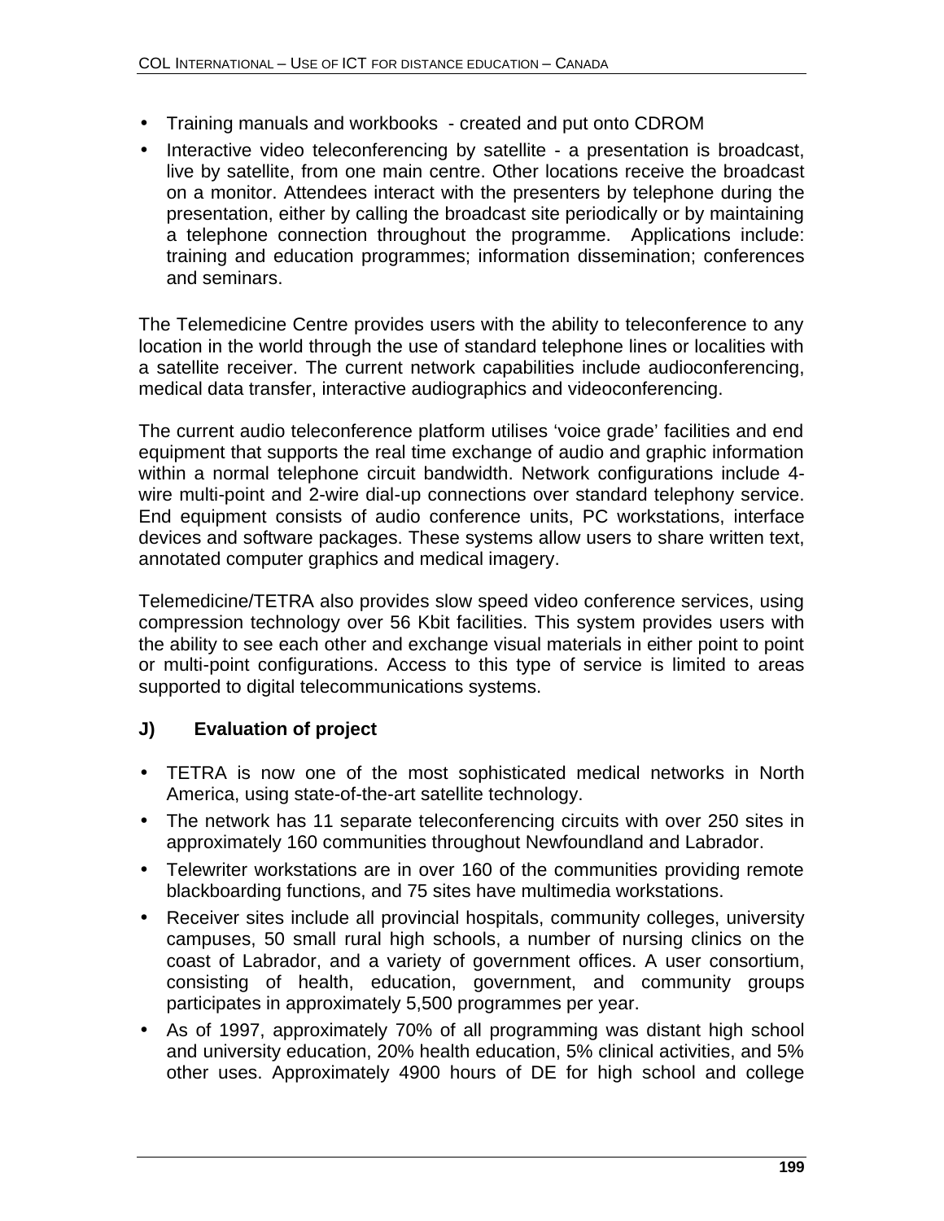- Training manuals and workbooks - created and put onto CDROM
- Interactive video teleconferencing by satellite - a presentation is broadcast, live by satellite, from one main centre. Other locations receive the broadcast on a monitor. Attendees interact with the presenters by telephone during the presentation, either by calling the broadcast site periodically or by maintaining a telephone connection throughout the programme. Applications include: training and education programmes; information dissemination; conferences and seminars.

The Telemedicine Centre provides users with the ability to teleconference to any location in the world through the use of standard telephone lines or localities with a satellite receiver. The current network capabilities include audioconferencing, medical data transfer, interactive audiographics and videoconferencing.

The current audio teleconference platform utilises 'voice grade' facilities and end equipment that supports the real time exchange of audio and graphic information within a normal telephone circuit bandwidth. Network configurations include 4-wire multi-point and 2-wire dial-up connections over standard telephony service. End equipment consists of audio conference units, PC workstations, interface devices and software packages. These systems allow users to share written text, annotated computer graphics and medical imagery.

Telemedicine/TETRA also provides slow speed video conference services, using compression technology over 56 Kbit facilities. This system provides users with the ability to see each other and exchange visual materials in either point to point or multi-point configurations. Access to this type of service is limited to areas supported to digital telecommunications systems.

### J) Evaluation of project

- TETRA is now one of the most sophisticated medical networks in North America, using state-of-the-art satellite technology.
- The network has 11 separate teleconferencing circuits with over 250 sites in approximately 160 communities throughout Newfoundland and Labrador.
- Telewriter workstations are in over 160 of the communities providing remote blackboarding functions, and 75 sites have multimedia workstations.
- Receiver sites include all provincial hospitals, community colleges, university campuses, 50 small rural high schools, a number of nursing clinics on the coast of Labrador, and a variety of government offices. A user consortium, consisting of health, education, government, and community groups participates in approximately 5,500 programmes per year.
- As of 1997, approximately 70% of all programming was distant high school and university education, 20% health education, 5% clinical activities, and 5% other uses. Approximately 4900 hours of DE for high school and college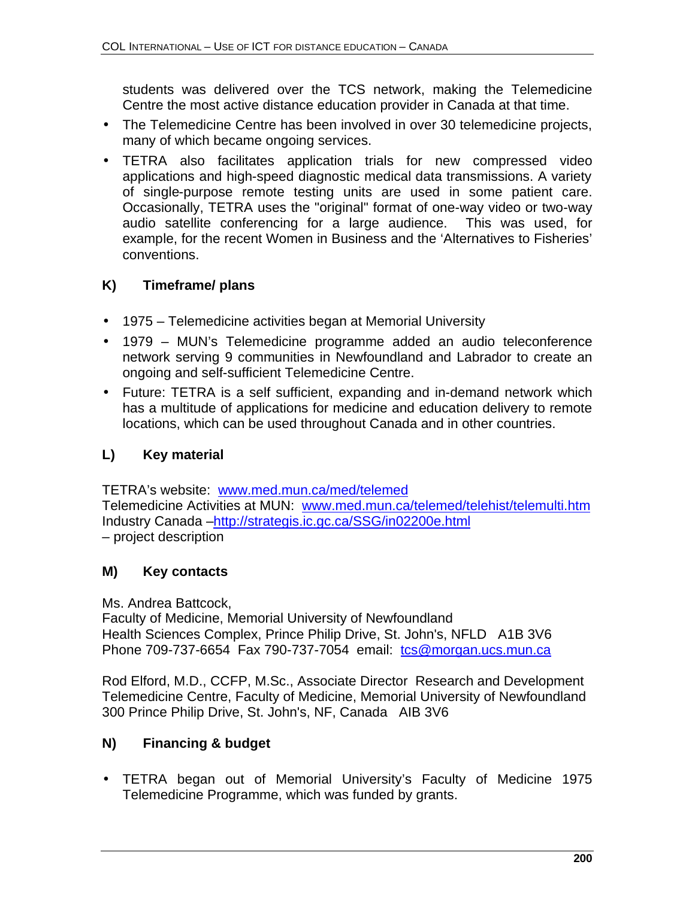students was delivered over the TCS network, making the Telemedicine Centre the most active distance education provider in Canada at that time.

- The Telemedicine Centre has been involved in over 30 telemedicine projects, many of which became ongoing services.
- TETRA also facilitates application trials for new compressed video applications and high-speed diagnostic medical data transmissions. A variety of single-purpose remote testing units are used in some patient care. Occasionally, TETRA uses the "original" format of one-way video or two-way audio satellite conferencing for a large audience. This was used, for example, for the recent Women in Business and the 'Alternatives to Fisheries' conventions.

## K) Timeframe/ plans

- 1975 – Telemedicine activities began at Memorial University
- 1979 – MUN's Telemedicine programme added an audio teleconference network serving 9 communities in Newfoundland and Labrador to create an ongoing and self-sufficient Telemedicine Centre.
- Future: TETRA is a self sufficient, expanding and in-demand network which has a multitude of applications for medicine and education delivery to remote locations, which can be used throughout Canada and in other countries.

## L) Key material

TETRA's website: www.med.mun.ca/med/telemed
Telemedicine Activities at MUN: www.med.mun.ca/telemed/telehist/telemulti.htm
Industry Canada –http://strategis.ic.gc.ca/SSG/in02200e.html
– project description

## M) Key contacts

Ms. Andrea Battcock,
Faculty of Medicine, Memorial University of Newfoundland
Health Sciences Complex, Prince Philip Drive, St. John's, NFLD A1B 3V6
Phone 709-737-6654 Fax 790-737-7054 email: tcs@morgan.ucs.mun.ca

Rod Elford, M.D., CCFP, M.Sc., Associate Director Research and Development
Telemedicine Centre, Faculty of Medicine, Memorial University of Newfoundland
300 Prince Philip Drive, St. John's, NF, Canada AIB 3V6

## N) Financing & budget

- TETRA began out of Memorial University's Faculty of Medicine 1975 Telemedicine Programme, which was funded by grants.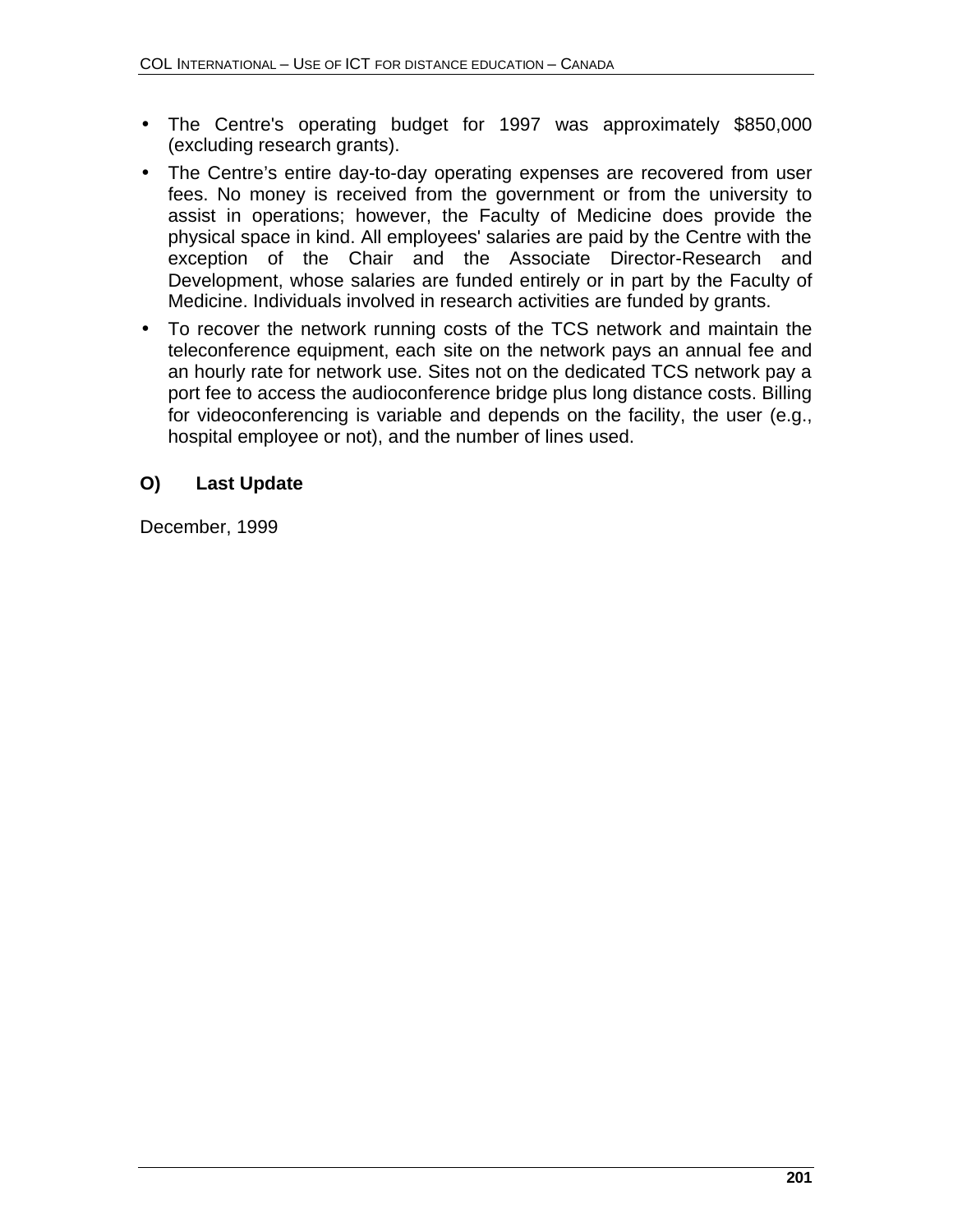- The Centre's operating budget for 1997 was approximately $850,000 (excluding research grants).
- The Centre's entire day-to-day operating expenses are recovered from user fees. No money is received from the government or from the university to assist in operations; however, the Faculty of Medicine does provide the physical space in kind. All employees' salaries are paid by the Centre with the exception of the Chair and the Associate Director-Research and Development, whose salaries are funded entirely or in part by the Faculty of Medicine. Individuals involved in research activities are funded by grants.
- To recover the network running costs of the TCS network and maintain the teleconference equipment, each site on the network pays an annual fee and an hourly rate for network use. Sites not on the dedicated TCS network pay a port fee to access the audioconference bridge plus long distance costs. Billing for videoconferencing is variable and depends on the facility, the user (e.g., hospital employee or not), and the number of lines used.

### O) Last Update

December, 1999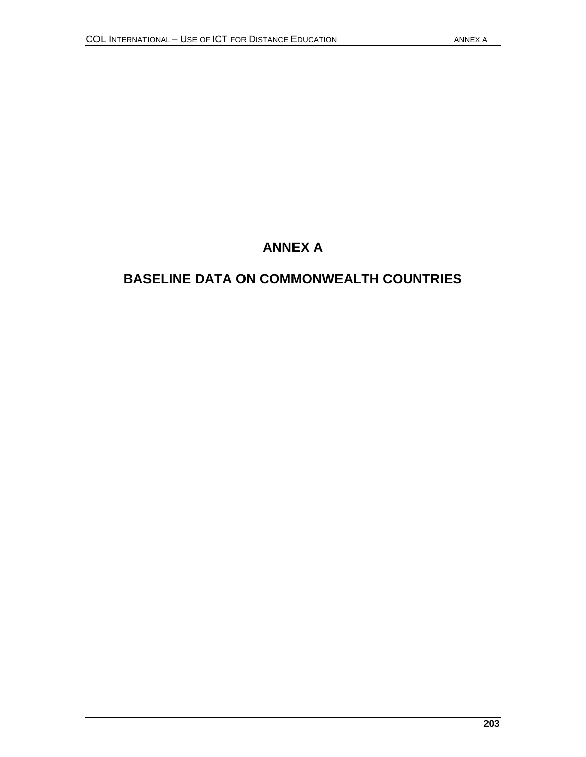# ANNEX A

## BASELINE DATA ON COMMONWEALTH COUNTRIES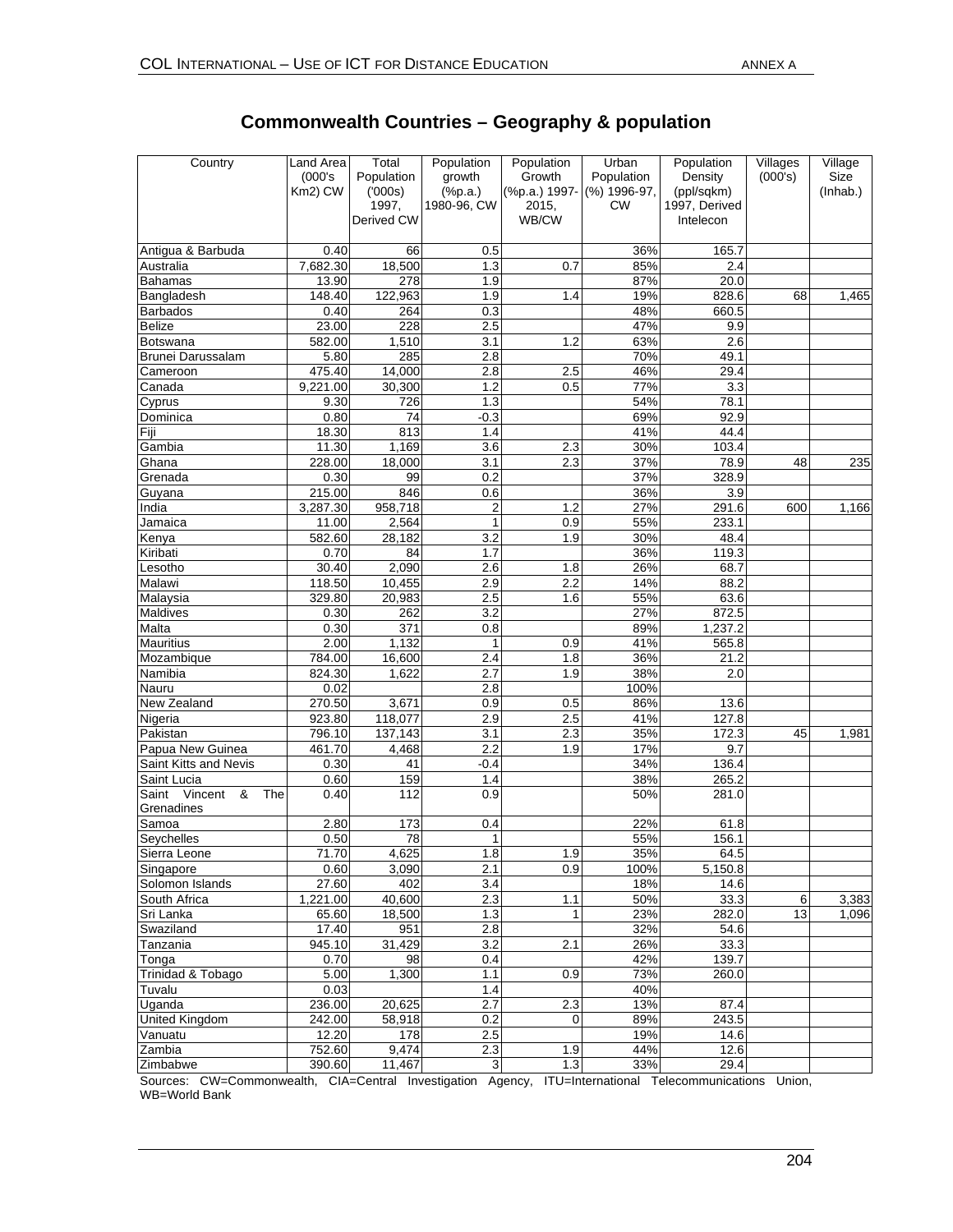## Commonwealth Countries – Geography & population

| Country | Land Area (000's Km2) CW | Total Population ('000s) 1997, Derived CW | Population growth (%p.a.) 1980-96, CW | Population Growth (%p.a.) 1997-2015, WB/CW | Urban Population (%) 1996-97, CW | Population Density (ppl/sqkm) 1997, Derived Intelecon | Villages (000's) | Village Size (Inhab.) |
|---|---|---|---|---|---|---|---|---|
| Antigua & Barbuda | 0.40 | 66 | 0.5 | | 36% | 165.7 | | |
| Australia | 7,682.30 | 18,500 | 1.3 | 0.7 | 85% | 2.4 | | |
| Bahamas | 13.90 | 278 | 1.9 | | 87% | 20.0 | | |
| Bangladesh | 148.40 | 122,963 | 1.9 | 1.4 | 19% | 828.6 | 68 | 1,465 |
| Barbados | 0.40 | 264 | 0.3 | | 48% | 660.5 | | |
| Belize | 23.00 | 228 | 2.5 | | 47% | 9.9 | | |
| Botswana | 582.00 | 1,510 | 3.1 | 1.2 | 63% | 2.6 | | |
| Brunei Darussalam | 5.80 | 285 | 2.8 | | 70% | 49.1 | | |
| Cameroon | 475.40 | 14,000 | 2.8 | 2.5 | 46% | 29.4 | | |
| Canada | 9,221.00 | 30,300 | 1.2 | 0.5 | 77% | 3.3 | | |
| Cyprus | 9.30 | 726 | 1.3 | | 54% | 78.1 | | |
| Dominica | 0.80 | 74 | -0.3 | | 69% | 92.9 | | |
| Fiji | 18.30 | 813 | 1.4 | | 41% | 44.4 | | |
| Gambia | 11.30 | 1,169 | 3.6 | 2.3 | 30% | 103.4 | | |
| Ghana | 228.00 | 18,000 | 3.1 | 2.3 | 37% | 78.9 | 48 | 235 |
| Grenada | 0.30 | 99 | 0.2 | | 37% | 328.9 | | |
| Guyana | 215.00 | 846 | 0.6 | | 36% | 3.9 | | |
| India | 3,287.30 | 958,718 | 2 | 1.2 | 27% | 291.6 | 600 | 1,166 |
| Jamaica | 11.00 | 2,564 | 1 | 0.9 | 55% | 233.1 | | |
| Kenya | 582.60 | 28,182 | 3.2 | 1.9 | 30% | 48.4 | | |
| Kiribati | 0.70 | 84 | 1.7 | | 36% | 119.3 | | |
| Lesotho | 30.40 | 2,090 | 2.6 | 1.8 | 26% | 68.7 | | |
| Malawi | 118.50 | 10,455 | 2.9 | 2.2 | 14% | 88.2 | | |
| Malaysia | 329.80 | 20,983 | 2.5 | 1.6 | 55% | 63.6 | | |
| Maldives | 0.30 | 262 | 3.2 | | 27% | 872.5 | | |
| Malta | 0.30 | 371 | 0.8 | | 89% | 1,237.2 | | |
| Mauritius | 2.00 | 1,132 | 1 | 0.9 | 41% | 565.8 | | |
| Mozambique | 784.00 | 16,600 | 2.4 | 1.8 | 36% | 21.2 | | |
| Namibia | 824.30 | 1,622 | 2.7 | 1.9 | 38% | 2.0 | | |
| Nauru | 0.02 | | 2.8 | | 100% | | | |
| New Zealand | 270.50 | 3,671 | 0.9 | 0.5 | 86% | 13.6 | | |
| Nigeria | 923.80 | 118,077 | 2.9 | 2.5 | 41% | 127.8 | | |
| Pakistan | 796.10 | 137,143 | 3.1 | 2.3 | 35% | 172.3 | 45 | 1,981 |
| Papua New Guinea | 461.70 | 4,468 | 2.2 | 1.9 | 17% | 9.7 | | |
| Saint Kitts and Nevis | 0.30 | 41 | -0.4 | | 34% | 136.4 | | |
| Saint Lucia | 0.60 | 159 | 1.4 | | 38% | 265.2 | | |
| Saint Vincent & The Grenadines | 0.40 | 112 | 0.9 | | 50% | 281.0 | | |
| Samoa | 2.80 | 173 | 0.4 | | 22% | 61.8 | | |
| Seychelles | 0.50 | 78 | 1 | | 55% | 156.1 | | |
| Sierra Leone | 71.70 | 4,625 | 1.8 | 1.9 | 35% | 64.5 | | |
| Singapore | 0.60 | 3,090 | 2.1 | 0.9 | 100% | 5,150.8 | | |
| Solomon Islands | 27.60 | 402 | 3.4 | | 18% | 14.6 | | |
| South Africa | 1,221.00 | 40,600 | 2.3 | 1.1 | 50% | 33.3 | 6 | 3,383 |
| Sri Lanka | 65.60 | 18,500 | 1.3 | 1 | 23% | 282.0 | 13 | 1,096 |
| Swaziland | 17.40 | 951 | 2.8 | | 32% | 54.6 | | |
| Tanzania | 945.10 | 31,429 | 3.2 | 2.1 | 26% | 33.3 | | |
| Tonga | 0.70 | 98 | 0.4 | | 42% | 139.7 | | |
| Trinidad & Tobago | 5.00 | 1,300 | 1.1 | 0.9 | 73% | 260.0 | | |
| Tuvalu | 0.03 | | 1.4 | | 40% | | | |
| Uganda | 236.00 | 20,625 | 2.7 | 2.3 | 13% | 87.4 | | |
| United Kingdom | 242.00 | 58,918 | 0.2 | 0 | 89% | 243.5 | | |
| Vanuatu | 12.20 | 178 | 2.5 | | 19% | 14.6 | | |
| Zambia | 752.60 | 9,474 | 2.3 | 1.9 | 44% | 12.6 | | |
| Zimbabwe | 390.60 | 11,467 | 3 | 1.3 | 33% | 29.4 | | |

Sources: CW=Commonwealth, CIA=Central Investigation Agency, ITU=International Telecommunications Union, WB=World Bank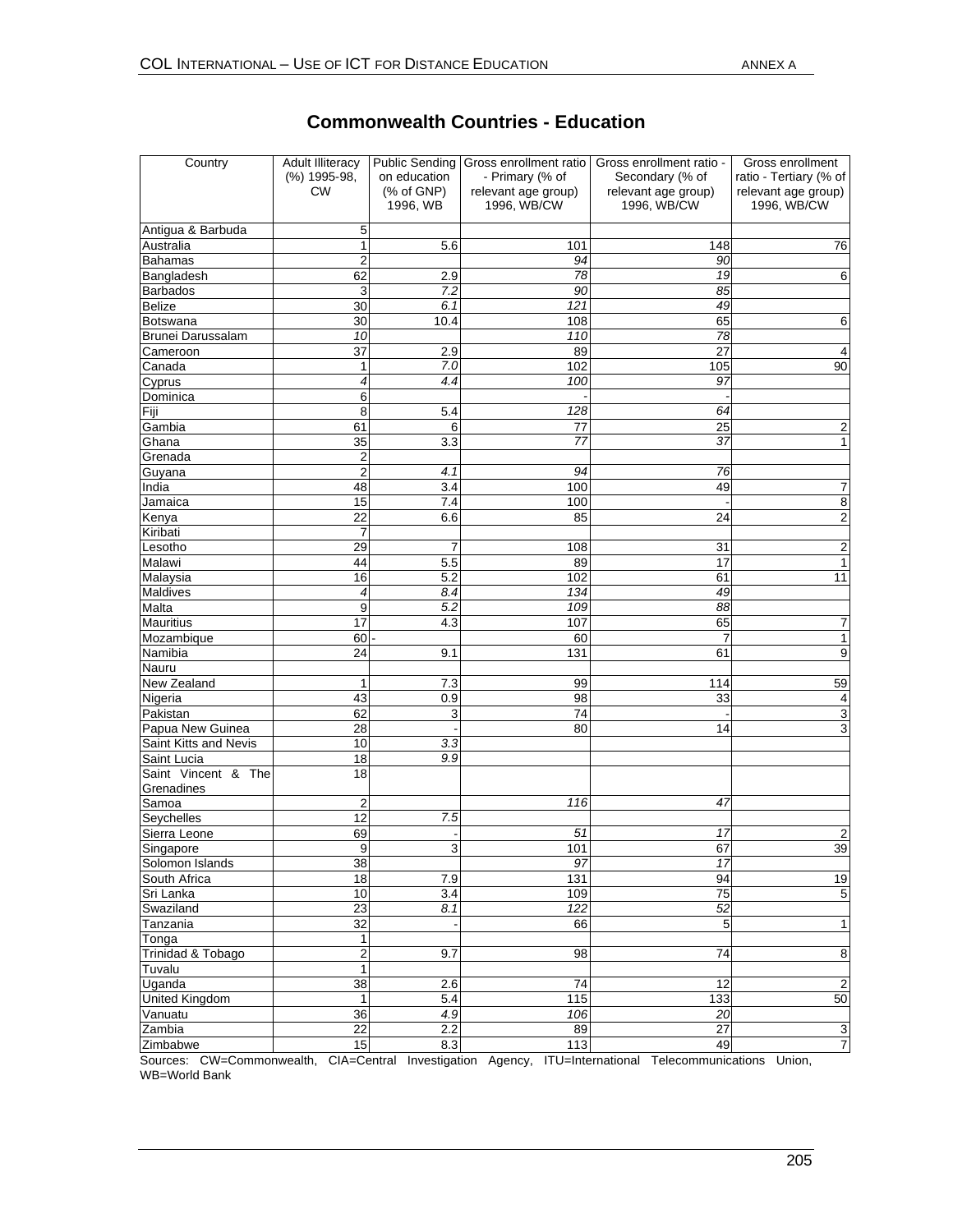## Commonwealth Countries - Education

| Country | Adult Illiteracy (%) 1995-98, CW | Public Sending on education (% of GNP) 1996, WB | Gross enrollment ratio - Primary (% of relevant age group) 1996, WB/CW | Gross enrollment ratio - Secondary (% of relevant age group) 1996, WB/CW | Gross enrollment ratio - Tertiary (% of relevant age group) 1996, WB/CW |
|---|---|---|---|---|---|
| Antigua & Barbuda | 5 | | | | |
| Australia | 1 | 5.6 | 101 | 148 | 76 |
| Bahamas | 2 | | *94* | *90* | |
| Bangladesh | 62 | 2.9 | *78* | *19* | 6 |
| Barbados | 3 | *7.2* | *90* | *85* | |
| Belize | 30 | *6.1* | *121* | *49* | |
| Botswana | 30 | 10.4 | 108 | 65 | 6 |
| Brunei Darussalam | *10* | | *110* | *78* | |
| Cameroon | 37 | 2.9 | 89 | 27 | 4 |
| Canada | 1 | *7.0* | 102 | 105 | 90 |
| Cyprus | *4* | *4.4* | *100* | *97* | |
| Dominica | 6 | | - | - | |
| Fiji | 8 | 5.4 | *128* | *64* | |
| Gambia | 61 | 6 | 77 | 25 | 2 |
| Ghana | 35 | 3.3 | *77* | *37* | 1 |
| Grenada | 2 | | | | |
| Guyana | 2 | *4.1* | *94* | *76* | |
| India | 48 | 3.4 | 100 | 49 | 7 |
| Jamaica | 15 | 7.4 | 100 | - | 8 |
| Kenya | 22 | 6.6 | 85 | 24 | 2 |
| Kiribati | 7 | | | | |
| Lesotho | 29 | 7 | 108 | 31 | 2 |
| Malawi | 44 | 5.5 | 89 | 17 | 1 |
| Malaysia | 16 | 5.2 | 102 | 61 | 11 |
| Maldives | *4* | *8.4* | *134* | *49* | |
| Malta | 9 | *5.2* | *109* | *88* | |
| Mauritius | 17 | 4.3 | 107 | 65 | 7 |
| Mozambique | 60 | - | 60 | 7 | 1 |
| Namibia | 24 | 9.1 | 131 | 61 | 9 |
| Nauru | | | | | |
| New Zealand | 1 | 7.3 | 99 | 114 | 59 |
| Nigeria | 43 | 0.9 | 98 | 33 | 4 |
| Pakistan | 62 | 3 | 74 | - | 3 |
| Papua New Guinea | 28 | - | 80 | 14 | 3 |
| Saint Kitts and Nevis | 10 | *3.3* | | | |
| Saint Lucia | 18 | *9.9* | | | |
| Saint Vincent & The Grenadines | 18 | | | | |
| Samoa | 2 | | *116* | *47* | |
| Seychelles | 12 | *7.5* | | | |
| Sierra Leone | 69 | - | *51* | *17* | 2 |
| Singapore | 9 | 3 | 101 | 67 | 39 |
| Solomon Islands | 38 | | *97* | *17* | |
| South Africa | 18 | 7.9 | 131 | 94 | 19 |
| Sri Lanka | 10 | 3.4 | 109 | 75 | 5 |
| Swaziland | 23 | *8.1* | *122* | *52* | |
| Tanzania | 32 | - | 66 | 5 | 1 |
| Tonga | 1 | | | | |
| Trinidad & Tobago | 2 | 9.7 | 98 | 74 | 8 |
| Tuvalu | 1 | | | | |
| Uganda | 38 | 2.6 | 74 | 12 | 2 |
| United Kingdom | 1 | 5.4 | 115 | 133 | 50 |
| Vanuatu | 36 | *4.9* | *106* | *20* | |
| Zambia | 22 | 2.2 | 89 | 27 | 3 |
| Zimbabwe | 15 | 8.3 | 113 | 49 | 7 |

Sources: CW=Commonwealth, CIA=Central Investigation Agency, ITU=International Telecommunications Union, WB=World Bank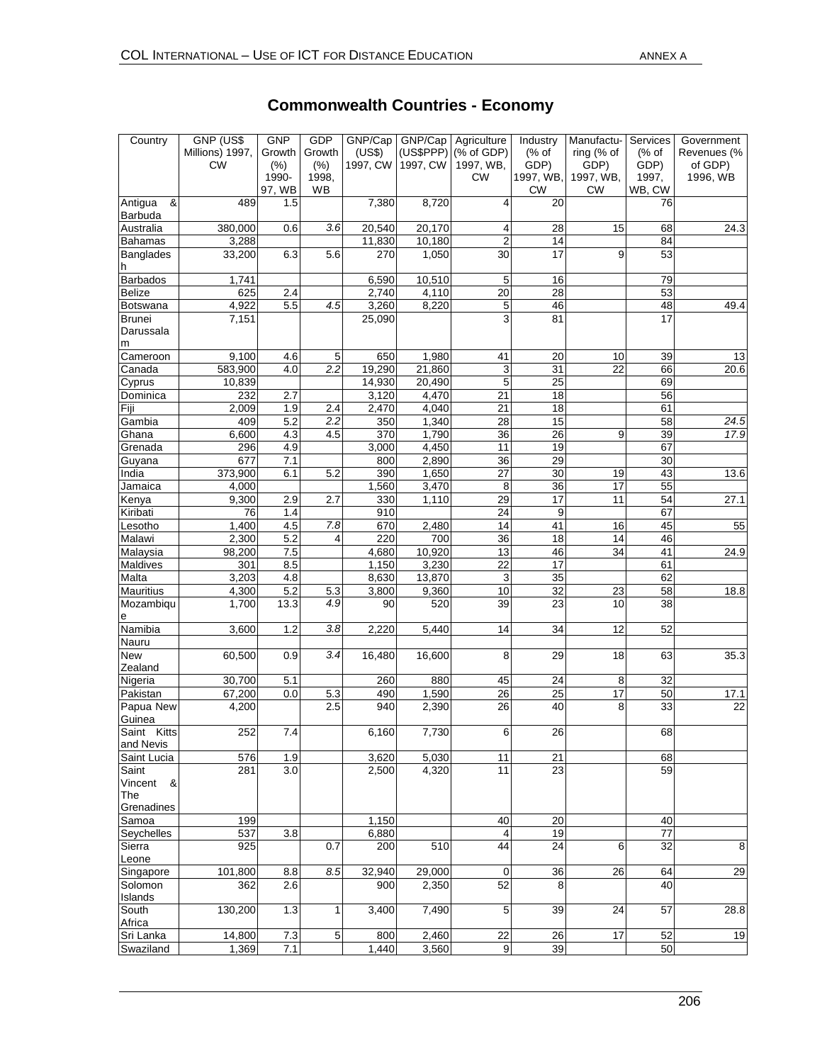# Commonwealth Countries - Economy

| Country | GNP (US$ Millions) 1997, CW | GNP Growth (%) 1990-97, WB | GDP Growth (%) 1998, WB | GNP/Cap (US$) 1997, CW | GNP/Cap (US$PPP) 1997, CW | Agriculture (% of GDP) 1997, WB, CW | Industry (% of GDP) 1997, WB, CW | Manufacturing (% of GDP) 1997, WB, CW | Services (% of GDP) 1997, WB, CW | Government Revenues (% of GDP) 1996, WB |
|---|---|---|---|---|---|---|---|---|---|---|
| Antigua & Barbuda | 489 | 1.5 | | 7,380 | 8,720 | 4 | 20 | | 76 | |
| Australia | 380,000 | 0.6 | 3.6 | 20,540 | 20,170 | 4 | 28 | 15 | 68 | 24.3 |
| Bahamas | 3,288 | | | 11,830 | 10,180 | 2 | 14 | | 84 | |
| Bangladesh | 33,200 | 6.3 | 5.6 | 270 | 1,050 | 30 | 17 | 9 | 53 | |
| Barbados | 1,741 | | | 6,590 | 10,510 | 5 | 16 | | 79 | |
| Belize | 625 | 2.4 | | 2,740 | 4,110 | 20 | 28 | | 53 | |
| Botswana | 4,922 | 5.5 | 4.5 | 3,260 | 8,220 | 5 | 46 | | 48 | 49.4 |
| Brunei Darussalam | 7,151 | | | 25,090 | | 3 | 81 | | 17 | |
| Cameroon | 9,100 | 4.6 | 5 | 650 | 1,980 | 41 | 20 | 10 | 39 | 13 |
| Canada | 583,900 | 4.0 | 2.2 | 19,290 | 21,860 | 3 | 31 | 22 | 66 | 20.6 |
| Cyprus | 10,839 | | | 14,930 | 20,490 | 5 | 25 | | 69 | |
| Dominica | 232 | 2.7 | | 3,120 | 4,470 | 21 | 18 | | 56 | |
| Fiji | 2,009 | 1.9 | 2.4 | 2,470 | 4,040 | 21 | 18 | | 61 | |
| Gambia | 409 | 5.2 | 2.2 | 350 | 1,340 | 28 | 15 | | 58 | 24.5 |
| Ghana | 6,600 | 4.3 | 4.5 | 370 | 1,790 | 36 | 26 | 9 | 39 | 17.9 |
| Grenada | 296 | 4.9 | | 3,000 | 4,450 | 11 | 19 | | 67 | |
| Guyana | 677 | 7.1 | | 800 | 2,890 | 36 | 29 | | 30 | |
| India | 373,900 | 6.1 | 5.2 | 390 | 1,650 | 27 | 30 | 19 | 43 | 13.6 |
| Jamaica | 4,000 | | | 1,560 | 3,470 | 8 | 36 | 17 | 55 | |
| Kenya | 9,300 | 2.9 | 2.7 | 330 | 1,110 | 29 | 17 | 11 | 54 | 27.1 |
| Kiribati | 76 | 1.4 | | 910 | | 24 | 9 | | 67 | |
| Lesotho | 1,400 | 4.5 | 7.8 | 670 | 2,480 | 14 | 41 | 16 | 45 | 55 |
| Malawi | 2,300 | 5.2 | 4 | 220 | 700 | 36 | 18 | 14 | 46 | |
| Malaysia | 98,200 | 7.5 | | 4,680 | 10,920 | 13 | 46 | 34 | 41 | 24.9 |
| Maldives | 301 | 8.5 | | 1,150 | 3,230 | 22 | 17 | | 61 | |
| Malta | 3,203 | 4.8 | | 8,630 | 13,870 | 3 | 35 | | 62 | |
| Mauritius | 4,300 | 5.2 | 5.3 | 3,800 | 9,360 | 10 | 32 | 23 | 58 | 18.8 |
| Mozambique | 1,700 | 13.3 | 4.9 | 90 | 520 | 39 | 23 | 10 | 38 | |
| Namibia | 3,600 | 1.2 | 3.8 | 2,220 | 5,440 | 14 | 34 | 12 | 52 | |
| Nauru | | | | | | | | | | |
| New Zealand | 60,500 | 0.9 | 3.4 | 16,480 | 16,600 | 8 | 29 | 18 | 63 | 35.3 |
| Nigeria | 30,700 | 5.1 | | 260 | 880 | 45 | 24 | 8 | 32 | |
| Pakistan | 67,200 | 0.0 | 5.3 | 490 | 1,590 | 26 | 25 | 17 | 50 | 17.1 |
| Papua New Guinea | 4,200 | | 2.5 | 940 | 2,390 | 26 | 40 | 8 | 33 | 22 |
| Saint Kitts and Nevis | 252 | 7.4 | | 6,160 | 7,730 | 6 | 26 | | 68 | |
| Saint Lucia | 576 | 1.9 | | 3,620 | 5,030 | 11 | 21 | | 68 | |
| Saint Vincent & The Grenadines | 281 | 3.0 | | 2,500 | 4,320 | 11 | 23 | | 59 | |
| Samoa | 199 | | | 1,150 | | 40 | 20 | | 40 | |
| Seychelles | 537 | 3.8 | | 6,880 | | 4 | 19 | | 77 | |
| Sierra Leone | 925 | | 0.7 | 200 | 510 | 44 | 24 | 6 | 32 | 8 |
| Singapore | 101,800 | 8.8 | 8.5 | 32,940 | 29,000 | 0 | 36 | 26 | 64 | 29 |
| Solomon Islands | 362 | 2.6 | | 900 | 2,350 | 52 | 8 | | 40 | |
| South Africa | 130,200 | 1.3 | 1 | 3,400 | 7,490 | 5 | 39 | 24 | 57 | 28.8 |
| Sri Lanka | 14,800 | 7.3 | 5 | 800 | 2,460 | 22 | 26 | 17 | 52 | 19 |
| Swaziland | 1,369 | 7.1 | | 1,440 | 3,560 | 9 | 39 | | 50 | |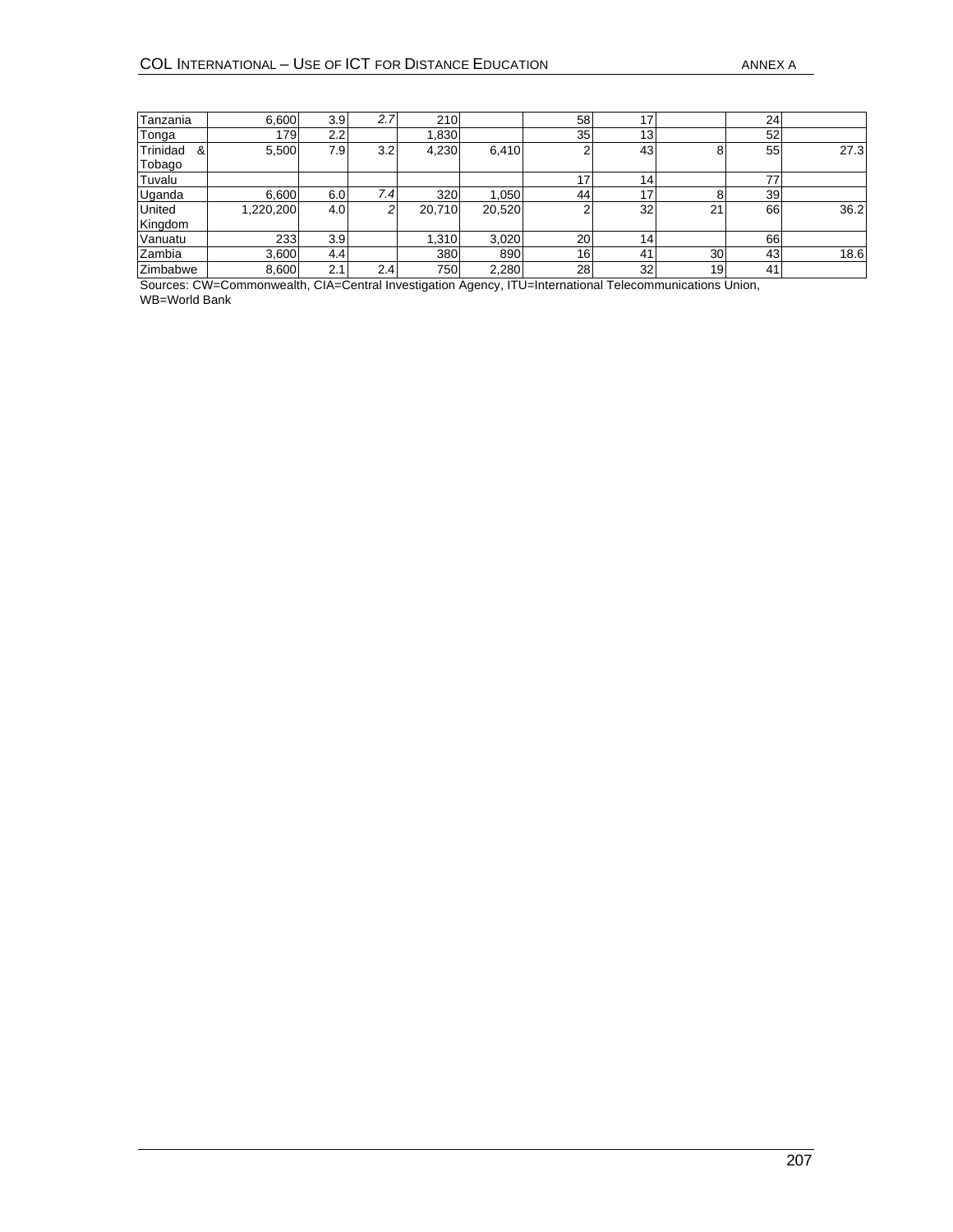| | | | | | | | | | | |
|---|---|---|---|---|---|---|---|---|---|---|
| Tanzania | 6,600 | 3.9 | *2.7* | 210 | | 58 | 17 | | 24 | |
| Tonga | 179 | 2.2 | | 1,830 | | 35 | 13 | | 52 | |
| Trinidad & Tobago | 5,500 | 7.9 | 3.2 | 4,230 | 6,410 | 2 | 43 | 8 | 55 | 27.3 |
| Tuvalu | | | | | | 17 | 14 | | 77 | |
| Uganda | 6,600 | 6.0 | *7.4* | 320 | 1,050 | 44 | 17 | 8 | 39 | |
| United Kingdom | 1,220,200 | 4.0 | *2* | 20,710 | 20,520 | 2 | 32 | 21 | 66 | 36.2 |
| Vanuatu | 233 | 3.9 | | 1,310 | 3,020 | 20 | 14 | | 66 | |
| Zambia | 3,600 | 4.4 | | 380 | 890 | 16 | 41 | 30 | 43 | 18.6 |
| Zimbabwe | 8,600 | 2.1 | 2.4 | 750 | 2,280 | 28 | 32 | 19 | 41 | |

Sources: CW=Commonwealth, CIA=Central Investigation Agency, ITU=International Telecommunications Union, WB=World Bank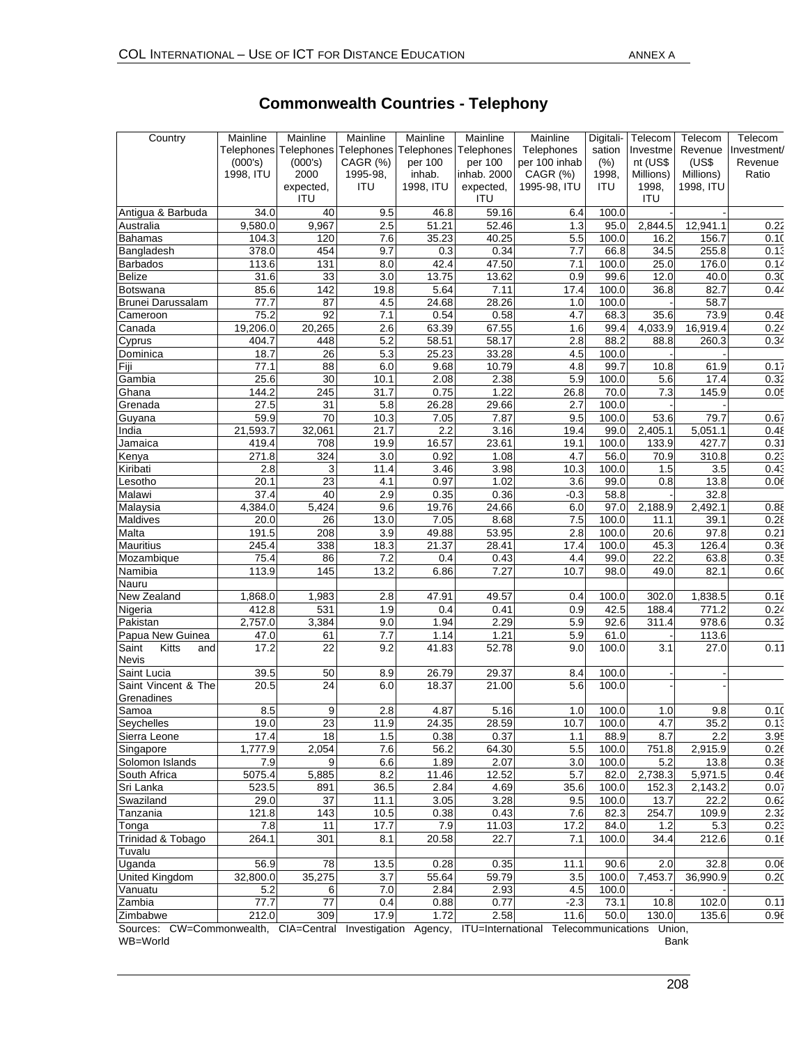# Commonwealth Countries - Telephony

| Country | Mainline Telephones (000's) 1998, ITU | Mainline Telephones (000's) 2000 expected, ITU | Mainline Telephones CAGR (%) 1995-98, ITU | Mainline Telephones per 100 inhab. 1998, ITU | Mainline Telephones per 100 inhab. 2000 expected, ITU | Mainline Telephones per 100 inhab CAGR (%) 1995-98, ITU | Digitalisation (%) 1998, ITU | Telecom Investment (US$ Millions) 1998, ITU | Telecom Revenue (US$ Millions) 1998, ITU | Telecom Investment/ Revenue Ratio |
|---|---|---|---|---|---|---|---|---|---|---|
| Antigua & Barbuda | 34.0 | 40 | 9.5 | 46.8 | 59.16 | 6.4 | 100.0 | - | - | |
| Australia | 9,580.0 | 9,967 | 2.5 | 51.21 | 52.46 | 1.3 | 95.0 | 2,844.5 | 12,941.1 | 0.22 |
| Bahamas | 104.3 | 120 | 7.6 | 35.23 | 40.25 | 5.5 | 100.0 | 16.2 | 156.7 | 0.10 |
| Bangladesh | 378.0 | 454 | 9.7 | 0.3 | 0.34 | 7.7 | 66.8 | 34.5 | 255.8 | 0.13 |
| Barbados | 113.6 | 131 | 8.0 | 42.4 | 47.50 | 7.1 | 100.0 | 25.0 | 176.0 | 0.14 |
| Belize | 31.6 | 33 | 3.0 | 13.75 | 13.62 | 0.9 | 99.6 | 12.0 | 40.0 | 0.30 |
| Botswana | 85.6 | 142 | 19.8 | 5.64 | 7.11 | 17.4 | 100.0 | 36.8 | 82.7 | 0.44 |
| Brunei Darussalam | 77.7 | 87 | 4.5 | 24.68 | 28.26 | 1.0 | 100.0 | - | 58.7 | |
| Cameroon | 75.2 | 92 | 7.1 | 0.54 | 0.58 | 4.7 | 68.3 | 35.6 | 73.9 | 0.48 |
| Canada | 19,206.0 | 20,265 | 2.6 | 63.39 | 67.55 | 1.6 | 99.4 | 4,033.9 | 16,919.4 | 0.24 |
| Cyprus | 404.7 | 448 | 5.2 | 58.51 | 58.17 | 2.8 | 88.2 | 88.8 | 260.3 | 0.34 |
| Dominica | 18.7 | 26 | 5.3 | 25.23 | 33.28 | 4.5 | 100.0 | - | - | |
| Fiji | 77.1 | 88 | 6.0 | 9.68 | 10.79 | 4.8 | 99.7 | 10.8 | 61.9 | 0.17 |
| Gambia | 25.6 | 30 | 10.1 | 2.08 | 2.38 | 5.9 | 100.0 | 5.6 | 17.4 | 0.32 |
| Ghana | 144.2 | 245 | 31.7 | 0.75 | 1.22 | 26.8 | 70.0 | 7.3 | 145.9 | 0.05 |
| Grenada | 27.5 | 31 | 5.8 | 26.28 | 29.66 | 2.7 | 100.0 | - | - | |
| Guyana | 59.9 | 70 | 10.3 | 7.05 | 7.87 | 9.5 | 100.0 | 53.6 | 79.7 | 0.67 |
| India | 21,593.7 | 32,061 | 21.7 | 2.2 | 3.16 | 19.4 | 99.0 | 2,405.1 | 5,051.1 | 0.48 |
| Jamaica | 419.4 | 708 | 19.9 | 16.57 | 23.61 | 19.1 | 100.0 | 133.9 | 427.7 | 0.31 |
| Kenya | 271.8 | 324 | 3.0 | 0.92 | 1.08 | 4.7 | 56.0 | 70.9 | 310.8 | 0.23 |
| Kiribati | 2.8 | 3 | 11.4 | 3.46 | 3.98 | 10.3 | 100.0 | 1.5 | 3.5 | 0.43 |
| Lesotho | 20.1 | 23 | 4.1 | 0.97 | 1.02 | 3.6 | 99.0 | 0.8 | 13.8 | 0.06 |
| Malawi | 37.4 | 40 | 2.9 | 0.35 | 0.36 | -0.3 | 58.8 | - | 32.8 | |
| Malaysia | 4,384.0 | 5,424 | 9.6 | 19.76 | 24.66 | 6.0 | 97.0 | 2,188.9 | 2,492.1 | 0.88 |
| Maldives | 20.0 | 26 | 13.0 | 7.05 | 8.68 | 7.5 | 100.0 | 11.1 | 39.1 | 0.28 |
| Malta | 191.5 | 208 | 3.9 | 49.88 | 53.95 | 2.8 | 100.0 | 20.6 | 97.8 | 0.21 |
| Mauritius | 245.4 | 338 | 18.3 | 21.37 | 28.41 | 17.4 | 100.0 | 45.3 | 126.4 | 0.36 |
| Mozambique | 75.4 | 86 | 7.2 | 0.4 | 0.43 | 4.4 | 99.0 | 22.2 | 63.8 | 0.35 |
| Namibia | 113.9 | 145 | 13.2 | 6.86 | 7.27 | 10.7 | 98.0 | 49.0 | 82.1 | 0.60 |
| Nauru | | | | | | | | | | |
| New Zealand | 1,868.0 | 1,983 | 2.8 | 47.91 | 49.57 | 0.4 | 100.0 | 302.0 | 1,838.5 | 0.16 |
| Nigeria | 412.8 | 531 | 1.9 | 0.4 | 0.41 | 0.9 | 42.5 | 188.4 | 771.2 | 0.24 |
| Pakistan | 2,757.0 | 3,384 | 9.0 | 1.94 | 2.29 | 5.9 | 92.6 | 311.4 | 978.6 | 0.32 |
| Papua New Guinea | 47.0 | 61 | 7.7 | 1.14 | 1.21 | 5.9 | 61.0 | - | 113.6 | |
| Saint Kitts and Nevis | 17.2 | 22 | 9.2 | 41.83 | 52.78 | 9.0 | 100.0 | 3.1 | 27.0 | 0.11 |
| Saint Lucia | 39.5 | 50 | 8.9 | 26.79 | 29.37 | 8.4 | 100.0 | - | - | |
| Saint Vincent & The Grenadines | 20.5 | 24 | 6.0 | 18.37 | 21.00 | 5.6 | 100.0 | - | - | |
| Samoa | 8.5 | 9 | 2.8 | 4.87 | 5.16 | 1.0 | 100.0 | 1.0 | 9.8 | 0.10 |
| Seychelles | 19.0 | 23 | 11.9 | 24.35 | 28.59 | 10.7 | 100.0 | 4.7 | 35.2 | 0.13 |
| Sierra Leone | 17.4 | 18 | 1.5 | 0.38 | 0.37 | 1.1 | 88.9 | 8.7 | 2.2 | 3.95 |
| Singapore | 1,777.9 | 2,054 | 7.6 | 56.2 | 64.30 | 5.5 | 100.0 | 751.8 | 2,915.9 | 0.26 |
| Solomon Islands | 7.9 | 9 | 6.6 | 1.89 | 2.07 | 3.0 | 100.0 | 5.2 | 13.8 | 0.38 |
| South Africa | 5075.4 | 5,885 | 8.2 | 11.46 | 12.52 | 5.7 | 82.0 | 2,738.3 | 5,971.5 | 0.46 |
| Sri Lanka | 523.5 | 891 | 36.5 | 2.84 | 4.69 | 35.6 | 100.0 | 152.3 | 2,143.2 | 0.07 |
| Swaziland | 29.0 | 37 | 11.1 | 3.05 | 3.28 | 9.5 | 100.0 | 13.7 | 22.2 | 0.62 |
| Tanzania | 121.8 | 143 | 10.5 | 0.38 | 0.43 | 7.6 | 82.3 | 254.7 | 109.9 | 2.32 |
| Tonga | 7.8 | 11 | 17.7 | 7.9 | 11.03 | 17.2 | 84.0 | 1.2 | 5.3 | 0.23 |
| Trinidad & Tobago | 264.1 | 301 | 8.1 | 20.58 | 22.7 | 7.1 | 100.0 | 34.4 | 212.6 | 0.16 |
| Tuvalu | | | | | | | | | | |
| Uganda | 56.9 | 78 | 13.5 | 0.28 | 0.35 | 11.1 | 90.6 | 2.0 | 32.8 | 0.06 |
| United Kingdom | 32,800.0 | 35,275 | 3.7 | 55.64 | 59.79 | 3.5 | 100.0 | 7,453.7 | 36,990.9 | 0.20 |
| Vanuatu | 5.2 | 6 | 7.0 | 2.84 | 2.93 | 4.5 | 100.0 | - | - | |
| Zambia | 77.7 | 77 | 0.4 | 0.88 | 0.77 | -2.3 | 73.1 | 10.8 | 102.0 | 0.11 |
| Zimbabwe | 212.0 | 309 | 17.9 | 1.72 | 2.58 | 11.6 | 50.0 | 130.0 | 135.6 | 0.96 |

Sources: CW=Commonwealth, CIA=Central Investigation Agency, ITU=International Telecommunications Union, WB=World Bank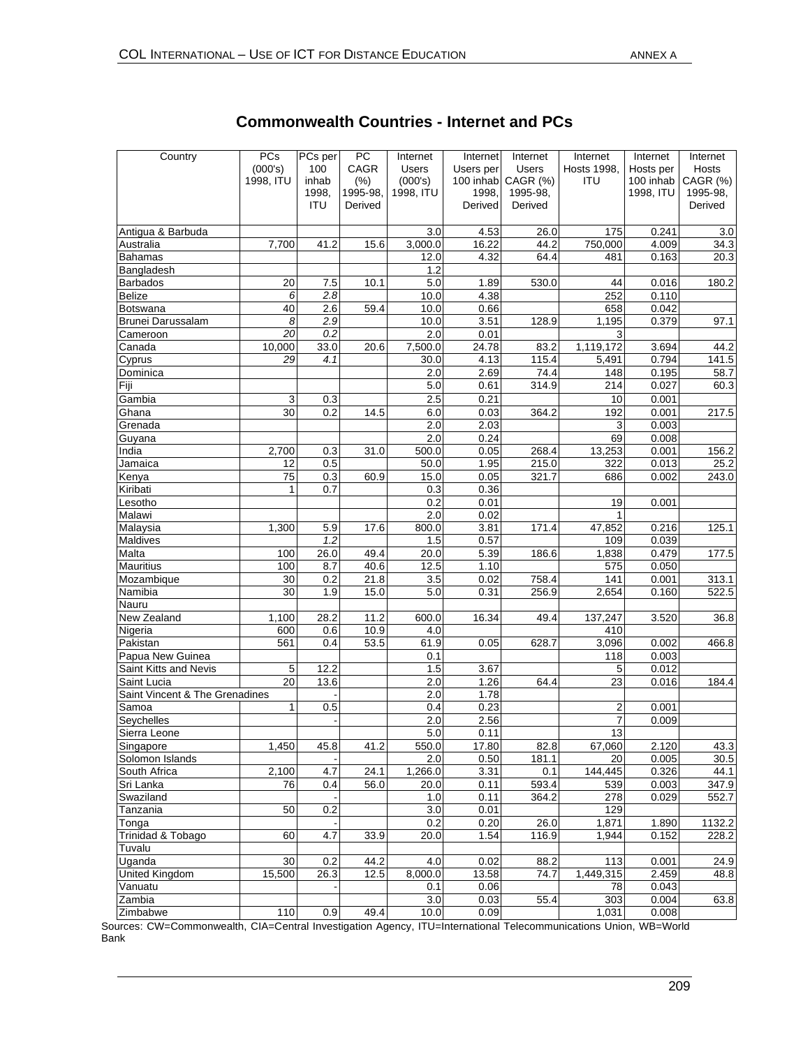# Commonwealth Countries - Internet and PCs

| Country | PCs (000's) 1998, ITU | PCs per 100 inhab 1998, ITU | PC CAGR (%) 1995-98, Derived | Internet Users (000's) 1998, ITU | Internet Users per 100 inhab 1998, Derived | Internet Users CAGR (%) 1995-98, Derived | Internet Hosts 1998, ITU | Internet Hosts per 100 inhab 1998, ITU | Internet Hosts CAGR (%) 1995-98, Derived |
|---|---|---|---|---|---|---|---|---|---|
| Antigua & Barbuda | | | | 3.0 | 4.53 | 26.0 | 175 | 0.241 | 3.0 |
| Australia | 7,700 | 41.2 | 15.6 | 3,000.0 | 16.22 | 44.2 | 750,000 | 4.009 | 34.3 |
| Bahamas | | | | 12.0 | 4.32 | 64.4 | 481 | 0.163 | 20.3 |
| Bangladesh | | | | 1.2 | | | | | |
| Barbados | 20 | 7.5 | 10.1 | 5.0 | 1.89 | 530.0 | 44 | 0.016 | 180.2 |
| Belize | *6* | *2.8* | | 10.0 | 4.38 | | 252 | 0.110 | |
| Botswana | 40 | 2.6 | 59.4 | 10.0 | 0.66 | | 658 | 0.042 | |
| Brunei Darussalam | *8* | *2.9* | | 10.0 | 3.51 | 128.9 | 1,195 | 0.379 | 97.1 |
| Cameroon | *20* | *0.2* | | 2.0 | 0.01 | | 3 | | |
| Canada | 10,000 | 33.0 | 20.6 | 7,500.0 | 24.78 | 83.2 | 1,119,172 | 3.694 | 44.2 |
| Cyprus | *29* | *4.1* | | 30.0 | 4.13 | 115.4 | 5,491 | 0.794 | 141.5 |
| Dominica | | | | 2.0 | 2.69 | 74.4 | 148 | 0.195 | 58.7 |
| Fiji | | | | 5.0 | 0.61 | 314.9 | 214 | 0.027 | 60.3 |
| Gambia | 3 | 0.3 | | 2.5 | 0.21 | | 10 | 0.001 | |
| Ghana | 30 | 0.2 | 14.5 | 6.0 | 0.03 | 364.2 | 192 | 0.001 | 217.5 |
| Grenada | | | | 2.0 | 2.03 | | 3 | 0.003 | |
| Guyana | | | | 2.0 | 0.24 | | 69 | 0.008 | |
| India | 2,700 | 0.3 | 31.0 | 500.0 | 0.05 | 268.4 | 13,253 | 0.001 | 156.2 |
| Jamaica | 12 | 0.5 | | 50.0 | 1.95 | 215.0 | 322 | 0.013 | 25.2 |
| Kenya | 75 | 0.3 | 60.9 | 15.0 | 0.05 | 321.7 | 686 | 0.002 | 243.0 |
| Kiribati | 1 | 0.7 | | 0.3 | 0.36 | | | | |
| Lesotho | | | | 0.2 | 0.01 | | 19 | 0.001 | |
| Malawi | | | | 2.0 | 0.02 | | 1 | | |
| Malaysia | 1,300 | 5.9 | 17.6 | 800.0 | 3.81 | 171.4 | 47,852 | 0.216 | 125.1 |
| Maldives | | *1.2* | | 1.5 | 0.57 | | 109 | 0.039 | |
| Malta | 100 | 26.0 | 49.4 | 20.0 | 5.39 | 186.6 | 1,838 | 0.479 | 177.5 |
| Mauritius | 100 | 8.7 | 40.6 | 12.5 | 1.10 | | 575 | 0.050 | |
| Mozambique | 30 | 0.2 | 21.8 | 3.5 | 0.02 | 758.4 | 141 | 0.001 | 313.1 |
| Namibia | 30 | 1.9 | 15.0 | 5.0 | 0.31 | 256.9 | 2,654 | 0.160 | 522.5 |
| Nauru | | | | | | | | | |
| New Zealand | 1,100 | 28.2 | 11.2 | 600.0 | 16.34 | 49.4 | 137,247 | 3.520 | 36.8 |
| Nigeria | 600 | 0.6 | 10.9 | 4.0 | | | 410 | | |
| Pakistan | 561 | 0.4 | 53.5 | 61.9 | 0.05 | 628.7 | 3,096 | 0.002 | 466.8 |
| Papua New Guinea | | | | 0.1 | | | 118 | 0.003 | |
| Saint Kitts and Nevis | 5 | 12.2 | | 1.5 | 3.67 | | 5 | 0.012 | |
| Saint Lucia | 20 | 13.6 | | 2.0 | 1.26 | 64.4 | 23 | 0.016 | 184.4 |
| Saint Vincent & The Grenadines | | - | | 2.0 | 1.78 | | | | |
| Samoa | 1 | 0.5 | | 0.4 | 0.23 | | 2 | 0.001 | |
| Seychelles | | - | | 2.0 | 2.56 | | 7 | 0.009 | |
| Sierra Leone | | | | 5.0 | 0.11 | | 13 | | |
| Singapore | 1,450 | 45.8 | 41.2 | 550.0 | 17.80 | 82.8 | 67,060 | 2.120 | 43.3 |
| Solomon Islands | | - | | 2.0 | 0.50 | 181.1 | 20 | 0.005 | 30.5 |
| South Africa | 2,100 | 4.7 | 24.1 | 1,266.0 | 3.31 | 0.1 | 144,445 | 0.326 | 44.1 |
| Sri Lanka | 76 | 0.4 | 56.0 | 20.0 | 0.11 | 593.4 | 539 | 0.003 | 347.9 |
| Swaziland | | - | | 1.0 | 0.11 | 364.2 | 278 | 0.029 | 552.7 |
| Tanzania | 50 | 0.2 | | 3.0 | 0.01 | | 129 | | |
| Tonga | | - | | 0.2 | 0.20 | 26.0 | 1,871 | 1.890 | 1132.2 |
| Trinidad & Tobago | 60 | 4.7 | 33.9 | 20.0 | 1.54 | 116.9 | 1,944 | 0.152 | 228.2 |
| Tuvalu | | | | | | | | | |
| Uganda | 30 | 0.2 | 44.2 | 4.0 | 0.02 | 88.2 | 113 | 0.001 | 24.9 |
| United Kingdom | 15,500 | 26.3 | 12.5 | 8,000.0 | 13.58 | 74.7 | 1,449,315 | 2.459 | 48.8 |
| Vanuatu | | - | | 0.1 | 0.06 | | 78 | 0.043 | |
| Zambia | | | | 3.0 | 0.03 | 55.4 | 303 | 0.004 | 63.8 |
| Zimbabwe | 110 | 0.9 | 49.4 | 10.0 | 0.09 | | 1,031 | 0.008 | |

Sources: CW=Commonwealth, CIA=Central Investigation Agency, ITU=International Telecommunications Union, WB=World Bank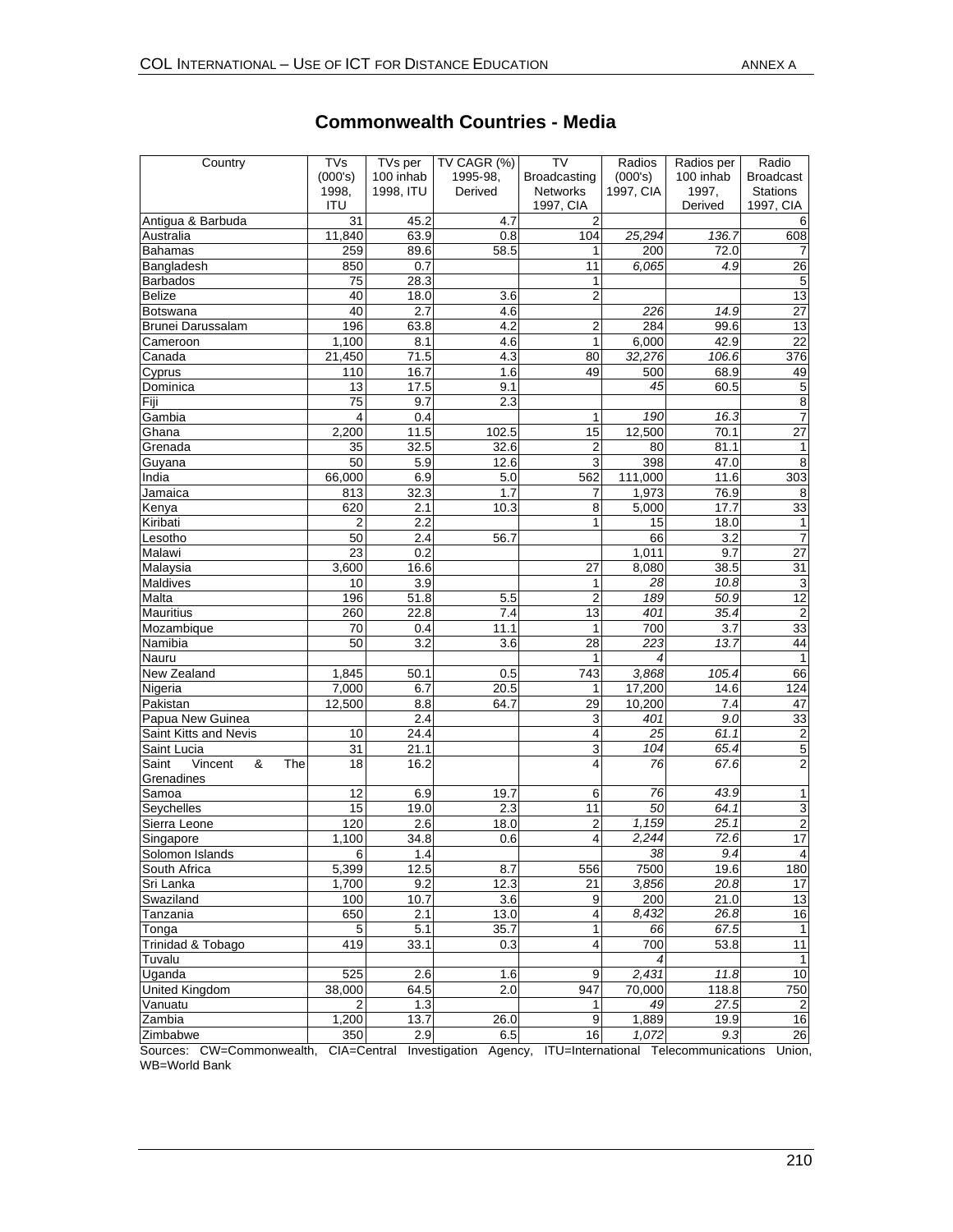## Commonwealth Countries - Media

| Country | TVs (000's) 1998, ITU | TVs per 100 inhab 1998, ITU | TV CAGR (%) 1995-98, Derived | TV Broadcasting Networks 1997, CIA | Radios (000's) 1997, CIA | Radios per 100 inhab 1997, Derived | Radio Broadcast Stations 1997, CIA |
|---|---|---|---|---|---|---|---|
| Antigua & Barbuda | 31 | 45.2 | 4.7 | 2 | | | 6 |
| Australia | 11,840 | 63.9 | 0.8 | 104 | *25,294* | *136.7* | 608 |
| Bahamas | 259 | 89.6 | 58.5 | 1 | 200 | 72.0 | 7 |
| Bangladesh | 850 | 0.7 | | 11 | *6,065* | *4.9* | 26 |
| Barbados | 75 | 28.3 | | 1 | | | 5 |
| Belize | 40 | 18.0 | 3.6 | 2 | | | 13 |
| Botswana | 40 | 2.7 | 4.6 | | *226* | *14.9* | 27 |
| Brunei Darussalam | 196 | 63.8 | 4.2 | 2 | 284 | 99.6 | 13 |
| Cameroon | 1,100 | 8.1 | 4.6 | 1 | 6,000 | 42.9 | 22 |
| Canada | 21,450 | 71.5 | 4.3 | 80 | *32,276* | *106.6* | 376 |
| Cyprus | 110 | 16.7 | 1.6 | 49 | 500 | 68.9 | 49 |
| Dominica | 13 | 17.5 | 9.1 | | *45* | 60.5 | 5 |
| Fiji | 75 | 9.7 | 2.3 | | | | 8 |
| Gambia | 4 | 0.4 | | 1 | *190* | *16.3* | 7 |
| Ghana | 2,200 | 11.5 | 102.5 | 15 | 12,500 | 70.1 | 27 |
| Grenada | 35 | 32.5 | 32.6 | 2 | 80 | 81.1 | 1 |
| Guyana | 50 | 5.9 | 12.6 | 3 | 398 | 47.0 | 8 |
| India | 66,000 | 6.9 | 5.0 | 562 | 111,000 | 11.6 | 303 |
| Jamaica | 813 | 32.3 | 1.7 | 7 | 1,973 | 76.9 | 8 |
| Kenya | 620 | 2.1 | 10.3 | 8 | 5,000 | 17.7 | 33 |
| Kiribati | 2 | 2.2 | | 1 | 15 | 18.0 | 1 |
| Lesotho | 50 | 2.4 | 56.7 | | 66 | 3.2 | 7 |
| Malawi | 23 | 0.2 | | | 1,011 | 9.7 | 27 |
| Malaysia | 3,600 | 16.6 | | 27 | 8,080 | 38.5 | 31 |
| Maldives | 10 | 3.9 | | 1 | *28* | *10.8* | 3 |
| Malta | 196 | 51.8 | 5.5 | 2 | *189* | *50.9* | 12 |
| Mauritius | 260 | 22.8 | 7.4 | 13 | *401* | *35.4* | 2 |
| Mozambique | 70 | 0.4 | 11.1 | 1 | 700 | 3.7 | 33 |
| Namibia | 50 | 3.2 | 3.6 | 28 | *223* | *13.7* | 44 |
| Nauru | | | | 1 | *4* | | 1 |
| New Zealand | 1,845 | 50.1 | 0.5 | 743 | *3,868* | *105.4* | 66 |
| Nigeria | 7,000 | 6.7 | 20.5 | 1 | 17,200 | 14.6 | 124 |
| Pakistan | 12,500 | 8.8 | 64.7 | 29 | 10,200 | 7.4 | 47 |
| Papua New Guinea | | 2.4 | | 3 | *401* | *9.0* | 33 |
| Saint Kitts and Nevis | 10 | 24.4 | | 4 | *25* | *61.1* | 2 |
| Saint Lucia | 31 | 21.1 | | 3 | *104* | *65.4* | 5 |
| Saint Vincent & The Grenadines | 18 | 16.2 | | 4 | *76* | *67.6* | 2 |
| Samoa | 12 | 6.9 | 19.7 | 6 | *76* | *43.9* | 1 |
| Seychelles | 15 | 19.0 | 2.3 | 11 | *50* | *64.1* | 3 |
| Sierra Leone | 120 | 2.6 | 18.0 | 2 | *1,159* | *25.1* | 2 |
| Singapore | 1,100 | 34.8 | 0.6 | 4 | *2,244* | *72.6* | 17 |
| Solomon Islands | 6 | 1.4 | | | *38* | *9.4* | 4 |
| South Africa | 5,399 | 12.5 | 8.7 | 556 | 7500 | 19.6 | 180 |
| Sri Lanka | 1,700 | 9.2 | 12.3 | 21 | *3,856* | *20.8* | 17 |
| Swaziland | 100 | 10.7 | 3.6 | 9 | 200 | 21.0 | 13 |
| Tanzania | 650 | 2.1 | 13.0 | 4 | *8,432* | *26.8* | 16 |
| Tonga | 5 | 5.1 | 35.7 | 1 | *66* | *67.5* | 1 |
| Trinidad & Tobago | 419 | 33.1 | 0.3 | 4 | 700 | 53.8 | 11 |
| Tuvalu | | | | | *4* | | 1 |
| Uganda | 525 | 2.6 | 1.6 | 9 | *2,431* | *11.8* | 10 |
| United Kingdom | 38,000 | 64.5 | 2.0 | 947 | 70,000 | 118.8 | 750 |
| Vanuatu | 2 | 1.3 | | 1 | *49* | *27.5* | 2 |
| Zambia | 1,200 | 13.7 | 26.0 | 9 | 1,889 | 19.9 | 16 |
| Zimbabwe | 350 | 2.9 | 6.5 | 16 | *1,072* | *9.3* | 26 |

Sources: CW=Commonwealth, CIA=Central Investigation Agency, ITU=International Telecommunications Union, WB=World Bank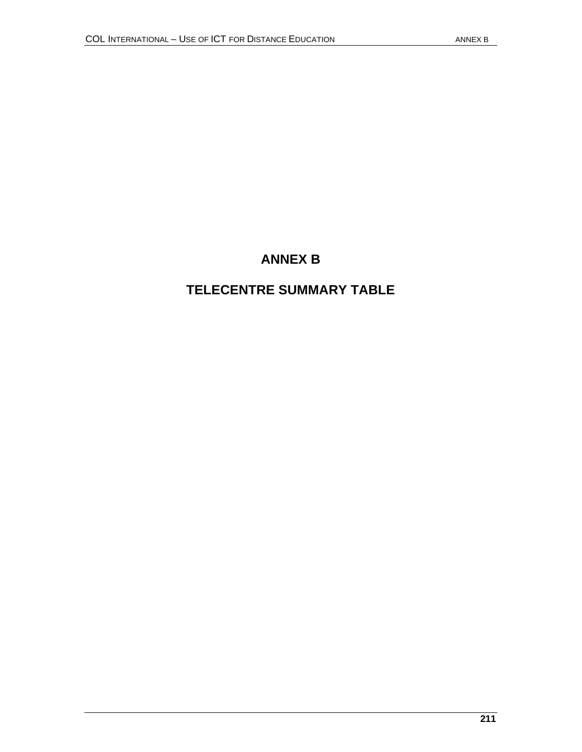# ANNEX B

## TELECENTRE SUMMARY TABLE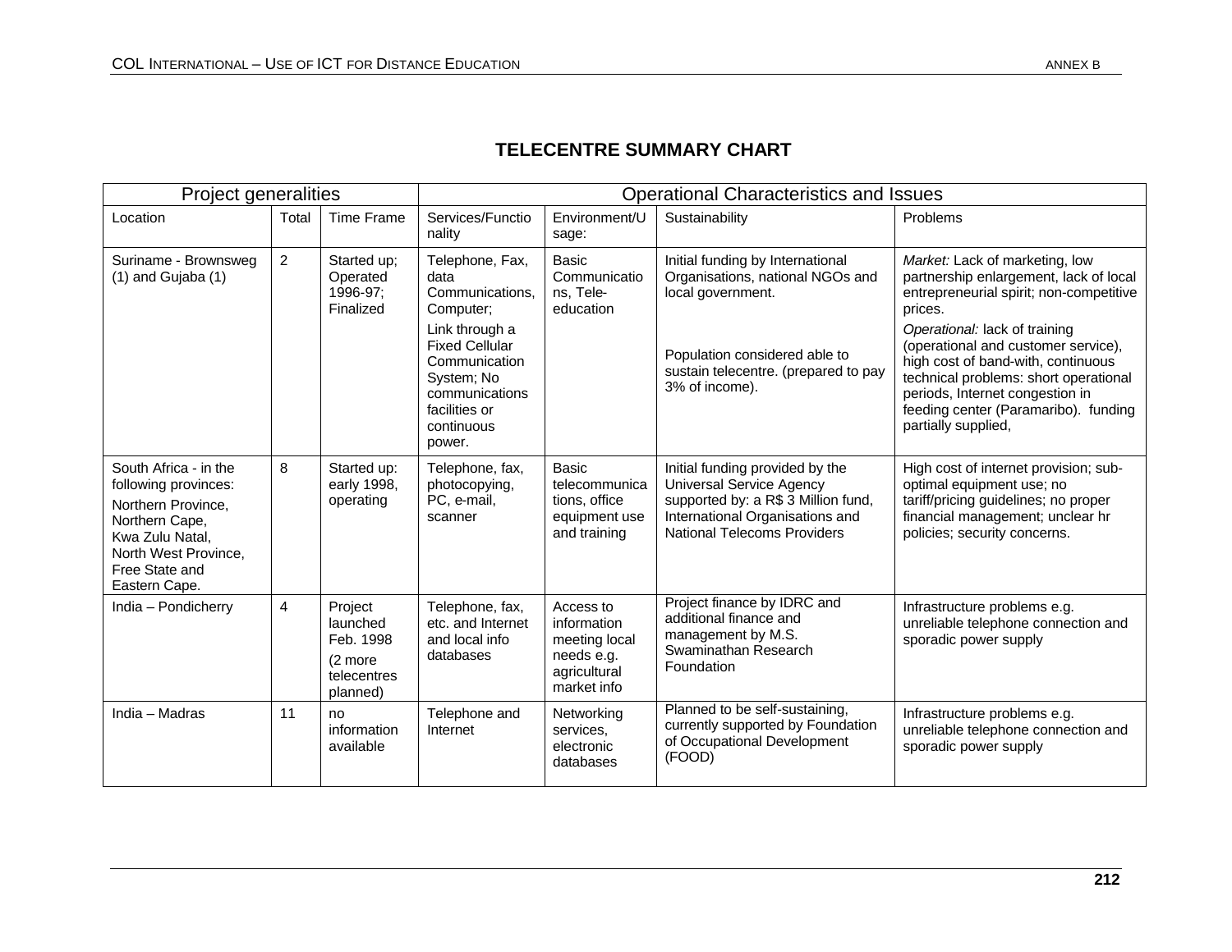## TELECENTRE SUMMARY CHART

| Project generalities | | | Operational Characteristics and Issues | | | |
|---|---|---|---|---|---|---|
| Location | Total | Time Frame | Services/Functionality | Environment/Usage: | Sustainability | Problems |
| Suriname - Brownsweg (1) and Gujaba (1) | 2 | Started up; Operated 1996-97; Finalized | Telephone, Fax, data Communications, Computer; Link through a Fixed Cellular Communication System; No communications facilities or continuous power. | Basic Communications, Tele-education | Initial funding by International Organisations, national NGOs and local government. Population considered able to sustain telecentre. (prepared to pay 3% of income). | *Market:* Lack of marketing, low partnership enlargement, lack of local entrepreneurial spirit; non-competitive prices. *Operational:* lack of training (operational and customer service), high cost of band-with, continuous technical problems: short operational periods, Internet congestion in feeding center (Paramaribo). funding partially supplied, |
| South Africa - in the following provinces: Northern Province, Northern Cape, Kwa Zulu Natal, North West Province, Free State and Eastern Cape. | 8 | Started up: early 1998, operating | Telephone, fax, photocopying, PC, e-mail, scanner | Basic telecommunications, office equipment use and training | Initial funding provided by the Universal Service Agency supported by: a R$ 3 Million fund, International Organisations and National Telecoms Providers | High cost of internet provision; sub-optimal equipment use; no tariff/pricing guidelines; no proper financial management; unclear hr policies; security concerns. |
| India – Pondicherry | 4 | Project launched Feb. 1998 (2 more telecentres planned) | Telephone, fax, etc. and Internet and local info databases | Access to information meeting local needs e.g. agricultural market info | Project finance by IDRC and additional finance and management by M.S. Swaminathan Research Foundation | Infrastructure problems e.g. unreliable telephone connection and sporadic power supply |
| India – Madras | 11 | no information available | Telephone and Internet | Networking services, electronic databases | Planned to be self-sustaining, currently supported by Foundation of Occupational Development (FOOD) | Infrastructure problems e.g. unreliable telephone connection and sporadic power supply |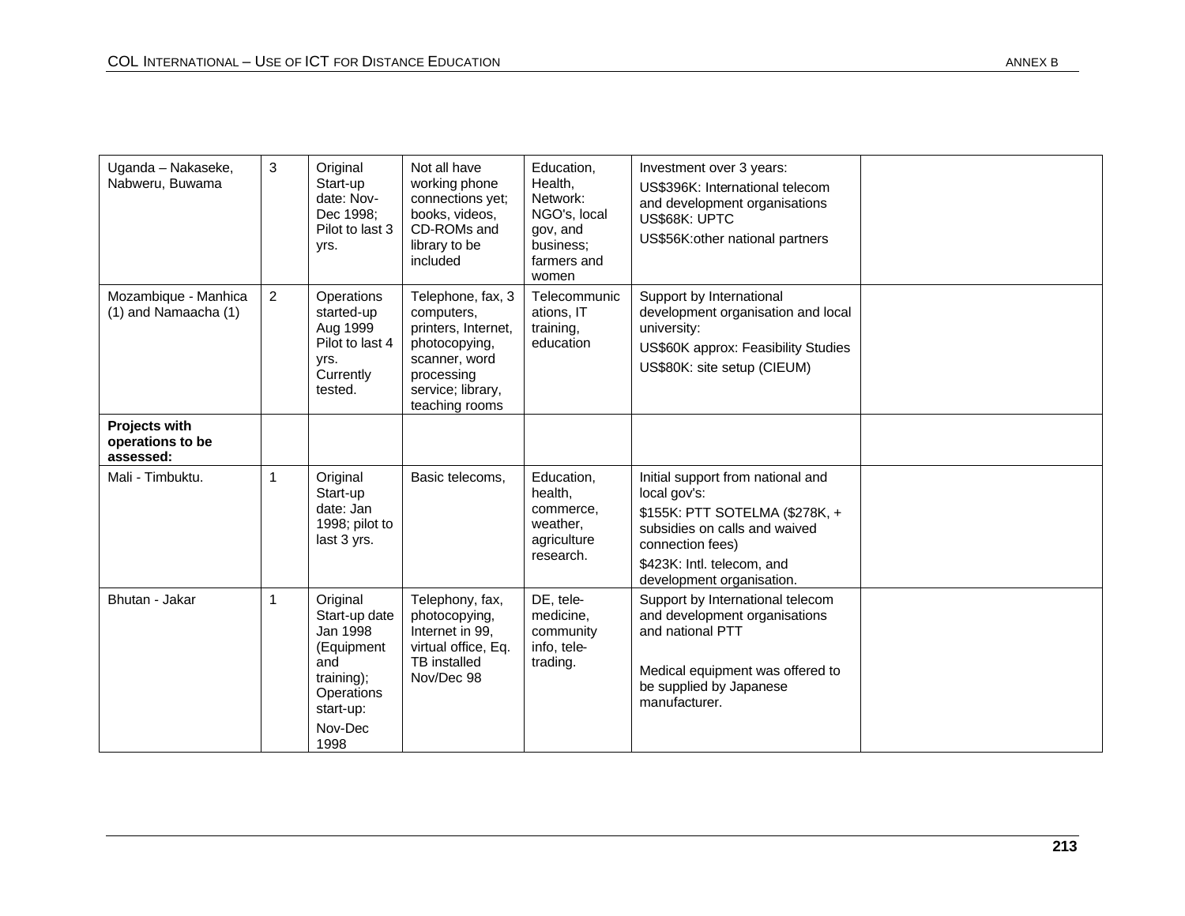| Uganda – Nakaseke, Nabweru, Buwama | 3 | Original Start-up date: Nov-Dec 1998; Pilot to last 3 yrs. | Not all have working phone connections yet; books, videos, CD-ROMs and library to be included | Education, Health, Network: NGO's, local gov, and business; farmers and women | Investment over 3 years: US$396K: International telecom and development organisations US$68K: UPTC US$56K:other national partners | |
|---|---|---|---|---|---|---|
| Mozambique - Manhica (1) and Namaacha (1) | 2 | Operations started-up Aug 1999 Pilot to last 4 yrs. Currently tested. | Telephone, fax, 3 computers, printers, Internet, photocopying, scanner, word processing service; library, teaching rooms | Telecommunications, IT training, education | Support by International development organisation and local university: US$60K approx: Feasibility Studies US$80K: site setup (CIEUM) | |
| **Projects with operations to be assessed:** | | | | | | |
| Mali - Timbuktu. | 1 | Original Start-up date: Jan 1998; pilot to last 3 yrs. | Basic telecoms, | Education, health, commerce, weather, agriculture research. | Initial support from national and local gov's: $155K: PTT SOTELMA ($278K, + subsidies on calls and waived connection fees) $423K: Intl. telecom, and development organisation. | |
| Bhutan - Jakar | 1 | Original Start-up date Jan 1998 (Equipment and training); Operations start-up: Nov-Dec 1998 | Telephony, fax, photocopying, Internet in 99, virtual office, Eq. TB installed Nov/Dec 98 | DE, tele-medicine, community info, tele-trading. | Support by International telecom and development organisations and national PTT. Medical equipment was offered to be supplied by Japanese manufacturer. | |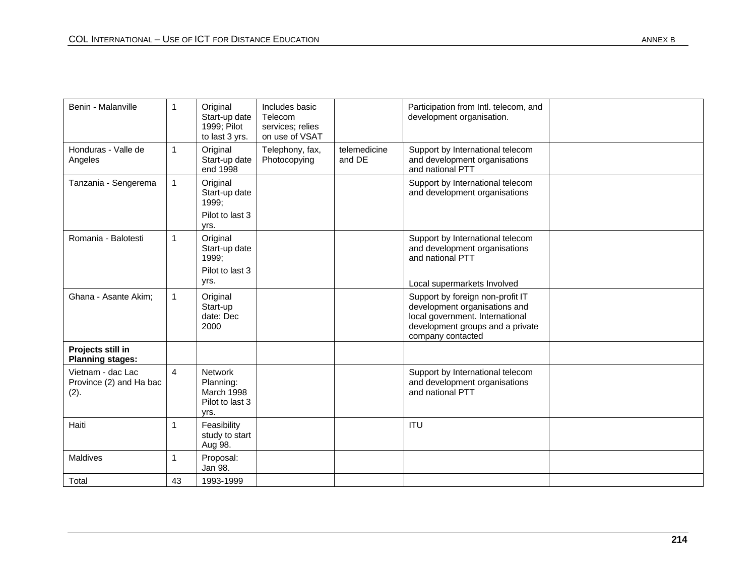| | | | | | | |
|---|---|---|---|---|---|---|
| Benin - Malanville | 1 | Original Start-up date 1999; Pilot to last 3 yrs. | Includes basic Telecom services; relies on use of VSAT | | Participation from Intl. telecom, and development organisation. | |
| Honduras - Valle de Angeles | 1 | Original Start-up date end 1998 | Telephony, fax, Photocopying | telemedicine and DE | Support by International telecom and development organisations and national PTT | |
| Tanzania - Sengerema | 1 | Original Start-up date 1999; Pilot to last 3 yrs. | | | Support by International telecom and development organisations | |
| Romania - Balotesti | 1 | Original Start-up date 1999; Pilot to last 3 yrs. | | | Support by International telecom and development organisations and national PTT Local supermarkets Involved | |
| Ghana - Asante Akim; | 1 | Original Start-up date: Dec 2000 | | | Support by foreign non-profit IT development organisations and local government. International development groups and a private company contacted | |
| **Projects still in Planning stages:** | | | | | | |
| Vietnam - dac Lac Province (2) and Ha bac (2). | 4 | Network Planning: March 1998 Pilot to last 3 yrs. | | | Support by International telecom and development organisations and national PTT | |
| Haiti | 1 | Feasibility study to start Aug 98. | | | ITU | |
| Maldives | 1 | Proposal: Jan 98. | | | | |
| Total | 43 | 1993-1999 | | | | |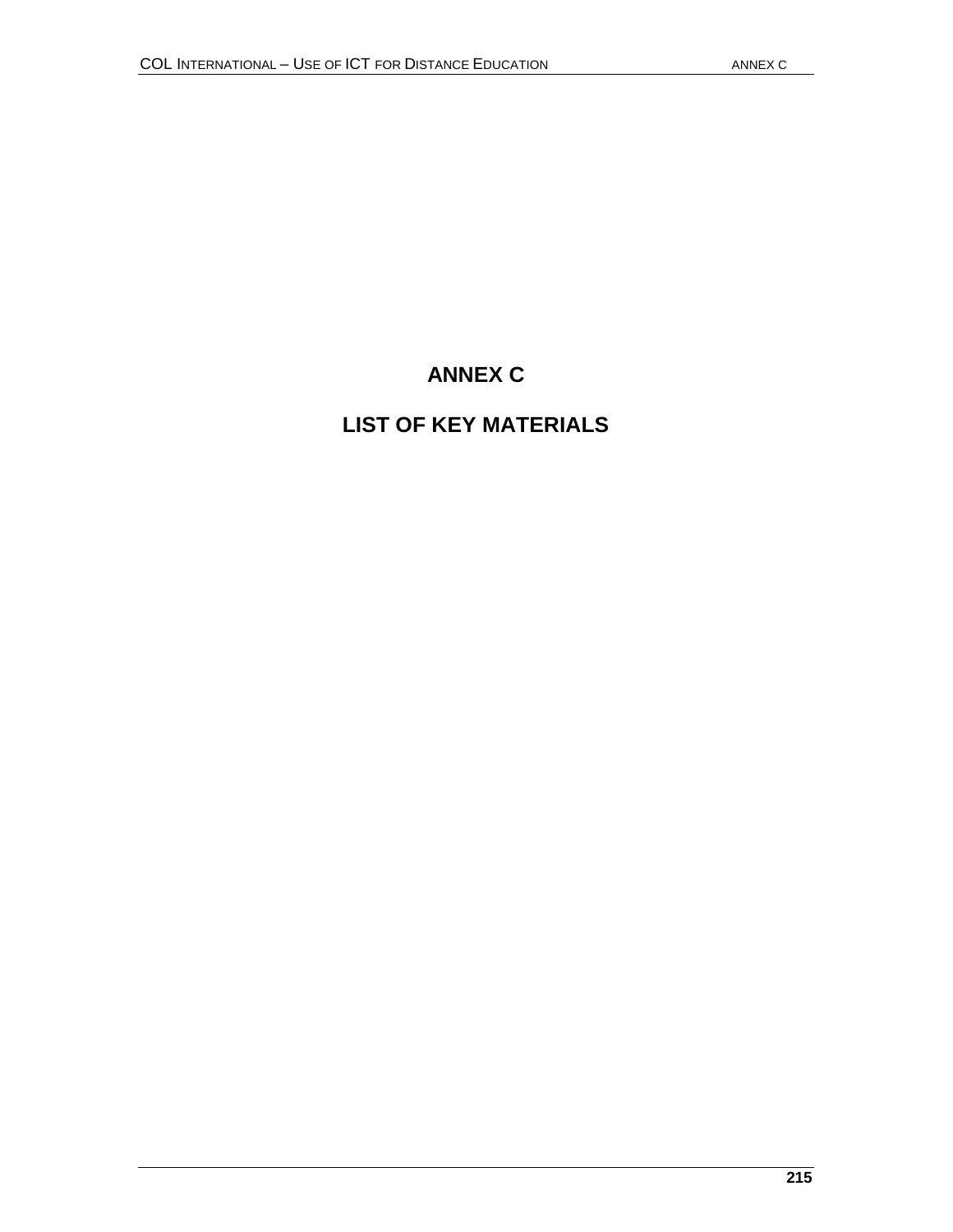# ANNEX C

# LIST OF KEY MATERIALS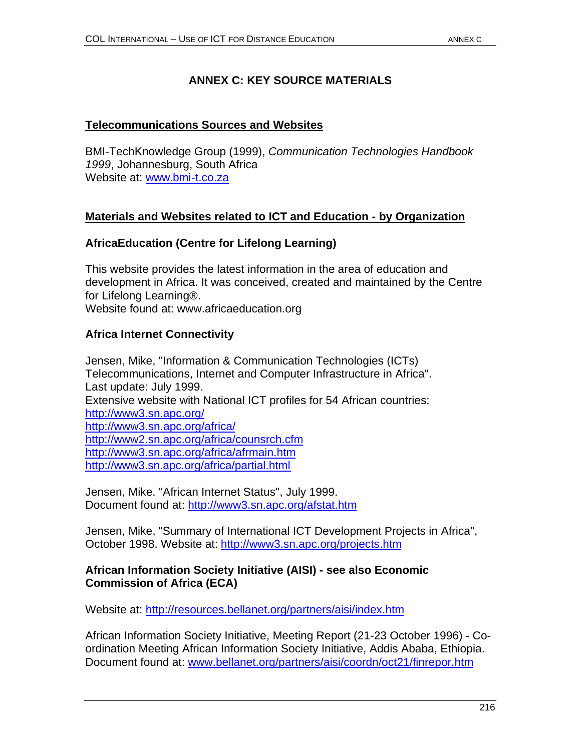# ANNEX C: KEY SOURCE MATERIALS

## Telecommunications Sources and Websites

BMI-TechKnowledge Group (1999), *Communication Technologies Handbook 1999*, Johannesburg, South Africa
Website at: www.bmi-t.co.za

## Materials and Websites related to ICT and Education - by Organization

### AfricaEducation (Centre for Lifelong Learning)

This website provides the latest information in the area of education and development in Africa. It was conceived, created and maintained by the Centre for Lifelong Learning®.
Website found at: www.africaeducation.org

### Africa Internet Connectivity

Jensen, Mike, "Information & Communication Technologies (ICTs) Telecommunications, Internet and Computer Infrastructure in Africa". Last update: July 1999.
Extensive website with National ICT profiles for 54 African countries:
http://www3.sn.apc.org/
http://www3.sn.apc.org/africa/
http://www2.sn.apc.org/africa/counsrch.cfm
http://www3.sn.apc.org/africa/afrmain.htm
http://www3.sn.apc.org/africa/partial.html

Jensen, Mike. "African Internet Status", July 1999.
Document found at: http://www3.sn.apc.org/afstat.htm

Jensen, Mike, "Summary of International ICT Development Projects in Africa", October 1998. Website at: http://www3.sn.apc.org/projects.htm

### African Information Society Initiative (AISI) - see also Economic Commission of Africa (ECA)

Website at: http://resources.bellanet.org/partners/aisi/index.htm

African Information Society Initiative, Meeting Report (21-23 October 1996) - Co-ordination Meeting African Information Society Initiative, Addis Ababa, Ethiopia.
Document found at: www.bellanet.org/partners/aisi/coordn/oct21/finrepor.htm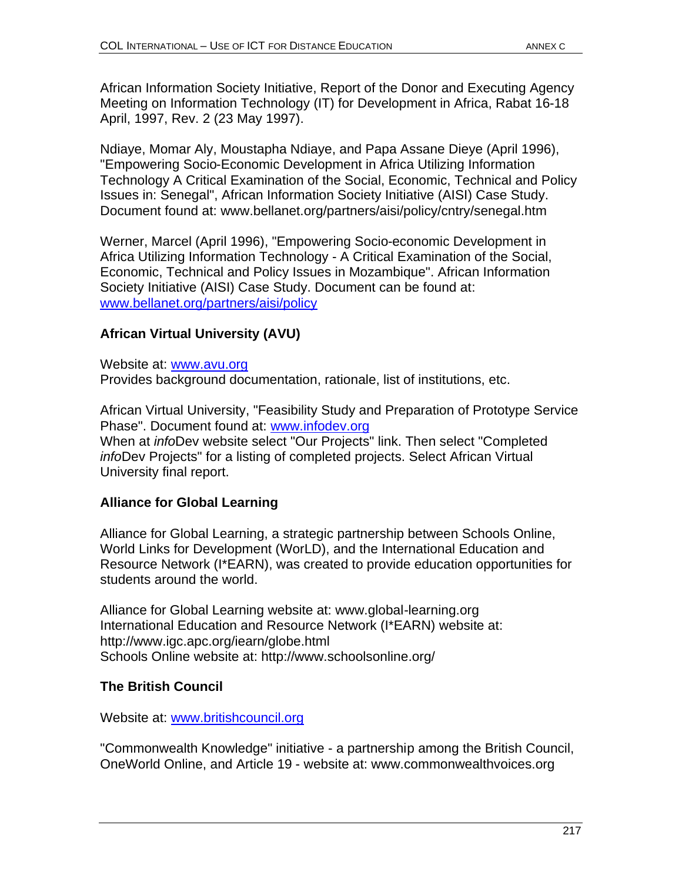African Information Society Initiative, Report of the Donor and Executing Agency Meeting on Information Technology (IT) for Development in Africa, Rabat 16-18 April, 1997, Rev. 2 (23 May 1997).

Ndiaye, Momar Aly, Moustapha Ndiaye, and Papa Assane Dieye (April 1996), "Empowering Socio-Economic Development in Africa Utilizing Information Technology A Critical Examination of the Social, Economic, Technical and Policy Issues in: Senegal", African Information Society Initiative (AISI) Case Study. Document found at: www.bellanet.org/partners/aisi/policy/cntry/senegal.htm

Werner, Marcel (April 1996), "Empowering Socio-economic Development in Africa Utilizing Information Technology - A Critical Examination of the Social, Economic, Technical and Policy Issues in Mozambique". African Information Society Initiative (AISI) Case Study. Document can be found at: www.bellanet.org/partners/aisi/policy

### African Virtual University (AVU)

Website at: www.avu.org
Provides background documentation, rationale, list of institutions, etc.

African Virtual University, "Feasibility Study and Preparation of Prototype Service Phase". Document found at: www.infodev.org
When at *info*Dev website select "Our Projects" link. Then select "Completed *info*Dev Projects" for a listing of completed projects. Select African Virtual University final report.

### Alliance for Global Learning

Alliance for Global Learning, a strategic partnership between Schools Online, World Links for Development (WorLD), and the International Education and Resource Network (I*EARN), was created to provide education opportunities for students around the world.

Alliance for Global Learning website at: www.global-learning.org
International Education and Resource Network (I*EARN) website at: http://www.igc.apc.org/iearn/globe.html
Schools Online website at: http://www.schoolsonline.org/

### The British Council

Website at: www.britishcouncil.org

"Commonwealth Knowledge" initiative - a partnership among the British Council, OneWorld Online, and Article 19 - website at: www.commonwealthvoices.org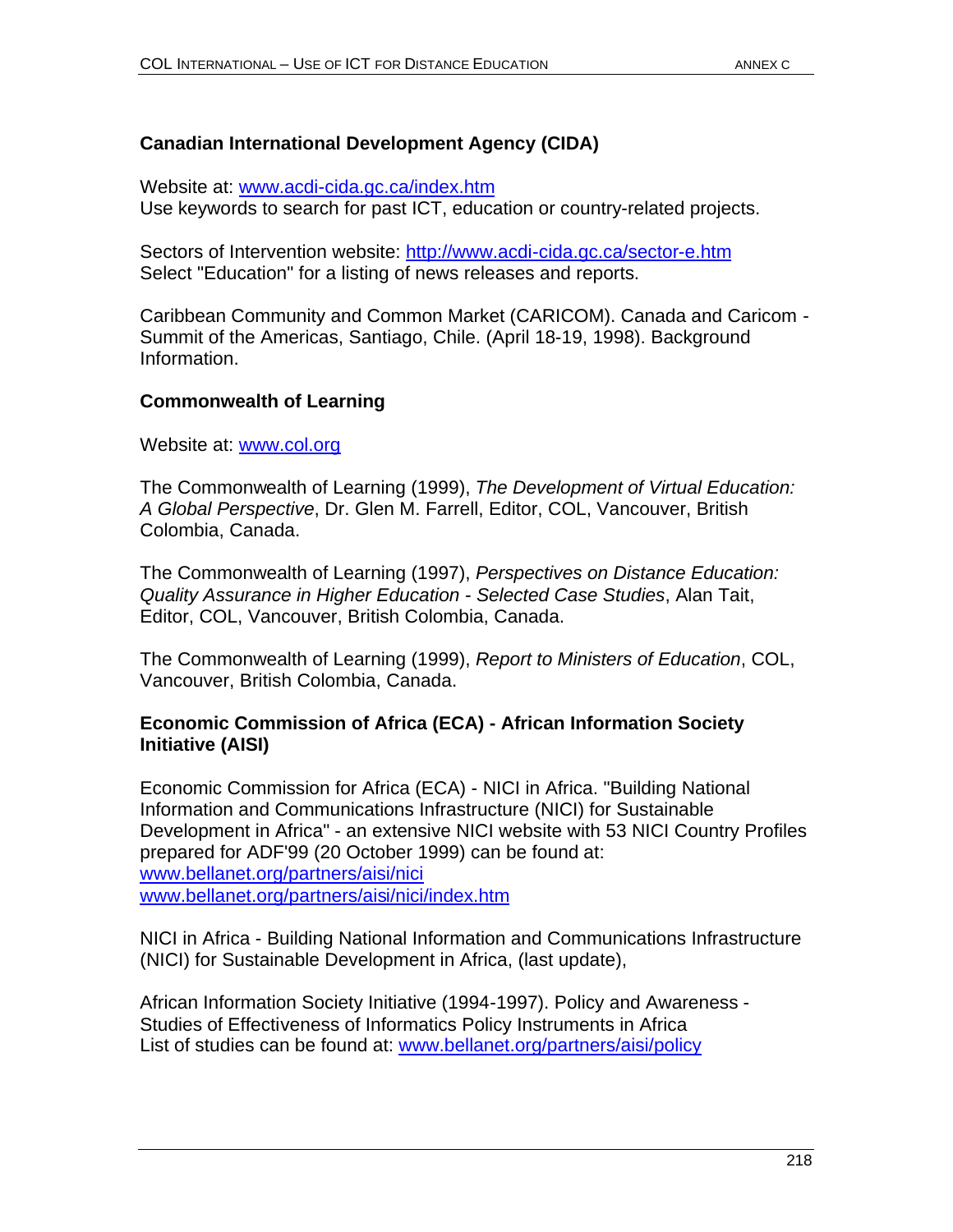**Canadian International Development Agency (CIDA)**

Website at: [www.acdi-cida.gc.ca/index.htm](http://www.acdi-cida.gc.ca/index.htm)
Use keywords to search for past ICT, education or country-related projects.

Sectors of Intervention website: [http://www.acdi-cida.gc.ca/sector-e.htm](http://www.acdi-cida.gc.ca/sector-e.htm)
Select "Education" for a listing of news releases and reports.

Caribbean Community and Common Market (CARICOM). Canada and Caricom - Summit of the Americas, Santiago, Chile. (April 18-19, 1998). Background Information.

**Commonwealth of Learning**

Website at: [www.col.org](http://www.col.org)

The Commonwealth of Learning (1999), *The Development of Virtual Education: A Global Perspective*, Dr. Glen M. Farrell, Editor, COL, Vancouver, British Colombia, Canada.

The Commonwealth of Learning (1997), *Perspectives on Distance Education: Quality Assurance in Higher Education - Selected Case Studies*, Alan Tait, Editor, COL, Vancouver, British Colombia, Canada.

The Commonwealth of Learning (1999), *Report to Ministers of Education*, COL, Vancouver, British Colombia, Canada.

**Economic Commission of Africa (ECA) - African Information Society Initiative (AISI)**

Economic Commission for Africa (ECA) - NICI in Africa. "Building National Information and Communications Infrastructure (NICI) for Sustainable Development in Africa" - an extensive NICI website with 53 NICI Country Profiles prepared for ADF'99 (20 October 1999) can be found at:
[www.bellanet.org/partners/aisi/nici](http://www.bellanet.org/partners/aisi/nici)
[www.bellanet.org/partners/aisi/nici/index.htm](http://www.bellanet.org/partners/aisi/nici/index.htm)

NICI in Africa - Building National Information and Communications Infrastructure (NICI) for Sustainable Development in Africa, (last update),

African Information Society Initiative (1994-1997). Policy and Awareness - Studies of Effectiveness of Informatics Policy Instruments in Africa
List of studies can be found at: [www.bellanet.org/partners/aisi/policy](http://www.bellanet.org/partners/aisi/policy)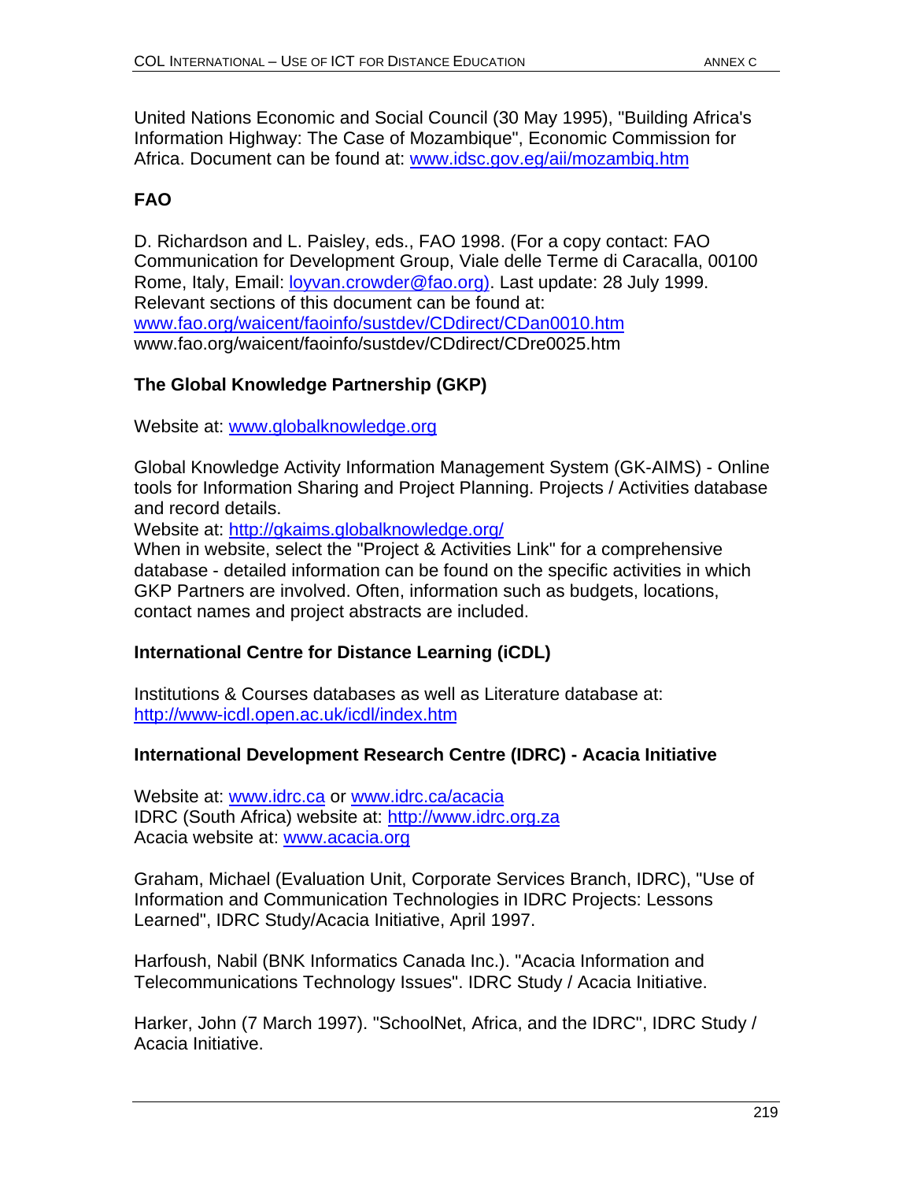United Nations Economic and Social Council (30 May 1995), "Building Africa's Information Highway: The Case of Mozambique", Economic Commission for Africa. Document can be found at: www.idsc.gov.eg/aii/mozambiq.htm

**FAO**

D. Richardson and L. Paisley, eds., FAO 1998. (For a copy contact: FAO Communication for Development Group, Viale delle Terme di Caracalla, 00100 Rome, Italy, Email: loyvan.crowder@fao.org). Last update: 28 July 1999. Relevant sections of this document can be found at:
www.fao.org/waicent/faoinfo/sustdev/CDdirect/CDan0010.htm
www.fao.org/waicent/faoinfo/sustdev/CDdirect/CDre0025.htm

**The Global Knowledge Partnership (GKP)**

Website at: www.globalknowledge.org

Global Knowledge Activity Information Management System (GK-AIMS) - Online tools for Information Sharing and Project Planning. Projects / Activities database and record details.
Website at: http://gkaims.globalknowledge.org/
When in website, select the "Project & Activities Link" for a comprehensive database - detailed information can be found on the specific activities in which GKP Partners are involved. Often, information such as budgets, locations, contact names and project abstracts are included.

**International Centre for Distance Learning (iCDL)**

Institutions & Courses databases as well as Literature database at:
http://www-icdl.open.ac.uk/icdl/index.htm

**International Development Research Centre (IDRC) - Acacia Initiative**

Website at: www.idrc.ca or www.idrc.ca/acacia
IDRC (South Africa) website at: http://www.idrc.org.za
Acacia website at: www.acacia.org

Graham, Michael (Evaluation Unit, Corporate Services Branch, IDRC), "Use of Information and Communication Technologies in IDRC Projects: Lessons Learned", IDRC Study/Acacia Initiative, April 1997.

Harfoush, Nabil (BNK Informatics Canada Inc.). "Acacia Information and Telecommunications Technology Issues". IDRC Study / Acacia Initiative.

Harker, John (7 March 1997). "SchoolNet, Africa, and the IDRC", IDRC Study / Acacia Initiative.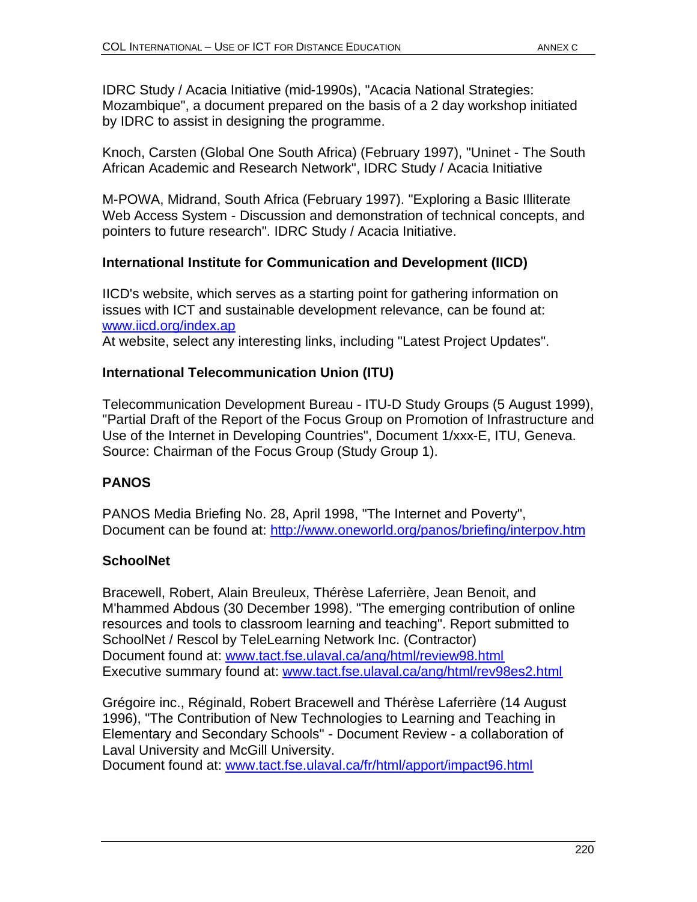IDRC Study / Acacia Initiative (mid-1990s), "Acacia National Strategies: Mozambique", a document prepared on the basis of a 2 day workshop initiated by IDRC to assist in designing the programme.

Knoch, Carsten (Global One South Africa) (February 1997), "Uninet - The South African Academic and Research Network", IDRC Study / Acacia Initiative

M-POWA, Midrand, South Africa (February 1997). "Exploring a Basic Illiterate Web Access System - Discussion and demonstration of technical concepts, and pointers to future research". IDRC Study / Acacia Initiative.

**International Institute for Communication and Development (IICD)**

IICD's website, which serves as a starting point for gathering information on issues with ICT and sustainable development relevance, can be found at: www.iicd.org/index.ap
At website, select any interesting links, including "Latest Project Updates".

**International Telecommunication Union (ITU)**

Telecommunication Development Bureau - ITU-D Study Groups (5 August 1999), "Partial Draft of the Report of the Focus Group on Promotion of Infrastructure and Use of the Internet in Developing Countries", Document 1/xxx-E, ITU, Geneva. Source: Chairman of the Focus Group (Study Group 1).

**PANOS**

PANOS Media Briefing No. 28, April 1998, "The Internet and Poverty", Document can be found at: http://www.oneworld.org/panos/briefing/interpov.htm

**SchoolNet**

Bracewell, Robert, Alain Breuleux, Thérèse Laferrière, Jean Benoit, and M'hammed Abdous (30 December 1998). "The emerging contribution of online resources and tools to classroom learning and teaching". Report submitted to SchoolNet / Rescol by TeleLearning Network Inc. (Contractor)
Document found at: www.tact.fse.ulaval.ca/ang/html/review98.html
Executive summary found at: www.tact.fse.ulaval.ca/ang/html/rev98es2.html

Grégoire inc., Réginald, Robert Bracewell and Thérèse Laferrière (14 August 1996), "The Contribution of New Technologies to Learning and Teaching in Elementary and Secondary Schools" - Document Review - a collaboration of Laval University and McGill University.
Document found at: www.tact.fse.ulaval.ca/fr/html/apport/impact96.html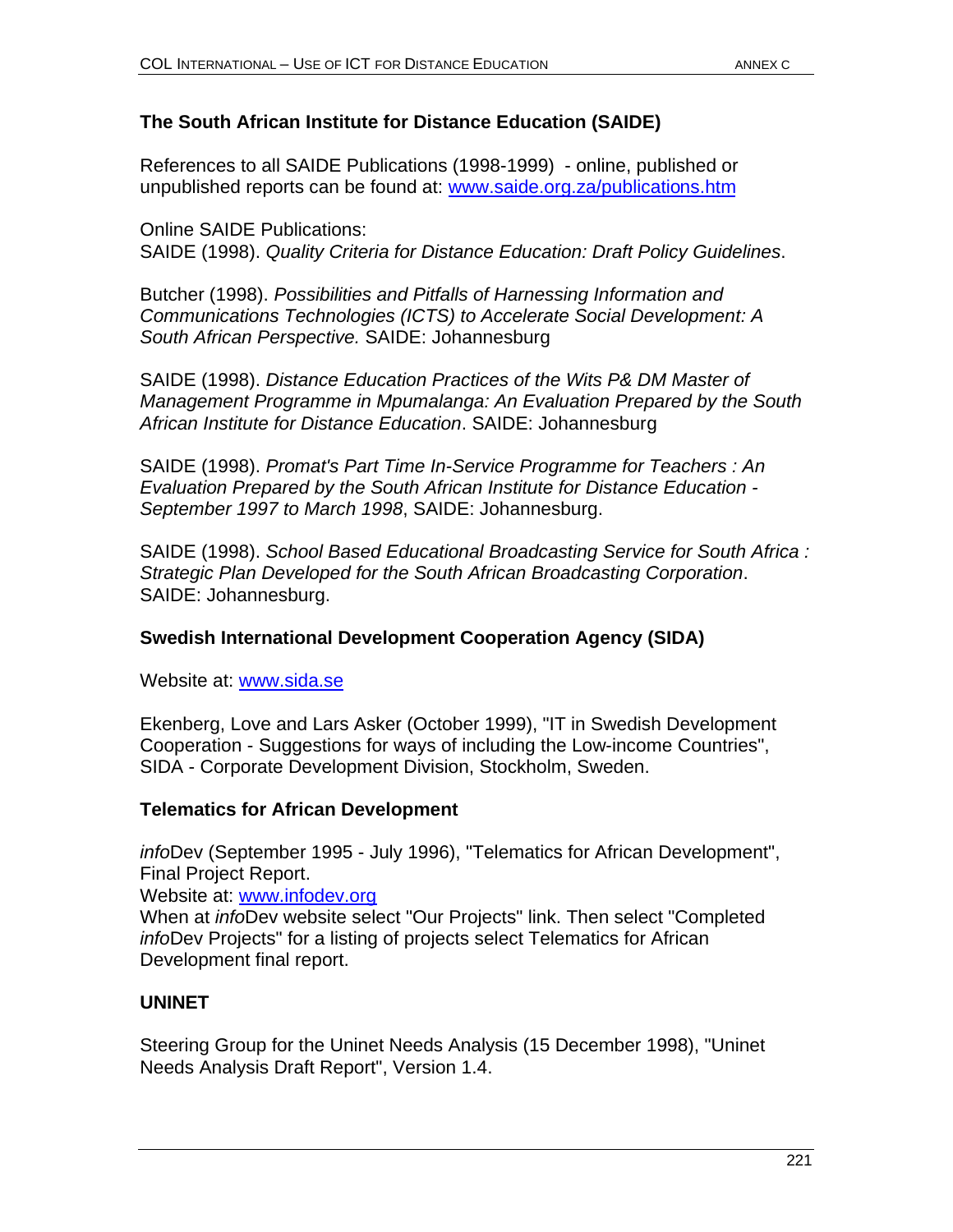### The South African Institute for Distance Education (SAIDE)

References to all SAIDE Publications (1998-1999) - online, published or unpublished reports can be found at: [www.saide.org.za/publications.htm](www.saide.org.za/publications.htm)

Online SAIDE Publications:
SAIDE (1998). *Quality Criteria for Distance Education: Draft Policy Guidelines*.

Butcher (1998). *Possibilities and Pitfalls of Harnessing Information and Communications Technologies (ICTS) to Accelerate Social Development: A South African Perspective.* SAIDE: Johannesburg

SAIDE (1998). *Distance Education Practices of the Wits P& DM Master of Management Programme in Mpumalanga: An Evaluation Prepared by the South African Institute for Distance Education*. SAIDE: Johannesburg

SAIDE (1998). *Promat's Part Time In-Service Programme for Teachers : An Evaluation Prepared by the South African Institute for Distance Education - September 1997 to March 1998*, SAIDE: Johannesburg.

SAIDE (1998). *School Based Educational Broadcasting Service for South Africa : Strategic Plan Developed for the South African Broadcasting Corporation*. SAIDE: Johannesburg.

### Swedish International Development Cooperation Agency (SIDA)

Website at: [www.sida.se](www.sida.se)

Ekenberg, Love and Lars Asker (October 1999), "IT in Swedish Development Cooperation - Suggestions for ways of including the Low-income Countries", SIDA - Corporate Development Division, Stockholm, Sweden.

### Telematics for African Development

*info*Dev (September 1995 - July 1996), "Telematics for African Development", Final Project Report.
Website at: [www.infodev.org](www.infodev.org)
When at *info*Dev website select "Our Projects" link. Then select "Completed *info*Dev Projects" for a listing of projects select Telematics for African Development final report.

### UNINET

Steering Group for the Uninet Needs Analysis (15 December 1998), "Uninet Needs Analysis Draft Report", Version 1.4.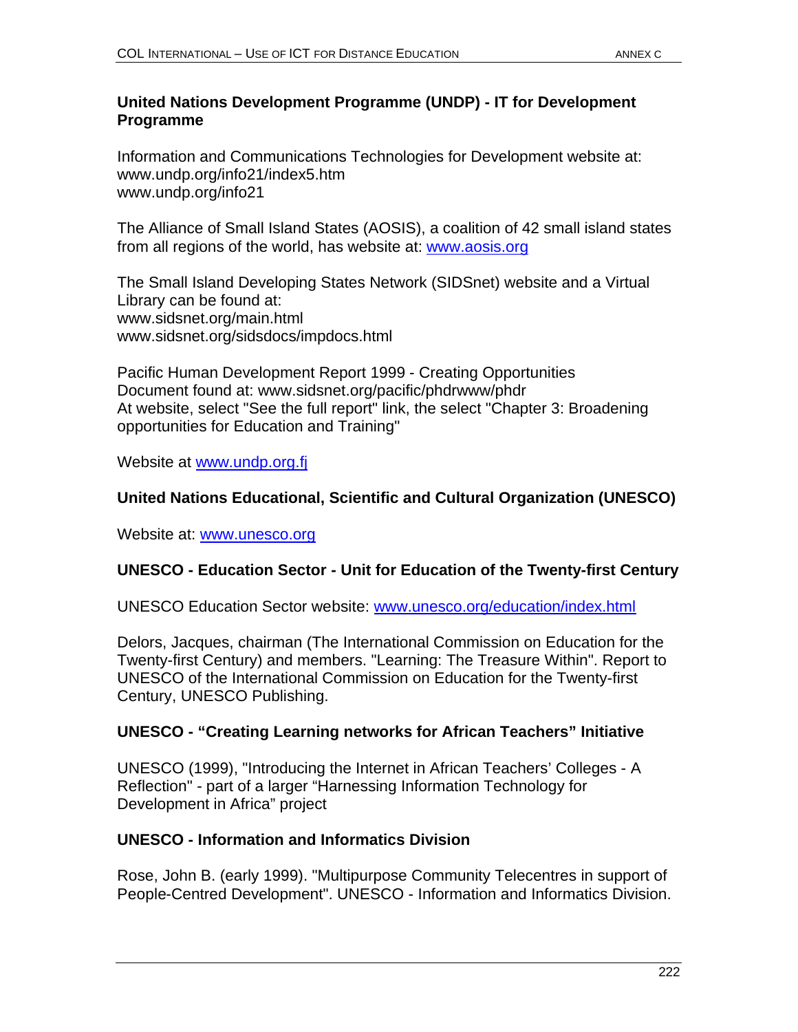### United Nations Development Programme (UNDP) - IT for Development Programme

Information and Communications Technologies for Development website at:
www.undp.org/info21/index5.htm
www.undp.org/info21

The Alliance of Small Island States (AOSIS), a coalition of 42 small island states from all regions of the world, has website at: www.aosis.org

The Small Island Developing States Network (SIDSnet) website and a Virtual Library can be found at:
www.sidsnet.org/main.html
www.sidsnet.org/sidsdocs/impdocs.html

Pacific Human Development Report 1999 - Creating Opportunities
Document found at: www.sidsnet.org/pacific/phdrwww/phdr
At website, select "See the full report" link, the select "Chapter 3: Broadening opportunities for Education and Training"

Website at www.undp.org.fj

### United Nations Educational, Scientific and Cultural Organization (UNESCO)

Website at: www.unesco.org

### UNESCO - Education Sector - Unit for Education of the Twenty-first Century

UNESCO Education Sector website: www.unesco.org/education/index.html

Delors, Jacques, chairman (The International Commission on Education for the Twenty-first Century) and members. "Learning: The Treasure Within". Report to UNESCO of the International Commission on Education for the Twenty-first Century, UNESCO Publishing.

### UNESCO - "Creating Learning networks for African Teachers" Initiative

UNESCO (1999), "Introducing the Internet in African Teachers' Colleges - A Reflection" - part of a larger "Harnessing Information Technology for Development in Africa" project

### UNESCO - Information and Informatics Division

Rose, John B. (early 1999). "Multipurpose Community Telecentres in support of People-Centred Development". UNESCO - Information and Informatics Division.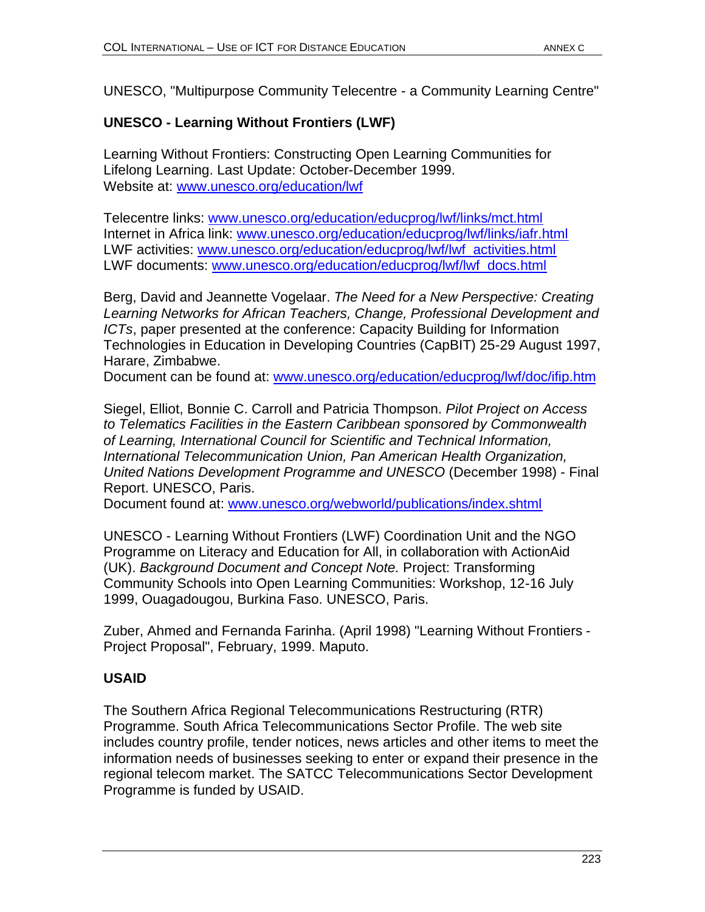UNESCO, "Multipurpose Community Telecentre - a Community Learning Centre"

### UNESCO - Learning Without Frontiers (LWF)

Learning Without Frontiers: Constructing Open Learning Communities for Lifelong Learning. Last Update: October-December 1999.
Website at: www.unesco.org/education/lwf

Telecentre links: www.unesco.org/education/educprog/lwf/links/mct.html
Internet in Africa link: www.unesco.org/education/educprog/lwf/links/iafr.html
LWF activities: www.unesco.org/education/educprog/lwf/lwf_activities.html
LWF documents: www.unesco.org/education/educprog/lwf/lwf_docs.html

Berg, David and Jeannette Vogelaar. *The Need for a New Perspective: Creating Learning Networks for African Teachers, Change, Professional Development and ICTs*, paper presented at the conference: Capacity Building for Information Technologies in Education in Developing Countries (CapBIT) 25-29 August 1997, Harare, Zimbabwe.
Document can be found at: www.unesco.org/education/educprog/lwf/doc/ifip.htm

Siegel, Elliot, Bonnie C. Carroll and Patricia Thompson. *Pilot Project on Access to Telematics Facilities in the Eastern Caribbean sponsored by Commonwealth of Learning, International Council for Scientific and Technical Information, International Telecommunication Union, Pan American Health Organization, United Nations Development Programme and UNESCO* (December 1998) - Final Report. UNESCO, Paris.
Document found at: www.unesco.org/webworld/publications/index.shtml

UNESCO - Learning Without Frontiers (LWF) Coordination Unit and the NGO Programme on Literacy and Education for All, in collaboration with ActionAid (UK). *Background Document and Concept Note.* Project: Transforming Community Schools into Open Learning Communities: Workshop, 12-16 July 1999, Ouagadougou, Burkina Faso. UNESCO, Paris.

Zuber, Ahmed and Fernanda Farinha. (April 1998) "Learning Without Frontiers - Project Proposal", February, 1999. Maputo.

### USAID

The Southern Africa Regional Telecommunications Restructuring (RTR) Programme. South Africa Telecommunications Sector Profile. The web site includes country profile, tender notices, news articles and other items to meet the information needs of businesses seeking to enter or expand their presence in the regional telecom market. The SATCC Telecommunications Sector Development Programme is funded by USAID.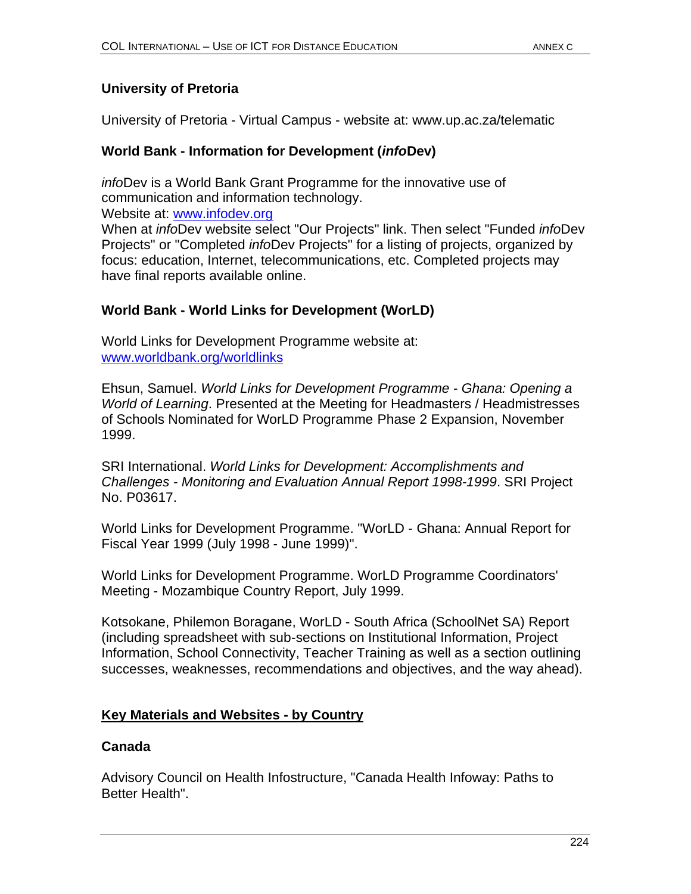**University of Pretoria**

University of Pretoria - Virtual Campus - website at: www.up.ac.za/telematic

**World Bank - Information for Development (*info*Dev)**

*info*Dev is a World Bank Grant Programme for the innovative use of communication and information technology.
Website at: www.infodev.org
When at *info*Dev website select "Our Projects" link. Then select "Funded *info*Dev Projects" or "Completed *info*Dev Projects" for a listing of projects, organized by focus: education, Internet, telecommunications, etc. Completed projects may have final reports available online.

**World Bank - World Links for Development (WorLD)**

World Links for Development Programme website at:
www.worldbank.org/worldlinks

Ehsun, Samuel. *World Links for Development Programme - Ghana: Opening a World of Learning*. Presented at the Meeting for Headmasters / Headmistresses of Schools Nominated for WorLD Programme Phase 2 Expansion, November 1999.

SRI International. *World Links for Development: Accomplishments and Challenges - Monitoring and Evaluation Annual Report 1998-1999*. SRI Project No. P03617.

World Links for Development Programme. "WorLD - Ghana: Annual Report for Fiscal Year 1999 (July 1998 - June 1999)".

World Links for Development Programme. WorLD Programme Coordinators' Meeting - Mozambique Country Report, July 1999.

Kotsokane, Philemon Boragane, WorLD - South Africa (SchoolNet SA) Report (including spreadsheet with sub-sections on Institutional Information, Project Information, School Connectivity, Teacher Training as well as a section outlining successes, weaknesses, recommendations and objectives, and the way ahead).

## Key Materials and Websites - by Country

**Canada**

Advisory Council on Health Infostructure, "Canada Health Infoway: Paths to Better Health".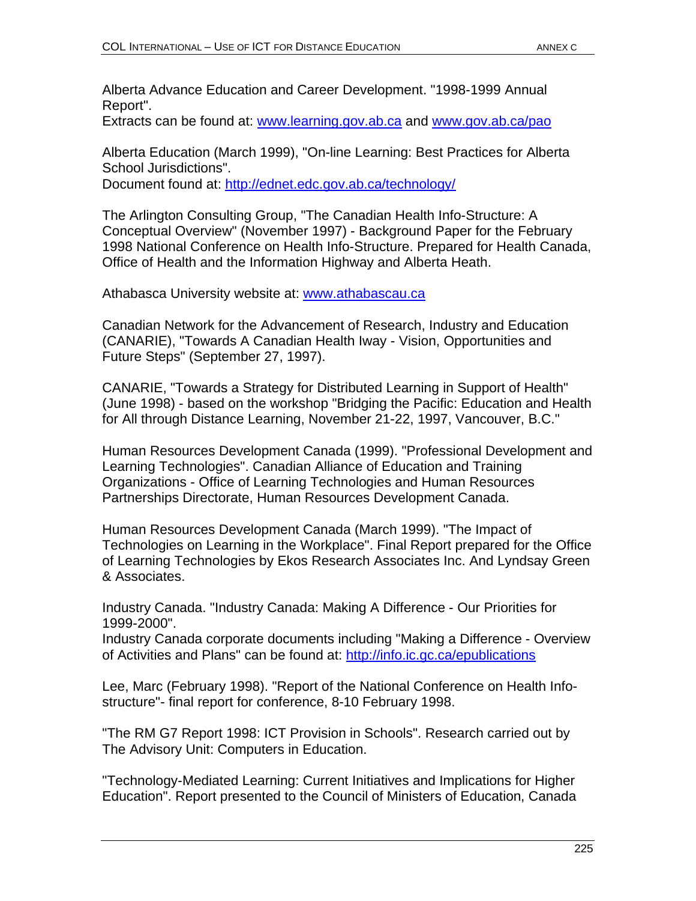Alberta Advance Education and Career Development. "1998-1999 Annual Report".
Extracts can be found at: [www.learning.gov.ab.ca](www.learning.gov.ab.ca) and [www.gov.ab.ca/pao](www.gov.ab.ca/pao)

Alberta Education (March 1999), "On-line Learning: Best Practices for Alberta School Jurisdictions".
Document found at: [http://ednet.edc.gov.ab.ca/technology/](http://ednet.edc.gov.ab.ca/technology/)

The Arlington Consulting Group, "The Canadian Health Info-Structure: A Conceptual Overview" (November 1997) - Background Paper for the February 1998 National Conference on Health Info-Structure. Prepared for Health Canada, Office of Health and the Information Highway and Alberta Heath.

Athabasca University website at: [www.athabascau.ca](www.athabascau.ca)

Canadian Network for the Advancement of Research, Industry and Education (CANARIE), "Towards A Canadian Health Iway - Vision, Opportunities and Future Steps" (September 27, 1997).

CANARIE, "Towards a Strategy for Distributed Learning in Support of Health" (June 1998) - based on the workshop "Bridging the Pacific: Education and Health for All through Distance Learning, November 21-22, 1997, Vancouver, B.C."

Human Resources Development Canada (1999). "Professional Development and Learning Technologies". Canadian Alliance of Education and Training Organizations - Office of Learning Technologies and Human Resources Partnerships Directorate, Human Resources Development Canada.

Human Resources Development Canada (March 1999). "The Impact of Technologies on Learning in the Workplace". Final Report prepared for the Office of Learning Technologies by Ekos Research Associates Inc. And Lyndsay Green & Associates.

Industry Canada. "Industry Canada: Making A Difference - Our Priorities for 1999-2000".
Industry Canada corporate documents including "Making a Difference - Overview of Activities and Plans" can be found at: [http://info.ic.gc.ca/epublications](http://info.ic.gc.ca/epublications)

Lee, Marc (February 1998). "Report of the National Conference on Health Info-structure"- final report for conference, 8-10 February 1998.

"The RM G7 Report 1998: ICT Provision in Schools". Research carried out by The Advisory Unit: Computers in Education.

"Technology-Mediated Learning: Current Initiatives and Implications for Higher Education". Report presented to the Council of Ministers of Education, Canada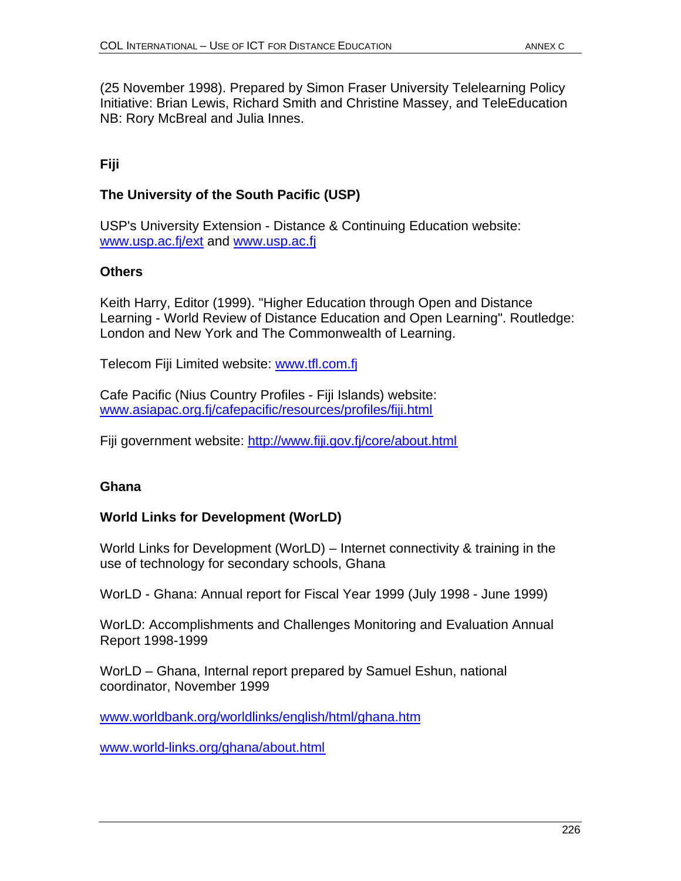(25 November 1998). Prepared by Simon Fraser University Telelearning Policy Initiative: Brian Lewis, Richard Smith and Christine Massey, and TeleEducation NB: Rory McBreal and Julia Innes.

## Fiji

### The University of the South Pacific (USP)

USP's University Extension - Distance & Continuing Education website: www.usp.ac.fj/ext and www.usp.ac.fj

### Others

Keith Harry, Editor (1999). "Higher Education through Open and Distance Learning - World Review of Distance Education and Open Learning". Routledge: London and New York and The Commonwealth of Learning.

Telecom Fiji Limited website: www.tfl.com.fj

Cafe Pacific (Nius Country Profiles - Fiji Islands) website: www.asiapac.org.fj/cafepacific/resources/profiles/fiji.html

Fiji government website: http://www.fiji.gov.fj/core/about.html

## Ghana

### World Links for Development (WorLD)

World Links for Development (WorLD) – Internet connectivity & training in the use of technology for secondary schools, Ghana

WorLD - Ghana: Annual report for Fiscal Year 1999 (July 1998 - June 1999)

WorLD: Accomplishments and Challenges Monitoring and Evaluation Annual Report 1998-1999

WorLD – Ghana, Internal report prepared by Samuel Eshun, national coordinator, November 1999

www.worldbank.org/worldlinks/english/html/ghana.htm

www.world-links.org/ghana/about.html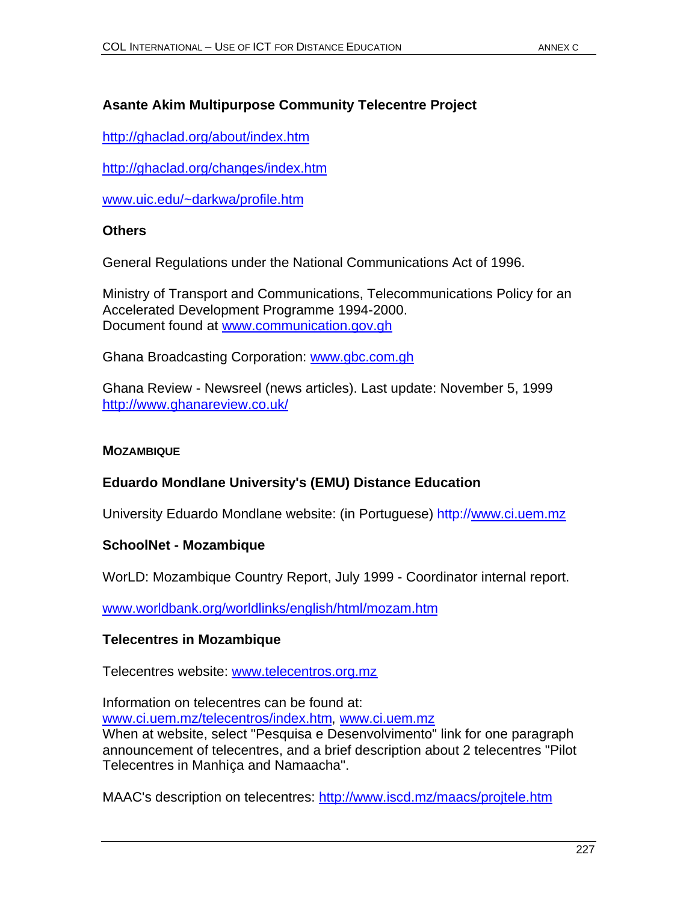**Asante Akim Multipurpose Community Telecentre Project**

http://ghaclad.org/about/index.htm

http://ghaclad.org/changes/index.htm

www.uic.edu/~darkwa/profile.htm

**Others**

General Regulations under the National Communications Act of 1996.

Ministry of Transport and Communications, Telecommunications Policy for an Accelerated Development Programme 1994-2000.
Document found at www.communication.gov.gh

Ghana Broadcasting Corporation: www.gbc.com.gh

Ghana Review - Newsreel (news articles). Last update: November 5, 1999
http://www.ghanareview.co.uk/

### MOZAMBIQUE

**Eduardo Mondlane University's (EMU) Distance Education**

University Eduardo Mondlane website: (in Portuguese) http://www.ci.uem.mz

**SchoolNet - Mozambique**

WorLD: Mozambique Country Report, July 1999 - Coordinator internal report.

www.worldbank.org/worldlinks/english/html/mozam.htm

**Telecentres in Mozambique**

Telecentres website: www.telecentros.org.mz

Information on telecentres can be found at:
www.ci.uem.mz/telecentros/index.htm, www.ci.uem.mz
When at website, select "Pesquisa e Desenvolvimento" link for one paragraph announcement of telecentres, and a brief description about 2 telecentres "Pilot Telecentres in Manhiça and Namaacha".

MAAC's description on telecentres: http://www.iscd.mz/maacs/projtele.htm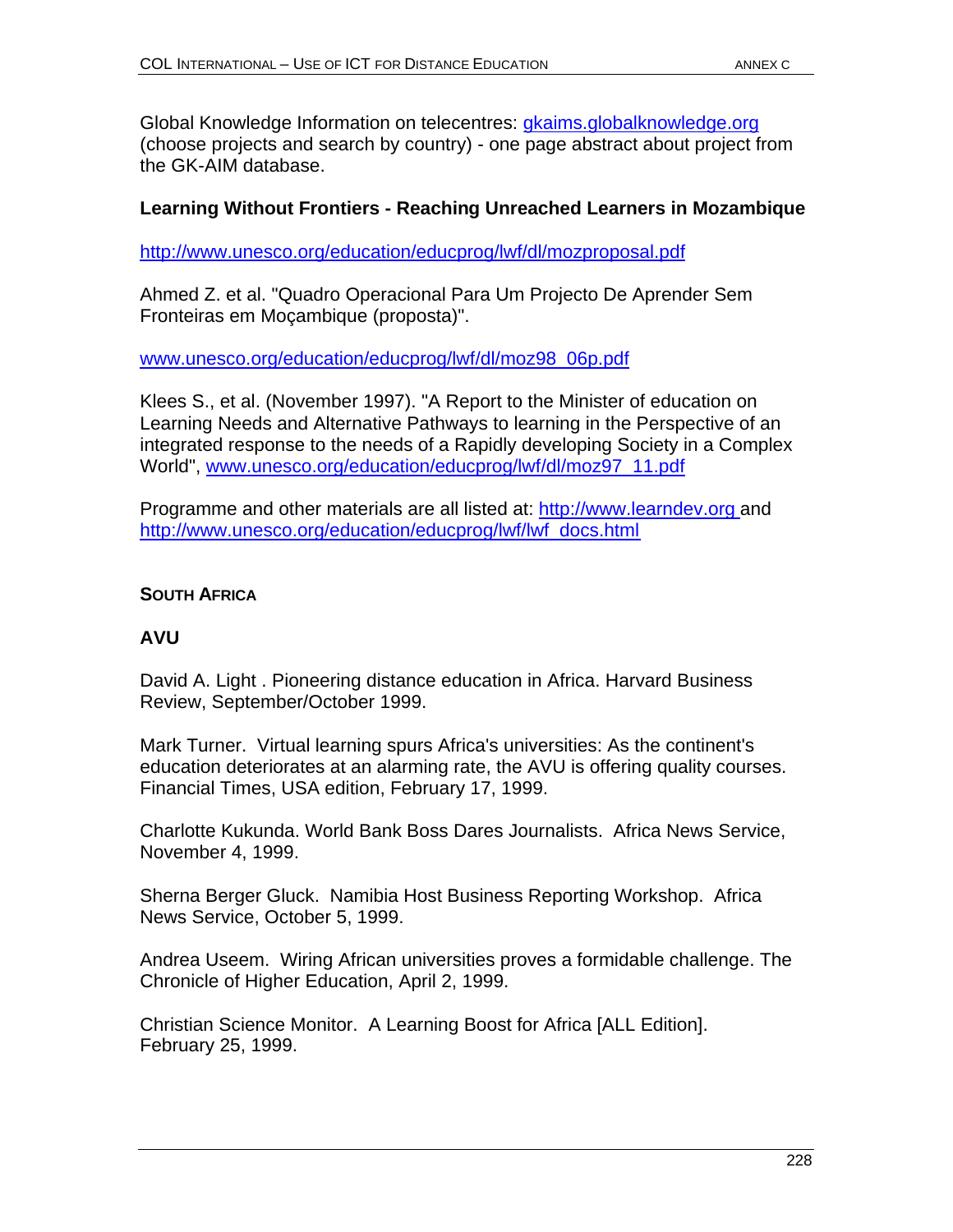Global Knowledge Information on telecentres: gkaims.globalknowledge.org (choose projects and search by country) - one page abstract about project from the GK-AIM database.

**Learning Without Frontiers - Reaching Unreached Learners in Mozambique**

http://www.unesco.org/education/educprog/lwf/dl/mozproposal.pdf

Ahmed Z. et al. "Quadro Operacional Para Um Projecto De Aprender Sem Fronteiras em Moçambique (proposta)".

www.unesco.org/education/educprog/lwf/dl/moz98_06p.pdf

Klees S., et al. (November 1997). "A Report to the Minister of education on Learning Needs and Alternative Pathways to learning in the Perspective of an integrated response to the needs of a Rapidly developing Society in a Complex World", www.unesco.org/education/educprog/lwf/dl/moz97_11.pdf

Programme and other materials are all listed at: http://www.learndev.org and http://www.unesco.org/education/educprog/lwf/lwf_docs.html

**SOUTH AFRICA**

**AVU**

David A. Light . Pioneering distance education in Africa. Harvard Business Review, September/October 1999.

Mark Turner. Virtual learning spurs Africa's universities: As the continent's education deteriorates at an alarming rate, the AVU is offering quality courses. Financial Times, USA edition, February 17, 1999.

Charlotte Kukunda. World Bank Boss Dares Journalists. Africa News Service, November 4, 1999.

Sherna Berger Gluck. Namibia Host Business Reporting Workshop. Africa News Service, October 5, 1999.

Andrea Useem. Wiring African universities proves a formidable challenge. The Chronicle of Higher Education, April 2, 1999.

Christian Science Monitor. A Learning Boost for Africa [ALL Edition]. February 25, 1999.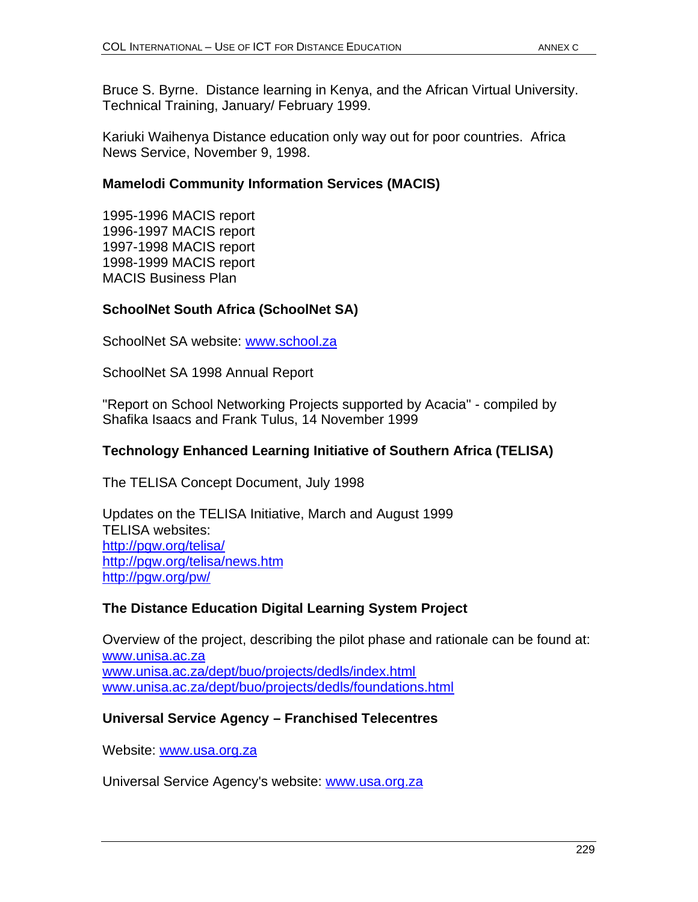Bruce S. Byrne. Distance learning in Kenya, and the African Virtual University. Technical Training, January/ February 1999.

Kariuki Waihenya Distance education only way out for poor countries. Africa News Service, November 9, 1998.

### Mamelodi Community Information Services (MACIS)

1995-1996 MACIS report
1996-1997 MACIS report
1997-1998 MACIS report
1998-1999 MACIS report
MACIS Business Plan

### SchoolNet South Africa (SchoolNet SA)

SchoolNet SA website: www.school.za

SchoolNet SA 1998 Annual Report

"Report on School Networking Projects supported by Acacia" - compiled by Shafika Isaacs and Frank Tulus, 14 November 1999

### Technology Enhanced Learning Initiative of Southern Africa (TELISA)

The TELISA Concept Document, July 1998

Updates on the TELISA Initiative, March and August 1999
TELISA websites:
http://pgw.org/telisa/
http://pgw.org/telisa/news.htm
http://pgw.org/pw/

### The Distance Education Digital Learning System Project

Overview of the project, describing the pilot phase and rationale can be found at:
www.unisa.ac.za
www.unisa.ac.za/dept/buo/projects/dedls/index.html
www.unisa.ac.za/dept/buo/projects/dedls/foundations.html

### Universal Service Agency – Franchised Telecentres

Website: www.usa.org.za

Universal Service Agency's website: www.usa.org.za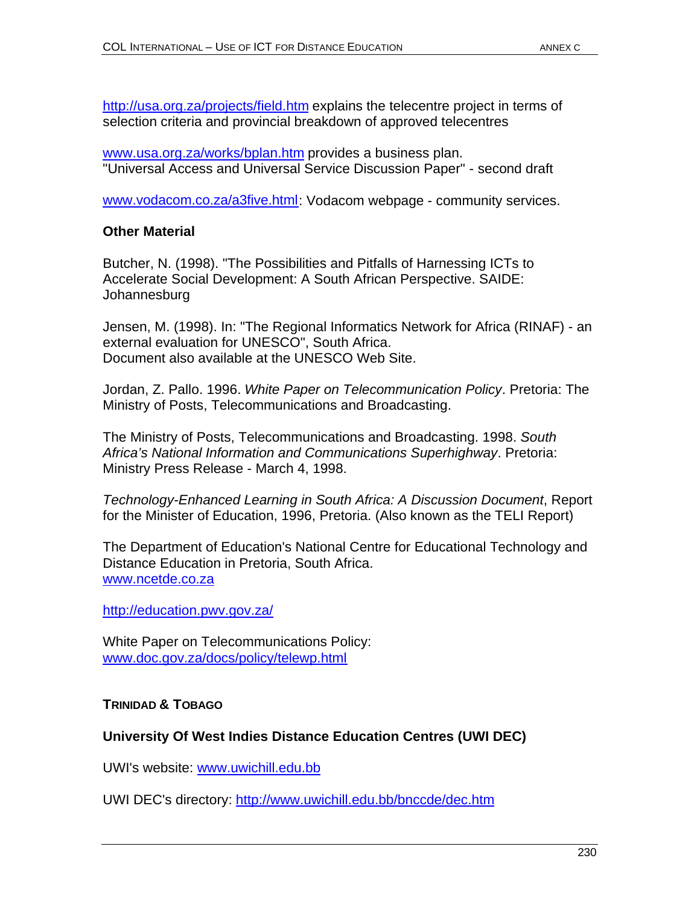http://usa.org.za/projects/field.htm explains the telecentre project in terms of selection criteria and provincial breakdown of approved telecentres

www.usa.org.za/works/bplan.htm provides a business plan.
"Universal Access and Universal Service Discussion Paper" - second draft

www.vodacom.co.za/a3five.html: Vodacom webpage - community services.

**Other Material**

Butcher, N. (1998). "The Possibilities and Pitfalls of Harnessing ICTs to Accelerate Social Development: A South African Perspective. SAIDE: Johannesburg

Jensen, M. (1998). In: "The Regional Informatics Network for Africa (RINAF) - an external evaluation for UNESCO", South Africa.
Document also available at the UNESCO Web Site.

Jordan, Z. Pallo. 1996. *White Paper on Telecommunication Policy*. Pretoria: The Ministry of Posts, Telecommunications and Broadcasting.

The Ministry of Posts, Telecommunications and Broadcasting. 1998. *South Africa's National Information and Communications Superhighway*. Pretoria: Ministry Press Release - March 4, 1998.

*Technology-Enhanced Learning in South Africa: A Discussion Document*, Report for the Minister of Education, 1996, Pretoria. (Also known as the TELI Report)

The Department of Education's National Centre for Educational Technology and Distance Education in Pretoria, South Africa.
www.ncetde.co.za

http://education.pwv.gov.za/

White Paper on Telecommunications Policy:
www.doc.gov.za/docs/policy/telewp.html

## TRINIDAD & TOBAGO

### University Of West Indies Distance Education Centres (UWI DEC)

UWI's website: www.uwichill.edu.bb

UWI DEC's directory: http://www.uwichill.edu.bb/bnccde/dec.htm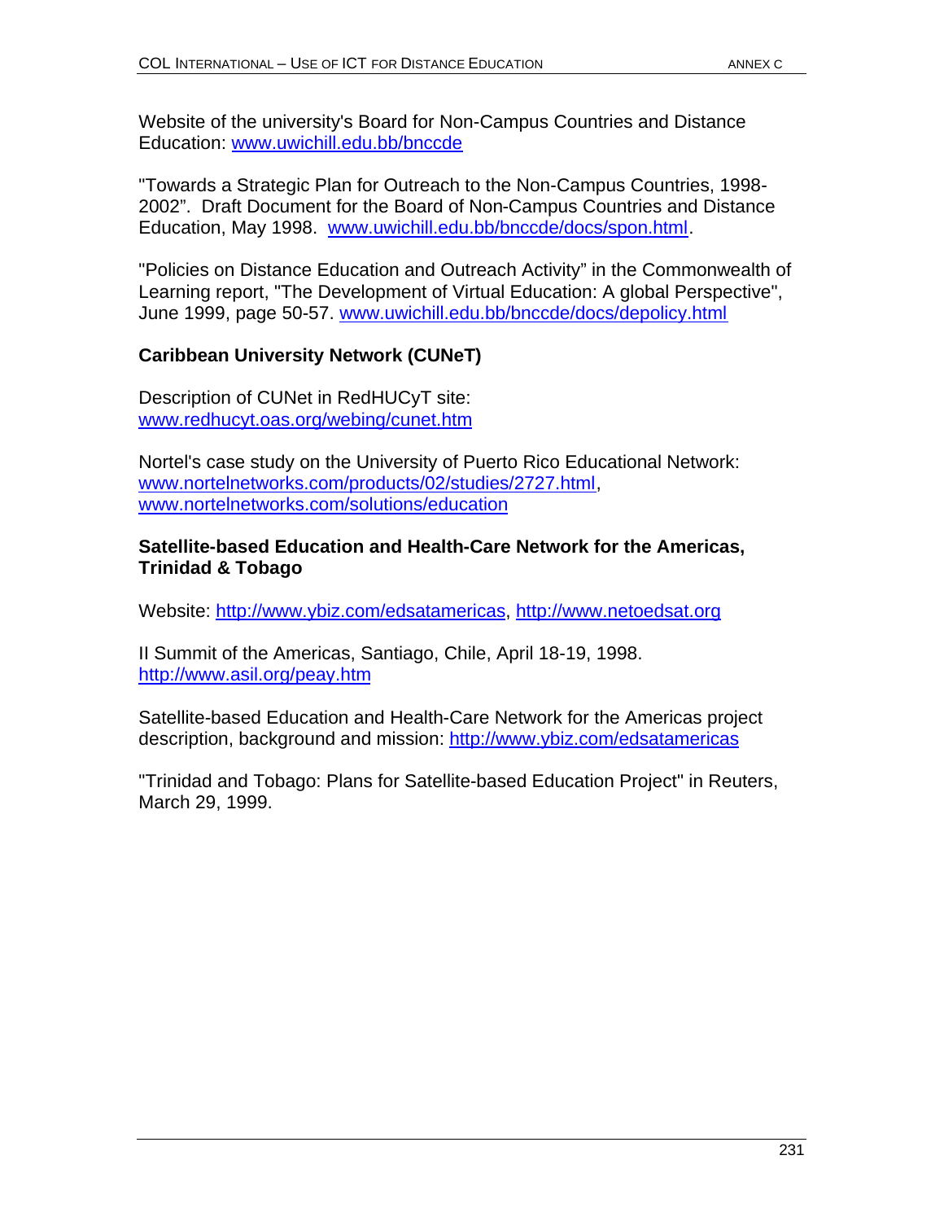Website of the university's Board for Non-Campus Countries and Distance Education: www.uwichill.edu.bb/bnccde

"Towards a Strategic Plan for Outreach to the Non-Campus Countries, 1998-2002". Draft Document for the Board of Non-Campus Countries and Distance Education, May 1998. www.uwichill.edu.bb/bnccde/docs/spon.html.

"Policies on Distance Education and Outreach Activity" in the Commonwealth of Learning report, "The Development of Virtual Education: A global Perspective", June 1999, page 50-57. www.uwichill.edu.bb/bnccde/docs/depolicy.html

**Caribbean University Network (CUNeT)**

Description of CUNet in RedHUCyT site: www.redhucyt.oas.org/webing/cunet.htm

Nortel's case study on the University of Puerto Rico Educational Network: www.nortelnetworks.com/products/02/studies/2727.html, www.nortelnetworks.com/solutions/education

**Satellite-based Education and Health-Care Network for the Americas, Trinidad & Tobago**

Website: http://www.ybiz.com/edsatamericas, http://www.netoedsat.org

II Summit of the Americas, Santiago, Chile, April 18-19, 1998. http://www.asil.org/peay.htm

Satellite-based Education and Health-Care Network for the Americas project description, background and mission: http://www.ybiz.com/edsatamericas

"Trinidad and Tobago: Plans for Satellite-based Education Project" in Reuters, March 29, 1999.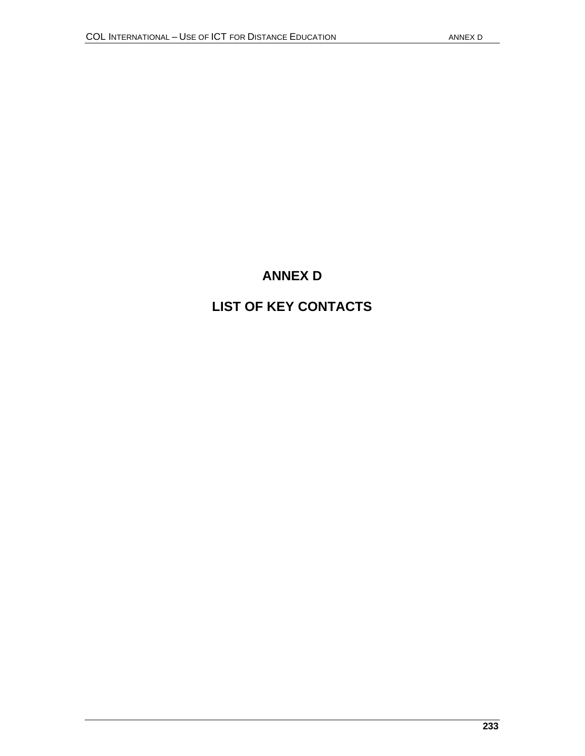# ANNEX D

# LIST OF KEY CONTACTS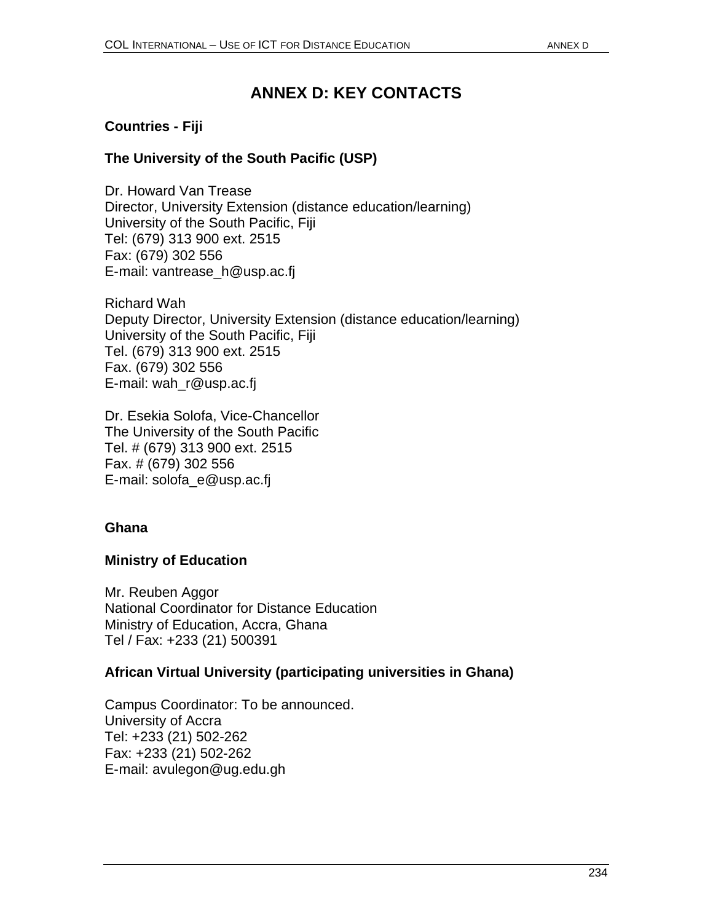# ANNEX D: KEY CONTACTS

## Countries - Fiji

### The University of the South Pacific (USP)

Dr. Howard Van Trease
Director, University Extension (distance education/learning)
University of the South Pacific, Fiji
Tel: (679) 313 900 ext. 2515
Fax: (679) 302 556
E-mail: vantrease_h@usp.ac.fj

Richard Wah
Deputy Director, University Extension (distance education/learning)
University of the South Pacific, Fiji
Tel. (679) 313 900 ext. 2515
Fax. (679) 302 556
E-mail: wah_r@usp.ac.fj

Dr. Esekia Solofa, Vice-Chancellor
The University of the South Pacific
Tel. # (679) 313 900 ext. 2515
Fax. # (679) 302 556
E-mail: solofa_e@usp.ac.fj

## Ghana

### Ministry of Education

Mr. Reuben Aggor
National Coordinator for Distance Education
Ministry of Education, Accra, Ghana
Tel / Fax: +233 (21) 500391

### African Virtual University (participating universities in Ghana)

Campus Coordinator: To be announced.
University of Accra
Tel: +233 (21) 502-262
Fax: +233 (21) 502-262
E-mail: avulegon@ug.edu.gh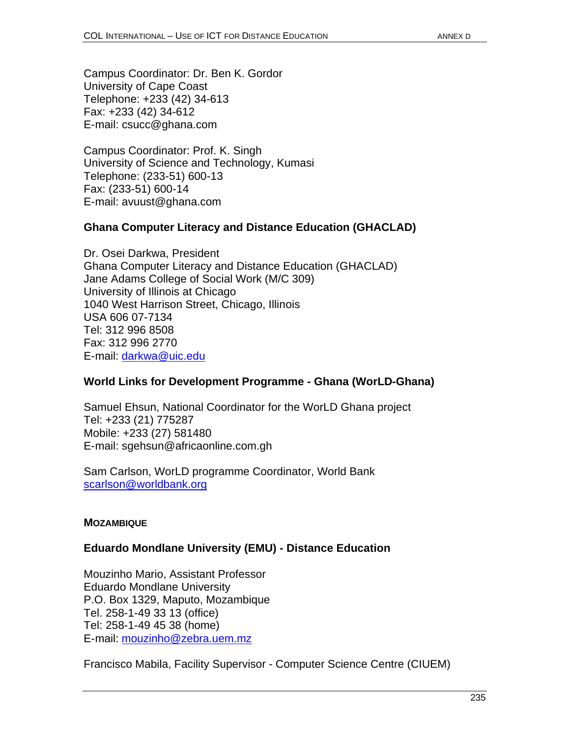Campus Coordinator: Dr. Ben K. Gordor
University of Cape Coast
Telephone: +233 (42) 34-613
Fax: +233 (42) 34-612
E-mail: csucc@ghana.com

Campus Coordinator: Prof. K. Singh
University of Science and Technology, Kumasi
Telephone: (233-51) 600-13
Fax: (233-51) 600-14
E-mail: avuust@ghana.com

### Ghana Computer Literacy and Distance Education (GHACLAD)

Dr. Osei Darkwa, President
Ghana Computer Literacy and Distance Education (GHACLAD)
Jane Adams College of Social Work (M/C 309)
University of Illinois at Chicago
1040 West Harrison Street, Chicago, Illinois
USA 606 07-7134
Tel: 312 996 8508
Fax: 312 996 2770
E-mail: darkwa@uic.edu

### World Links for Development Programme - Ghana (WorLD-Ghana)

Samuel Ehsun, National Coordinator for the WorLD Ghana project
Tel: +233 (21) 775287
Mobile: +233 (27) 581480
E-mail: sgehsun@africaonline.com.gh

Sam Carlson, WorLD programme Coordinator, World Bank
scarlson@worldbank.org

## MOZAMBIQUE

### Eduardo Mondlane University (EMU) - Distance Education

Mouzinho Mario, Assistant Professor
Eduardo Mondlane University
P.O. Box 1329, Maputo, Mozambique
Tel. 258-1-49 33 13 (office)
Tel: 258-1-49 45 38 (home)
E-mail: mouzinho@zebra.uem.mz

Francisco Mabila, Facility Supervisor - Computer Science Centre (CIUEM)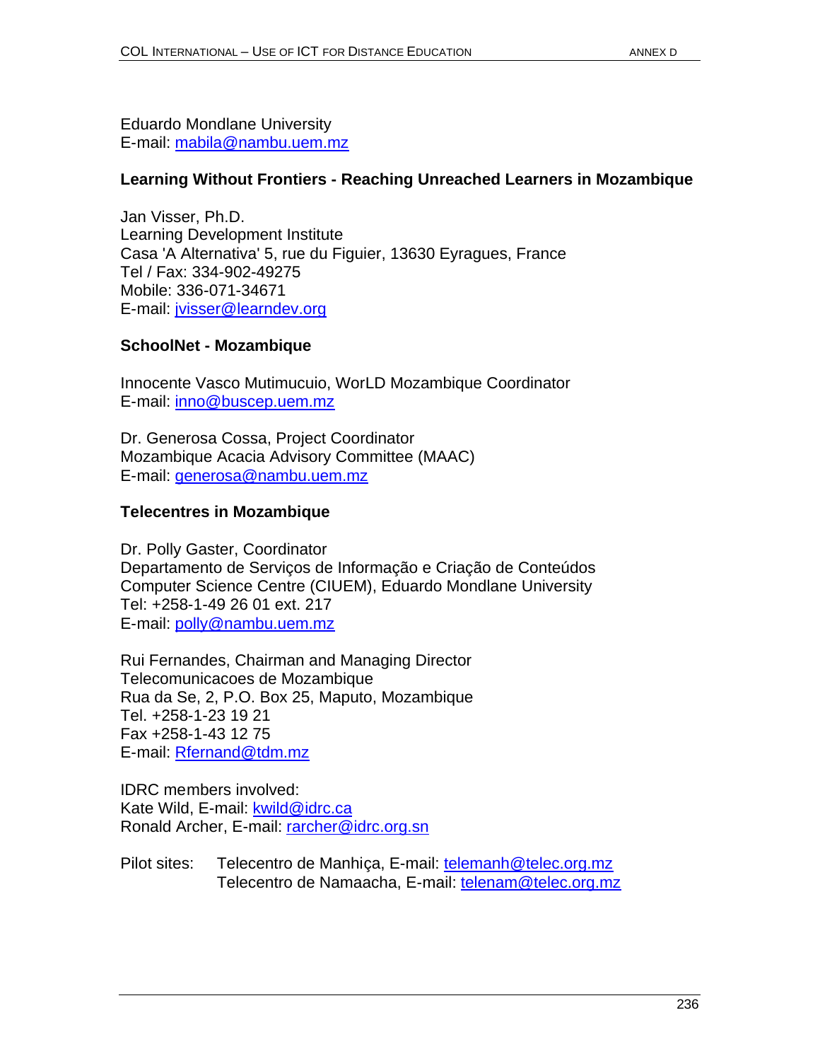Eduardo Mondlane University
E-mail: mabila@nambu.uem.mz

**Learning Without Frontiers - Reaching Unreached Learners in Mozambique**

Jan Visser, Ph.D.
Learning Development Institute
Casa 'A Alternativa' 5, rue du Figuier, 13630 Eyragues, France
Tel / Fax: 334-902-49275
Mobile: 336-071-34671
E-mail: jvisser@learndev.org

**SchoolNet - Mozambique**

Innocente Vasco Mutimucuio, WorLD Mozambique Coordinator
E-mail: inno@buscep.uem.mz

Dr. Generosa Cossa, Project Coordinator
Mozambique Acacia Advisory Committee (MAAC)
E-mail: generosa@nambu.uem.mz

**Telecentres in Mozambique**

Dr. Polly Gaster, Coordinator
Departamento de Serviços de Informação e Criação de Conteúdos
Computer Science Centre (CIUEM), Eduardo Mondlane University
Tel: +258-1-49 26 01 ext. 217
E-mail: polly@nambu.uem.mz

Rui Fernandes, Chairman and Managing Director
Telecomunicacoes de Mozambique
Rua da Se, 2, P.O. Box 25, Maputo, Mozambique
Tel. +258-1-23 19 21
Fax +258-1-43 12 75
E-mail: Rfernand@tdm.mz

IDRC members involved:
Kate Wild, E-mail: kwild@idrc.ca
Ronald Archer, E-mail: rarcher@idrc.org.sn

Pilot sites: Telecentro de Manhiça, E-mail: telemanh@telec.org.mz
Telecentro de Namaacha, E-mail: telenam@telec.org.mz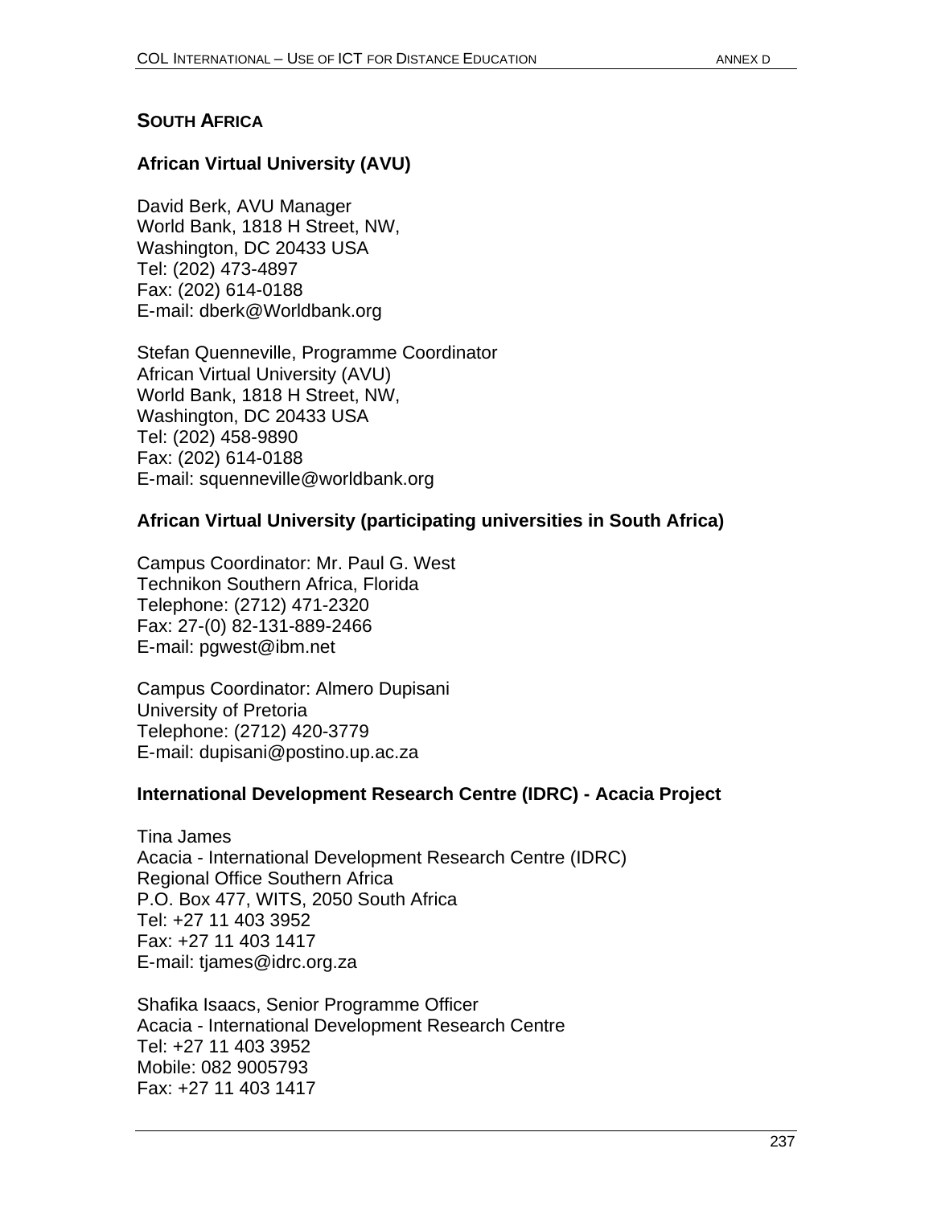## SOUTH AFRICA

### African Virtual University (AVU)

David Berk, AVU Manager
World Bank, 1818 H Street, NW,
Washington, DC 20433 USA
Tel: (202) 473-4897
Fax: (202) 614-0188
E-mail: dberk@Worldbank.org

Stefan Quenneville, Programme Coordinator
African Virtual University (AVU)
World Bank, 1818 H Street, NW,
Washington, DC 20433 USA
Tel: (202) 458-9890
Fax: (202) 614-0188
E-mail: squenneville@worldbank.org

### African Virtual University (participating universities in South Africa)

Campus Coordinator: Mr. Paul G. West
Technikon Southern Africa, Florida
Telephone: (2712) 471-2320
Fax: 27-(0) 82-131-889-2466
E-mail: pgwest@ibm.net

Campus Coordinator: Almero Dupisani
University of Pretoria
Telephone: (2712) 420-3779
E-mail: dupisani@postino.up.ac.za

### International Development Research Centre (IDRC) - Acacia Project

Tina James
Acacia - International Development Research Centre (IDRC)
Regional Office Southern Africa
P.O. Box 477, WITS, 2050 South Africa
Tel: +27 11 403 3952
Fax: +27 11 403 1417
E-mail: tjames@idrc.org.za

Shafika Isaacs, Senior Programme Officer
Acacia - International Development Research Centre
Tel: +27 11 403 3952
Mobile: 082 9005793
Fax: +27 11 403 1417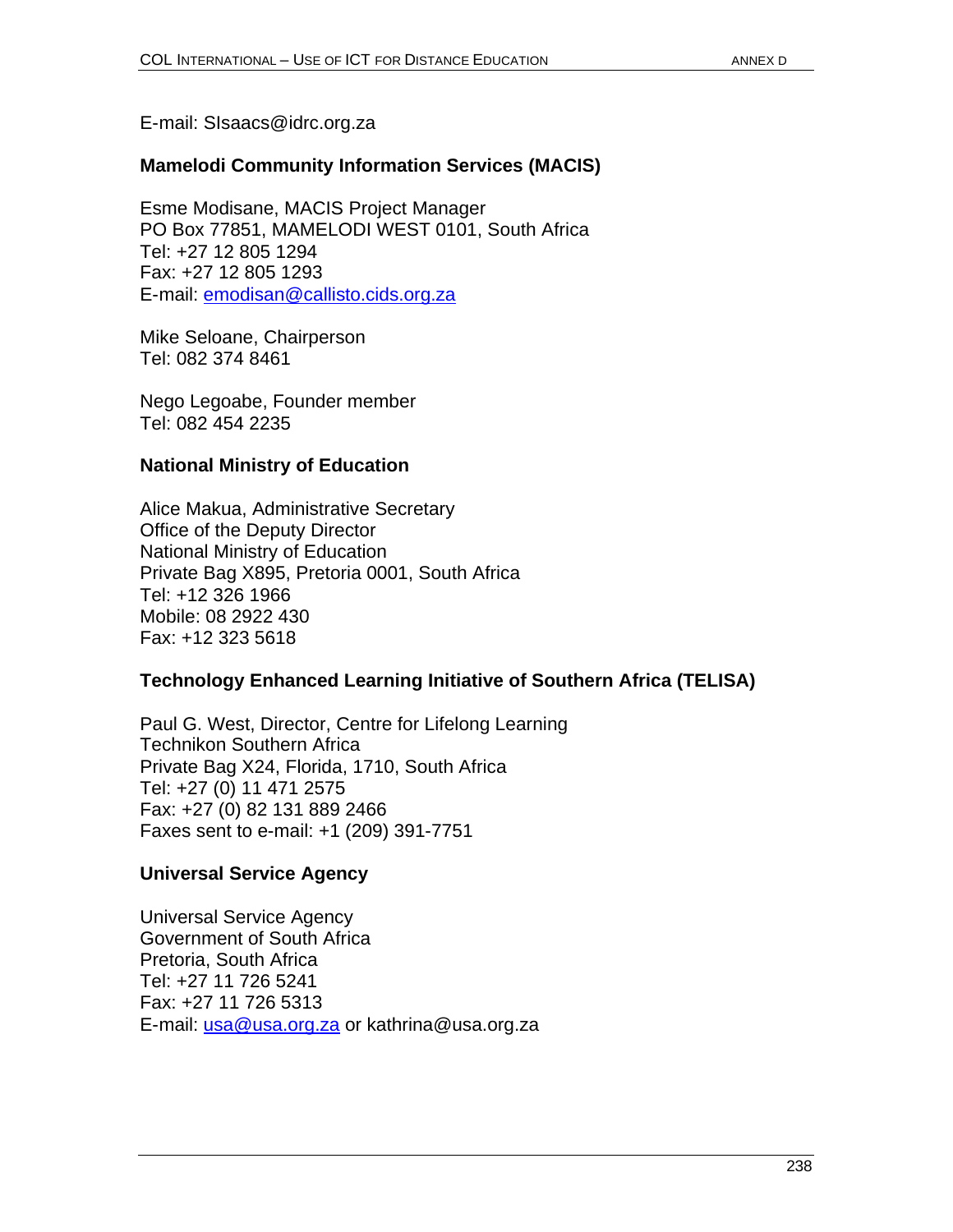E-mail: SIsaacs@idrc.org.za

**Mamelodi Community Information Services (MACIS)**

Esme Modisane, MACIS Project Manager
PO Box 77851, MAMELODI WEST 0101, South Africa
Tel: +27 12 805 1294
Fax: +27 12 805 1293
E-mail: emodisan@callisto.cids.org.za

Mike Seloane, Chairperson
Tel: 082 374 8461

Nego Legoabe, Founder member
Tel: 082 454 2235

**National Ministry of Education**

Alice Makua, Administrative Secretary
Office of the Deputy Director
National Ministry of Education
Private Bag X895, Pretoria 0001, South Africa
Tel: +12 326 1966
Mobile: 08 2922 430
Fax: +12 323 5618

**Technology Enhanced Learning Initiative of Southern Africa (TELISA)**

Paul G. West, Director, Centre for Lifelong Learning
Technikon Southern Africa
Private Bag X24, Florida, 1710, South Africa
Tel: +27 (0) 11 471 2575
Fax: +27 (0) 82 131 889 2466
Faxes sent to e-mail: +1 (209) 391-7751

**Universal Service Agency**

Universal Service Agency
Government of South Africa
Pretoria, South Africa
Tel: +27 11 726 5241
Fax: +27 11 726 5313
E-mail: usa@usa.org.za or kathrina@usa.org.za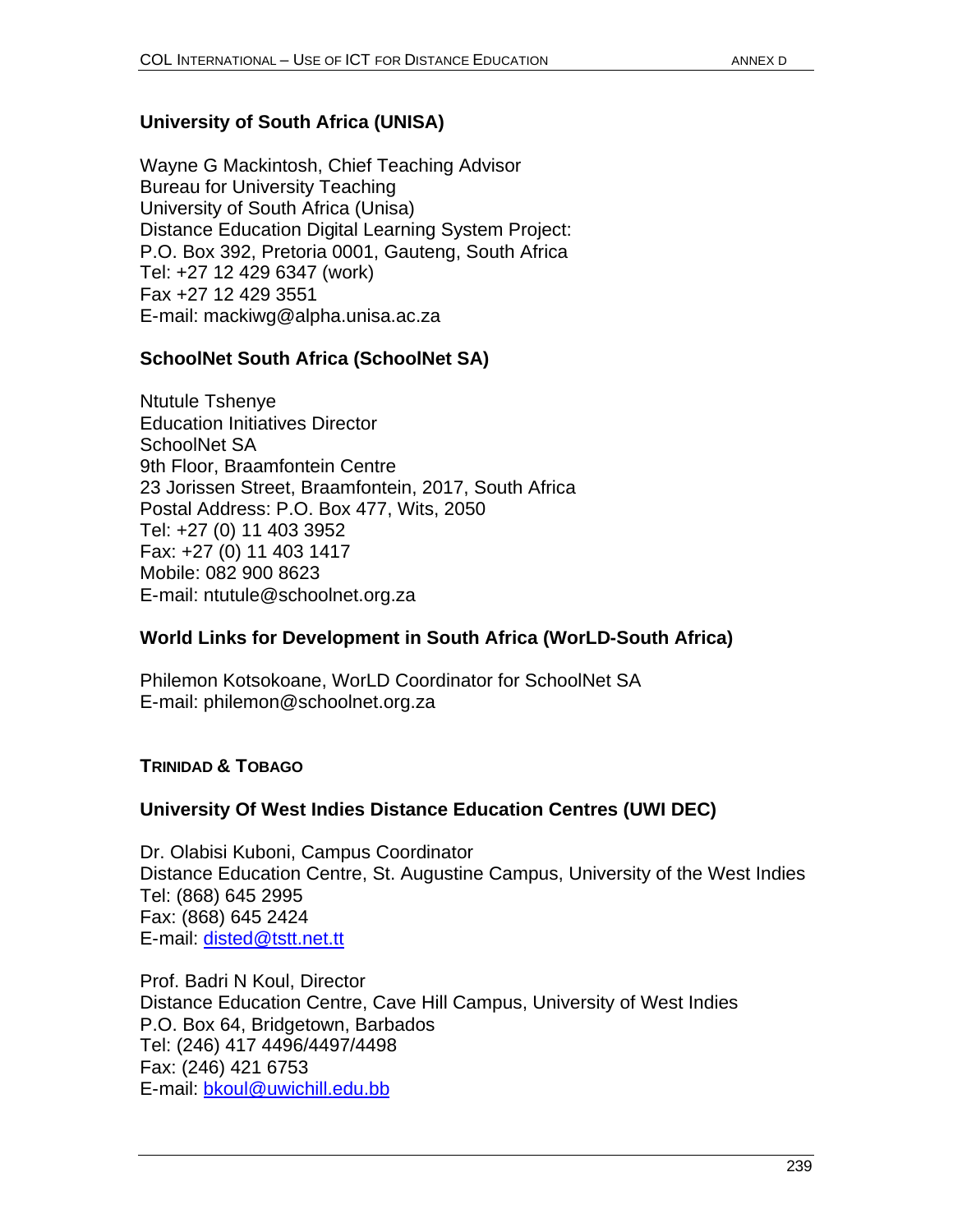### University of South Africa (UNISA)

Wayne G Mackintosh, Chief Teaching Advisor
Bureau for University Teaching
University of South Africa (Unisa)
Distance Education Digital Learning System Project:
P.O. Box 392, Pretoria 0001, Gauteng, South Africa
Tel: +27 12 429 6347 (work)
Fax +27 12 429 3551
E-mail: mackiwg@alpha.unisa.ac.za

### SchoolNet South Africa (SchoolNet SA)

Ntutule Tshenye
Education Initiatives Director
SchoolNet SA
9th Floor, Braamfontein Centre
23 Jorissen Street, Braamfontein, 2017, South Africa
Postal Address: P.O. Box 477, Wits, 2050
Tel: +27 (0) 11 403 3952
Fax: +27 (0) 11 403 1417
Mobile: 082 900 8623
E-mail: ntutule@schoolnet.org.za

### World Links for Development in South Africa (WorLD-South Africa)

Philemon Kotsokoane, WorLD Coordinator for SchoolNet SA
E-mail: philemon@schoolnet.org.za

## TRINIDAD & TOBAGO

### University Of West Indies Distance Education Centres (UWI DEC)

Dr. Olabisi Kuboni, Campus Coordinator
Distance Education Centre, St. Augustine Campus, University of the West Indies
Tel: (868) 645 2995
Fax: (868) 645 2424
E-mail: disted@tstt.net.tt

Prof. Badri N Koul, Director
Distance Education Centre, Cave Hill Campus, University of West Indies
P.O. Box 64, Bridgetown, Barbados
Tel: (246) 417 4496/4497/4498
Fax: (246) 421 6753
E-mail: bkoul@uwichill.edu.bb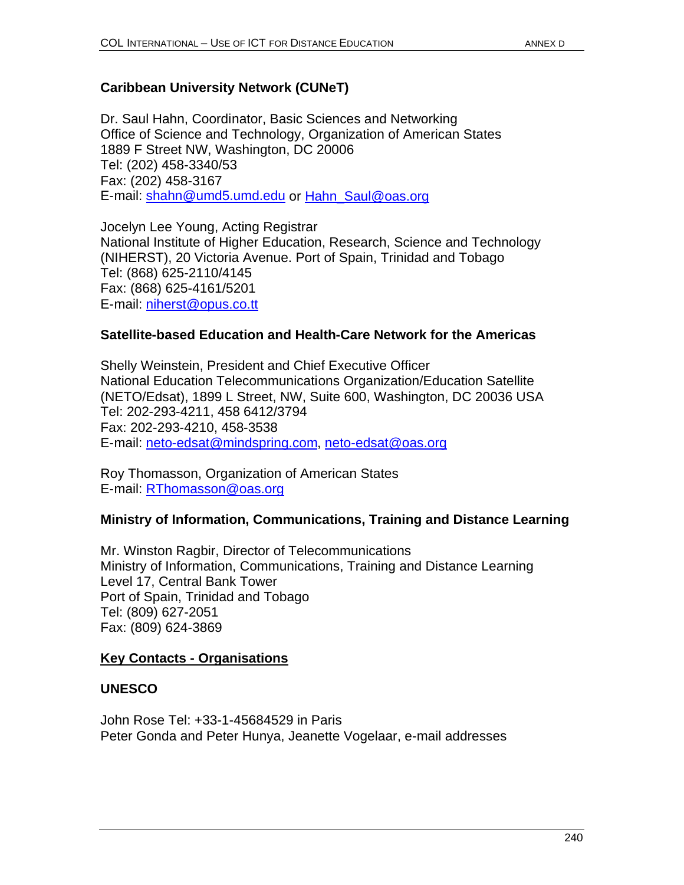**Caribbean University Network (CUNeT)**

Dr. Saul Hahn, Coordinator, Basic Sciences and Networking
Office of Science and Technology, Organization of American States
1889 F Street NW, Washington, DC 20006
Tel: (202) 458-3340/53
Fax: (202) 458-3167
E-mail: shahn@umd5.umd.edu or Hahn_Saul@oas.org

Jocelyn Lee Young, Acting Registrar
National Institute of Higher Education, Research, Science and Technology (NIHERST), 20 Victoria Avenue. Port of Spain, Trinidad and Tobago
Tel: (868) 625-2110/4145
Fax: (868) 625-4161/5201
E-mail: niherst@opus.co.tt

**Satellite-based Education and Health-Care Network for the Americas**

Shelly Weinstein, President and Chief Executive Officer
National Education Telecommunications Organization/Education Satellite (NETO/Edsat), 1899 L Street, NW, Suite 600, Washington, DC 20036 USA
Tel: 202-293-4211, 458 6412/3794
Fax: 202-293-4210, 458-3538
E-mail: neto-edsat@mindspring.com, neto-edsat@oas.org

Roy Thomasson, Organization of American States
E-mail: RThomasson@oas.org

**Ministry of Information, Communications, Training and Distance Learning**

Mr. Winston Ragbir, Director of Telecommunications
Ministry of Information, Communications, Training and Distance Learning
Level 17, Central Bank Tower
Port of Spain, Trinidad and Tobago
Tel: (809) 627-2051
Fax: (809) 624-3869

**Key Contacts - Organisations**

**UNESCO**

John Rose Tel: +33-1-45684529 in Paris
Peter Gonda and Peter Hunya, Jeanette Vogelaar, e-mail addresses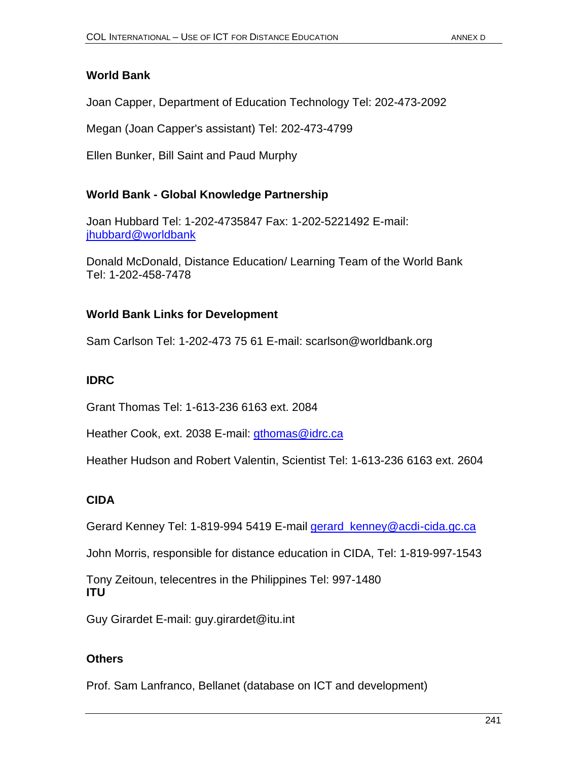### World Bank

Joan Capper, Department of Education Technology Tel: 202-473-2092

Megan (Joan Capper's assistant) Tel: 202-473-4799

Ellen Bunker, Bill Saint and Paud Murphy

### World Bank - Global Knowledge Partnership

Joan Hubbard Tel: 1-202-4735847 Fax: 1-202-5221492 E-mail: jhubbard@worldbank

Donald McDonald, Distance Education/ Learning Team of the World Bank Tel: 1-202-458-7478

### World Bank Links for Development

Sam Carlson Tel: 1-202-473 75 61 E-mail: scarlson@worldbank.org

### IDRC

Grant Thomas Tel: 1-613-236 6163 ext. 2084

Heather Cook, ext. 2038 E-mail: gthomas@idrc.ca

Heather Hudson and Robert Valentin, Scientist Tel: 1-613-236 6163 ext. 2604

### CIDA

Gerard Kenney Tel: 1-819-994 5419 E-mail gerard_kenney@acdi-cida.gc.ca

John Morris, responsible for distance education in CIDA, Tel: 1-819-997-1543

Tony Zeitoun, telecentres in the Philippines Tel: 997-1480

### ITU

Guy Girardet E-mail: guy.girardet@itu.int

### Others

Prof. Sam Lanfranco, Bellanet (database on ICT and development)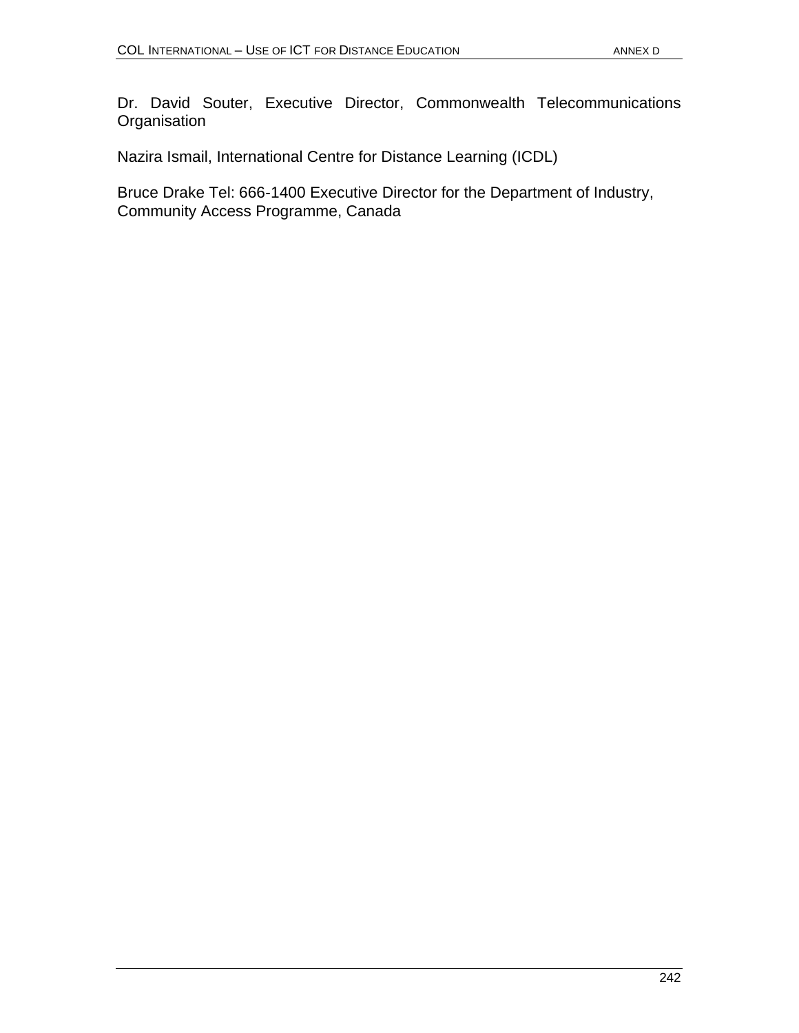Dr. David Souter, Executive Director, Commonwealth Telecommunications Organisation

Nazira Ismail, International Centre for Distance Learning (ICDL)

Bruce Drake Tel: 666-1400 Executive Director for the Department of Industry, Community Access Programme, Canada